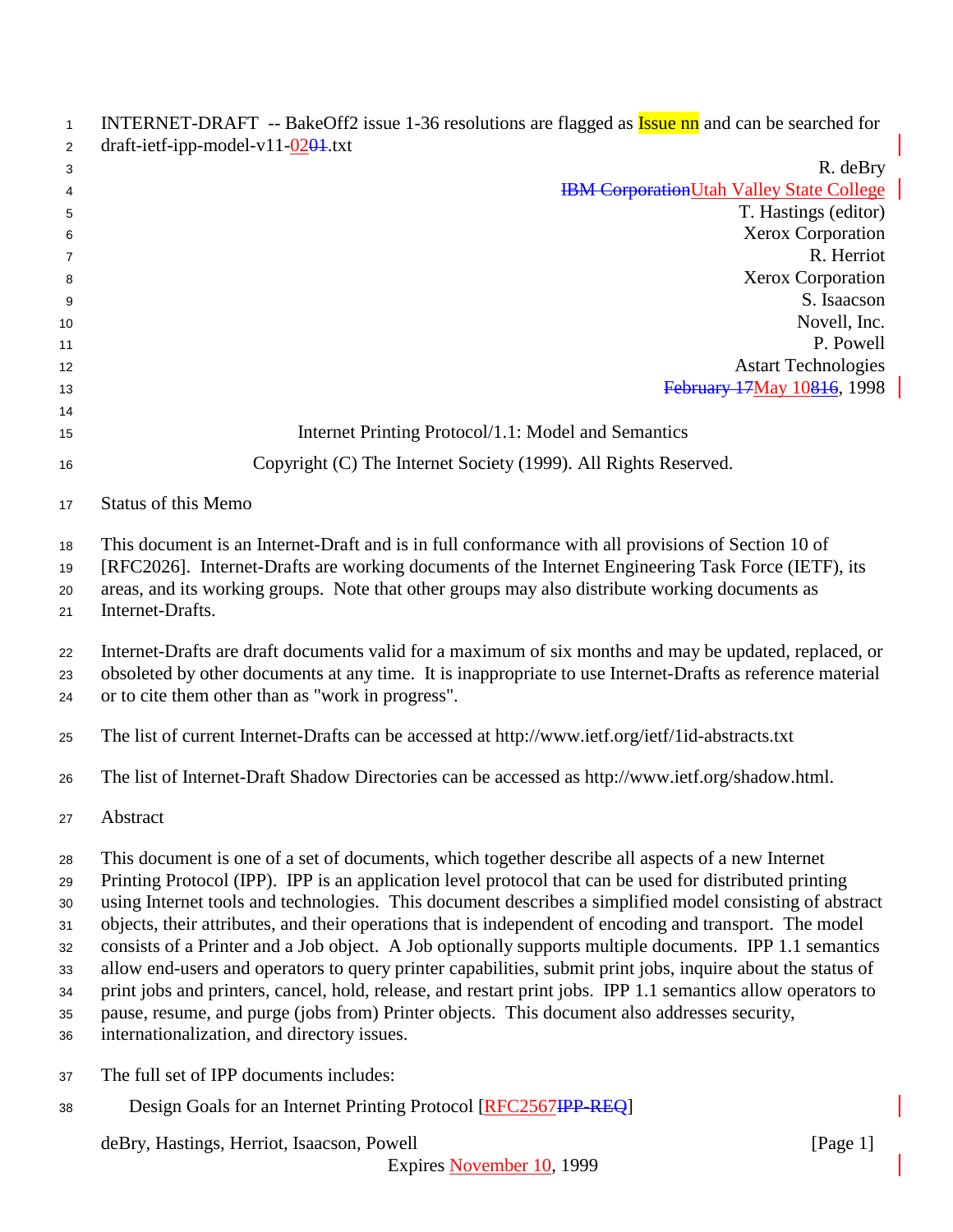INTERNET-DRAFT -- BakeOff2 issue 1-36 resolutions are flagged as Issue nn and can be searched for
draft-ietf-ipp-model-v11-0201.txt

R. deBry
IBM CorporationUtah Valley State College
T. Hastings (editor)
Xerox Corporation
R. Herriot
Xerox Corporation
S. Isaacson
Novell, Inc.
P. Powell
Astart Technologies
February 17May 10816, 1998

# Internet Printing Protocol/1.1: Model and Semantics

Copyright (C) The Internet Society (1999). All Rights Reserved.

## Status of this Memo

This document is an Internet-Draft and is in full conformance with all provisions of Section 10 of [RFC2026]. Internet-Drafts are working documents of the Internet Engineering Task Force (IETF), its areas, and its working groups. Note that other groups may also distribute working documents as Internet-Drafts.

Internet-Drafts are draft documents valid for a maximum of six months and may be updated, replaced, or obsoleted by other documents at any time. It is inappropriate to use Internet-Drafts as reference material or to cite them other than as "work in progress".

The list of current Internet-Drafts can be accessed at http://www.ietf.org/ietf/1id-abstracts.txt

The list of Internet-Draft Shadow Directories can be accessed as http://www.ietf.org/shadow.html.

## Abstract

This document is one of a set of documents, which together describe all aspects of a new Internet Printing Protocol (IPP). IPP is an application level protocol that can be used for distributed printing using Internet tools and technologies. This document describes a simplified model consisting of abstract objects, their attributes, and their operations that is independent of encoding and transport. The model consists of a Printer and a Job object. A Job optionally supports multiple documents. IPP 1.1 semantics allow end-users and operators to query printer capabilities, submit print jobs, inquire about the status of print jobs and printers, cancel, hold, release, and restart print jobs. IPP 1.1 semantics allow operators to pause, resume, and purge (jobs from) Printer objects. This document also addresses security, internationalization, and directory issues.

The full set of IPP documents includes:

Design Goals for an Internet Printing Protocol [RFC2567IPP-REQ]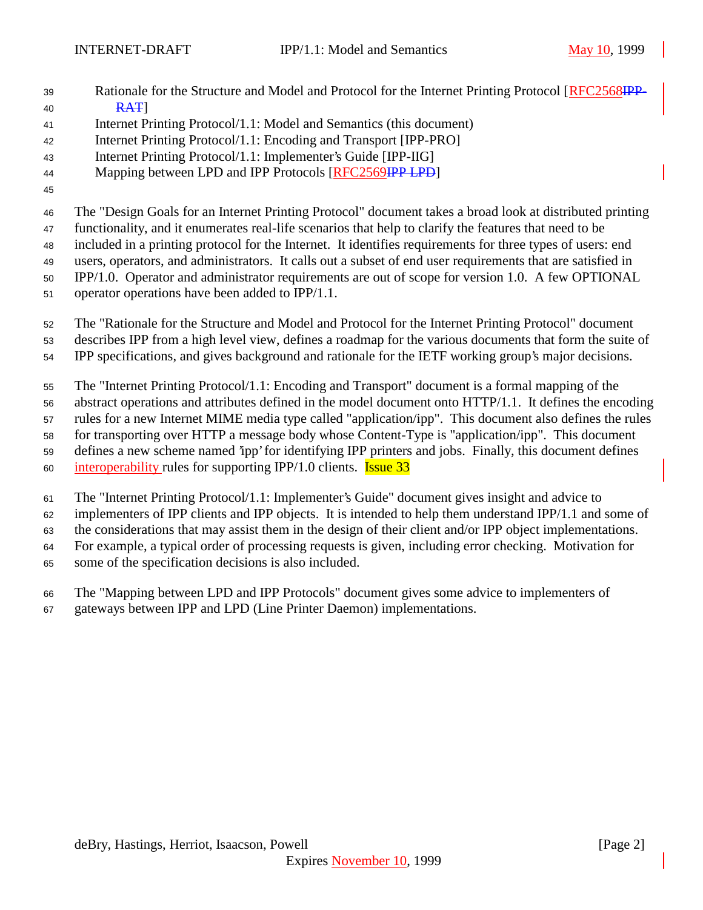Rationale for the Structure and Model and Protocol for the Internet Printing Protocol [RFC2568IPP-RAT]
Internet Printing Protocol/1.1: Model and Semantics (this document)
Internet Printing Protocol/1.1: Encoding and Transport [IPP-PRO]
Internet Printing Protocol/1.1: Implementer's Guide [IPP-IIG]
Mapping between LPD and IPP Protocols [RFC2569IPP LPD]

The "Design Goals for an Internet Printing Protocol" document takes a broad look at distributed printing functionality, and it enumerates real-life scenarios that help to clarify the features that need to be included in a printing protocol for the Internet. It identifies requirements for three types of users: end users, operators, and administrators. It calls out a subset of end user requirements that are satisfied in IPP/1.0. Operator and administrator requirements are out of scope for version 1.0. A few OPTIONAL operator operations have been added to IPP/1.1.

The "Rationale for the Structure and Model and Protocol for the Internet Printing Protocol" document describes IPP from a high level view, defines a roadmap for the various documents that form the suite of IPP specifications, and gives background and rationale for the IETF working group's major decisions.

The "Internet Printing Protocol/1.1: Encoding and Transport" document is a formal mapping of the abstract operations and attributes defined in the model document onto HTTP/1.1. It defines the encoding rules for a new Internet MIME media type called "application/ipp". This document also defines the rules for transporting over HTTP a message body whose Content-Type is "application/ipp". This document defines a new scheme named 'ipp' for identifying IPP printers and jobs. Finally, this document defines interoperability rules for supporting IPP/1.0 clients. Issue 33

The "Internet Printing Protocol/1.1: Implementer's Guide" document gives insight and advice to implementers of IPP clients and IPP objects. It is intended to help them understand IPP/1.1 and some of the considerations that may assist them in the design of their client and/or IPP object implementations. For example, a typical order of processing requests is given, including error checking. Motivation for some of the specification decisions is also included.

The "Mapping between LPD and IPP Protocols" document gives some advice to implementers of gateways between IPP and LPD (Line Printer Daemon) implementations.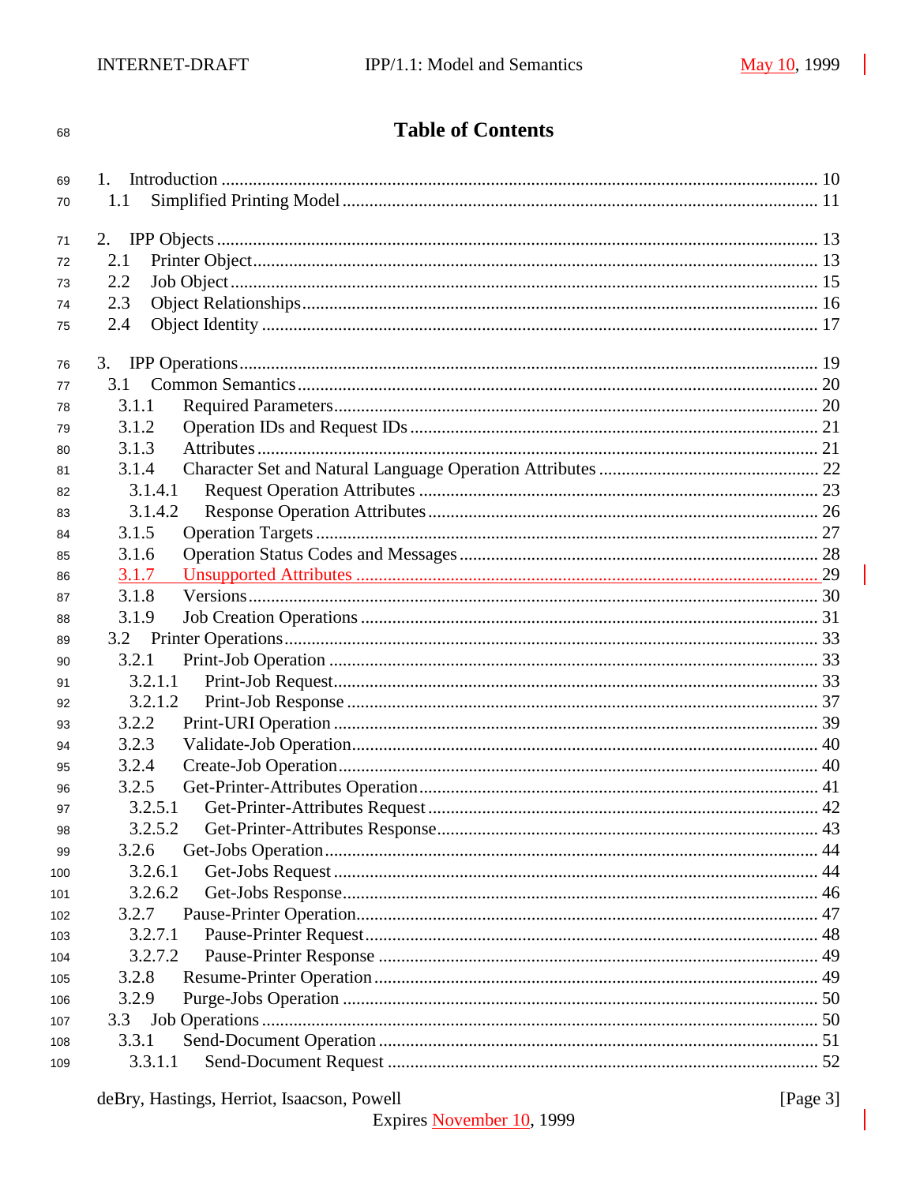# Table of Contents

1. Introduction .......................................................... 10
   1.1 Simplified Printing Model .......................................... 11

2. IPP Objects ........................................................... 13
   2.1 Printer Object ..................................................... 13
   2.2 Job Object ......................................................... 15
   2.3 Object Relationships ............................................... 16
   2.4 Object Identity .................................................... 17

3. IPP Operations ........................................................ 19
   3.1 Common Semantics ................................................... 20
      3.1.1 Required Parameters ........................................... 20
      3.1.2 Operation IDs and Request IDs ................................. 21
      3.1.3 Attributes .................................................... 21
      3.1.4 Character Set and Natural Language Operation Attributes ....... 22
         3.1.4.1 Request Operation Attributes ............................. 23
         3.1.4.2 Response Operation Attributes ............................ 26
      3.1.5 Operation Targets ............................................. 27
      3.1.6 Operation Status Codes and Messages ........................... 28
      3.1.7 Unsupported Attributes ........................................ 29
      3.1.8 Versions ...................................................... 30
      3.1.9 Job Creation Operations ....................................... 31
   3.2 Printer Operations ................................................. 33
      3.2.1 Print-Job Operation ........................................... 33
         3.2.1.1 Print-Job Request ........................................ 33
         3.2.1.2 Print-Job Response ....................................... 37
      3.2.2 Print-URI Operation ........................................... 39
      3.2.3 Validate-Job Operation ........................................ 40
      3.2.4 Create-Job Operation .......................................... 40
      3.2.5 Get-Printer-Attributes Operation .............................. 41
         3.2.5.1 Get-Printer-Attributes Request ........................... 42
         3.2.5.2 Get-Printer-Attributes Response .......................... 43
      3.2.6 Get-Jobs Operation ............................................ 44
         3.2.6.1 Get-Jobs Request ......................................... 44
         3.2.6.2 Get-Jobs Response ........................................ 46
      3.2.7 Pause-Printer Operation ....................................... 47
         3.2.7.1 Pause-Printer Request .................................... 48
         3.2.7.2 Pause-Printer Response ................................... 49
      3.2.8 Resume-Printer Operation ...................................... 49
      3.2.9 Purge-Jobs Operation .......................................... 50
   3.3 Job Operations ..................................................... 50
      3.3.1 Send-Document Operation ....................................... 51
         3.3.1.1 Send-Document Request .................................... 52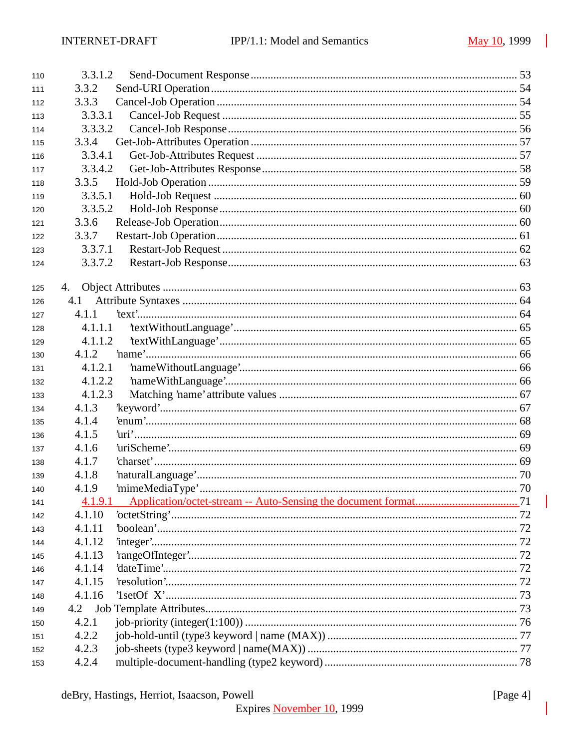3.3.1.2 Send-Document Response ............................................................ 53
3.3.2 Send-URI Operation ............................................................ 54
3.3.3 Cancel-Job Operation ............................................................ 54
3.3.3.1 Cancel-Job Request ............................................................ 55
3.3.3.2 Cancel-Job Response ............................................................ 56
3.3.4 Get-Job-Attributes Operation ............................................................ 57
3.3.4.1 Get-Job-Attributes Request ............................................................ 57
3.3.4.2 Get-Job-Attributes Response ............................................................ 58
3.3.5 Hold-Job Operation ............................................................ 59
3.3.5.1 Hold-Job Request ............................................................ 60
3.3.5.2 Hold-Job Response ............................................................ 60
3.3.6 Release-Job Operation ............................................................ 60
3.3.7 Restart-Job Operation ............................................................ 61
3.3.7.1 Restart-Job Request ............................................................ 62
3.3.7.2 Restart-Job Response ............................................................ 63

4. Object Attributes ............................................................ 63
4.1 Attribute Syntaxes ............................................................ 64
4.1.1 'text' ............................................................ 64
4.1.1.1 'textWithoutLanguage' ............................................................ 65
4.1.1.2 'textWithLanguage' ............................................................ 65
4.1.2 'name' ............................................................ 66
4.1.2.1 'nameWithoutLanguage' ............................................................ 66
4.1.2.2 'nameWithLanguage' ............................................................ 66
4.1.2.3 Matching 'name' attribute values ............................................................ 67
4.1.3 'keyword' ............................................................ 67
4.1.4 'enum' ............................................................ 68
4.1.5 'uri' ............................................................ 69
4.1.6 'uriScheme' ............................................................ 69
4.1.7 'charset' ............................................................ 69
4.1.8 'naturalLanguage' ............................................................ 70
4.1.9 'mimeMediaType' ............................................................ 70
4.1.9.1 Application/octet-stream -- Auto-Sensing the document format ............................................................ 71
4.1.10 'octetString' ............................................................ 72
4.1.11 'boolean' ............................................................ 72
4.1.12 'integer' ............................................................ 72
4.1.13 'rangeOfInteger' ............................................................ 72
4.1.14 'dateTime' ............................................................ 72
4.1.15 'resolution' ............................................................ 72
4.1.16 '1setOf X' ............................................................ 73
4.2 Job Template Attributes ............................................................ 73
4.2.1 job-priority (integer(1:100)) ............................................................ 76
4.2.2 job-hold-until (type3 keyword | name (MAX)) ............................................................ 77
4.2.3 job-sheets (type3 keyword | name(MAX)) ............................................................ 77
4.2.4 multiple-document-handling (type2 keyword) ............................................................ 78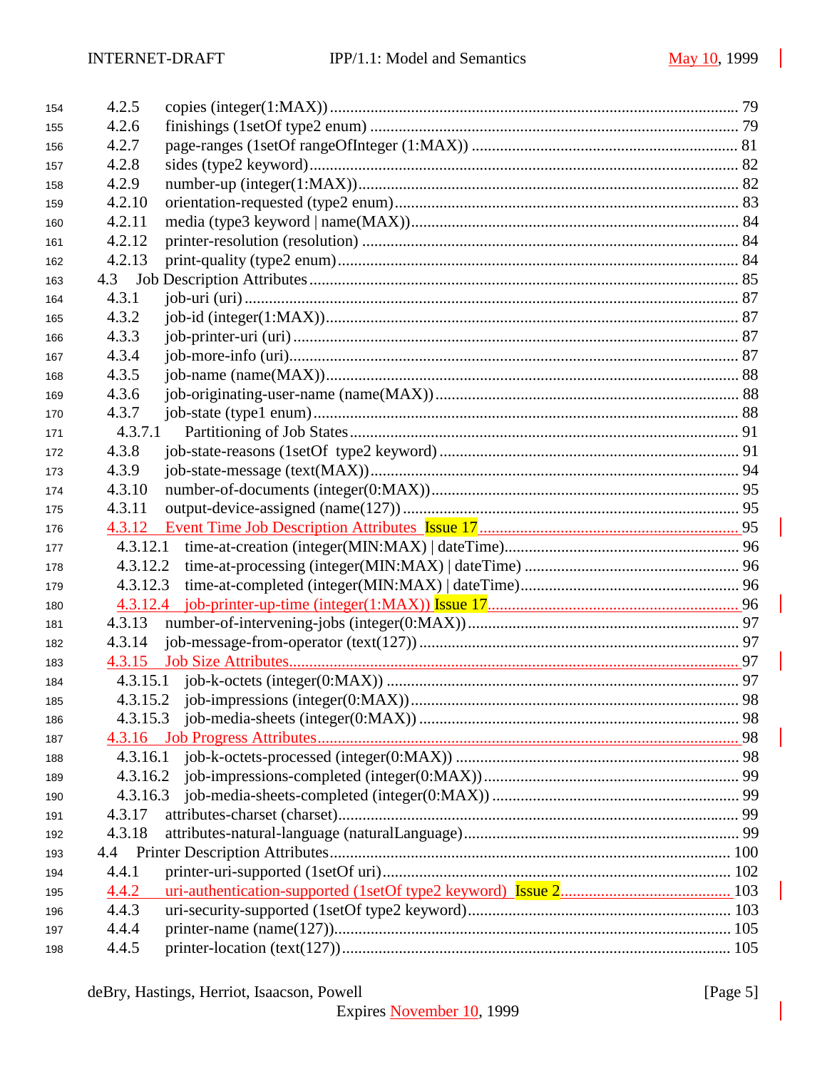4.2.5 copies (integer(1:MAX)) ........ 79
4.2.6 finishings (1setOf type2 enum) ........ 79
4.2.7 page-ranges (1setOf rangeOfInteger (1:MAX)) ........ 81
4.2.8 sides (type2 keyword) ........ 82
4.2.9 number-up (integer(1:MAX)) ........ 82
4.2.10 orientation-requested (type2 enum) ........ 83
4.2.11 media (type3 keyword | name(MAX)) ........ 84
4.2.12 printer-resolution (resolution) ........ 84
4.2.13 print-quality (type2 enum) ........ 84
4.3 Job Description Attributes ........ 85
4.3.1 job-uri (uri) ........ 87
4.3.2 job-id (integer(1:MAX)) ........ 87
4.3.3 job-printer-uri (uri) ........ 87
4.3.4 job-more-info (uri) ........ 87
4.3.5 job-name (name(MAX)) ........ 88
4.3.6 job-originating-user-name (name(MAX)) ........ 88
4.3.7 job-state (type1 enum) ........ 88
4.3.7.1 Partitioning of Job States ........ 91
4.3.8 job-state-reasons (1setOf type2 keyword) ........ 91
4.3.9 job-state-message (text(MAX)) ........ 94
4.3.10 number-of-documents (integer(0:MAX)) ........ 95
4.3.11 output-device-assigned (name(127)) ........ 95
4.3.12 Event Time Job Description Attributes Issue 17 ........ 95
4.3.12.1 time-at-creation (integer(MIN:MAX) | dateTime) ........ 96
4.3.12.2 time-at-processing (integer(MIN:MAX) | dateTime) ........ 96
4.3.12.3 time-at-completed (integer(MIN:MAX) | dateTime) ........ 96
4.3.12.4 job-printer-up-time (integer(1:MAX)) Issue 17 ........ 96
4.3.13 number-of-intervening-jobs (integer(0:MAX)) ........ 97
4.3.14 job-message-from-operator (text(127)) ........ 97
4.3.15 Job Size Attributes ........ 97
4.3.15.1 job-k-octets (integer(0:MAX)) ........ 97
4.3.15.2 job-impressions (integer(0:MAX)) ........ 98
4.3.15.3 job-media-sheets (integer(0:MAX)) ........ 98
4.3.16 Job Progress Attributes ........ 98
4.3.16.1 job-k-octets-processed (integer(0:MAX)) ........ 98
4.3.16.2 job-impressions-completed (integer(0:MAX)) ........ 99
4.3.16.3 job-media-sheets-completed (integer(0:MAX)) ........ 99
4.3.17 attributes-charset (charset) ........ 99
4.3.18 attributes-natural-language (naturalLanguage) ........ 99
4.4 Printer Description Attributes ........ 100
4.4.1 printer-uri-supported (1setOf uri) ........ 102
4.4.2 uri-authentication-supported (1setOf type2 keyword) Issue 2 ........ 103
4.4.3 uri-security-supported (1setOf type2 keyword) ........ 103
4.4.4 printer-name (name(127)) ........ 105
4.4.5 printer-location (text(127)) ........ 105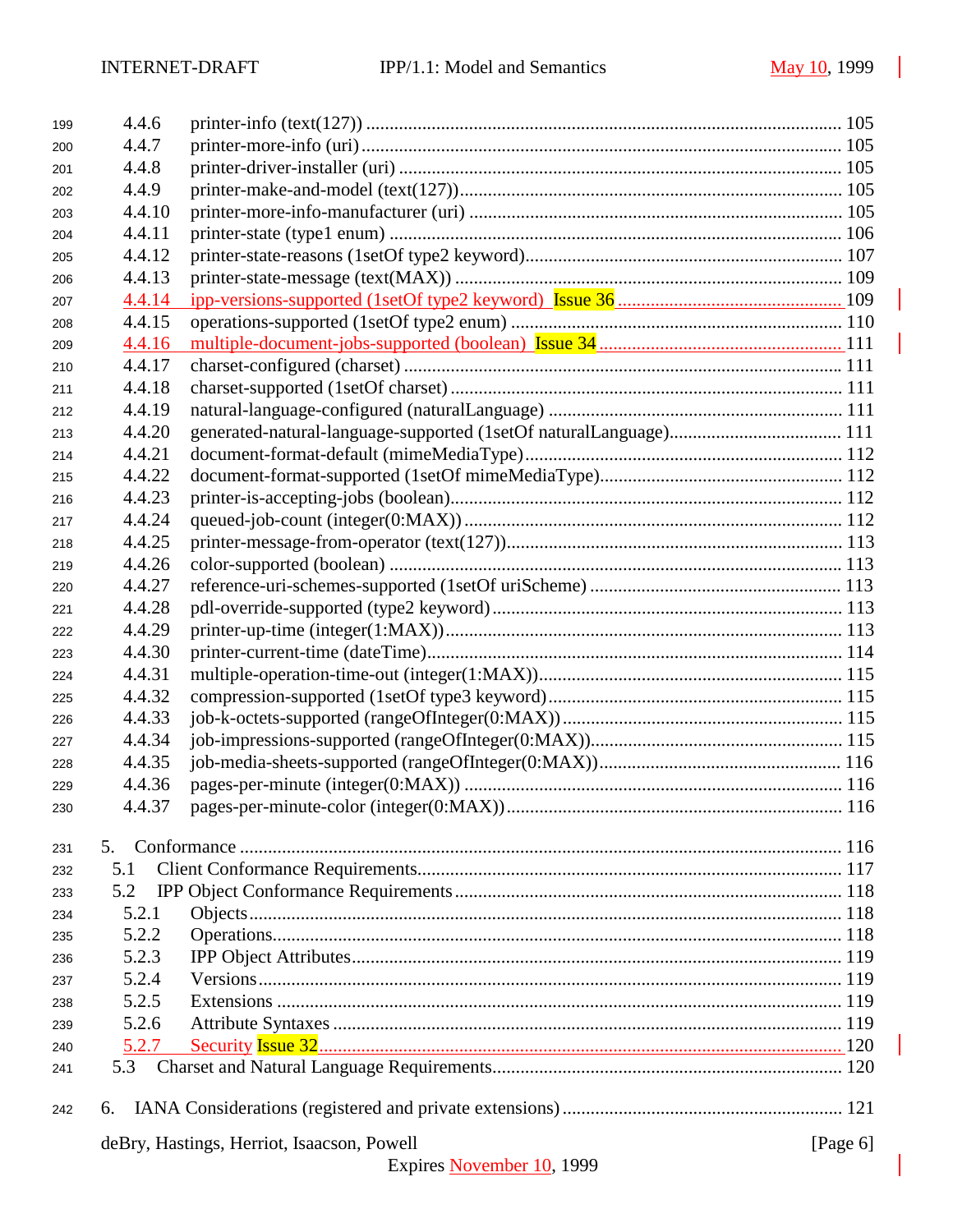4.4.6 printer-info (text(127)) ........................................................ 105
4.4.7 printer-more-info (uri) ........................................................ 105
4.4.8 printer-driver-installer (uri) ........................................................ 105
4.4.9 printer-make-and-model (text(127)) ........................................................ 105
4.4.10 printer-more-info-manufacturer (uri) ........................................................ 105
4.4.11 printer-state (type1 enum) ........................................................ 106
4.4.12 printer-state-reasons (1setOf type2 keyword) ........................................................ 107
4.4.13 printer-state-message (text(MAX)) ........................................................ 109
4.4.14 ipp-versions-supported (1setOf type2 keyword) Issue 36 ........................................................ 109
4.4.15 operations-supported (1setOf type2 enum) ........................................................ 110
4.4.16 multiple-document-jobs-supported (boolean) Issue 34 ........................................................ 111
4.4.17 charset-configured (charset) ........................................................ 111
4.4.18 charset-supported (1setOf charset) ........................................................ 111
4.4.19 natural-language-configured (naturalLanguage) ........................................................ 111
4.4.20 generated-natural-language-supported (1setOf naturalLanguage) ........................................................ 111
4.4.21 document-format-default (mimeMediaType) ........................................................ 112
4.4.22 document-format-supported (1setOf mimeMediaType) ........................................................ 112
4.4.23 printer-is-accepting-jobs (boolean) ........................................................ 112
4.4.24 queued-job-count (integer(0:MAX)) ........................................................ 112
4.4.25 printer-message-from-operator (text(127)) ........................................................ 113
4.4.26 color-supported (boolean) ........................................................ 113
4.4.27 reference-uri-schemes-supported (1setOf uriScheme) ........................................................ 113
4.4.28 pdl-override-supported (type2 keyword) ........................................................ 113
4.4.29 printer-up-time (integer(1:MAX)) ........................................................ 113
4.4.30 printer-current-time (dateTime) ........................................................ 114
4.4.31 multiple-operation-time-out (integer(1:MAX)) ........................................................ 115
4.4.32 compression-supported (1setOf type3 keyword) ........................................................ 115
4.4.33 job-k-octets-supported (rangeOfInteger(0:MAX)) ........................................................ 115
4.4.34 job-impressions-supported (rangeOfInteger(0:MAX)) ........................................................ 115
4.4.35 job-media-sheets-supported (rangeOfInteger(0:MAX)) ........................................................ 116
4.4.36 pages-per-minute (integer(0:MAX)) ........................................................ 116
4.4.37 pages-per-minute-color (integer(0:MAX)) ........................................................ 116

5. Conformance ........................................................ 116
5.1 Client Conformance Requirements ........................................................ 117
5.2 IPP Object Conformance Requirements ........................................................ 118
5.2.1 Objects ........................................................ 118
5.2.2 Operations ........................................................ 118
5.2.3 IPP Object Attributes ........................................................ 119
5.2.4 Versions ........................................................ 119
5.2.5 Extensions ........................................................ 119
5.2.6 Attribute Syntaxes ........................................................ 119
5.2.7 Security Issue 32 ........................................................ 120
5.3 Charset and Natural Language Requirements ........................................................ 120

6. IANA Considerations (registered and private extensions) ........................................................ 121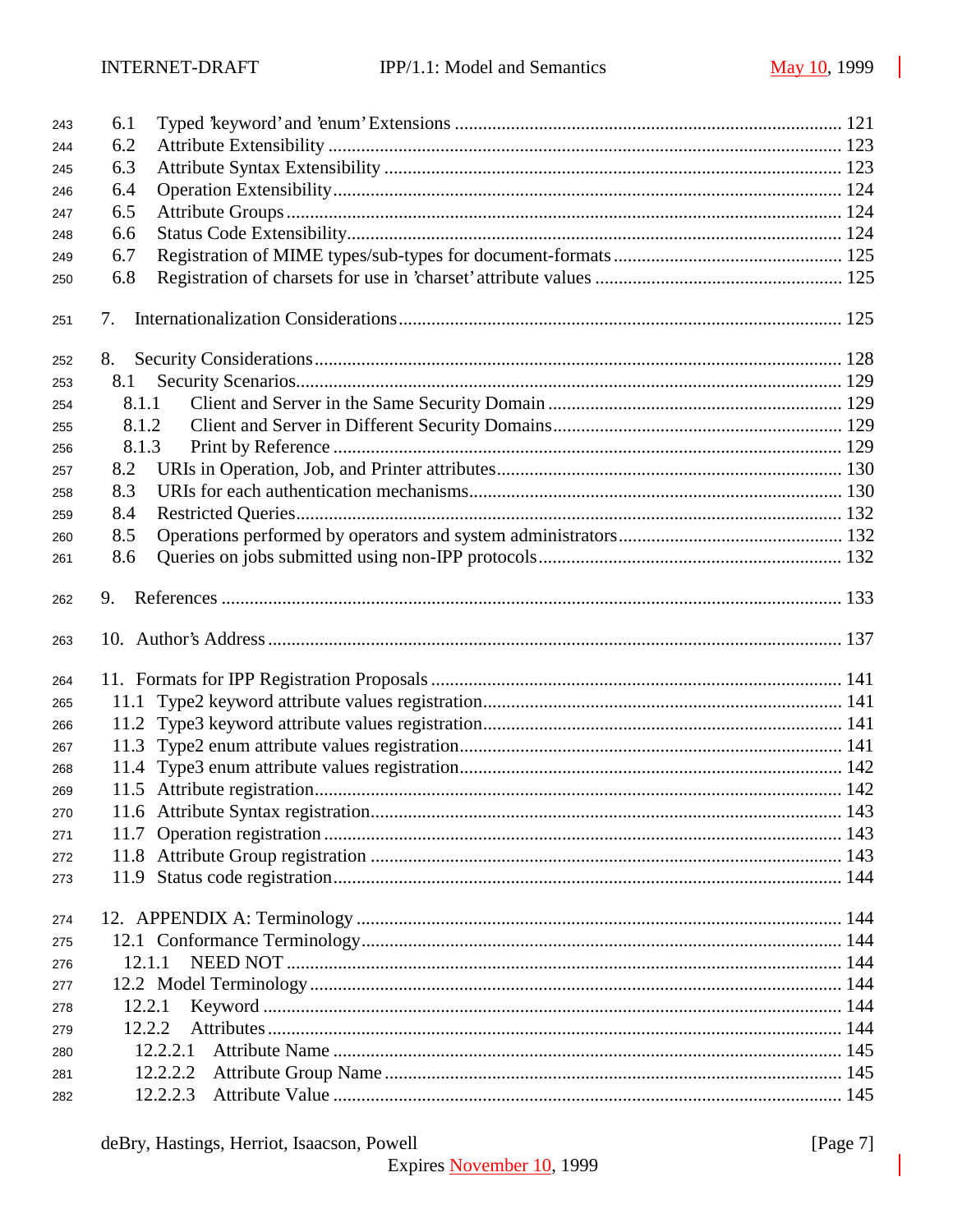6.1 Typed 'keyword' and 'enum' Extensions ................................................................................. 121
6.2 Attribute Extensibility ............................................................................................................. 123
6.3 Attribute Syntax Extensibility ................................................................................................. 123
6.4 Operation Extensibility............................................................................................................ 124
6.5 Attribute Groups ...................................................................................................................... 124
6.6 Status Code Extensibility......................................................................................................... 124
6.7 Registration of MIME types/sub-types for document-formats ................................................ 125
6.8 Registration of charsets for use in 'charset' attribute values .................................................... 125

7. Internationalization Considerations............................................................................................. 125

8. Security Considerations............................................................................................................... 128
8.1 Security Scenarios.................................................................................................................... 129
8.1.1 Client and Server in the Same Security Domain .............................................................. 129
8.1.2 Client and Server in Different Security Domains............................................................. 129
8.1.3 Print by Reference ........................................................................................................... 129
8.2 URIs in Operation, Job, and Printer attributes......................................................................... 130
8.3 URIs for each authentication mechanisms............................................................................... 130
8.4 Restricted Queries.................................................................................................................... 132
8.5 Operations performed by operators and system administrators............................................... 132
8.6 Queries on jobs submitted using non-IPP protocols................................................................ 132

9. References ................................................................................................................................... 133

10. Author's Address ........................................................................................................................ 137

11. Formats for IPP Registration Proposals ...................................................................................... 141
11.1 Type2 keyword attribute values registration........................................................................... 141
11.2 Type3 keyword attribute values registration........................................................................... 141
11.3 Type2 enum attribute values registration................................................................................ 141
11.4 Type3 enum attribute values registration................................................................................ 142
11.5 Attribute registration............................................................................................................... 142
11.6 Attribute Syntax registration.................................................................................................... 143
11.7 Operation registration ............................................................................................................. 143
11.8 Attribute Group registration .................................................................................................... 143
11.9 Status code registration............................................................................................................ 144

12. APPENDIX A: Terminology ...................................................................................................... 144
12.1 Conformance Terminology..................................................................................................... 144
12.1.1 NEED NOT ..................................................................................................................... 144
12.2 Model Terminology................................................................................................................. 144
12.2.1 Keyword .......................................................................................................................... 144
12.2.2 Attributes......................................................................................................................... 144
12.2.2.1 Attribute Name ........................................................................................................... 145
12.2.2.2 Attribute Group Name ................................................................................................ 145
12.2.2.3 Attribute Value ........................................................................................................... 145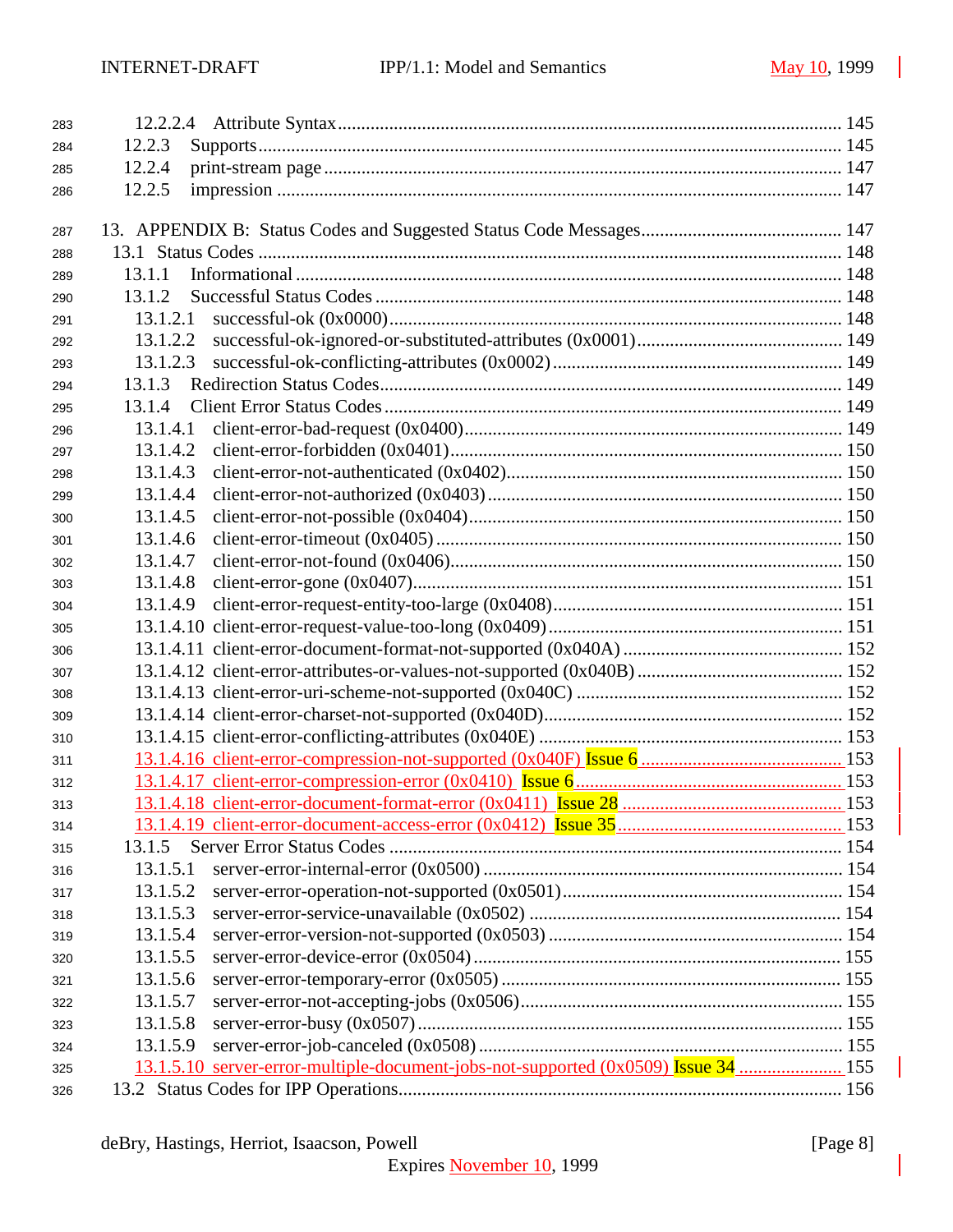12.2.2.4 Attribute Syntax .......................................................................................... 145
12.2.3 Supports .......................................................................................................... 145
12.2.4 print-stream page .......................................................................................... 147
12.2.5 impression ...................................................................................................... 147

13. APPENDIX B: Status Codes and Suggested Status Code Messages ........................................ 147
13.1 Status Codes ........................................................................................................ 148
13.1.1 Informational ................................................................................................. 148
13.1.2 Successful Status Codes ................................................................................. 148
13.1.2.1 successful-ok (0x0000) ............................................................................... 148
13.1.2.2 successful-ok-ignored-or-substituted-attributes (0x0001) .............................. 149
13.1.2.3 successful-ok-conflicting-attributes (0x0002) ............................................... 149
13.1.3 Redirection Status Codes ................................................................................ 149
13.1.4 Client Error Status Codes ................................................................................ 149
13.1.4.1 client-error-bad-request (0x0400) ................................................................ 149
13.1.4.2 client-error-forbidden (0x0401) ................................................................... 150
13.1.4.3 client-error-not-authenticated (0x0402) ........................................................ 150
13.1.4.4 client-error-not-authorized (0x0403) ............................................................ 150
13.1.4.5 client-error-not-possible (0x0404) ............................................................... 150
13.1.4.6 client-error-timeout (0x0405) ...................................................................... 150
13.1.4.7 client-error-not-found (0x0406) ................................................................... 150
13.1.4.8 client-error-gone (0x0407) .......................................................................... 151
13.1.4.9 client-error-request-entity-too-large (0x0408) ............................................... 151
13.1.4.10 client-error-request-value-too-long (0x0409) .............................................. 151
13.1.4.11 client-error-document-format-not-supported (0x040A) ................................ 152
13.1.4.12 client-error-attributes-or-values-not-supported (0x040B) ............................. 152
13.1.4.13 client-error-uri-scheme-not-supported (0x040C) ......................................... 152
13.1.4.14 client-error-charset-not-supported (0x040D) ............................................... 152
13.1.4.15 client-error-conflicting-attributes (0x040E) ................................................ 153
13.1.4.16 client-error-compression-not-supported (0x040F) Issue 6 ............................ 153
13.1.4.17 client-error-compression-error (0x0410) Issue 6 .......................................... 153
13.1.4.18 client-error-document-format-error (0x0411) Issue 28 .................................. 153
13.1.4.19 client-error-document-access-error (0x0412) Issue 35 ................................... 153
13.1.5 Server Error Status Codes ................................................................................ 154
13.1.5.1 server-error-internal-error (0x0500) ............................................................. 154
13.1.5.2 server-error-operation-not-supported (0x0501) ............................................. 154
13.1.5.3 server-error-service-unavailable (0x0502) ................................................... 154
13.1.5.4 server-error-version-not-supported (0x0503) ................................................ 154
13.1.5.5 server-error-device-error (0x0504) .............................................................. 155
13.1.5.6 server-error-temporary-error (0x0505) ......................................................... 155
13.1.5.7 server-error-not-accepting-jobs (0x0506) ..................................................... 155
13.1.5.8 server-error-busy (0x0507) ......................................................................... 155
13.1.5.9 server-error-job-canceled (0x0508) ............................................................. 155
13.1.5.10 server-error-multiple-document-jobs-not-supported (0x0509) Issue 34 ............ 155
13.2 Status Codes for IPP Operations ............................................................................ 156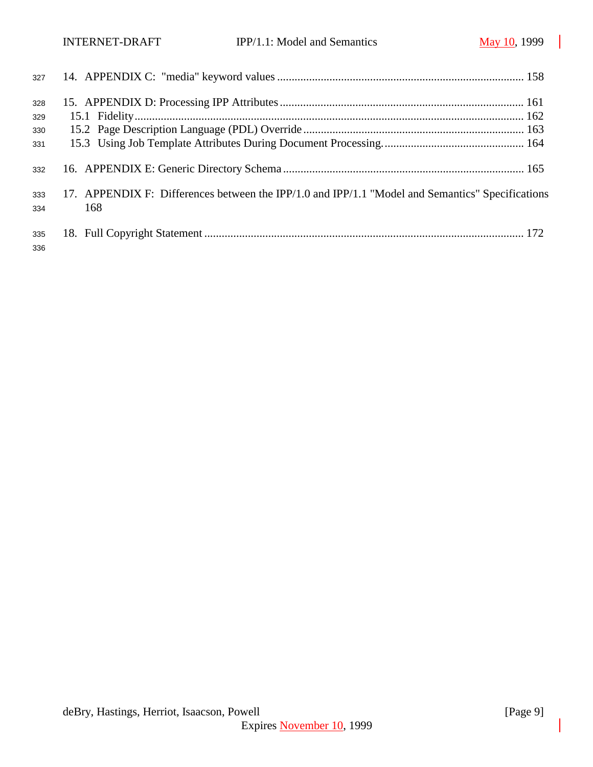14. APPENDIX C: "media" keyword values ..................................................................................... 158

15. APPENDIX D: Processing IPP Attributes ..................................................................................... 161
    15.1 Fidelity ..................................................................................................................................... 162
    15.2 Page Description Language (PDL) Override ............................................................................ 163
    15.3 Using Job Template Attributes During Document Processing. ................................................. 164

16. APPENDIX E: Generic Directory Schema ..................................................................................... 165

17. APPENDIX F: Differences between the IPP/1.0 and IPP/1.1 "Model and Semantics" Specifications 168

18. Full Copyright Statement ............................................................................................................... 172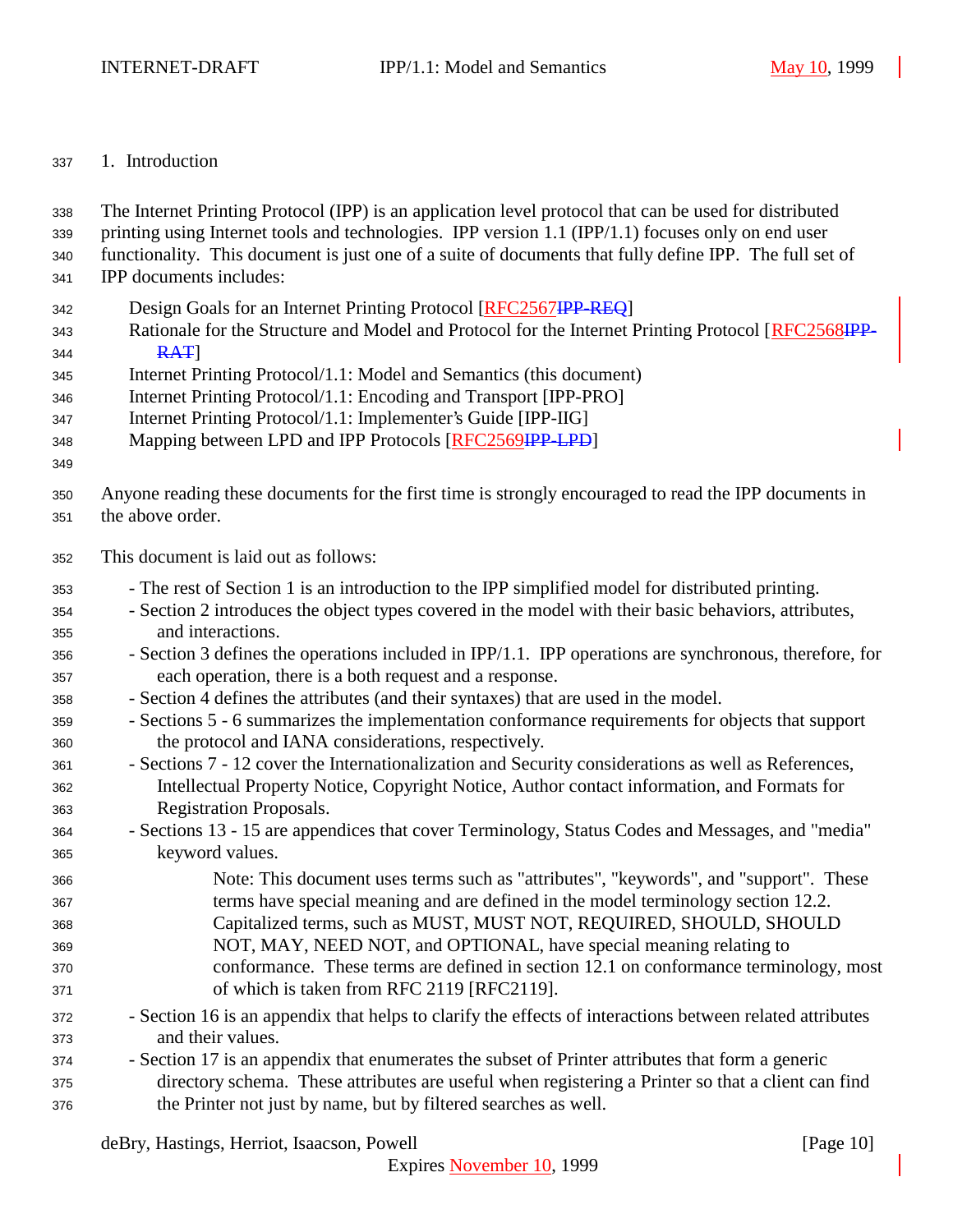# 1. Introduction

The Internet Printing Protocol (IPP) is an application level protocol that can be used for distributed printing using Internet tools and technologies. IPP version 1.1 (IPP/1.1) focuses only on end user functionality. This document is just one of a suite of documents that fully define IPP. The full set of IPP documents includes:

- Design Goals for an Internet Printing Protocol [RFC2567~~IPP-REQ~~]
- Rationale for the Structure and Model and Protocol for the Internet Printing Protocol [RFC2568~~IPP-RAT~~]
- Internet Printing Protocol/1.1: Model and Semantics (this document)
- Internet Printing Protocol/1.1: Encoding and Transport [IPP-PRO]
- Internet Printing Protocol/1.1: Implementer's Guide [IPP-IIG]
- Mapping between LPD and IPP Protocols [RFC2569~~IPP-LPD~~]

Anyone reading these documents for the first time is strongly encouraged to read the IPP documents in the above order.

This document is laid out as follows:

- The rest of Section 1 is an introduction to the IPP simplified model for distributed printing.
- Section 2 introduces the object types covered in the model with their basic behaviors, attributes, and interactions.
- Section 3 defines the operations included in IPP/1.1. IPP operations are synchronous, therefore, for each operation, there is a both request and a response.
- Section 4 defines the attributes (and their syntaxes) that are used in the model.
- Sections 5 - 6 summarizes the implementation conformance requirements for objects that support the protocol and IANA considerations, respectively.
- Sections 7 - 12 cover the Internationalization and Security considerations as well as References, Intellectual Property Notice, Copyright Notice, Author contact information, and Formats for Registration Proposals.
- Sections 13 - 15 are appendices that cover Terminology, Status Codes and Messages, and "media" keyword values.

  Note: This document uses terms such as "attributes", "keywords", and "support". These terms have special meaning and are defined in the model terminology section 12.2. Capitalized terms, such as MUST, MUST NOT, REQUIRED, SHOULD, SHOULD NOT, MAY, NEED NOT, and OPTIONAL, have special meaning relating to conformance. These terms are defined in section 12.1 on conformance terminology, most of which is taken from RFC 2119 [RFC2119].

- Section 16 is an appendix that helps to clarify the effects of interactions between related attributes and their values.
- Section 17 is an appendix that enumerates the subset of Printer attributes that form a generic directory schema. These attributes are useful when registering a Printer so that a client can find the Printer not just by name, but by filtered searches as well.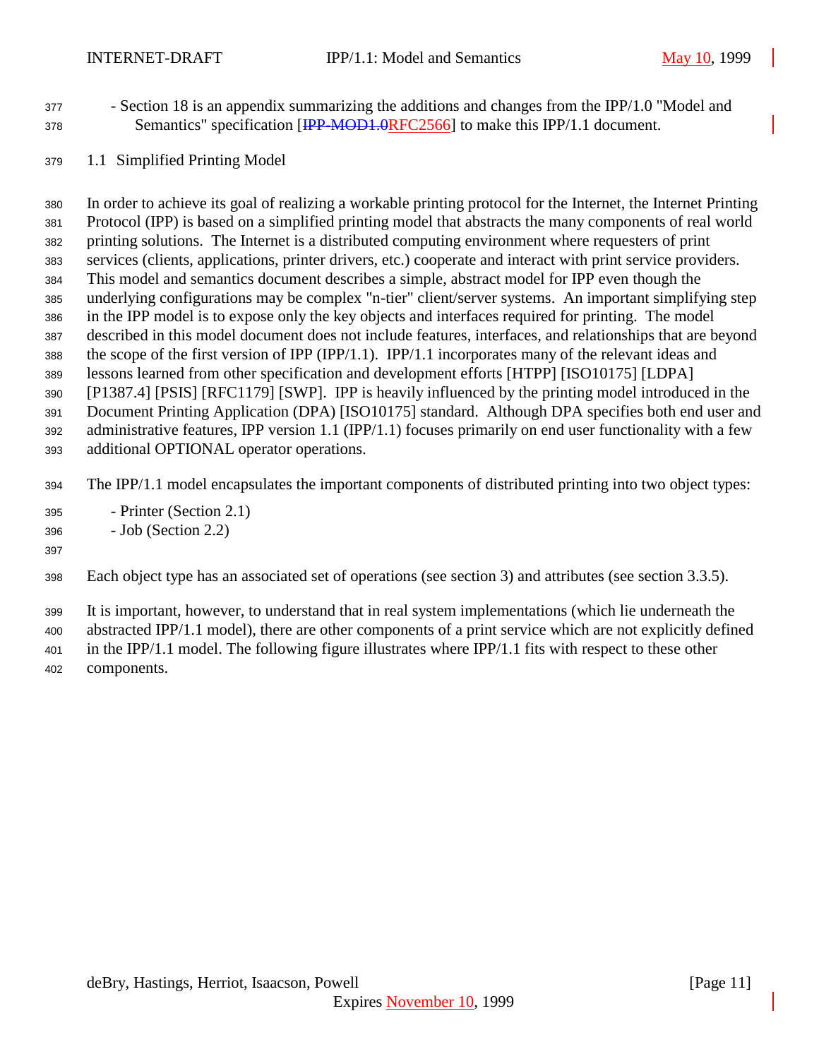- Section 18 is an appendix summarizing the additions and changes from the IPP/1.0 "Model and Semantics" specification [~~IPP-MOD1.0~~RFC2566] to make this IPP/1.1 document.

## 1.1 Simplified Printing Model

In order to achieve its goal of realizing a workable printing protocol for the Internet, the Internet Printing Protocol (IPP) is based on a simplified printing model that abstracts the many components of real world printing solutions. The Internet is a distributed computing environment where requesters of print services (clients, applications, printer drivers, etc.) cooperate and interact with print service providers. This model and semantics document describes a simple, abstract model for IPP even though the underlying configurations may be complex "n-tier" client/server systems. An important simplifying step in the IPP model is to expose only the key objects and interfaces required for printing. The model described in this model document does not include features, interfaces, and relationships that are beyond the scope of the first version of IPP (IPP/1.1). IPP/1.1 incorporates many of the relevant ideas and lessons learned from other specification and development efforts [HTPP] [ISO10175] [LDPA] [P1387.4] [PSIS] [RFC1179] [SWP]. IPP is heavily influenced by the printing model introduced in the Document Printing Application (DPA) [ISO10175] standard. Although DPA specifies both end user and administrative features, IPP version 1.1 (IPP/1.1) focuses primarily on end user functionality with a few additional OPTIONAL operator operations.

The IPP/1.1 model encapsulates the important components of distributed printing into two object types:

- Printer (Section 2.1)
- Job (Section 2.2)

Each object type has an associated set of operations (see section 3) and attributes (see section 3.3.5).

It is important, however, to understand that in real system implementations (which lie underneath the abstracted IPP/1.1 model), there are other components of a print service which are not explicitly defined in the IPP/1.1 model. The following figure illustrates where IPP/1.1 fits with respect to these other components.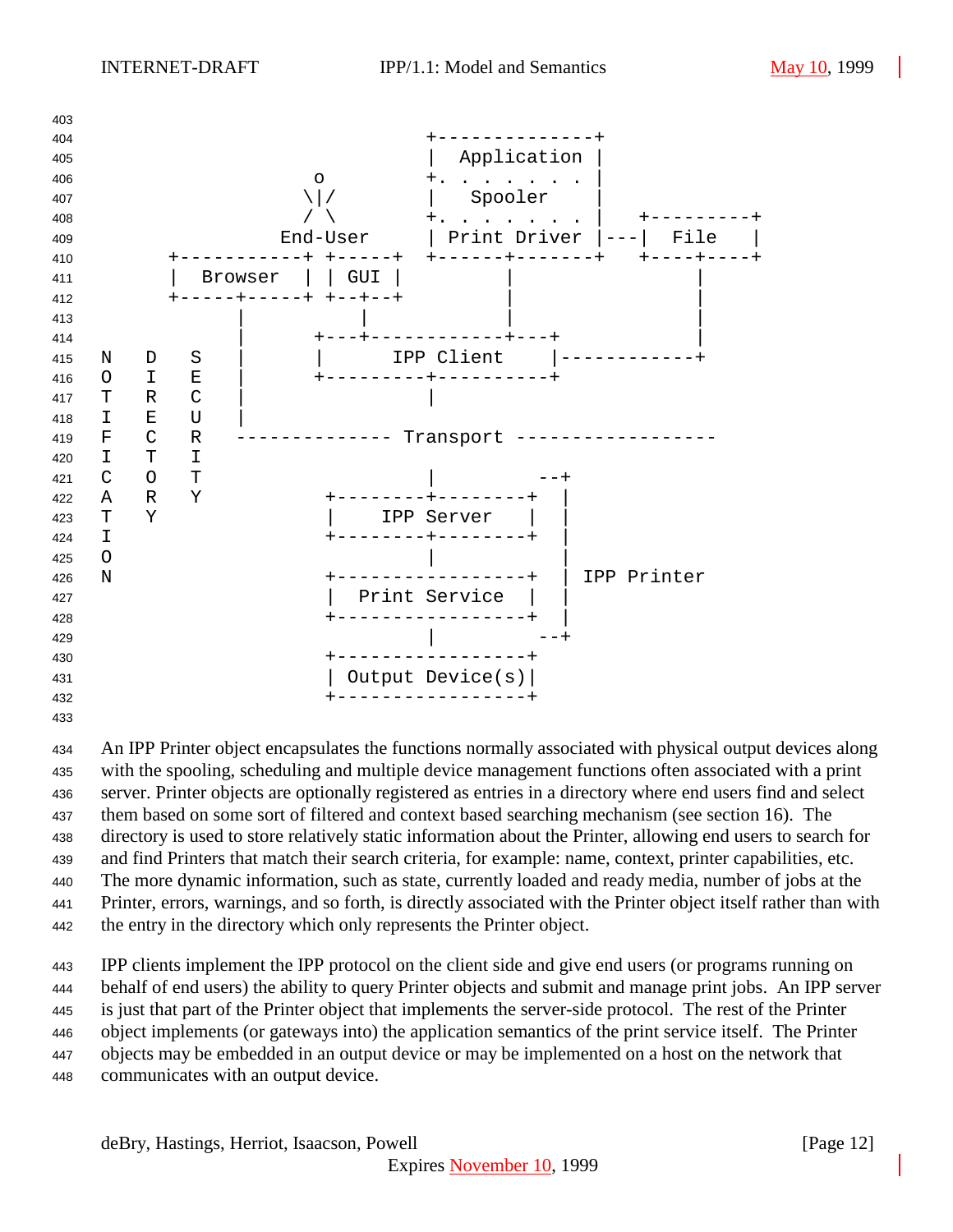```
                                   +--------------+
                                   |  Application |
                      o            +. . . . . . . |
                     \|/           |   Spooler    |
                     / \           +. . . . . . . |   +---------+
                   End-User        | Print Driver |---|  File   |
             +-----------+ +-----+ +------+-------+   +----+----+
             |  Browser  | | GUI |        |                |
             +-----+-----+ +--+--+        |                |
                   |          |           |                |
                   |       +---+------------+---+          |
N   D   S          |       |      IPP Client    |----------+
O   I   E          |       +---------+----------+
T   R   C          |                 |
I   E   U          |
F   C   R   -------------- Transport ------------------
I   T   I
C   O   T                            |         --+
A   R   Y                   +--------+--------+  |
T   Y                       |    IPP Server   |  |
I                           +--------+--------+  |
O                                    |           |
N                           +-----------------+  | IPP Printer
                            |  Print Service  |  |
                            +-----------------+  |
                                     |         --+
                            +-----------------+
                            | Output Device(s)|
                            +-----------------+
```

An IPP Printer object encapsulates the functions normally associated with physical output devices along with the spooling, scheduling and multiple device management functions often associated with a print server. Printer objects are optionally registered as entries in a directory where end users find and select them based on some sort of filtered and context based searching mechanism (see section 16). The directory is used to store relatively static information about the Printer, allowing end users to search for and find Printers that match their search criteria, for example: name, context, printer capabilities, etc. The more dynamic information, such as state, currently loaded and ready media, number of jobs at the Printer, errors, warnings, and so forth, is directly associated with the Printer object itself rather than with the entry in the directory which only represents the Printer object.

IPP clients implement the IPP protocol on the client side and give end users (or programs running on behalf of end users) the ability to query Printer objects and submit and manage print jobs. An IPP server is just that part of the Printer object that implements the server-side protocol. The rest of the Printer object implements (or gateways into) the application semantics of the print service itself. The Printer objects may be embedded in an output device or may be implemented on a host on the network that communicates with an output device.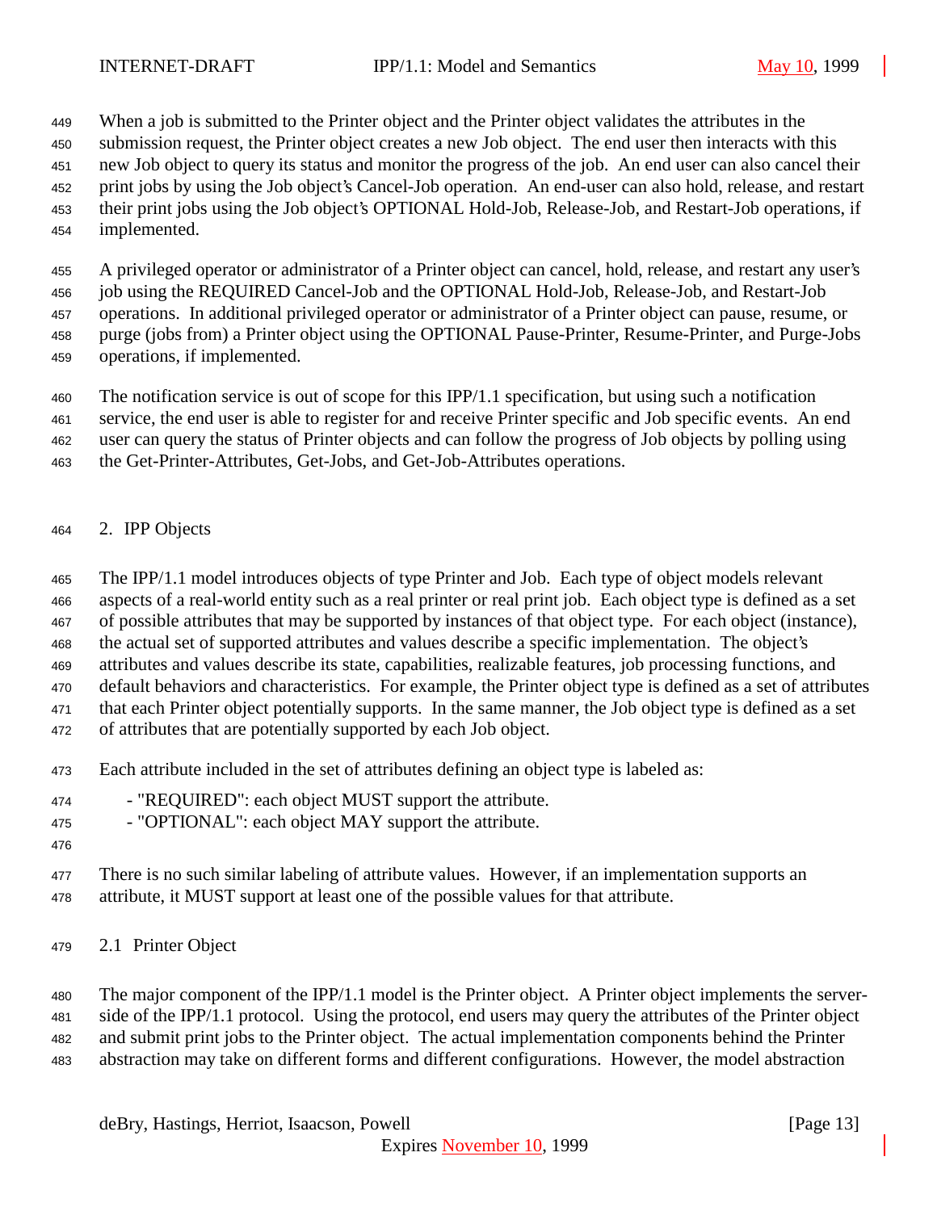When a job is submitted to the Printer object and the Printer object validates the attributes in the submission request, the Printer object creates a new Job object. The end user then interacts with this new Job object to query its status and monitor the progress of the job. An end user can also cancel their print jobs by using the Job object's Cancel-Job operation. An end-user can also hold, release, and restart their print jobs using the Job object's OPTIONAL Hold-Job, Release-Job, and Restart-Job operations, if implemented.

A privileged operator or administrator of a Printer object can cancel, hold, release, and restart any user's job using the REQUIRED Cancel-Job and the OPTIONAL Hold-Job, Release-Job, and Restart-Job operations. In additional privileged operator or administrator of a Printer object can pause, resume, or purge (jobs from) a Printer object using the OPTIONAL Pause-Printer, Resume-Printer, and Purge-Jobs operations, if implemented.

The notification service is out of scope for this IPP/1.1 specification, but using such a notification service, the end user is able to register for and receive Printer specific and Job specific events. An end user can query the status of Printer objects and can follow the progress of Job objects by polling using the Get-Printer-Attributes, Get-Jobs, and Get-Job-Attributes operations.

# 2. IPP Objects

The IPP/1.1 model introduces objects of type Printer and Job. Each type of object models relevant aspects of a real-world entity such as a real printer or real print job. Each object type is defined as a set of possible attributes that may be supported by instances of that object type. For each object (instance), the actual set of supported attributes and values describe a specific implementation. The object's attributes and values describe its state, capabilities, realizable features, job processing functions, and default behaviors and characteristics. For example, the Printer object type is defined as a set of attributes that each Printer object potentially supports. In the same manner, the Job object type is defined as a set of attributes that are potentially supported by each Job object.

Each attribute included in the set of attributes defining an object type is labeled as:

- "REQUIRED": each object MUST support the attribute.
- "OPTIONAL": each object MAY support the attribute.

There is no such similar labeling of attribute values. However, if an implementation supports an attribute, it MUST support at least one of the possible values for that attribute.

## 2.1 Printer Object

The major component of the IPP/1.1 model is the Printer object. A Printer object implements the server-side of the IPP/1.1 protocol. Using the protocol, end users may query the attributes of the Printer object and submit print jobs to the Printer object. The actual implementation components behind the Printer abstraction may take on different forms and different configurations. However, the model abstraction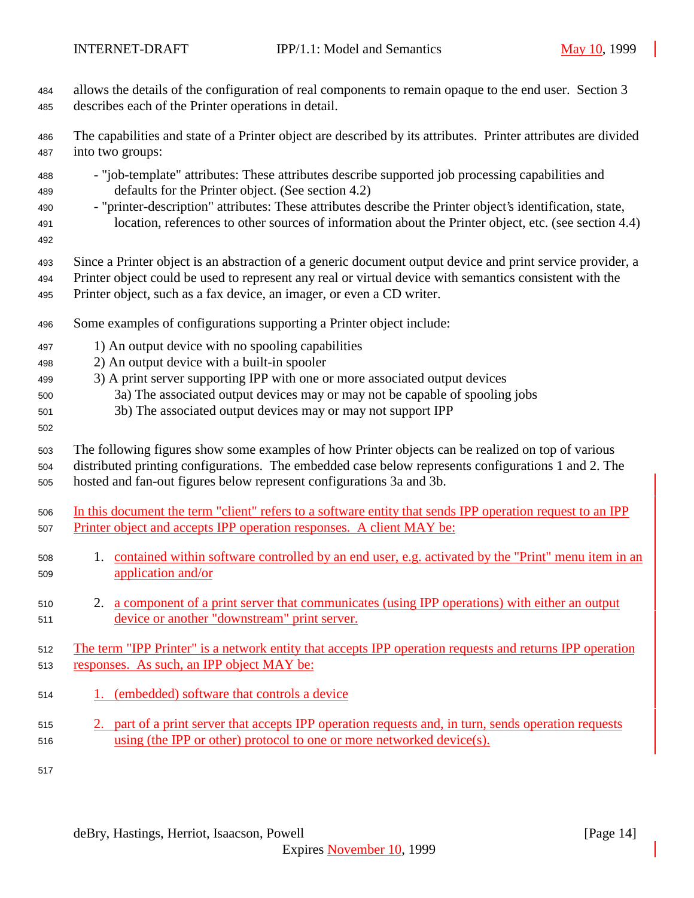allows the details of the configuration of real components to remain opaque to the end user. Section 3 describes each of the Printer operations in detail.

The capabilities and state of a Printer object are described by its attributes. Printer attributes are divided into two groups:

- "job-template" attributes: These attributes describe supported job processing capabilities and defaults for the Printer object. (See section 4.2)
- "printer-description" attributes: These attributes describe the Printer object's identification, state, location, references to other sources of information about the Printer object, etc. (see section 4.4)

Since a Printer object is an abstraction of a generic document output device and print service provider, a Printer object could be used to represent any real or virtual device with semantics consistent with the Printer object, such as a fax device, an imager, or even a CD writer.

Some examples of configurations supporting a Printer object include:

1) An output device with no spooling capabilities
2) An output device with a built-in spooler
3) A print server supporting IPP with one or more associated output devices
    3a) The associated output devices may or may not be capable of spooling jobs
    3b) The associated output devices may or may not support IPP

The following figures show some examples of how Printer objects can be realized on top of various distributed printing configurations. The embedded case below represents configurations 1 and 2. The hosted and fan-out figures below represent configurations 3a and 3b.

In this document the term "client" refers to a software entity that sends IPP operation request to an IPP Printer object and accepts IPP operation responses. A client MAY be:

1. contained within software controlled by an end user, e.g. activated by the "Print" menu item in an application and/or

2. a component of a print server that communicates (using IPP operations) with either an output device or another "downstream" print server.

The term "IPP Printer" is a network entity that accepts IPP operation requests and returns IPP operation responses. As such, an IPP object MAY be:

1. (embedded) software that controls a device

2. part of a print server that accepts IPP operation requests and, in turn, sends operation requests using (the IPP or other) protocol to one or more networked device(s).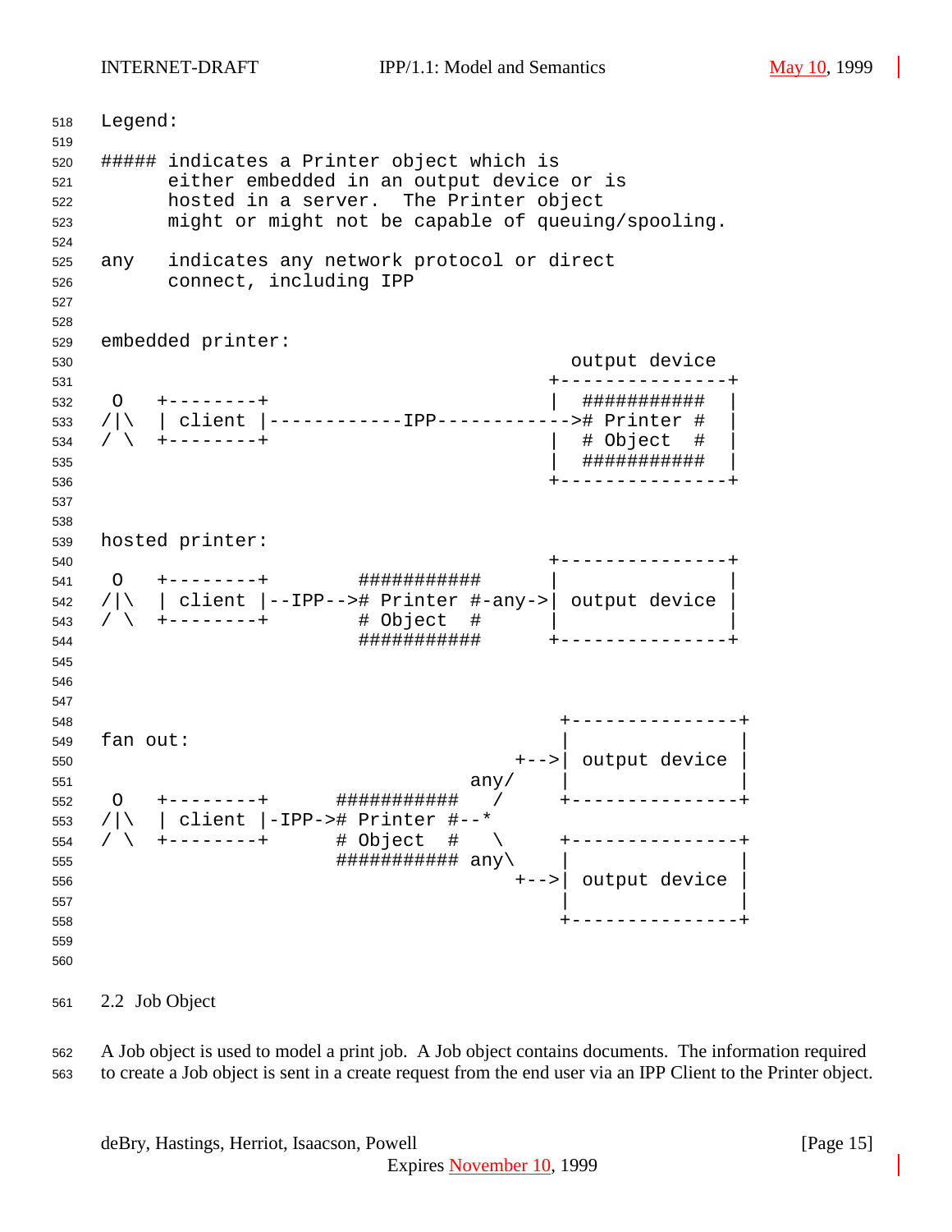```
Legend:

##### indicates a Printer object which is
      either embedded in an output device or is
      hosted in a server.  The Printer object
      might or might not be capable of queuing/spooling.

any   indicates any network protocol or direct
      connect, including IPP


embedded printer:
                                          output device
                                        +---------------+
 O   +--------+                         |  ###########  |
/|\  | client |------------IPP------------># Printer #  |
/ \  +--------+                         |  # Object  #  |
                                        |  ###########  |
                                        +---------------+


hosted printer:
                                        +---------------+
 O   +--------+        ###########      |               |
/|\  | client |--IPP--># Printer #-any->| output device |
/ \  +--------+        # Object  #      |               |
                       ###########      +---------------+



                                         +---------------+
fan out:                                 |               |
                                     +-->| output device |
                                 any/    |               |
 O   +--------+      ###########   /     +---------------+
/|\  | client |-IPP-># Printer #--*
/ \  +--------+      # Object  #   \     +---------------+
                     ########### any\    |               |
                                     +-->| output device |
                                         |               |
                                         +---------------+
```

## 2.2 Job Object

A Job object is used to model a print job. A Job object contains documents. The information required to create a Job object is sent in a create request from the end user via an IPP Client to the Printer object.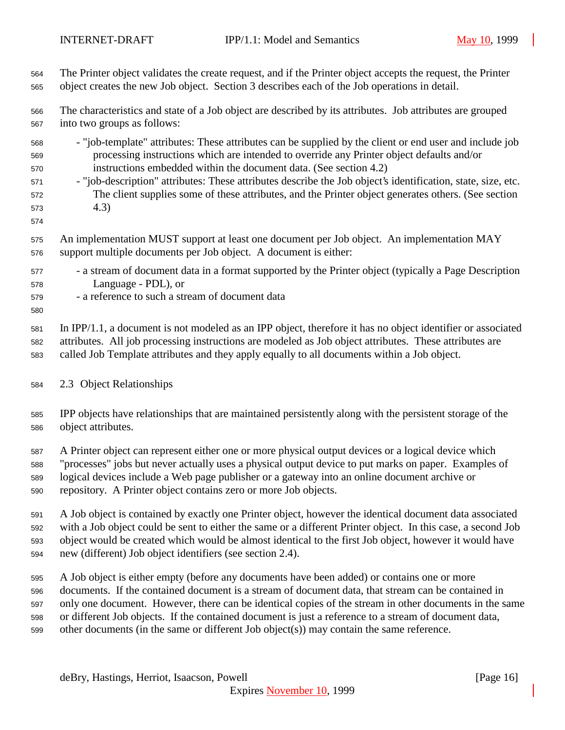The Printer object validates the create request, and if the Printer object accepts the request, the Printer object creates the new Job object. Section 3 describes each of the Job operations in detail.

The characteristics and state of a Job object are described by its attributes. Job attributes are grouped into two groups as follows:

- "job-template" attributes: These attributes can be supplied by the client or end user and include job processing instructions which are intended to override any Printer object defaults and/or instructions embedded within the document data. (See section 4.2)
- "job-description" attributes: These attributes describe the Job object's identification, state, size, etc. The client supplies some of these attributes, and the Printer object generates others. (See section 4.3)

An implementation MUST support at least one document per Job object. An implementation MAY support multiple documents per Job object. A document is either:

- a stream of document data in a format supported by the Printer object (typically a Page Description Language - PDL), or
- a reference to such a stream of document data

In IPP/1.1, a document is not modeled as an IPP object, therefore it has no object identifier or associated attributes. All job processing instructions are modeled as Job object attributes. These attributes are called Job Template attributes and they apply equally to all documents within a Job object.

## 2.3 Object Relationships

IPP objects have relationships that are maintained persistently along with the persistent storage of the object attributes.

A Printer object can represent either one or more physical output devices or a logical device which "processes" jobs but never actually uses a physical output device to put marks on paper. Examples of logical devices include a Web page publisher or a gateway into an online document archive or repository. A Printer object contains zero or more Job objects.

A Job object is contained by exactly one Printer object, however the identical document data associated with a Job object could be sent to either the same or a different Printer object. In this case, a second Job object would be created which would be almost identical to the first Job object, however it would have new (different) Job object identifiers (see section 2.4).

A Job object is either empty (before any documents have been added) or contains one or more documents. If the contained document is a stream of document data, that stream can be contained in only one document. However, there can be identical copies of the stream in other documents in the same or different Job objects. If the contained document is just a reference to a stream of document data, other documents (in the same or different Job object(s)) may contain the same reference.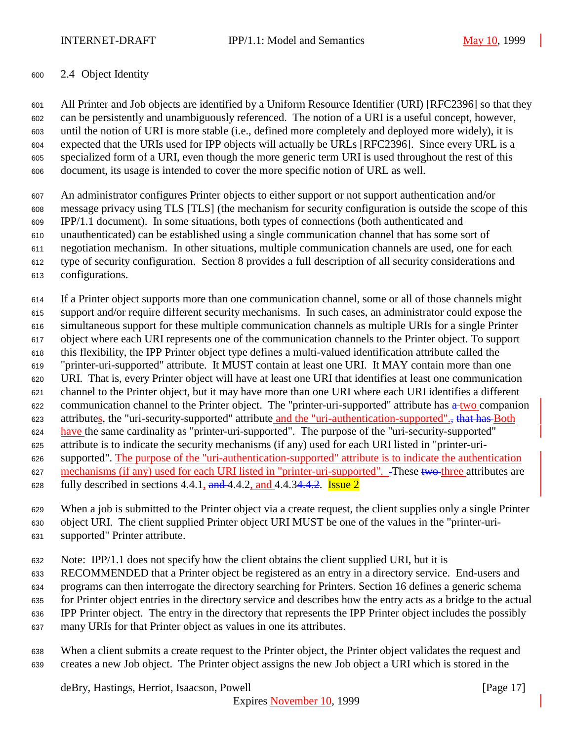## 2.4 Object Identity

All Printer and Job objects are identified by a Uniform Resource Identifier (URI) [RFC2396] so that they can be persistently and unambiguously referenced. The notion of a URI is a useful concept, however, until the notion of URI is more stable (i.e., defined more completely and deployed more widely), it is expected that the URIs used for IPP objects will actually be URLs [RFC2396]. Since every URL is a specialized form of a URI, even though the more generic term URI is used throughout the rest of this document, its usage is intended to cover the more specific notion of URL as well.

An administrator configures Printer objects to either support or not support authentication and/or message privacy using TLS [TLS] (the mechanism for security configuration is outside the scope of this IPP/1.1 document). In some situations, both types of connections (both authenticated and unauthenticated) can be established using a single communication channel that has some sort of negotiation mechanism. In other situations, multiple communication channels are used, one for each type of security configuration. Section 8 provides a full description of all security considerations and configurations.

If a Printer object supports more than one communication channel, some or all of those channels might support and/or require different security mechanisms. In such cases, an administrator could expose the simultaneous support for these multiple communication channels as multiple URIs for a single Printer object where each URI represents one of the communication channels to the Printer object. To support this flexibility, the IPP Printer object type defines a multi-valued identification attribute called the "printer-uri-supported" attribute. It MUST contain at least one URI. It MAY contain more than one URI. That is, every Printer object will have at least one URI that identifies at least one communication channel to the Printer object, but it may have more than one URI where each URI identifies a different communication channel to the Printer object. The "printer-uri-supported" attribute has ~~a~~ two companion attributes, the "uri-security-supported" attribute and the "uri-authentication-supported".~~,~~ ~~that has~~ Both have the same cardinality as "printer-uri-supported". The purpose of the "uri-security-supported" attribute is to indicate the security mechanisms (if any) used for each URI listed in "printer-uri-supported". The purpose of the "uri-authentication-supported" attribute is to indicate the authentication mechanisms (if any) used for each URI listed in "printer-uri-supported". These ~~two~~ three attributes are fully described in sections 4.4.1, ~~and~~ 4.4.2, and 4.4.3~~4.4.2~~. Issue 2

When a job is submitted to the Printer object via a create request, the client supplies only a single Printer object URI. The client supplied Printer object URI MUST be one of the values in the "printer-uri-supported" Printer attribute.

Note: IPP/1.1 does not specify how the client obtains the client supplied URI, but it is RECOMMENDED that a Printer object be registered as an entry in a directory service. End-users and programs can then interrogate the directory searching for Printers. Section 16 defines a generic schema for Printer object entries in the directory service and describes how the entry acts as a bridge to the actual IPP Printer object. The entry in the directory that represents the IPP Printer object includes the possibly many URIs for that Printer object as values in one its attributes.

When a client submits a create request to the Printer object, the Printer object validates the request and creates a new Job object. The Printer object assigns the new Job object a URI which is stored in the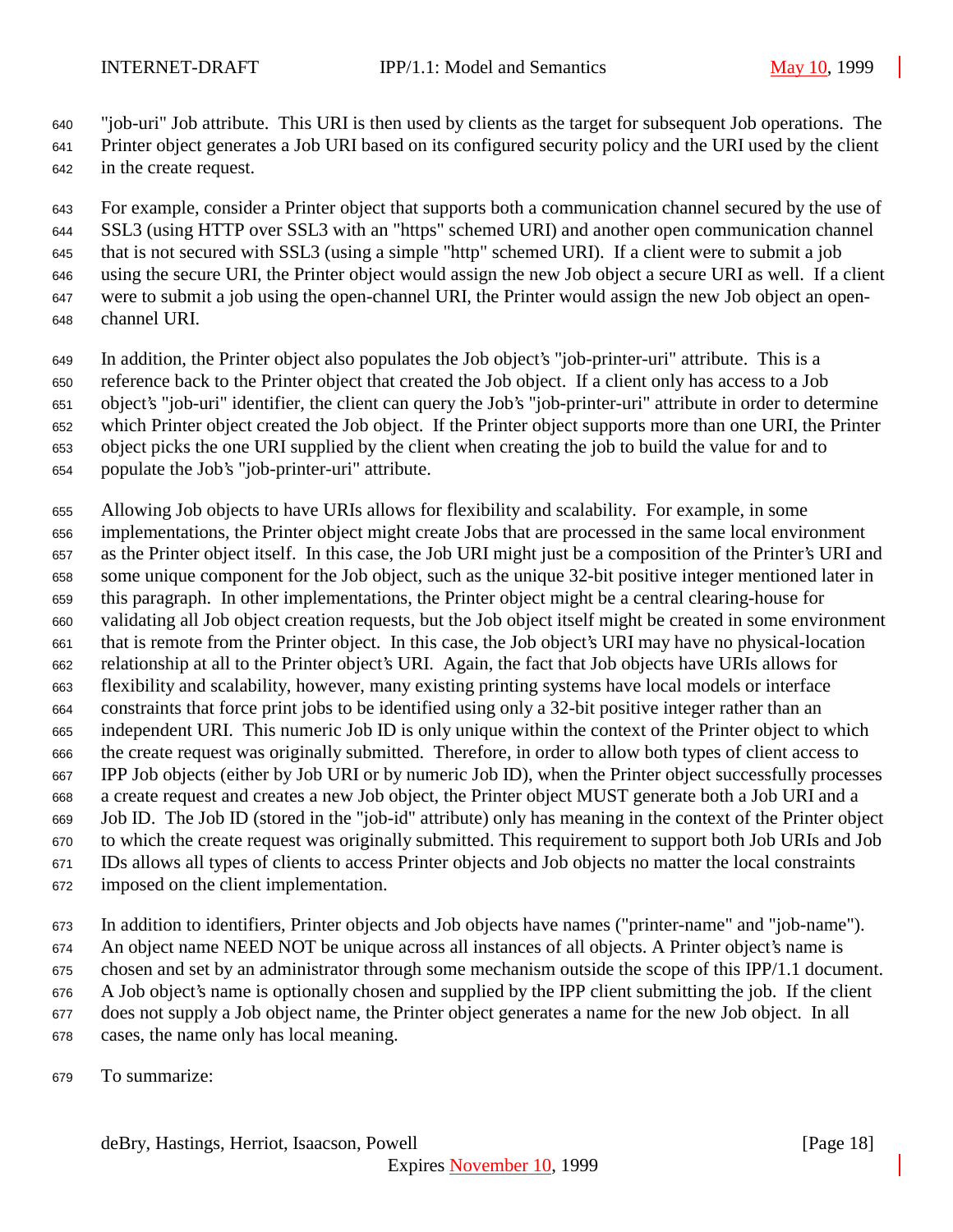"job-uri" Job attribute. This URI is then used by clients as the target for subsequent Job operations. The Printer object generates a Job URI based on its configured security policy and the URI used by the client in the create request.

For example, consider a Printer object that supports both a communication channel secured by the use of SSL3 (using HTTP over SSL3 with an "https" schemed URI) and another open communication channel that is not secured with SSL3 (using a simple "http" schemed URI). If a client were to submit a job using the secure URI, the Printer object would assign the new Job object a secure URI as well. If a client were to submit a job using the open-channel URI, the Printer would assign the new Job object an open-channel URI.

In addition, the Printer object also populates the Job object's "job-printer-uri" attribute. This is a reference back to the Printer object that created the Job object. If a client only has access to a Job object's "job-uri" identifier, the client can query the Job's "job-printer-uri" attribute in order to determine which Printer object created the Job object. If the Printer object supports more than one URI, the Printer object picks the one URI supplied by the client when creating the job to build the value for and to populate the Job's "job-printer-uri" attribute.

Allowing Job objects to have URIs allows for flexibility and scalability. For example, in some implementations, the Printer object might create Jobs that are processed in the same local environment as the Printer object itself. In this case, the Job URI might just be a composition of the Printer's URI and some unique component for the Job object, such as the unique 32-bit positive integer mentioned later in this paragraph. In other implementations, the Printer object might be a central clearing-house for validating all Job object creation requests, but the Job object itself might be created in some environment that is remote from the Printer object. In this case, the Job object's URI may have no physical-location relationship at all to the Printer object's URI. Again, the fact that Job objects have URIs allows for flexibility and scalability, however, many existing printing systems have local models or interface constraints that force print jobs to be identified using only a 32-bit positive integer rather than an independent URI. This numeric Job ID is only unique within the context of the Printer object to which the create request was originally submitted. Therefore, in order to allow both types of client access to IPP Job objects (either by Job URI or by numeric Job ID), when the Printer object successfully processes a create request and creates a new Job object, the Printer object MUST generate both a Job URI and a Job ID. The Job ID (stored in the "job-id" attribute) only has meaning in the context of the Printer object to which the create request was originally submitted. This requirement to support both Job URIs and Job IDs allows all types of clients to access Printer objects and Job objects no matter the local constraints imposed on the client implementation.

In addition to identifiers, Printer objects and Job objects have names ("printer-name" and "job-name"). An object name NEED NOT be unique across all instances of all objects. A Printer object's name is chosen and set by an administrator through some mechanism outside the scope of this IPP/1.1 document. A Job object's name is optionally chosen and supplied by the IPP client submitting the job. If the client does not supply a Job object name, the Printer object generates a name for the new Job object. In all cases, the name only has local meaning.

To summarize: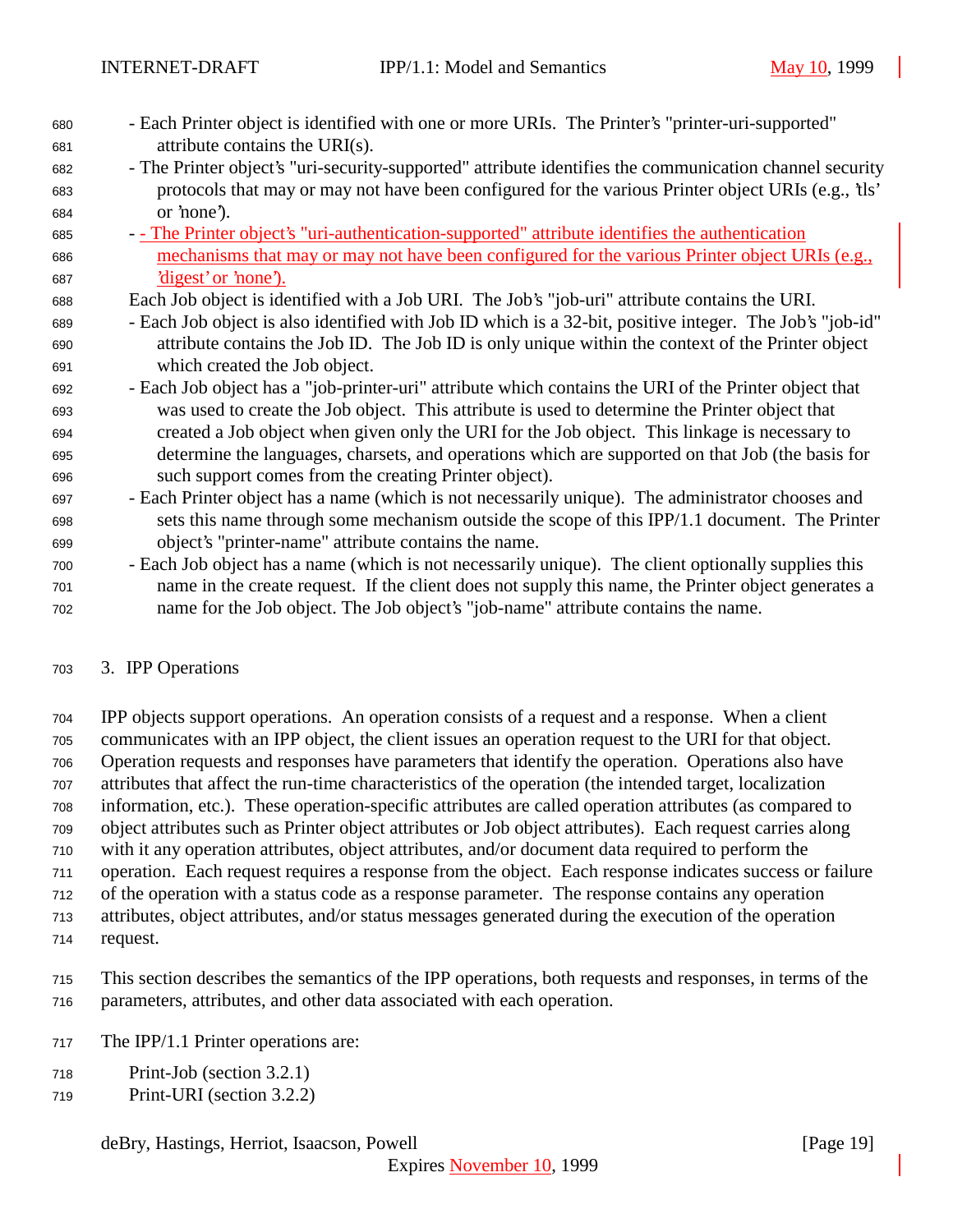- Each Printer object is identified with one or more URIs. The Printer's "printer-uri-supported" attribute contains the URI(s).
- The Printer object's "uri-security-supported" attribute identifies the communication channel security protocols that may or may not have been configured for the various Printer object URIs (e.g., 'tls' or 'none').
- - The Printer object's "uri-authentication-supported" attribute identifies the authentication mechanisms that may or may not have been configured for the various Printer object URIs (e.g., 'digest' or 'none').

Each Job object is identified with a Job URI. The Job's "job-uri" attribute contains the URI.

- Each Job object is also identified with Job ID which is a 32-bit, positive integer. The Job's "job-id" attribute contains the Job ID. The Job ID is only unique within the context of the Printer object which created the Job object.
- Each Job object has a "job-printer-uri" attribute which contains the URI of the Printer object that was used to create the Job object. This attribute is used to determine the Printer object that created a Job object when given only the URI for the Job object. This linkage is necessary to determine the languages, charsets, and operations which are supported on that Job (the basis for such support comes from the creating Printer object).
- Each Printer object has a name (which is not necessarily unique). The administrator chooses and sets this name through some mechanism outside the scope of this IPP/1.1 document. The Printer object's "printer-name" attribute contains the name.
- Each Job object has a name (which is not necessarily unique). The client optionally supplies this name in the create request. If the client does not supply this name, the Printer object generates a name for the Job object. The Job object's "job-name" attribute contains the name.

# 3. IPP Operations

IPP objects support operations. An operation consists of a request and a response. When a client communicates with an IPP object, the client issues an operation request to the URI for that object. Operation requests and responses have parameters that identify the operation. Operations also have attributes that affect the run-time characteristics of the operation (the intended target, localization information, etc.). These operation-specific attributes are called operation attributes (as compared to object attributes such as Printer object attributes or Job object attributes). Each request carries along with it any operation attributes, object attributes, and/or document data required to perform the operation. Each request requires a response from the object. Each response indicates success or failure of the operation with a status code as a response parameter. The response contains any operation attributes, object attributes, and/or status messages generated during the execution of the operation request.

This section describes the semantics of the IPP operations, both requests and responses, in terms of the parameters, attributes, and other data associated with each operation.

The IPP/1.1 Printer operations are:

Print-Job (section 3.2.1)
Print-URI (section 3.2.2)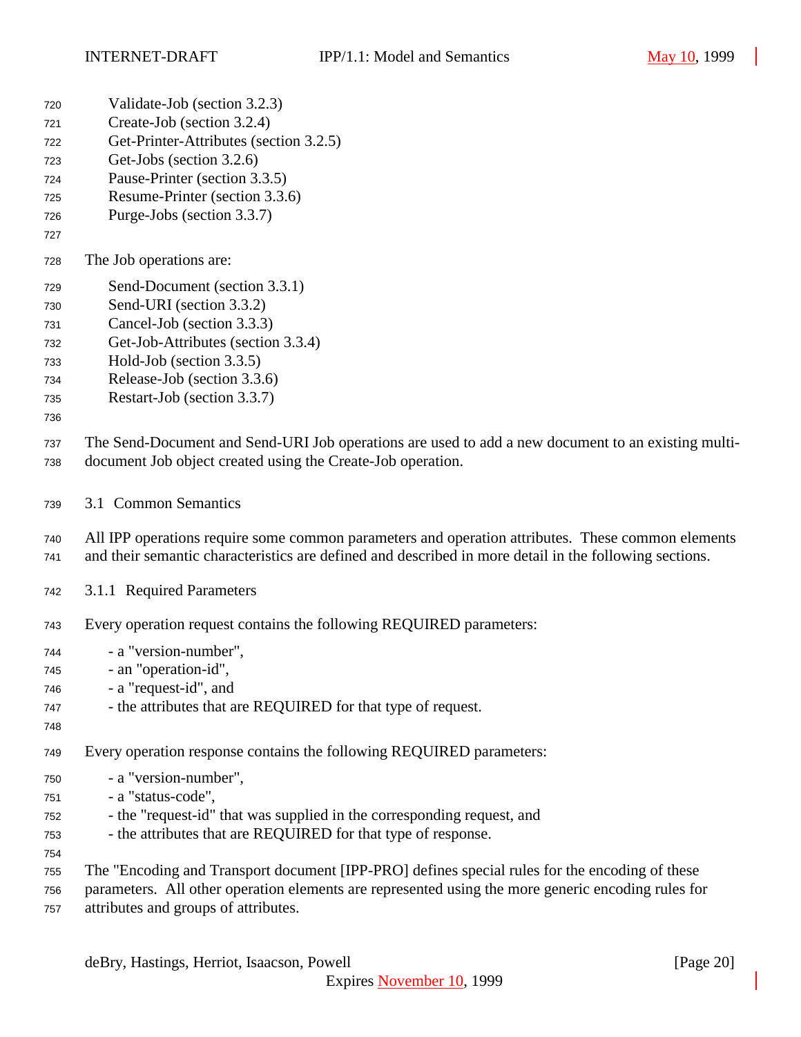Validate-Job (section 3.2.3)
Create-Job (section 3.2.4)
Get-Printer-Attributes (section 3.2.5)
Get-Jobs (section 3.2.6)
Pause-Printer (section 3.3.5)
Resume-Printer (section 3.3.6)
Purge-Jobs (section 3.3.7)

The Job operations are:

Send-Document (section 3.3.1)
Send-URI (section 3.3.2)
Cancel-Job (section 3.3.3)
Get-Job-Attributes (section 3.3.4)
Hold-Job (section 3.3.5)
Release-Job (section 3.3.6)
Restart-Job (section 3.3.7)

The Send-Document and Send-URI Job operations are used to add a new document to an existing multi-document Job object created using the Create-Job operation.

## 3.1 Common Semantics

All IPP operations require some common parameters and operation attributes. These common elements and their semantic characteristics are defined and described in more detail in the following sections.

### 3.1.1 Required Parameters

Every operation request contains the following REQUIRED parameters:

- a "version-number",
- an "operation-id",
- a "request-id", and
- the attributes that are REQUIRED for that type of request.

Every operation response contains the following REQUIRED parameters:

- a "version-number",
- a "status-code",
- the "request-id" that was supplied in the corresponding request, and
- the attributes that are REQUIRED for that type of response.

The "Encoding and Transport document [IPP-PRO] defines special rules for the encoding of these parameters. All other operation elements are represented using the more generic encoding rules for attributes and groups of attributes.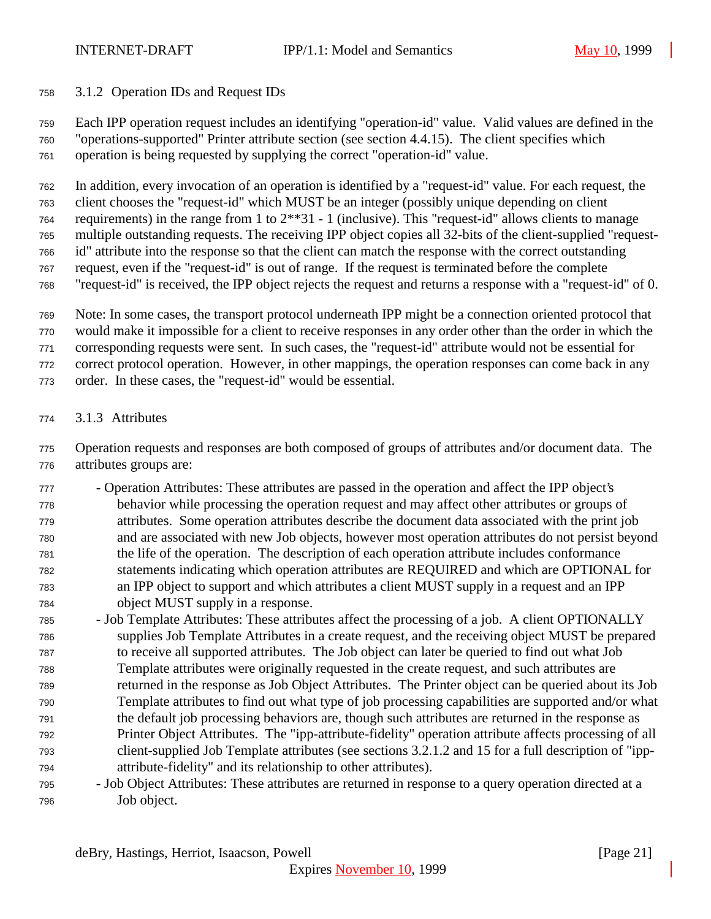### 3.1.2 Operation IDs and Request IDs

Each IPP operation request includes an identifying "operation-id" value. Valid values are defined in the "operations-supported" Printer attribute section (see section 4.4.15). The client specifies which operation is being requested by supplying the correct "operation-id" value.

In addition, every invocation of an operation is identified by a "request-id" value. For each request, the client chooses the "request-id" which MUST be an integer (possibly unique depending on client requirements) in the range from 1 to 2**31 - 1 (inclusive). This "request-id" allows clients to manage multiple outstanding requests. The receiving IPP object copies all 32-bits of the client-supplied "request-id" attribute into the response so that the client can match the response with the correct outstanding request, even if the "request-id" is out of range. If the request is terminated before the complete "request-id" is received, the IPP object rejects the request and returns a response with a "request-id" of 0.

Note: In some cases, the transport protocol underneath IPP might be a connection oriented protocol that would make it impossible for a client to receive responses in any order other than the order in which the corresponding requests were sent. In such cases, the "request-id" attribute would not be essential for correct protocol operation. However, in other mappings, the operation responses can come back in any order. In these cases, the "request-id" would be essential.

### 3.1.3 Attributes

Operation requests and responses are both composed of groups of attributes and/or document data. The attributes groups are:

- Operation Attributes: These attributes are passed in the operation and affect the IPP object's behavior while processing the operation request and may affect other attributes or groups of attributes. Some operation attributes describe the document data associated with the print job and are associated with new Job objects, however most operation attributes do not persist beyond the life of the operation. The description of each operation attribute includes conformance statements indicating which operation attributes are REQUIRED and which are OPTIONAL for an IPP object to support and which attributes a client MUST supply in a request and an IPP object MUST supply in a response.
- Job Template Attributes: These attributes affect the processing of a job. A client OPTIONALLY supplies Job Template Attributes in a create request, and the receiving object MUST be prepared to receive all supported attributes. The Job object can later be queried to find out what Job Template attributes were originally requested in the create request, and such attributes are returned in the response as Job Object Attributes. The Printer object can be queried about its Job Template attributes to find out what type of job processing capabilities are supported and/or what the default job processing behaviors are, though such attributes are returned in the response as Printer Object Attributes. The "ipp-attribute-fidelity" operation attribute affects processing of all client-supplied Job Template attributes (see sections 3.2.1.2 and 15 for a full description of "ipp-attribute-fidelity" and its relationship to other attributes).
- Job Object Attributes: These attributes are returned in response to a query operation directed at a Job object.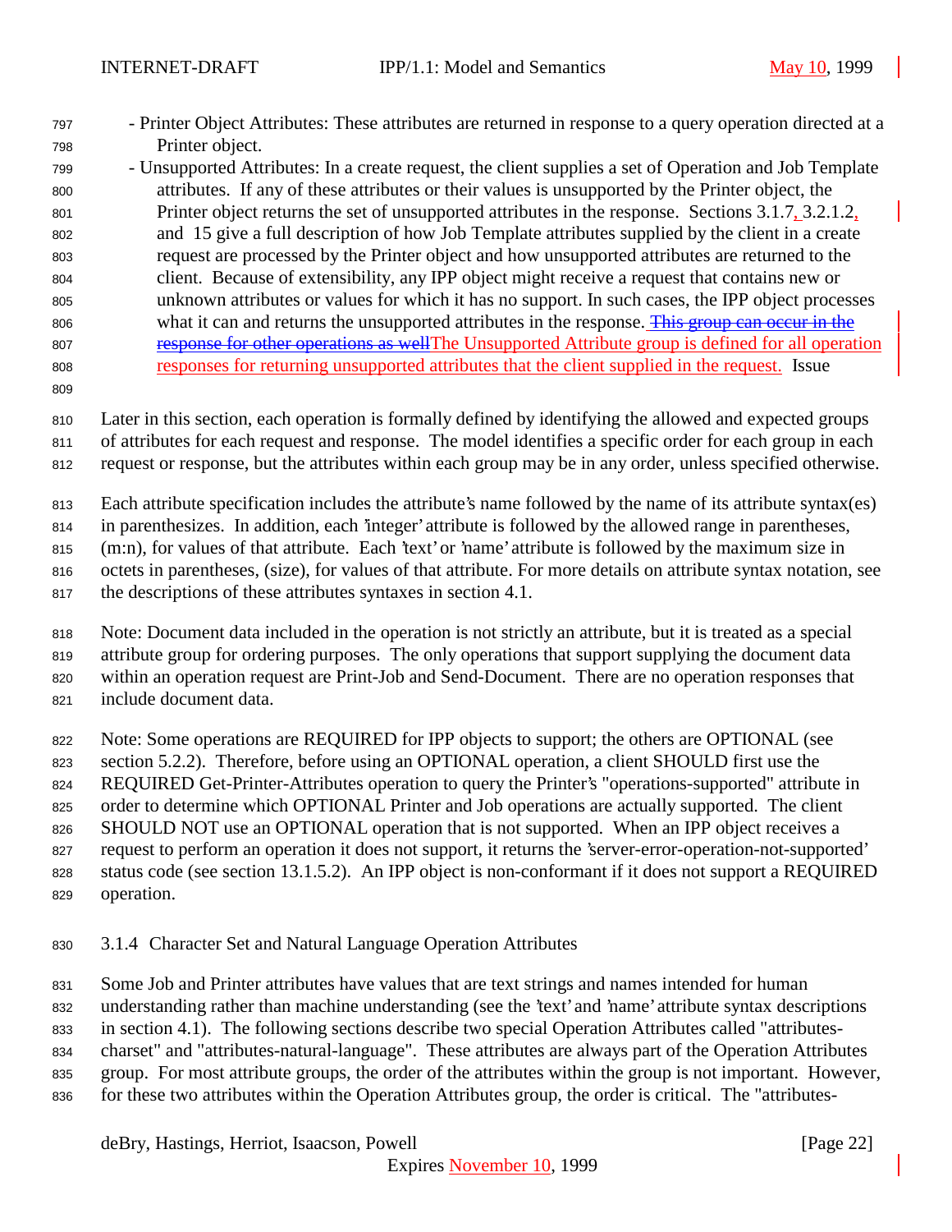- Printer Object Attributes: These attributes are returned in response to a query operation directed at a Printer object.
- Unsupported Attributes: In a create request, the client supplies a set of Operation and Job Template attributes. If any of these attributes or their values is unsupported by the Printer object, the Printer object returns the set of unsupported attributes in the response. Sections 3.1.7, 3.2.1.2, and 15 give a full description of how Job Template attributes supplied by the client in a create request are processed by the Printer object and how unsupported attributes are returned to the client. Because of extensibility, any IPP object might receive a request that contains new or unknown attributes or values for which it has no support. In such cases, the IPP object processes what it can and returns the unsupported attributes in the response. ~~This group can occur in the response for other operations as well~~The Unsupported Attribute group is defined for all operation responses for returning unsupported attributes that the client supplied in the request. Issue

Later in this section, each operation is formally defined by identifying the allowed and expected groups of attributes for each request and response. The model identifies a specific order for each group in each request or response, but the attributes within each group may be in any order, unless specified otherwise.

Each attribute specification includes the attribute's name followed by the name of its attribute syntax(es) in parenthesizes. In addition, each 'integer' attribute is followed by the allowed range in parentheses, (m:n), for values of that attribute. Each 'text' or 'name' attribute is followed by the maximum size in octets in parentheses, (size), for values of that attribute. For more details on attribute syntax notation, see the descriptions of these attributes syntaxes in section 4.1.

Note: Document data included in the operation is not strictly an attribute, but it is treated as a special attribute group for ordering purposes. The only operations that support supplying the document data within an operation request are Print-Job and Send-Document. There are no operation responses that include document data.

Note: Some operations are REQUIRED for IPP objects to support; the others are OPTIONAL (see section 5.2.2). Therefore, before using an OPTIONAL operation, a client SHOULD first use the REQUIRED Get-Printer-Attributes operation to query the Printer's "operations-supported" attribute in order to determine which OPTIONAL Printer and Job operations are actually supported. The client SHOULD NOT use an OPTIONAL operation that is not supported. When an IPP object receives a request to perform an operation it does not support, it returns the 'server-error-operation-not-supported' status code (see section 13.1.5.2). An IPP object is non-conformant if it does not support a REQUIRED operation.

### 3.1.4 Character Set and Natural Language Operation Attributes

Some Job and Printer attributes have values that are text strings and names intended for human understanding rather than machine understanding (see the 'text' and 'name' attribute syntax descriptions in section 4.1). The following sections describe two special Operation Attributes called "attributes-charset" and "attributes-natural-language". These attributes are always part of the Operation Attributes group. For most attribute groups, the order of the attributes within the group is not important. However, for these two attributes within the Operation Attributes group, the order is critical. The "attributes-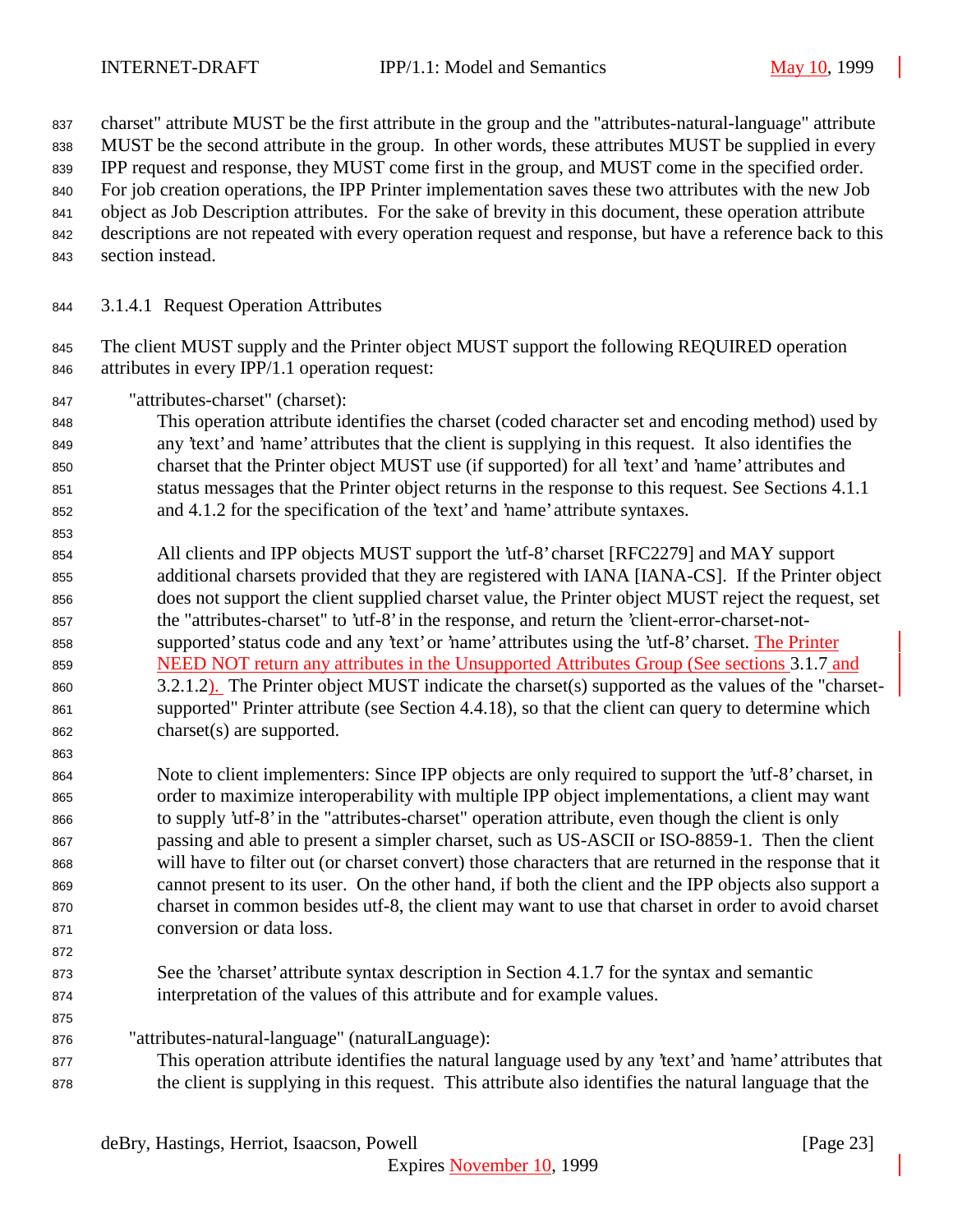charset" attribute MUST be the first attribute in the group and the "attributes-natural-language" attribute MUST be the second attribute in the group. In other words, these attributes MUST be supplied in every IPP request and response, they MUST come first in the group, and MUST come in the specified order. For job creation operations, the IPP Printer implementation saves these two attributes with the new Job object as Job Description attributes. For the sake of brevity in this document, these operation attribute descriptions are not repeated with every operation request and response, but have a reference back to this section instead.

#### 3.1.4.1 Request Operation Attributes

The client MUST supply and the Printer object MUST support the following REQUIRED operation attributes in every IPP/1.1 operation request:

"attributes-charset" (charset):

This operation attribute identifies the charset (coded character set and encoding method) used by any 'text' and 'name' attributes that the client is supplying in this request. It also identifies the charset that the Printer object MUST use (if supported) for all 'text' and 'name' attributes and status messages that the Printer object returns in the response to this request. See Sections 4.1.1 and 4.1.2 for the specification of the 'text' and 'name' attribute syntaxes.

All clients and IPP objects MUST support the 'utf-8' charset [RFC2279] and MAY support additional charsets provided that they are registered with IANA [IANA-CS]. If the Printer object does not support the client supplied charset value, the Printer object MUST reject the request, set the "attributes-charset" to 'utf-8' in the response, and return the 'client-error-charset-not-supported' status code and any 'text' or 'name' attributes using the 'utf-8' charset. The Printer NEED NOT return any attributes in the Unsupported Attributes Group (See sections 3.1.7 and 3.2.1.2). The Printer object MUST indicate the charset(s) supported as the values of the "charset-supported" Printer attribute (see Section 4.4.18), so that the client can query to determine which charset(s) are supported.

Note to client implementers: Since IPP objects are only required to support the 'utf-8' charset, in order to maximize interoperability with multiple IPP object implementations, a client may want to supply 'utf-8' in the "attributes-charset" operation attribute, even though the client is only passing and able to present a simpler charset, such as US-ASCII or ISO-8859-1. Then the client will have to filter out (or charset convert) those characters that are returned in the response that it cannot present to its user. On the other hand, if both the client and the IPP objects also support a charset in common besides utf-8, the client may want to use that charset in order to avoid charset conversion or data loss.

See the 'charset' attribute syntax description in Section 4.1.7 for the syntax and semantic interpretation of the values of this attribute and for example values.

"attributes-natural-language" (naturalLanguage):

This operation attribute identifies the natural language used by any 'text' and 'name' attributes that the client is supplying in this request. This attribute also identifies the natural language that the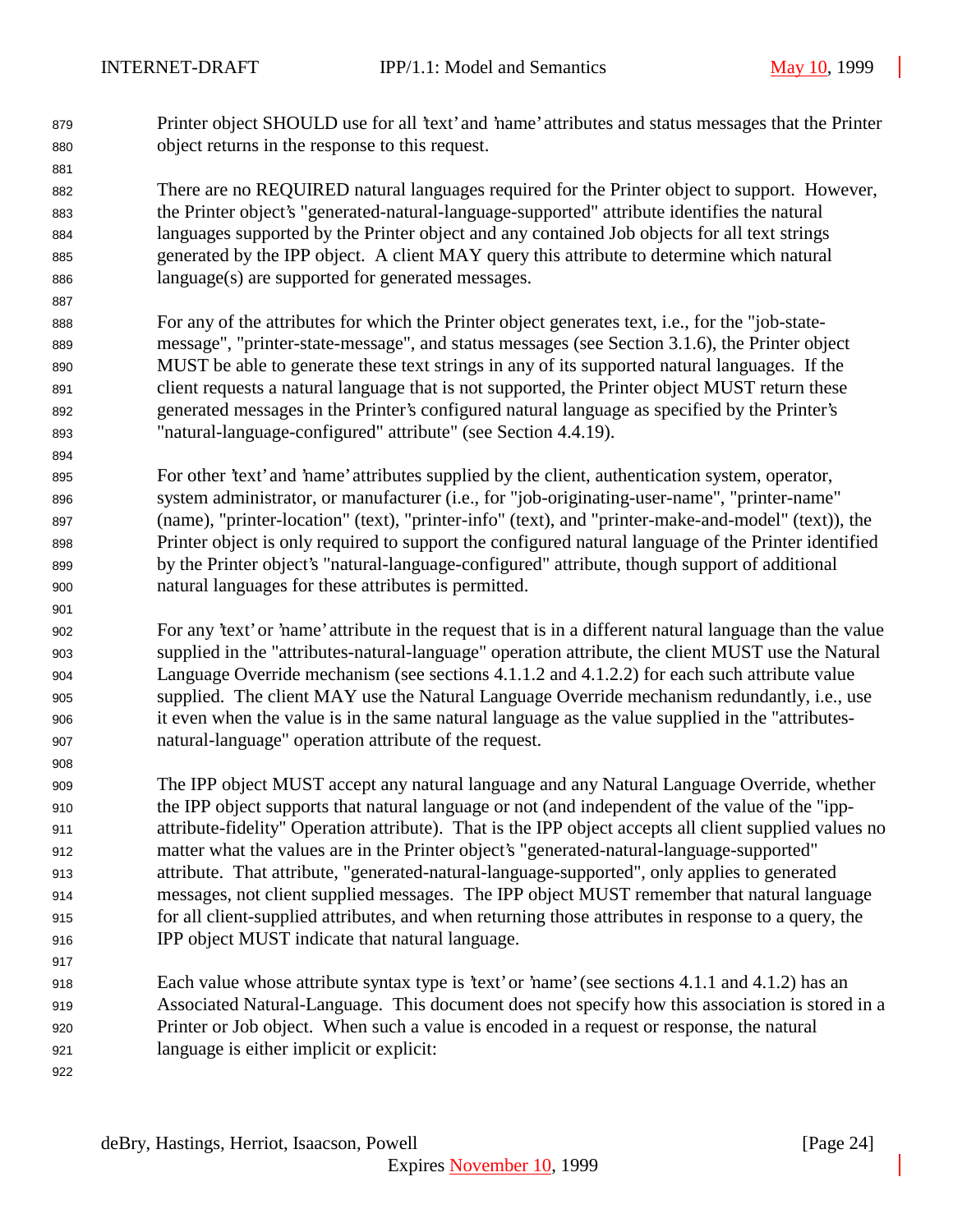Printer object SHOULD use for all 'text' and 'name' attributes and status messages that the Printer object returns in the response to this request.

There are no REQUIRED natural languages required for the Printer object to support. However, the Printer object's "generated-natural-language-supported" attribute identifies the natural languages supported by the Printer object and any contained Job objects for all text strings generated by the IPP object. A client MAY query this attribute to determine which natural language(s) are supported for generated messages.

For any of the attributes for which the Printer object generates text, i.e., for the "job-state-message", "printer-state-message", and status messages (see Section 3.1.6), the Printer object MUST be able to generate these text strings in any of its supported natural languages. If the client requests a natural language that is not supported, the Printer object MUST return these generated messages in the Printer's configured natural language as specified by the Printer's "natural-language-configured" attribute" (see Section 4.4.19).

For other 'text' and 'name' attributes supplied by the client, authentication system, operator, system administrator, or manufacturer (i.e., for "job-originating-user-name", "printer-name" (name), "printer-location" (text), "printer-info" (text), and "printer-make-and-model" (text)), the Printer object is only required to support the configured natural language of the Printer identified by the Printer object's "natural-language-configured" attribute, though support of additional natural languages for these attributes is permitted.

For any 'text' or 'name' attribute in the request that is in a different natural language than the value supplied in the "attributes-natural-language" operation attribute, the client MUST use the Natural Language Override mechanism (see sections 4.1.1.2 and 4.1.2.2) for each such attribute value supplied. The client MAY use the Natural Language Override mechanism redundantly, i.e., use it even when the value is in the same natural language as the value supplied in the "attributes-natural-language" operation attribute of the request.

The IPP object MUST accept any natural language and any Natural Language Override, whether the IPP object supports that natural language or not (and independent of the value of the "ipp-attribute-fidelity" Operation attribute). That is the IPP object accepts all client supplied values no matter what the values are in the Printer object's "generated-natural-language-supported" attribute. That attribute, "generated-natural-language-supported", only applies to generated messages, not client supplied messages. The IPP object MUST remember that natural language for all client-supplied attributes, and when returning those attributes in response to a query, the IPP object MUST indicate that natural language.

Each value whose attribute syntax type is 'text' or 'name' (see sections 4.1.1 and 4.1.2) has an Associated Natural-Language. This document does not specify how this association is stored in a Printer or Job object. When such a value is encoded in a request or response, the natural language is either implicit or explicit: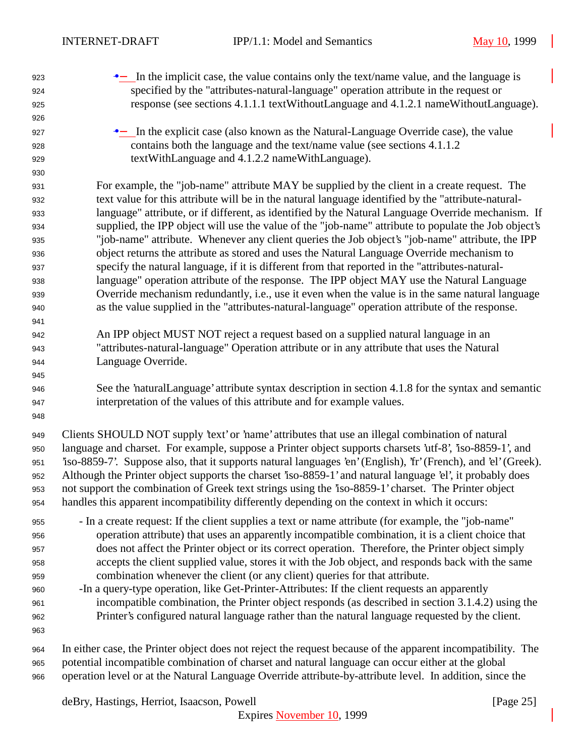- In the implicit case, the value contains only the text/name value, and the language is specified by the "attributes-natural-language" operation attribute in the request or response (see sections 4.1.1.1 textWithoutLanguage and 4.1.2.1 nameWithoutLanguage).

- In the explicit case (also known as the Natural-Language Override case), the value contains both the language and the text/name value (see sections 4.1.1.2 textWithLanguage and 4.1.2.2 nameWithLanguage).

For example, the "job-name" attribute MAY be supplied by the client in a create request. The text value for this attribute will be in the natural language identified by the "attribute-natural-language" attribute, or if different, as identified by the Natural Language Override mechanism. If supplied, the IPP object will use the value of the "job-name" attribute to populate the Job object's "job-name" attribute. Whenever any client queries the Job object's "job-name" attribute, the IPP object returns the attribute as stored and uses the Natural Language Override mechanism to specify the natural language, if it is different from that reported in the "attributes-natural-language" operation attribute of the response. The IPP object MAY use the Natural Language Override mechanism redundantly, i.e., use it even when the value is in the same natural language as the value supplied in the "attributes-natural-language" operation attribute of the response.

An IPP object MUST NOT reject a request based on a supplied natural language in an "attributes-natural-language" Operation attribute or in any attribute that uses the Natural Language Override.

See the 'naturalLanguage' attribute syntax description in section 4.1.8 for the syntax and semantic interpretation of the values of this attribute and for example values.

Clients SHOULD NOT supply 'text' or 'name' attributes that use an illegal combination of natural language and charset. For example, suppose a Printer object supports charsets 'utf-8', 'iso-8859-1', and 'iso-8859-7'. Suppose also, that it supports natural languages 'en' (English), 'fr' (French), and 'el' (Greek). Although the Printer object supports the charset 'iso-8859-1' and natural language 'el', it probably does not support the combination of Greek text strings using the 'iso-8859-1' charset. The Printer object handles this apparent incompatibility differently depending on the context in which it occurs:

- In a create request: If the client supplies a text or name attribute (for example, the "job-name" operation attribute) that uses an apparently incompatible combination, it is a client choice that does not affect the Printer object or its correct operation. Therefore, the Printer object simply accepts the client supplied value, stores it with the Job object, and responds back with the same combination whenever the client (or any client) queries for that attribute.
- In a query-type operation, like Get-Printer-Attributes: If the client requests an apparently incompatible combination, the Printer object responds (as described in section 3.1.4.2) using the Printer's configured natural language rather than the natural language requested by the client.

In either case, the Printer object does not reject the request because of the apparent incompatibility. The potential incompatible combination of charset and natural language can occur either at the global operation level or at the Natural Language Override attribute-by-attribute level. In addition, since the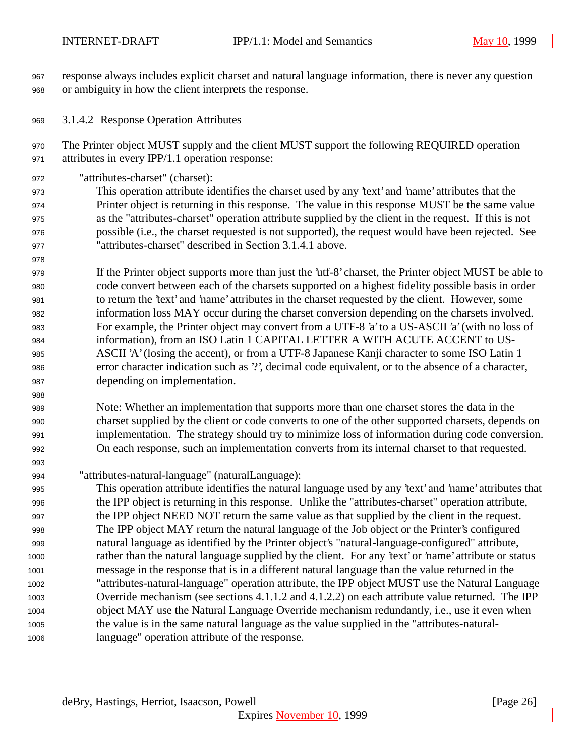response always includes explicit charset and natural language information, there is never any question or ambiguity in how the client interprets the response.

### 3.1.4.2 Response Operation Attributes

The Printer object MUST supply and the client MUST support the following REQUIRED operation attributes in every IPP/1.1 operation response:

"attributes-charset" (charset):

This operation attribute identifies the charset used by any 'text' and 'name' attributes that the Printer object is returning in this response. The value in this response MUST be the same value as the "attributes-charset" operation attribute supplied by the client in the request. If this is not possible (i.e., the charset requested is not supported), the request would have been rejected. See "attributes-charset" described in Section 3.1.4.1 above.

If the Printer object supports more than just the 'utf-8' charset, the Printer object MUST be able to code convert between each of the charsets supported on a highest fidelity possible basis in order to return the 'text' and 'name' attributes in the charset requested by the client. However, some information loss MAY occur during the charset conversion depending on the charsets involved. For example, the Printer object may convert from a UTF-8 'a' to a US-ASCII 'a' (with no loss of information), from an ISO Latin 1 CAPITAL LETTER A WITH ACUTE ACCENT to US-ASCII 'A' (losing the accent), or from a UTF-8 Japanese Kanji character to some ISO Latin 1 error character indication such as '?', decimal code equivalent, or to the absence of a character, depending on implementation.

Note: Whether an implementation that supports more than one charset stores the data in the charset supplied by the client or code converts to one of the other supported charsets, depends on implementation. The strategy should try to minimize loss of information during code conversion. On each response, such an implementation converts from its internal charset to that requested.

"attributes-natural-language" (naturalLanguage):

This operation attribute identifies the natural language used by any 'text' and 'name' attributes that the IPP object is returning in this response. Unlike the "attributes-charset" operation attribute, the IPP object NEED NOT return the same value as that supplied by the client in the request. The IPP object MAY return the natural language of the Job object or the Printer's configured natural language as identified by the Printer object's "natural-language-configured" attribute, rather than the natural language supplied by the client. For any 'text' or 'name' attribute or status message in the response that is in a different natural language than the value returned in the "attributes-natural-language" operation attribute, the IPP object MUST use the Natural Language Override mechanism (see sections 4.1.1.2 and 4.1.2.2) on each attribute value returned. The IPP object MAY use the Natural Language Override mechanism redundantly, i.e., use it even when the value is in the same natural language as the value supplied in the "attributes-natural-language" operation attribute of the response.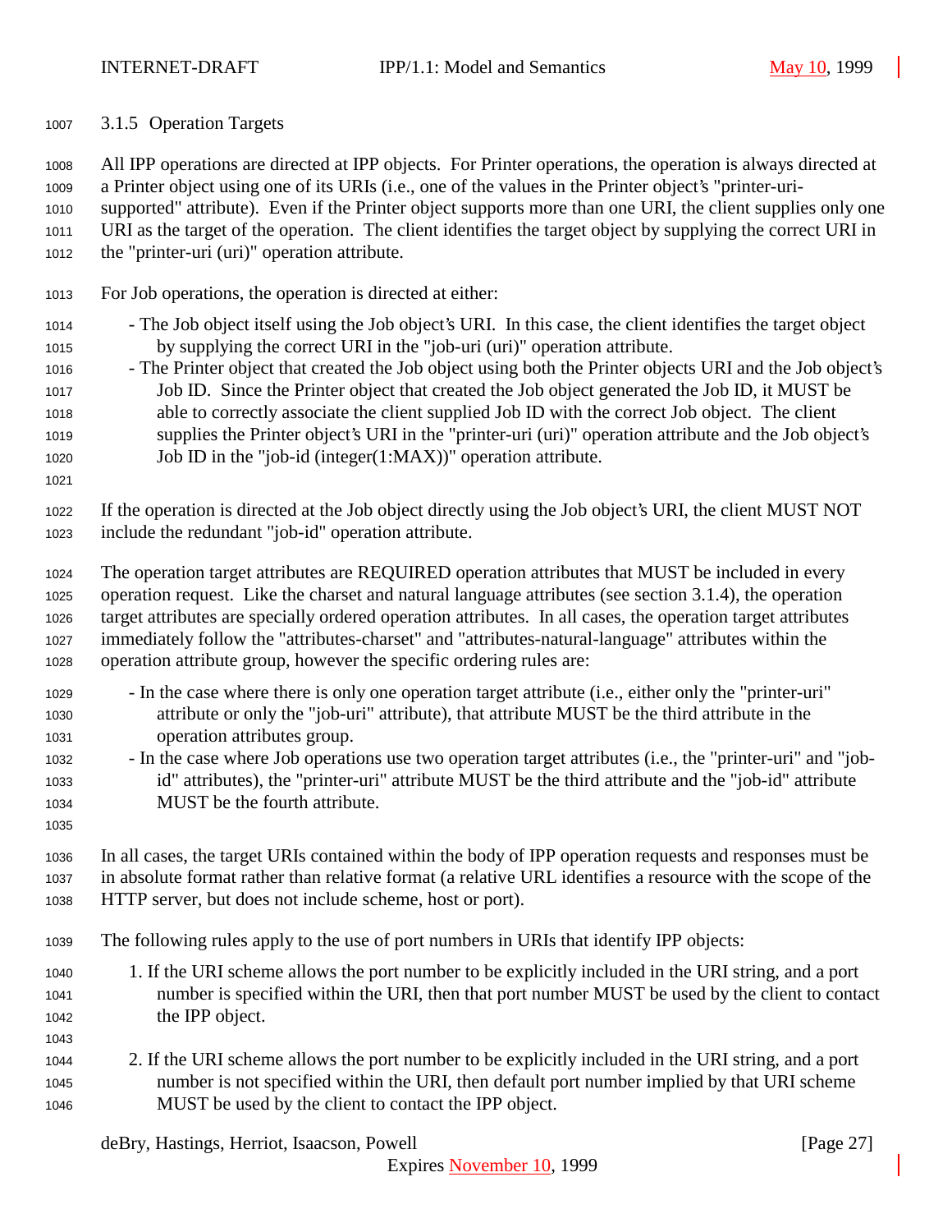### 3.1.5 Operation Targets

All IPP operations are directed at IPP objects. For Printer operations, the operation is always directed at a Printer object using one of its URIs (i.e., one of the values in the Printer object's "printer-uri-supported" attribute). Even if the Printer object supports more than one URI, the client supplies only one URI as the target of the operation. The client identifies the target object by supplying the correct URI in the "printer-uri (uri)" operation attribute.

For Job operations, the operation is directed at either:

- The Job object itself using the Job object's URI. In this case, the client identifies the target object by supplying the correct URI in the "job-uri (uri)" operation attribute.
- The Printer object that created the Job object using both the Printer objects URI and the Job object's Job ID. Since the Printer object that created the Job object generated the Job ID, it MUST be able to correctly associate the client supplied Job ID with the correct Job object. The client supplies the Printer object's URI in the "printer-uri (uri)" operation attribute and the Job object's Job ID in the "job-id (integer(1:MAX))" operation attribute.

If the operation is directed at the Job object directly using the Job object's URI, the client MUST NOT include the redundant "job-id" operation attribute.

The operation target attributes are REQUIRED operation attributes that MUST be included in every operation request. Like the charset and natural language attributes (see section 3.1.4), the operation target attributes are specially ordered operation attributes. In all cases, the operation target attributes immediately follow the "attributes-charset" and "attributes-natural-language" attributes within the operation attribute group, however the specific ordering rules are:

- In the case where there is only one operation target attribute (i.e., either only the "printer-uri" attribute or only the "job-uri" attribute), that attribute MUST be the third attribute in the operation attributes group.
- In the case where Job operations use two operation target attributes (i.e., the "printer-uri" and "job-id" attributes), the "printer-uri" attribute MUST be the third attribute and the "job-id" attribute MUST be the fourth attribute.

In all cases, the target URIs contained within the body of IPP operation requests and responses must be in absolute format rather than relative format (a relative URL identifies a resource with the scope of the HTTP server, but does not include scheme, host or port).

The following rules apply to the use of port numbers in URIs that identify IPP objects:

1. If the URI scheme allows the port number to be explicitly included in the URI string, and a port number is specified within the URI, then that port number MUST be used by the client to contact the IPP object.

2. If the URI scheme allows the port number to be explicitly included in the URI string, and a port number is not specified within the URI, then default port number implied by that URI scheme MUST be used by the client to contact the IPP object.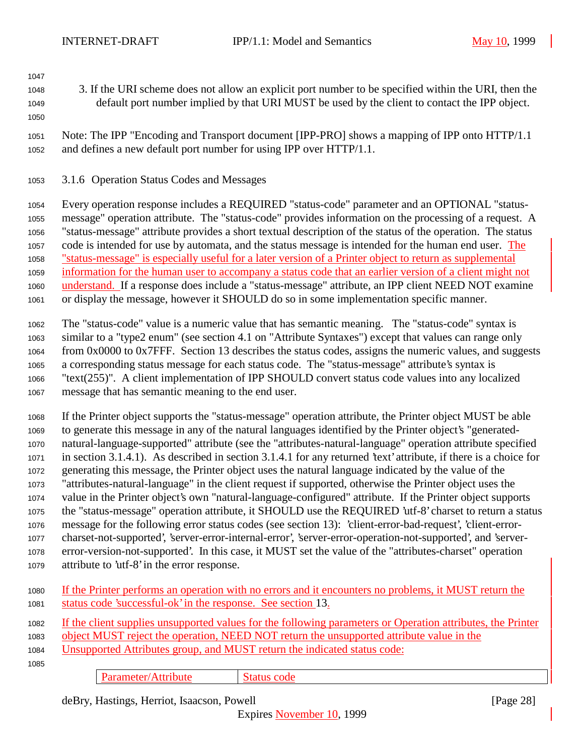3. If the URI scheme does not allow an explicit port number to be specified within the URI, then the default port number implied by that URI MUST be used by the client to contact the IPP object.

Note: The IPP "Encoding and Transport document [IPP-PRO] shows a mapping of IPP onto HTTP/1.1 and defines a new default port number for using IPP over HTTP/1.1.

### 3.1.6 Operation Status Codes and Messages

Every operation response includes a REQUIRED "status-code" parameter and an OPTIONAL "status-message" operation attribute. The "status-code" provides information on the processing of a request. A "status-message" attribute provides a short textual description of the status of the operation. The status code is intended for use by automata, and the status message is intended for the human end user. The "status-message" is especially useful for a later version of a Printer object to return as supplemental information for the human user to accompany a status code that an earlier version of a client might not understand. If a response does include a "status-message" attribute, an IPP client NEED NOT examine or display the message, however it SHOULD do so in some implementation specific manner.

The "status-code" value is a numeric value that has semantic meaning. The "status-code" syntax is similar to a "type2 enum" (see section 4.1 on "Attribute Syntaxes") except that values can range only from 0x0000 to 0x7FFF. Section 13 describes the status codes, assigns the numeric values, and suggests a corresponding status message for each status code. The "status-message" attribute's syntax is "text(255)". A client implementation of IPP SHOULD convert status code values into any localized message that has semantic meaning to the end user.

If the Printer object supports the "status-message" operation attribute, the Printer object MUST be able to generate this message in any of the natural languages identified by the Printer object's "generated-natural-language-supported" attribute (see the "attributes-natural-language" operation attribute specified in section 3.1.4.1). As described in section 3.1.4.1 for any returned 'text' attribute, if there is a choice for generating this message, the Printer object uses the natural language indicated by the value of the "attributes-natural-language" in the client request if supported, otherwise the Printer object uses the value in the Printer object's own "natural-language-configured" attribute. If the Printer object supports the "status-message" operation attribute, it SHOULD use the REQUIRED 'utf-8' charset to return a status message for the following error status codes (see section 13): 'client-error-bad-request', 'client-error-charset-not-supported', 'server-error-internal-error', 'server-error-operation-not-supported', and 'server-error-version-not-supported'. In this case, it MUST set the value of the "attributes-charset" operation attribute to 'utf-8' in the error response.

If the Printer performs an operation with no errors and it encounters no problems, it MUST return the status code 'successful-ok' in the response. See section 13.

If the client supplies unsupported values for the following parameters or Operation attributes, the Printer object MUST reject the operation, NEED NOT return the unsupported attribute value in the Unsupported Attributes group, and MUST return the indicated status code:

| Parameter/Attribute | Status code |
|---|---|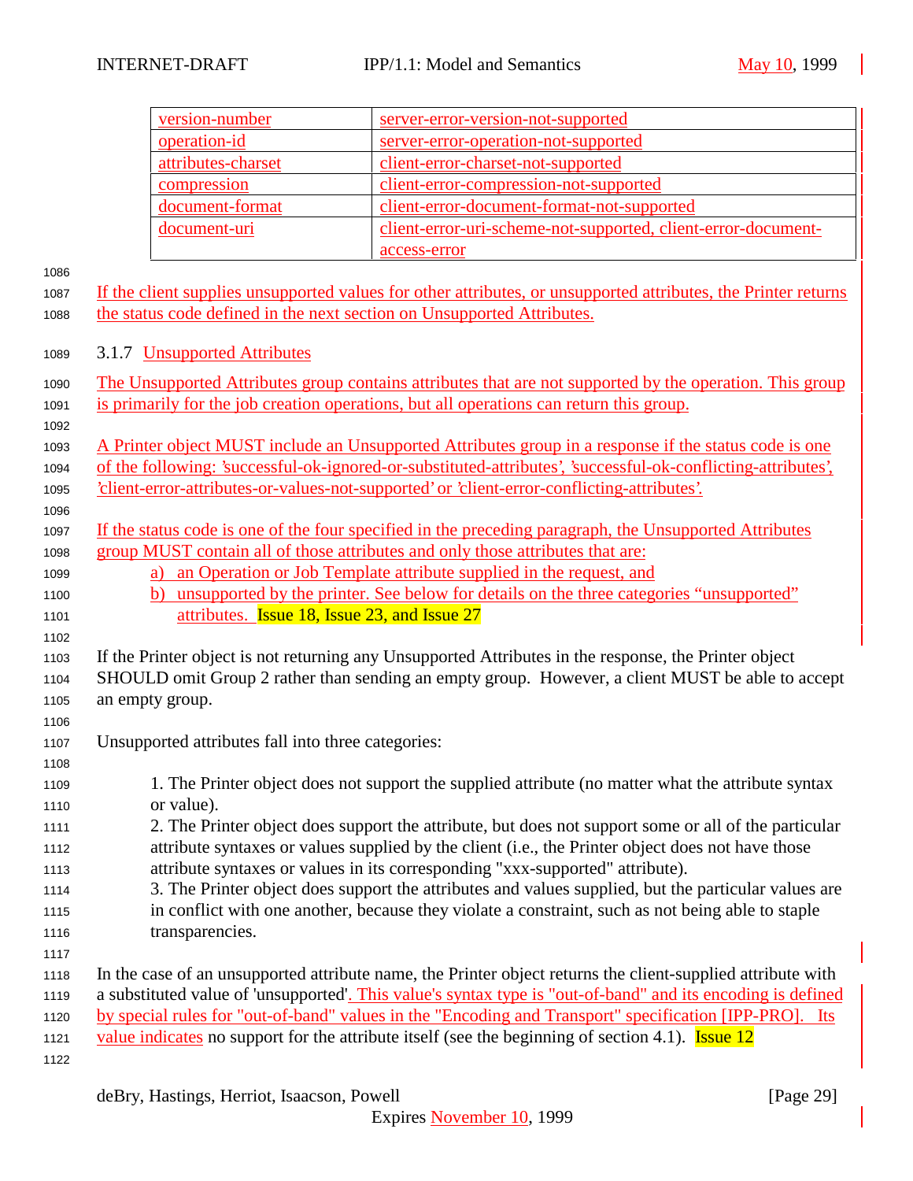| version-number | server-error-version-not-supported |
|---|---|
| operation-id | server-error-operation-not-supported |
| attributes-charset | client-error-charset-not-supported |
| compression | client-error-compression-not-supported |
| document-format | client-error-document-format-not-supported |
| document-uri | client-error-uri-scheme-not-supported, client-error-document-access-error |

If the client supplies unsupported values for other attributes, or unsupported attributes, the Printer returns the status code defined in the next section on Unsupported Attributes.

### 3.1.7 Unsupported Attributes

The Unsupported Attributes group contains attributes that are not supported by the operation. This group is primarily for the job creation operations, but all operations can return this group.

A Printer object MUST include an Unsupported Attributes group in a response if the status code is one of the following: 'successful-ok-ignored-or-substituted-attributes', 'successful-ok-conflicting-attributes', 'client-error-attributes-or-values-not-supported' or 'client-error-conflicting-attributes'.

If the status code is one of the four specified in the preceding paragraph, the Unsupported Attributes group MUST contain all of those attributes and only those attributes that are:

a) an Operation or Job Template attribute supplied in the request, and
b) unsupported by the printer. See below for details on the three categories "unsupported" attributes. Issue 18, Issue 23, and Issue 27

If the Printer object is not returning any Unsupported Attributes in the response, the Printer object SHOULD omit Group 2 rather than sending an empty group. However, a client MUST be able to accept an empty group.

Unsupported attributes fall into three categories:

1. The Printer object does not support the supplied attribute (no matter what the attribute syntax or value).
2. The Printer object does support the attribute, but does not support some or all of the particular attribute syntaxes or values supplied by the client (i.e., the Printer object does not have those attribute syntaxes or values in its corresponding "xxx-supported" attribute).
3. The Printer object does support the attributes and values supplied, but the particular values are in conflict with one another, because they violate a constraint, such as not being able to staple transparencies.

In the case of an unsupported attribute name, the Printer object returns the client-supplied attribute with a substituted value of 'unsupported'. This value's syntax type is "out-of-band" and its encoding is defined by special rules for "out-of-band" values in the "Encoding and Transport" specification [IPP-PRO]. Its value indicates no support for the attribute itself (see the beginning of section 4.1). Issue 12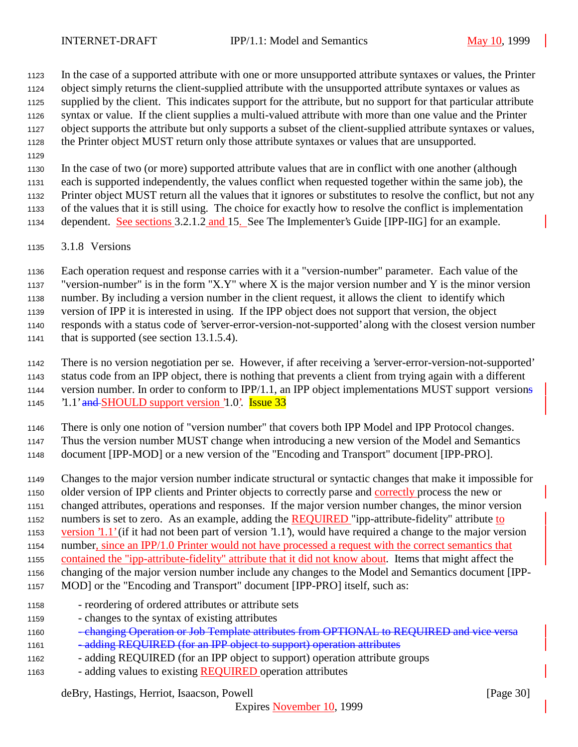In the case of a supported attribute with one or more unsupported attribute syntaxes or values, the Printer object simply returns the client-supplied attribute with the unsupported attribute syntaxes or values as supplied by the client. This indicates support for the attribute, but no support for that particular attribute syntax or value. If the client supplies a multi-valued attribute with more than one value and the Printer object supports the attribute but only supports a subset of the client-supplied attribute syntaxes or values, the Printer object MUST return only those attribute syntaxes or values that are unsupported.

In the case of two (or more) supported attribute values that are in conflict with one another (although each is supported independently, the values conflict when requested together within the same job), the Printer object MUST return all the values that it ignores or substitutes to resolve the conflict, but not any of the values that it is still using. The choice for exactly how to resolve the conflict is implementation dependent. See sections 3.2.1.2 and 15. See The Implementer's Guide [IPP-IIG] for an example.

### 3.1.8 Versions

Each operation request and response carries with it a "version-number" parameter. Each value of the "version-number" is in the form "X.Y" where X is the major version number and Y is the minor version number. By including a version number in the client request, it allows the client to identify which version of IPP it is interested in using. If the IPP object does not support that version, the object responds with a status code of 'server-error-version-not-supported' along with the closest version number that is supported (see section 13.1.5.4).

There is no version negotiation per se. However, if after receiving a 'server-error-version-not-supported' status code from an IPP object, there is nothing that prevents a client from trying again with a different version number. In order to conform to IPP/1.1, an IPP object implementations MUST support version~~s~~ '1.1' ~~and~~ SHOULD support version '1.0'. Issue 33

There is only one notion of "version number" that covers both IPP Model and IPP Protocol changes. Thus the version number MUST change when introducing a new version of the Model and Semantics document [IPP-MOD] or a new version of the "Encoding and Transport" document [IPP-PRO].

Changes to the major version number indicate structural or syntactic changes that make it impossible for older version of IPP clients and Printer objects to correctly parse and correctly process the new or changed attributes, operations and responses. If the major version number changes, the minor version numbers is set to zero. As an example, adding the REQUIRED "ipp-attribute-fidelity" attribute to version '1.1' (if it had not been part of version '1.1'), would have required a change to the major version number, since an IPP/1.0 Printer would not have processed a request with the correct semantics that contained the "ipp-attribute-fidelity" attribute that it did not know about. Items that might affect the changing of the major version number include any changes to the Model and Semantics document [IPP-MOD] or the "Encoding and Transport" document [IPP-PRO] itself, such as:

- reordering of ordered attributes or attribute sets
- changes to the syntax of existing attributes
- ~~changing Operation or Job Template attributes from OPTIONAL to REQUIRED and vice versa~~
- ~~adding REQUIRED (for an IPP object to support) operation attributes~~
- adding REQUIRED (for an IPP object to support) operation attribute groups
- adding values to existing REQUIRED operation attributes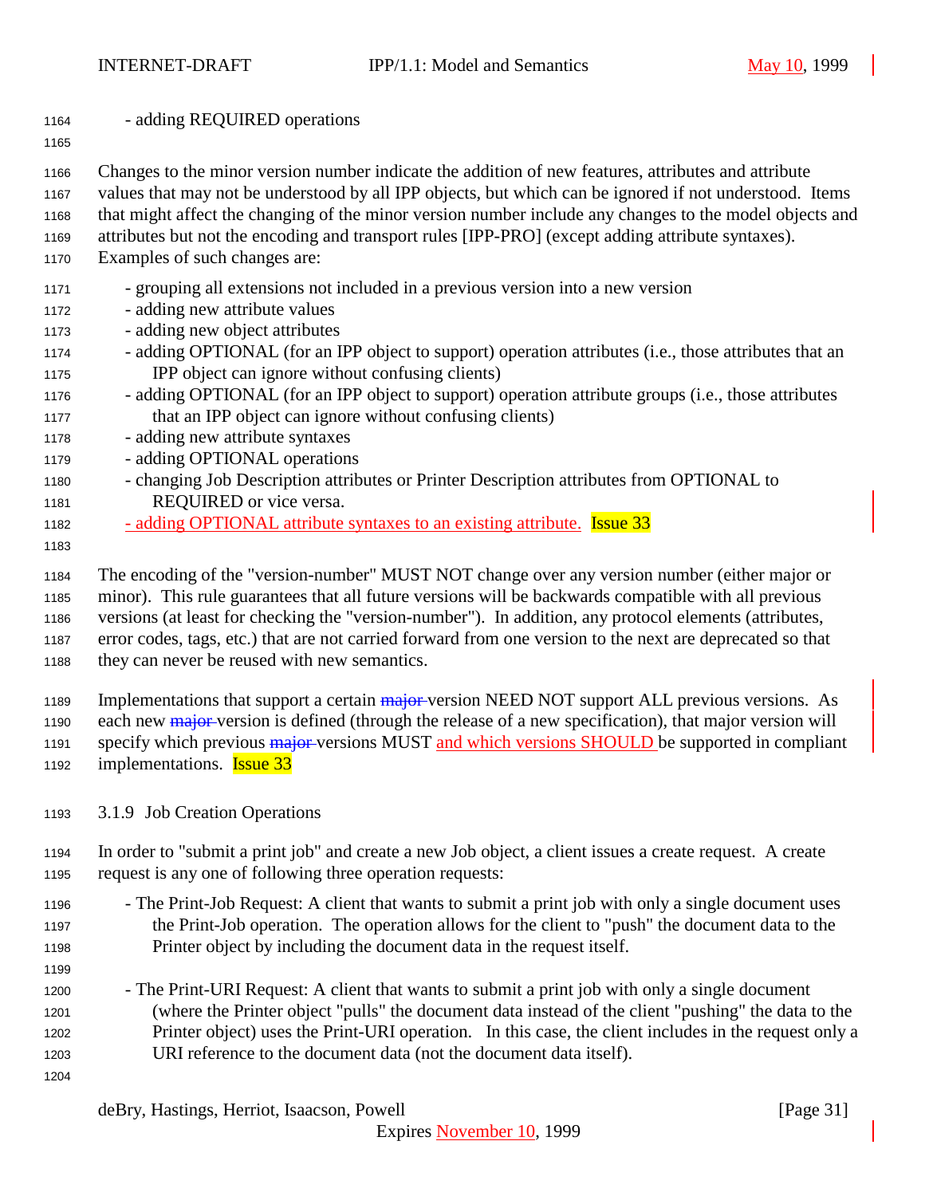- adding REQUIRED operations

Changes to the minor version number indicate the addition of new features, attributes and attribute values that may not be understood by all IPP objects, but which can be ignored if not understood. Items that might affect the changing of the minor version number include any changes to the model objects and attributes but not the encoding and transport rules [IPP-PRO] (except adding attribute syntaxes). Examples of such changes are:

- grouping all extensions not included in a previous version into a new version
- adding new attribute values
- adding new object attributes
- adding OPTIONAL (for an IPP object to support) operation attributes (i.e., those attributes that an IPP object can ignore without confusing clients)
- adding OPTIONAL (for an IPP object to support) operation attribute groups (i.e., those attributes that an IPP object can ignore without confusing clients)
- adding new attribute syntaxes
- adding OPTIONAL operations
- changing Job Description attributes or Printer Description attributes from OPTIONAL to REQUIRED or vice versa.
- adding OPTIONAL attribute syntaxes to an existing attribute. Issue 33

The encoding of the "version-number" MUST NOT change over any version number (either major or minor). This rule guarantees that all future versions will be backwards compatible with all previous versions (at least for checking the "version-number"). In addition, any protocol elements (attributes, error codes, tags, etc.) that are not carried forward from one version to the next are deprecated so that they can never be reused with new semantics.

Implementations that support a certain ~~major~~ version NEED NOT support ALL previous versions. As each new ~~major~~ version is defined (through the release of a new specification), that major version will specify which previous ~~major~~ versions MUST and which versions SHOULD be supported in compliant implementations. Issue 33

### 3.1.9 Job Creation Operations

In order to "submit a print job" and create a new Job object, a client issues a create request. A create request is any one of following three operation requests:

- The Print-Job Request: A client that wants to submit a print job with only a single document uses the Print-Job operation. The operation allows for the client to "push" the document data to the Printer object by including the document data in the request itself.

- The Print-URI Request: A client that wants to submit a print job with only a single document (where the Printer object "pulls" the document data instead of the client "pushing" the data to the Printer object) uses the Print-URI operation. In this case, the client includes in the request only a URI reference to the document data (not the document data itself).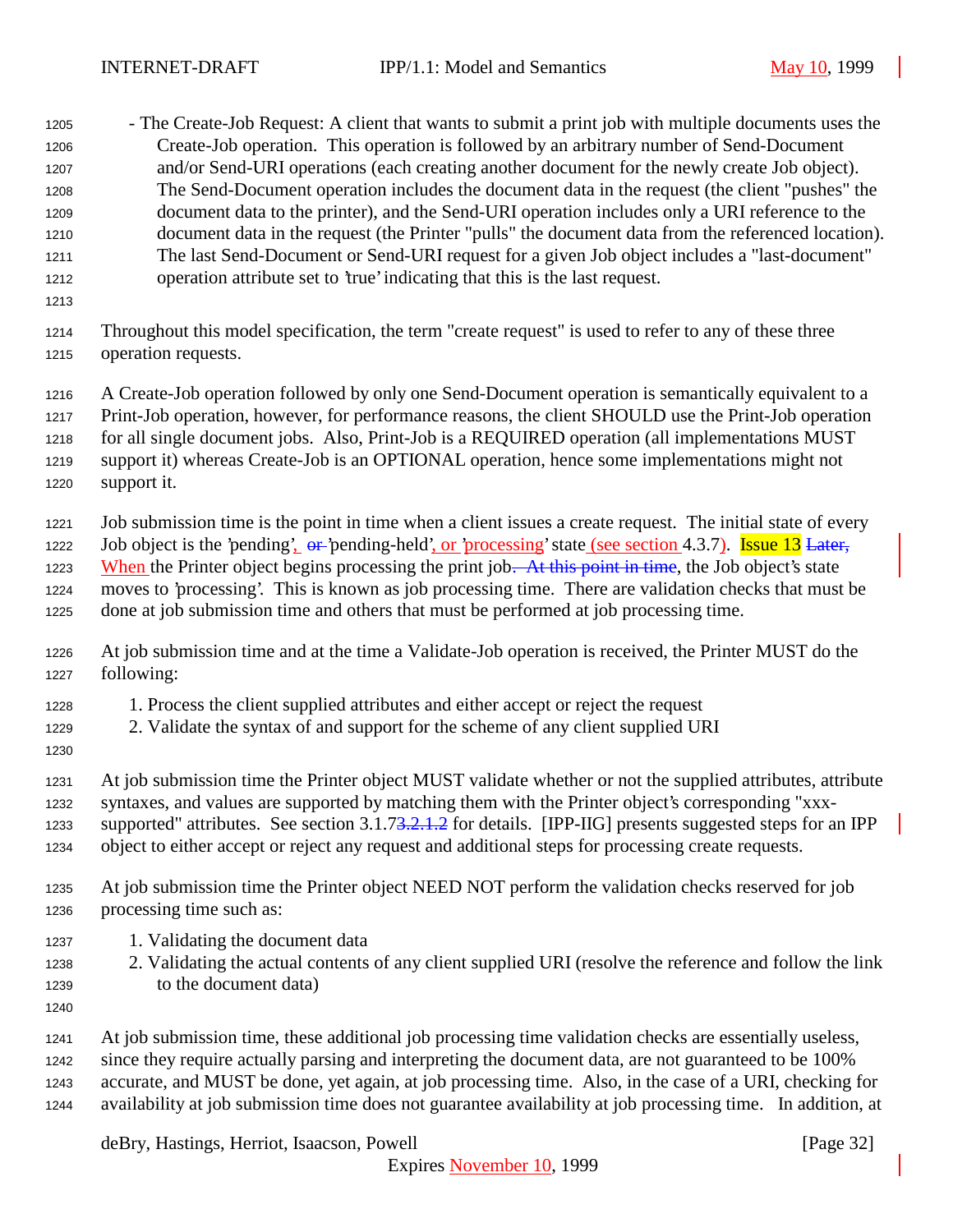- The Create-Job Request: A client that wants to submit a print job with multiple documents uses the Create-Job operation. This operation is followed by an arbitrary number of Send-Document and/or Send-URI operations (each creating another document for the newly create Job object). The Send-Document operation includes the document data in the request (the client "pushes" the document data to the printer), and the Send-URI operation includes only a URI reference to the document data in the request (the Printer "pulls" the document data from the referenced location). The last Send-Document or Send-URI request for a given Job object includes a "last-document" operation attribute set to 'true' indicating that this is the last request.

Throughout this model specification, the term "create request" is used to refer to any of these three operation requests.

A Create-Job operation followed by only one Send-Document operation is semantically equivalent to a Print-Job operation, however, for performance reasons, the client SHOULD use the Print-Job operation for all single document jobs. Also, Print-Job is a REQUIRED operation (all implementations MUST support it) whereas Create-Job is an OPTIONAL operation, hence some implementations might not support it.

Job submission time is the point in time when a client issues a create request. The initial state of every Job object is the 'pending', ~~or~~ 'pending-held', or 'processing' state (see section 4.3.7). Issue 13 ~~Later,~~ When the Printer object begins processing the print job~~. At this point in time~~, the Job object's state moves to 'processing'. This is known as job processing time. There are validation checks that must be done at job submission time and others that must be performed at job processing time.

At job submission time and at the time a Validate-Job operation is received, the Printer MUST do the following:

1. Process the client supplied attributes and either accept or reject the request
2. Validate the syntax of and support for the scheme of any client supplied URI

At job submission time the Printer object MUST validate whether or not the supplied attributes, attribute syntaxes, and values are supported by matching them with the Printer object's corresponding "xxx-supported" attributes. See section 3.1.7~~3.2.1.2~~ for details. [IPP-IIG] presents suggested steps for an IPP object to either accept or reject any request and additional steps for processing create requests.

At job submission time the Printer object NEED NOT perform the validation checks reserved for job processing time such as:

1. Validating the document data
2. Validating the actual contents of any client supplied URI (resolve the reference and follow the link to the document data)

At job submission time, these additional job processing time validation checks are essentially useless, since they require actually parsing and interpreting the document data, are not guaranteed to be 100% accurate, and MUST be done, yet again, at job processing time. Also, in the case of a URI, checking for availability at job submission time does not guarantee availability at job processing time. In addition, at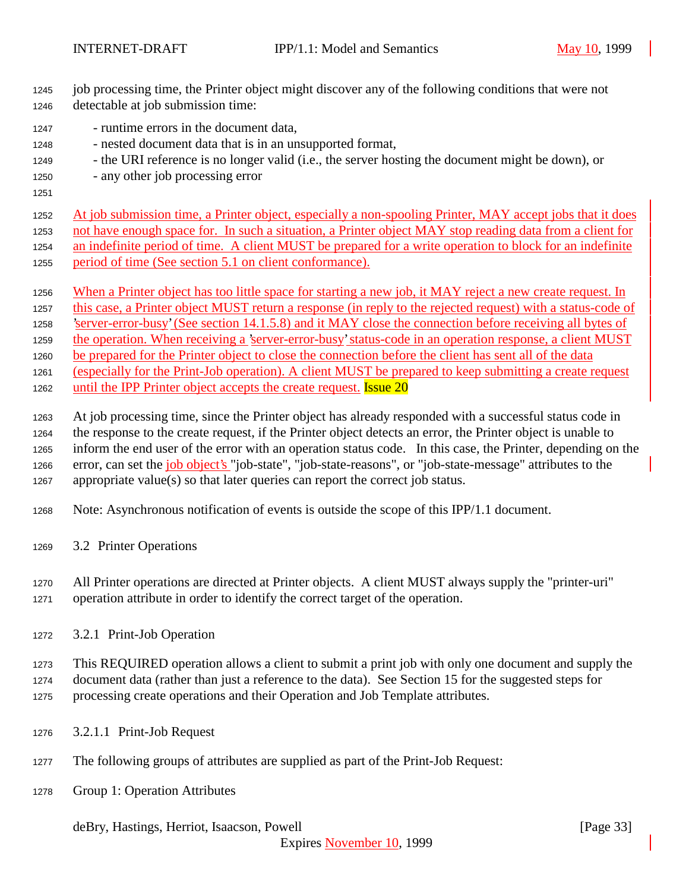job processing time, the Printer object might discover any of the following conditions that were not detectable at job submission time:

- runtime errors in the document data,
- nested document data that is in an unsupported format,
- the URI reference is no longer valid (i.e., the server hosting the document might be down), or
- any other job processing error

At job submission time, a Printer object, especially a non-spooling Printer, MAY accept jobs that it does not have enough space for. In such a situation, a Printer object MAY stop reading data from a client for an indefinite period of time. A client MUST be prepared for a write operation to block for an indefinite period of time (See section 5.1 on client conformance).

When a Printer object has too little space for starting a new job, it MAY reject a new create request. In this case, a Printer object MUST return a response (in reply to the rejected request) with a status-code of 'server-error-busy' (See section 14.1.5.8) and it MAY close the connection before receiving all bytes of the operation. When receiving a 'server-error-busy' status-code in an operation response, a client MUST be prepared for the Printer object to close the connection before the client has sent all of the data (especially for the Print-Job operation). A client MUST be prepared to keep submitting a create request until the IPP Printer object accepts the create request. Issue 20

At job processing time, since the Printer object has already responded with a successful status code in the response to the create request, if the Printer object detects an error, the Printer object is unable to inform the end user of the error with an operation status code. In this case, the Printer, depending on the error, can set the job object's "job-state", "job-state-reasons", or "job-state-message" attributes to the appropriate value(s) so that later queries can report the correct job status.

Note: Asynchronous notification of events is outside the scope of this IPP/1.1 document.

## 3.2 Printer Operations

All Printer operations are directed at Printer objects. A client MUST always supply the "printer-uri" operation attribute in order to identify the correct target of the operation.

### 3.2.1 Print-Job Operation

This REQUIRED operation allows a client to submit a print job with only one document and supply the document data (rather than just a reference to the data). See Section 15 for the suggested steps for processing create operations and their Operation and Job Template attributes.

#### 3.2.1.1 Print-Job Request

The following groups of attributes are supplied as part of the Print-Job Request:

Group 1: Operation Attributes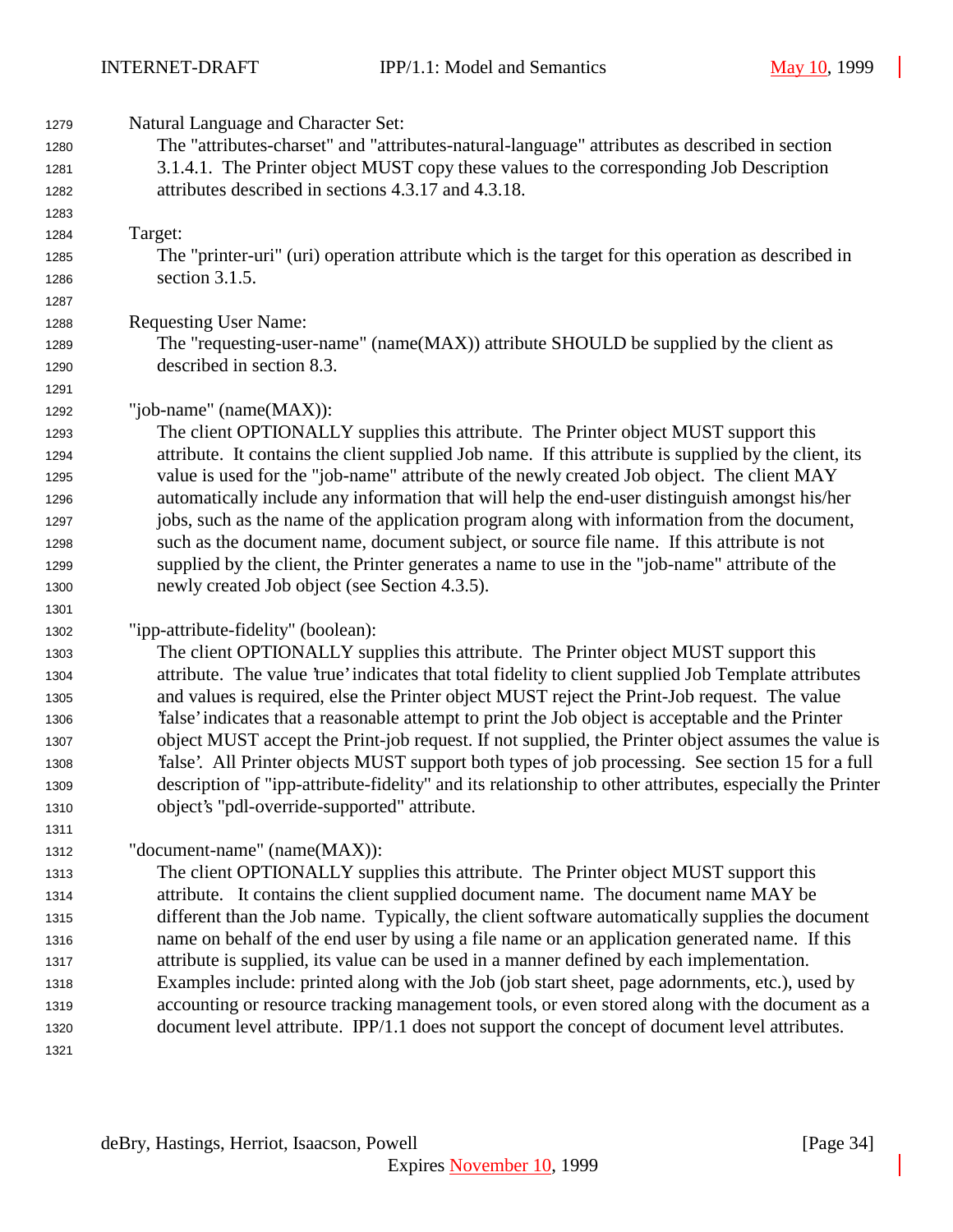Natural Language and Character Set:

The "attributes-charset" and "attributes-natural-language" attributes as described in section 3.1.4.1. The Printer object MUST copy these values to the corresponding Job Description attributes described in sections 4.3.17 and 4.3.18.

Target:

The "printer-uri" (uri) operation attribute which is the target for this operation as described in section 3.1.5.

Requesting User Name:

The "requesting-user-name" (name(MAX)) attribute SHOULD be supplied by the client as described in section 8.3.

"job-name" (name(MAX)):

The client OPTIONALLY supplies this attribute. The Printer object MUST support this attribute. It contains the client supplied Job name. If this attribute is supplied by the client, its value is used for the "job-name" attribute of the newly created Job object. The client MAY automatically include any information that will help the end-user distinguish amongst his/her jobs, such as the name of the application program along with information from the document, such as the document name, document subject, or source file name. If this attribute is not supplied by the client, the Printer generates a name to use in the "job-name" attribute of the newly created Job object (see Section 4.3.5).

"ipp-attribute-fidelity" (boolean):

The client OPTIONALLY supplies this attribute. The Printer object MUST support this attribute. The value 'true' indicates that total fidelity to client supplied Job Template attributes and values is required, else the Printer object MUST reject the Print-Job request. The value 'false' indicates that a reasonable attempt to print the Job object is acceptable and the Printer object MUST accept the Print-job request. If not supplied, the Printer object assumes the value is 'false'. All Printer objects MUST support both types of job processing. See section 15 for a full description of "ipp-attribute-fidelity" and its relationship to other attributes, especially the Printer object's "pdl-override-supported" attribute.

"document-name" (name(MAX)):

The client OPTIONALLY supplies this attribute. The Printer object MUST support this attribute. It contains the client supplied document name. The document name MAY be different than the Job name. Typically, the client software automatically supplies the document name on behalf of the end user by using a file name or an application generated name. If this attribute is supplied, its value can be used in a manner defined by each implementation. Examples include: printed along with the Job (job start sheet, page adornments, etc.), used by accounting or resource tracking management tools, or even stored along with the document as a document level attribute. IPP/1.1 does not support the concept of document level attributes.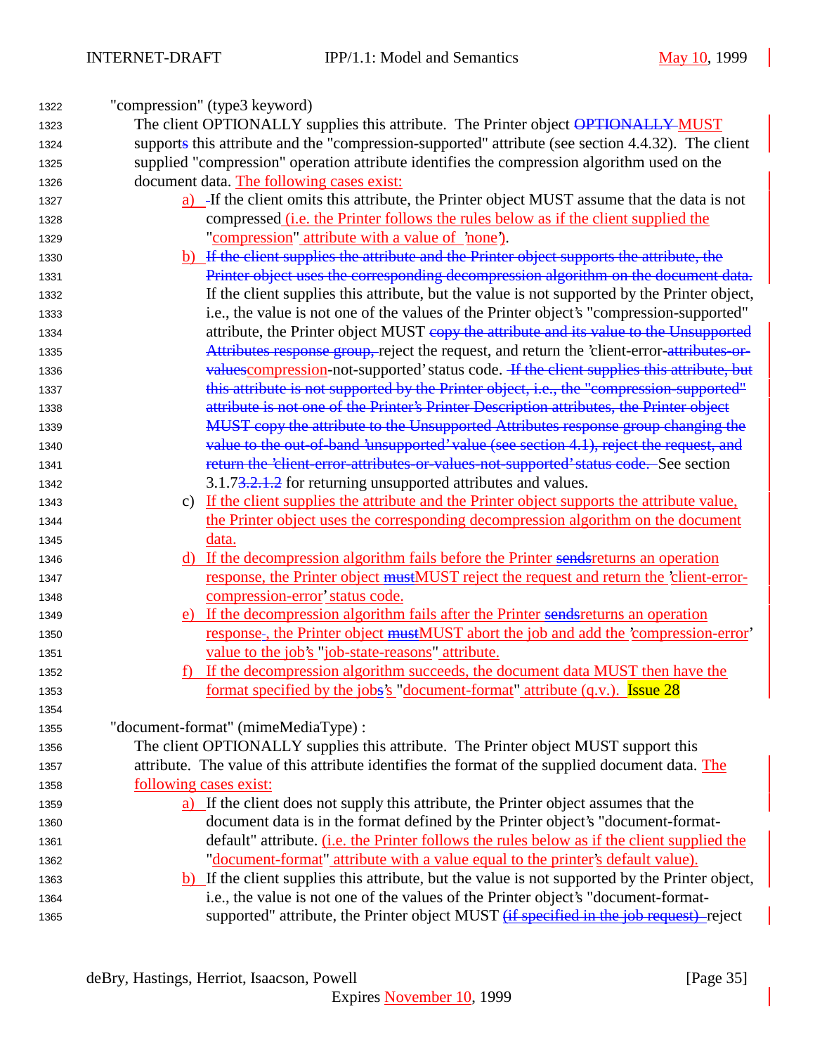"compression" (type3 keyword)

The client OPTIONALLY supplies this attribute. The Printer object ~~OPTIONALLY~~ MUST support~~s~~ this attribute and the "compression-supported" attribute (see section 4.4.32). The client supplied "compression" operation attribute identifies the compression algorithm used on the document data. The following cases exist:

a) If the client omits this attribute, the Printer object MUST assume that the data is not compressed (i.e. the Printer follows the rules below as if the client supplied the "compression" attribute with a value of 'none').

b) ~~If the client supplies the attribute and the Printer object supports the attribute, the Printer object uses the corresponding decompression algorithm on the document data.~~ If the client supplies this attribute, but the value is not supported by the Printer object, i.e., the value is not one of the values of the Printer object's "compression-supported" attribute, the Printer object MUST ~~copy the attribute and its value to the Unsupported Attributes response group,~~ reject the request, and return the 'client-error-~~attributes-or-values~~compression-not-supported' status code. ~~If the client supplies this attribute, but this attribute is not supported by the Printer object, i.e., the "compression-supported" attribute is not one of the Printer's Printer Description attributes, the Printer object MUST copy the attribute to the Unsupported Attributes response group changing the value to the out-of-band 'unsupported' value (see section 4.1), reject the request, and return the 'client-error-attributes-or-values-not-supported' status code.~~ See section 3.1.7~~3.2.1.2~~ for returning unsupported attributes and values.

c) If the client supplies the attribute and the Printer object supports the attribute value, the Printer object uses the corresponding decompression algorithm on the document data.

d) If the decompression algorithm fails before the Printer ~~sends~~returns an operation response, the Printer object ~~must~~MUST reject the request and return the 'client-error-compression-error' status code.

e) If the decompression algorithm fails after the Printer ~~sends~~returns an operation response~~-~~, the Printer object ~~must~~MUST abort the job and add the 'compression-error' value to the job's "job-state-reasons" attribute.

f) If the decompression algorithm succeeds, the document data MUST then have the format specified by the job~~s~~'s "document-format" attribute (q.v.). Issue 28

"document-format" (mimeMediaType) :

The client OPTIONALLY supplies this attribute. The Printer object MUST support this attribute. The value of this attribute identifies the format of the supplied document data. The following cases exist:

a) If the client does not supply this attribute, the Printer object assumes that the document data is in the format defined by the Printer object's "document-format-default" attribute. (i.e. the Printer follows the rules below as if the client supplied the "document-format" attribute with a value equal to the printer's default value).

b) If the client supplies this attribute, but the value is not supported by the Printer object, i.e., the value is not one of the values of the Printer object's "document-format-supported" attribute, the Printer object MUST ~~(if specified in the job request)~~ reject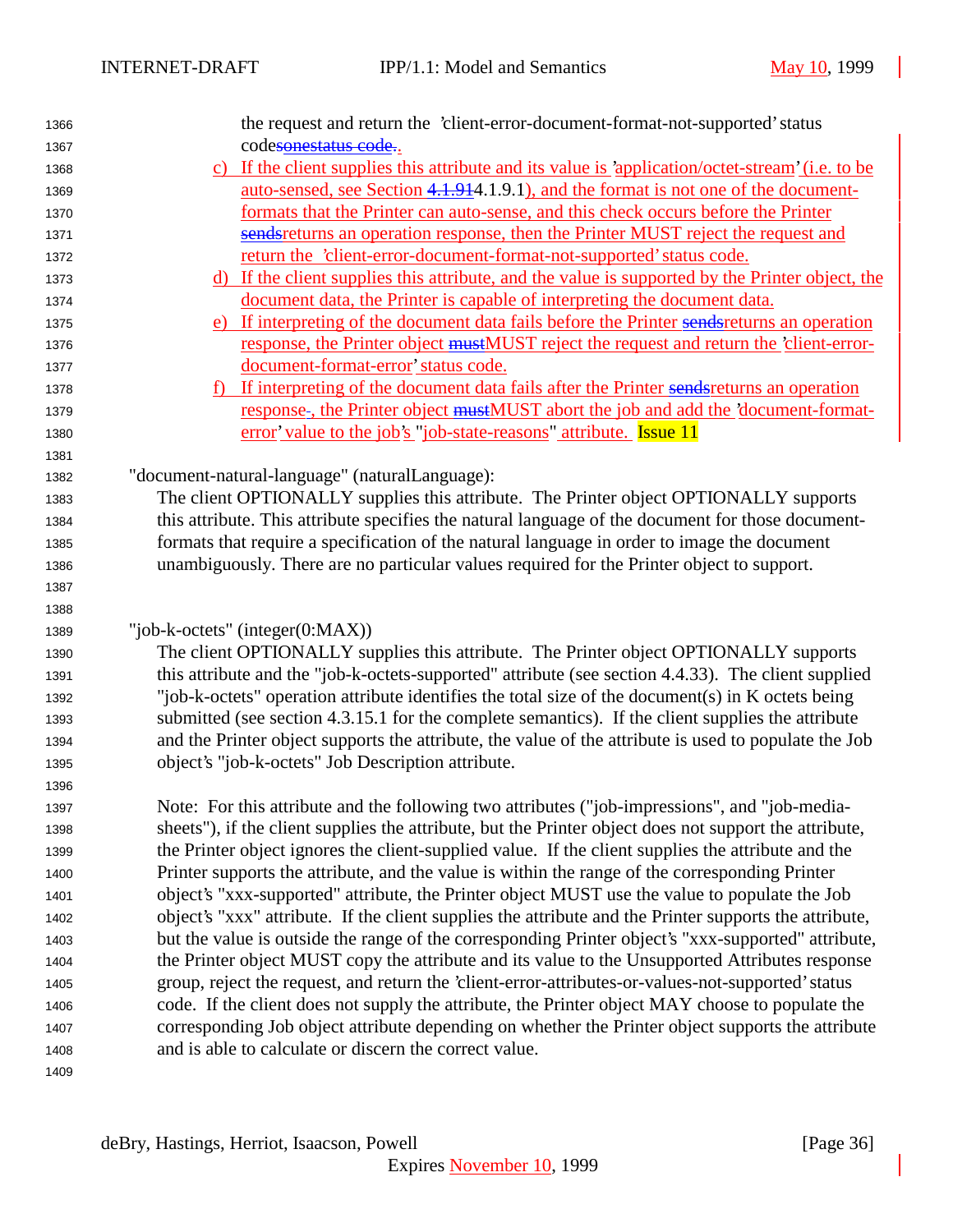the request and return the 'client-error-document-format-not-supported' status codesonestatus code..

c) If the client supplies this attribute and its value is 'application/octet-stream' (i.e. to be auto-sensed, see Section 4.1.914.1.9.1), and the format is not one of the document-formats that the Printer can auto-sense, and this check occurs before the Printer sendsreturns an operation response, then the Printer MUST reject the request and return the 'client-error-document-format-not-supported' status code.

d) If the client supplies this attribute, and the value is supported by the Printer object, the document data, the Printer is capable of interpreting the document data.

e) If interpreting of the document data fails before the Printer sendsreturns an operation response, the Printer object mustMUST reject the request and return the 'client-error-document-format-error' status code.

f) If interpreting of the document data fails after the Printer sendsreturns an operation response-, the Printer object mustMUST abort the job and add the 'document-format-error' value to the job's "job-state-reasons" attribute. Issue 11

"document-natural-language" (naturalLanguage):

The client OPTIONALLY supplies this attribute. The Printer object OPTIONALLY supports this attribute. This attribute specifies the natural language of the document for those document-formats that require a specification of the natural language in order to image the document unambiguously. There are no particular values required for the Printer object to support.

"job-k-octets" (integer(0:MAX))

The client OPTIONALLY supplies this attribute. The Printer object OPTIONALLY supports this attribute and the "job-k-octets-supported" attribute (see section 4.4.33). The client supplied "job-k-octets" operation attribute identifies the total size of the document(s) in K octets being submitted (see section 4.3.15.1 for the complete semantics). If the client supplies the attribute and the Printer object supports the attribute, the value of the attribute is used to populate the Job object's "job-k-octets" Job Description attribute.

Note: For this attribute and the following two attributes ("job-impressions", and "job-media-sheets"), if the client supplies the attribute, but the Printer object does not support the attribute, the Printer object ignores the client-supplied value. If the client supplies the attribute and the Printer supports the attribute, and the value is within the range of the corresponding Printer object's "xxx-supported" attribute, the Printer object MUST use the value to populate the Job object's "xxx" attribute. If the client supplies the attribute and the Printer supports the attribute, but the value is outside the range of the corresponding Printer object's "xxx-supported" attribute, the Printer object MUST copy the attribute and its value to the Unsupported Attributes response group, reject the request, and return the 'client-error-attributes-or-values-not-supported' status code. If the client does not supply the attribute, the Printer object MAY choose to populate the corresponding Job object attribute depending on whether the Printer object supports the attribute and is able to calculate or discern the correct value.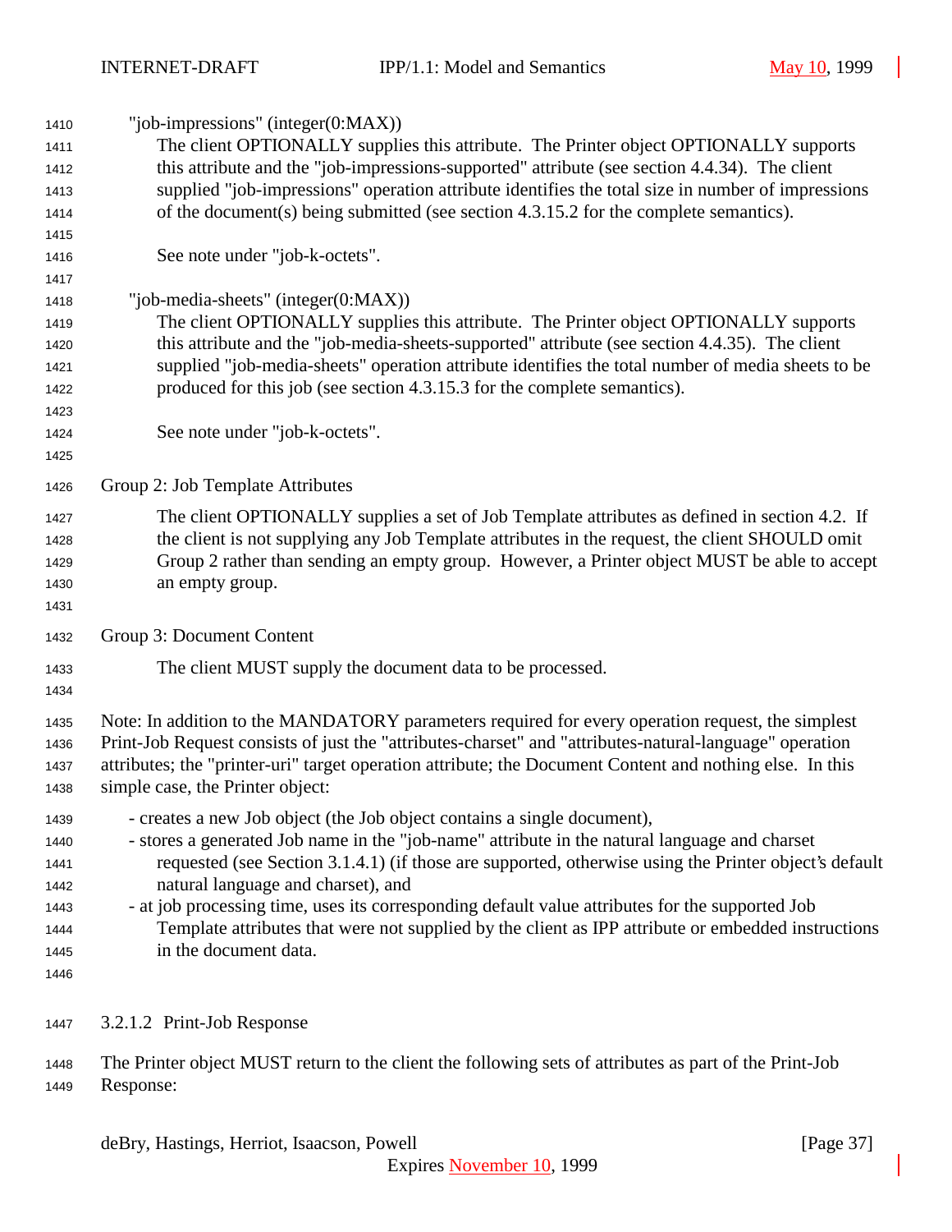"job-impressions" (integer(0:MAX))

The client OPTIONALLY supplies this attribute. The Printer object OPTIONALLY supports this attribute and the "job-impressions-supported" attribute (see section 4.4.34). The client supplied "job-impressions" operation attribute identifies the total size in number of impressions of the document(s) being submitted (see section 4.3.15.2 for the complete semantics).

See note under "job-k-octets".

"job-media-sheets" (integer(0:MAX))

The client OPTIONALLY supplies this attribute. The Printer object OPTIONALLY supports this attribute and the "job-media-sheets-supported" attribute (see section 4.4.35). The client supplied "job-media-sheets" operation attribute identifies the total number of media sheets to be produced for this job (see section 4.3.15.3 for the complete semantics).

See note under "job-k-octets".

Group 2: Job Template Attributes

The client OPTIONALLY supplies a set of Job Template attributes as defined in section 4.2. If the client is not supplying any Job Template attributes in the request, the client SHOULD omit Group 2 rather than sending an empty group. However, a Printer object MUST be able to accept an empty group.

Group 3: Document Content

The client MUST supply the document data to be processed.

Note: In addition to the MANDATORY parameters required for every operation request, the simplest Print-Job Request consists of just the "attributes-charset" and "attributes-natural-language" operation attributes; the "printer-uri" target operation attribute; the Document Content and nothing else. In this simple case, the Printer object:

- creates a new Job object (the Job object contains a single document),
- stores a generated Job name in the "job-name" attribute in the natural language and charset requested (see Section 3.1.4.1) (if those are supported, otherwise using the Printer object's default natural language and charset), and
- at job processing time, uses its corresponding default value attributes for the supported Job Template attributes that were not supplied by the client as IPP attribute or embedded instructions in the document data.

#### 3.2.1.2 Print-Job Response

The Printer object MUST return to the client the following sets of attributes as part of the Print-Job Response: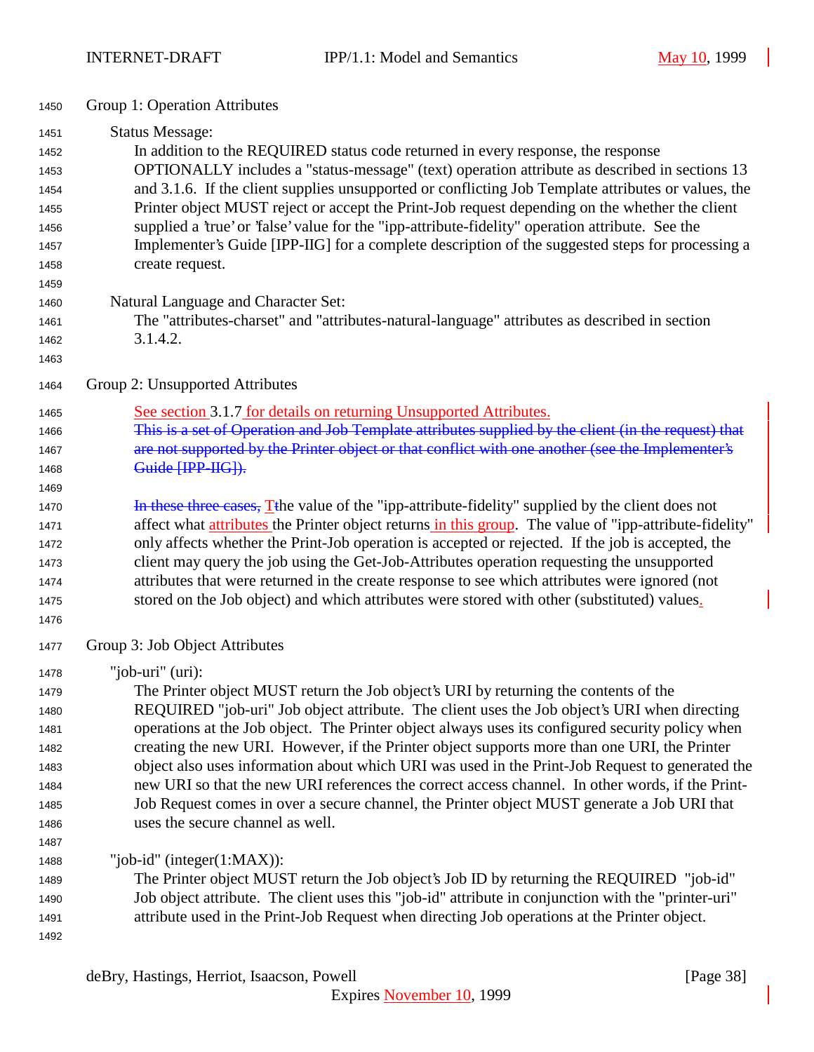Group 1: Operation Attributes

Status Message:

In addition to the REQUIRED status code returned in every response, the response OPTIONALLY includes a "status-message" (text) operation attribute as described in sections 13 and 3.1.6. If the client supplies unsupported or conflicting Job Template attributes or values, the Printer object MUST reject or accept the Print-Job request depending on the whether the client supplied a 'true' or 'false' value for the "ipp-attribute-fidelity" operation attribute. See the Implementer's Guide [IPP-IIG] for a complete description of the suggested steps for processing a create request.

Natural Language and Character Set:

The "attributes-charset" and "attributes-natural-language" attributes as described in section 3.1.4.2.

Group 2: Unsupported Attributes

See section 3.1.7 for details on returning Unsupported Attributes.

~~This is a set of Operation and Job Template attributes supplied by the client (in the request) that are not supported by the Printer object or that conflict with one another (see the Implementer's Guide [IPP-IIG]).~~

~~In these three cases,~~ The value of the "ipp-attribute-fidelity" supplied by the client does not affect what attributes the Printer object returns in this group. The value of "ipp-attribute-fidelity" only affects whether the Print-Job operation is accepted or rejected. If the job is accepted, the client may query the job using the Get-Job-Attributes operation requesting the unsupported attributes that were returned in the create response to see which attributes were ignored (not stored on the Job object) and which attributes were stored with other (substituted) values.

Group 3: Job Object Attributes

"job-uri" (uri):

The Printer object MUST return the Job object's URI by returning the contents of the REQUIRED "job-uri" Job object attribute. The client uses the Job object's URI when directing operations at the Job object. The Printer object always uses its configured security policy when creating the new URI. However, if the Printer object supports more than one URI, the Printer object also uses information about which URI was used in the Print-Job Request to generated the new URI so that the new URI references the correct access channel. In other words, if the Print-Job Request comes in over a secure channel, the Printer object MUST generate a Job URI that uses the secure channel as well.

"job-id" (integer(1:MAX)):

The Printer object MUST return the Job object's Job ID by returning the REQUIRED "job-id" Job object attribute. The client uses this "job-id" attribute in conjunction with the "printer-uri" attribute used in the Print-Job Request when directing Job operations at the Printer object.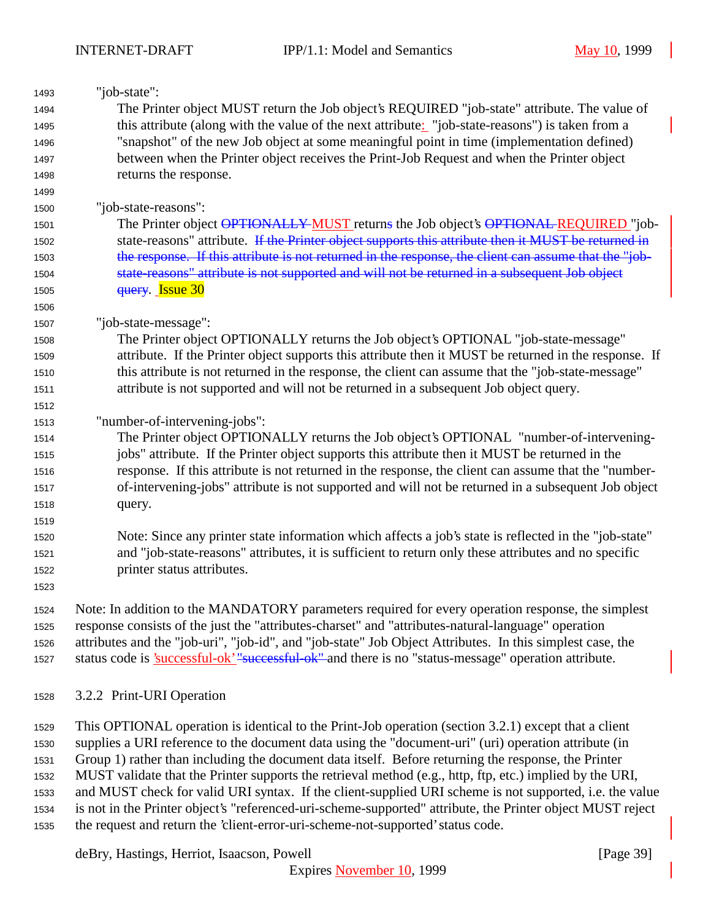"job-state":

The Printer object MUST return the Job object's REQUIRED "job-state" attribute. The value of this attribute (along with the value of the next attribute: "job-state-reasons") is taken from a "snapshot" of the new Job object at some meaningful point in time (implementation defined) between when the Printer object receives the Print-Job Request and when the Printer object returns the response.

"job-state-reasons":

The Printer object ~~OPTIONALLY~~ MUST returns the Job object's ~~OPTIONAL~~ REQUIRED "job-state-reasons" attribute. ~~If the Printer object supports this attribute then it MUST be returned in the response. If this attribute is not returned in the response, the client can assume that the "job-state-reasons" attribute is not supported and will not be returned in a subsequent Job object query~~. Issue 30

"job-state-message":

The Printer object OPTIONALLY returns the Job object's OPTIONAL "job-state-message" attribute. If the Printer object supports this attribute then it MUST be returned in the response. If this attribute is not returned in the response, the client can assume that the "job-state-message" attribute is not supported and will not be returned in a subsequent Job object query.

"number-of-intervening-jobs":

The Printer object OPTIONALLY returns the Job object's OPTIONAL "number-of-intervening-jobs" attribute. If the Printer object supports this attribute then it MUST be returned in the response. If this attribute is not returned in the response, the client can assume that the "number-of-intervening-jobs" attribute is not supported and will not be returned in a subsequent Job object query.

Note: Since any printer state information which affects a job's state is reflected in the "job-state" and "job-state-reasons" attributes, it is sufficient to return only these attributes and no specific printer status attributes.

Note: In addition to the MANDATORY parameters required for every operation response, the simplest response consists of the just the "attributes-charset" and "attributes-natural-language" operation attributes and the "job-uri", "job-id", and "job-state" Job Object Attributes. In this simplest case, the status code is 'successful-ok' ~~"successful-ok"~~ and there is no "status-message" operation attribute.

### 3.2.2 Print-URI Operation

This OPTIONAL operation is identical to the Print-Job operation (section 3.2.1) except that a client supplies a URI reference to the document data using the "document-uri" (uri) operation attribute (in Group 1) rather than including the document data itself. Before returning the response, the Printer MUST validate that the Printer supports the retrieval method (e.g., http, ftp, etc.) implied by the URI, and MUST check for valid URI syntax. If the client-supplied URI scheme is not supported, i.e. the value is not in the Printer object's "referenced-uri-scheme-supported" attribute, the Printer object MUST reject the request and return the 'client-error-uri-scheme-not-supported' status code.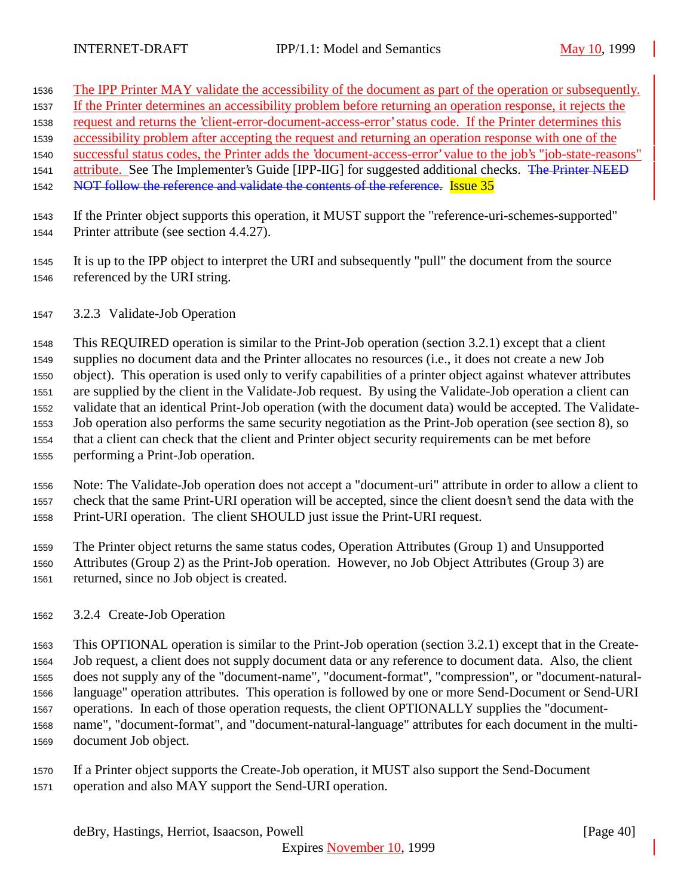The IPP Printer MAY validate the accessibility of the document as part of the operation or subsequently. If the Printer determines an accessibility problem before returning an operation response, it rejects the request and returns the 'client-error-document-access-error' status code. If the Printer determines this accessibility problem after accepting the request and returning an operation response with one of the successful status codes, the Printer adds the 'document-access-error' value to the job's "job-state-reasons" attribute. See The Implementer's Guide [IPP-IIG] for suggested additional checks. ~~The Printer NEED NOT follow the reference and validate the contents of the reference.~~ Issue 35

If the Printer object supports this operation, it MUST support the "reference-uri-schemes-supported" Printer attribute (see section 4.4.27).

It is up to the IPP object to interpret the URI and subsequently "pull" the document from the source referenced by the URI string.

### 3.2.3 Validate-Job Operation

This REQUIRED operation is similar to the Print-Job operation (section 3.2.1) except that a client supplies no document data and the Printer allocates no resources (i.e., it does not create a new Job object). This operation is used only to verify capabilities of a printer object against whatever attributes are supplied by the client in the Validate-Job request. By using the Validate-Job operation a client can validate that an identical Print-Job operation (with the document data) would be accepted. The Validate-Job operation also performs the same security negotiation as the Print-Job operation (see section 8), so that a client can check that the client and Printer object security requirements can be met before performing a Print-Job operation.

Note: The Validate-Job operation does not accept a "document-uri" attribute in order to allow a client to check that the same Print-URI operation will be accepted, since the client doesn't send the data with the Print-URI operation. The client SHOULD just issue the Print-URI request.

The Printer object returns the same status codes, Operation Attributes (Group 1) and Unsupported Attributes (Group 2) as the Print-Job operation. However, no Job Object Attributes (Group 3) are returned, since no Job object is created.

### 3.2.4 Create-Job Operation

This OPTIONAL operation is similar to the Print-Job operation (section 3.2.1) except that in the Create-Job request, a client does not supply document data or any reference to document data. Also, the client does not supply any of the "document-name", "document-format", "compression", or "document-natural-language" operation attributes. This operation is followed by one or more Send-Document or Send-URI operations. In each of those operation requests, the client OPTIONALLY supplies the "document-name", "document-format", and "document-natural-language" attributes for each document in the multi-document Job object.

If a Printer object supports the Create-Job operation, it MUST also support the Send-Document operation and also MAY support the Send-URI operation.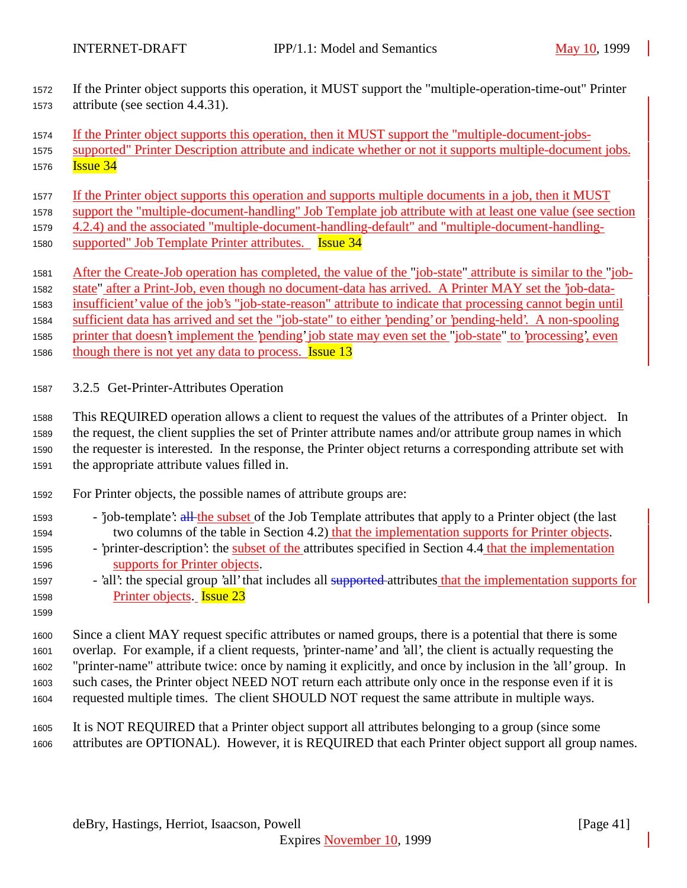If the Printer object supports this operation, it MUST support the "multiple-operation-time-out" Printer attribute (see section 4.4.31).

If the Printer object supports this operation, then it MUST support the "multiple-document-jobs-supported" Printer Description attribute and indicate whether or not it supports multiple-document jobs. Issue 34

If the Printer object supports this operation and supports multiple documents in a job, then it MUST support the "multiple-document-handling" Job Template job attribute with at least one value (see section 4.2.4) and the associated "multiple-document-handling-default" and "multiple-document-handling-supported" Job Template Printer attributes. Issue 34

After the Create-Job operation has completed, the value of the "job-state" attribute is similar to the "job-state" after a Print-Job, even though no document-data has arrived. A Printer MAY set the 'job-data-insufficient' value of the job's "job-state-reason" attribute to indicate that processing cannot begin until sufficient data has arrived and set the "job-state" to either 'pending' or 'pending-held'. A non-spooling printer that doesn't implement the 'pending' job state may even set the "job-state" to 'processing', even though there is not yet any data to process. Issue 13

### 3.2.5 Get-Printer-Attributes Operation

This REQUIRED operation allows a client to request the values of the attributes of a Printer object. In the request, the client supplies the set of Printer attribute names and/or attribute group names in which the requester is interested. In the response, the Printer object returns a corresponding attribute set with the appropriate attribute values filled in.

For Printer objects, the possible names of attribute groups are:

- 'job-template': ~~all~~ the subset of the Job Template attributes that apply to a Printer object (the last two columns of the table in Section 4.2) that the implementation supports for Printer objects.
- 'printer-description': the subset of the attributes specified in Section 4.4 that the implementation supports for Printer objects.
- 'all': the special group 'all' that includes all ~~supported~~ attributes that the implementation supports for Printer objects. Issue 23

Since a client MAY request specific attributes or named groups, there is a potential that there is some overlap. For example, if a client requests, 'printer-name' and 'all', the client is actually requesting the "printer-name" attribute twice: once by naming it explicitly, and once by inclusion in the 'all' group. In such cases, the Printer object NEED NOT return each attribute only once in the response even if it is requested multiple times. The client SHOULD NOT request the same attribute in multiple ways.

It is NOT REQUIRED that a Printer object support all attributes belonging to a group (since some attributes are OPTIONAL). However, it is REQUIRED that each Printer object support all group names.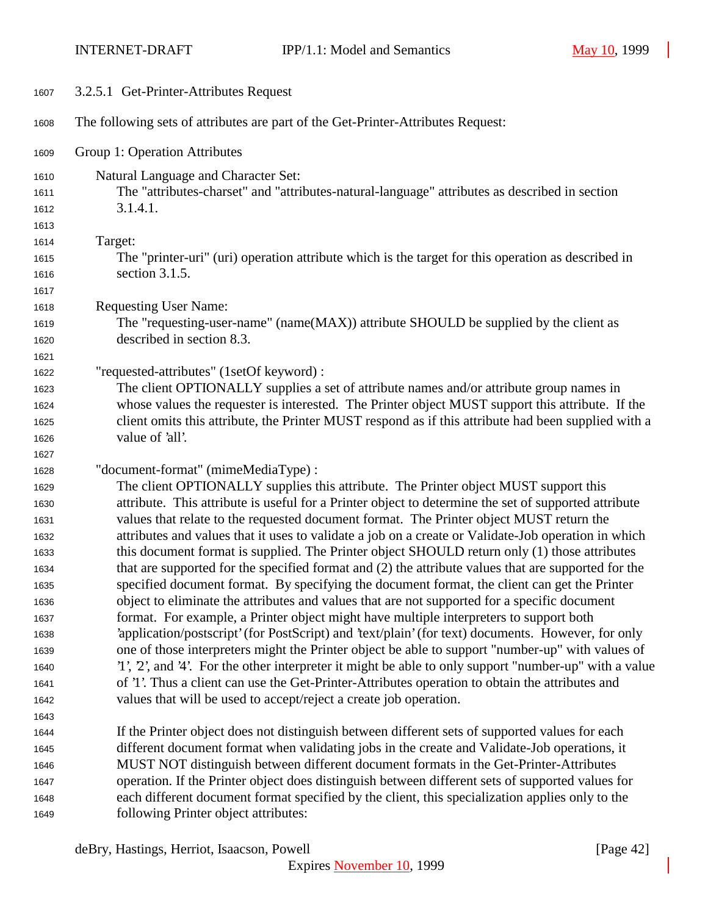#### 3.2.5.1 Get-Printer-Attributes Request

The following sets of attributes are part of the Get-Printer-Attributes Request:

Group 1: Operation Attributes

Natural Language and Character Set:
The "attributes-charset" and "attributes-natural-language" attributes as described in section 3.1.4.1.

Target:
The "printer-uri" (uri) operation attribute which is the target for this operation as described in section 3.1.5.

Requesting User Name:
The "requesting-user-name" (name(MAX)) attribute SHOULD be supplied by the client as described in section 8.3.

"requested-attributes" (1setOf keyword) :
The client OPTIONALLY supplies a set of attribute names and/or attribute group names in whose values the requester is interested. The Printer object MUST support this attribute. If the client omits this attribute, the Printer MUST respond as if this attribute had been supplied with a value of 'all'.

"document-format" (mimeMediaType) :
The client OPTIONALLY supplies this attribute. The Printer object MUST support this attribute. This attribute is useful for a Printer object to determine the set of supported attribute values that relate to the requested document format. The Printer object MUST return the attributes and values that it uses to validate a job on a create or Validate-Job operation in which this document format is supplied. The Printer object SHOULD return only (1) those attributes that are supported for the specified format and (2) the attribute values that are supported for the specified document format. By specifying the document format, the client can get the Printer object to eliminate the attributes and values that are not supported for a specific document format. For example, a Printer object might have multiple interpreters to support both 'application/postscript' (for PostScript) and 'text/plain' (for text) documents. However, for only one of those interpreters might the Printer object be able to support "number-up" with values of '1', '2', and '4'. For the other interpreter it might be able to only support "number-up" with a value of '1'. Thus a client can use the Get-Printer-Attributes operation to obtain the attributes and values that will be used to accept/reject a create job operation.

If the Printer object does not distinguish between different sets of supported values for each different document format when validating jobs in the create and Validate-Job operations, it MUST NOT distinguish between different document formats in the Get-Printer-Attributes operation. If the Printer object does distinguish between different sets of supported values for each different document format specified by the client, this specialization applies only to the following Printer object attributes: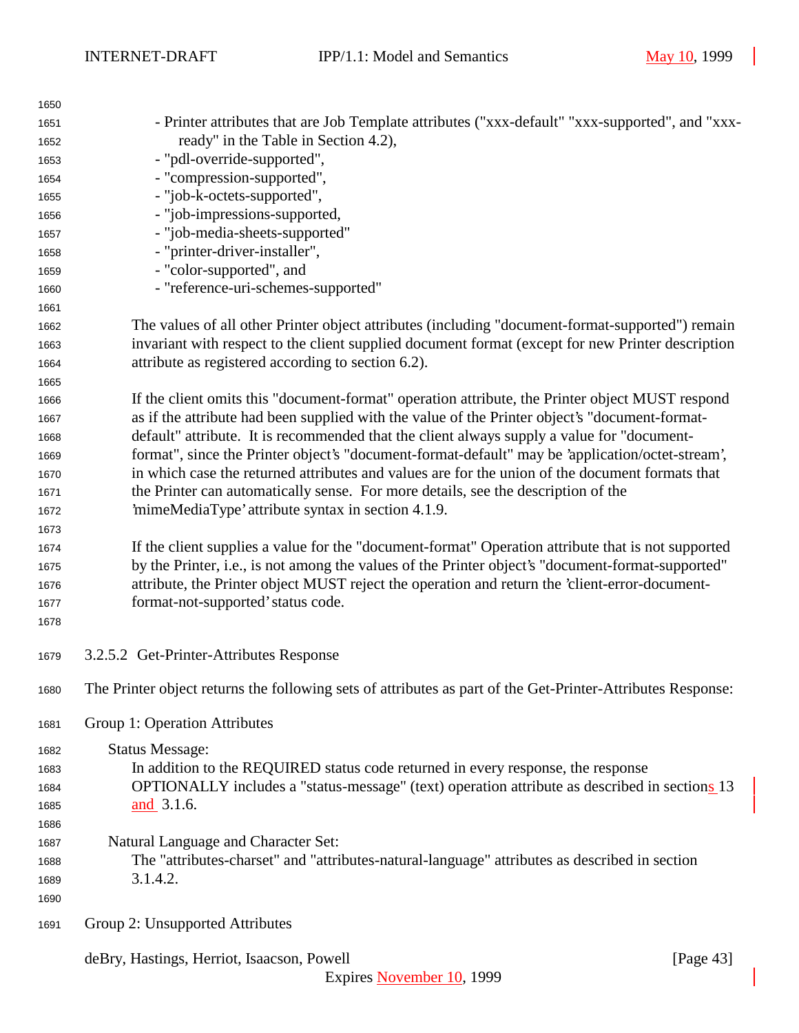- Printer attributes that are Job Template attributes ("xxx-default" "xxx-supported", and "xxx-ready" in the Table in Section 4.2),
- "pdl-override-supported",
- "compression-supported",
- "job-k-octets-supported",
- "job-impressions-supported,
- "job-media-sheets-supported"
- "printer-driver-installer",
- "color-supported", and
- "reference-uri-schemes-supported"

The values of all other Printer object attributes (including "document-format-supported") remain invariant with respect to the client supplied document format (except for new Printer description attribute as registered according to section 6.2).

If the client omits this "document-format" operation attribute, the Printer object MUST respond as if the attribute had been supplied with the value of the Printer object's "document-format-default" attribute. It is recommended that the client always supply a value for "document-format", since the Printer object's "document-format-default" may be 'application/octet-stream', in which case the returned attributes and values are for the union of the document formats that the Printer can automatically sense. For more details, see the description of the 'mimeMediaType' attribute syntax in section 4.1.9.

If the client supplies a value for the "document-format" Operation attribute that is not supported by the Printer, i.e., is not among the values of the Printer object's "document-format-supported" attribute, the Printer object MUST reject the operation and return the 'client-error-document-format-not-supported' status code.

#### 3.2.5.2 Get-Printer-Attributes Response

The Printer object returns the following sets of attributes as part of the Get-Printer-Attributes Response:

Group 1: Operation Attributes

Status Message:
In addition to the REQUIRED status code returned in every response, the response OPTIONALLY includes a "status-message" (text) operation attribute as described in sections 13 and 3.1.6.

Natural Language and Character Set:
The "attributes-charset" and "attributes-natural-language" attributes as described in section 3.1.4.2.

Group 2: Unsupported Attributes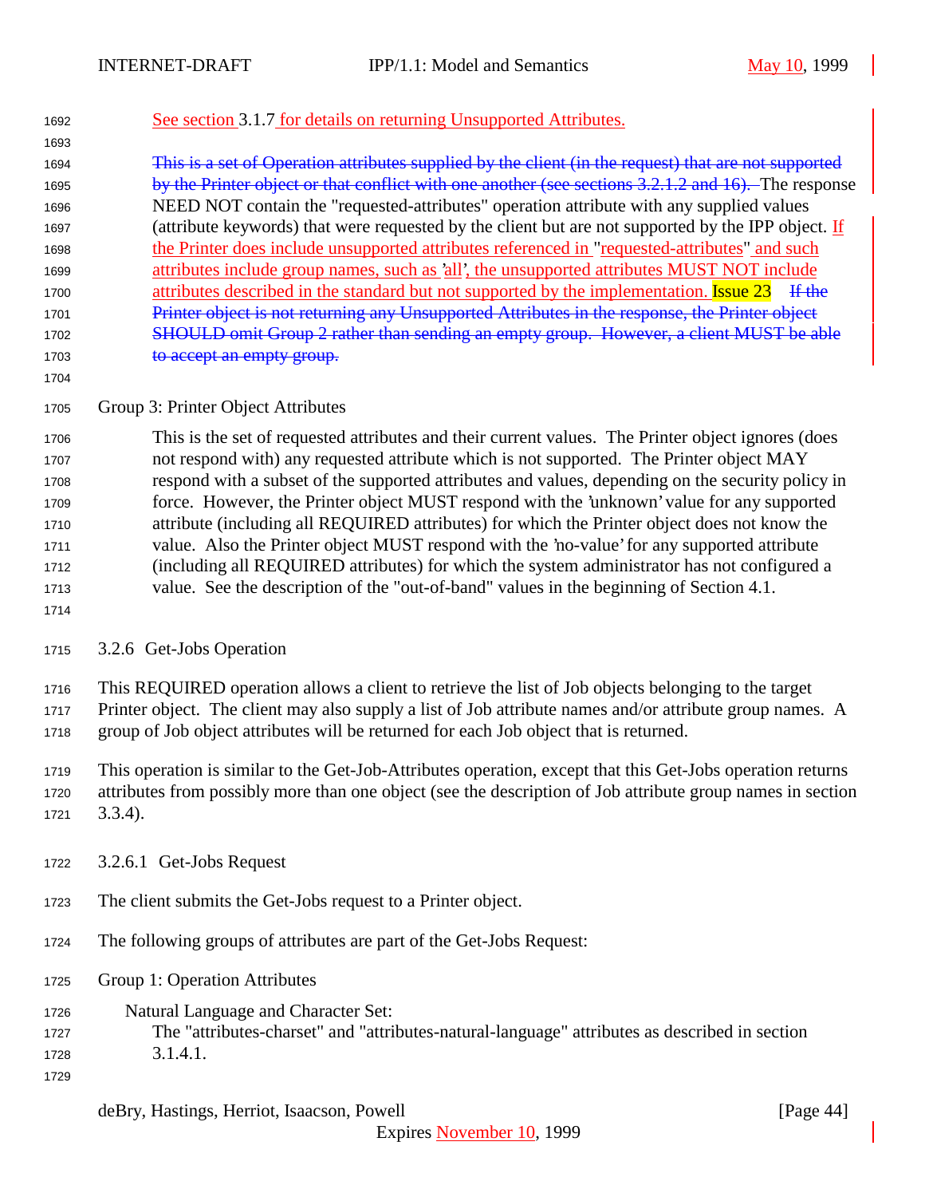See section 3.1.7 for details on returning Unsupported Attributes.

~~This is a set of Operation attributes supplied by the client (in the request) that are not supported by the Printer object or that conflict with one another (see sections 3.2.1.2 and 16).~~ The response NEED NOT contain the "requested-attributes" operation attribute with any supplied values (attribute keywords) that were requested by the client but are not supported by the IPP object. If the Printer does include unsupported attributes referenced in "requested-attributes" and such attributes include group names, such as 'all', the unsupported attributes MUST NOT include attributes described in the standard but not supported by the implementation. Issue 23 ~~If the Printer object is not returning any Unsupported Attributes in the response, the Printer object SHOULD omit Group 2 rather than sending an empty group. However, a client MUST be able to accept an empty group.~~

Group 3: Printer Object Attributes

This is the set of requested attributes and their current values. The Printer object ignores (does not respond with) any requested attribute which is not supported. The Printer object MAY respond with a subset of the supported attributes and values, depending on the security policy in force. However, the Printer object MUST respond with the 'unknown' value for any supported attribute (including all REQUIRED attributes) for which the Printer object does not know the value. Also the Printer object MUST respond with the 'no-value' for any supported attribute (including all REQUIRED attributes) for which the system administrator has not configured a value. See the description of the "out-of-band" values in the beginning of Section 4.1.

### 3.2.6 Get-Jobs Operation

This REQUIRED operation allows a client to retrieve the list of Job objects belonging to the target Printer object. The client may also supply a list of Job attribute names and/or attribute group names. A group of Job object attributes will be returned for each Job object that is returned.

This operation is similar to the Get-Job-Attributes operation, except that this Get-Jobs operation returns attributes from possibly more than one object (see the description of Job attribute group names in section 3.3.4).

#### 3.2.6.1 Get-Jobs Request

The client submits the Get-Jobs request to a Printer object.

The following groups of attributes are part of the Get-Jobs Request:

Group 1: Operation Attributes

Natural Language and Character Set:
The "attributes-charset" and "attributes-natural-language" attributes as described in section 3.1.4.1.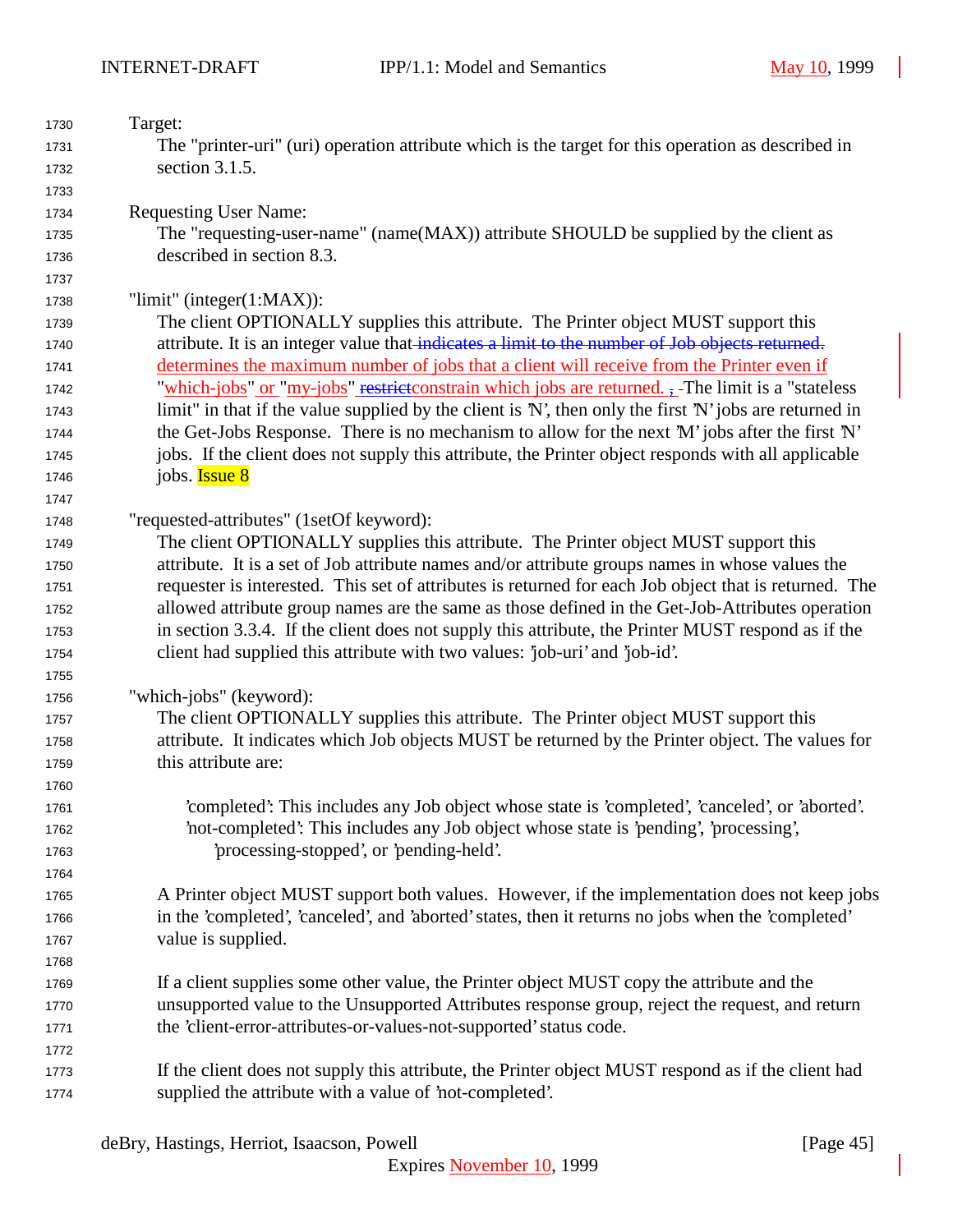Target:
The "printer-uri" (uri) operation attribute which is the target for this operation as described in section 3.1.5.

Requesting User Name:
The "requesting-user-name" (name(MAX)) attribute SHOULD be supplied by the client as described in section 8.3.

"limit" (integer(1:MAX)):
The client OPTIONALLY supplies this attribute. The Printer object MUST support this attribute. It is an integer value that ~~indicates a limit to the number of Job objects returned.~~ determines the maximum number of jobs that a client will receive from the Printer even if "which-jobs" or "my-jobs" ~~restrict~~constrain which jobs are returned. ~~,~~ The limit is a "stateless limit" in that if the value supplied by the client is 'N', then only the first 'N' jobs are returned in the Get-Jobs Response. There is no mechanism to allow for the next 'M' jobs after the first 'N' jobs. If the client does not supply this attribute, the Printer object responds with all applicable jobs. Issue 8

"requested-attributes" (1setOf keyword):
The client OPTIONALLY supplies this attribute. The Printer object MUST support this attribute. It is a set of Job attribute names and/or attribute groups names in whose values the requester is interested. This set of attributes is returned for each Job object that is returned. The allowed attribute group names are the same as those defined in the Get-Job-Attributes operation in section 3.3.4. If the client does not supply this attribute, the Printer MUST respond as if the client had supplied this attribute with two values: 'job-uri' and 'job-id'.

"which-jobs" (keyword):
The client OPTIONALLY supplies this attribute. The Printer object MUST support this attribute. It indicates which Job objects MUST be returned by the Printer object. The values for this attribute are:

'completed': This includes any Job object whose state is 'completed', 'canceled', or 'aborted'.
'not-completed': This includes any Job object whose state is 'pending', 'processing', 'processing-stopped', or 'pending-held'.

A Printer object MUST support both values. However, if the implementation does not keep jobs in the 'completed', 'canceled', and 'aborted' states, then it returns no jobs when the 'completed' value is supplied.

If a client supplies some other value, the Printer object MUST copy the attribute and the unsupported value to the Unsupported Attributes response group, reject the request, and return the 'client-error-attributes-or-values-not-supported' status code.

If the client does not supply this attribute, the Printer object MUST respond as if the client had supplied the attribute with a value of 'not-completed'.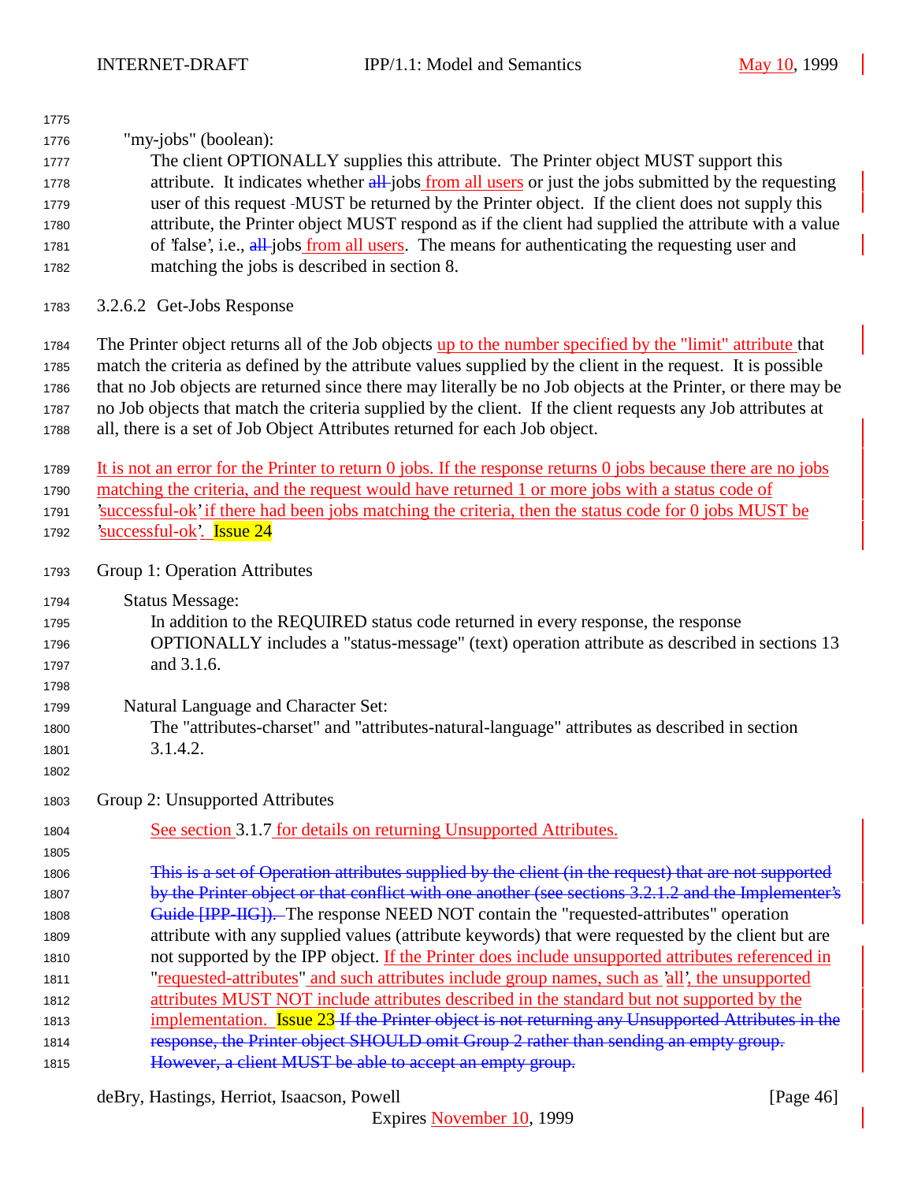"my-jobs" (boolean):

The client OPTIONALLY supplies this attribute. The Printer object MUST support this attribute. It indicates whether all jobs from all users or just the jobs submitted by the requesting user of this request -MUST be returned by the Printer object. If the client does not supply this attribute, the Printer object MUST respond as if the client had supplied the attribute with a value of 'false', i.e., all jobs from all users. The means for authenticating the requesting user and matching the jobs is described in section 8.

### 3.2.6.2 Get-Jobs Response

The Printer object returns all of the Job objects up to the number specified by the "limit" attribute that match the criteria as defined by the attribute values supplied by the client in the request. It is possible that no Job objects are returned since there may literally be no Job objects at the Printer, or there may be no Job objects that match the criteria supplied by the client. If the client requests any Job attributes at all, there is a set of Job Object Attributes returned for each Job object.

It is not an error for the Printer to return 0 jobs. If the response returns 0 jobs because there are no jobs matching the criteria, and the request would have returned 1 or more jobs with a status code of 'successful-ok' if there had been jobs matching the criteria, then the status code for 0 jobs MUST be 'successful-ok'. Issue 24

Group 1: Operation Attributes

Status Message:

In addition to the REQUIRED status code returned in every response, the response OPTIONALLY includes a "status-message" (text) operation attribute as described in sections 13 and 3.1.6.

Natural Language and Character Set:

The "attributes-charset" and "attributes-natural-language" attributes as described in section 3.1.4.2.

Group 2: Unsupported Attributes

See section 3.1.7 for details on returning Unsupported Attributes.

~~This is a set of Operation attributes supplied by the client (in the request) that are not supported by the Printer object or that conflict with one another (see sections 3.2.1.2 and the Implementer's Guide [IPP-IIG]).~~ The response NEED NOT contain the "requested-attributes" operation attribute with any supplied values (attribute keywords) that were requested by the client but are not supported by the IPP object. If the Printer does include unsupported attributes referenced in "requested-attributes" and such attributes include group names, such as 'all', the unsupported attributes MUST NOT include attributes described in the standard but not supported by the implementation. Issue 23 ~~If the Printer object is not returning any Unsupported Attributes in the response, the Printer object SHOULD omit Group 2 rather than sending an empty group. However, a client MUST be able to accept an empty group.~~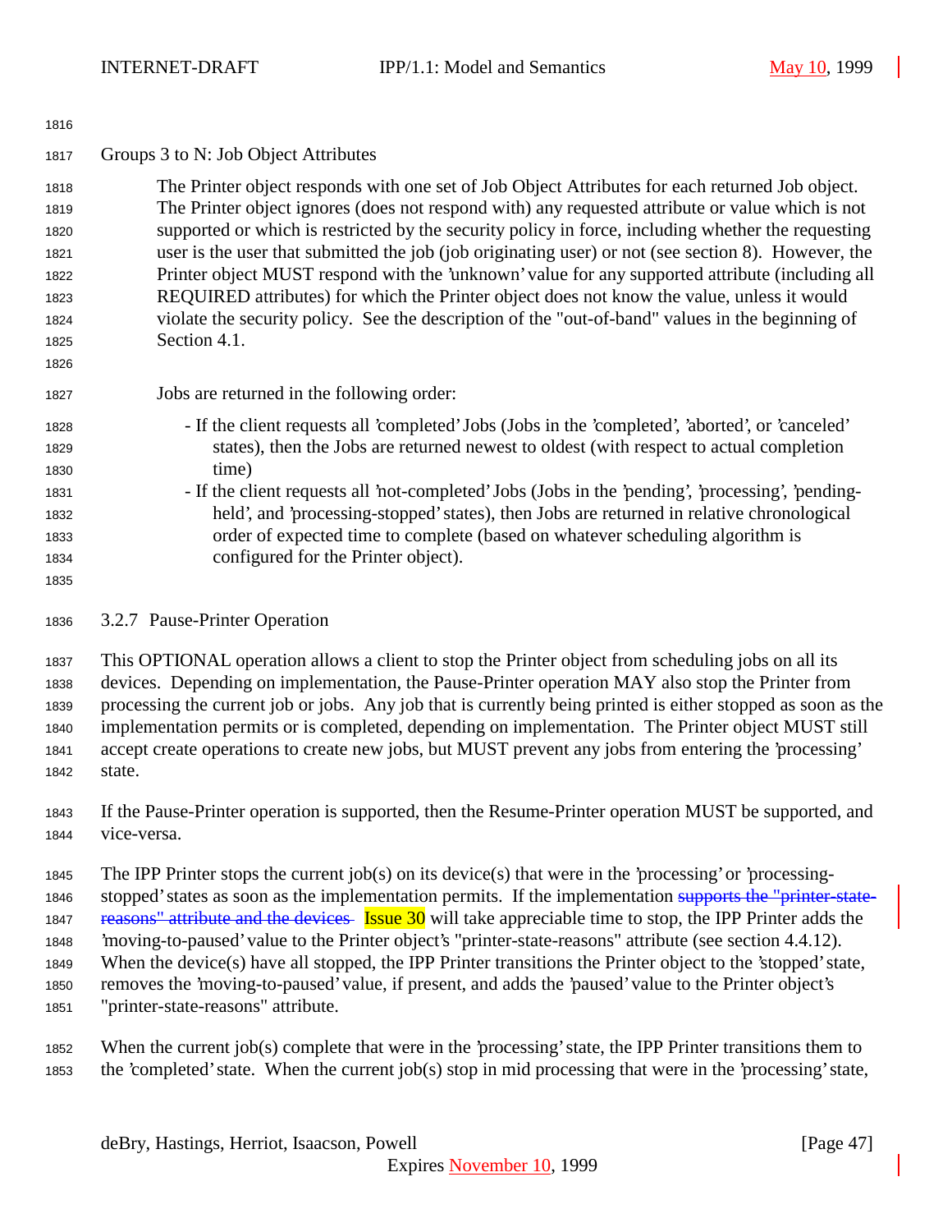Groups 3 to N: Job Object Attributes

The Printer object responds with one set of Job Object Attributes for each returned Job object. The Printer object ignores (does not respond with) any requested attribute or value which is not supported or which is restricted by the security policy in force, including whether the requesting user is the user that submitted the job (job originating user) or not (see section 8). However, the Printer object MUST respond with the 'unknown' value for any supported attribute (including all REQUIRED attributes) for which the Printer object does not know the value, unless it would violate the security policy. See the description of the "out-of-band" values in the beginning of Section 4.1.

Jobs are returned in the following order:

- If the client requests all 'completed' Jobs (Jobs in the 'completed', 'aborted', or 'canceled' states), then the Jobs are returned newest to oldest (with respect to actual completion time)
- If the client requests all 'not-completed' Jobs (Jobs in the 'pending', 'processing', 'pending-held', and 'processing-stopped' states), then Jobs are returned in relative chronological order of expected time to complete (based on whatever scheduling algorithm is configured for the Printer object).

### 3.2.7 Pause-Printer Operation

This OPTIONAL operation allows a client to stop the Printer object from scheduling jobs on all its devices. Depending on implementation, the Pause-Printer operation MAY also stop the Printer from processing the current job or jobs. Any job that is currently being printed is either stopped as soon as the implementation permits or is completed, depending on implementation. The Printer object MUST still accept create operations to create new jobs, but MUST prevent any jobs from entering the 'processing' state.

If the Pause-Printer operation is supported, then the Resume-Printer operation MUST be supported, and vice-versa.

The IPP Printer stops the current job(s) on its device(s) that were in the 'processing' or 'processing-stopped' states as soon as the implementation permits. If the implementation ~~supports the "printer-state-reasons" attribute and the devices~~ Issue 30 will take appreciable time to stop, the IPP Printer adds the 'moving-to-paused' value to the Printer object's "printer-state-reasons" attribute (see section 4.4.12). When the device(s) have all stopped, the IPP Printer transitions the Printer object to the 'stopped' state, removes the 'moving-to-paused' value, if present, and adds the 'paused' value to the Printer object's "printer-state-reasons" attribute.

When the current job(s) complete that were in the 'processing' state, the IPP Printer transitions them to the 'completed' state. When the current job(s) stop in mid processing that were in the 'processing' state,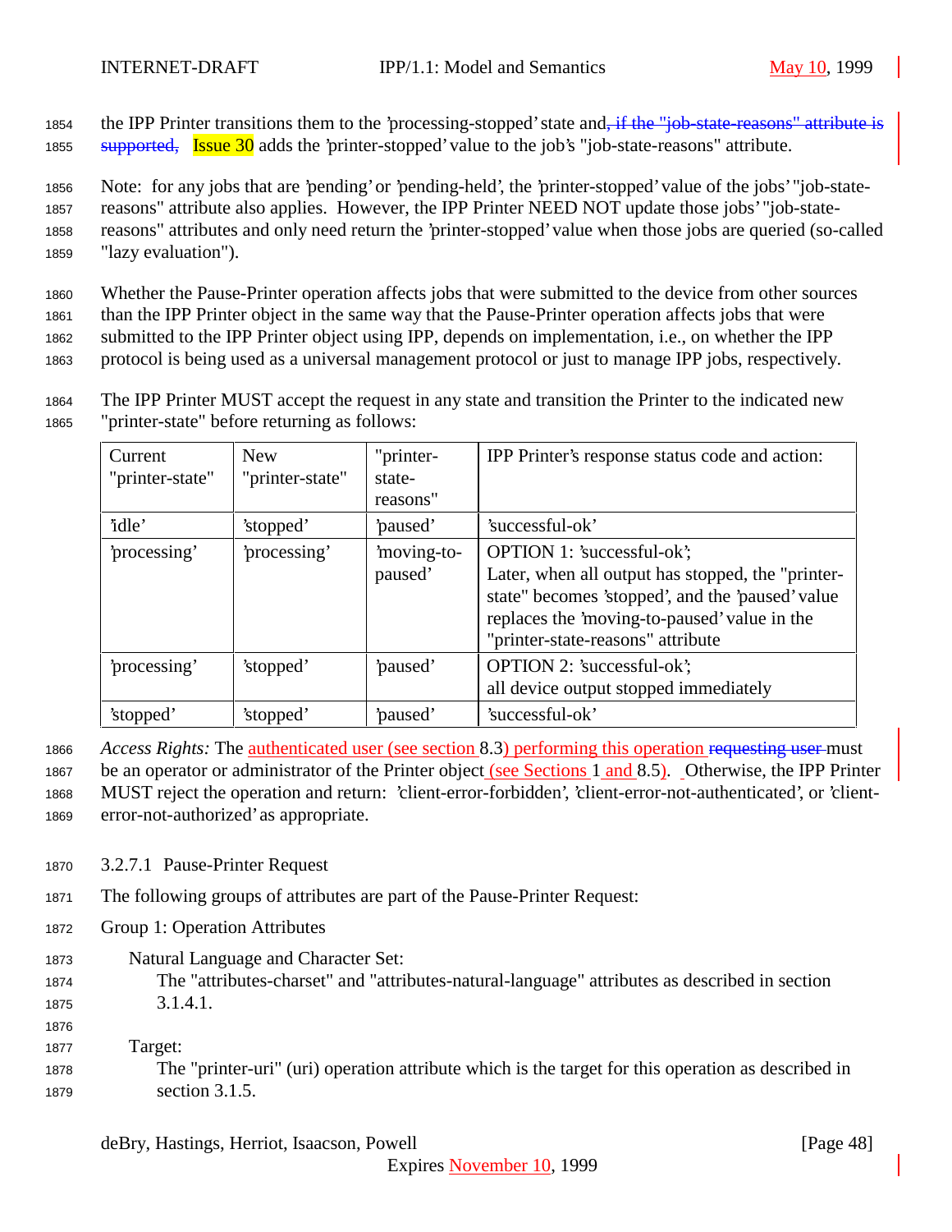the IPP Printer transitions them to the 'processing-stopped' state and~~, if the "job-state-reasons" attribute is supported,~~ Issue 30 adds the 'printer-stopped' value to the job's "job-state-reasons" attribute.

Note: for any jobs that are 'pending' or 'pending-held', the 'printer-stopped' value of the jobs' "job-state-reasons" attribute also applies. However, the IPP Printer NEED NOT update those jobs' "job-state-reasons" attributes and only need return the 'printer-stopped' value when those jobs are queried (so-called "lazy evaluation").

Whether the Pause-Printer operation affects jobs that were submitted to the device from other sources than the IPP Printer object in the same way that the Pause-Printer operation affects jobs that were submitted to the IPP Printer object using IPP, depends on implementation, i.e., on whether the IPP protocol is being used as a universal management protocol or just to manage IPP jobs, respectively.

The IPP Printer MUST accept the request in any state and transition the Printer to the indicated new "printer-state" before returning as follows:

| Current "printer-state" | New "printer-state" | "printer-state-reasons" | IPP Printer's response status code and action: |
|---|---|---|---|
| 'idle' | 'stopped' | 'paused' | 'successful-ok' |
| 'processing' | 'processing' | 'moving-to-paused' | OPTION 1: 'successful-ok'; Later, when all output has stopped, the "printer-state" becomes 'stopped', and the 'paused' value replaces the 'moving-to-paused' value in the "printer-state-reasons" attribute |
| 'processing' | 'stopped' | 'paused' | OPTION 2: 'successful-ok'; all device output stopped immediately |
| 'stopped' | 'stopped' | 'paused' | 'successful-ok' |

*Access Rights:* The authenticated user (see section 8.3) performing this operation ~~requesting user~~ must be an operator or administrator of the Printer object (see Sections 1 and 8.5). Otherwise, the IPP Printer MUST reject the operation and return: 'client-error-forbidden', 'client-error-not-authenticated', or 'client-error-not-authorized' as appropriate.

#### 3.2.7.1 Pause-Printer Request

The following groups of attributes are part of the Pause-Printer Request:

Group 1: Operation Attributes

Natural Language and Character Set:
The "attributes-charset" and "attributes-natural-language" attributes as described in section 3.1.4.1.

Target:
The "printer-uri" (uri) operation attribute which is the target for this operation as described in section 3.1.5.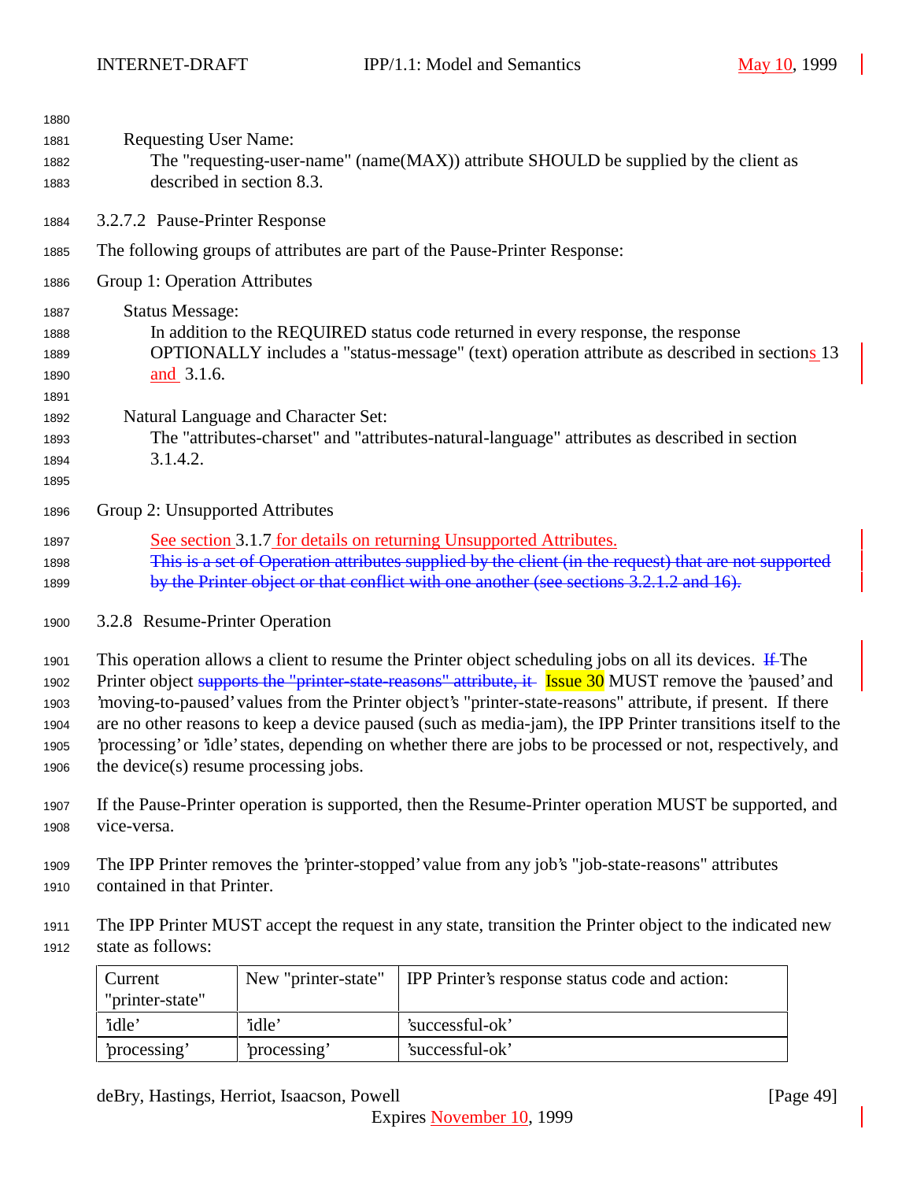Requesting User Name:
The "requesting-user-name" (name(MAX)) attribute SHOULD be supplied by the client as described in section 8.3.

#### 3.2.7.2 Pause-Printer Response

The following groups of attributes are part of the Pause-Printer Response:

Group 1: Operation Attributes

Status Message:
In addition to the REQUIRED status code returned in every response, the response OPTIONALLY includes a "status-message" (text) operation attribute as described in sections 13 and 3.1.6.

Natural Language and Character Set:
The "attributes-charset" and "attributes-natural-language" attributes as described in section 3.1.4.2.

Group 2: Unsupported Attributes

See section 3.1.7 for details on returning Unsupported Attributes.
~~This is a set of Operation attributes supplied by the client (in the request) that are not supported by the Printer object or that conflict with one another (see sections 3.2.1.2 and 16).~~

### 3.2.8 Resume-Printer Operation

This operation allows a client to resume the Printer object scheduling jobs on all its devices. ~~If~~ The Printer object ~~supports the "printer-state-reasons" attribute, it~~ Issue 30 MUST remove the 'paused' and 'moving-to-paused' values from the Printer object's "printer-state-reasons" attribute, if present. If there are no other reasons to keep a device paused (such as media-jam), the IPP Printer transitions itself to the 'processing' or 'idle' states, depending on whether there are jobs to be processed or not, respectively, and the device(s) resume processing jobs.

If the Pause-Printer operation is supported, then the Resume-Printer operation MUST be supported, and vice-versa.

The IPP Printer removes the 'printer-stopped' value from any job's "job-state-reasons" attributes contained in that Printer.

The IPP Printer MUST accept the request in any state, transition the Printer object to the indicated new state as follows:

| Current "printer-state" | New "printer-state" | IPP Printer's response status code and action: |
|---|---|---|
| 'idle' | 'idle' | 'successful-ok' |
| 'processing' | 'processing' | 'successful-ok' |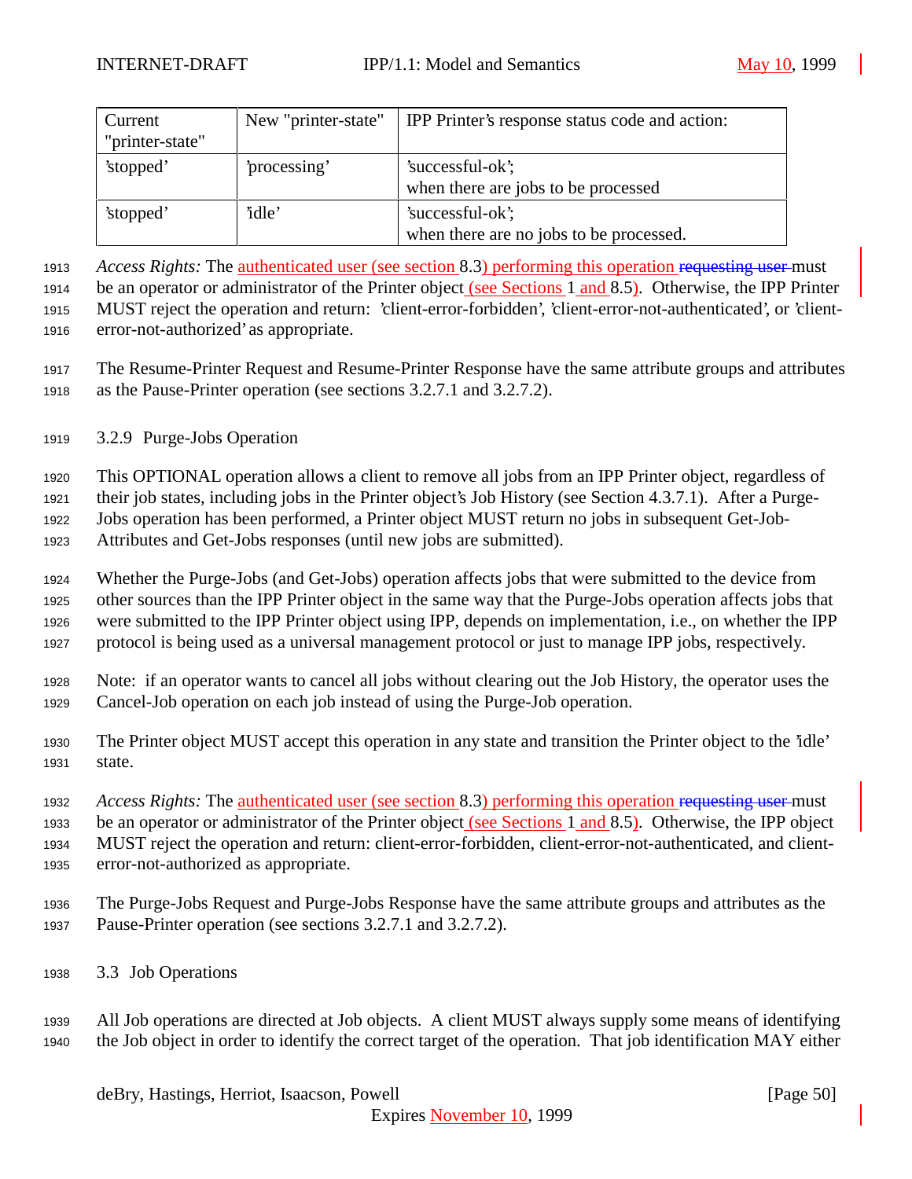| Current "printer-state" | New "printer-state" | IPP Printer's response status code and action: |
|---|---|---|
| 'stopped' | 'processing' | 'successful-ok'; when there are jobs to be processed |
| 'stopped' | 'idle' | 'successful-ok'; when there are no jobs to be processed. |

*Access Rights:* The authenticated user (see section 8.3) performing this operation ~~requesting user~~ must be an operator or administrator of the Printer object (see Sections 1 and 8.5). Otherwise, the IPP Printer MUST reject the operation and return: 'client-error-forbidden', 'client-error-not-authenticated', or 'client-error-not-authorized' as appropriate.

The Resume-Printer Request and Resume-Printer Response have the same attribute groups and attributes as the Pause-Printer operation (see sections 3.2.7.1 and 3.2.7.2).

### 3.2.9 Purge-Jobs Operation

This OPTIONAL operation allows a client to remove all jobs from an IPP Printer object, regardless of their job states, including jobs in the Printer object's Job History (see Section 4.3.7.1). After a Purge-Jobs operation has been performed, a Printer object MUST return no jobs in subsequent Get-Job-Attributes and Get-Jobs responses (until new jobs are submitted).

Whether the Purge-Jobs (and Get-Jobs) operation affects jobs that were submitted to the device from other sources than the IPP Printer object in the same way that the Purge-Jobs operation affects jobs that were submitted to the IPP Printer object using IPP, depends on implementation, i.e., on whether the IPP protocol is being used as a universal management protocol or just to manage IPP jobs, respectively.

Note: if an operator wants to cancel all jobs without clearing out the Job History, the operator uses the Cancel-Job operation on each job instead of using the Purge-Job operation.

The Printer object MUST accept this operation in any state and transition the Printer object to the 'idle' state.

*Access Rights:* The authenticated user (see section 8.3) performing this operation ~~requesting user~~ must be an operator or administrator of the Printer object (see Sections 1 and 8.5). Otherwise, the IPP object MUST reject the operation and return: client-error-forbidden, client-error-not-authenticated, and client-error-not-authorized as appropriate.

The Purge-Jobs Request and Purge-Jobs Response have the same attribute groups and attributes as the Pause-Printer operation (see sections 3.2.7.1 and 3.2.7.2).

## 3.3 Job Operations

All Job operations are directed at Job objects. A client MUST always supply some means of identifying the Job object in order to identify the correct target of the operation. That job identification MAY either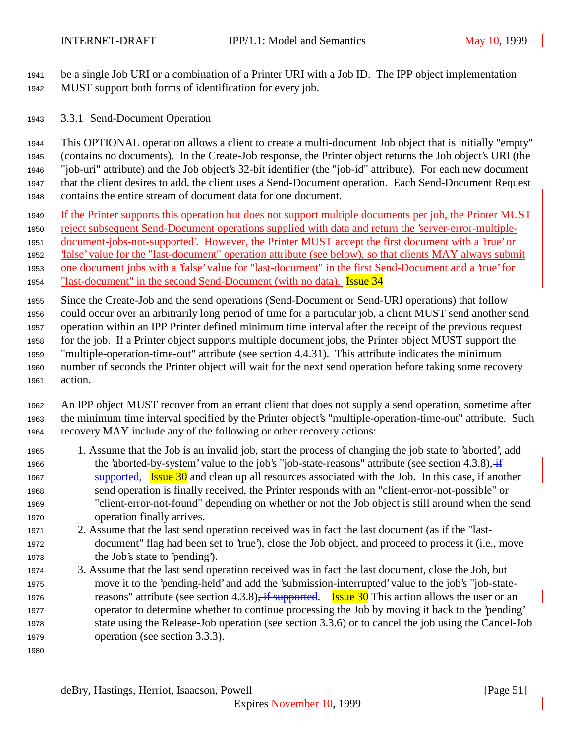be a single Job URI or a combination of a Printer URI with a Job ID. The IPP object implementation MUST support both forms of identification for every job.

### 3.3.1 Send-Document Operation

This OPTIONAL operation allows a client to create a multi-document Job object that is initially "empty" (contains no documents). In the Create-Job response, the Printer object returns the Job object's URI (the "job-uri" attribute) and the Job object's 32-bit identifier (the "job-id" attribute). For each new document that the client desires to add, the client uses a Send-Document operation. Each Send-Document Request contains the entire stream of document data for one document.

If the Printer supports this operation but does not support multiple documents per job, the Printer MUST reject subsequent Send-Document operations supplied with data and return the 'server-error-multiple-document-jobs-not-supported'. However, the Printer MUST accept the first document with a 'true' or 'false' value for the "last-document" operation attribute (see below), so that clients MAY always submit one document jobs with a 'false' value for "last-document" in the first Send-Document and a 'true' for "last-document" in the second Send-Document (with no data). Issue 34

Since the Create-Job and the send operations (Send-Document or Send-URI operations) that follow could occur over an arbitrarily long period of time for a particular job, a client MUST send another send operation within an IPP Printer defined minimum time interval after the receipt of the previous request for the job. If a Printer object supports multiple document jobs, the Printer object MUST support the "multiple-operation-time-out" attribute (see section 4.4.31). This attribute indicates the minimum number of seconds the Printer object will wait for the next send operation before taking some recovery action.

An IPP object MUST recover from an errant client that does not supply a send operation, sometime after the minimum time interval specified by the Printer object's "multiple-operation-time-out" attribute. Such recovery MAY include any of the following or other recovery actions:

1. Assume that the Job is an invalid job, start the process of changing the job state to 'aborted', add the 'aborted-by-system' value to the job's "job-state-reasons" attribute (see section 4.3.8), ~~if supported,~~ Issue 30 and clean up all resources associated with the Job. In this case, if another send operation is finally received, the Printer responds with an "client-error-not-possible" or "client-error-not-found" depending on whether or not the Job object is still around when the send operation finally arrives.
2. Assume that the last send operation received was in fact the last document (as if the "last-document" flag had been set to 'true'), close the Job object, and proceed to process it (i.e., move the Job's state to 'pending').
3. Assume that the last send operation received was in fact the last document, close the Job, but move it to the 'pending-held' and add the 'submission-interrupted' value to the job's "job-state-reasons" attribute (see section 4.3.8)~~, if supported~~. Issue 30 This action allows the user or an operator to determine whether to continue processing the Job by moving it back to the 'pending' state using the Release-Job operation (see section 3.3.6) or to cancel the job using the Cancel-Job operation (see section 3.3.3).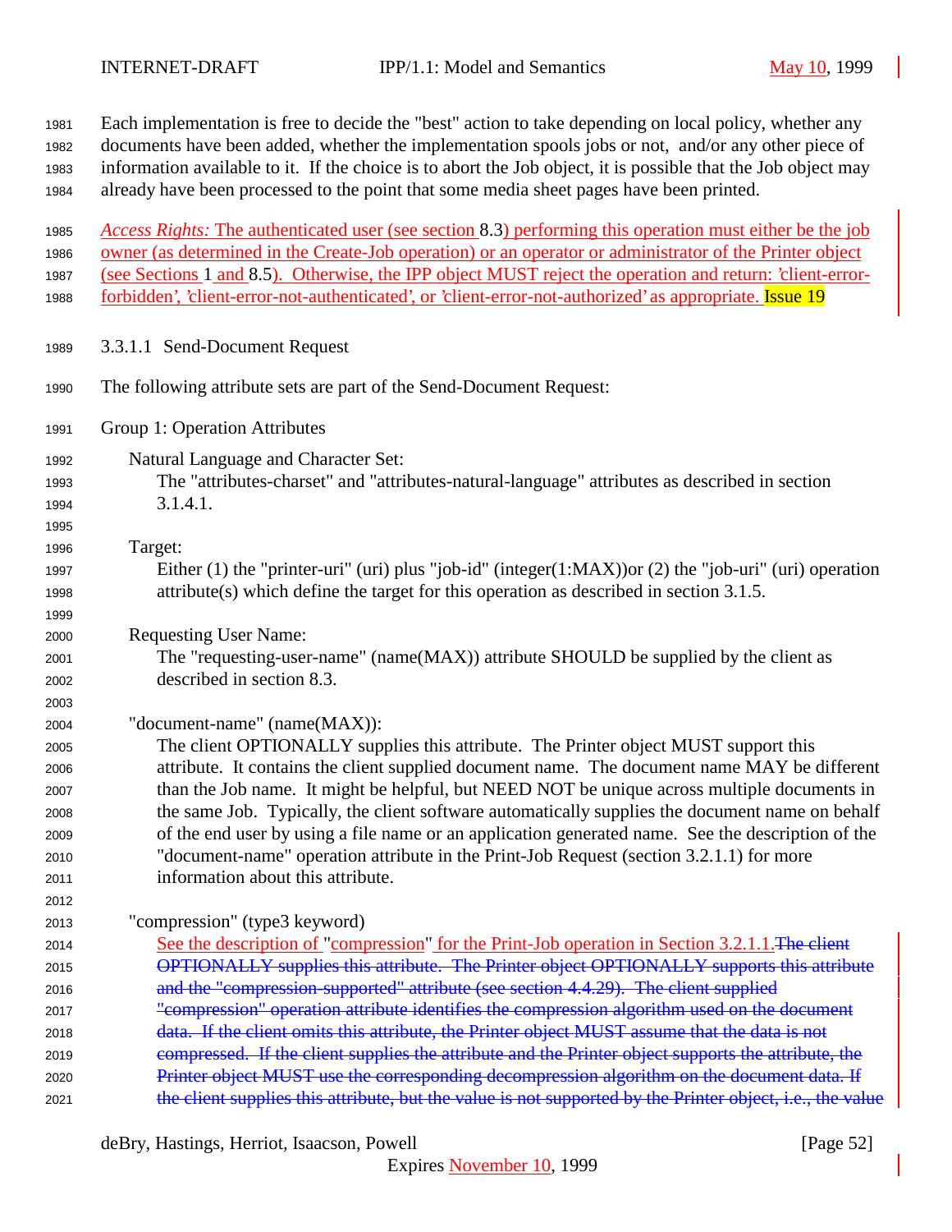Each implementation is free to decide the "best" action to take depending on local policy, whether any documents have been added, whether the implementation spools jobs or not, and/or any other piece of information available to it. If the choice is to abort the Job object, it is possible that the Job object may already have been processed to the point that some media sheet pages have been printed.

*Access Rights:* The authenticated user (see section 8.3) performing this operation must either be the job owner (as determined in the Create-Job operation) or an operator or administrator of the Printer object (see Sections 1 and 8.5). Otherwise, the IPP object MUST reject the operation and return: 'client-error-forbidden', 'client-error-not-authenticated', or 'client-error-not-authorized' as appropriate. Issue 19

#### 3.3.1.1 Send-Document Request

The following attribute sets are part of the Send-Document Request:

Group 1: Operation Attributes

Natural Language and Character Set:
The "attributes-charset" and "attributes-natural-language" attributes as described in section 3.1.4.1.

Target:
Either (1) the "printer-uri" (uri) plus "job-id" (integer(1:MAX))or (2) the "job-uri" (uri) operation attribute(s) which define the target for this operation as described in section 3.1.5.

Requesting User Name:
The "requesting-user-name" (name(MAX)) attribute SHOULD be supplied by the client as described in section 8.3.

"document-name" (name(MAX)):
The client OPTIONALLY supplies this attribute. The Printer object MUST support this attribute. It contains the client supplied document name. The document name MAY be different than the Job name. It might be helpful, but NEED NOT be unique across multiple documents in the same Job. Typically, the client software automatically supplies the document name on behalf of the end user by using a file name or an application generated name. See the description of the "document-name" operation attribute in the Print-Job Request (section 3.2.1.1) for more information about this attribute.

"compression" (type3 keyword)
See the description of "compression" for the Print-Job operation in Section 3.2.1.1.~~The client OPTIONALLY supplies this attribute. The Printer object OPTIONALLY supports this attribute and the "compression-supported" attribute (see section 4.4.29). The client supplied "compression" operation attribute identifies the compression algorithm used on the document data. If the client omits this attribute, the Printer object MUST assume that the data is not compressed. If the client supplies the attribute and the Printer object supports the attribute, the Printer object MUST use the corresponding decompression algorithm on the document data. If the client supplies this attribute, but the value is not supported by the Printer object, i.e., the value~~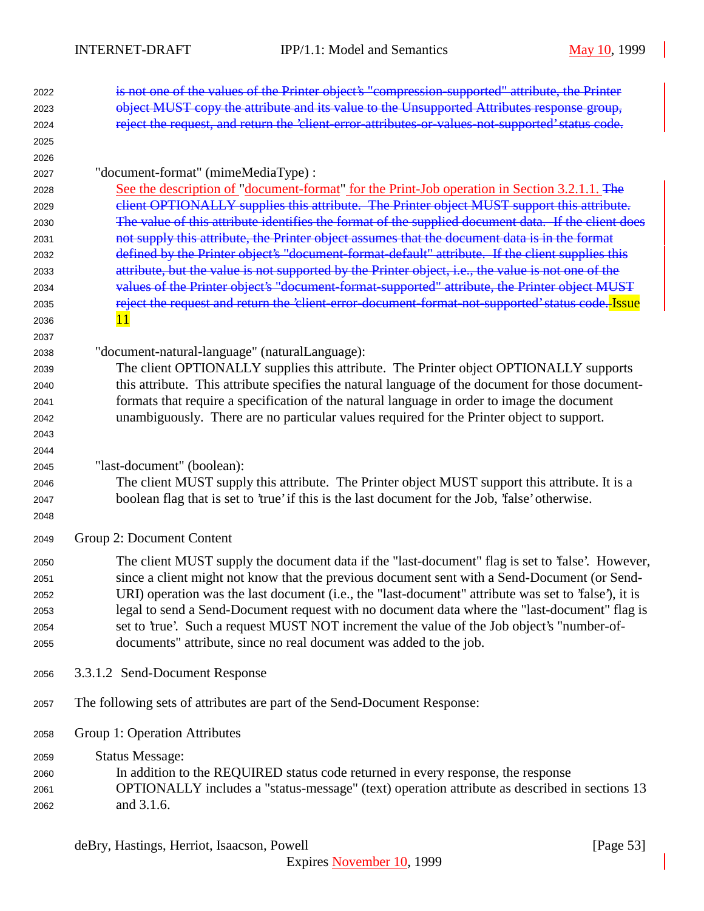~~is not one of the values of the Printer object's "compression-supported" attribute, the Printer object MUST copy the attribute and its value to the Unsupported Attributes response group, reject the request, and return the 'client-error-attributes-or-values-not-supported' status code.~~

"document-format" (mimeMediaType) :

See the description of "document-format" for the Print-Job operation in Section 3.2.1.1. ~~The client OPTIONALLY supplies this attribute. The Printer object MUST support this attribute. The value of this attribute identifies the format of the supplied document data. If the client does not supply this attribute, the Printer object assumes that the document data is in the format defined by the Printer object's "document-format-default" attribute. If the client supplies this attribute, but the value is not supported by the Printer object, i.e., the value is not one of the values of the Printer object's "document-format-supported" attribute, the Printer object MUST reject the request and return the 'client-error-document-format-not-supported' status code.~~ Issue 11

"document-natural-language" (naturalLanguage):

The client OPTIONALLY supplies this attribute. The Printer object OPTIONALLY supports this attribute. This attribute specifies the natural language of the document for those document-formats that require a specification of the natural language in order to image the document unambiguously. There are no particular values required for the Printer object to support.

"last-document" (boolean):

The client MUST supply this attribute. The Printer object MUST support this attribute. It is a boolean flag that is set to 'true' if this is the last document for the Job, 'false' otherwise.

Group 2: Document Content

The client MUST supply the document data if the "last-document" flag is set to 'false'. However, since a client might not know that the previous document sent with a Send-Document (or Send-URI) operation was the last document (i.e., the "last-document" attribute was set to 'false'), it is legal to send a Send-Document request with no document data where the "last-document" flag is set to 'true'. Such a request MUST NOT increment the value of the Job object's "number-of-documents" attribute, since no real document was added to the job.

#### 3.3.1.2 Send-Document Response

The following sets of attributes are part of the Send-Document Response:

Group 1: Operation Attributes

Status Message:

In addition to the REQUIRED status code returned in every response, the response OPTIONALLY includes a "status-message" (text) operation attribute as described in sections 13 and 3.1.6.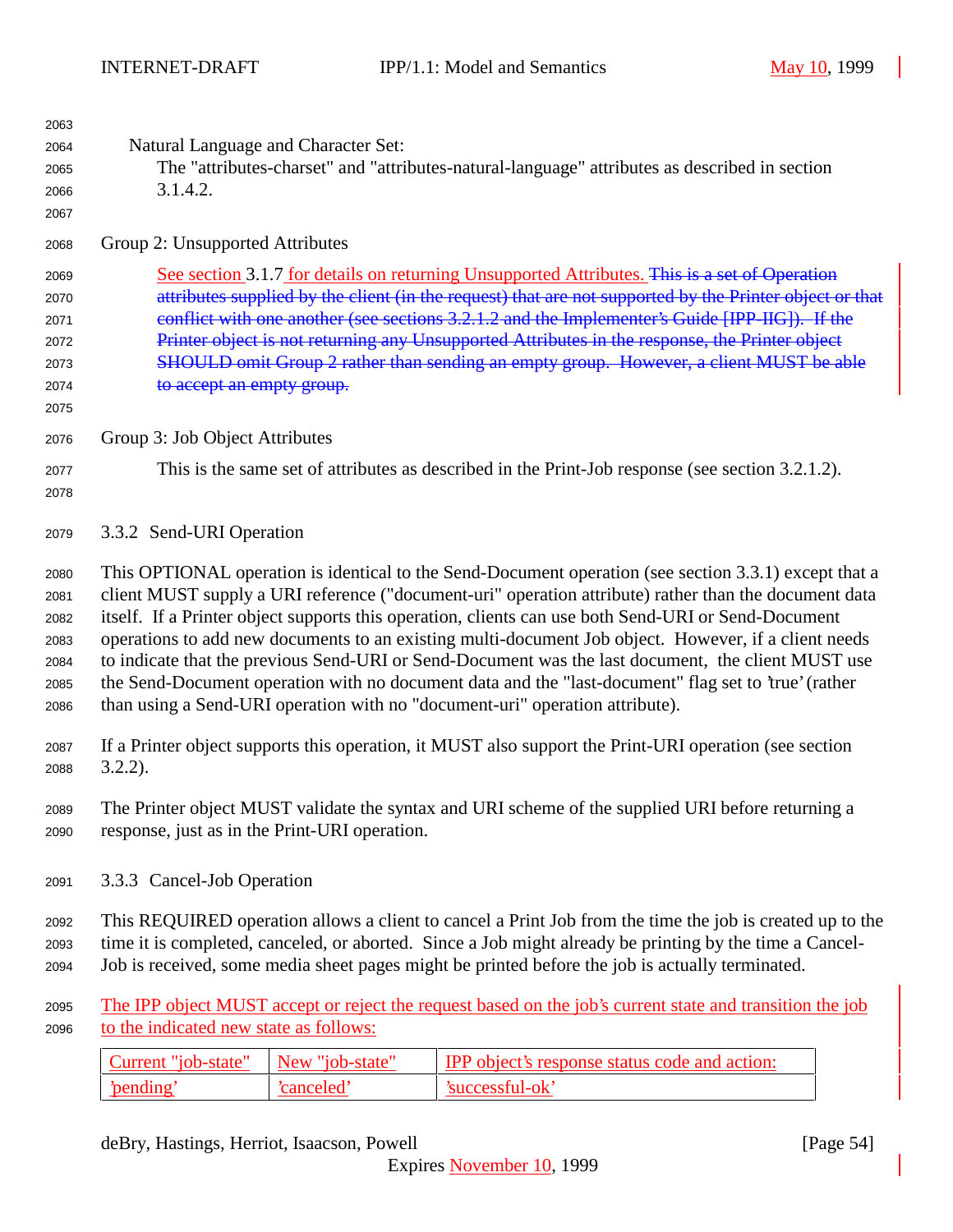Natural Language and Character Set:

The "attributes-charset" and "attributes-natural-language" attributes as described in section 3.1.4.2.

Group 2: Unsupported Attributes

See section 3.1.7 for details on returning Unsupported Attributes. ~~This is a set of Operation attributes supplied by the client (in the request) that are not supported by the Printer object or that conflict with one another (see sections 3.2.1.2 and the Implementer's Guide [IPP-IIG]). If the Printer object is not returning any Unsupported Attributes in the response, the Printer object SHOULD omit Group 2 rather than sending an empty group. However, a client MUST be able to accept an empty group.~~

Group 3: Job Object Attributes

This is the same set of attributes as described in the Print-Job response (see section 3.2.1.2).

### 3.3.2 Send-URI Operation

This OPTIONAL operation is identical to the Send-Document operation (see section 3.3.1) except that a client MUST supply a URI reference ("document-uri" operation attribute) rather than the document data itself. If a Printer object supports this operation, clients can use both Send-URI or Send-Document operations to add new documents to an existing multi-document Job object. However, if a client needs to indicate that the previous Send-URI or Send-Document was the last document, the client MUST use the Send-Document operation with no document data and the "last-document" flag set to 'true' (rather than using a Send-URI operation with no "document-uri" operation attribute).

If a Printer object supports this operation, it MUST also support the Print-URI operation (see section 3.2.2).

The Printer object MUST validate the syntax and URI scheme of the supplied URI before returning a response, just as in the Print-URI operation.

### 3.3.3 Cancel-Job Operation

This REQUIRED operation allows a client to cancel a Print Job from the time the job is created up to the time it is completed, canceled, or aborted. Since a Job might already be printing by the time a Cancel-Job is received, some media sheet pages might be printed before the job is actually terminated.

The IPP object MUST accept or reject the request based on the job's current state and transition the job to the indicated new state as follows:

| Current "job-state" | New "job-state" | IPP object's response status code and action: |
|---|---|---|
| 'pending' | 'canceled' | 'successful-ok' |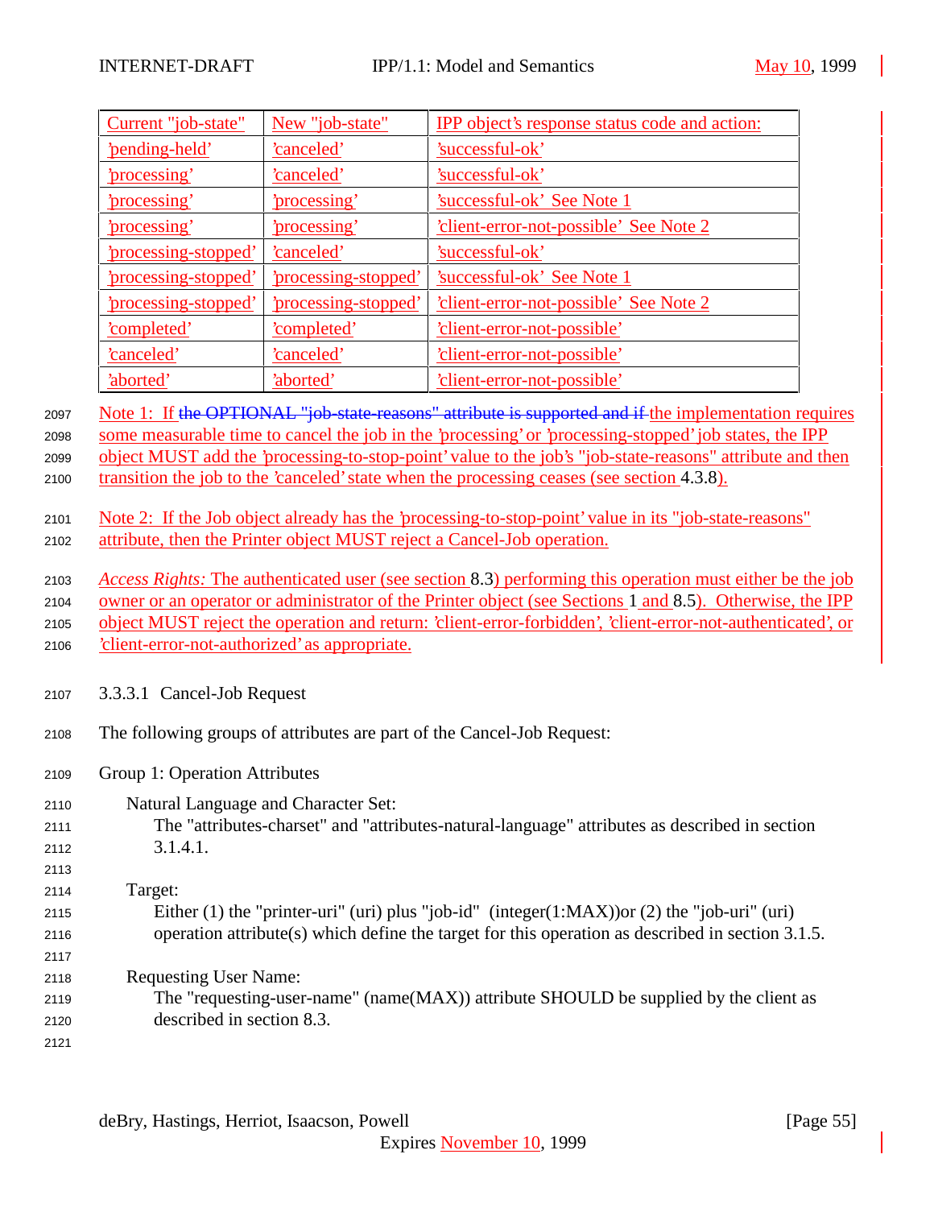| Current "job-state" | New "job-state" | IPP object's response status code and action: |
| --- | --- | --- |
| 'pending-held' | 'canceled' | 'successful-ok' |
| 'processing' | 'canceled' | 'successful-ok' |
| 'processing' | 'processing' | 'successful-ok' See Note 1 |
| 'processing' | 'processing' | 'client-error-not-possible' See Note 2 |
| 'processing-stopped' | 'canceled' | 'successful-ok' |
| 'processing-stopped' | 'processing-stopped' | 'successful-ok' See Note 1 |
| 'processing-stopped' | 'processing-stopped' | 'client-error-not-possible' See Note 2 |
| 'completed' | 'completed' | 'client-error-not-possible' |
| 'canceled' | 'canceled' | 'client-error-not-possible' |
| 'aborted' | 'aborted' | 'client-error-not-possible' |

Note 1: If ~~the OPTIONAL "job-state-reasons" attribute is supported and if~~ the implementation requires some measurable time to cancel the job in the 'processing' or 'processing-stopped' job states, the IPP object MUST add the 'processing-to-stop-point' value to the job's "job-state-reasons" attribute and then transition the job to the 'canceled' state when the processing ceases (see section 4.3.8).

Note 2: If the Job object already has the 'processing-to-stop-point' value in its "job-state-reasons" attribute, then the Printer object MUST reject a Cancel-Job operation.

*Access Rights:* The authenticated user (see section 8.3) performing this operation must either be the job owner or an operator or administrator of the Printer object (see Sections 1 and 8.5). Otherwise, the IPP object MUST reject the operation and return: 'client-error-forbidden', 'client-error-not-authenticated', or 'client-error-not-authorized' as appropriate.

#### 3.3.3.1 Cancel-Job Request

The following groups of attributes are part of the Cancel-Job Request:

Group 1: Operation Attributes

Natural Language and Character Set:
The "attributes-charset" and "attributes-natural-language" attributes as described in section 3.1.4.1.

Target:
Either (1) the "printer-uri" (uri) plus "job-id" (integer(1:MAX))or (2) the "job-uri" (uri) operation attribute(s) which define the target for this operation as described in section 3.1.5.

Requesting User Name:
The "requesting-user-name" (name(MAX)) attribute SHOULD be supplied by the client as described in section 8.3.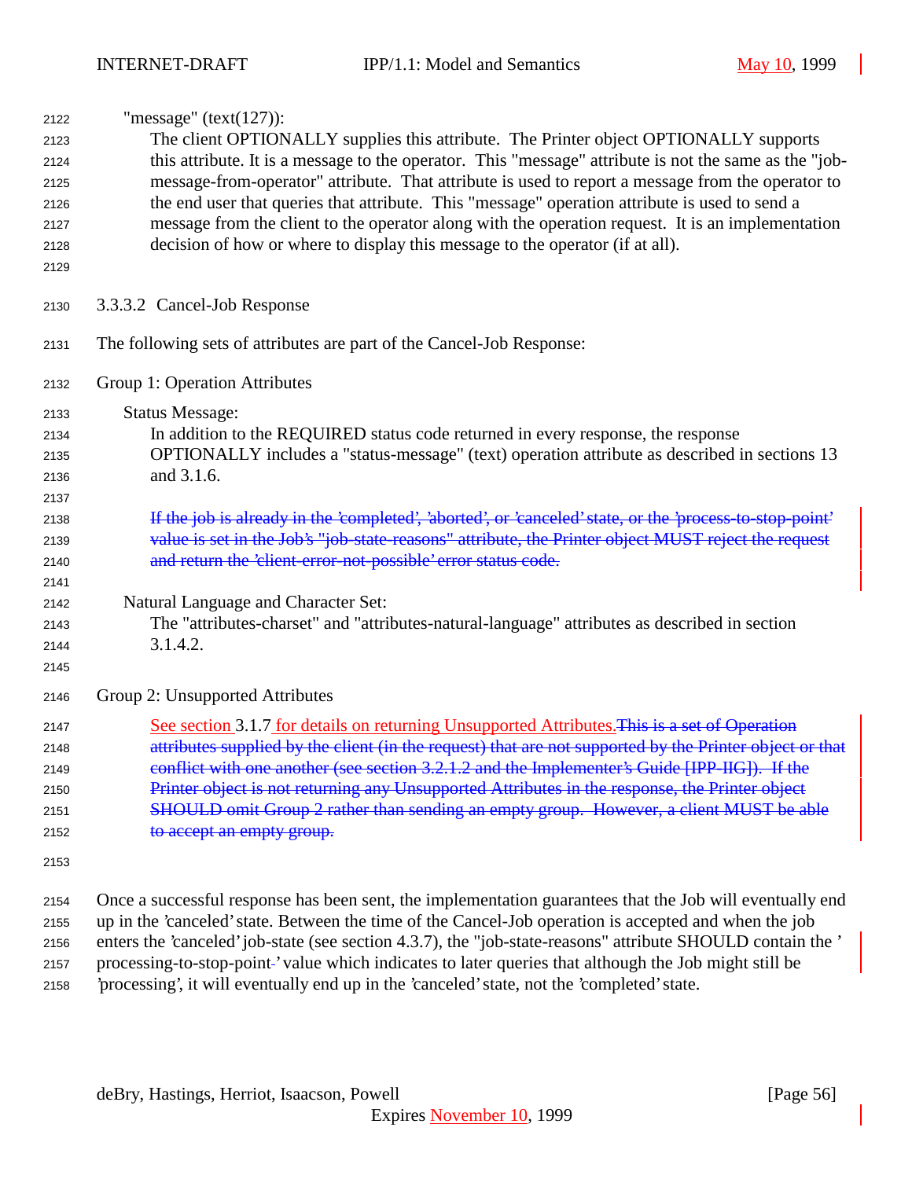"message" (text(127)):

The client OPTIONALLY supplies this attribute. The Printer object OPTIONALLY supports this attribute. It is a message to the operator. This "message" attribute is not the same as the "job-message-from-operator" attribute. That attribute is used to report a message from the operator to the end user that queries that attribute. This "message" operation attribute is used to send a message from the client to the operator along with the operation request. It is an implementation decision of how or where to display this message to the operator (if at all).

#### 3.3.3.2 Cancel-Job Response

The following sets of attributes are part of the Cancel-Job Response:

Group 1: Operation Attributes

Status Message:

In addition to the REQUIRED status code returned in every response, the response OPTIONALLY includes a "status-message" (text) operation attribute as described in sections 13 and 3.1.6.

~~If the job is already in the 'completed', 'aborted', or 'canceled' state, or the 'process-to-stop-point' value is set in the Job's "job-state-reasons" attribute, the Printer object MUST reject the request and return the 'client-error-not-possible' error status code.~~

Natural Language and Character Set:

The "attributes-charset" and "attributes-natural-language" attributes as described in section 3.1.4.2.

Group 2: Unsupported Attributes

See section 3.1.7 for details on returning Unsupported Attributes.~~This is a set of Operation attributes supplied by the client (in the request) that are not supported by the Printer object or that conflict with one another (see section 3.2.1.2 and the Implementer's Guide [IPP-IIG]). If the Printer object is not returning any Unsupported Attributes in the response, the Printer object SHOULD omit Group 2 rather than sending an empty group. However, a client MUST be able to accept an empty group.~~

Once a successful response has been sent, the implementation guarantees that the Job will eventually end up in the 'canceled' state. Between the time of the Cancel-Job operation is accepted and when the job enters the 'canceled' job-state (see section 4.3.7), the "job-state-reasons" attribute SHOULD contain the 'processing-to-stop-point' value which indicates to later queries that although the Job might still be 'processing', it will eventually end up in the 'canceled' state, not the 'completed' state.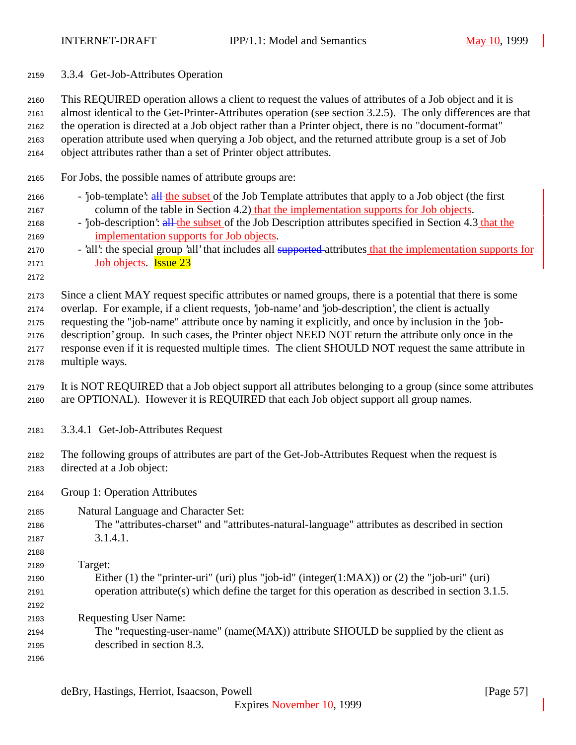### 3.3.4 Get-Job-Attributes Operation

This REQUIRED operation allows a client to request the values of attributes of a Job object and it is almost identical to the Get-Printer-Attributes operation (see section 3.2.5). The only differences are that the operation is directed at a Job object rather than a Printer object, there is no "document-format" operation attribute used when querying a Job object, and the returned attribute group is a set of Job object attributes rather than a set of Printer object attributes.

For Jobs, the possible names of attribute groups are:

- 'job-template': ~~all~~ the subset of the Job Template attributes that apply to a Job object (the first column of the table in Section 4.2) that the implementation supports for Job objects.
- 'job-description': ~~all~~ the subset of the Job Description attributes specified in Section 4.3 that the implementation supports for Job objects.
- 'all': the special group 'all' that includes all ~~supported~~ attributes that the implementation supports for Job objects. Issue 23

Since a client MAY request specific attributes or named groups, there is a potential that there is some overlap. For example, if a client requests, 'job-name' and 'job-description', the client is actually requesting the "job-name" attribute once by naming it explicitly, and once by inclusion in the 'job-description' group. In such cases, the Printer object NEED NOT return the attribute only once in the response even if it is requested multiple times. The client SHOULD NOT request the same attribute in multiple ways.

It is NOT REQUIRED that a Job object support all attributes belonging to a group (since some attributes are OPTIONAL). However it is REQUIRED that each Job object support all group names.

#### 3.3.4.1 Get-Job-Attributes Request

The following groups of attributes are part of the Get-Job-Attributes Request when the request is directed at a Job object:

Group 1: Operation Attributes

Natural Language and Character Set:
The "attributes-charset" and "attributes-natural-language" attributes as described in section 3.1.4.1.

Target:
Either (1) the "printer-uri" (uri) plus "job-id" (integer(1:MAX)) or (2) the "job-uri" (uri) operation attribute(s) which define the target for this operation as described in section 3.1.5.

Requesting User Name:
The "requesting-user-name" (name(MAX)) attribute SHOULD be supplied by the client as described in section 8.3.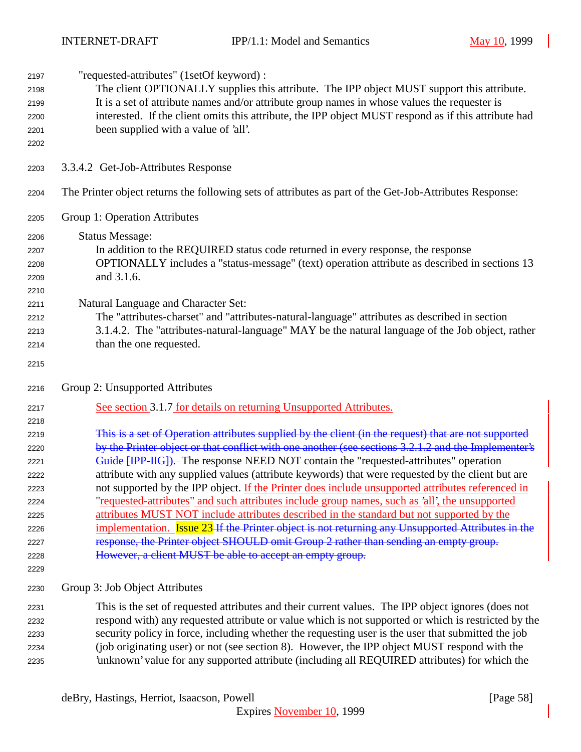"requested-attributes" (1setOf keyword) :

The client OPTIONALLY supplies this attribute. The IPP object MUST support this attribute. It is a set of attribute names and/or attribute group names in whose values the requester is interested. If the client omits this attribute, the IPP object MUST respond as if this attribute had been supplied with a value of 'all'.

### 3.3.4.2 Get-Job-Attributes Response

The Printer object returns the following sets of attributes as part of the Get-Job-Attributes Response:

Group 1: Operation Attributes

Status Message:

In addition to the REQUIRED status code returned in every response, the response OPTIONALLY includes a "status-message" (text) operation attribute as described in sections 13 and 3.1.6.

Natural Language and Character Set:

The "attributes-charset" and "attributes-natural-language" attributes as described in section 3.1.4.2. The "attributes-natural-language" MAY be the natural language of the Job object, rather than the one requested.

Group 2: Unsupported Attributes

See section 3.1.7 for details on returning Unsupported Attributes.

~~This is a set of Operation attributes supplied by the client (in the request) that are not supported by the Printer object or that conflict with one another (see sections 3.2.1.2 and the Implementer's Guide [IPP-IIG]).~~ The response NEED NOT contain the "requested-attributes" operation attribute with any supplied values (attribute keywords) that were requested by the client but are not supported by the IPP object. If the Printer does include unsupported attributes referenced in "requested-attributes" and such attributes include group names, such as 'all', the unsupported attributes MUST NOT include attributes described in the standard but not supported by the implementation. Issue 23 ~~If the Printer object is not returning any Unsupported Attributes in the response, the Printer object SHOULD omit Group 2 rather than sending an empty group. However, a client MUST be able to accept an empty group.~~

Group 3: Job Object Attributes

This is the set of requested attributes and their current values. The IPP object ignores (does not respond with) any requested attribute or value which is not supported or which is restricted by the security policy in force, including whether the requesting user is the user that submitted the job (job originating user) or not (see section 8). However, the IPP object MUST respond with the 'unknown' value for any supported attribute (including all REQUIRED attributes) for which the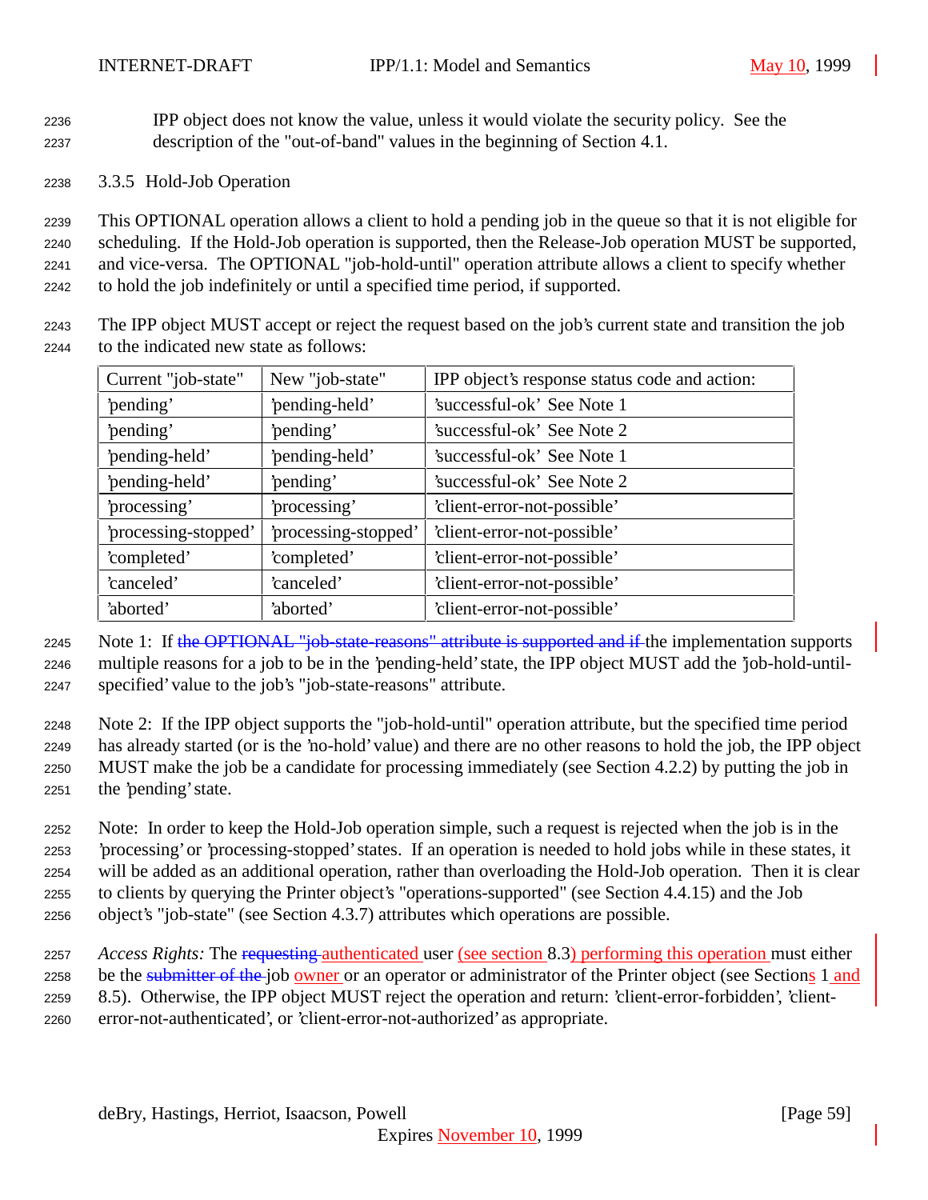IPP object does not know the value, unless it would violate the security policy. See the description of the "out-of-band" values in the beginning of Section 4.1.

### 3.3.5 Hold-Job Operation

This OPTIONAL operation allows a client to hold a pending job in the queue so that it is not eligible for scheduling. If the Hold-Job operation is supported, then the Release-Job operation MUST be supported, and vice-versa. The OPTIONAL "job-hold-until" operation attribute allows a client to specify whether to hold the job indefinitely or until a specified time period, if supported.

The IPP object MUST accept or reject the request based on the job's current state and transition the job to the indicated new state as follows:

| Current "job-state" | New "job-state" | IPP object's response status code and action: |
|---|---|---|
| 'pending' | 'pending-held' | 'successful-ok' See Note 1 |
| 'pending' | 'pending' | 'successful-ok' See Note 2 |
| 'pending-held' | 'pending-held' | 'successful-ok' See Note 1 |
| 'pending-held' | 'pending' | 'successful-ok' See Note 2 |
| 'processing' | 'processing' | 'client-error-not-possible' |
| 'processing-stopped' | 'processing-stopped' | 'client-error-not-possible' |
| 'completed' | 'completed' | 'client-error-not-possible' |
| 'canceled' | 'canceled' | 'client-error-not-possible' |
| 'aborted' | 'aborted' | 'client-error-not-possible' |

Note 1: If ~~the OPTIONAL "job-state-reasons" attribute is supported and if~~ the implementation supports multiple reasons for a job to be in the 'pending-held' state, the IPP object MUST add the 'job-hold-until-specified' value to the job's "job-state-reasons" attribute.

Note 2: If the IPP object supports the "job-hold-until" operation attribute, but the specified time period has already started (or is the 'no-hold' value) and there are no other reasons to hold the job, the IPP object MUST make the job be a candidate for processing immediately (see Section 4.2.2) by putting the job in the 'pending' state.

Note: In order to keep the Hold-Job operation simple, such a request is rejected when the job is in the 'processing' or 'processing-stopped' states. If an operation is needed to hold jobs while in these states, it will be added as an additional operation, rather than overloading the Hold-Job operation. Then it is clear to clients by querying the Printer object's "operations-supported" (see Section 4.4.15) and the Job object's "job-state" (see Section 4.3.7) attributes which operations are possible.

*Access Rights:* The ~~requesting~~ authenticated user (see section 8.3) performing this operation must either be the ~~submitter of the~~ job owner or an operator or administrator of the Printer object (see Sections 1 and 8.5). Otherwise, the IPP object MUST reject the operation and return: 'client-error-forbidden', 'client-error-not-authenticated', or 'client-error-not-authorized' as appropriate.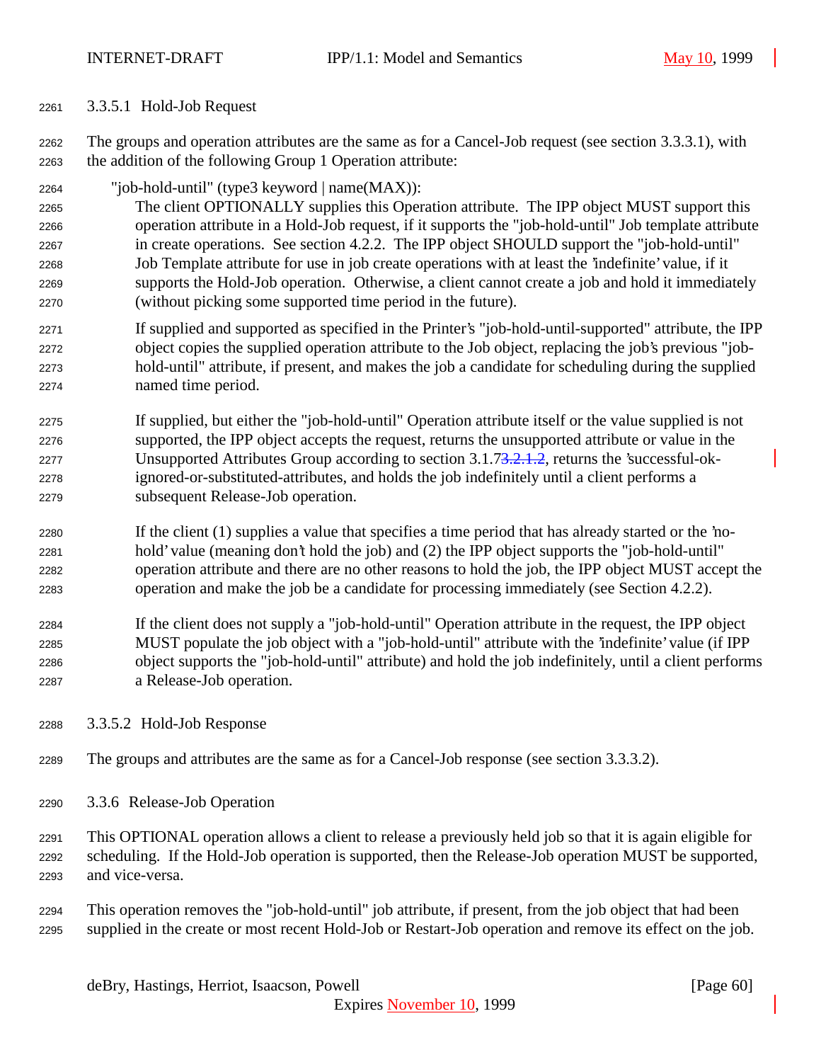### 3.3.5.1 Hold-Job Request

The groups and operation attributes are the same as for a Cancel-Job request (see section 3.3.3.1), with the addition of the following Group 1 Operation attribute:

"job-hold-until" (type3 keyword | name(MAX)):

The client OPTIONALLY supplies this Operation attribute. The IPP object MUST support this operation attribute in a Hold-Job request, if it supports the "job-hold-until" Job template attribute in create operations. See section 4.2.2. The IPP object SHOULD support the "job-hold-until" Job Template attribute for use in job create operations with at least the 'indefinite' value, if it supports the Hold-Job operation. Otherwise, a client cannot create a job and hold it immediately (without picking some supported time period in the future).

If supplied and supported as specified in the Printer's "job-hold-until-supported" attribute, the IPP object copies the supplied operation attribute to the Job object, replacing the job's previous "job-hold-until" attribute, if present, and makes the job a candidate for scheduling during the supplied named time period.

If supplied, but either the "job-hold-until" Operation attribute itself or the value supplied is not supported, the IPP object accepts the request, returns the unsupported attribute or value in the Unsupported Attributes Group according to section 3.1.73.2.1.2, returns the 'successful-ok-ignored-or-substituted-attributes, and holds the job indefinitely until a client performs a subsequent Release-Job operation.

If the client (1) supplies a value that specifies a time period that has already started or the 'no-hold' value (meaning don't hold the job) and (2) the IPP object supports the "job-hold-until" operation attribute and there are no other reasons to hold the job, the IPP object MUST accept the operation and make the job be a candidate for processing immediately (see Section 4.2.2).

If the client does not supply a "job-hold-until" Operation attribute in the request, the IPP object MUST populate the job object with a "job-hold-until" attribute with the 'indefinite' value (if IPP object supports the "job-hold-until" attribute) and hold the job indefinitely, until a client performs a Release-Job operation.

### 3.3.5.2 Hold-Job Response

The groups and attributes are the same as for a Cancel-Job response (see section 3.3.3.2).

### 3.3.6 Release-Job Operation

This OPTIONAL operation allows a client to release a previously held job so that it is again eligible for scheduling. If the Hold-Job operation is supported, then the Release-Job operation MUST be supported, and vice-versa.

This operation removes the "job-hold-until" job attribute, if present, from the job object that had been supplied in the create or most recent Hold-Job or Restart-Job operation and remove its effect on the job.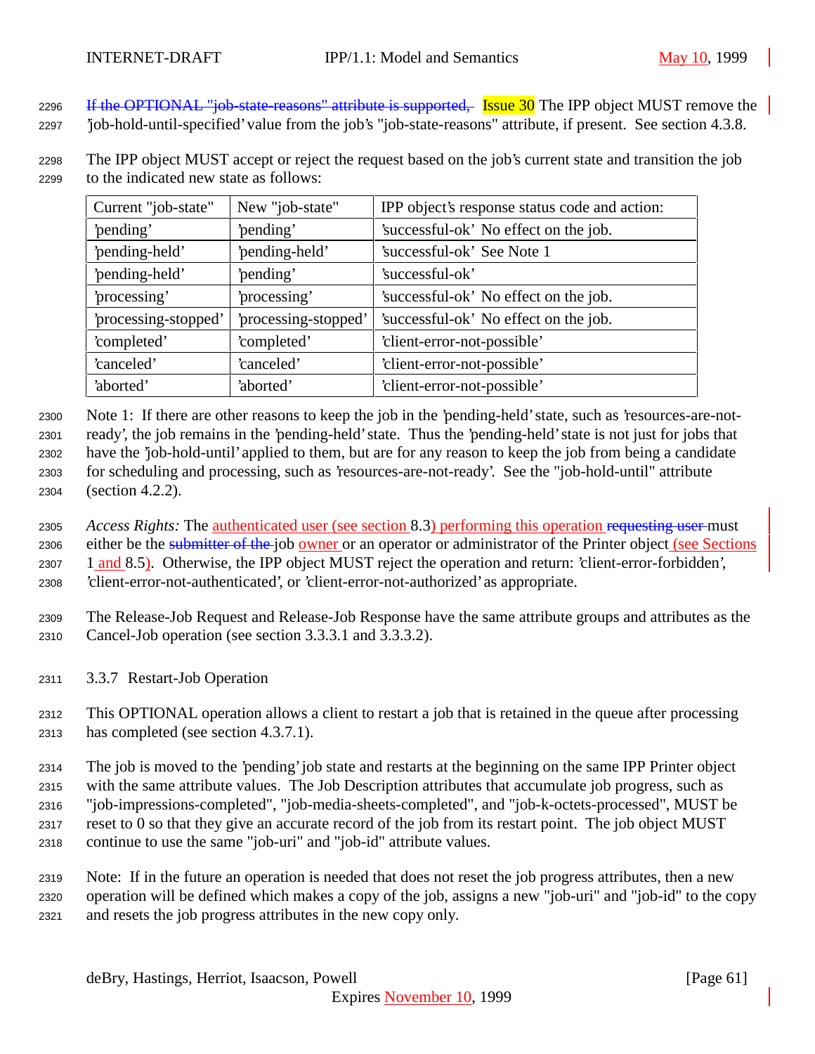If the OPTIONAL "job-state-reasons" attribute is supported, Issue 30 The IPP object MUST remove the 'job-hold-until-specified' value from the job's "job-state-reasons" attribute, if present. See section 4.3.8.

The IPP object MUST accept or reject the request based on the job's current state and transition the job to the indicated new state as follows:

| Current "job-state" | New "job-state" | IPP object's response status code and action: |
|---|---|---|
| 'pending' | 'pending' | 'successful-ok' No effect on the job. |
| 'pending-held' | 'pending-held' | 'successful-ok' See Note 1 |
| 'pending-held' | 'pending' | 'successful-ok' |
| 'processing' | 'processing' | 'successful-ok' No effect on the job. |
| 'processing-stopped' | 'processing-stopped' | 'successful-ok' No effect on the job. |
| 'completed' | 'completed' | 'client-error-not-possible' |
| 'canceled' | 'canceled' | 'client-error-not-possible' |
| 'aborted' | 'aborted' | 'client-error-not-possible' |

Note 1: If there are other reasons to keep the job in the 'pending-held' state, such as 'resources-are-not-ready', the job remains in the 'pending-held' state. Thus the 'pending-held' state is not just for jobs that have the 'job-hold-until' applied to them, but are for any reason to keep the job from being a candidate for scheduling and processing, such as 'resources-are-not-ready'. See the "job-hold-until" attribute (section 4.2.2).

*Access Rights:* The authenticated user (see section 8.3) performing this operation requesting user must either be the submitter of the job owner or an operator or administrator of the Printer object (see Sections 1 and 8.5). Otherwise, the IPP object MUST reject the operation and return: 'client-error-forbidden', 'client-error-not-authenticated', or 'client-error-not-authorized' as appropriate.

The Release-Job Request and Release-Job Response have the same attribute groups and attributes as the Cancel-Job operation (see section 3.3.3.1 and 3.3.3.2).

### 3.3.7 Restart-Job Operation

This OPTIONAL operation allows a client to restart a job that is retained in the queue after processing has completed (see section 4.3.7.1).

The job is moved to the 'pending' job state and restarts at the beginning on the same IPP Printer object with the same attribute values. The Job Description attributes that accumulate job progress, such as "job-impressions-completed", "job-media-sheets-completed", and "job-k-octets-processed", MUST be reset to 0 so that they give an accurate record of the job from its restart point. The job object MUST continue to use the same "job-uri" and "job-id" attribute values.

Note: If in the future an operation is needed that does not reset the job progress attributes, then a new operation will be defined which makes a copy of the job, assigns a new "job-uri" and "job-id" to the copy and resets the job progress attributes in the new copy only.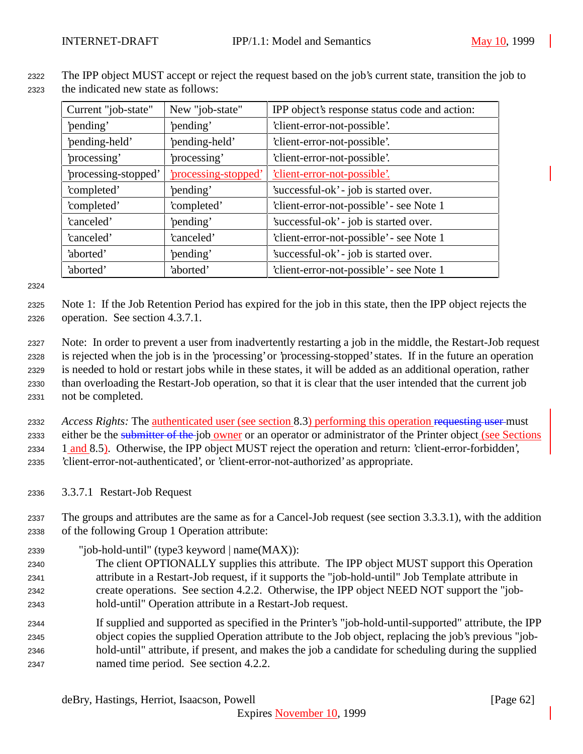The IPP object MUST accept or reject the request based on the job's current state, transition the job to the indicated new state as follows:

| Current "job-state" | New "job-state" | IPP object's response status code and action: |
|---|---|---|
| 'pending' | 'pending' | 'client-error-not-possible'. |
| 'pending-held' | 'pending-held' | 'client-error-not-possible'. |
| 'processing' | 'processing' | 'client-error-not-possible'. |
| 'processing-stopped' | 'processing-stopped' | 'client-error-not-possible'. |
| 'completed' | 'pending' | 'successful-ok' - job is started over. |
| 'completed' | 'completed' | 'client-error-not-possible' - see Note 1 |
| 'canceled' | 'pending' | 'successful-ok' - job is started over. |
| 'canceled' | 'canceled' | 'client-error-not-possible' - see Note 1 |
| 'aborted' | 'pending' | 'successful-ok' - job is started over. |
| 'aborted' | 'aborted' | 'client-error-not-possible' - see Note 1 |

Note 1: If the Job Retention Period has expired for the job in this state, then the IPP object rejects the operation. See section 4.3.7.1.

Note: In order to prevent a user from inadvertently restarting a job in the middle, the Restart-Job request is rejected when the job is in the 'processing' or 'processing-stopped' states. If in the future an operation is needed to hold or restart jobs while in these states, it will be added as an additional operation, rather than overloading the Restart-Job operation, so that it is clear that the user intended that the current job not be completed.

*Access Rights:* The authenticated user (see section 8.3) performing this operation ~~requesting user~~ must either be the ~~submitter of the~~ job owner or an operator or administrator of the Printer object (see Sections 1 and 8.5). Otherwise, the IPP object MUST reject the operation and return: 'client-error-forbidden', 'client-error-not-authenticated', or 'client-error-not-authorized' as appropriate.

#### 3.3.7.1 Restart-Job Request

The groups and attributes are the same as for a Cancel-Job request (see section 3.3.3.1), with the addition of the following Group 1 Operation attribute:

"job-hold-until" (type3 keyword | name(MAX)):

The client OPTIONALLY supplies this attribute. The IPP object MUST support this Operation attribute in a Restart-Job request, if it supports the "job-hold-until" Job Template attribute in create operations. See section 4.2.2. Otherwise, the IPP object NEED NOT support the "job-hold-until" Operation attribute in a Restart-Job request.

If supplied and supported as specified in the Printer's "job-hold-until-supported" attribute, the IPP object copies the supplied Operation attribute to the Job object, replacing the job's previous "job-hold-until" attribute, if present, and makes the job a candidate for scheduling during the supplied named time period. See section 4.2.2.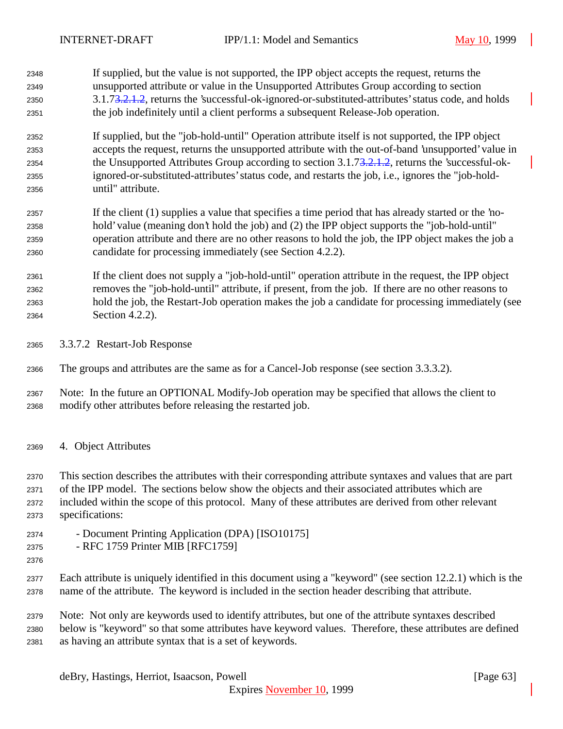If supplied, but the value is not supported, the IPP object accepts the request, returns the unsupported attribute or value in the Unsupported Attributes Group according to section 3.1.73.2.1.2, returns the 'successful-ok-ignored-or-substituted-attributes' status code, and holds the job indefinitely until a client performs a subsequent Release-Job operation.

If supplied, but the "job-hold-until" Operation attribute itself is not supported, the IPP object accepts the request, returns the unsupported attribute with the out-of-band 'unsupported' value in the Unsupported Attributes Group according to section 3.1.73.2.1.2, returns the 'successful-ok-ignored-or-substituted-attributes' status code, and restarts the job, i.e., ignores the "job-hold-until" attribute.

If the client (1) supplies a value that specifies a time period that has already started or the 'no-hold' value (meaning don't hold the job) and (2) the IPP object supports the "job-hold-until" operation attribute and there are no other reasons to hold the job, the IPP object makes the job a candidate for processing immediately (see Section 4.2.2).

If the client does not supply a "job-hold-until" operation attribute in the request, the IPP object removes the "job-hold-until" attribute, if present, from the job. If there are no other reasons to hold the job, the Restart-Job operation makes the job a candidate for processing immediately (see Section 4.2.2).

### 3.3.7.2 Restart-Job Response

The groups and attributes are the same as for a Cancel-Job response (see section 3.3.3.2).

Note: In the future an OPTIONAL Modify-Job operation may be specified that allows the client to modify other attributes before releasing the restarted job.

## 4. Object Attributes

This section describes the attributes with their corresponding attribute syntaxes and values that are part of the IPP model. The sections below show the objects and their associated attributes which are included within the scope of this protocol. Many of these attributes are derived from other relevant specifications:

- Document Printing Application (DPA) [ISO10175]
- RFC 1759 Printer MIB [RFC1759]

Each attribute is uniquely identified in this document using a "keyword" (see section 12.2.1) which is the name of the attribute. The keyword is included in the section header describing that attribute.

Note: Not only are keywords used to identify attributes, but one of the attribute syntaxes described below is "keyword" so that some attributes have keyword values. Therefore, these attributes are defined as having an attribute syntax that is a set of keywords.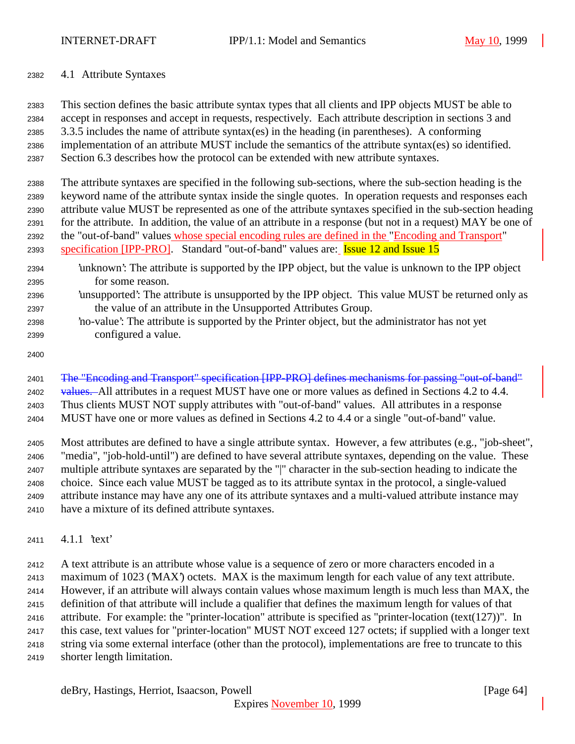### 4.1 Attribute Syntaxes

This section defines the basic attribute syntax types that all clients and IPP objects MUST be able to accept in responses and accept in requests, respectively. Each attribute description in sections 3 and 3.3.5 includes the name of attribute syntax(es) in the heading (in parentheses). A conforming implementation of an attribute MUST include the semantics of the attribute syntax(es) so identified. Section 6.3 describes how the protocol can be extended with new attribute syntaxes.

The attribute syntaxes are specified in the following sub-sections, where the sub-section heading is the keyword name of the attribute syntax inside the single quotes. In operation requests and responses each attribute value MUST be represented as one of the attribute syntaxes specified in the sub-section heading for the attribute. In addition, the value of an attribute in a response (but not in a request) MAY be one of the "out-of-band" values whose special encoding rules are defined in the "Encoding and Transport" specification [IPP-PRO]. Standard "out-of-band" values are: Issue 12 and Issue 15

- 'unknown': The attribute is supported by the IPP object, but the value is unknown to the IPP object for some reason.
- 'unsupported': The attribute is unsupported by the IPP object. This value MUST be returned only as the value of an attribute in the Unsupported Attributes Group.
- 'no-value': The attribute is supported by the Printer object, but the administrator has not yet configured a value.

~~The "Encoding and Transport" specification [IPP-PRO] defines mechanisms for passing "out-of-band" values.~~ All attributes in a request MUST have one or more values as defined in Sections 4.2 to 4.4. Thus clients MUST NOT supply attributes with "out-of-band" values. All attributes in a response MUST have one or more values as defined in Sections 4.2 to 4.4 or a single "out-of-band" value.

Most attributes are defined to have a single attribute syntax. However, a few attributes (e.g., "job-sheet", "media", "job-hold-until") are defined to have several attribute syntaxes, depending on the value. These multiple attribute syntaxes are separated by the "|" character in the sub-section heading to indicate the choice. Since each value MUST be tagged as to its attribute syntax in the protocol, a single-valued attribute instance may have any one of its attribute syntaxes and a multi-valued attribute instance may have a mixture of its defined attribute syntaxes.

#### 4.1.1 'text'

A text attribute is an attribute whose value is a sequence of zero or more characters encoded in a maximum of 1023 ('MAX') octets. MAX is the maximum length for each value of any text attribute. However, if an attribute will always contain values whose maximum length is much less than MAX, the definition of that attribute will include a qualifier that defines the maximum length for values of that attribute. For example: the "printer-location" attribute is specified as "printer-location (text(127))". In this case, text values for "printer-location" MUST NOT exceed 127 octets; if supplied with a longer text string via some external interface (other than the protocol), implementations are free to truncate to this shorter length limitation.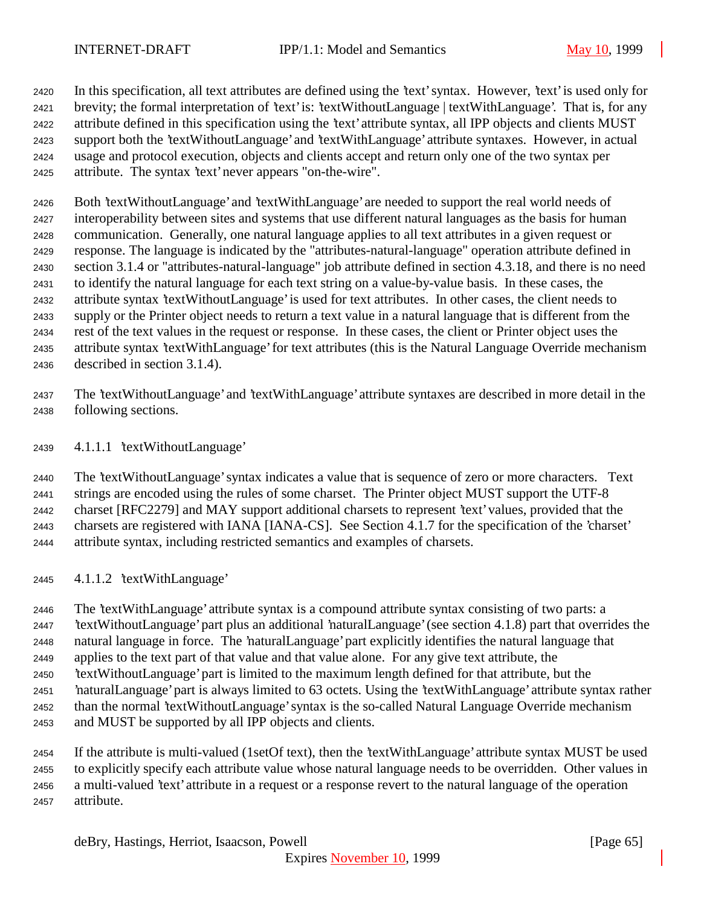In this specification, all text attributes are defined using the 'text' syntax. However, 'text' is used only for brevity; the formal interpretation of 'text' is: 'textWithoutLanguage | textWithLanguage'. That is, for any attribute defined in this specification using the 'text' attribute syntax, all IPP objects and clients MUST support both the 'textWithoutLanguage' and 'textWithLanguage' attribute syntaxes. However, in actual usage and protocol execution, objects and clients accept and return only one of the two syntax per attribute. The syntax 'text' never appears "on-the-wire".

Both 'textWithoutLanguage' and 'textWithLanguage' are needed to support the real world needs of interoperability between sites and systems that use different natural languages as the basis for human communication. Generally, one natural language applies to all text attributes in a given request or response. The language is indicated by the "attributes-natural-language" operation attribute defined in section 3.1.4 or "attributes-natural-language" job attribute defined in section 4.3.18, and there is no need to identify the natural language for each text string on a value-by-value basis. In these cases, the attribute syntax 'textWithoutLanguage' is used for text attributes. In other cases, the client needs to supply or the Printer object needs to return a text value in a natural language that is different from the rest of the text values in the request or response. In these cases, the client or Printer object uses the attribute syntax 'textWithLanguage' for text attributes (this is the Natural Language Override mechanism described in section 3.1.4).

The 'textWithoutLanguage' and 'textWithLanguage' attribute syntaxes are described in more detail in the following sections.

#### 4.1.1.1 'textWithoutLanguage'

The 'textWithoutLanguage' syntax indicates a value that is sequence of zero or more characters. Text strings are encoded using the rules of some charset. The Printer object MUST support the UTF-8 charset [RFC2279] and MAY support additional charsets to represent 'text' values, provided that the charsets are registered with IANA [IANA-CS]. See Section 4.1.7 for the specification of the 'charset' attribute syntax, including restricted semantics and examples of charsets.

#### 4.1.1.2 'textWithLanguage'

The 'textWithLanguage' attribute syntax is a compound attribute syntax consisting of two parts: a 'textWithoutLanguage' part plus an additional 'naturalLanguage' (see section 4.1.8) part that overrides the natural language in force. The 'naturalLanguage' part explicitly identifies the natural language that applies to the text part of that value and that value alone. For any give text attribute, the 'textWithoutLanguage' part is limited to the maximum length defined for that attribute, but the 'naturalLanguage' part is always limited to 63 octets. Using the 'textWithLanguage' attribute syntax rather than the normal 'textWithoutLanguage' syntax is the so-called Natural Language Override mechanism and MUST be supported by all IPP objects and clients.

If the attribute is multi-valued (1setOf text), then the 'textWithLanguage' attribute syntax MUST be used to explicitly specify each attribute value whose natural language needs to be overridden. Other values in a multi-valued 'text' attribute in a request or a response revert to the natural language of the operation attribute.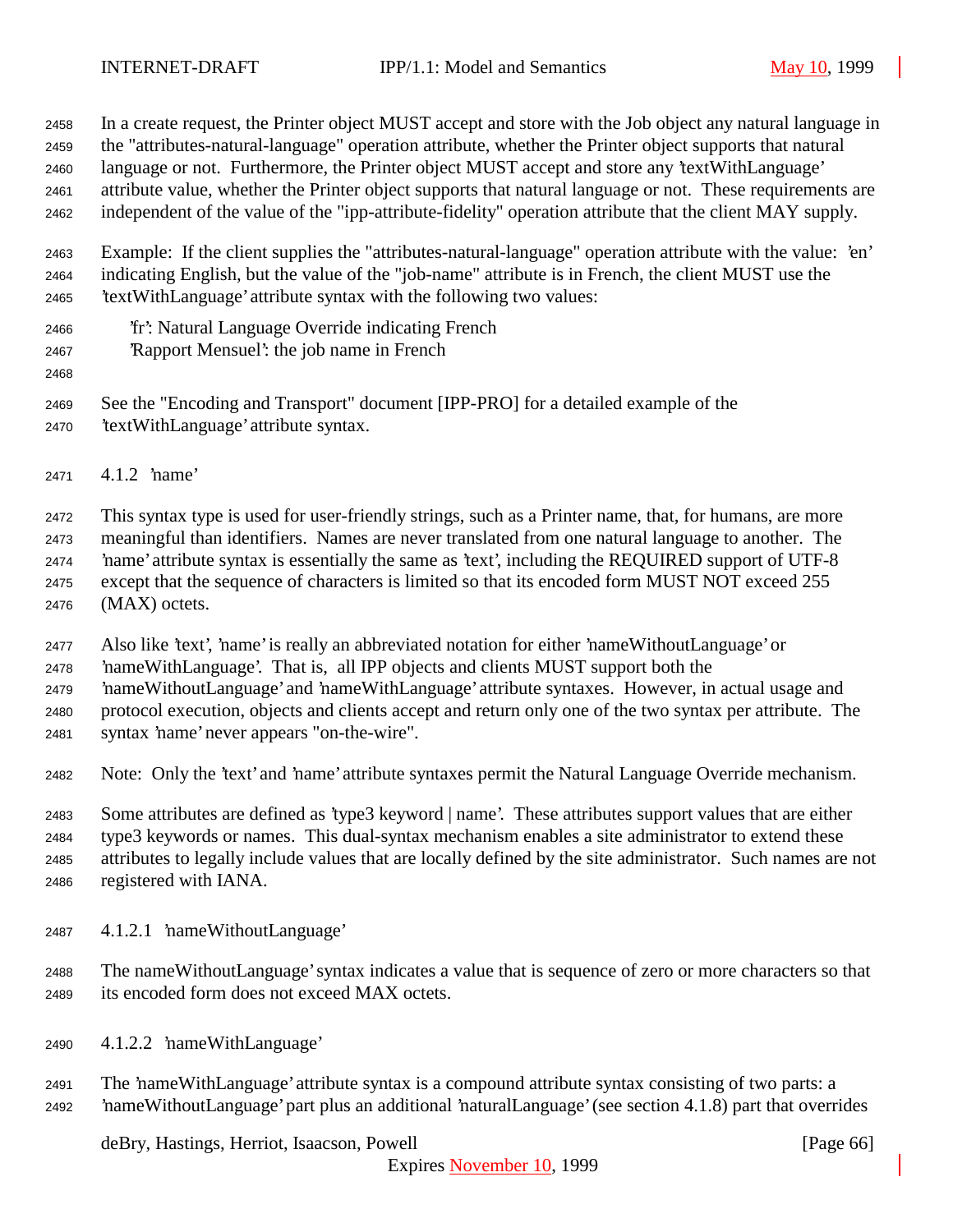In a create request, the Printer object MUST accept and store with the Job object any natural language in the "attributes-natural-language" operation attribute, whether the Printer object supports that natural language or not. Furthermore, the Printer object MUST accept and store any 'textWithLanguage' attribute value, whether the Printer object supports that natural language or not. These requirements are independent of the value of the "ipp-attribute-fidelity" operation attribute that the client MAY supply.

Example: If the client supplies the "attributes-natural-language" operation attribute with the value: 'en' indicating English, but the value of the "job-name" attribute is in French, the client MUST use the 'textWithLanguage' attribute syntax with the following two values:

    'fr': Natural Language Override indicating French
    'Rapport Mensuel': the job name in French

See the "Encoding and Transport" document [IPP-PRO] for a detailed example of the 'textWithLanguage' attribute syntax.

### 4.1.2 'name'

This syntax type is used for user-friendly strings, such as a Printer name, that, for humans, are more meaningful than identifiers. Names are never translated from one natural language to another. The 'name' attribute syntax is essentially the same as 'text', including the REQUIRED support of UTF-8 except that the sequence of characters is limited so that its encoded form MUST NOT exceed 255 (MAX) octets.

Also like 'text', 'name' is really an abbreviated notation for either 'nameWithoutLanguage' or 'nameWithLanguage'. That is, all IPP objects and clients MUST support both the 'nameWithoutLanguage' and 'nameWithLanguage' attribute syntaxes. However, in actual usage and protocol execution, objects and clients accept and return only one of the two syntax per attribute. The syntax 'name' never appears "on-the-wire".

Note: Only the 'text' and 'name' attribute syntaxes permit the Natural Language Override mechanism.

Some attributes are defined as 'type3 keyword | name'. These attributes support values that are either type3 keywords or names. This dual-syntax mechanism enables a site administrator to extend these attributes to legally include values that are locally defined by the site administrator. Such names are not registered with IANA.

#### 4.1.2.1 'nameWithoutLanguage'

The nameWithoutLanguage' syntax indicates a value that is sequence of zero or more characters so that its encoded form does not exceed MAX octets.

#### 4.1.2.2 'nameWithLanguage'

The 'nameWithLanguage' attribute syntax is a compound attribute syntax consisting of two parts: a 'nameWithoutLanguage' part plus an additional 'naturalLanguage' (see section 4.1.8) part that overrides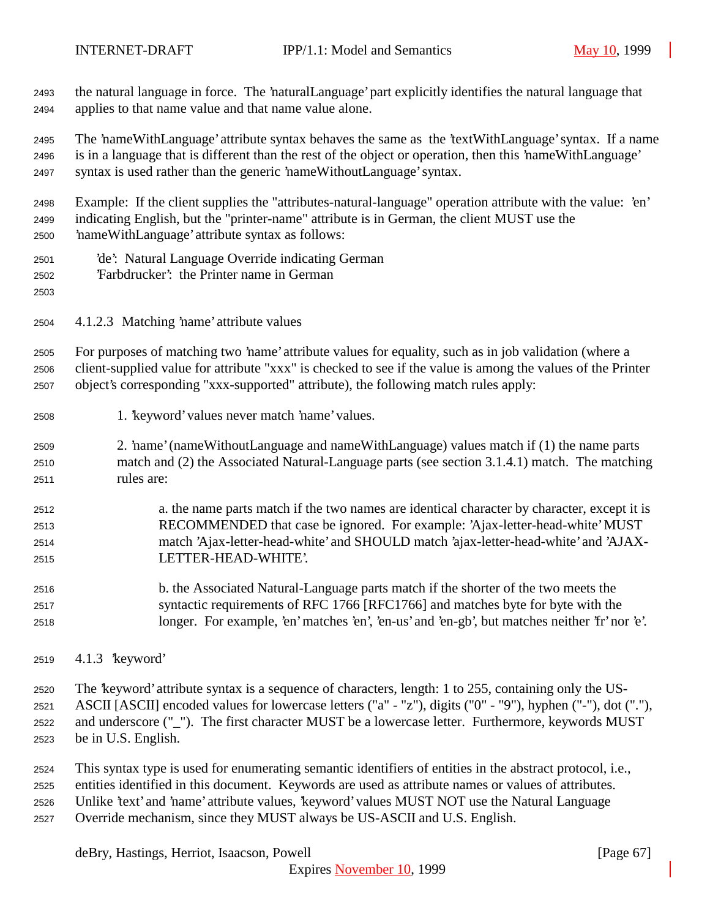the natural language in force. The 'naturalLanguage' part explicitly identifies the natural language that applies to that name value and that name value alone.

The 'nameWithLanguage' attribute syntax behaves the same as the 'textWithLanguage' syntax. If a name is in a language that is different than the rest of the object or operation, then this 'nameWithLanguage' syntax is used rather than the generic 'nameWithoutLanguage' syntax.

Example: If the client supplies the "attributes-natural-language" operation attribute with the value: 'en' indicating English, but the "printer-name" attribute is in German, the client MUST use the 'nameWithLanguage' attribute syntax as follows:

    'de': Natural Language Override indicating German
    'Farbdrucker': the Printer name in German

#### 4.1.2.3 Matching 'name' attribute values

For purposes of matching two 'name' attribute values for equality, such as in job validation (where a client-supplied value for attribute "xxx" is checked to see if the value is among the values of the Printer object's corresponding "xxx-supported" attribute), the following match rules apply:

1. 'keyword' values never match 'name' values.

2. 'name' (nameWithoutLanguage and nameWithLanguage) values match if (1) the name parts match and (2) the Associated Natural-Language parts (see section 3.1.4.1) match. The matching rules are:

    a. the name parts match if the two names are identical character by character, except it is RECOMMENDED that case be ignored. For example: 'Ajax-letter-head-white' MUST match 'Ajax-letter-head-white' and SHOULD match 'ajax-letter-head-white' and 'AJAX-LETTER-HEAD-WHITE'.

    b. the Associated Natural-Language parts match if the shorter of the two meets the syntactic requirements of RFC 1766 [RFC1766] and matches byte for byte with the longer. For example, 'en' matches 'en', 'en-us' and 'en-gb', but matches neither 'fr' nor 'e'.

### 4.1.3 'keyword'

The 'keyword' attribute syntax is a sequence of characters, length: 1 to 255, containing only the US-ASCII [ASCII] encoded values for lowercase letters ("a" - "z"), digits ("0" - "9"), hyphen ("-"), dot ("."), and underscore ("_"). The first character MUST be a lowercase letter. Furthermore, keywords MUST be in U.S. English.

This syntax type is used for enumerating semantic identifiers of entities in the abstract protocol, i.e., entities identified in this document. Keywords are used as attribute names or values of attributes. Unlike 'text' and 'name' attribute values, 'keyword' values MUST NOT use the Natural Language Override mechanism, since they MUST always be US-ASCII and U.S. English.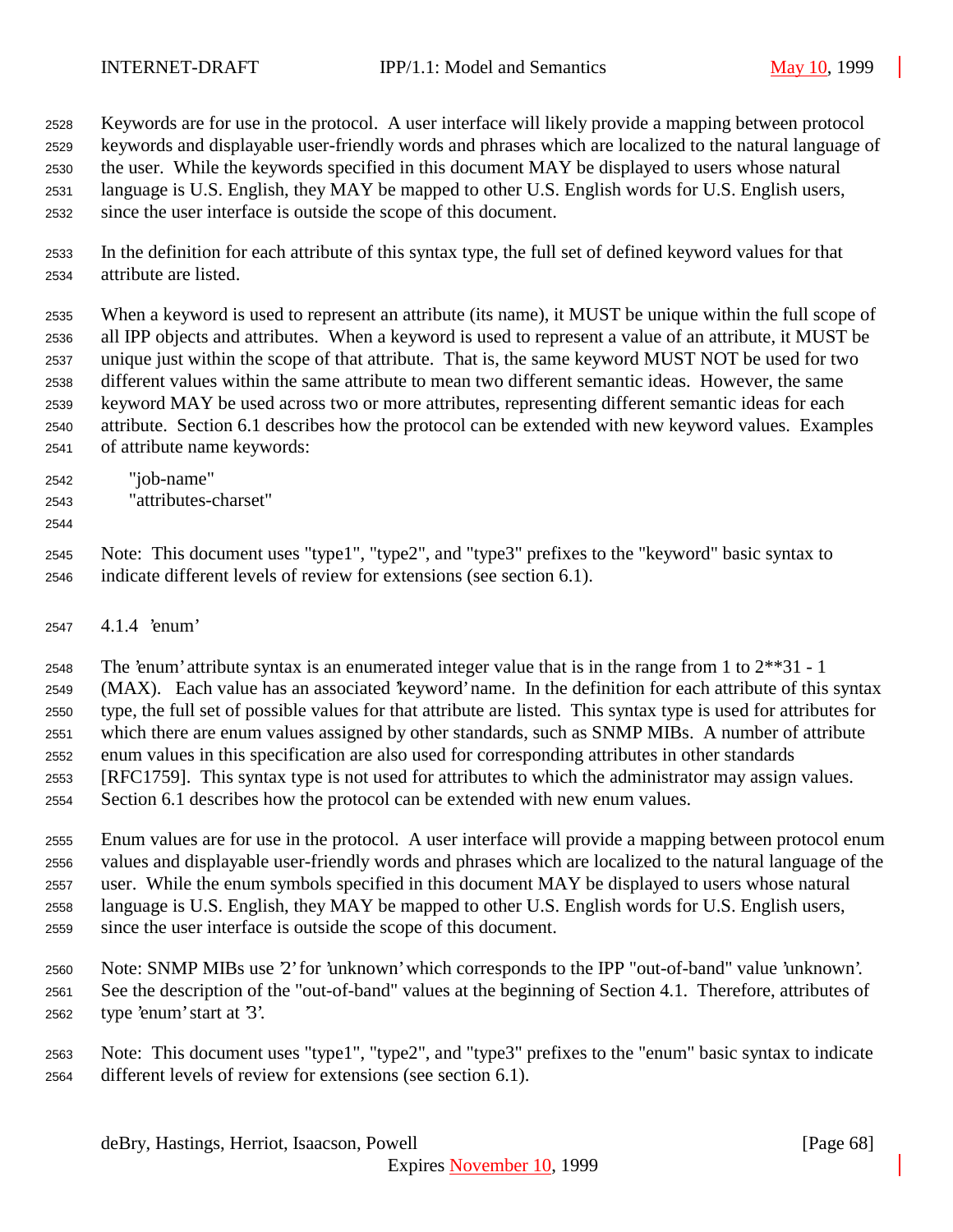Keywords are for use in the protocol. A user interface will likely provide a mapping between protocol keywords and displayable user-friendly words and phrases which are localized to the natural language of the user. While the keywords specified in this document MAY be displayed to users whose natural language is U.S. English, they MAY be mapped to other U.S. English words for U.S. English users, since the user interface is outside the scope of this document.

In the definition for each attribute of this syntax type, the full set of defined keyword values for that attribute are listed.

When a keyword is used to represent an attribute (its name), it MUST be unique within the full scope of all IPP objects and attributes. When a keyword is used to represent a value of an attribute, it MUST be unique just within the scope of that attribute. That is, the same keyword MUST NOT be used for two different values within the same attribute to mean two different semantic ideas. However, the same keyword MAY be used across two or more attributes, representing different semantic ideas for each attribute. Section 6.1 describes how the protocol can be extended with new keyword values. Examples of attribute name keywords:

    "job-name"
    "attributes-charset"

Note: This document uses "type1", "type2", and "type3" prefixes to the "keyword" basic syntax to indicate different levels of review for extensions (see section 6.1).

### 4.1.4 'enum'

The 'enum' attribute syntax is an enumerated integer value that is in the range from 1 to 2**31 - 1 (MAX). Each value has an associated 'keyword' name. In the definition for each attribute of this syntax type, the full set of possible values for that attribute are listed. This syntax type is used for attributes for which there are enum values assigned by other standards, such as SNMP MIBs. A number of attribute enum values in this specification are also used for corresponding attributes in other standards [RFC1759]. This syntax type is not used for attributes to which the administrator may assign values. Section 6.1 describes how the protocol can be extended with new enum values.

Enum values are for use in the protocol. A user interface will provide a mapping between protocol enum values and displayable user-friendly words and phrases which are localized to the natural language of the user. While the enum symbols specified in this document MAY be displayed to users whose natural language is U.S. English, they MAY be mapped to other U.S. English words for U.S. English users, since the user interface is outside the scope of this document.

Note: SNMP MIBs use '2' for 'unknown' which corresponds to the IPP "out-of-band" value 'unknown'. See the description of the "out-of-band" values at the beginning of Section 4.1. Therefore, attributes of type 'enum' start at '3'.

Note: This document uses "type1", "type2", and "type3" prefixes to the "enum" basic syntax to indicate different levels of review for extensions (see section 6.1).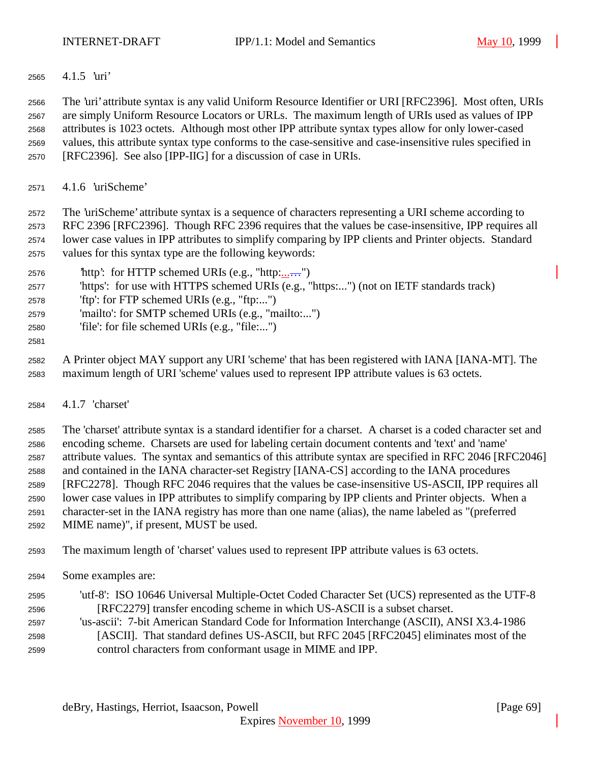### 4.1.5 'uri'

The 'uri' attribute syntax is any valid Uniform Resource Identifier or URI [RFC2396]. Most often, URIs are simply Uniform Resource Locators or URLs. The maximum length of URIs used as values of IPP attributes is 1023 octets. Although most other IPP attribute syntax types allow for only lower-cased values, this attribute syntax type conforms to the case-sensitive and case-insensitive rules specified in [RFC2396]. See also [IPP-IIG] for a discussion of case in URIs.

### 4.1.6 'uriScheme'

The 'uriScheme' attribute syntax is a sequence of characters representing a URI scheme according to RFC 2396 [RFC2396]. Though RFC 2396 requires that the values be case-insensitive, IPP requires all lower case values in IPP attributes to simplify comparing by IPP clients and Printer objects. Standard values for this syntax type are the following keywords:

'http': for HTTP schemed URIs (e.g., "http:...")
'https': for use with HTTPS schemed URIs (e.g., "https:...") (not on IETF standards track)
'ftp': for FTP schemed URIs (e.g., "ftp:...")
'mailto': for SMTP schemed URIs (e.g., "mailto:...")
'file': for file schemed URIs (e.g., "file:...")

A Printer object MAY support any URI 'scheme' that has been registered with IANA [IANA-MT]. The maximum length of URI 'scheme' values used to represent IPP attribute values is 63 octets.

### 4.1.7 'charset'

The 'charset' attribute syntax is a standard identifier for a charset. A charset is a coded character set and encoding scheme. Charsets are used for labeling certain document contents and 'text' and 'name' attribute values. The syntax and semantics of this attribute syntax are specified in RFC 2046 [RFC2046] and contained in the IANA character-set Registry [IANA-CS] according to the IANA procedures [RFC2278]. Though RFC 2046 requires that the values be case-insensitive US-ASCII, IPP requires all lower case values in IPP attributes to simplify comparing by IPP clients and Printer objects. When a character-set in the IANA registry has more than one name (alias), the name labeled as "(preferred MIME name)", if present, MUST be used.

The maximum length of 'charset' values used to represent IPP attribute values is 63 octets.

Some examples are:

'utf-8': ISO 10646 Universal Multiple-Octet Coded Character Set (UCS) represented as the UTF-8 [RFC2279] transfer encoding scheme in which US-ASCII is a subset charset.
'us-ascii': 7-bit American Standard Code for Information Interchange (ASCII), ANSI X3.4-1986 [ASCII]. That standard defines US-ASCII, but RFC 2045 [RFC2045] eliminates most of the control characters from conformant usage in MIME and IPP.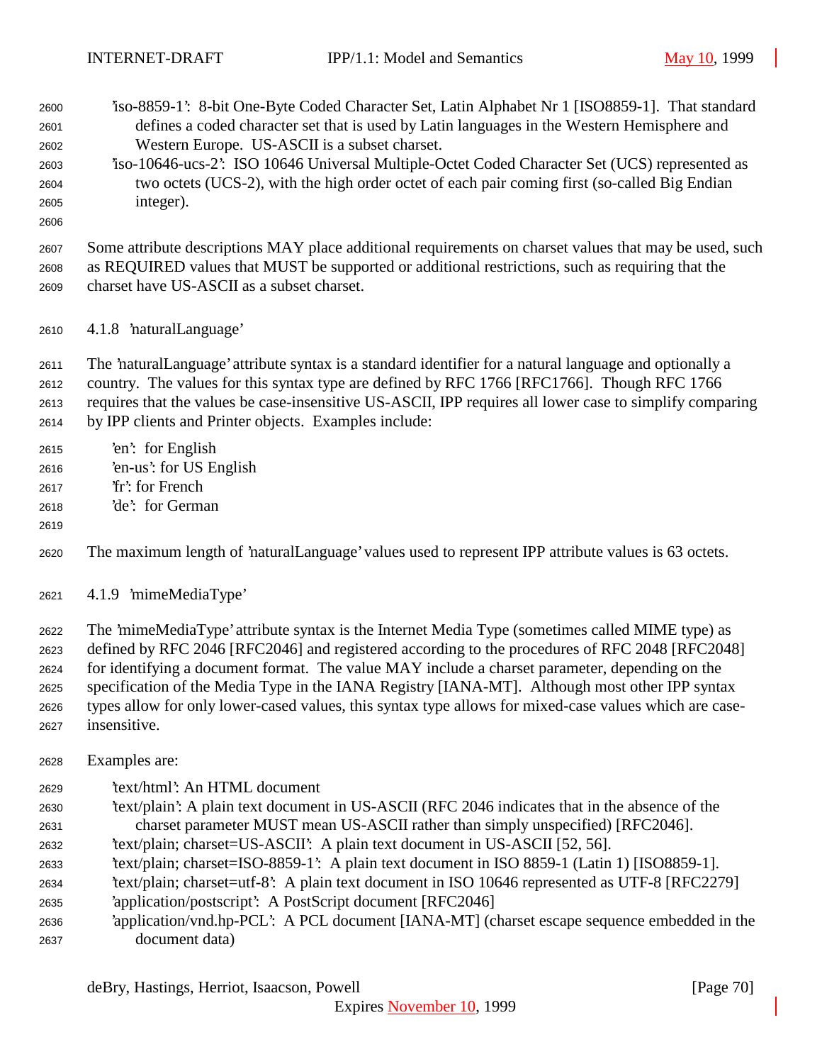'iso-8859-1': 8-bit One-Byte Coded Character Set, Latin Alphabet Nr 1 [ISO8859-1]. That standard defines a coded character set that is used by Latin languages in the Western Hemisphere and Western Europe. US-ASCII is a subset charset.

'iso-10646-ucs-2': ISO 10646 Universal Multiple-Octet Coded Character Set (UCS) represented as two octets (UCS-2), with the high order octet of each pair coming first (so-called Big Endian integer).

Some attribute descriptions MAY place additional requirements on charset values that may be used, such as REQUIRED values that MUST be supported or additional restrictions, such as requiring that the charset have US-ASCII as a subset charset.

### 4.1.8 'naturalLanguage'

The 'naturalLanguage' attribute syntax is a standard identifier for a natural language and optionally a country. The values for this syntax type are defined by RFC 1766 [RFC1766]. Though RFC 1766 requires that the values be case-insensitive US-ASCII, IPP requires all lower case to simplify comparing by IPP clients and Printer objects. Examples include:

'en': for English
'en-us': for US English
'fr': for French
'de': for German

The maximum length of 'naturalLanguage' values used to represent IPP attribute values is 63 octets.

### 4.1.9 'mimeMediaType'

The 'mimeMediaType' attribute syntax is the Internet Media Type (sometimes called MIME type) as defined by RFC 2046 [RFC2046] and registered according to the procedures of RFC 2048 [RFC2048] for identifying a document format. The value MAY include a charset parameter, depending on the specification of the Media Type in the IANA Registry [IANA-MT]. Although most other IPP syntax types allow for only lower-cased values, this syntax type allows for mixed-case values which are case-insensitive.

Examples are:

'text/html': An HTML document
'text/plain': A plain text document in US-ASCII (RFC 2046 indicates that in the absence of the charset parameter MUST mean US-ASCII rather than simply unspecified) [RFC2046].
'text/plain; charset=US-ASCII': A plain text document in US-ASCII [52, 56].
'text/plain; charset=ISO-8859-1': A plain text document in ISO 8859-1 (Latin 1) [ISO8859-1].
'text/plain; charset=utf-8': A plain text document in ISO 10646 represented as UTF-8 [RFC2279]
'application/postscript': A PostScript document [RFC2046]
'application/vnd.hp-PCL': A PCL document [IANA-MT] (charset escape sequence embedded in the document data)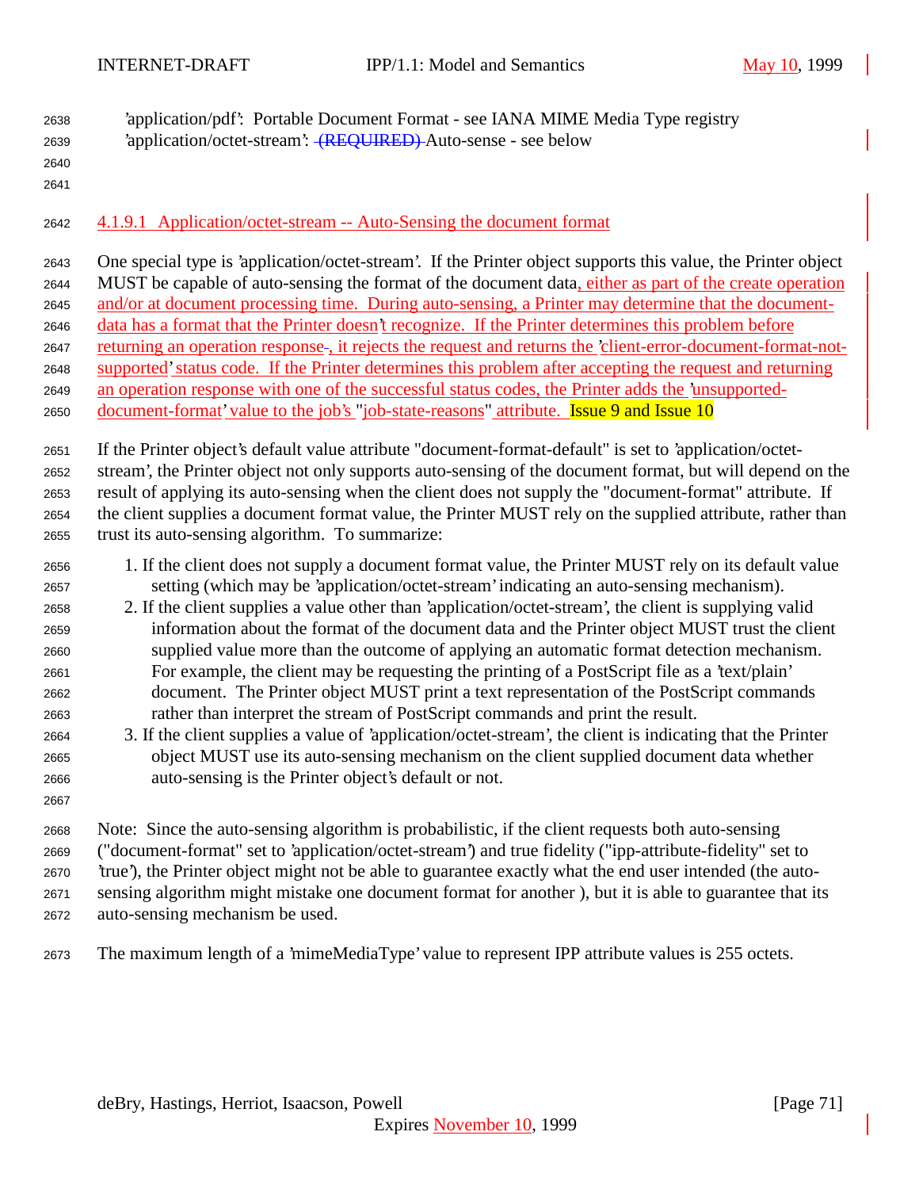'application/pdf': Portable Document Format - see IANA MIME Media Type registry
'application/octet-stream': ~~(REQUIRED)~~ Auto-sense - see below

#### 4.1.9.1 Application/octet-stream -- Auto-Sensing the document format

One special type is 'application/octet-stream'. If the Printer object supports this value, the Printer object MUST be capable of auto-sensing the format of the document data, either as part of the create operation and/or at document processing time. During auto-sensing, a Printer may determine that the document-data has a format that the Printer doesn't recognize. If the Printer determines this problem before returning an operation response, it rejects the request and returns the 'client-error-document-format-not-supported' status code. If the Printer determines this problem after accepting the request and returning an operation response with one of the successful status codes, the Printer adds the 'unsupported-document-format' value to the job's "job-state-reasons" attribute. Issue 9 and Issue 10

If the Printer object's default value attribute "document-format-default" is set to 'application/octet-stream', the Printer object not only supports auto-sensing of the document format, but will depend on the result of applying its auto-sensing when the client does not supply the "document-format" attribute. If the client supplies a document format value, the Printer MUST rely on the supplied attribute, rather than trust its auto-sensing algorithm. To summarize:

1. If the client does not supply a document format value, the Printer MUST rely on its default value setting (which may be 'application/octet-stream' indicating an auto-sensing mechanism).
2. If the client supplies a value other than 'application/octet-stream', the client is supplying valid information about the format of the document data and the Printer object MUST trust the client supplied value more than the outcome of applying an automatic format detection mechanism. For example, the client may be requesting the printing of a PostScript file as a 'text/plain' document. The Printer object MUST print a text representation of the PostScript commands rather than interpret the stream of PostScript commands and print the result.
3. If the client supplies a value of 'application/octet-stream', the client is indicating that the Printer object MUST use its auto-sensing mechanism on the client supplied document data whether auto-sensing is the Printer object's default or not.

Note: Since the auto-sensing algorithm is probabilistic, if the client requests both auto-sensing ("document-format" set to 'application/octet-stream') and true fidelity ("ipp-attribute-fidelity" set to 'true'), the Printer object might not be able to guarantee exactly what the end user intended (the auto-sensing algorithm might mistake one document format for another ), but it is able to guarantee that its auto-sensing mechanism be used.

The maximum length of a 'mimeMediaType' value to represent IPP attribute values is 255 octets.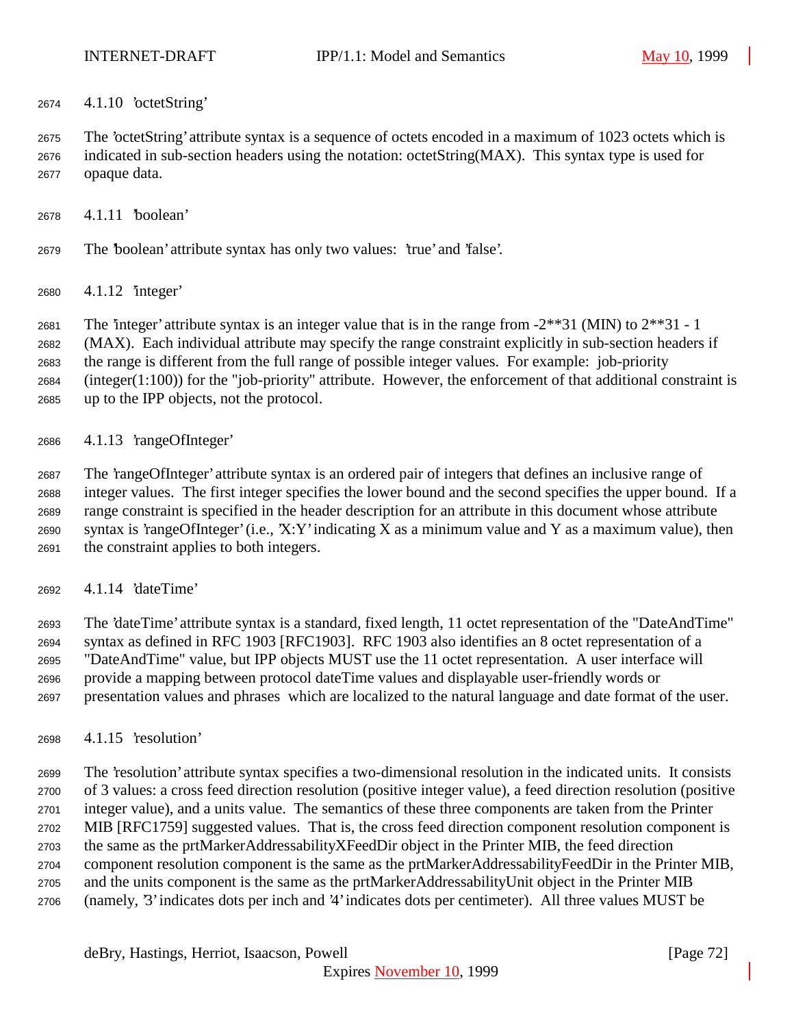#### 4.1.10 'octetString'

The 'octetString' attribute syntax is a sequence of octets encoded in a maximum of 1023 octets which is indicated in sub-section headers using the notation: octetString(MAX). This syntax type is used for opaque data.

#### 4.1.11 'boolean'

The 'boolean' attribute syntax has only two values: 'true' and 'false'.

#### 4.1.12 'integer'

The 'integer' attribute syntax is an integer value that is in the range from -2**31 (MIN) to 2**31 - 1 (MAX). Each individual attribute may specify the range constraint explicitly in sub-section headers if the range is different from the full range of possible integer values. For example: job-priority (integer(1:100)) for the "job-priority" attribute. However, the enforcement of that additional constraint is up to the IPP objects, not the protocol.

#### 4.1.13 'rangeOfInteger'

The 'rangeOfInteger' attribute syntax is an ordered pair of integers that defines an inclusive range of integer values. The first integer specifies the lower bound and the second specifies the upper bound. If a range constraint is specified in the header description for an attribute in this document whose attribute syntax is 'rangeOfInteger' (i.e., 'X:Y' indicating X as a minimum value and Y as a maximum value), then the constraint applies to both integers.

#### 4.1.14 'dateTime'

The 'dateTime' attribute syntax is a standard, fixed length, 11 octet representation of the "DateAndTime" syntax as defined in RFC 1903 [RFC1903]. RFC 1903 also identifies an 8 octet representation of a "DateAndTime" value, but IPP objects MUST use the 11 octet representation. A user interface will provide a mapping between protocol dateTime values and displayable user-friendly words or presentation values and phrases which are localized to the natural language and date format of the user.

#### 4.1.15 'resolution'

The 'resolution' attribute syntax specifies a two-dimensional resolution in the indicated units. It consists of 3 values: a cross feed direction resolution (positive integer value), a feed direction resolution (positive integer value), and a units value. The semantics of these three components are taken from the Printer MIB [RFC1759] suggested values. That is, the cross feed direction component resolution component is the same as the prtMarkerAddressabilityXFeedDir object in the Printer MIB, the feed direction component resolution component is the same as the prtMarkerAddressabilityFeedDir in the Printer MIB, and the units component is the same as the prtMarkerAddressabilityUnit object in the Printer MIB (namely, '3' indicates dots per inch and '4' indicates dots per centimeter). All three values MUST be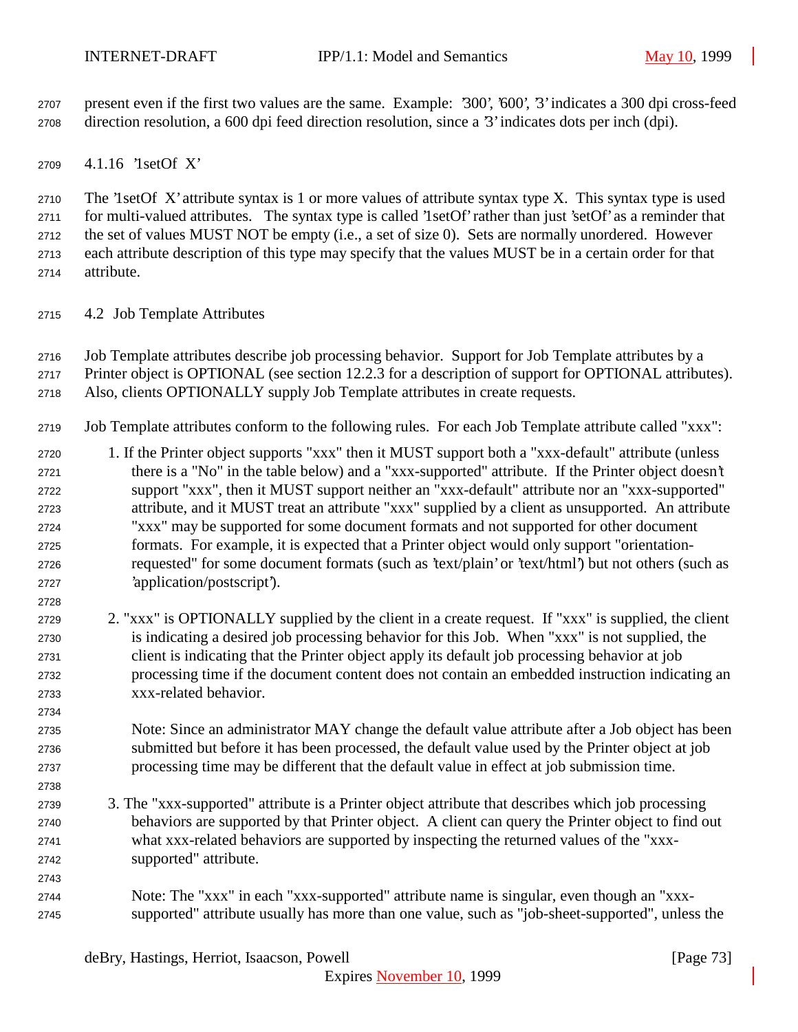present even if the first two values are the same. Example: '300', '600', '3' indicates a 300 dpi cross-feed direction resolution, a 600 dpi feed direction resolution, since a '3' indicates dots per inch (dpi).

### 4.1.16 '1setOf X'

The '1setOf X' attribute syntax is 1 or more values of attribute syntax type X. This syntax type is used for multi-valued attributes. The syntax type is called '1setOf' rather than just 'setOf' as a reminder that the set of values MUST NOT be empty (i.e., a set of size 0). Sets are normally unordered. However each attribute description of this type may specify that the values MUST be in a certain order for that attribute.

## 4.2 Job Template Attributes

Job Template attributes describe job processing behavior. Support for Job Template attributes by a Printer object is OPTIONAL (see section 12.2.3 for a description of support for OPTIONAL attributes). Also, clients OPTIONALLY supply Job Template attributes in create requests.

Job Template attributes conform to the following rules. For each Job Template attribute called "xxx":

1. If the Printer object supports "xxx" then it MUST support both a "xxx-default" attribute (unless there is a "No" in the table below) and a "xxx-supported" attribute. If the Printer object doesn't support "xxx", then it MUST support neither an "xxx-default" attribute nor an "xxx-supported" attribute, and it MUST treat an attribute "xxx" supplied by a client as unsupported. An attribute "xxx" may be supported for some document formats and not supported for other document formats. For example, it is expected that a Printer object would only support "orientation-requested" for some document formats (such as 'text/plain' or 'text/html') but not others (such as 'application/postscript').

2. "xxx" is OPTIONALLY supplied by the client in a create request. If "xxx" is supplied, the client is indicating a desired job processing behavior for this Job. When "xxx" is not supplied, the client is indicating that the Printer object apply its default job processing behavior at job processing time if the document content does not contain an embedded instruction indicating an xxx-related behavior.

   Note: Since an administrator MAY change the default value attribute after a Job object has been submitted but before it has been processed, the default value used by the Printer object at job processing time may be different that the default value in effect at job submission time.

3. The "xxx-supported" attribute is a Printer object attribute that describes which job processing behaviors are supported by that Printer object. A client can query the Printer object to find out what xxx-related behaviors are supported by inspecting the returned values of the "xxx-supported" attribute.

   Note: The "xxx" in each "xxx-supported" attribute name is singular, even though an "xxx-supported" attribute usually has more than one value, such as "job-sheet-supported", unless the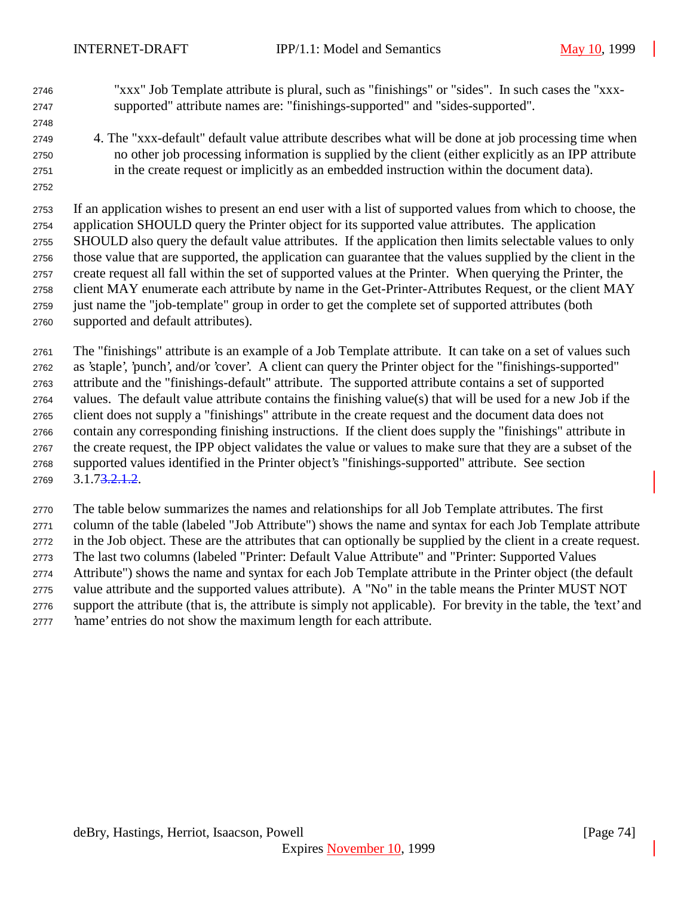"xxx" Job Template attribute is plural, such as "finishings" or "sides". In such cases the "xxx-supported" attribute names are: "finishings-supported" and "sides-supported".

4. The "xxx-default" default value attribute describes what will be done at job processing time when no other job processing information is supplied by the client (either explicitly as an IPP attribute in the create request or implicitly as an embedded instruction within the document data).

If an application wishes to present an end user with a list of supported values from which to choose, the application SHOULD query the Printer object for its supported value attributes. The application SHOULD also query the default value attributes. If the application then limits selectable values to only those value that are supported, the application can guarantee that the values supplied by the client in the create request all fall within the set of supported values at the Printer. When querying the Printer, the client MAY enumerate each attribute by name in the Get-Printer-Attributes Request, or the client MAY just name the "job-template" group in order to get the complete set of supported attributes (both supported and default attributes).

The "finishings" attribute is an example of a Job Template attribute. It can take on a set of values such as 'staple', 'punch', and/or 'cover'. A client can query the Printer object for the "finishings-supported" attribute and the "finishings-default" attribute. The supported attribute contains a set of supported values. The default value attribute contains the finishing value(s) that will be used for a new Job if the client does not supply a "finishings" attribute in the create request and the document data does not contain any corresponding finishing instructions. If the client does supply the "finishings" attribute in the create request, the IPP object validates the value or values to make sure that they are a subset of the supported values identified in the Printer object's "finishings-supported" attribute. See section 3.1.7~~3.2.1.2~~.

The table below summarizes the names and relationships for all Job Template attributes. The first column of the table (labeled "Job Attribute") shows the name and syntax for each Job Template attribute in the Job object. These are the attributes that can optionally be supplied by the client in a create request. The last two columns (labeled "Printer: Default Value Attribute" and "Printer: Supported Values Attribute") shows the name and syntax for each Job Template attribute in the Printer object (the default value attribute and the supported values attribute). A "No" in the table means the Printer MUST NOT support the attribute (that is, the attribute is simply not applicable). For brevity in the table, the 'text' and 'name' entries do not show the maximum length for each attribute.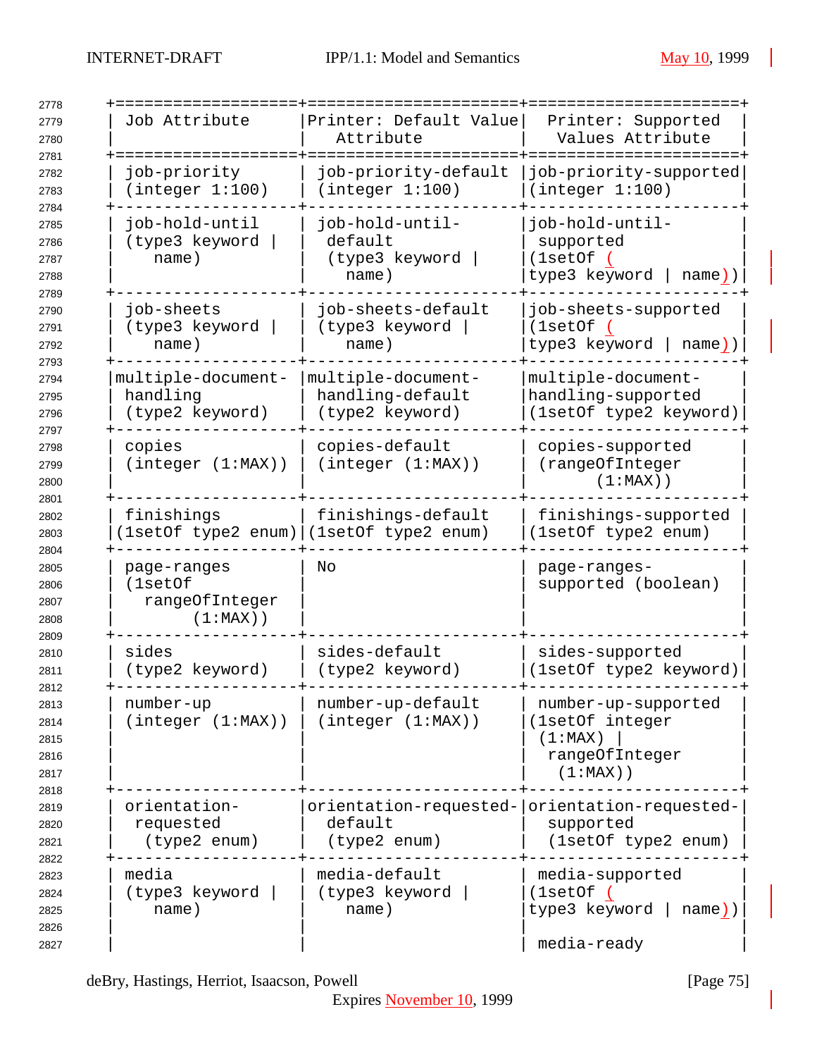| Job Attribute | Printer: Default Value Attribute | Printer: Supported Values Attribute |
|---|---|---|
| job-priority (integer 1:100) | job-priority-default (integer 1:100) | job-priority-supported (integer 1:100) |
| job-hold-until (type3 keyword \| name) | job-hold-until-default (type3 keyword \| name) | job-hold-until-supported (1setOf (type3 keyword \| name)) |
| job-sheets (type3 keyword \| name) | job-sheets-default (type3 keyword \| name) | job-sheets-supported (1setOf (type3 keyword \| name)) |
| multiple-document-handling (type2 keyword) | multiple-document-handling-default (type2 keyword) | multiple-document-handling-supported (1setOf type2 keyword) |
| copies (integer (1:MAX)) | copies-default (integer (1:MAX)) | copies-supported (rangeOfInteger (1:MAX)) |
| finishings (1setOf type2 enum) | finishings-default (1setOf type2 enum) | finishings-supported (1setOf type2 enum) |
| page-ranges (1setOf rangeOfInteger (1:MAX)) | No | page-ranges-supported (boolean) |
| sides (type2 keyword) | sides-default (type2 keyword) | sides-supported (1setOf type2 keyword) |
| number-up (integer (1:MAX)) | number-up-default (integer (1:MAX)) | number-up-supported (1setOf integer (1:MAX) \| rangeOfInteger (1:MAX)) |
| orientation-requested (type2 enum) | orientation-requested-default (type2 enum) | orientation-requested-supported (1setOf type2 enum) |
| media (type3 keyword \| name) | media-default (type3 keyword \| name) | media-supported (1setOf (type3 keyword \| name)) <br><br> media-ready |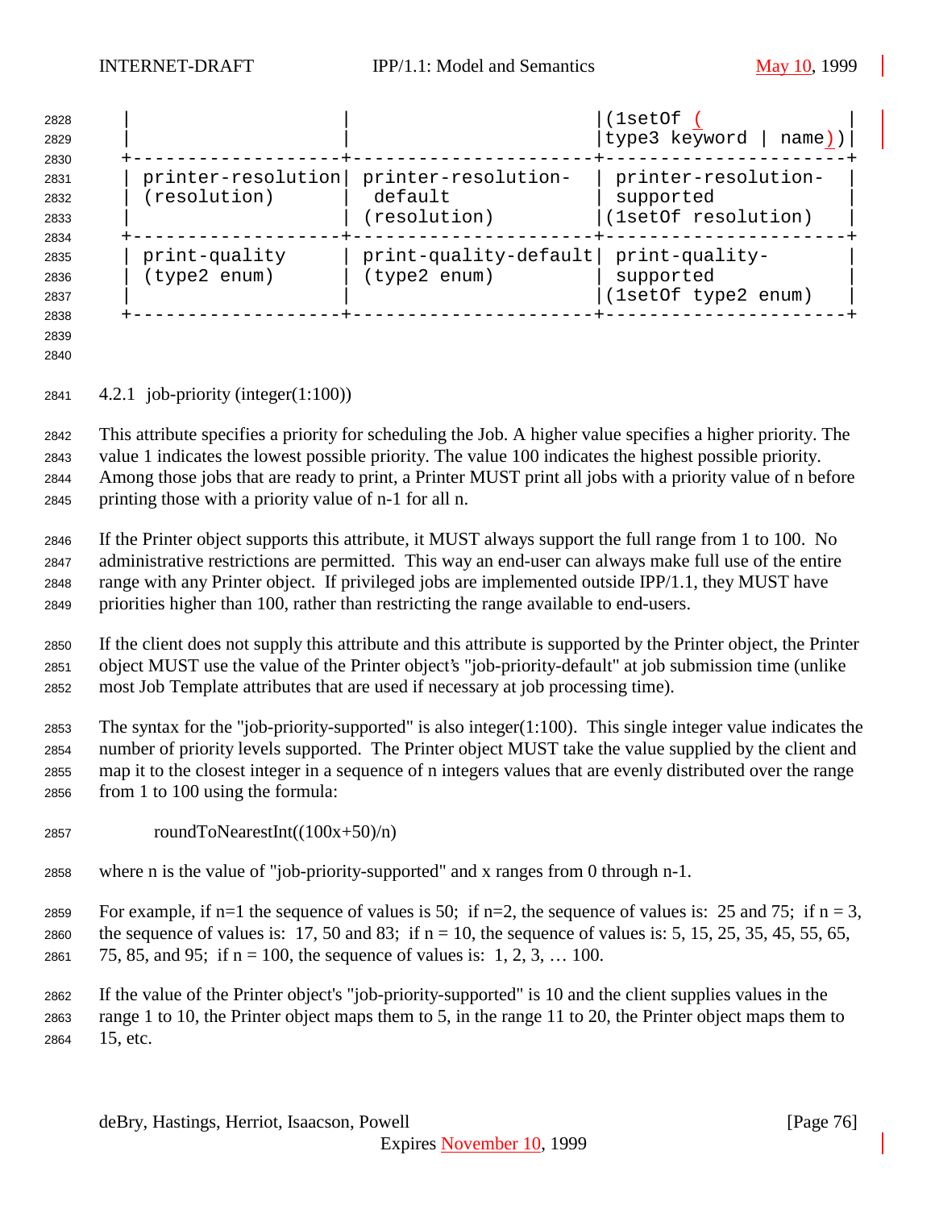| | | (1setOf (type3 keyword \| name)) |
|---|---|---|
| printer-resolution (resolution) | printer-resolution-default (resolution) | printer-resolution-supported (1setOf resolution) |
| print-quality (type2 enum) | print-quality-default (type2 enum) | print-quality-supported (1setOf type2 enum) |

### 4.2.1 job-priority (integer(1:100))

This attribute specifies a priority for scheduling the Job. A higher value specifies a higher priority. The value 1 indicates the lowest possible priority. The value 100 indicates the highest possible priority. Among those jobs that are ready to print, a Printer MUST print all jobs with a priority value of n before printing those with a priority value of n-1 for all n.

If the Printer object supports this attribute, it MUST always support the full range from 1 to 100. No administrative restrictions are permitted. This way an end-user can always make full use of the entire range with any Printer object. If privileged jobs are implemented outside IPP/1.1, they MUST have priorities higher than 100, rather than restricting the range available to end-users.

If the client does not supply this attribute and this attribute is supported by the Printer object, the Printer object MUST use the value of the Printer object's "job-priority-default" at job submission time (unlike most Job Template attributes that are used if necessary at job processing time).

The syntax for the "job-priority-supported" is also integer(1:100). This single integer value indicates the number of priority levels supported. The Printer object MUST take the value supplied by the client and map it to the closest integer in a sequence of n integers values that are evenly distributed over the range from 1 to 100 using the formula:

roundToNearestInt((100x+50)/n)

where n is the value of "job-priority-supported" and x ranges from 0 through n-1.

For example, if n=1 the sequence of values is 50; if n=2, the sequence of values is: 25 and 75; if n = 3, the sequence of values is: 17, 50 and 83; if n = 10, the sequence of values is: 5, 15, 25, 35, 45, 55, 65, 75, 85, and 95; if n = 100, the sequence of values is: 1, 2, 3, … 100.

If the value of the Printer object's "job-priority-supported" is 10 and the client supplies values in the range 1 to 10, the Printer object maps them to 5, in the range 11 to 20, the Printer object maps them to 15, etc.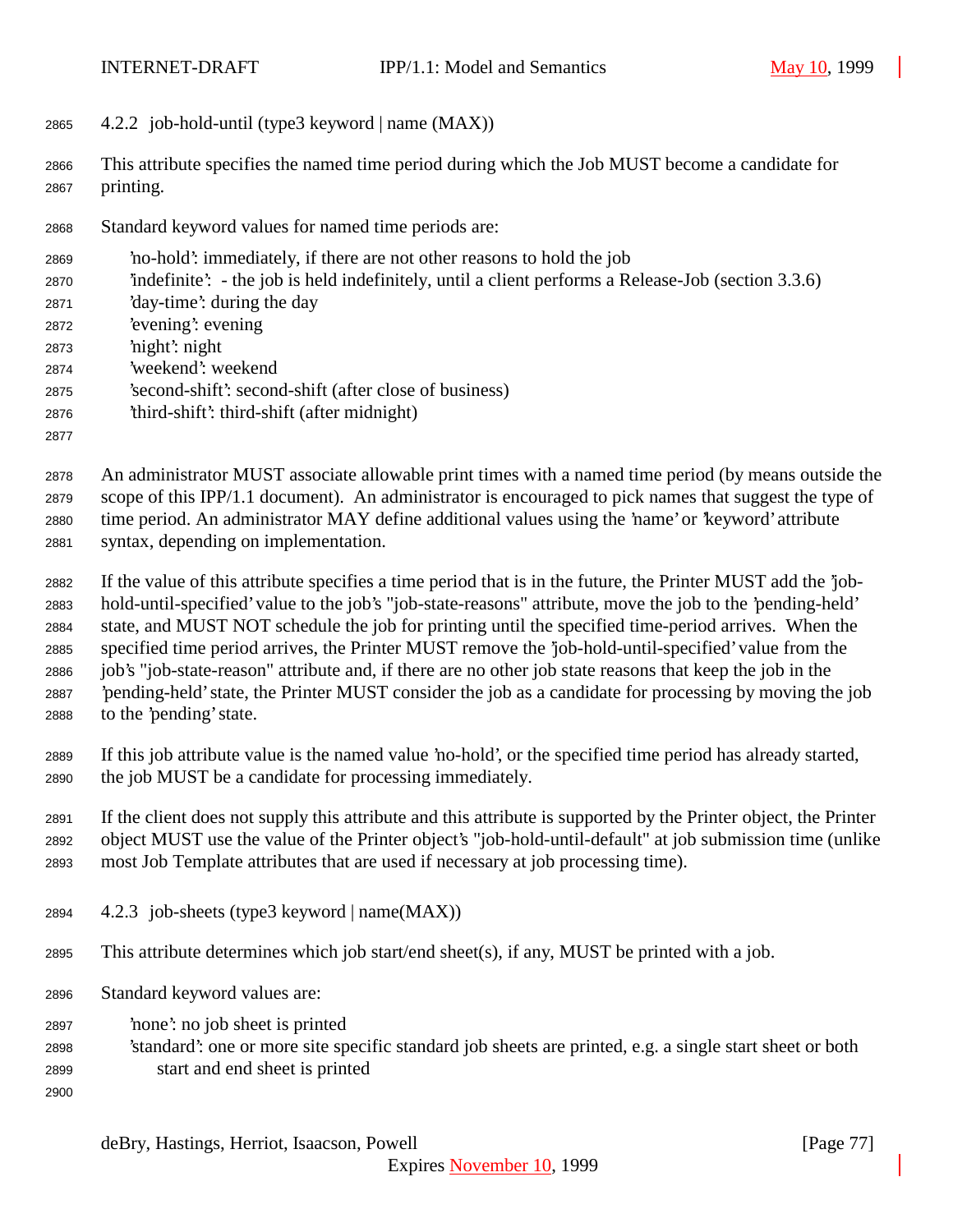### 4.2.2 job-hold-until (type3 keyword | name (MAX))

This attribute specifies the named time period during which the Job MUST become a candidate for printing.

Standard keyword values for named time periods are:

- 'no-hold': immediately, if there are not other reasons to hold the job
- 'indefinite': - the job is held indefinitely, until a client performs a Release-Job (section 3.3.6)
- 'day-time': during the day
- 'evening': evening
- 'night': night
- 'weekend': weekend
- 'second-shift': second-shift (after close of business)
- 'third-shift': third-shift (after midnight)

An administrator MUST associate allowable print times with a named time period (by means outside the scope of this IPP/1.1 document). An administrator is encouraged to pick names that suggest the type of time period. An administrator MAY define additional values using the 'name' or 'keyword' attribute syntax, depending on implementation.

If the value of this attribute specifies a time period that is in the future, the Printer MUST add the 'job-hold-until-specified' value to the job's "job-state-reasons" attribute, move the job to the 'pending-held' state, and MUST NOT schedule the job for printing until the specified time-period arrives. When the specified time period arrives, the Printer MUST remove the 'job-hold-until-specified' value from the job's "job-state-reason" attribute and, if there are no other job state reasons that keep the job in the 'pending-held' state, the Printer MUST consider the job as a candidate for processing by moving the job to the 'pending' state.

If this job attribute value is the named value 'no-hold', or the specified time period has already started, the job MUST be a candidate for processing immediately.

If the client does not supply this attribute and this attribute is supported by the Printer object, the Printer object MUST use the value of the Printer object's "job-hold-until-default" at job submission time (unlike most Job Template attributes that are used if necessary at job processing time).

### 4.2.3 job-sheets (type3 keyword | name(MAX))

This attribute determines which job start/end sheet(s), if any, MUST be printed with a job.

Standard keyword values are:

- 'none': no job sheet is printed
- 'standard': one or more site specific standard job sheets are printed, e.g. a single start sheet or both start and end sheet is printed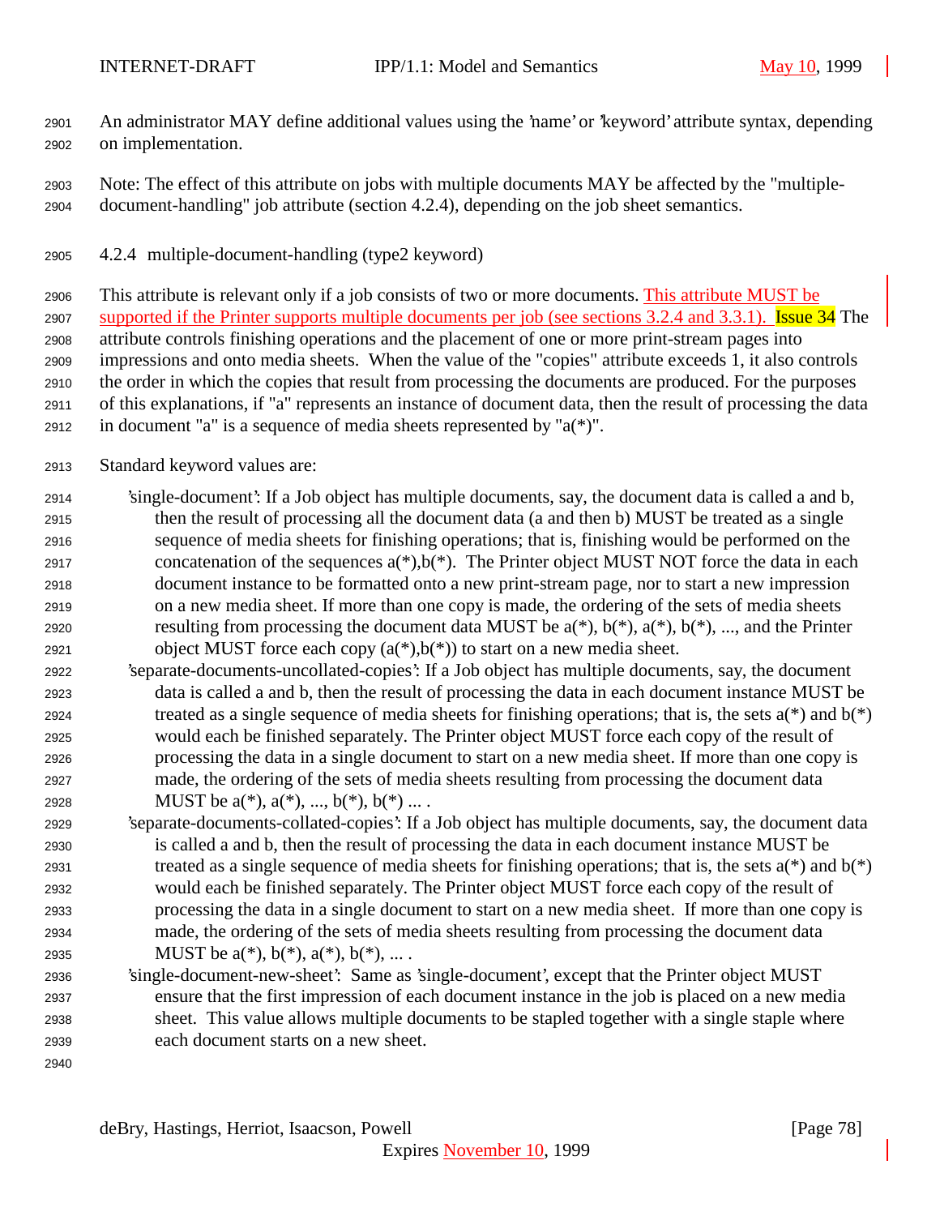An administrator MAY define additional values using the 'name' or 'keyword' attribute syntax, depending on implementation.

Note: The effect of this attribute on jobs with multiple documents MAY be affected by the "multiple-document-handling" job attribute (section 4.2.4), depending on the job sheet semantics.

### 4.2.4 multiple-document-handling (type2 keyword)

This attribute is relevant only if a job consists of two or more documents. This attribute MUST be supported if the Printer supports multiple documents per job (see sections 3.2.4 and 3.3.1). Issue 34 The attribute controls finishing operations and the placement of one or more print-stream pages into impressions and onto media sheets. When the value of the "copies" attribute exceeds 1, it also controls the order in which the copies that result from processing the documents are produced. For the purposes of this explanations, if "a" represents an instance of document data, then the result of processing the data in document "a" is a sequence of media sheets represented by "a(*)".

Standard keyword values are:

'single-document': If a Job object has multiple documents, say, the document data is called a and b, then the result of processing all the document data (a and then b) MUST be treated as a single sequence of media sheets for finishing operations; that is, finishing would be performed on the concatenation of the sequences a(*),b(*). The Printer object MUST NOT force the data in each document instance to be formatted onto a new print-stream page, nor to start a new impression on a new media sheet. If more than one copy is made, the ordering of the sets of media sheets resulting from processing the document data MUST be a(*), b(*), a(*), b(*), ..., and the Printer object MUST force each copy (a(*),b(*)) to start on a new media sheet.

'separate-documents-uncollated-copies': If a Job object has multiple documents, say, the document data is called a and b, then the result of processing the data in each document instance MUST be treated as a single sequence of media sheets for finishing operations; that is, the sets a(*) and b(*) would each be finished separately. The Printer object MUST force each copy of the result of processing the data in a single document to start on a new media sheet. If more than one copy is made, the ordering of the sets of media sheets resulting from processing the document data MUST be a(*), a(*), ..., b(*), b(*) ... .

'separate-documents-collated-copies': If a Job object has multiple documents, say, the document data is called a and b, then the result of processing the data in each document instance MUST be treated as a single sequence of media sheets for finishing operations; that is, the sets a(*) and b(*) would each be finished separately. The Printer object MUST force each copy of the result of processing the data in a single document to start on a new media sheet. If more than one copy is made, the ordering of the sets of media sheets resulting from processing the document data MUST be a(*), b(*), a(*), b(*), ... .

'single-document-new-sheet': Same as 'single-document', except that the Printer object MUST ensure that the first impression of each document instance in the job is placed on a new media sheet. This value allows multiple documents to be stapled together with a single staple where each document starts on a new sheet.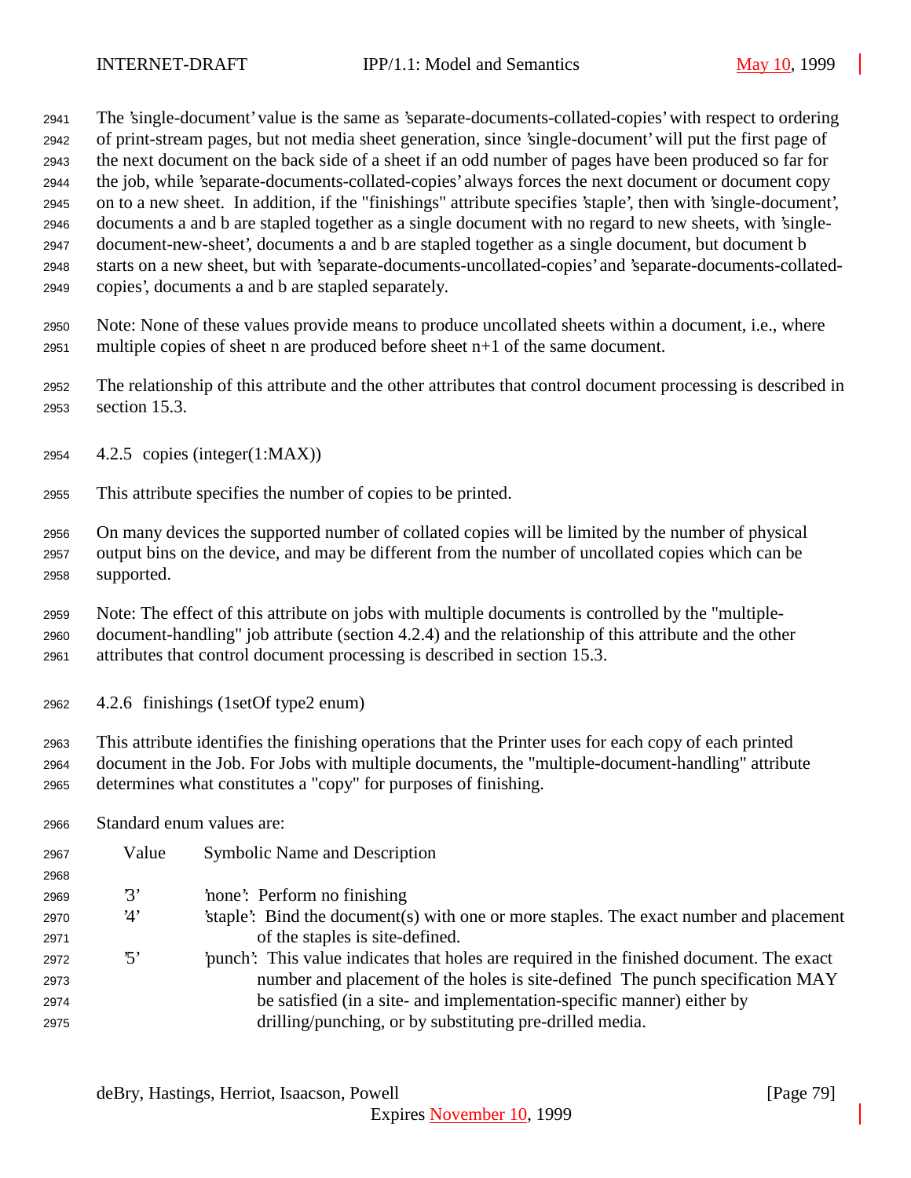The 'single-document' value is the same as 'separate-documents-collated-copies' with respect to ordering of print-stream pages, but not media sheet generation, since 'single-document' will put the first page of the next document on the back side of a sheet if an odd number of pages have been produced so far for the job, while 'separate-documents-collated-copies' always forces the next document or document copy on to a new sheet. In addition, if the "finishings" attribute specifies 'staple', then with 'single-document', documents a and b are stapled together as a single document with no regard to new sheets, with 'single-document-new-sheet', documents a and b are stapled together as a single document, but document b starts on a new sheet, but with 'separate-documents-uncollated-copies' and 'separate-documents-collated-copies', documents a and b are stapled separately.

Note: None of these values provide means to produce uncollated sheets within a document, i.e., where multiple copies of sheet n are produced before sheet n+1 of the same document.

The relationship of this attribute and the other attributes that control document processing is described in section 15.3.

### 4.2.5 copies (integer(1:MAX))

This attribute specifies the number of copies to be printed.

On many devices the supported number of collated copies will be limited by the number of physical output bins on the device, and may be different from the number of uncollated copies which can be supported.

Note: The effect of this attribute on jobs with multiple documents is controlled by the "multiple-document-handling" job attribute (section 4.2.4) and the relationship of this attribute and the other attributes that control document processing is described in section 15.3.

### 4.2.6 finishings (1setOf type2 enum)

This attribute identifies the finishing operations that the Printer uses for each copy of each printed document in the Job. For Jobs with multiple documents, the "multiple-document-handling" attribute determines what constitutes a "copy" for purposes of finishing.

Standard enum values are:

| Value | Symbolic Name and Description |
|---|---|
| '3' | 'none': Perform no finishing |
| '4' | 'staple': Bind the document(s) with one or more staples. The exact number and placement of the staples is site-defined. |
| '5' | 'punch': This value indicates that holes are required in the finished document. The exact number and placement of the holes is site-defined The punch specification MAY be satisfied (in a site- and implementation-specific manner) either by drilling/punching, or by substituting pre-drilled media. |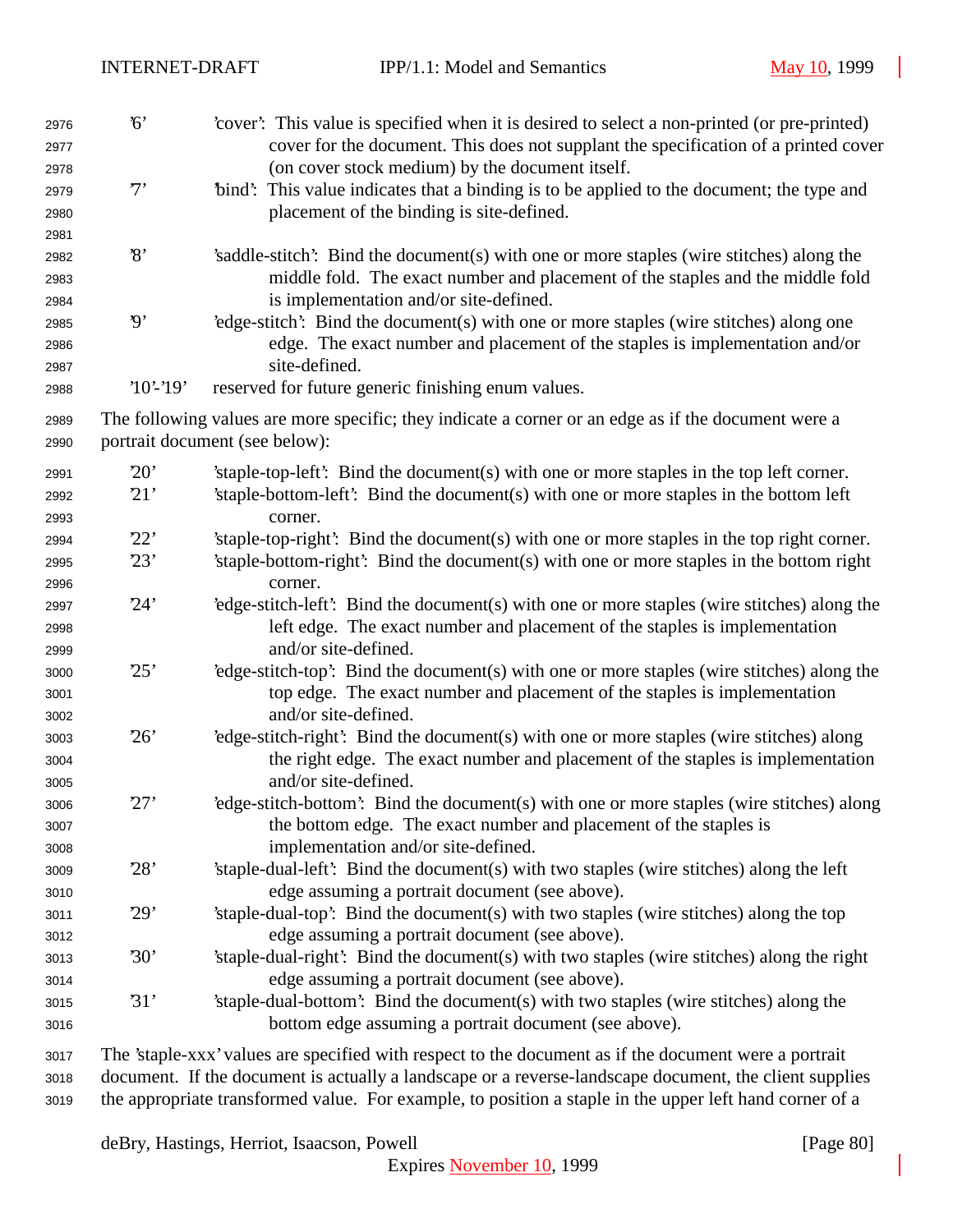'6' 'cover': This value is specified when it is desired to select a non-printed (or pre-printed) cover for the document. This does not supplant the specification of a printed cover (on cover stock medium) by the document itself.

'7' 'bind': This value indicates that a binding is to be applied to the document; the type and placement of the binding is site-defined.

'8' 'saddle-stitch': Bind the document(s) with one or more staples (wire stitches) along the middle fold. The exact number and placement of the staples and the middle fold is implementation and/or site-defined.

'9' 'edge-stitch': Bind the document(s) with one or more staples (wire stitches) along one edge. The exact number and placement of the staples is implementation and/or site-defined.

'10'-'19' reserved for future generic finishing enum values.

The following values are more specific; they indicate a corner or an edge as if the document were a portrait document (see below):

'20' 'staple-top-left': Bind the document(s) with one or more staples in the top left corner.

'21' 'staple-bottom-left': Bind the document(s) with one or more staples in the bottom left corner.

'22' 'staple-top-right': Bind the document(s) with one or more staples in the top right corner.

'23' 'staple-bottom-right': Bind the document(s) with one or more staples in the bottom right corner.

'24' 'edge-stitch-left': Bind the document(s) with one or more staples (wire stitches) along the left edge. The exact number and placement of the staples is implementation and/or site-defined.

'25' 'edge-stitch-top': Bind the document(s) with one or more staples (wire stitches) along the top edge. The exact number and placement of the staples is implementation and/or site-defined.

'26' 'edge-stitch-right': Bind the document(s) with one or more staples (wire stitches) along the right edge. The exact number and placement of the staples is implementation and/or site-defined.

'27' 'edge-stitch-bottom': Bind the document(s) with one or more staples (wire stitches) along the bottom edge. The exact number and placement of the staples is implementation and/or site-defined.

'28' 'staple-dual-left': Bind the document(s) with two staples (wire stitches) along the left edge assuming a portrait document (see above).

'29' 'staple-dual-top': Bind the document(s) with two staples (wire stitches) along the top edge assuming a portrait document (see above).

'30' 'staple-dual-right': Bind the document(s) with two staples (wire stitches) along the right edge assuming a portrait document (see above).

'31' 'staple-dual-bottom': Bind the document(s) with two staples (wire stitches) along the bottom edge assuming a portrait document (see above).

The 'staple-xxx' values are specified with respect to the document as if the document were a portrait document. If the document is actually a landscape or a reverse-landscape document, the client supplies the appropriate transformed value. For example, to position a staple in the upper left hand corner of a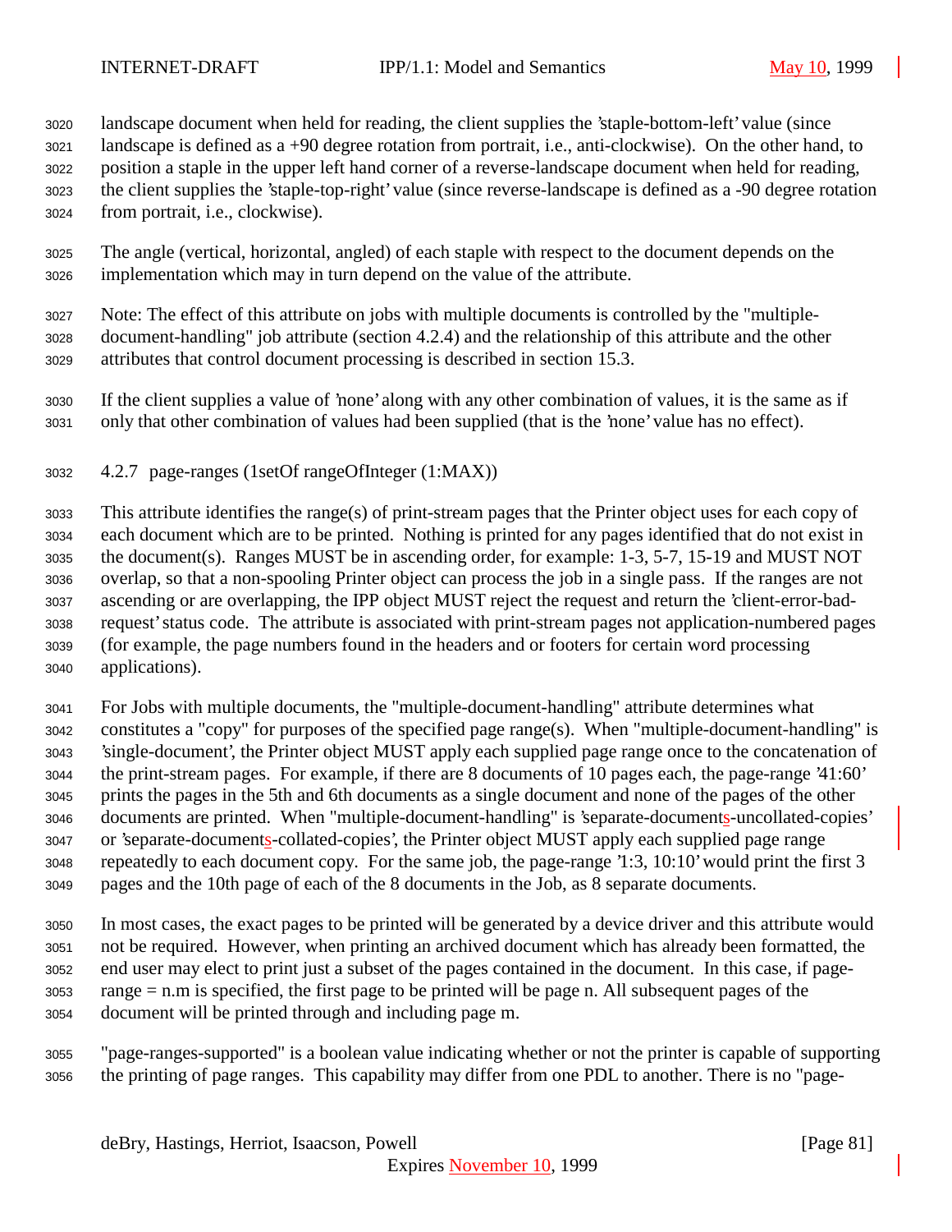landscape document when held for reading, the client supplies the 'staple-bottom-left' value (since landscape is defined as a +90 degree rotation from portrait, i.e., anti-clockwise). On the other hand, to position a staple in the upper left hand corner of a reverse-landscape document when held for reading, the client supplies the 'staple-top-right' value (since reverse-landscape is defined as a -90 degree rotation from portrait, i.e., clockwise).

The angle (vertical, horizontal, angled) of each staple with respect to the document depends on the implementation which may in turn depend on the value of the attribute.

Note: The effect of this attribute on jobs with multiple documents is controlled by the "multiple-document-handling" job attribute (section 4.2.4) and the relationship of this attribute and the other attributes that control document processing is described in section 15.3.

If the client supplies a value of 'none' along with any other combination of values, it is the same as if only that other combination of values had been supplied (that is the 'none' value has no effect).

### 4.2.7 page-ranges (1setOf rangeOfInteger (1:MAX))

This attribute identifies the range(s) of print-stream pages that the Printer object uses for each copy of each document which are to be printed. Nothing is printed for any pages identified that do not exist in the document(s). Ranges MUST be in ascending order, for example: 1-3, 5-7, 15-19 and MUST NOT overlap, so that a non-spooling Printer object can process the job in a single pass. If the ranges are not ascending or are overlapping, the IPP object MUST reject the request and return the 'client-error-bad-request' status code. The attribute is associated with print-stream pages not application-numbered pages (for example, the page numbers found in the headers and or footers for certain word processing applications).

For Jobs with multiple documents, the "multiple-document-handling" attribute determines what constitutes a "copy" for purposes of the specified page range(s). When "multiple-document-handling" is 'single-document', the Printer object MUST apply each supplied page range once to the concatenation of the print-stream pages. For example, if there are 8 documents of 10 pages each, the page-range '41:60' prints the pages in the 5th and 6th documents as a single document and none of the pages of the other documents are printed. When "multiple-document-handling" is 'separate-documents-uncollated-copies' or 'separate-documents-collated-copies', the Printer object MUST apply each supplied page range repeatedly to each document copy. For the same job, the page-range '1:3, 10:10' would print the first 3 pages and the 10th page of each of the 8 documents in the Job, as 8 separate documents.

In most cases, the exact pages to be printed will be generated by a device driver and this attribute would not be required. However, when printing an archived document which has already been formatted, the end user may elect to print just a subset of the pages contained in the document. In this case, if page-range = n.m is specified, the first page to be printed will be page n. All subsequent pages of the document will be printed through and including page m.

"page-ranges-supported" is a boolean value indicating whether or not the printer is capable of supporting the printing of page ranges. This capability may differ from one PDL to another. There is no "page-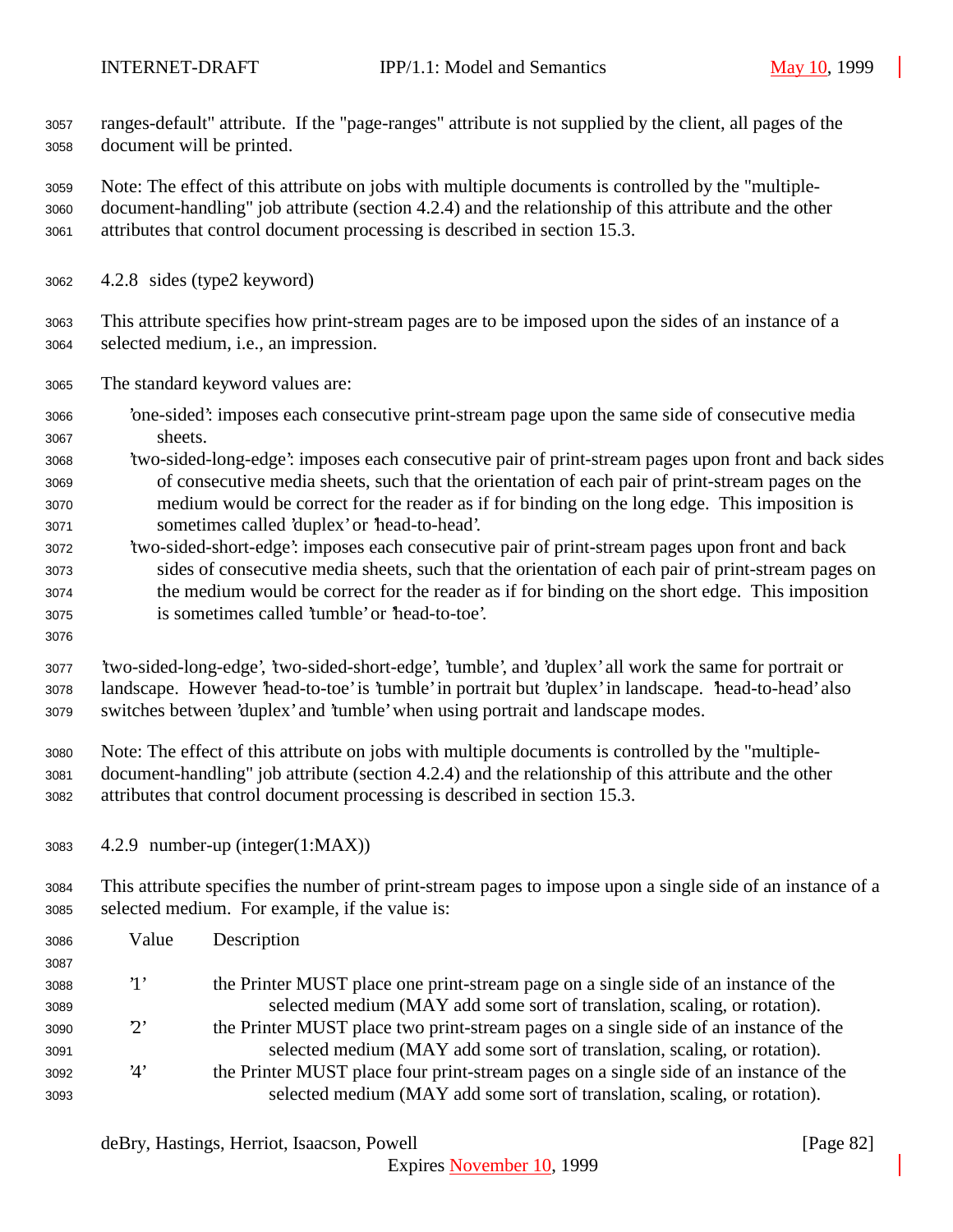ranges-default" attribute. If the "page-ranges" attribute is not supplied by the client, all pages of the document will be printed.

Note: The effect of this attribute on jobs with multiple documents is controlled by the "multiple-document-handling" job attribute (section 4.2.4) and the relationship of this attribute and the other attributes that control document processing is described in section 15.3.

### 4.2.8 sides (type2 keyword)

This attribute specifies how print-stream pages are to be imposed upon the sides of an instance of a selected medium, i.e., an impression.

The standard keyword values are:

- 'one-sided': imposes each consecutive print-stream page upon the same side of consecutive media sheets.
- 'two-sided-long-edge': imposes each consecutive pair of print-stream pages upon front and back sides of consecutive media sheets, such that the orientation of each pair of print-stream pages on the medium would be correct for the reader as if for binding on the long edge. This imposition is sometimes called 'duplex' or 'head-to-head'.
- 'two-sided-short-edge': imposes each consecutive pair of print-stream pages upon front and back sides of consecutive media sheets, such that the orientation of each pair of print-stream pages on the medium would be correct for the reader as if for binding on the short edge. This imposition is sometimes called 'tumble' or 'head-to-toe'.

'two-sided-long-edge', 'two-sided-short-edge', 'tumble', and 'duplex' all work the same for portrait or landscape. However 'head-to-toe' is 'tumble' in portrait but 'duplex' in landscape. 'head-to-head' also switches between 'duplex' and 'tumble' when using portrait and landscape modes.

Note: The effect of this attribute on jobs with multiple documents is controlled by the "multiple-document-handling" job attribute (section 4.2.4) and the relationship of this attribute and the other attributes that control document processing is described in section 15.3.

### 4.2.9 number-up (integer(1:MAX))

This attribute specifies the number of print-stream pages to impose upon a single side of an instance of a selected medium. For example, if the value is:

| Value | Description |
|---|---|
| '1' | the Printer MUST place one print-stream page on a single side of an instance of the selected medium (MAY add some sort of translation, scaling, or rotation). |
| '2' | the Printer MUST place two print-stream pages on a single side of an instance of the selected medium (MAY add some sort of translation, scaling, or rotation). |
| '4' | the Printer MUST place four print-stream pages on a single side of an instance of the selected medium (MAY add some sort of translation, scaling, or rotation). |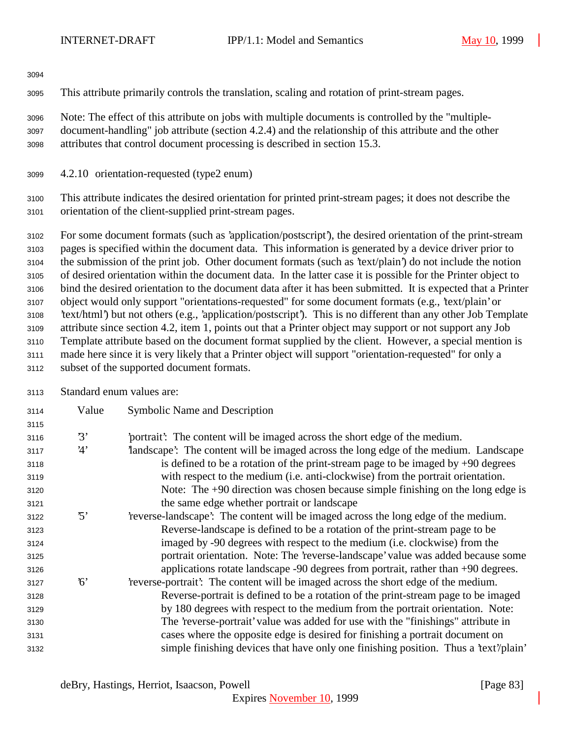This attribute primarily controls the translation, scaling and rotation of print-stream pages.

Note: The effect of this attribute on jobs with multiple documents is controlled by the "multiple-document-handling" job attribute (section 4.2.4) and the relationship of this attribute and the other attributes that control document processing is described in section 15.3.

### 4.2.10 orientation-requested (type2 enum)

This attribute indicates the desired orientation for printed print-stream pages; it does not describe the orientation of the client-supplied print-stream pages.

For some document formats (such as 'application/postscript'), the desired orientation of the print-stream pages is specified within the document data. This information is generated by a device driver prior to the submission of the print job. Other document formats (such as 'text/plain') do not include the notion of desired orientation within the document data. In the latter case it is possible for the Printer object to bind the desired orientation to the document data after it has been submitted. It is expected that a Printer object would only support "orientations-requested" for some document formats (e.g., 'text/plain' or 'text/html') but not others (e.g., 'application/postscript'). This is no different than any other Job Template attribute since section 4.2, item 1, points out that a Printer object may support or not support any Job Template attribute based on the document format supplied by the client. However, a special mention is made here since it is very likely that a Printer object will support "orientation-requested" for only a subset of the supported document formats.

Standard enum values are:

| Value | Symbolic Name and Description |
|---|---|
| '3' | 'portrait': The content will be imaged across the short edge of the medium. |
| '4' | 'landscape': The content will be imaged across the long edge of the medium. Landscape is defined to be a rotation of the print-stream page to be imaged by +90 degrees with respect to the medium (i.e. anti-clockwise) from the portrait orientation. Note: The +90 direction was chosen because simple finishing on the long edge is the same edge whether portrait or landscape |
| '5' | 'reverse-landscape': The content will be imaged across the long edge of the medium. Reverse-landscape is defined to be a rotation of the print-stream page to be imaged by -90 degrees with respect to the medium (i.e. clockwise) from the portrait orientation. Note: The 'reverse-landscape' value was added because some applications rotate landscape -90 degrees from portrait, rather than +90 degrees. |
| '6' | 'reverse-portrait': The content will be imaged across the short edge of the medium. Reverse-portrait is defined to be a rotation of the print-stream page to be imaged by 180 degrees with respect to the medium from the portrait orientation. Note: The 'reverse-portrait' value was added for use with the "finishings" attribute in cases where the opposite edge is desired for finishing a portrait document on simple finishing devices that have only one finishing position. Thus a 'text'/plain' |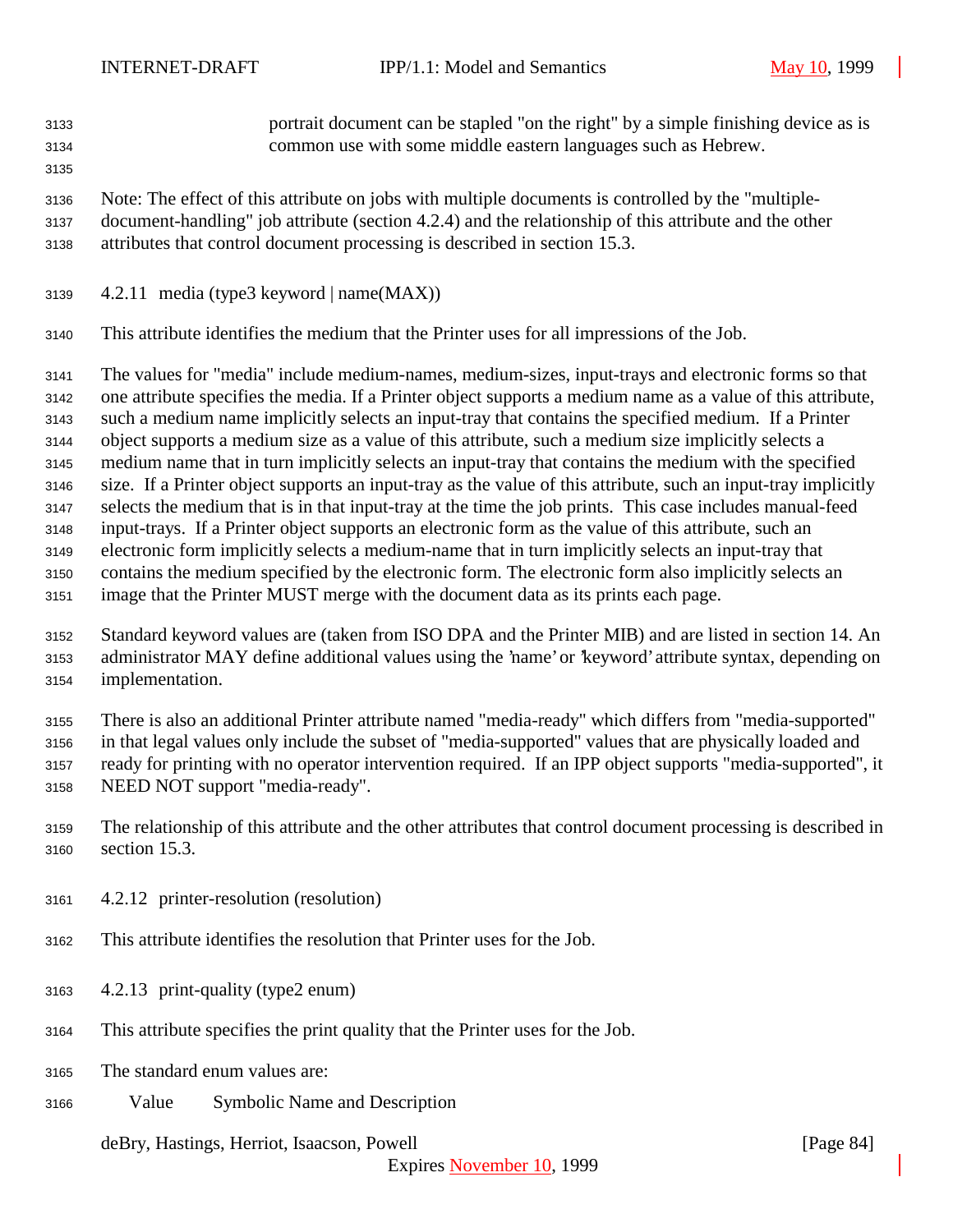portrait document can be stapled "on the right" by a simple finishing device as is common use with some middle eastern languages such as Hebrew.

Note: The effect of this attribute on jobs with multiple documents is controlled by the "multiple-document-handling" job attribute (section 4.2.4) and the relationship of this attribute and the other attributes that control document processing is described in section 15.3.

### 4.2.11 media (type3 keyword | name(MAX))

This attribute identifies the medium that the Printer uses for all impressions of the Job.

The values for "media" include medium-names, medium-sizes, input-trays and electronic forms so that one attribute specifies the media. If a Printer object supports a medium name as a value of this attribute, such a medium name implicitly selects an input-tray that contains the specified medium. If a Printer object supports a medium size as a value of this attribute, such a medium size implicitly selects a medium name that in turn implicitly selects an input-tray that contains the medium with the specified size. If a Printer object supports an input-tray as the value of this attribute, such an input-tray implicitly selects the medium that is in that input-tray at the time the job prints. This case includes manual-feed input-trays. If a Printer object supports an electronic form as the value of this attribute, such an electronic form implicitly selects a medium-name that in turn implicitly selects an input-tray that contains the medium specified by the electronic form. The electronic form also implicitly selects an image that the Printer MUST merge with the document data as its prints each page.

Standard keyword values are (taken from ISO DPA and the Printer MIB) and are listed in section 14. An administrator MAY define additional values using the 'name' or 'keyword' attribute syntax, depending on implementation.

There is also an additional Printer attribute named "media-ready" which differs from "media-supported" in that legal values only include the subset of "media-supported" values that are physically loaded and ready for printing with no operator intervention required. If an IPP object supports "media-supported", it NEED NOT support "media-ready".

The relationship of this attribute and the other attributes that control document processing is described in section 15.3.

### 4.2.12 printer-resolution (resolution)

This attribute identifies the resolution that Printer uses for the Job.

### 4.2.13 print-quality (type2 enum)

This attribute specifies the print quality that the Printer uses for the Job.

The standard enum values are:

Value Symbolic Name and Description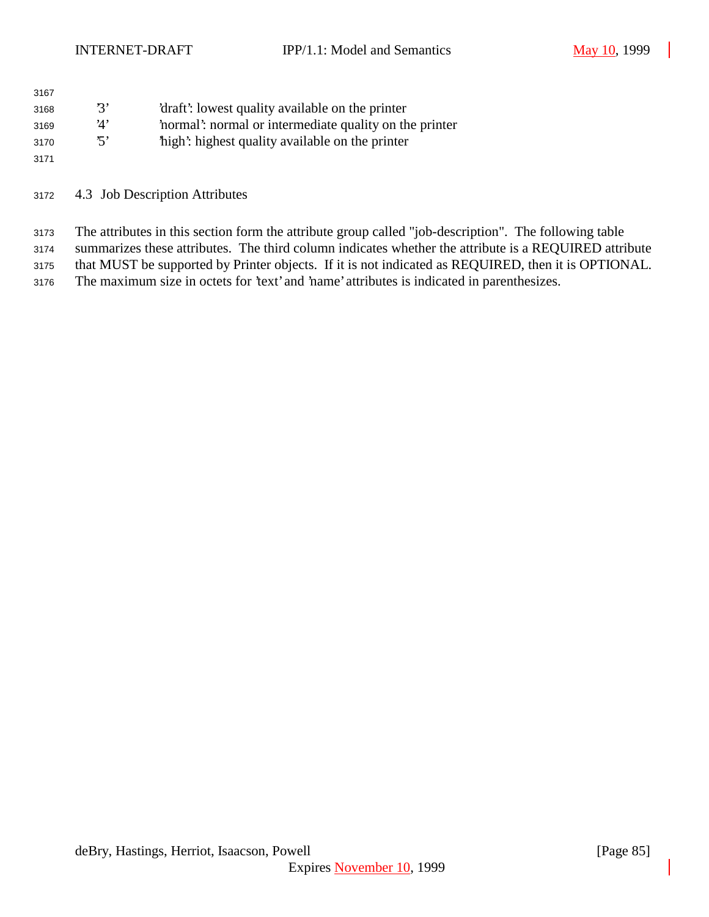| | |
|---|---|
| '3' | 'draft': lowest quality available on the printer |
| '4' | 'normal': normal or intermediate quality on the printer |
| '5' | 'high': highest quality available on the printer |

## 4.3 Job Description Attributes

The attributes in this section form the attribute group called "job-description". The following table summarizes these attributes. The third column indicates whether the attribute is a REQUIRED attribute that MUST be supported by Printer objects. If it is not indicated as REQUIRED, then it is OPTIONAL. The maximum size in octets for 'text' and 'name' attributes is indicated in parenthesizes.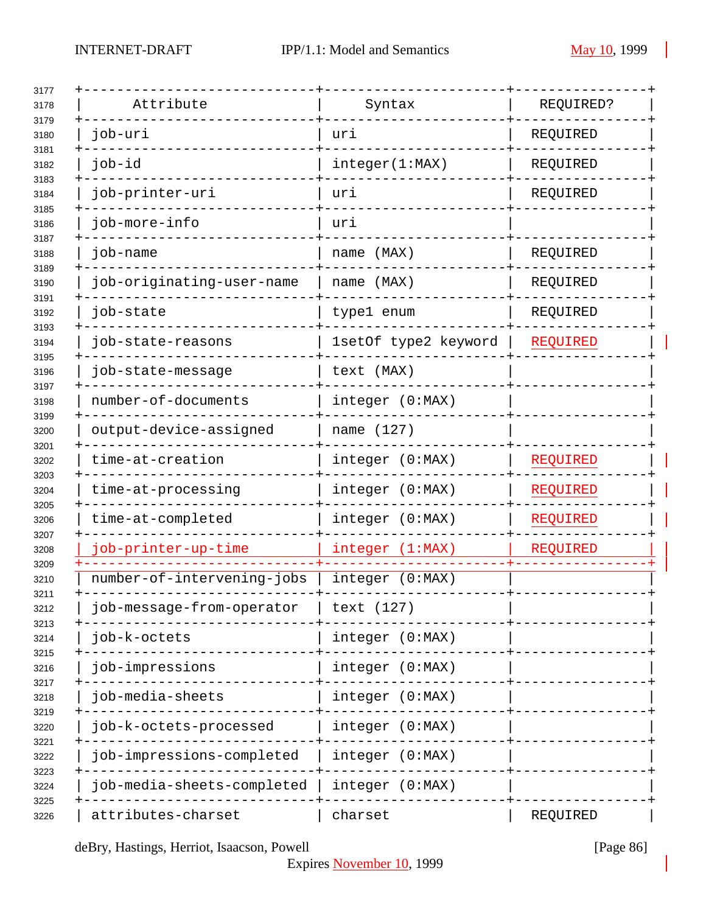| Attribute | Syntax | REQUIRED? |
| --- | --- | --- |
| job-uri | uri | REQUIRED |
| job-id | integer(1:MAX) | REQUIRED |
| job-printer-uri | uri | REQUIRED |
| job-more-info | uri | |
| job-name | name (MAX) | REQUIRED |
| job-originating-user-name | name (MAX) | REQUIRED |
| job-state | type1 enum | REQUIRED |
| job-state-reasons | 1setOf type2 keyword | REQUIRED |
| job-state-message | text (MAX) | |
| number-of-documents | integer (0:MAX) | |
| output-device-assigned | name (127) | |
| time-at-creation | integer (0:MAX) | REQUIRED |
| time-at-processing | integer (0:MAX) | REQUIRED |
| time-at-completed | integer (0:MAX) | REQUIRED |
| job-printer-up-time | integer (1:MAX) | REQUIRED |
| number-of-intervening-jobs | integer (0:MAX) | |
| job-message-from-operator | text (127) | |
| job-k-octets | integer (0:MAX) | |
| job-impressions | integer (0:MAX) | |
| job-media-sheets | integer (0:MAX) | |
| job-k-octets-processed | integer (0:MAX) | |
| job-impressions-completed | integer (0:MAX) | |
| job-media-sheets-completed | integer (0:MAX) | |
| attributes-charset | charset | REQUIRED |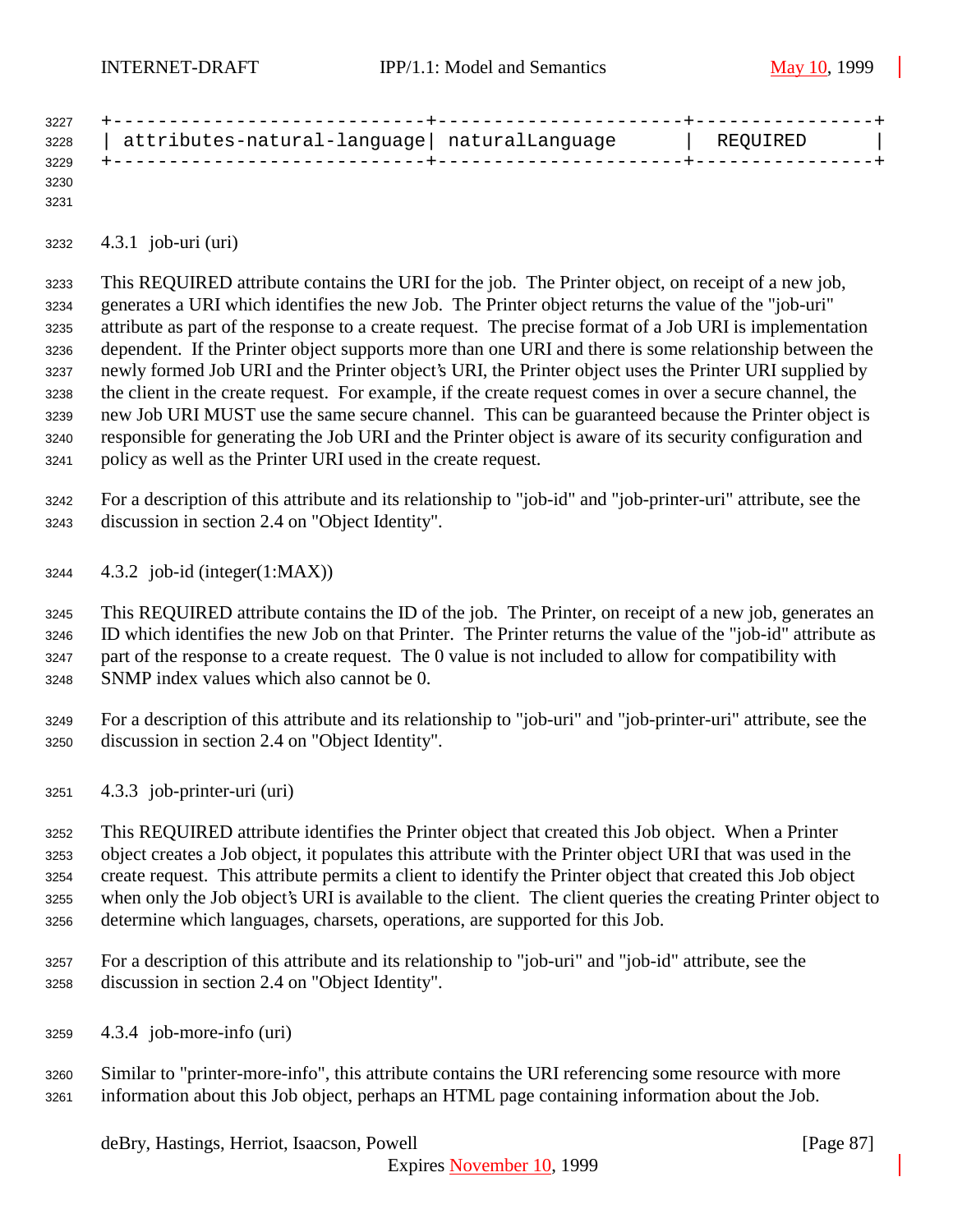```
+---------------------------+----------------------+----------------+
| attributes-natural-language| naturalLanguage      |  REQUIRED      |
+---------------------------+----------------------+----------------+
```

### 4.3.1 job-uri (uri)

This REQUIRED attribute contains the URI for the job. The Printer object, on receipt of a new job, generates a URI which identifies the new Job. The Printer object returns the value of the "job-uri" attribute as part of the response to a create request. The precise format of a Job URI is implementation dependent. If the Printer object supports more than one URI and there is some relationship between the newly formed Job URI and the Printer object's URI, the Printer object uses the Printer URI supplied by the client in the create request. For example, if the create request comes in over a secure channel, the new Job URI MUST use the same secure channel. This can be guaranteed because the Printer object is responsible for generating the Job URI and the Printer object is aware of its security configuration and policy as well as the Printer URI used in the create request.

For a description of this attribute and its relationship to "job-id" and "job-printer-uri" attribute, see the discussion in section 2.4 on "Object Identity".

### 4.3.2 job-id (integer(1:MAX))

This REQUIRED attribute contains the ID of the job. The Printer, on receipt of a new job, generates an ID which identifies the new Job on that Printer. The Printer returns the value of the "job-id" attribute as part of the response to a create request. The 0 value is not included to allow for compatibility with SNMP index values which also cannot be 0.

For a description of this attribute and its relationship to "job-uri" and "job-printer-uri" attribute, see the discussion in section 2.4 on "Object Identity".

### 4.3.3 job-printer-uri (uri)

This REQUIRED attribute identifies the Printer object that created this Job object. When a Printer object creates a Job object, it populates this attribute with the Printer object URI that was used in the create request. This attribute permits a client to identify the Printer object that created this Job object when only the Job object's URI is available to the client. The client queries the creating Printer object to determine which languages, charsets, operations, are supported for this Job.

For a description of this attribute and its relationship to "job-uri" and "job-id" attribute, see the discussion in section 2.4 on "Object Identity".

### 4.3.4 job-more-info (uri)

Similar to "printer-more-info", this attribute contains the URI referencing some resource with more information about this Job object, perhaps an HTML page containing information about the Job.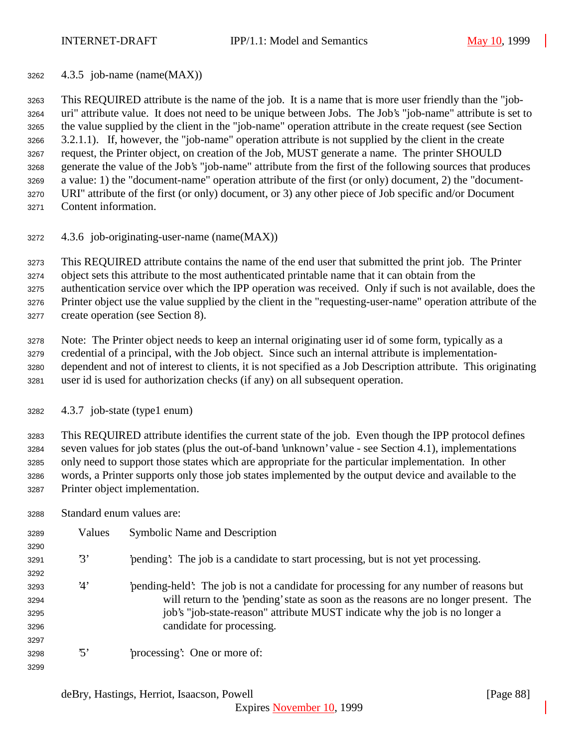### 4.3.5 job-name (name(MAX))

This REQUIRED attribute is the name of the job. It is a name that is more user friendly than the "job-uri" attribute value. It does not need to be unique between Jobs. The Job's "job-name" attribute is set to the value supplied by the client in the "job-name" operation attribute in the create request (see Section 3.2.1.1). If, however, the "job-name" operation attribute is not supplied by the client in the create request, the Printer object, on creation of the Job, MUST generate a name. The printer SHOULD generate the value of the Job's "job-name" attribute from the first of the following sources that produces a value: 1) the "document-name" operation attribute of the first (or only) document, 2) the "document-URI" attribute of the first (or only) document, or 3) any other piece of Job specific and/or Document Content information.

### 4.3.6 job-originating-user-name (name(MAX))

This REQUIRED attribute contains the name of the end user that submitted the print job. The Printer object sets this attribute to the most authenticated printable name that it can obtain from the authentication service over which the IPP operation was received. Only if such is not available, does the Printer object use the value supplied by the client in the "requesting-user-name" operation attribute of the create operation (see Section 8).

Note: The Printer object needs to keep an internal originating user id of some form, typically as a credential of a principal, with the Job object. Since such an internal attribute is implementation-dependent and not of interest to clients, it is not specified as a Job Description attribute. This originating user id is used for authorization checks (if any) on all subsequent operation.

### 4.3.7 job-state (type1 enum)

This REQUIRED attribute identifies the current state of the job. Even though the IPP protocol defines seven values for job states (plus the out-of-band 'unknown' value - see Section 4.1), implementations only need to support those states which are appropriate for the particular implementation. In other words, a Printer supports only those job states implemented by the output device and available to the Printer object implementation.

Standard enum values are:

| Values | Symbolic Name and Description |
|---|---|
| '3' | 'pending': The job is a candidate to start processing, but is not yet processing. |
| '4' | 'pending-held': The job is not a candidate for processing for any number of reasons but will return to the 'pending' state as soon as the reasons are no longer present. The job's "job-state-reason" attribute MUST indicate why the job is no longer a candidate for processing. |
| '5' | 'processing': One or more of: |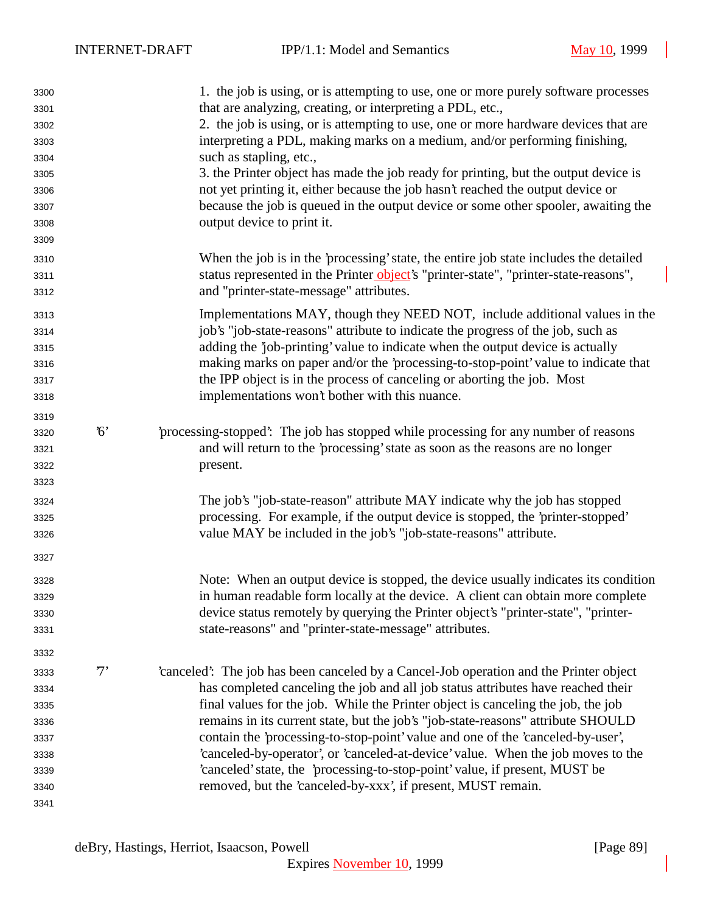1. the job is using, or is attempting to use, one or more purely software processes that are analyzing, creating, or interpreting a PDL, etc.,
2. the job is using, or is attempting to use, one or more hardware devices that are interpreting a PDL, making marks on a medium, and/or performing finishing, such as stapling, etc.,
3. the Printer object has made the job ready for printing, but the output device is not yet printing it, either because the job hasn't reached the output device or because the job is queued in the output device or some other spooler, awaiting the output device to print it.

When the job is in the 'processing' state, the entire job state includes the detailed status represented in the Printer object's "printer-state", "printer-state-reasons", and "printer-state-message" attributes.

Implementations MAY, though they NEED NOT, include additional values in the job's "job-state-reasons" attribute to indicate the progress of the job, such as adding the 'job-printing' value to indicate when the output device is actually making marks on paper and/or the 'processing-to-stop-point' value to indicate that the IPP object is in the process of canceling or aborting the job. Most implementations won't bother with this nuance.

'6' 'processing-stopped': The job has stopped while processing for any number of reasons and will return to the 'processing' state as soon as the reasons are no longer present.

The job's "job-state-reason" attribute MAY indicate why the job has stopped processing. For example, if the output device is stopped, the 'printer-stopped' value MAY be included in the job's "job-state-reasons" attribute.

Note: When an output device is stopped, the device usually indicates its condition in human readable form locally at the device. A client can obtain more complete device status remotely by querying the Printer object's "printer-state", "printer-state-reasons" and "printer-state-message" attributes.

'7' 'canceled': The job has been canceled by a Cancel-Job operation and the Printer object has completed canceling the job and all job status attributes have reached their final values for the job. While the Printer object is canceling the job, the job remains in its current state, but the job's "job-state-reasons" attribute SHOULD contain the 'processing-to-stop-point' value and one of the 'canceled-by-user', 'canceled-by-operator', or 'canceled-at-device' value. When the job moves to the 'canceled' state, the 'processing-to-stop-point' value, if present, MUST be removed, but the 'canceled-by-xxx', if present, MUST remain.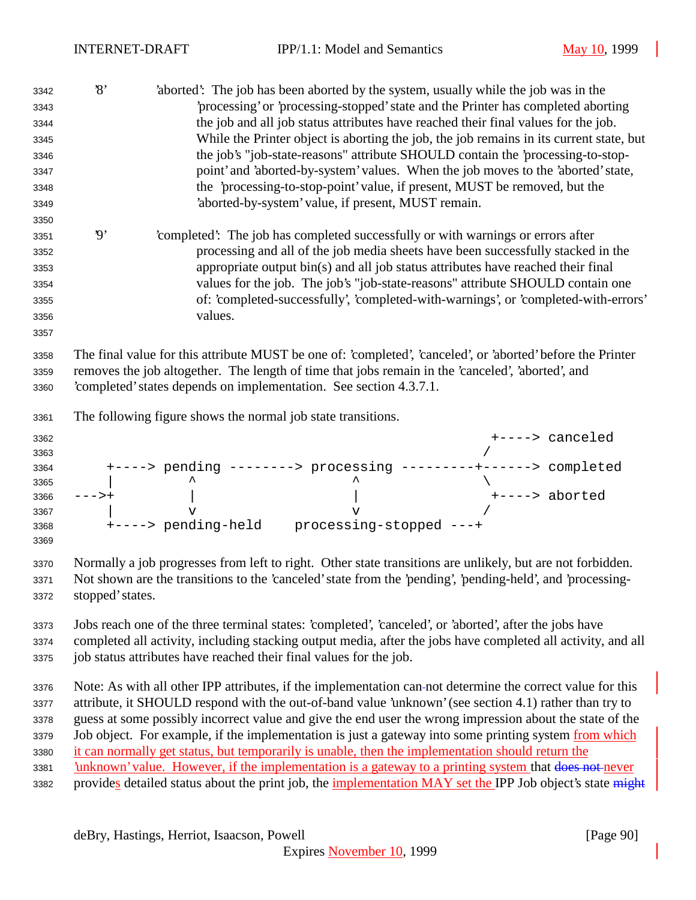'8' 'aborted': The job has been aborted by the system, usually while the job was in the 'processing' or 'processing-stopped' state and the Printer has completed aborting the job and all job status attributes have reached their final values for the job. While the Printer object is aborting the job, the job remains in its current state, but the job's "job-state-reasons" attribute SHOULD contain the 'processing-to-stop-point' and 'aborted-by-system' values. When the job moves to the 'aborted' state, the 'processing-to-stop-point' value, if present, MUST be removed, but the 'aborted-by-system' value, if present, MUST remain.

'9' 'completed': The job has completed successfully or with warnings or errors after processing and all of the job media sheets have been successfully stacked in the appropriate output bin(s) and all job status attributes have reached their final values for the job. The job's "job-state-reasons" attribute SHOULD contain one of: 'completed-successfully', 'completed-with-warnings', or 'completed-with-errors' values.

The final value for this attribute MUST be one of: 'completed', 'canceled', or 'aborted' before the Printer removes the job altogether. The length of time that jobs remain in the 'canceled', 'aborted', and 'completed' states depends on implementation. See section 4.3.7.1.

The following figure shows the normal job state transitions.

```
                                                         +----> canceled
                                                        /
    +----> pending --------> processing ---------+------> completed
    |         ^                   ^               \
--->+         |                   |                +----> aborted
    |         v                   v               /
    +----> pending-held    processing-stopped ---+
```

Normally a job progresses from left to right. Other state transitions are unlikely, but are not forbidden. Not shown are the transitions to the 'canceled' state from the 'pending', 'pending-held', and 'processing-stopped' states.

Jobs reach one of the three terminal states: 'completed', 'canceled', or 'aborted', after the jobs have completed all activity, including stacking output media, after the jobs have completed all activity, and all job status attributes have reached their final values for the job.

Note: As with all other IPP attributes, if the implementation cannot determine the correct value for this attribute, it SHOULD respond with the out-of-band value 'unknown' (see section 4.1) rather than try to guess at some possibly incorrect value and give the end user the wrong impression about the state of the Job object. For example, if the implementation is just a gateway into some printing system from which it can normally get status, but temporarily is unable, then the implementation should return the 'unknown' value. However, if the implementation is a gateway to a printing system that ~~does not~~ never provides detailed status about the print job, the implementation MAY set the IPP Job object's state ~~might~~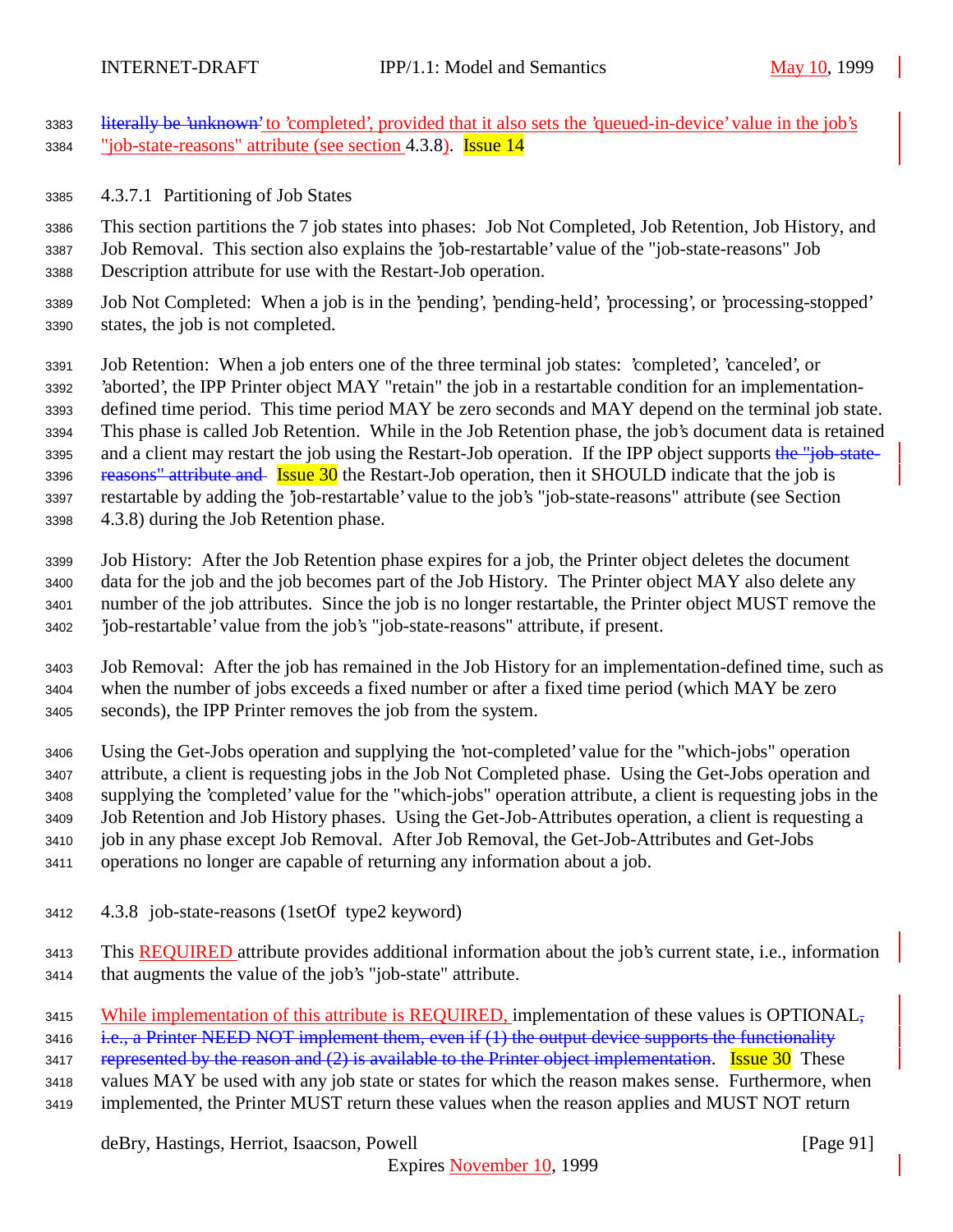literally be 'unknown' to 'completed', provided that it also sets the 'queued-in-device' value in the job's "job-state-reasons" attribute (see section 4.3.8). Issue 14

#### 4.3.7.1 Partitioning of Job States

This section partitions the 7 job states into phases: Job Not Completed, Job Retention, Job History, and Job Removal. This section also explains the 'job-restartable' value of the "job-state-reasons" Job Description attribute for use with the Restart-Job operation.

Job Not Completed: When a job is in the 'pending', 'pending-held', 'processing', or 'processing-stopped' states, the job is not completed.

Job Retention: When a job enters one of the three terminal job states: 'completed', 'canceled', or 'aborted', the IPP Printer object MAY "retain" the job in a restartable condition for an implementation-defined time period. This time period MAY be zero seconds and MAY depend on the terminal job state. This phase is called Job Retention. While in the Job Retention phase, the job's document data is retained and a client may restart the job using the Restart-Job operation. If the IPP object supports the "job-state-reasons" attribute and Issue 30 the Restart-Job operation, then it SHOULD indicate that the job is restartable by adding the 'job-restartable' value to the job's "job-state-reasons" attribute (see Section 4.3.8) during the Job Retention phase.

Job History: After the Job Retention phase expires for a job, the Printer object deletes the document data for the job and the job becomes part of the Job History. The Printer object MAY also delete any number of the job attributes. Since the job is no longer restartable, the Printer object MUST remove the 'job-restartable' value from the job's "job-state-reasons" attribute, if present.

Job Removal: After the job has remained in the Job History for an implementation-defined time, such as when the number of jobs exceeds a fixed number or after a fixed time period (which MAY be zero seconds), the IPP Printer removes the job from the system.

Using the Get-Jobs operation and supplying the 'not-completed' value for the "which-jobs" operation attribute, a client is requesting jobs in the Job Not Completed phase. Using the Get-Jobs operation and supplying the 'completed' value for the "which-jobs" operation attribute, a client is requesting jobs in the Job Retention and Job History phases. Using the Get-Job-Attributes operation, a client is requesting a job in any phase except Job Removal. After Job Removal, the Get-Job-Attributes and Get-Jobs operations no longer are capable of returning any information about a job.

### 4.3.8 job-state-reasons (1setOf type2 keyword)

This REQUIRED attribute provides additional information about the job's current state, i.e., information that augments the value of the job's "job-state" attribute.

While implementation of this attribute is REQUIRED, implementation of these values is OPTIONAL, i.e., a Printer NEED NOT implement them, even if (1) the output device supports the functionality represented by the reason and (2) is available to the Printer object implementation. Issue 30 These values MAY be used with any job state or states for which the reason makes sense. Furthermore, when implemented, the Printer MUST return these values when the reason applies and MUST NOT return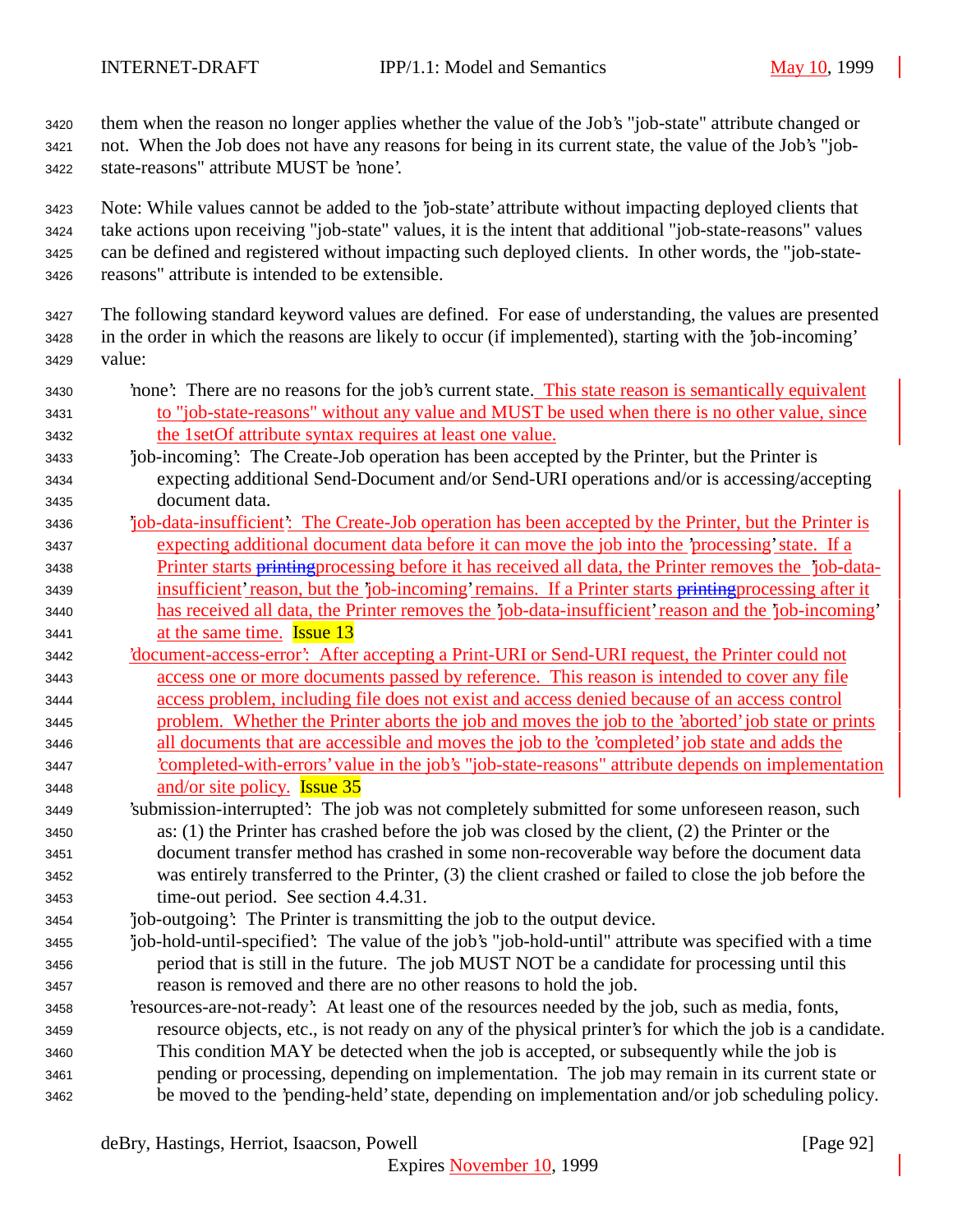them when the reason no longer applies whether the value of the Job's "job-state" attribute changed or not. When the Job does not have any reasons for being in its current state, the value of the Job's "job-state-reasons" attribute MUST be 'none'.

Note: While values cannot be added to the 'job-state' attribute without impacting deployed clients that take actions upon receiving "job-state" values, it is the intent that additional "job-state-reasons" values can be defined and registered without impacting such deployed clients. In other words, the "job-state-reasons" attribute is intended to be extensible.

The following standard keyword values are defined. For ease of understanding, the values are presented in the order in which the reasons are likely to occur (if implemented), starting with the 'job-incoming' value:

- 'none': There are no reasons for the job's current state. This state reason is semantically equivalent to "job-state-reasons" without any value and MUST be used when there is no other value, since the 1setOf attribute syntax requires at least one value.
- 'job-incoming': The Create-Job operation has been accepted by the Printer, but the Printer is expecting additional Send-Document and/or Send-URI operations and/or is accessing/accepting document data.
- 'job-data-insufficient': The Create-Job operation has been accepted by the Printer, but the Printer is expecting additional document data before it can move the job into the 'processing' state. If a Printer starts ~~printing~~processing before it has received all data, the Printer removes the 'job-data-insufficient' reason, but the 'job-incoming' remains. If a Printer starts ~~printing~~processing after it has received all data, the Printer removes the 'job-data-insufficient' reason and the 'job-incoming' at the same time. Issue 13
- 'document-access-error': After accepting a Print-URI or Send-URI request, the Printer could not access one or more documents passed by reference. This reason is intended to cover any file access problem, including file does not exist and access denied because of an access control problem. Whether the Printer aborts the job and moves the job to the 'aborted' job state or prints all documents that are accessible and moves the job to the 'completed' job state and adds the 'completed-with-errors' value in the job's "job-state-reasons" attribute depends on implementation and/or site policy. Issue 35
- 'submission-interrupted': The job was not completely submitted for some unforeseen reason, such as: (1) the Printer has crashed before the job was closed by the client, (2) the Printer or the document transfer method has crashed in some non-recoverable way before the document data was entirely transferred to the Printer, (3) the client crashed or failed to close the job before the time-out period. See section 4.4.31.
- 'job-outgoing': The Printer is transmitting the job to the output device.
- 'job-hold-until-specified': The value of the job's "job-hold-until" attribute was specified with a time period that is still in the future. The job MUST NOT be a candidate for processing until this reason is removed and there are no other reasons to hold the job.
- 'resources-are-not-ready': At least one of the resources needed by the job, such as media, fonts, resource objects, etc., is not ready on any of the physical printer's for which the job is a candidate. This condition MAY be detected when the job is accepted, or subsequently while the job is pending or processing, depending on implementation. The job may remain in its current state or be moved to the 'pending-held' state, depending on implementation and/or job scheduling policy.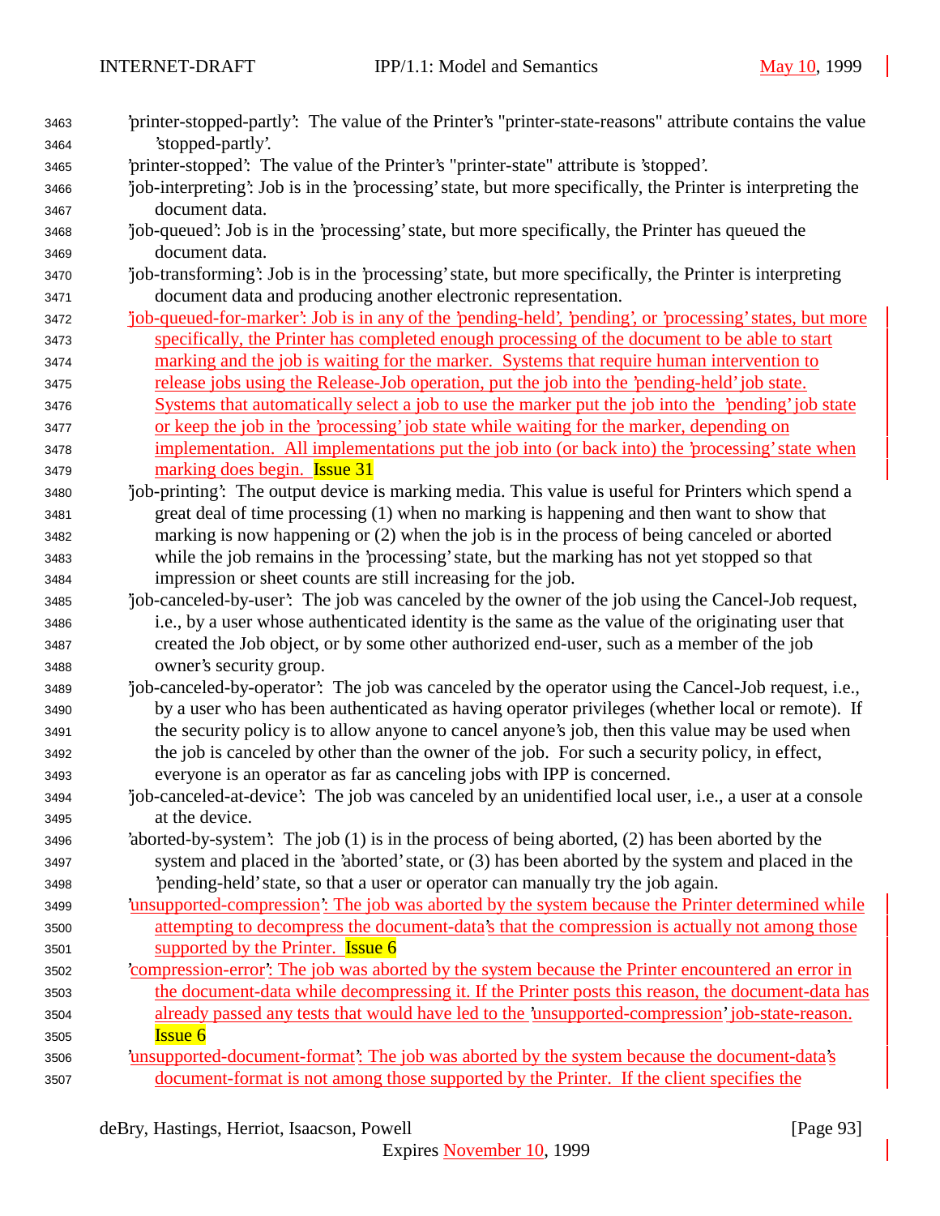'printer-stopped-partly': The value of the Printer's "printer-state-reasons" attribute contains the value 'stopped-partly'.

'printer-stopped': The value of the Printer's "printer-state" attribute is 'stopped'.

'job-interpreting': Job is in the 'processing' state, but more specifically, the Printer is interpreting the document data.

'job-queued': Job is in the 'processing' state, but more specifically, the Printer has queued the document data.

'job-transforming': Job is in the 'processing' state, but more specifically, the Printer is interpreting document data and producing another electronic representation.

'job-queued-for-marker': Job is in any of the 'pending-held', 'pending', or 'processing' states, but more specifically, the Printer has completed enough processing of the document to be able to start marking and the job is waiting for the marker. Systems that require human intervention to release jobs using the Release-Job operation, put the job into the 'pending-held' job state. Systems that automatically select a job to use the marker put the job into the 'pending' job state or keep the job in the 'processing' job state while waiting for the marker, depending on implementation. All implementations put the job into (or back into) the 'processing' state when marking does begin. Issue 31

'job-printing': The output device is marking media. This value is useful for Printers which spend a great deal of time processing (1) when no marking is happening and then want to show that marking is now happening or (2) when the job is in the process of being canceled or aborted while the job remains in the 'processing' state, but the marking has not yet stopped so that impression or sheet counts are still increasing for the job.

'job-canceled-by-user': The job was canceled by the owner of the job using the Cancel-Job request, i.e., by a user whose authenticated identity is the same as the value of the originating user that created the Job object, or by some other authorized end-user, such as a member of the job owner's security group.

'job-canceled-by-operator': The job was canceled by the operator using the Cancel-Job request, i.e., by a user who has been authenticated as having operator privileges (whether local or remote). If the security policy is to allow anyone to cancel anyone's job, then this value may be used when the job is canceled by other than the owner of the job. For such a security policy, in effect, everyone is an operator as far as canceling jobs with IPP is concerned.

'job-canceled-at-device': The job was canceled by an unidentified local user, i.e., a user at a console at the device.

'aborted-by-system': The job (1) is in the process of being aborted, (2) has been aborted by the system and placed in the 'aborted' state, or (3) has been aborted by the system and placed in the 'pending-held' state, so that a user or operator can manually try the job again.

'unsupported-compression': The job was aborted by the system because the Printer determined while attempting to decompress the document-data's that the compression is actually not among those supported by the Printer. Issue 6

'compression-error': The job was aborted by the system because the Printer encountered an error in the document-data while decompressing it. If the Printer posts this reason, the document-data has already passed any tests that would have led to the 'unsupported-compression' job-state-reason. Issue 6

'unsupported-document-format': The job was aborted by the system because the document-data's document-format is not among those supported by the Printer. If the client specifies the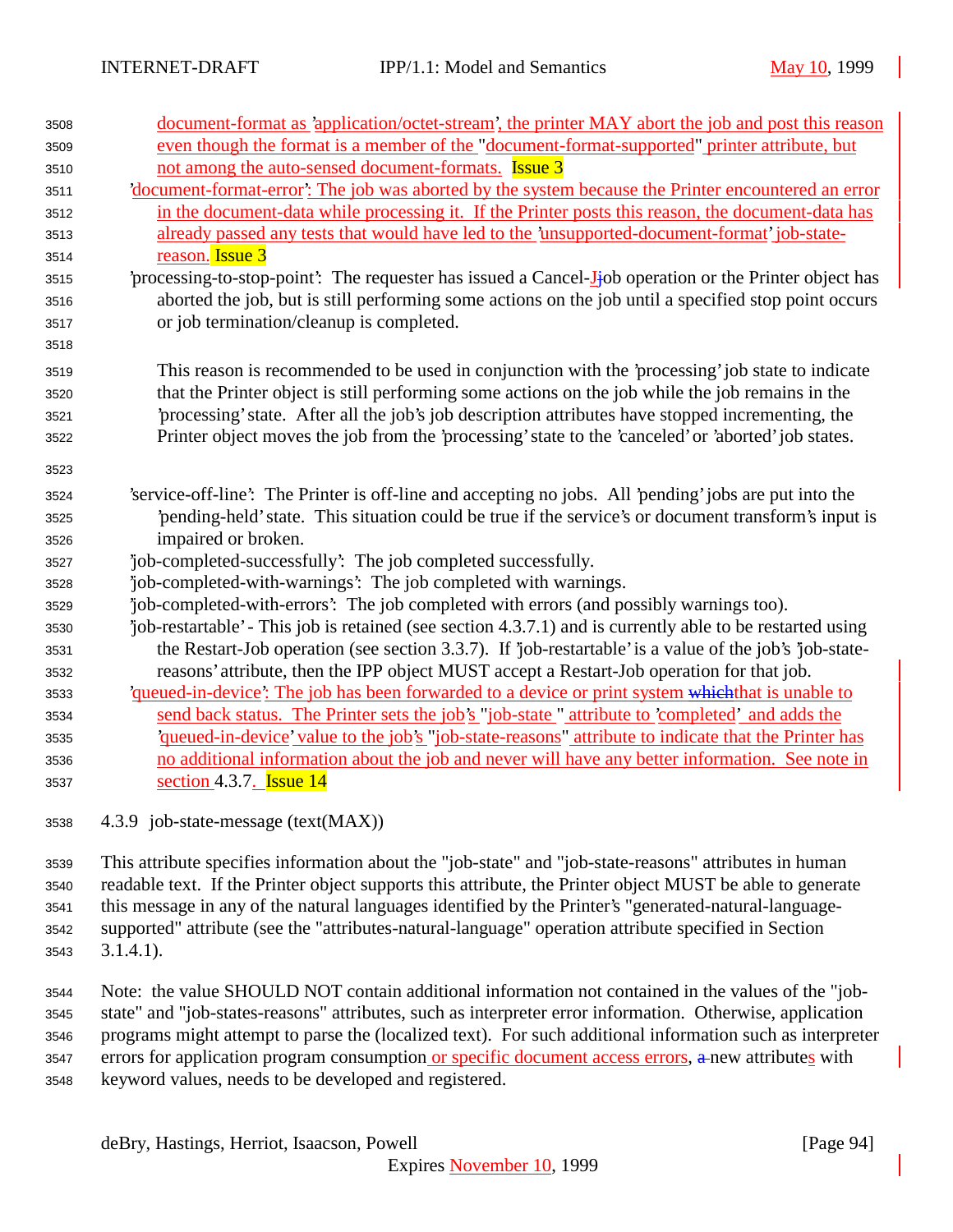document-format as 'application/octet-stream', the printer MAY abort the job and post this reason even though the format is a member of the "document-format-supported" printer attribute, but not among the auto-sensed document-formats. Issue 3

'document-format-error': The job was aborted by the system because the Printer encountered an error in the document-data while processing it. If the Printer posts this reason, the document-data has already passed any tests that would have led to the 'unsupported-document-format' job-state-reason. Issue 3

'processing-to-stop-point': The requester has issued a Cancel-Job operation or the Printer object has aborted the job, but is still performing some actions on the job until a specified stop point occurs or job termination/cleanup is completed.

This reason is recommended to be used in conjunction with the 'processing' job state to indicate that the Printer object is still performing some actions on the job while the job remains in the 'processing' state. After all the job's job description attributes have stopped incrementing, the Printer object moves the job from the 'processing' state to the 'canceled' or 'aborted' job states.

'service-off-line': The Printer is off-line and accepting no jobs. All 'pending' jobs are put into the 'pending-held' state. This situation could be true if the service's or document transform's input is impaired or broken.

'job-completed-successfully': The job completed successfully.

'job-completed-with-warnings': The job completed with warnings.

'job-completed-with-errors': The job completed with errors (and possibly warnings too).

'job-restartable' - This job is retained (see section 4.3.7.1) and is currently able to be restarted using the Restart-Job operation (see section 3.3.7). If 'job-restartable' is a value of the job's 'job-state-reasons' attribute, then the IPP object MUST accept a Restart-Job operation for that job.

'queued-in-device': The job has been forwarded to a device or print system that is unable to send back status. The Printer sets the job's "job-state" attribute to 'completed' and adds the 'queued-in-device' value to the job's "job-state-reasons" attribute to indicate that the Printer has no additional information about the job and never will have any better information. See note in section 4.3.7. Issue 14

### 4.3.9 job-state-message (text(MAX))

This attribute specifies information about the "job-state" and "job-state-reasons" attributes in human readable text. If the Printer object supports this attribute, the Printer object MUST be able to generate this message in any of the natural languages identified by the Printer's "generated-natural-language-supported" attribute (see the "attributes-natural-language" operation attribute specified in Section 3.1.4.1).

Note: the value SHOULD NOT contain additional information not contained in the values of the "job-state" and "job-states-reasons" attributes, such as interpreter error information. Otherwise, application programs might attempt to parse the (localized text). For such additional information such as interpreter errors for application program consumption or specific document access errors, new attributes with keyword values, needs to be developed and registered.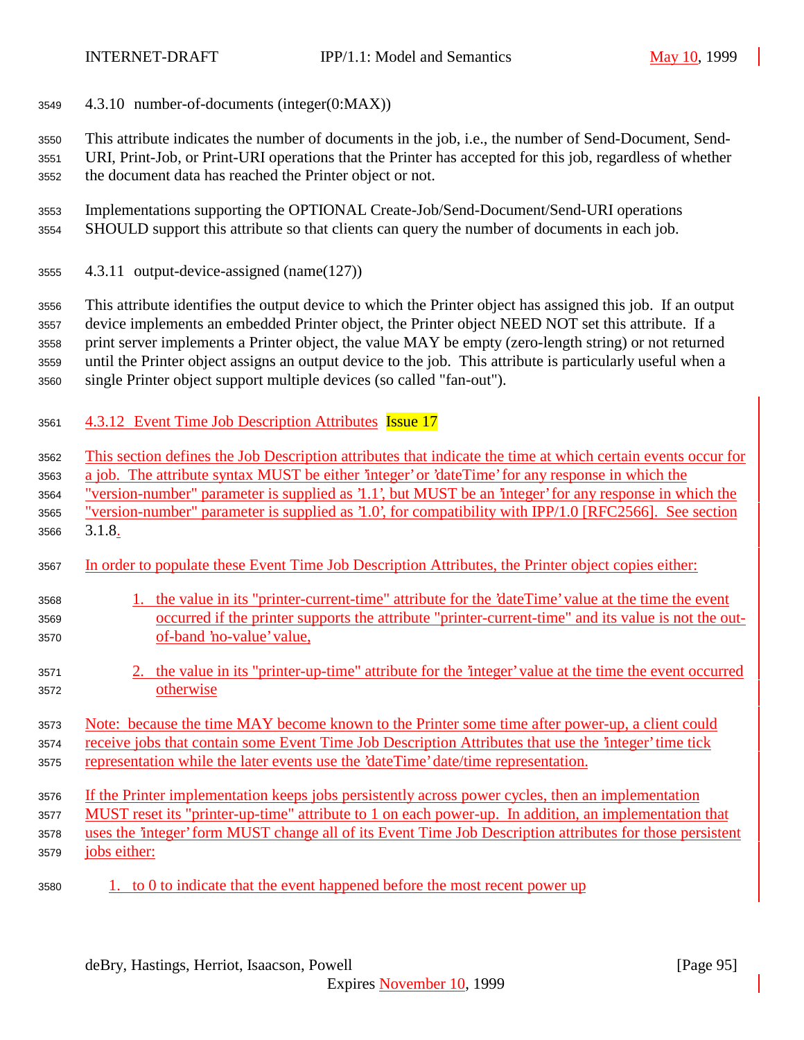#### 4.3.10 number-of-documents (integer(0:MAX))

This attribute indicates the number of documents in the job, i.e., the number of Send-Document, Send-URI, Print-Job, or Print-URI operations that the Printer has accepted for this job, regardless of whether the document data has reached the Printer object or not.

Implementations supporting the OPTIONAL Create-Job/Send-Document/Send-URI operations SHOULD support this attribute so that clients can query the number of documents in each job.

#### 4.3.11 output-device-assigned (name(127))

This attribute identifies the output device to which the Printer object has assigned this job. If an output device implements an embedded Printer object, the Printer object NEED NOT set this attribute. If a print server implements a Printer object, the value MAY be empty (zero-length string) or not returned until the Printer object assigns an output device to the job. This attribute is particularly useful when a single Printer object support multiple devices (so called "fan-out").

#### 4.3.12 Event Time Job Description Attributes Issue 17

This section defines the Job Description attributes that indicate the time at which certain events occur for a job. The attribute syntax MUST be either 'integer' or 'dateTime' for any response in which the "version-number" parameter is supplied as '1.1', but MUST be an 'integer' for any response in which the "version-number" parameter is supplied as '1.0', for compatibility with IPP/1.0 [RFC2566]. See section 3.1.8.

In order to populate these Event Time Job Description Attributes, the Printer object copies either:

1. the value in its "printer-current-time" attribute for the 'dateTime' value at the time the event occurred if the printer supports the attribute "printer-current-time" and its value is not the out-of-band 'no-value' value,

2. the value in its "printer-up-time" attribute for the 'integer' value at the time the event occurred otherwise

Note: because the time MAY become known to the Printer some time after power-up, a client could receive jobs that contain some Event Time Job Description Attributes that use the 'integer' time tick representation while the later events use the 'dateTime' date/time representation.

If the Printer implementation keeps jobs persistently across power cycles, then an implementation MUST reset its "printer-up-time" attribute to 1 on each power-up. In addition, an implementation that uses the 'integer' form MUST change all of its Event Time Job Description attributes for those persistent jobs either:

1. to 0 to indicate that the event happened before the most recent power up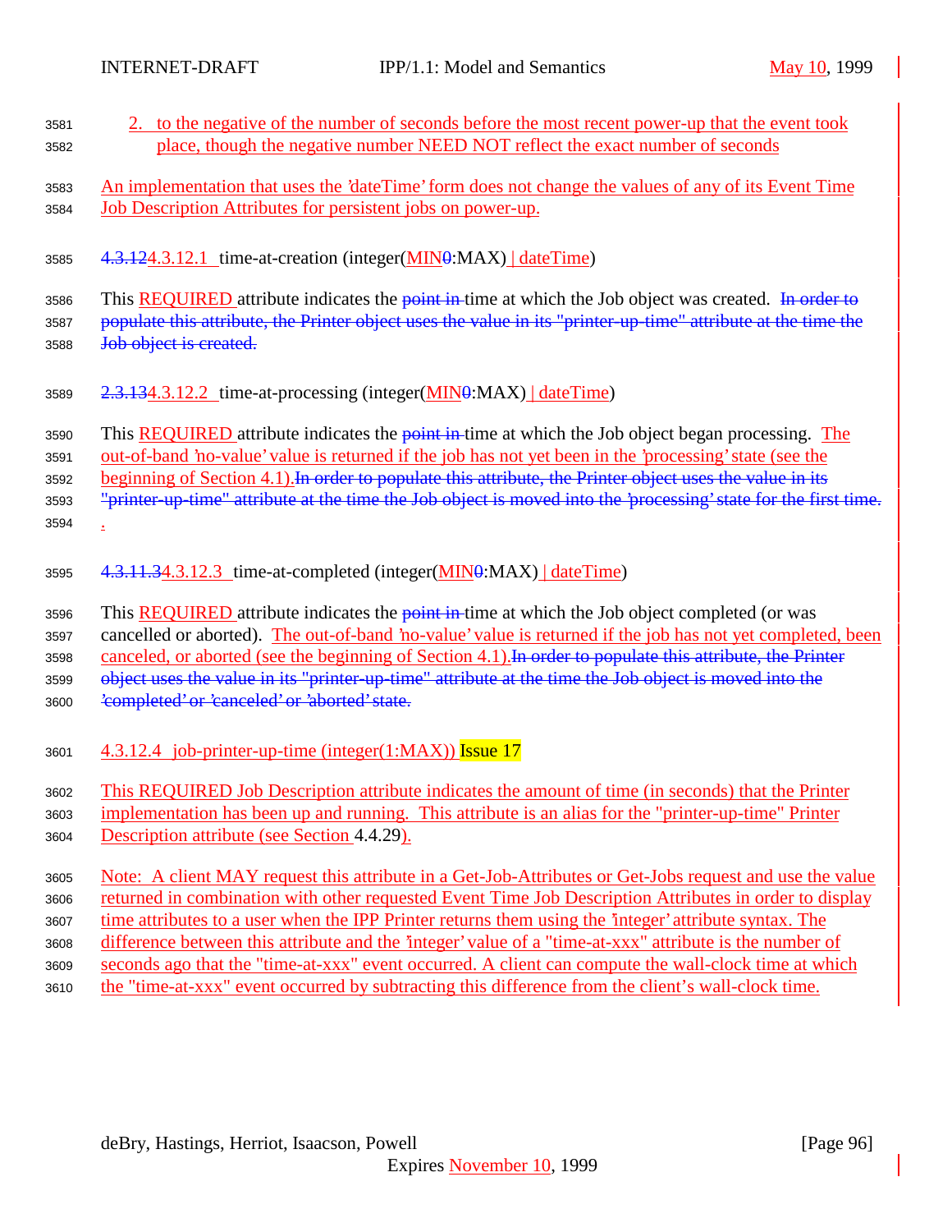2. to the negative of the number of seconds before the most recent power-up that the event took place, though the negative number NEED NOT reflect the exact number of seconds

An implementation that uses the 'dateTime' form does not change the values of any of its Event Time Job Description Attributes for persistent jobs on power-up.

#### 4.3.124.3.12.1 time-at-creation (integer(MIN0:MAX) | dateTime)

This REQUIRED attribute indicates the point in time at which the Job object was created. In order to populate this attribute, the Printer object uses the value in its "printer-up-time" attribute at the time the Job object is created.

#### 2.3.134.3.12.2 time-at-processing (integer(MIN0:MAX) | dateTime)

This REQUIRED attribute indicates the point in time at which the Job object began processing. The out-of-band 'no-value' value is returned if the job has not yet been in the 'processing' state (see the beginning of Section 4.1).In order to populate this attribute, the Printer object uses the value in its "printer-up-time" attribute at the time the Job object is moved into the 'processing' state for the first time.
.

#### 4.3.11.34.3.12.3 time-at-completed (integer(MIN0:MAX) | dateTime)

This REQUIRED attribute indicates the point in time at which the Job object completed (or was cancelled or aborted). The out-of-band 'no-value' value is returned if the job has not yet completed, been canceled, or aborted (see the beginning of Section 4.1).In order to populate this attribute, the Printer object uses the value in its "printer-up-time" attribute at the time the Job object is moved into the 'completed' or 'canceled' or 'aborted' state.

#### 4.3.12.4 job-printer-up-time (integer(1:MAX)) Issue 17

This REQUIRED Job Description attribute indicates the amount of time (in seconds) that the Printer implementation has been up and running. This attribute is an alias for the "printer-up-time" Printer Description attribute (see Section 4.4.29).

Note: A client MAY request this attribute in a Get-Job-Attributes or Get-Jobs request and use the value returned in combination with other requested Event Time Job Description Attributes in order to display time attributes to a user when the IPP Printer returns them using the 'integer' attribute syntax. The difference between this attribute and the 'integer' value of a "time-at-xxx" attribute is the number of seconds ago that the "time-at-xxx" event occurred. A client can compute the wall-clock time at which the "time-at-xxx" event occurred by subtracting this difference from the client's wall-clock time.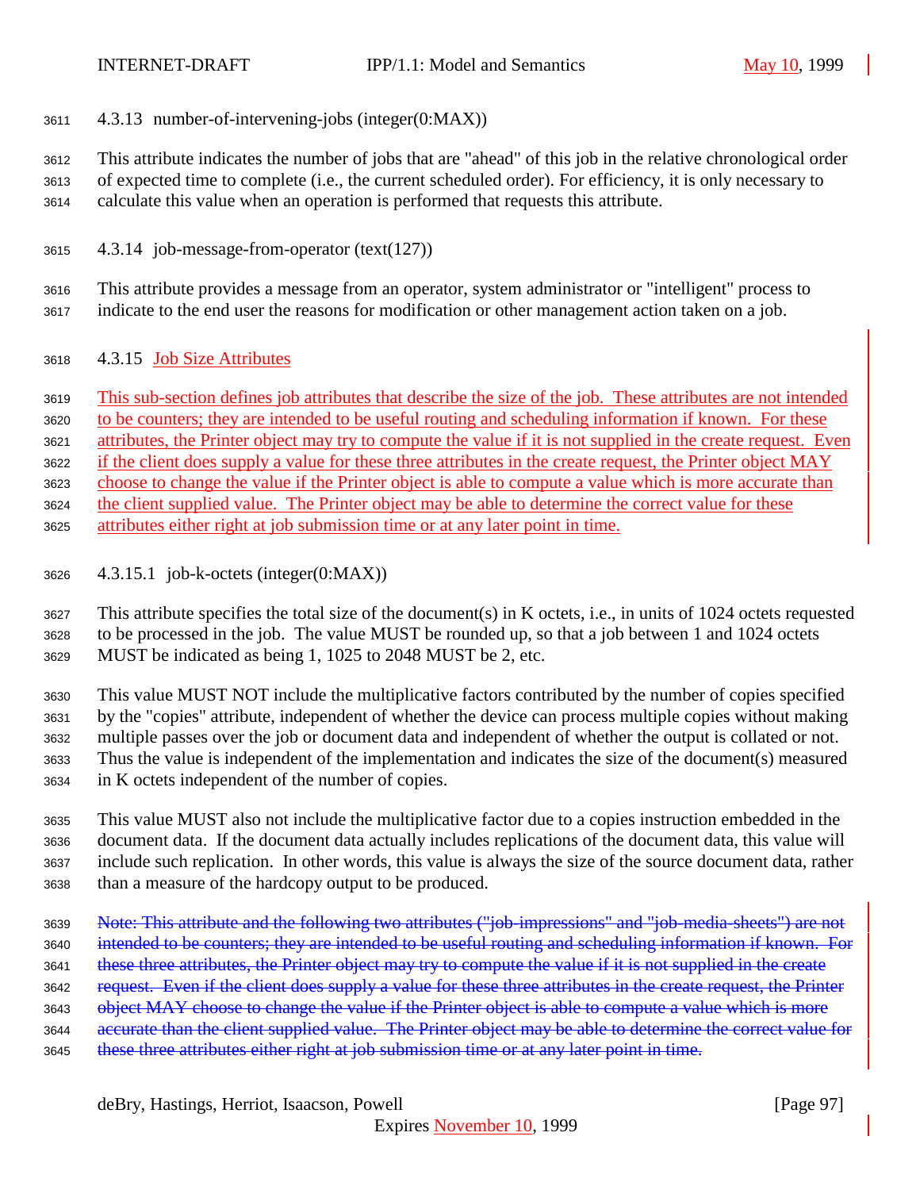#### 4.3.13 number-of-intervening-jobs (integer(0:MAX))

This attribute indicates the number of jobs that are "ahead" of this job in the relative chronological order of expected time to complete (i.e., the current scheduled order). For efficiency, it is only necessary to calculate this value when an operation is performed that requests this attribute.

#### 4.3.14 job-message-from-operator (text(127))

This attribute provides a message from an operator, system administrator or "intelligent" process to indicate to the end user the reasons for modification or other management action taken on a job.

#### 4.3.15 Job Size Attributes

This sub-section defines job attributes that describe the size of the job. These attributes are not intended to be counters; they are intended to be useful routing and scheduling information if known. For these attributes, the Printer object may try to compute the value if it is not supplied in the create request. Even if the client does supply a value for these three attributes in the create request, the Printer object MAY choose to change the value if the Printer object is able to compute a value which is more accurate than the client supplied value. The Printer object may be able to determine the correct value for these attributes either right at job submission time or at any later point in time.

##### 4.3.15.1 job-k-octets (integer(0:MAX))

This attribute specifies the total size of the document(s) in K octets, i.e., in units of 1024 octets requested to be processed in the job. The value MUST be rounded up, so that a job between 1 and 1024 octets MUST be indicated as being 1, 1025 to 2048 MUST be 2, etc.

This value MUST NOT include the multiplicative factors contributed by the number of copies specified by the "copies" attribute, independent of whether the device can process multiple copies without making multiple passes over the job or document data and independent of whether the output is collated or not. Thus the value is independent of the implementation and indicates the size of the document(s) measured in K octets independent of the number of copies.

This value MUST also not include the multiplicative factor due to a copies instruction embedded in the document data. If the document data actually includes replications of the document data, this value will include such replication. In other words, this value is always the size of the source document data, rather than a measure of the hardcopy output to be produced.

~~Note: This attribute and the following two attributes ("job-impressions" and "job-media-sheets") are not intended to be counters; they are intended to be useful routing and scheduling information if known. For these three attributes, the Printer object may try to compute the value if it is not supplied in the create request. Even if the client does supply a value for these three attributes in the create request, the Printer object MAY choose to change the value if the Printer object is able to compute a value which is more accurate than the client supplied value. The Printer object may be able to determine the correct value for these three attributes either right at job submission time or at any later point in time.~~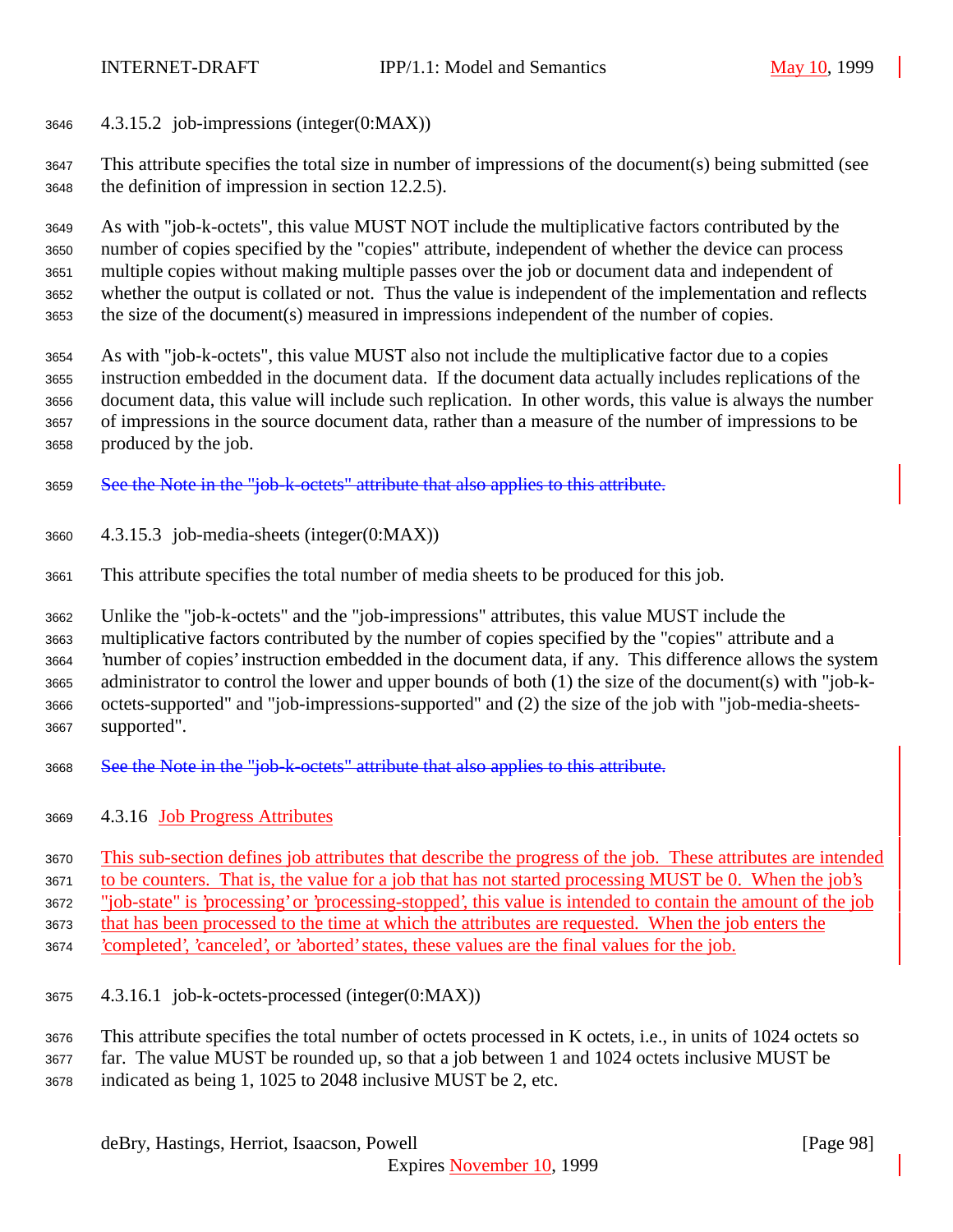#### 4.3.15.2 job-impressions (integer(0:MAX))

This attribute specifies the total size in number of impressions of the document(s) being submitted (see the definition of impression in section 12.2.5).

As with "job-k-octets", this value MUST NOT include the multiplicative factors contributed by the number of copies specified by the "copies" attribute, independent of whether the device can process multiple copies without making multiple passes over the job or document data and independent of whether the output is collated or not. Thus the value is independent of the implementation and reflects the size of the document(s) measured in impressions independent of the number of copies.

As with "job-k-octets", this value MUST also not include the multiplicative factor due to a copies instruction embedded in the document data. If the document data actually includes replications of the document data, this value will include such replication. In other words, this value is always the number of impressions in the source document data, rather than a measure of the number of impressions to be produced by the job.

~~See the Note in the "job-k-octets" attribute that also applies to this attribute.~~

#### 4.3.15.3 job-media-sheets (integer(0:MAX))

This attribute specifies the total number of media sheets to be produced for this job.

Unlike the "job-k-octets" and the "job-impressions" attributes, this value MUST include the multiplicative factors contributed by the number of copies specified by the "copies" attribute and a 'number of copies' instruction embedded in the document data, if any. This difference allows the system administrator to control the lower and upper bounds of both (1) the size of the document(s) with "job-k-octets-supported" and "job-impressions-supported" and (2) the size of the job with "job-media-sheets-supported".

~~See the Note in the "job-k-octets" attribute that also applies to this attribute.~~

### 4.3.16 Job Progress Attributes

This sub-section defines job attributes that describe the progress of the job. These attributes are intended to be counters. That is, the value for a job that has not started processing MUST be 0. When the job's "job-state" is 'processing' or 'processing-stopped', this value is intended to contain the amount of the job that has been processed to the time at which the attributes are requested. When the job enters the 'completed', 'canceled', or 'aborted' states, these values are the final values for the job.

#### 4.3.16.1 job-k-octets-processed (integer(0:MAX))

This attribute specifies the total number of octets processed in K octets, i.e., in units of 1024 octets so far. The value MUST be rounded up, so that a job between 1 and 1024 octets inclusive MUST be indicated as being 1, 1025 to 2048 inclusive MUST be 2, etc.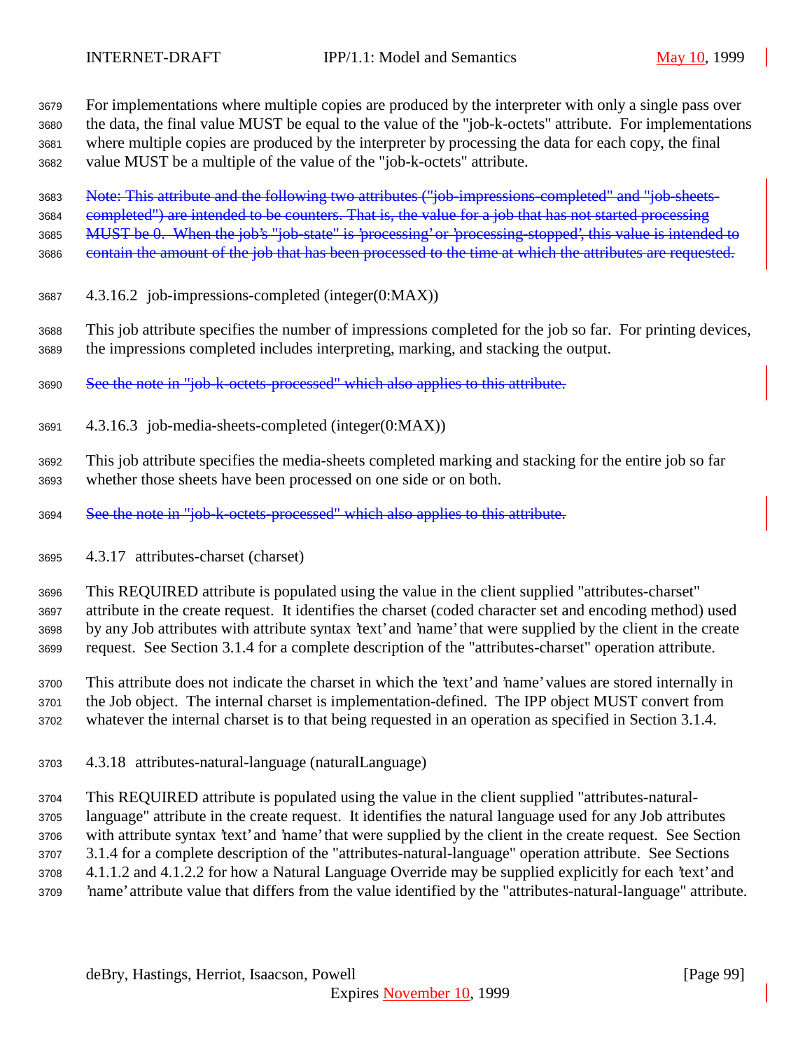For implementations where multiple copies are produced by the interpreter with only a single pass over the data, the final value MUST be equal to the value of the "job-k-octets" attribute. For implementations where multiple copies are produced by the interpreter by processing the data for each copy, the final value MUST be a multiple of the value of the "job-k-octets" attribute.

~~Note: This attribute and the following two attributes ("job-impressions-completed" and "job-sheets-completed") are intended to be counters. That is, the value for a job that has not started processing MUST be 0. When the job's "job-state" is 'processing' or 'processing-stopped', this value is intended to contain the amount of the job that has been processed to the time at which the attributes are requested.~~

#### 4.3.16.2 job-impressions-completed (integer(0:MAX))

This job attribute specifies the number of impressions completed for the job so far. For printing devices, the impressions completed includes interpreting, marking, and stacking the output.

~~See the note in "job-k-octets-processed" which also applies to this attribute.~~

#### 4.3.16.3 job-media-sheets-completed (integer(0:MAX))

This job attribute specifies the media-sheets completed marking and stacking for the entire job so far whether those sheets have been processed on one side or on both.

~~See the note in "job-k-octets-processed" which also applies to this attribute.~~

### 4.3.17 attributes-charset (charset)

This REQUIRED attribute is populated using the value in the client supplied "attributes-charset" attribute in the create request. It identifies the charset (coded character set and encoding method) used by any Job attributes with attribute syntax 'text' and 'name' that were supplied by the client in the create request. See Section 3.1.4 for a complete description of the "attributes-charset" operation attribute.

This attribute does not indicate the charset in which the 'text' and 'name' values are stored internally in the Job object. The internal charset is implementation-defined. The IPP object MUST convert from whatever the internal charset is to that being requested in an operation as specified in Section 3.1.4.

### 4.3.18 attributes-natural-language (naturalLanguage)

This REQUIRED attribute is populated using the value in the client supplied "attributes-natural-language" attribute in the create request. It identifies the natural language used for any Job attributes with attribute syntax 'text' and 'name' that were supplied by the client in the create request. See Section 3.1.4 for a complete description of the "attributes-natural-language" operation attribute. See Sections 4.1.1.2 and 4.1.2.2 for how a Natural Language Override may be supplied explicitly for each 'text' and 'name' attribute value that differs from the value identified by the "attributes-natural-language" attribute.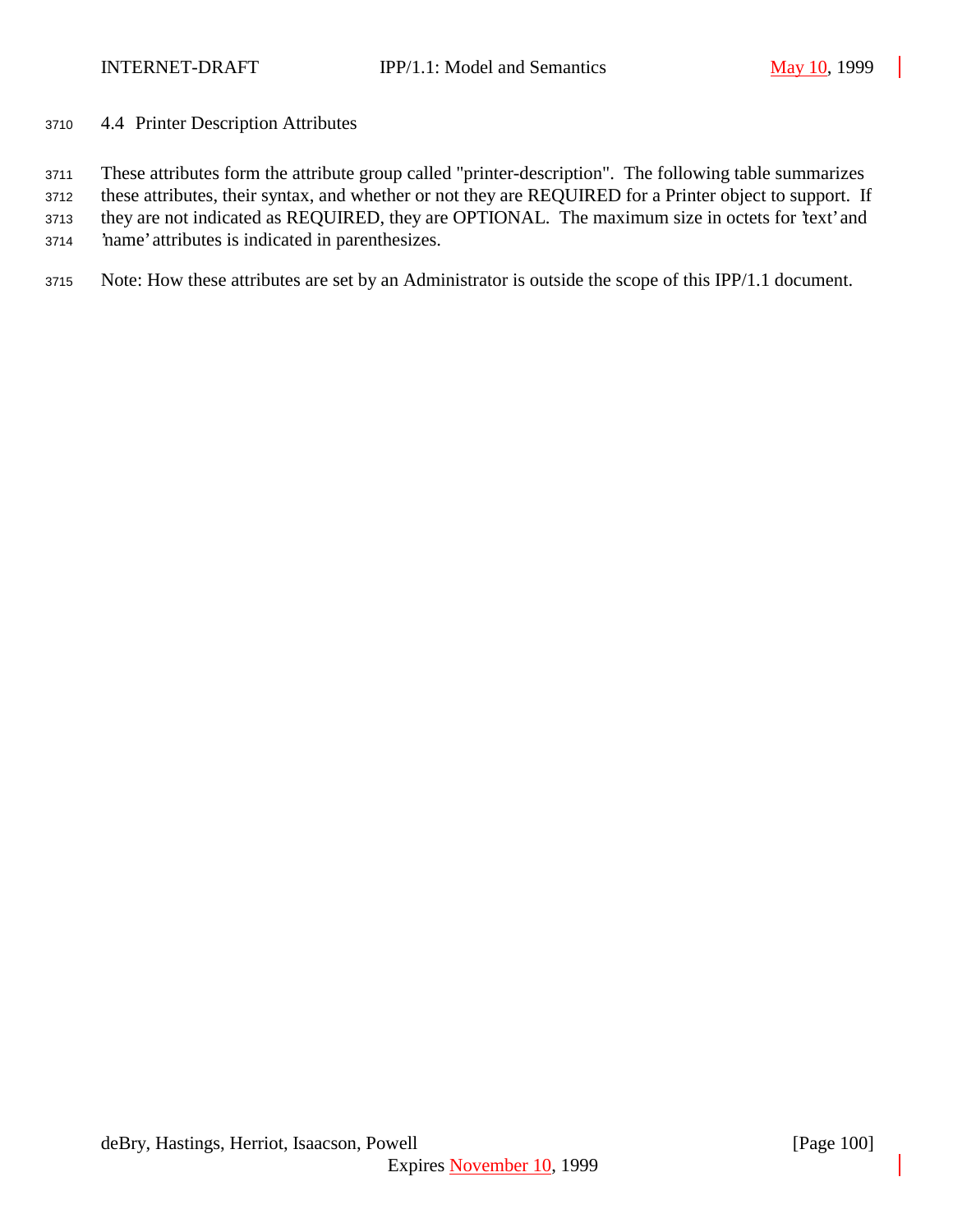### 4.4 Printer Description Attributes

These attributes form the attribute group called "printer-description". The following table summarizes these attributes, their syntax, and whether or not they are REQUIRED for a Printer object to support. If they are not indicated as REQUIRED, they are OPTIONAL. The maximum size in octets for 'text' and 'name' attributes is indicated in parenthesizes.

Note: How these attributes are set by an Administrator is outside the scope of this IPP/1.1 document.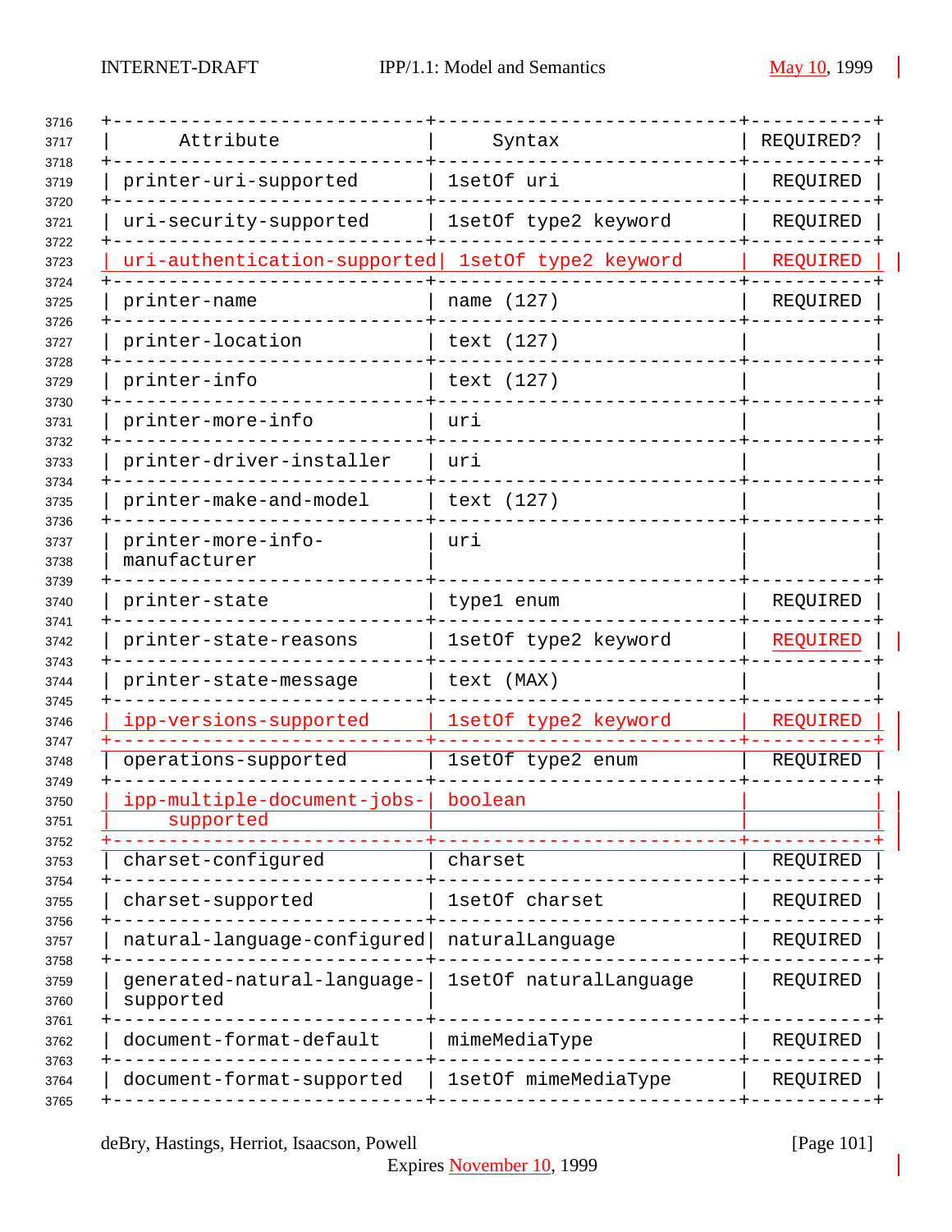| Attribute | Syntax | REQUIRED? |
|---|---|---|
| printer-uri-supported | 1setOf uri | REQUIRED |
| uri-security-supported | 1setOf type2 keyword | REQUIRED |
| uri-authentication-supported | 1setOf type2 keyword | REQUIRED |
| printer-name | name (127) | REQUIRED |
| printer-location | text (127) | |
| printer-info | text (127) | |
| printer-more-info | uri | |
| printer-driver-installer | uri | |
| printer-make-and-model | text (127) | |
| printer-more-info-manufacturer | uri | |
| printer-state | type1 enum | REQUIRED |
| printer-state-reasons | 1setOf type2 keyword | REQUIRED |
| printer-state-message | text (MAX) | |
| ipp-versions-supported | 1setOf type2 keyword | REQUIRED |
| operations-supported | 1setOf type2 enum | REQUIRED |
| ipp-multiple-document-jobs-supported | boolean | |
| charset-configured | charset | REQUIRED |
| charset-supported | 1setOf charset | REQUIRED |
| natural-language-configured | naturalLanguage | REQUIRED |
| generated-natural-language-supported | 1setOf naturalLanguage | REQUIRED |
| document-format-default | mimeMediaType | REQUIRED |
| document-format-supported | 1setOf mimeMediaType | REQUIRED |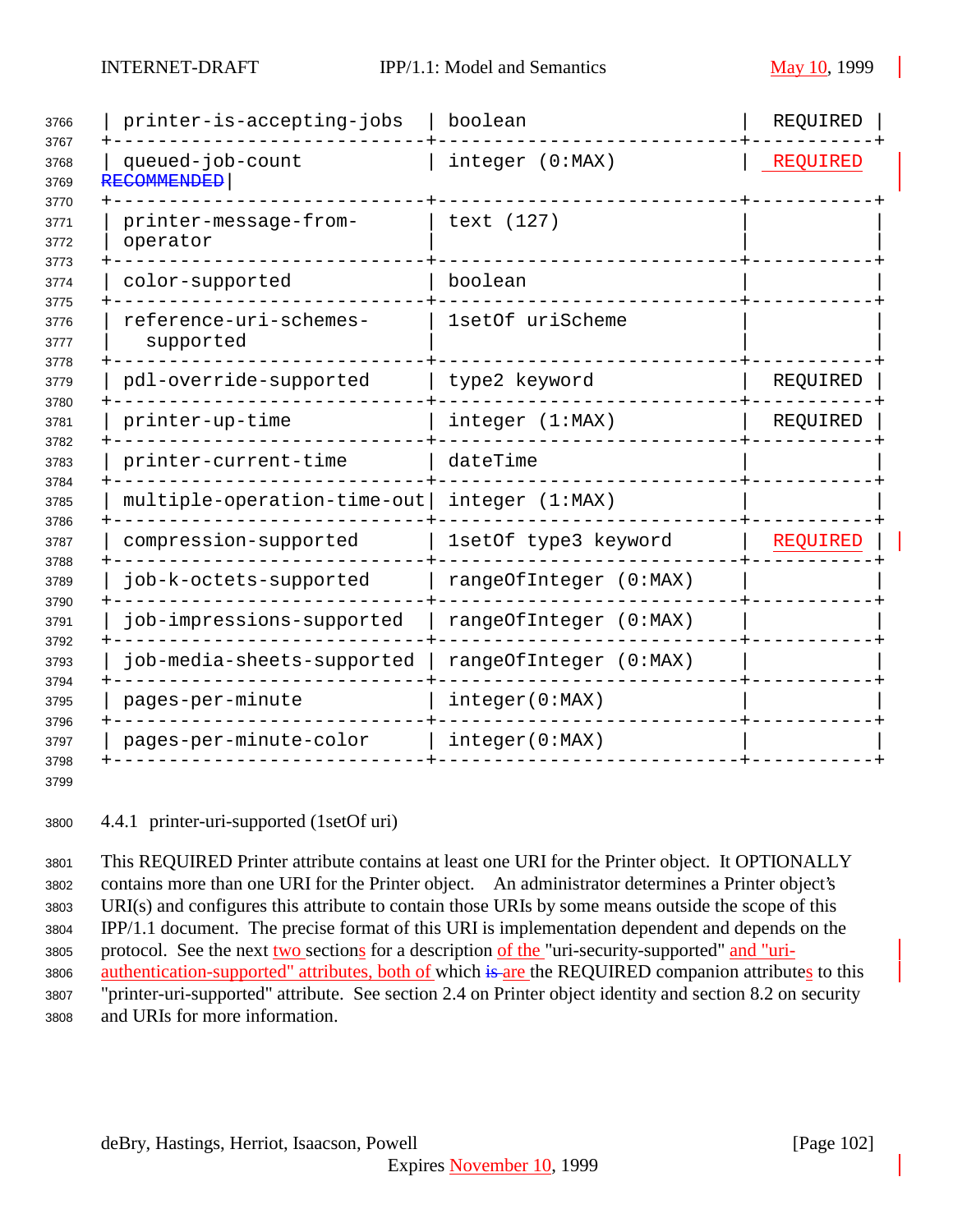| printer-is-accepting-jobs | boolean | REQUIRED |
|---|---|---|
| queued-job-count | integer (0:MAX) | ~~RECOMMENDED~~ REQUIRED |
| printer-message-from-operator | text (127) | |
| color-supported | boolean | |
| reference-uri-schemes-supported | 1setOf uriScheme | |
| pdl-override-supported | type2 keyword | REQUIRED |
| printer-up-time | integer (1:MAX) | REQUIRED |
| printer-current-time | dateTime | |
| multiple-operation-time-out | integer (1:MAX) | |
| compression-supported | 1setOf type3 keyword | REQUIRED |
| job-k-octets-supported | rangeOfInteger (0:MAX) | |
| job-impressions-supported | rangeOfInteger (0:MAX) | |
| job-media-sheets-supported | rangeOfInteger (0:MAX) | |
| pages-per-minute | integer(0:MAX) | |
| pages-per-minute-color | integer(0:MAX) | |

#### 4.4.1 printer-uri-supported (1setOf uri)

This REQUIRED Printer attribute contains at least one URI for the Printer object. It OPTIONALLY contains more than one URI for the Printer object. An administrator determines a Printer object's URI(s) and configures this attribute to contain those URIs by some means outside the scope of this IPP/1.1 document. The precise format of this URI is implementation dependent and depends on the protocol. See the next two sections for a description of the "uri-security-supported" and "uri-authentication-supported" attributes, both of which ~~is~~ are the REQUIRED companion attributes to this "printer-uri-supported" attribute. See section 2.4 on Printer object identity and section 8.2 on security and URIs for more information.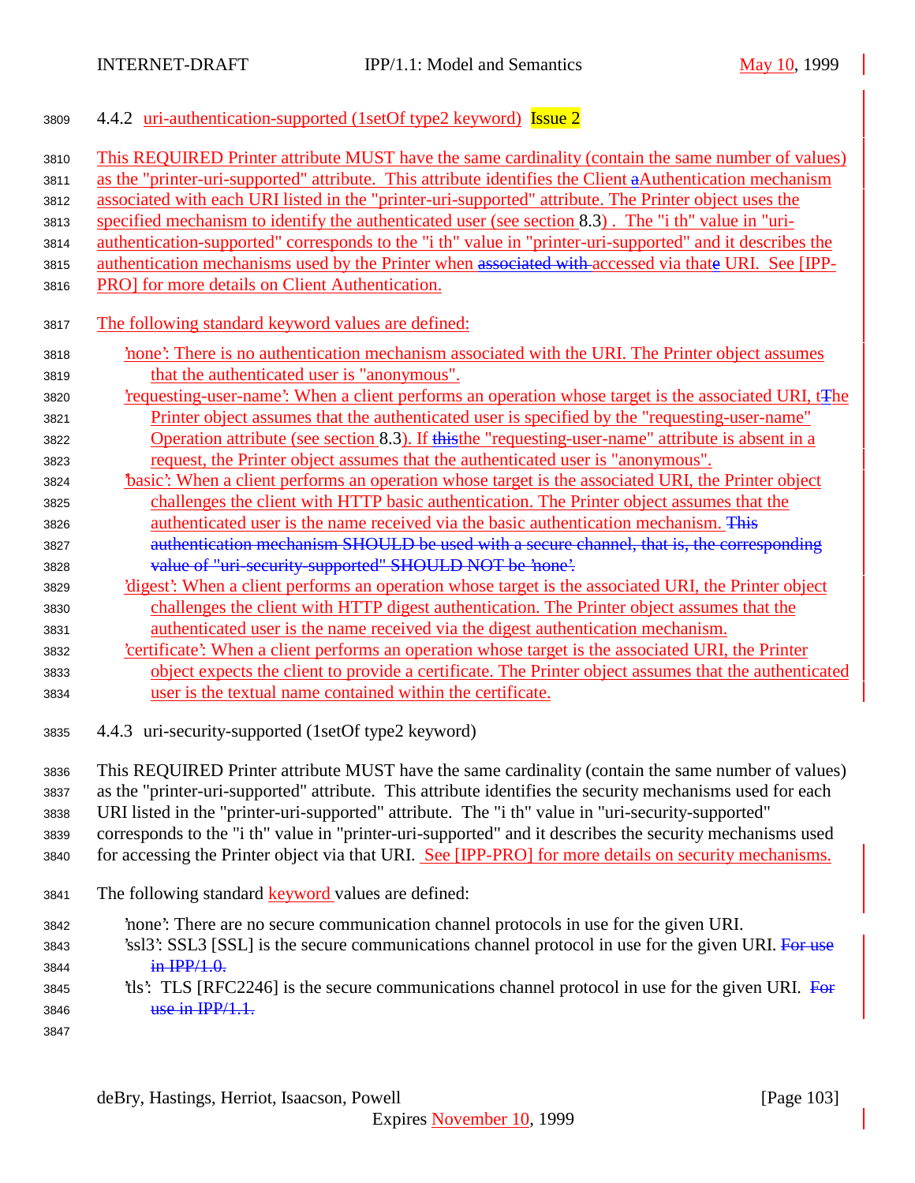### 4.4.2 uri-authentication-supported (1setOf type2 keyword) Issue 2

This REQUIRED Printer attribute MUST have the same cardinality (contain the same number of values) as the "printer-uri-supported" attribute. This attribute identifies the Client aAuthentication mechanism associated with each URI listed in the "printer-uri-supported" attribute. The Printer object uses the specified mechanism to identify the authenticated user (see section 8.3) . The "i th" value in "uri-authentication-supported" corresponds to the "i th" value in "printer-uri-supported" and it describes the authentication mechanisms used by the Printer when ~~associated with~~ accessed via thate URI. See [IPP-PRO] for more details on Client Authentication.

The following standard keyword values are defined:

- 'none': There is no authentication mechanism associated with the URI. The Printer object assumes that the authenticated user is "anonymous".
- 'requesting-user-name': When a client performs an operation whose target is the associated URI, tThe Printer object assumes that the authenticated user is specified by the "requesting-user-name" Operation attribute (see section 8.3). If ~~this~~the "requesting-user-name" attribute is absent in a request, the Printer object assumes that the authenticated user is "anonymous".
- 'basic': When a client performs an operation whose target is the associated URI, the Printer object challenges the client with HTTP basic authentication. The Printer object assumes that the authenticated user is the name received via the basic authentication mechanism. ~~This authentication mechanism SHOULD be used with a secure channel, that is, the corresponding value of "uri-security-supported" SHOULD NOT be 'none'.~~
- 'digest': When a client performs an operation whose target is the associated URI, the Printer object challenges the client with HTTP digest authentication. The Printer object assumes that the authenticated user is the name received via the digest authentication mechanism.
- 'certificate': When a client performs an operation whose target is the associated URI, the Printer object expects the client to provide a certificate. The Printer object assumes that the authenticated user is the textual name contained within the certificate.

### 4.4.3 uri-security-supported (1setOf type2 keyword)

This REQUIRED Printer attribute MUST have the same cardinality (contain the same number of values) as the "printer-uri-supported" attribute. This attribute identifies the security mechanisms used for each URI listed in the "printer-uri-supported" attribute. The "i th" value in "uri-security-supported" corresponds to the "i th" value in "printer-uri-supported" and it describes the security mechanisms used for accessing the Printer object via that URI. See [IPP-PRO] for more details on security mechanisms.

The following standard keyword values are defined:

- 'none': There are no secure communication channel protocols in use for the given URI.
- 'ssl3': SSL3 [SSL] is the secure communications channel protocol in use for the given URI. ~~For use in IPP/1.0.~~
- 'tls': TLS [RFC2246] is the secure communications channel protocol in use for the given URI. ~~For use in IPP/1.1.~~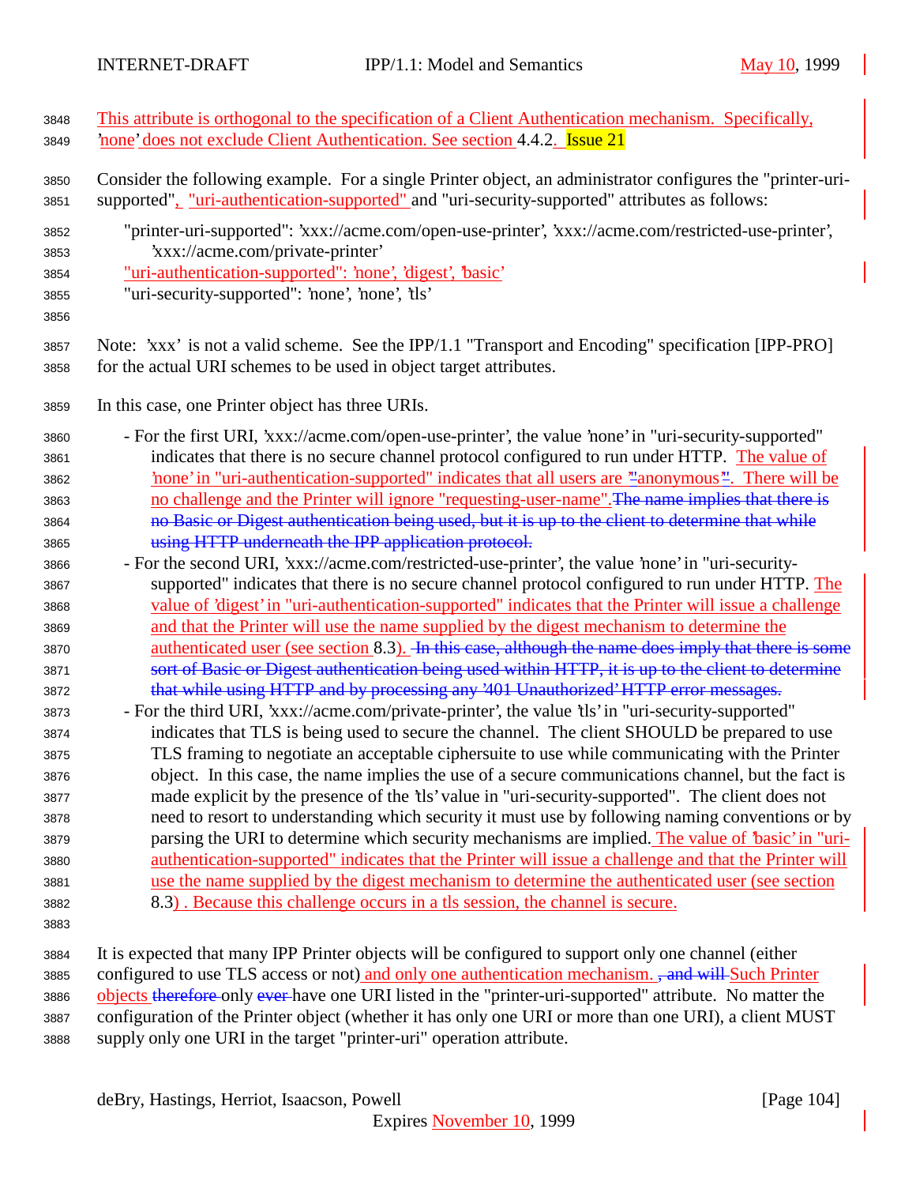This attribute is orthogonal to the specification of a Client Authentication mechanism. Specifically, 'none' does not exclude Client Authentication. See section 4.4.2. Issue 21

Consider the following example. For a single Printer object, an administrator configures the "printer-uri-supported", "uri-authentication-supported" and "uri-security-supported" attributes as follows:

```
"printer-uri-supported": 'xxx://acme.com/open-use-printer', 'xxx://acme.com/restricted-use-printer',
    'xxx://acme.com/private-printer'
"uri-authentication-supported": 'none', 'digest', 'basic'
"uri-security-supported": 'none', 'none', 'tls'
```

Note: 'xxx' is not a valid scheme. See the IPP/1.1 "Transport and Encoding" specification [IPP-PRO] for the actual URI schemes to be used in object target attributes.

In this case, one Printer object has three URIs.

- For the first URI, 'xxx://acme.com/open-use-printer', the value 'none' in "uri-security-supported" indicates that there is no secure channel protocol configured to run under HTTP. The value of 'none' in "uri-authentication-supported" indicates that all users are "anonymous". There will be no challenge and the Printer will ignore "requesting-user-name".~~The name implies that there is no Basic or Digest authentication being used, but it is up to the client to determine that while using HTTP underneath the IPP application protocol.~~
- For the second URI, 'xxx://acme.com/restricted-use-printer', the value 'none' in "uri-security-supported" indicates that there is no secure channel protocol configured to run under HTTP. The value of 'digest' in "uri-authentication-supported" indicates that the Printer will issue a challenge and that the Printer will use the name supplied by the digest mechanism to determine the authenticated user (see section 8.3). ~~In this case, although the name does imply that there is some sort of Basic or Digest authentication being used within HTTP, it is up to the client to determine that while using HTTP and by processing any '401 Unauthorized' HTTP error messages.~~
- For the third URI, 'xxx://acme.com/private-printer', the value 'tls' in "uri-security-supported" indicates that TLS is being used to secure the channel. The client SHOULD be prepared to use TLS framing to negotiate an acceptable ciphersuite to use while communicating with the Printer object. In this case, the name implies the use of a secure communications channel, but the fact is made explicit by the presence of the 'tls' value in "uri-security-supported". The client does not need to resort to understanding which security it must use by following naming conventions or by parsing the URI to determine which security mechanisms are implied. The value of 'basic' in "uri-authentication-supported" indicates that the Printer will issue a challenge and that the Printer will use the name supplied by the digest mechanism to determine the authenticated user (see section 8.3) . Because this challenge occurs in a tls session, the channel is secure.

It is expected that many IPP Printer objects will be configured to support only one channel (either configured to use TLS access or not) and only one authentication mechanism. ~~, and will~~ Such Printer objects ~~therefore~~ only ~~ever~~ have one URI listed in the "printer-uri-supported" attribute. No matter the configuration of the Printer object (whether it has only one URI or more than one URI), a client MUST supply only one URI in the target "printer-uri" operation attribute.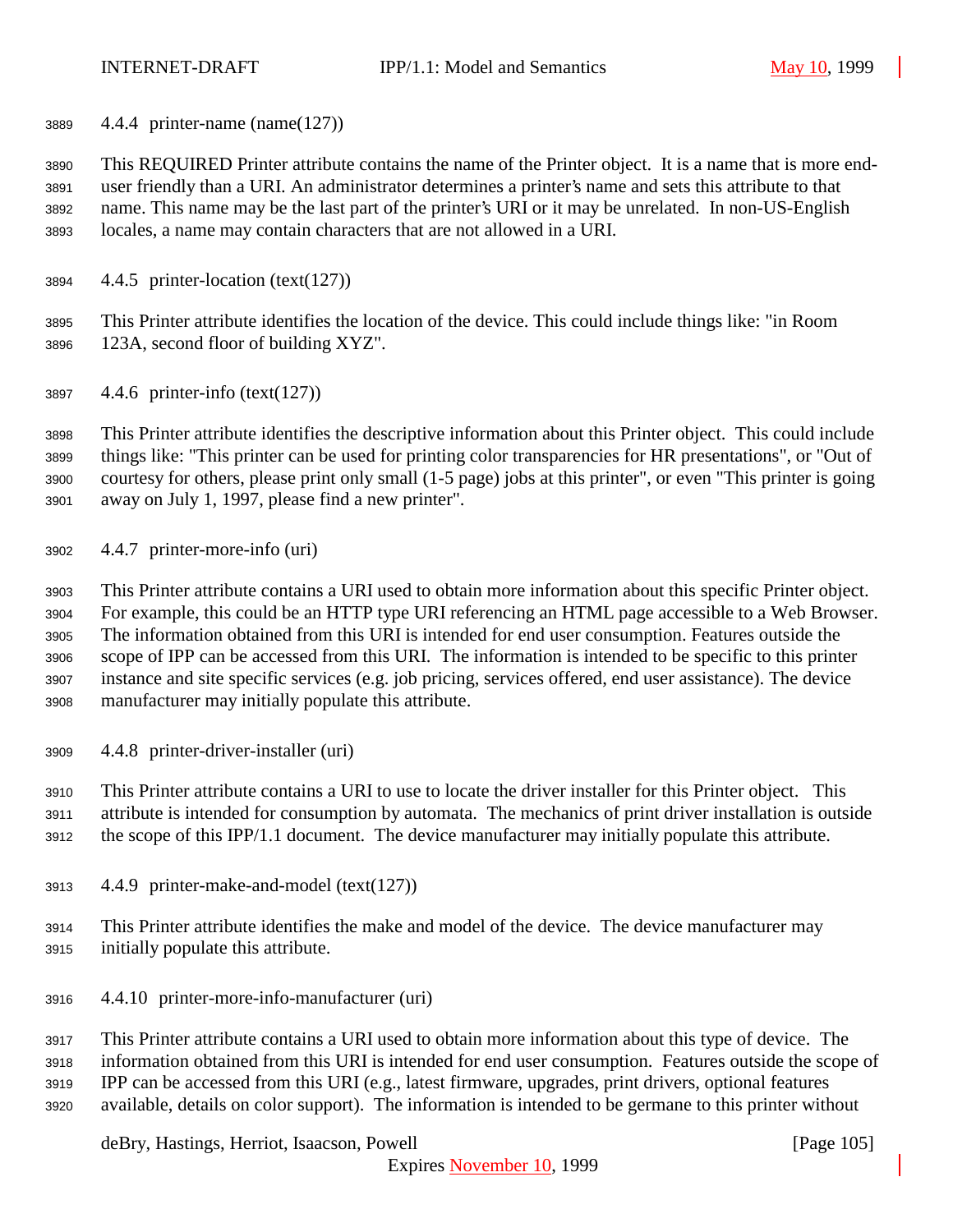#### 4.4.4 printer-name (name(127))

This REQUIRED Printer attribute contains the name of the Printer object. It is a name that is more end-user friendly than a URI. An administrator determines a printer's name and sets this attribute to that name. This name may be the last part of the printer's URI or it may be unrelated. In non-US-English locales, a name may contain characters that are not allowed in a URI.

#### 4.4.5 printer-location (text(127))

This Printer attribute identifies the location of the device. This could include things like: "in Room 123A, second floor of building XYZ".

#### 4.4.6 printer-info (text(127))

This Printer attribute identifies the descriptive information about this Printer object. This could include things like: "This printer can be used for printing color transparencies for HR presentations", or "Out of courtesy for others, please print only small (1-5 page) jobs at this printer", or even "This printer is going away on July 1, 1997, please find a new printer".

#### 4.4.7 printer-more-info (uri)

This Printer attribute contains a URI used to obtain more information about this specific Printer object. For example, this could be an HTTP type URI referencing an HTML page accessible to a Web Browser. The information obtained from this URI is intended for end user consumption. Features outside the scope of IPP can be accessed from this URI. The information is intended to be specific to this printer instance and site specific services (e.g. job pricing, services offered, end user assistance). The device manufacturer may initially populate this attribute.

#### 4.4.8 printer-driver-installer (uri)

This Printer attribute contains a URI to use to locate the driver installer for this Printer object. This attribute is intended for consumption by automata. The mechanics of print driver installation is outside the scope of this IPP/1.1 document. The device manufacturer may initially populate this attribute.

#### 4.4.9 printer-make-and-model (text(127))

This Printer attribute identifies the make and model of the device. The device manufacturer may initially populate this attribute.

#### 4.4.10 printer-more-info-manufacturer (uri)

This Printer attribute contains a URI used to obtain more information about this type of device. The information obtained from this URI is intended for end user consumption. Features outside the scope of IPP can be accessed from this URI (e.g., latest firmware, upgrades, print drivers, optional features available, details on color support). The information is intended to be germane to this printer without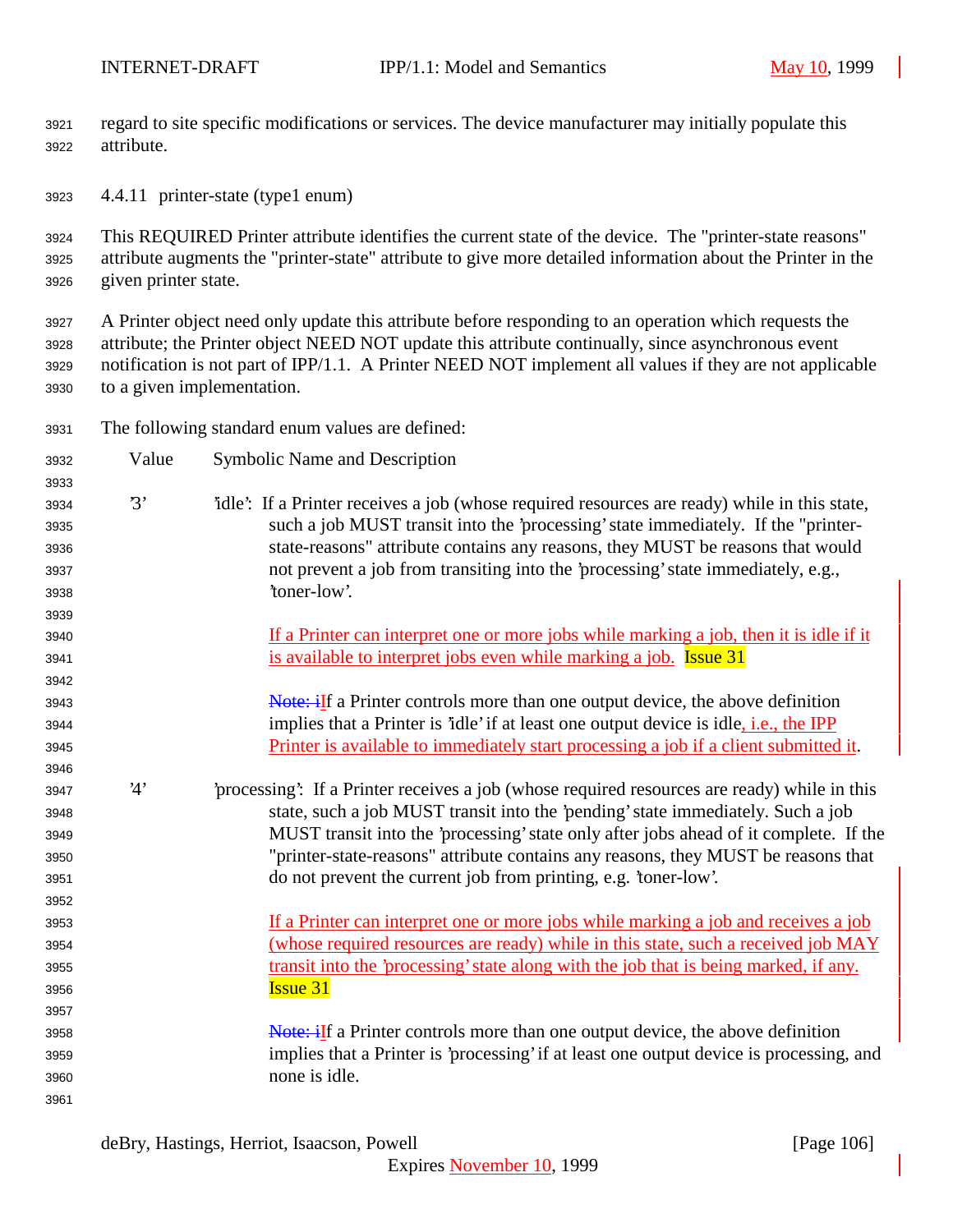regard to site specific modifications or services. The device manufacturer may initially populate this attribute.

#### 4.4.11 printer-state (type1 enum)

This REQUIRED Printer attribute identifies the current state of the device. The "printer-state reasons" attribute augments the "printer-state" attribute to give more detailed information about the Printer in the given printer state.

A Printer object need only update this attribute before responding to an operation which requests the attribute; the Printer object NEED NOT update this attribute continually, since asynchronous event notification is not part of IPP/1.1. A Printer NEED NOT implement all values if they are not applicable to a given implementation.

The following standard enum values are defined:

| Value | Symbolic Name and Description |
|---|---|
| '3' | 'idle': If a Printer receives a job (whose required resources are ready) while in this state, such a job MUST transit into the 'processing' state immediately. If the "printer-state-reasons" attribute contains any reasons, they MUST be reasons that would not prevent a job from transiting into the 'processing' state immediately, e.g., 'toner-low'.<br><br>If a Printer can interpret one or more jobs while marking a job, then it is idle if it is available to interpret jobs even while marking a job. Issue 31<br><br>Note: iIf a Printer controls more than one output device, the above definition implies that a Printer is 'idle' if at least one output device is idle, i.e., the IPP Printer is available to immediately start processing a job if a client submitted it. |
| '4' | 'processing': If a Printer receives a job (whose required resources are ready) while in this state, such a job MUST transit into the 'pending' state immediately. Such a job MUST transit into the 'processing' state only after jobs ahead of it complete. If the "printer-state-reasons" attribute contains any reasons, they MUST be reasons that do not prevent the current job from printing, e.g. 'toner-low'.<br><br>If a Printer can interpret one or more jobs while marking a job and receives a job (whose required resources are ready) while in this state, such a received job MAY transit into the 'processing' state along with the job that is being marked, if any. Issue 31<br><br>Note: iIf a Printer controls more than one output device, the above definition implies that a Printer is 'processing' if at least one output device is processing, and none is idle. |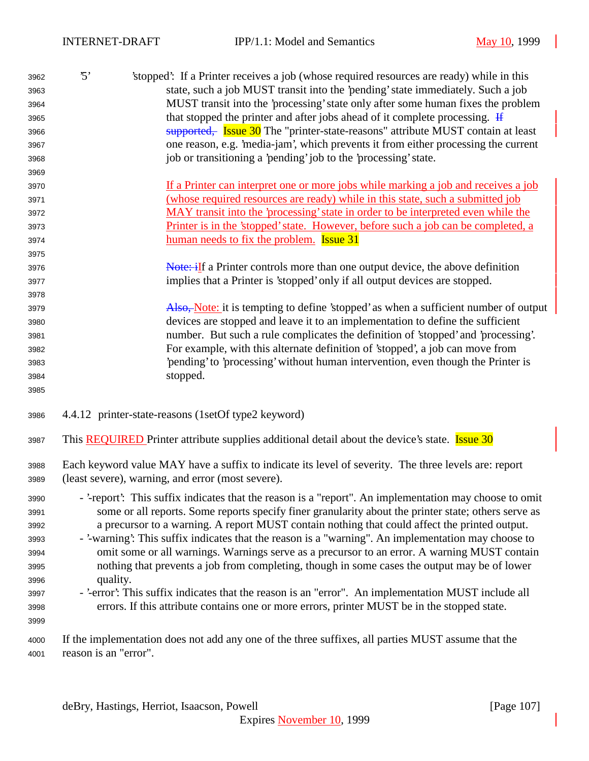'5' 'stopped': If a Printer receives a job (whose required resources are ready) while in this state, such a job MUST transit into the 'pending' state immediately. Such a job MUST transit into the 'processing' state only after some human fixes the problem that stopped the printer and after jobs ahead of it complete processing. ~~If supported,~~ Issue 30 The "printer-state-reasons" attribute MUST contain at least one reason, e.g. 'media-jam', which prevents it from either processing the current job or transitioning a 'pending' job to the 'processing' state.

If a Printer can interpret one or more jobs while marking a job and receives a job (whose required resources are ready) while in this state, such a submitted job MAY transit into the 'processing' state in order to be interpreted even while the Printer is in the 'stopped' state. However, before such a job can be completed, a human needs to fix the problem. Issue 31

~~Note: i~~If a Printer controls more than one output device, the above definition implies that a Printer is 'stopped' only if all output devices are stopped.

~~Also,~~ Note: it is tempting to define 'stopped' as when a sufficient number of output devices are stopped and leave it to an implementation to define the sufficient number. But such a rule complicates the definition of 'stopped' and 'processing'. For example, with this alternate definition of 'stopped', a job can move from 'pending' to 'processing' without human intervention, even though the Printer is stopped.

### 4.4.12 printer-state-reasons (1setOf type2 keyword)

This REQUIRED Printer attribute supplies additional detail about the device's state. Issue 30

Each keyword value MAY have a suffix to indicate its level of severity. The three levels are: report (least severe), warning, and error (most severe).

- '-report': This suffix indicates that the reason is a "report". An implementation may choose to omit some or all reports. Some reports specify finer granularity about the printer state; others serve as a precursor to a warning. A report MUST contain nothing that could affect the printed output.
- '-warning': This suffix indicates that the reason is a "warning". An implementation may choose to omit some or all warnings. Warnings serve as a precursor to an error. A warning MUST contain nothing that prevents a job from completing, though in some cases the output may be of lower quality.
- '-error': This suffix indicates that the reason is an "error". An implementation MUST include all errors. If this attribute contains one or more errors, printer MUST be in the stopped state.

If the implementation does not add any one of the three suffixes, all parties MUST assume that the reason is an "error".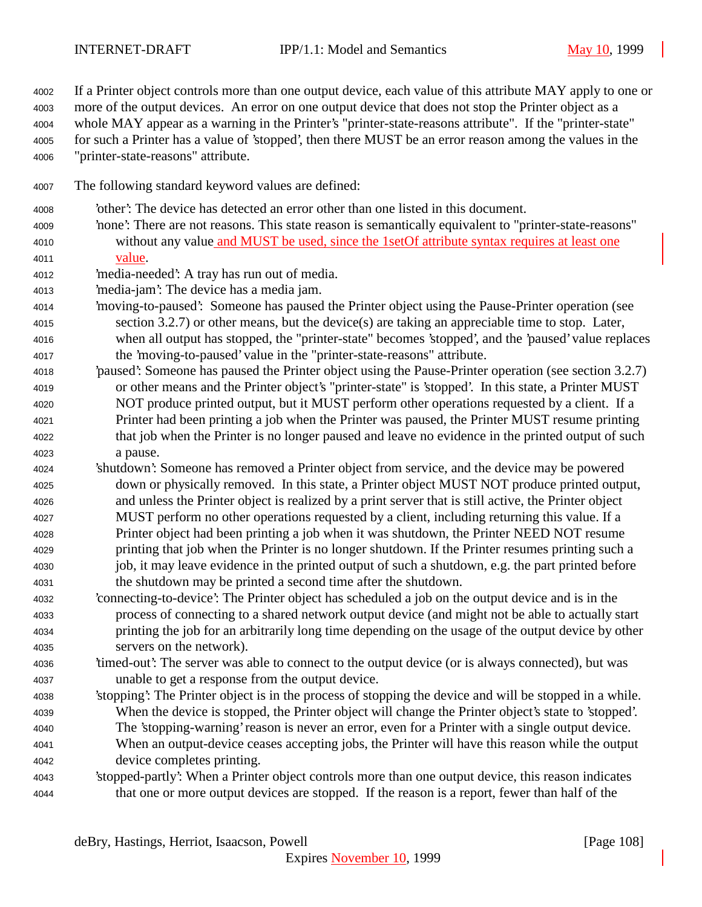If a Printer object controls more than one output device, each value of this attribute MAY apply to one or more of the output devices. An error on one output device that does not stop the Printer object as a whole MAY appear as a warning in the Printer's "printer-state-reasons attribute". If the "printer-state" for such a Printer has a value of 'stopped', then there MUST be an error reason among the values in the "printer-state-reasons" attribute.

The following standard keyword values are defined:

'other': The device has detected an error other than one listed in this document.

'none': There are not reasons. This state reason is semantically equivalent to "printer-state-reasons" without any value and MUST be used, since the 1setOf attribute syntax requires at least one value.

'media-needed': A tray has run out of media.

'media-jam': The device has a media jam.

'moving-to-paused': Someone has paused the Printer object using the Pause-Printer operation (see section 3.2.7) or other means, but the device(s) are taking an appreciable time to stop. Later, when all output has stopped, the "printer-state" becomes 'stopped', and the 'paused' value replaces the 'moving-to-paused' value in the "printer-state-reasons" attribute.

'paused': Someone has paused the Printer object using the Pause-Printer operation (see section 3.2.7) or other means and the Printer object's "printer-state" is 'stopped'. In this state, a Printer MUST NOT produce printed output, but it MUST perform other operations requested by a client. If a Printer had been printing a job when the Printer was paused, the Printer MUST resume printing that job when the Printer is no longer paused and leave no evidence in the printed output of such a pause.

'shutdown': Someone has removed a Printer object from service, and the device may be powered down or physically removed. In this state, a Printer object MUST NOT produce printed output, and unless the Printer object is realized by a print server that is still active, the Printer object MUST perform no other operations requested by a client, including returning this value. If a Printer object had been printing a job when it was shutdown, the Printer NEED NOT resume printing that job when the Printer is no longer shutdown. If the Printer resumes printing such a job, it may leave evidence in the printed output of such a shutdown, e.g. the part printed before the shutdown may be printed a second time after the shutdown.

'connecting-to-device': The Printer object has scheduled a job on the output device and is in the process of connecting to a shared network output device (and might not be able to actually start printing the job for an arbitrarily long time depending on the usage of the output device by other servers on the network).

'timed-out': The server was able to connect to the output device (or is always connected), but was unable to get a response from the output device.

'stopping': The Printer object is in the process of stopping the device and will be stopped in a while. When the device is stopped, the Printer object will change the Printer object's state to 'stopped'. The 'stopping-warning' reason is never an error, even for a Printer with a single output device. When an output-device ceases accepting jobs, the Printer will have this reason while the output device completes printing.

'stopped-partly': When a Printer object controls more than one output device, this reason indicates that one or more output devices are stopped. If the reason is a report, fewer than half of the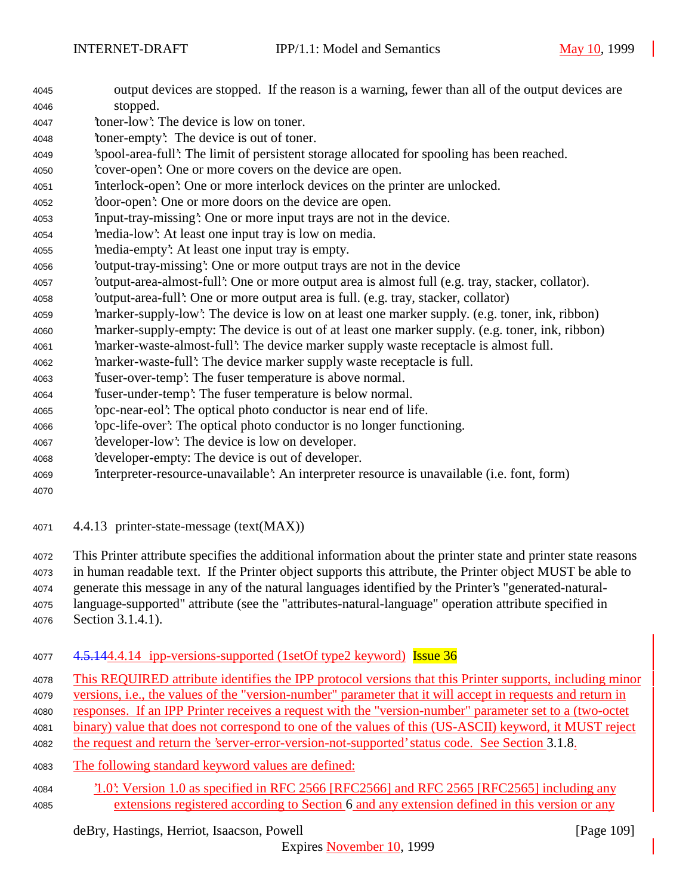output devices are stopped. If the reason is a warning, fewer than all of the output devices are stopped.

'toner-low': The device is low on toner.
'toner-empty': The device is out of toner.
'spool-area-full': The limit of persistent storage allocated for spooling has been reached.
'cover-open': One or more covers on the device are open.
'interlock-open': One or more interlock devices on the printer are unlocked.
'door-open': One or more doors on the device are open.
'input-tray-missing': One or more input trays are not in the device.
'media-low': At least one input tray is low on media.
'media-empty': At least one input tray is empty.
'output-tray-missing': One or more output trays are not in the device
'output-area-almost-full': One or more output area is almost full (e.g. tray, stacker, collator).
'output-area-full': One or more output area is full. (e.g. tray, stacker, collator)
'marker-supply-low': The device is low on at least one marker supply. (e.g. toner, ink, ribbon)
'marker-supply-empty: The device is out of at least one marker supply. (e.g. toner, ink, ribbon)
'marker-waste-almost-full': The device marker supply waste receptacle is almost full.
'marker-waste-full': The device marker supply waste receptacle is full.
'fuser-over-temp': The fuser temperature is above normal.
'fuser-under-temp': The fuser temperature is below normal.
'opc-near-eol': The optical photo conductor is near end of life.
'opc-life-over': The optical photo conductor is no longer functioning.
'developer-low': The device is low on developer.
'developer-empty: The device is out of developer.
'interpreter-resource-unavailable': An interpreter resource is unavailable (i.e. font, form)

### 4.4.13 printer-state-message (text(MAX))

This Printer attribute specifies the additional information about the printer state and printer state reasons in human readable text. If the Printer object supports this attribute, the Printer object MUST be able to generate this message in any of the natural languages identified by the Printer's "generated-natural-language-supported" attribute (see the "attributes-natural-language" operation attribute specified in Section 3.1.4.1).

### ~~4.5.14~~4.4.14 ipp-versions-supported (1setOf type2 keyword) Issue 36

This REQUIRED attribute identifies the IPP protocol versions that this Printer supports, including minor versions, i.e., the values of the "version-number" parameter that it will accept in requests and return in responses. If an IPP Printer receives a request with the "version-number" parameter set to a (two-octet binary) value that does not correspond to one of the values of this (US-ASCII) keyword, it MUST reject the request and return the 'server-error-version-not-supported' status code. See Section 3.1.8.

The following standard keyword values are defined:

'1.0': Version 1.0 as specified in RFC 2566 [RFC2566] and RFC 2565 [RFC2565] including any extensions registered according to Section 6 and any extension defined in this version or any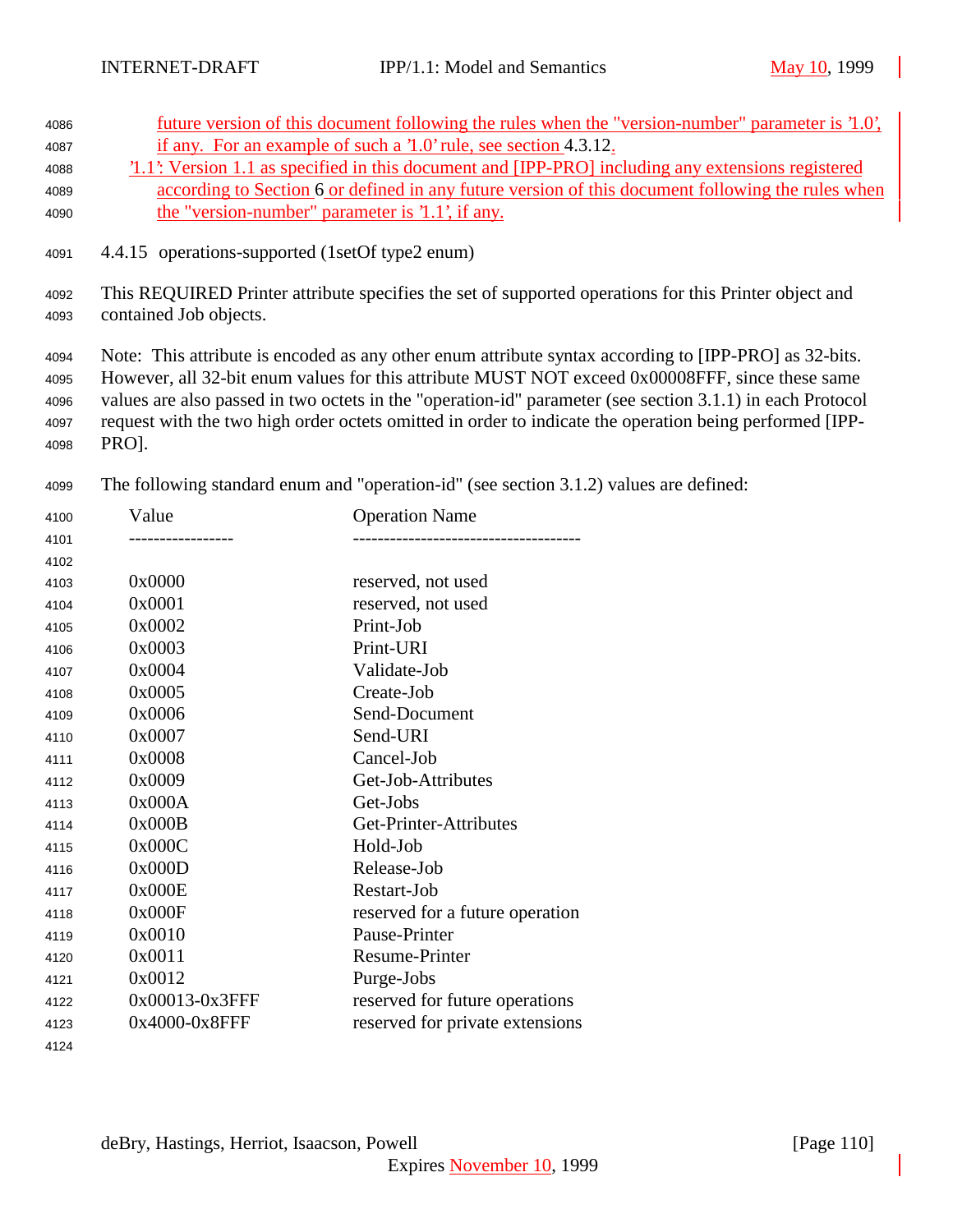future version of this document following the rules when the "version-number" parameter is '1.0', if any. For an example of such a '1.0' rule, see section 4.3.12.

'1.1': Version 1.1 as specified in this document and [IPP-PRO] including any extensions registered according to Section 6 or defined in any future version of this document following the rules when the "version-number" parameter is '1.1', if any.

### 4.4.15 operations-supported (1setOf type2 enum)

This REQUIRED Printer attribute specifies the set of supported operations for this Printer object and contained Job objects.

Note: This attribute is encoded as any other enum attribute syntax according to [IPP-PRO] as 32-bits. However, all 32-bit enum values for this attribute MUST NOT exceed 0x00008FFF, since these same values are also passed in two octets in the "operation-id" parameter (see section 3.1.1) in each Protocol request with the two high order octets omitted in order to indicate the operation being performed [IPP-PRO].

The following standard enum and "operation-id" (see section 3.1.2) values are defined:

| Value | Operation Name |
|---|---|
| 0x0000 | reserved, not used |
| 0x0001 | reserved, not used |
| 0x0002 | Print-Job |
| 0x0003 | Print-URI |
| 0x0004 | Validate-Job |
| 0x0005 | Create-Job |
| 0x0006 | Send-Document |
| 0x0007 | Send-URI |
| 0x0008 | Cancel-Job |
| 0x0009 | Get-Job-Attributes |
| 0x000A | Get-Jobs |
| 0x000B | Get-Printer-Attributes |
| 0x000C | Hold-Job |
| 0x000D | Release-Job |
| 0x000E | Restart-Job |
| 0x000F | reserved for a future operation |
| 0x0010 | Pause-Printer |
| 0x0011 | Resume-Printer |
| 0x0012 | Purge-Jobs |
| 0x00013-0x3FFF | reserved for future operations |
| 0x4000-0x8FFF | reserved for private extensions |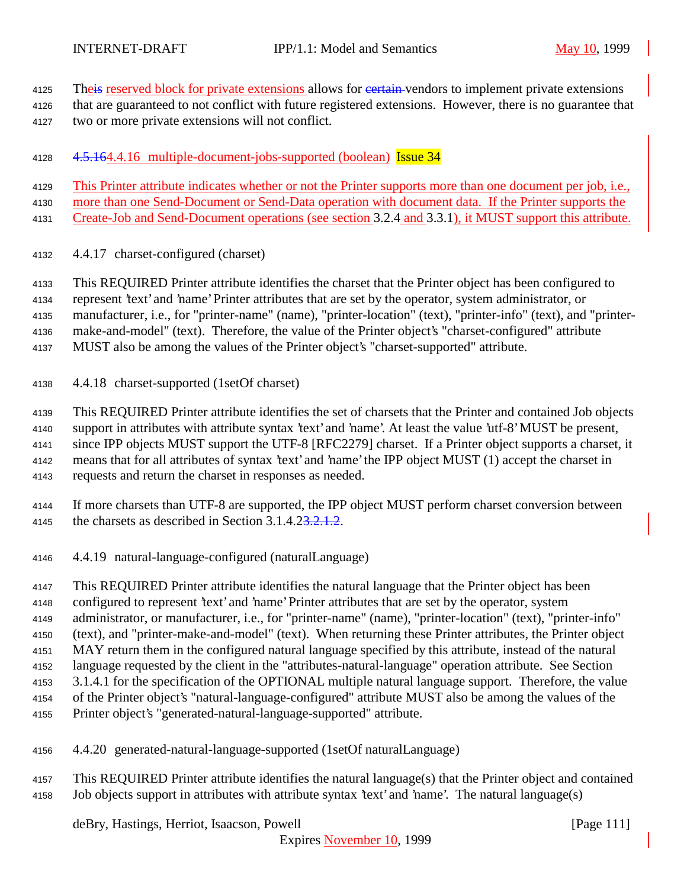Theis reserved block for private extensions allows for certain vendors to implement private extensions that are guaranteed to not conflict with future registered extensions. However, there is no guarantee that two or more private extensions will not conflict.

### 4.5.164.4.16 multiple-document-jobs-supported (boolean) Issue 34

This Printer attribute indicates whether or not the Printer supports more than one document per job, i.e., more than one Send-Document or Send-Data operation with document data. If the Printer supports the Create-Job and Send-Document operations (see section 3.2.4 and 3.3.1), it MUST support this attribute.

### 4.4.17 charset-configured (charset)

This REQUIRED Printer attribute identifies the charset that the Printer object has been configured to represent 'text' and 'name' Printer attributes that are set by the operator, system administrator, or manufacturer, i.e., for "printer-name" (name), "printer-location" (text), "printer-info" (text), and "printer-make-and-model" (text). Therefore, the value of the Printer object's "charset-configured" attribute MUST also be among the values of the Printer object's "charset-supported" attribute.

### 4.4.18 charset-supported (1setOf charset)

This REQUIRED Printer attribute identifies the set of charsets that the Printer and contained Job objects support in attributes with attribute syntax 'text' and 'name'. At least the value 'utf-8' MUST be present, since IPP objects MUST support the UTF-8 [RFC2279] charset. If a Printer object supports a charset, it means that for all attributes of syntax 'text' and 'name' the IPP object MUST (1) accept the charset in requests and return the charset in responses as needed.

If more charsets than UTF-8 are supported, the IPP object MUST perform charset conversion between the charsets as described in Section 3.1.4.23.2.1.2.

### 4.4.19 natural-language-configured (naturalLanguage)

This REQUIRED Printer attribute identifies the natural language that the Printer object has been configured to represent 'text' and 'name' Printer attributes that are set by the operator, system administrator, or manufacturer, i.e., for "printer-name" (name), "printer-location" (text), "printer-info" (text), and "printer-make-and-model" (text). When returning these Printer attributes, the Printer object MAY return them in the configured natural language specified by this attribute, instead of the natural language requested by the client in the "attributes-natural-language" operation attribute. See Section 3.1.4.1 for the specification of the OPTIONAL multiple natural language support. Therefore, the value of the Printer object's "natural-language-configured" attribute MUST also be among the values of the Printer object's "generated-natural-language-supported" attribute.

### 4.4.20 generated-natural-language-supported (1setOf naturalLanguage)

This REQUIRED Printer attribute identifies the natural language(s) that the Printer object and contained Job objects support in attributes with attribute syntax 'text' and 'name'. The natural language(s)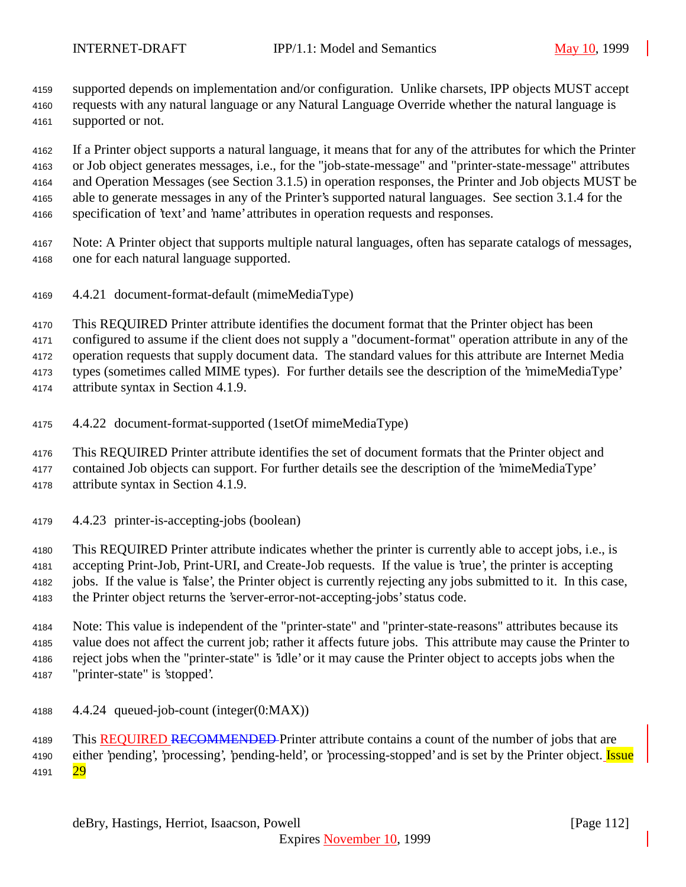supported depends on implementation and/or configuration. Unlike charsets, IPP objects MUST accept requests with any natural language or any Natural Language Override whether the natural language is supported or not.

If a Printer object supports a natural language, it means that for any of the attributes for which the Printer or Job object generates messages, i.e., for the "job-state-message" and "printer-state-message" attributes and Operation Messages (see Section 3.1.5) in operation responses, the Printer and Job objects MUST be able to generate messages in any of the Printer's supported natural languages. See section 3.1.4 for the specification of 'text' and 'name' attributes in operation requests and responses.

Note: A Printer object that supports multiple natural languages, often has separate catalogs of messages, one for each natural language supported.

### 4.4.21 document-format-default (mimeMediaType)

This REQUIRED Printer attribute identifies the document format that the Printer object has been configured to assume if the client does not supply a "document-format" operation attribute in any of the operation requests that supply document data. The standard values for this attribute are Internet Media types (sometimes called MIME types). For further details see the description of the 'mimeMediaType' attribute syntax in Section 4.1.9.

### 4.4.22 document-format-supported (1setOf mimeMediaType)

This REQUIRED Printer attribute identifies the set of document formats that the Printer object and contained Job objects can support. For further details see the description of the 'mimeMediaType' attribute syntax in Section 4.1.9.

### 4.4.23 printer-is-accepting-jobs (boolean)

This REQUIRED Printer attribute indicates whether the printer is currently able to accept jobs, i.e., is accepting Print-Job, Print-URI, and Create-Job requests. If the value is 'true', the printer is accepting jobs. If the value is 'false', the Printer object is currently rejecting any jobs submitted to it. In this case, the Printer object returns the 'server-error-not-accepting-jobs' status code.

Note: This value is independent of the "printer-state" and "printer-state-reasons" attributes because its value does not affect the current job; rather it affects future jobs. This attribute may cause the Printer to reject jobs when the "printer-state" is 'idle' or it may cause the Printer object to accepts jobs when the "printer-state" is 'stopped'.

### 4.4.24 queued-job-count (integer(0:MAX))

This REQUIRED ~~RECOMMENDED~~ Printer attribute contains a count of the number of jobs that are either 'pending', 'processing', 'pending-held', or 'processing-stopped' and is set by the Printer object. Issue 29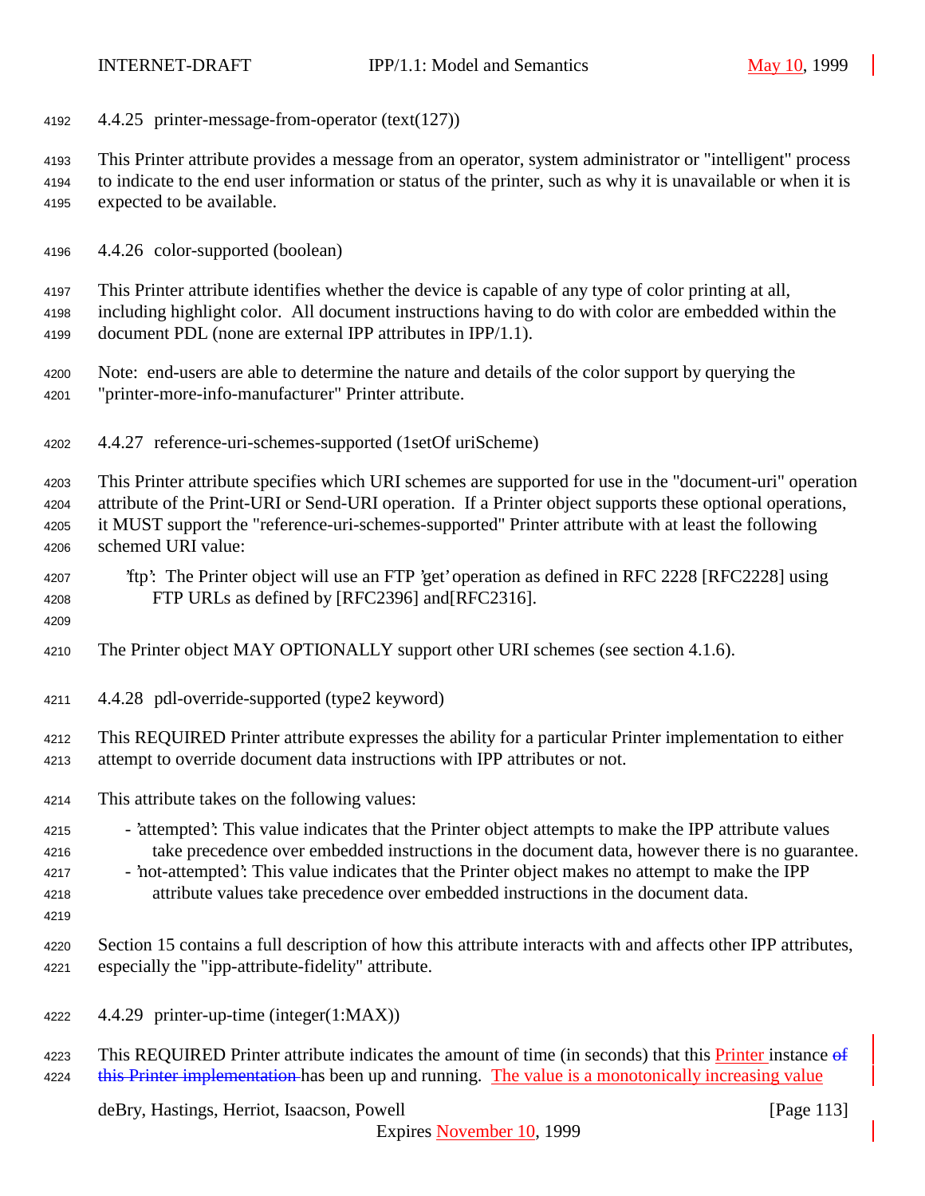#### 4.4.25 printer-message-from-operator (text(127))

This Printer attribute provides a message from an operator, system administrator or "intelligent" process to indicate to the end user information or status of the printer, such as why it is unavailable or when it is expected to be available.

#### 4.4.26 color-supported (boolean)

This Printer attribute identifies whether the device is capable of any type of color printing at all, including highlight color. All document instructions having to do with color are embedded within the document PDL (none are external IPP attributes in IPP/1.1).

Note: end-users are able to determine the nature and details of the color support by querying the "printer-more-info-manufacturer" Printer attribute.

#### 4.4.27 reference-uri-schemes-supported (1setOf uriScheme)

This Printer attribute specifies which URI schemes are supported for use in the "document-uri" operation attribute of the Print-URI or Send-URI operation. If a Printer object supports these optional operations, it MUST support the "reference-uri-schemes-supported" Printer attribute with at least the following schemed URI value:

'ftp': The Printer object will use an FTP 'get' operation as defined in RFC 2228 [RFC2228] using FTP URLs as defined by [RFC2396] and[RFC2316].

The Printer object MAY OPTIONALLY support other URI schemes (see section 4.1.6).

#### 4.4.28 pdl-override-supported (type2 keyword)

This REQUIRED Printer attribute expresses the ability for a particular Printer implementation to either attempt to override document data instructions with IPP attributes or not.

This attribute takes on the following values:

- 'attempted': This value indicates that the Printer object attempts to make the IPP attribute values take precedence over embedded instructions in the document data, however there is no guarantee.
- 'not-attempted': This value indicates that the Printer object makes no attempt to make the IPP attribute values take precedence over embedded instructions in the document data.

Section 15 contains a full description of how this attribute interacts with and affects other IPP attributes, especially the "ipp-attribute-fidelity" attribute.

#### 4.4.29 printer-up-time (integer(1:MAX))

This REQUIRED Printer attribute indicates the amount of time (in seconds) that this Printer instance ~~of this Printer implementation~~ has been up and running. The value is a monotonically increasing value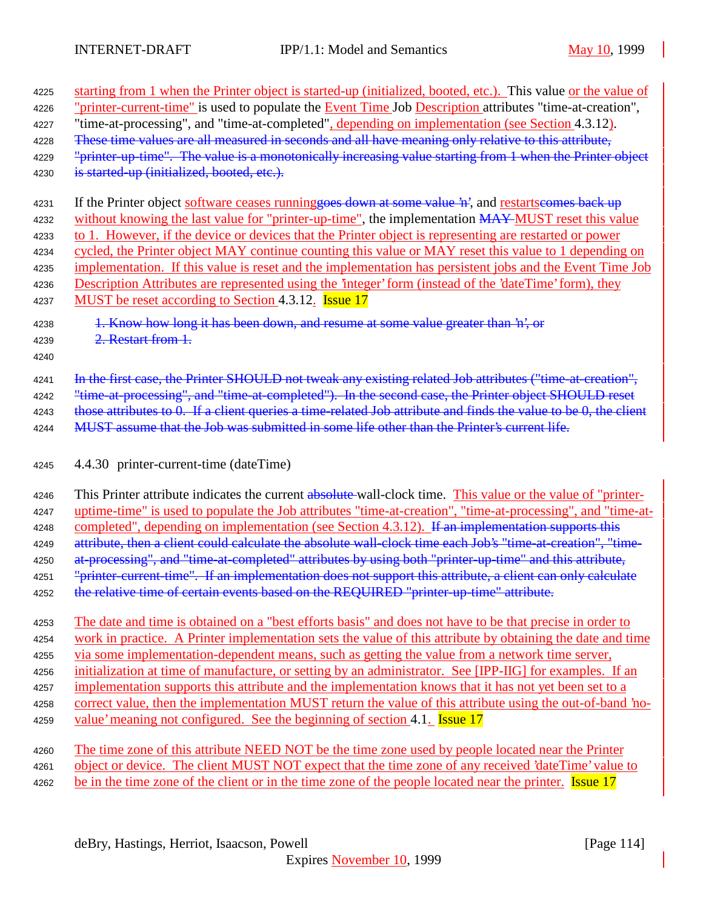starting from 1 when the Printer object is started-up (initialized, booted, etc.). This value or the value of "printer-current-time" is used to populate the Event Time Job Description attributes "time-at-creation", "time-at-processing", and "time-at-completed", depending on implementation (see Section 4.3.12). ~~These time values are all measured in seconds and all have meaning only relative to this attribute, "printer-up-time". The value is a monotonically increasing value starting from 1 when the Printer object is started-up (initialized, booted, etc.).~~

If the Printer object software ceases running~~goes down at some value 'n'~~, and restarts~~comes back up~~ without knowing the last value for "printer-up-time", the implementation ~~MAY~~ MUST reset this value to 1. However, if the device or devices that the Printer object is representing are restarted or power cycled, the Printer object MAY continue counting this value or MAY reset this value to 1 depending on implementation. If this value is reset and the implementation has persistent jobs and the Event Time Job Description Attributes are represented using the 'integer' form (instead of the 'dateTime' form), they MUST be reset according to Section 4.3.12. Issue 17

~~1. Know how long it has been down, and resume at some value greater than 'n', or~~
~~2. Restart from 1.~~

~~In the first case, the Printer SHOULD not tweak any existing related Job attributes ("time-at-creation", "time-at-processing", and "time-at-completed"). In the second case, the Printer object SHOULD reset those attributes to 0. If a client queries a time-related Job attribute and finds the value to be 0, the client MUST assume that the Job was submitted in some life other than the Printer's current life.~~

### 4.4.30 printer-current-time (dateTime)

This Printer attribute indicates the current ~~absolute~~ wall-clock time. This value or the value of "printer-uptime-time" is used to populate the Job attributes "time-at-creation", "time-at-processing", and "time-at-completed", depending on implementation (see Section 4.3.12). ~~If an implementation supports this attribute, then a client could calculate the absolute wall-clock time each Job's "time-at-creation", "time-at-processing", and "time-at-completed" attributes by using both "printer-up-time" and this attribute, "printer-current-time". If an implementation does not support this attribute, a client can only calculate the relative time of certain events based on the REQUIRED "printer-up-time" attribute.~~

The date and time is obtained on a "best efforts basis" and does not have to be that precise in order to work in practice. A Printer implementation sets the value of this attribute by obtaining the date and time via some implementation-dependent means, such as getting the value from a network time server, initialization at time of manufacture, or setting by an administrator. See [IPP-IIG] for examples. If an implementation supports this attribute and the implementation knows that it has not yet been set to a correct value, then the implementation MUST return the value of this attribute using the out-of-band 'no-value' meaning not configured. See the beginning of section 4.1. Issue 17

The time zone of this attribute NEED NOT be the time zone used by people located near the Printer object or device. The client MUST NOT expect that the time zone of any received 'dateTime' value to be in the time zone of the client or in the time zone of the people located near the printer. Issue 17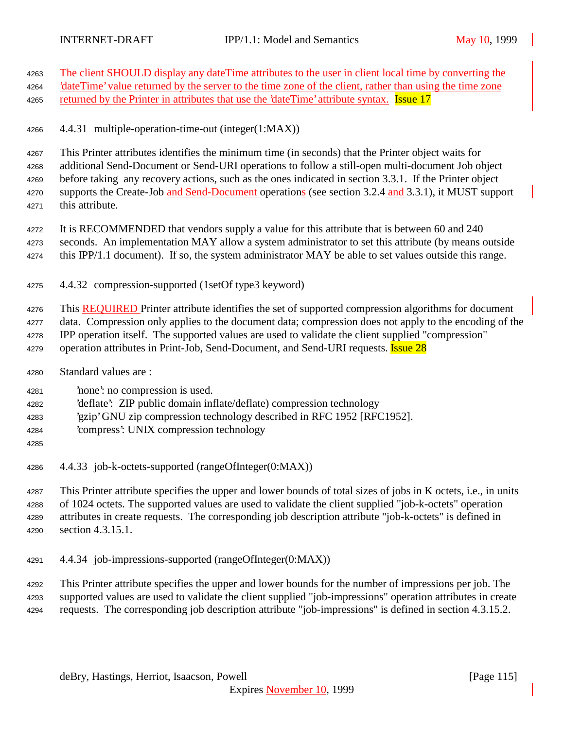The client SHOULD display any dateTime attributes to the user in client local time by converting the 'dateTime' value returned by the server to the time zone of the client, rather than using the time zone returned by the Printer in attributes that use the 'dateTime' attribute syntax. Issue 17

#### 4.4.31 multiple-operation-time-out (integer(1:MAX))

This Printer attributes identifies the minimum time (in seconds) that the Printer object waits for additional Send-Document or Send-URI operations to follow a still-open multi-document Job object before taking any recovery actions, such as the ones indicated in section 3.3.1. If the Printer object supports the Create-Job and Send-Document operations (see section 3.2.4 and 3.3.1), it MUST support this attribute.

It is RECOMMENDED that vendors supply a value for this attribute that is between 60 and 240 seconds. An implementation MAY allow a system administrator to set this attribute (by means outside this IPP/1.1 document). If so, the system administrator MAY be able to set values outside this range.

#### 4.4.32 compression-supported (1setOf type3 keyword)

This REQUIRED Printer attribute identifies the set of supported compression algorithms for document data. Compression only applies to the document data; compression does not apply to the encoding of the IPP operation itself. The supported values are used to validate the client supplied "compression" operation attributes in Print-Job, Send-Document, and Send-URI requests. Issue 28

Standard values are :

- 'none': no compression is used.
- 'deflate': ZIP public domain inflate/deflate) compression technology
- 'gzip' GNU zip compression technology described in RFC 1952 [RFC1952].
- 'compress': UNIX compression technology

#### 4.4.33 job-k-octets-supported (rangeOfInteger(0:MAX))

This Printer attribute specifies the upper and lower bounds of total sizes of jobs in K octets, i.e., in units of 1024 octets. The supported values are used to validate the client supplied "job-k-octets" operation attributes in create requests. The corresponding job description attribute "job-k-octets" is defined in section 4.3.15.1.

#### 4.4.34 job-impressions-supported (rangeOfInteger(0:MAX))

This Printer attribute specifies the upper and lower bounds for the number of impressions per job. The supported values are used to validate the client supplied "job-impressions" operation attributes in create requests. The corresponding job description attribute "job-impressions" is defined in section 4.3.15.2.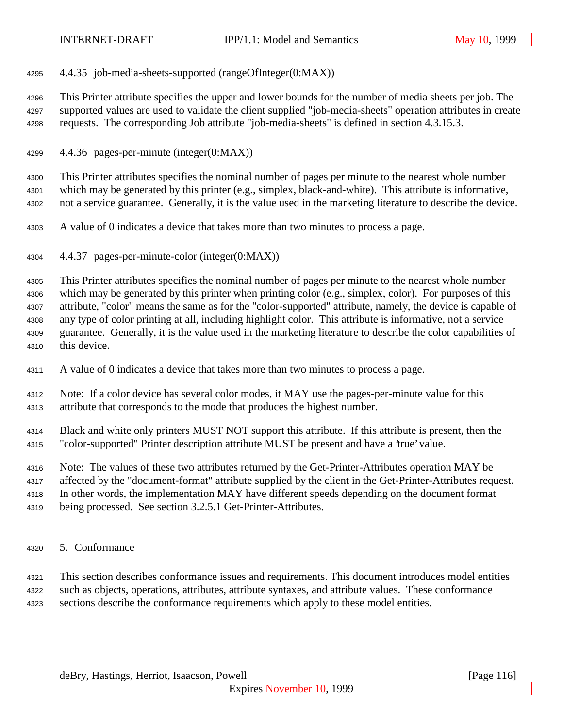#### 4.4.35 job-media-sheets-supported (rangeOfInteger(0:MAX))

This Printer attribute specifies the upper and lower bounds for the number of media sheets per job. The supported values are used to validate the client supplied "job-media-sheets" operation attributes in create requests. The corresponding Job attribute "job-media-sheets" is defined in section 4.3.15.3.

#### 4.4.36 pages-per-minute (integer(0:MAX))

This Printer attributes specifies the nominal number of pages per minute to the nearest whole number which may be generated by this printer (e.g., simplex, black-and-white). This attribute is informative, not a service guarantee. Generally, it is the value used in the marketing literature to describe the device.

A value of 0 indicates a device that takes more than two minutes to process a page.

#### 4.4.37 pages-per-minute-color (integer(0:MAX))

This Printer attributes specifies the nominal number of pages per minute to the nearest whole number which may be generated by this printer when printing color (e.g., simplex, color). For purposes of this attribute, "color" means the same as for the "color-supported" attribute, namely, the device is capable of any type of color printing at all, including highlight color. This attribute is informative, not a service guarantee. Generally, it is the value used in the marketing literature to describe the color capabilities of this device.

A value of 0 indicates a device that takes more than two minutes to process a page.

Note: If a color device has several color modes, it MAY use the pages-per-minute value for this attribute that corresponds to the mode that produces the highest number.

Black and white only printers MUST NOT support this attribute. If this attribute is present, then the "color-supported" Printer description attribute MUST be present and have a 'true' value.

Note: The values of these two attributes returned by the Get-Printer-Attributes operation MAY be affected by the "document-format" attribute supplied by the client in the Get-Printer-Attributes request. In other words, the implementation MAY have different speeds depending on the document format being processed. See section 3.2.5.1 Get-Printer-Attributes.

## 5. Conformance

This section describes conformance issues and requirements. This document introduces model entities such as objects, operations, attributes, attribute syntaxes, and attribute values. These conformance sections describe the conformance requirements which apply to these model entities.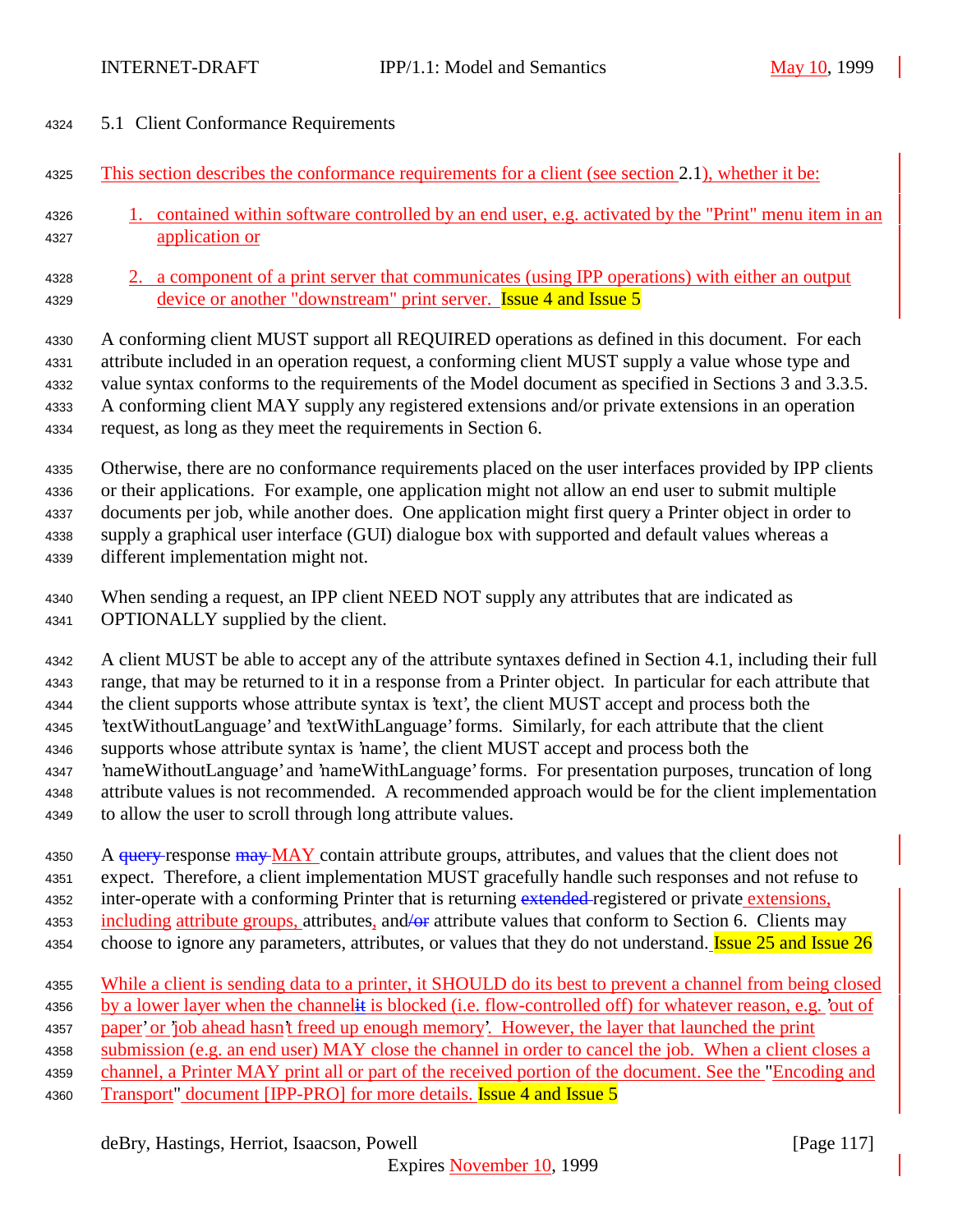## 5.1 Client Conformance Requirements

This section describes the conformance requirements for a client (see section 2.1), whether it be:

1. contained within software controlled by an end user, e.g. activated by the "Print" menu item in an application or
2. a component of a print server that communicates (using IPP operations) with either an output device or another "downstream" print server. Issue 4 and Issue 5

A conforming client MUST support all REQUIRED operations as defined in this document. For each attribute included in an operation request, a conforming client MUST supply a value whose type and value syntax conforms to the requirements of the Model document as specified in Sections 3 and 3.3.5. A conforming client MAY supply any registered extensions and/or private extensions in an operation request, as long as they meet the requirements in Section 6.

Otherwise, there are no conformance requirements placed on the user interfaces provided by IPP clients or their applications. For example, one application might not allow an end user to submit multiple documents per job, while another does. One application might first query a Printer object in order to supply a graphical user interface (GUI) dialogue box with supported and default values whereas a different implementation might not.

When sending a request, an IPP client NEED NOT supply any attributes that are indicated as OPTIONALLY supplied by the client.

A client MUST be able to accept any of the attribute syntaxes defined in Section 4.1, including their full range, that may be returned to it in a response from a Printer object. In particular for each attribute that the client supports whose attribute syntax is 'text', the client MUST accept and process both the 'textWithoutLanguage' and 'textWithLanguage' forms. Similarly, for each attribute that the client supports whose attribute syntax is 'name', the client MUST accept and process both the 'nameWithoutLanguage' and 'nameWithLanguage' forms. For presentation purposes, truncation of long attribute values is not recommended. A recommended approach would be for the client implementation to allow the user to scroll through long attribute values.

A ~~query~~ response ~~may~~ MAY contain attribute groups, attributes, and values that the client does not expect. Therefore, a client implementation MUST gracefully handle such responses and not refuse to inter-operate with a conforming Printer that is returning ~~extended~~ registered or private extensions, including attribute groups, attributes, and~~/or~~ attribute values that conform to Section 6. Clients may choose to ignore any parameters, attributes, or values that they do not understand. Issue 25 and Issue 26

While a client is sending data to a printer, it SHOULD do its best to prevent a channel from being closed by a lower layer when the channel~~it~~ is blocked (i.e. flow-controlled off) for whatever reason, e.g. 'out of paper' or 'job ahead hasn't freed up enough memory'. However, the layer that launched the print submission (e.g. an end user) MAY close the channel in order to cancel the job. When a client closes a channel, a Printer MAY print all or part of the received portion of the document. See the "Encoding and Transport" document [IPP-PRO] for more details. Issue 4 and Issue 5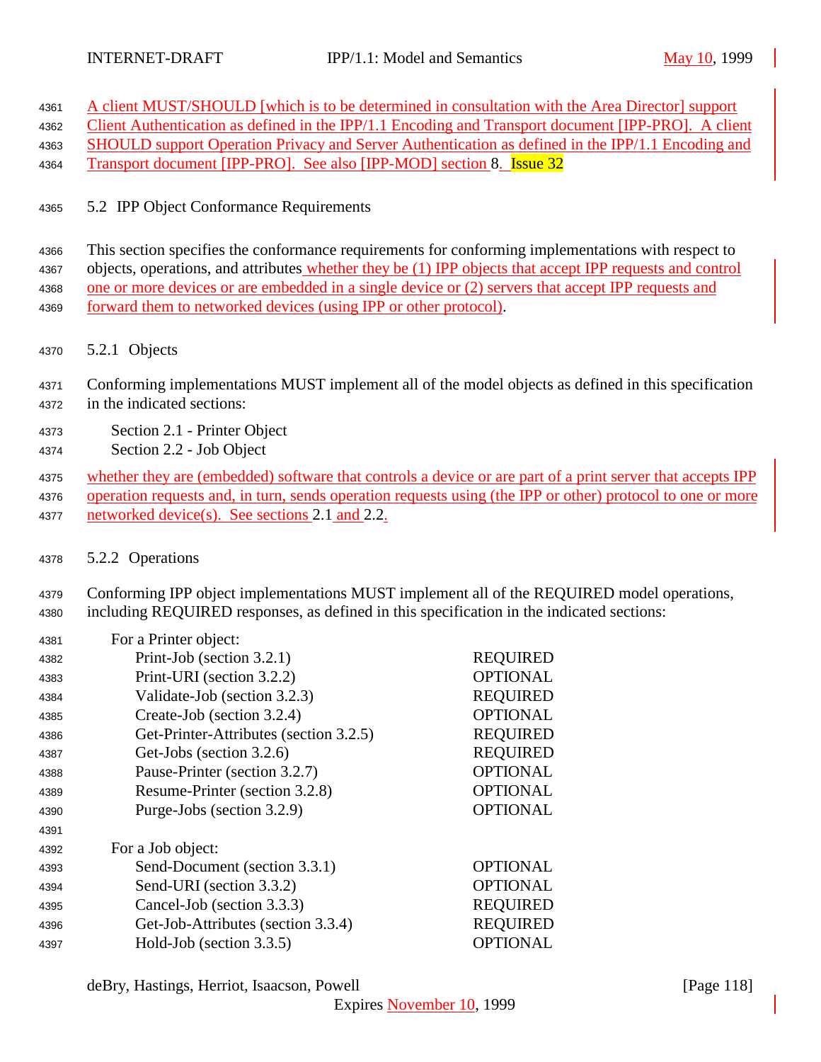A client MUST/SHOULD [which is to be determined in consultation with the Area Director] support Client Authentication as defined in the IPP/1.1 Encoding and Transport document [IPP-PRO]. A client SHOULD support Operation Privacy and Server Authentication as defined in the IPP/1.1 Encoding and Transport document [IPP-PRO]. See also [IPP-MOD] section 8. Issue 32

### 5.2 IPP Object Conformance Requirements

This section specifies the conformance requirements for conforming implementations with respect to objects, operations, and attributes whether they be (1) IPP objects that accept IPP requests and control one or more devices or are embedded in a single device or (2) servers that accept IPP requests and forward them to networked devices (using IPP or other protocol).

#### 5.2.1 Objects

Conforming implementations MUST implement all of the model objects as defined in this specification in the indicated sections:

- Section 2.1 - Printer Object
- Section 2.2 - Job Object

whether they are (embedded) software that controls a device or are part of a print server that accepts IPP operation requests and, in turn, sends operation requests using (the IPP or other) protocol to one or more networked device(s). See sections 2.1 and 2.2.

#### 5.2.2 Operations

Conforming IPP object implementations MUST implement all of the REQUIRED model operations, including REQUIRED responses, as defined in this specification in the indicated sections:

For a Printer object:

| Operation | Conformance |
|---|---|
| Print-Job (section 3.2.1) | REQUIRED |
| Print-URI (section 3.2.2) | OPTIONAL |
| Validate-Job (section 3.2.3) | REQUIRED |
| Create-Job (section 3.2.4) | OPTIONAL |
| Get-Printer-Attributes (section 3.2.5) | REQUIRED |
| Get-Jobs (section 3.2.6) | REQUIRED |
| Pause-Printer (section 3.2.7) | OPTIONAL |
| Resume-Printer (section 3.2.8) | OPTIONAL |
| Purge-Jobs (section 3.2.9) | OPTIONAL |

For a Job object:

| Operation | Conformance |
|---|---|
| Send-Document (section 3.3.1) | OPTIONAL |
| Send-URI (section 3.3.2) | OPTIONAL |
| Cancel-Job (section 3.3.3) | REQUIRED |
| Get-Job-Attributes (section 3.3.4) | REQUIRED |
| Hold-Job (section 3.3.5) | OPTIONAL |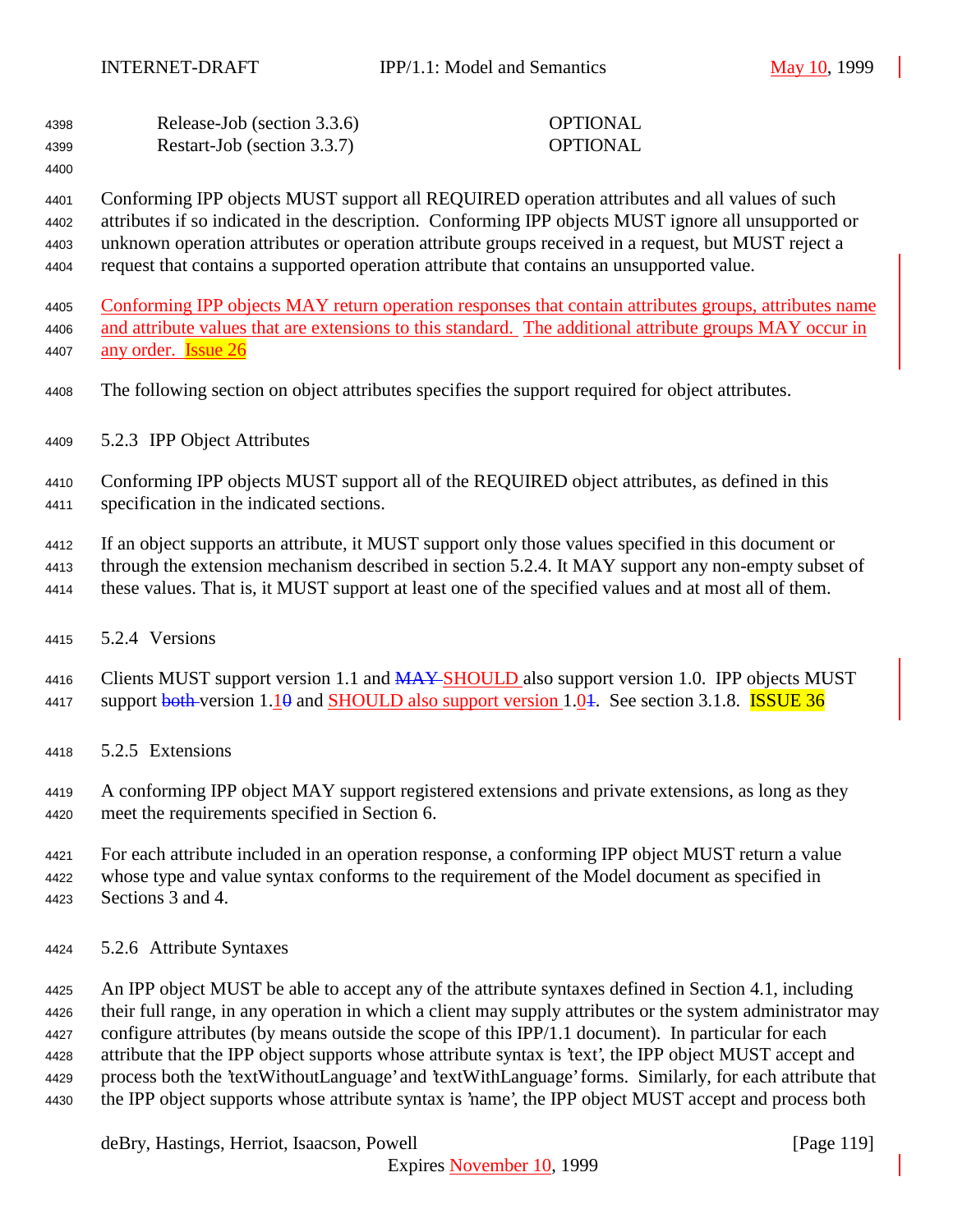| | |
|---|---|
| Release-Job (section 3.3.6) | OPTIONAL |
| Restart-Job (section 3.3.7) | OPTIONAL |

Conforming IPP objects MUST support all REQUIRED operation attributes and all values of such attributes if so indicated in the description. Conforming IPP objects MUST ignore all unsupported or unknown operation attributes or operation attribute groups received in a request, but MUST reject a request that contains a supported operation attribute that contains an unsupported value.

Conforming IPP objects MAY return operation responses that contain attributes groups, attributes name and attribute values that are extensions to this standard. The additional attribute groups MAY occur in any order. Issue 26

The following section on object attributes specifies the support required for object attributes.

### 5.2.3 IPP Object Attributes

Conforming IPP objects MUST support all of the REQUIRED object attributes, as defined in this specification in the indicated sections.

If an object supports an attribute, it MUST support only those values specified in this document or through the extension mechanism described in section 5.2.4. It MAY support any non-empty subset of these values. That is, it MUST support at least one of the specified values and at most all of them.

### 5.2.4 Versions

Clients MUST support version 1.1 and ~~MAY~~ SHOULD also support version 1.0. IPP objects MUST support ~~both~~ version 1.1~~0~~ and SHOULD also support version 1.0~~1~~. See section 3.1.8. ISSUE 36

### 5.2.5 Extensions

A conforming IPP object MAY support registered extensions and private extensions, as long as they meet the requirements specified in Section 6.

For each attribute included in an operation response, a conforming IPP object MUST return a value whose type and value syntax conforms to the requirement of the Model document as specified in Sections 3 and 4.

### 5.2.6 Attribute Syntaxes

An IPP object MUST be able to accept any of the attribute syntaxes defined in Section 4.1, including their full range, in any operation in which a client may supply attributes or the system administrator may configure attributes (by means outside the scope of this IPP/1.1 document). In particular for each attribute that the IPP object supports whose attribute syntax is 'text', the IPP object MUST accept and process both the 'textWithoutLanguage' and 'textWithLanguage' forms. Similarly, for each attribute that the IPP object supports whose attribute syntax is 'name', the IPP object MUST accept and process both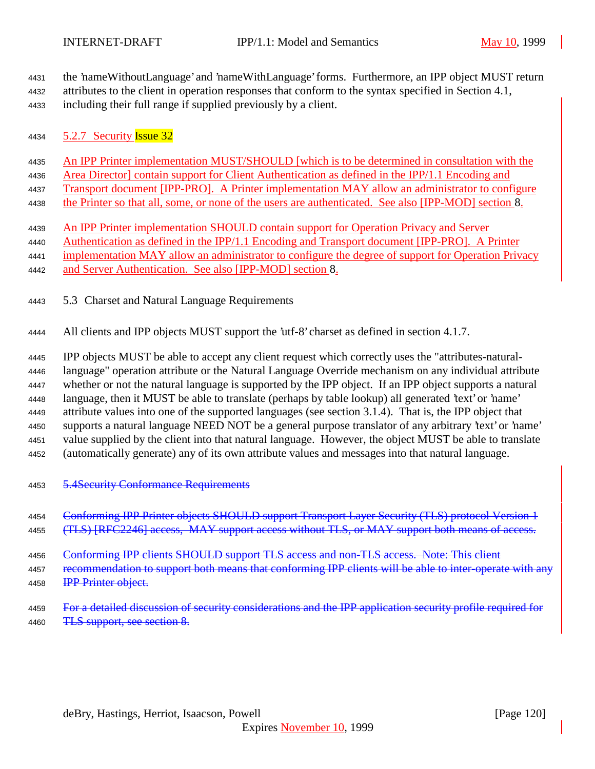the 'nameWithoutLanguage' and 'nameWithLanguage' forms. Furthermore, an IPP object MUST return attributes to the client in operation responses that conform to the syntax specified in Section 4.1, including their full range if supplied previously by a client.

### 5.2.7 Security Issue 32

An IPP Printer implementation MUST/SHOULD [which is to be determined in consultation with the Area Director] contain support for Client Authentication as defined in the IPP/1.1 Encoding and Transport document [IPP-PRO]. A Printer implementation MAY allow an administrator to configure the Printer so that all, some, or none of the users are authenticated. See also [IPP-MOD] section 8.

An IPP Printer implementation SHOULD contain support for Operation Privacy and Server Authentication as defined in the IPP/1.1 Encoding and Transport document [IPP-PRO]. A Printer implementation MAY allow an administrator to configure the degree of support for Operation Privacy and Server Authentication. See also [IPP-MOD] section 8.

## 5.3 Charset and Natural Language Requirements

All clients and IPP objects MUST support the 'utf-8' charset as defined in section 4.1.7.

IPP objects MUST be able to accept any client request which correctly uses the "attributes-natural-language" operation attribute or the Natural Language Override mechanism on any individual attribute whether or not the natural language is supported by the IPP object. If an IPP object supports a natural language, then it MUST be able to translate (perhaps by table lookup) all generated 'text' or 'name' attribute values into one of the supported languages (see section 3.1.4). That is, the IPP object that supports a natural language NEED NOT be a general purpose translator of any arbitrary 'text' or 'name' value supplied by the client into that natural language. However, the object MUST be able to translate (automatically generate) any of its own attribute values and messages into that natural language.

## ~~5.4Security Conformance Requirements~~

~~Conforming IPP Printer objects SHOULD support Transport Layer Security (TLS) protocol Version 1 (TLS) [RFC2246] access, MAY support access without TLS, or MAY support both means of access.~~

~~Conforming IPP clients SHOULD support TLS access and non-TLS access. Note: This client recommendation to support both means that conforming IPP clients will be able to inter-operate with any IPP Printer object.~~

~~For a detailed discussion of security considerations and the IPP application security profile required for TLS support, see section 8.~~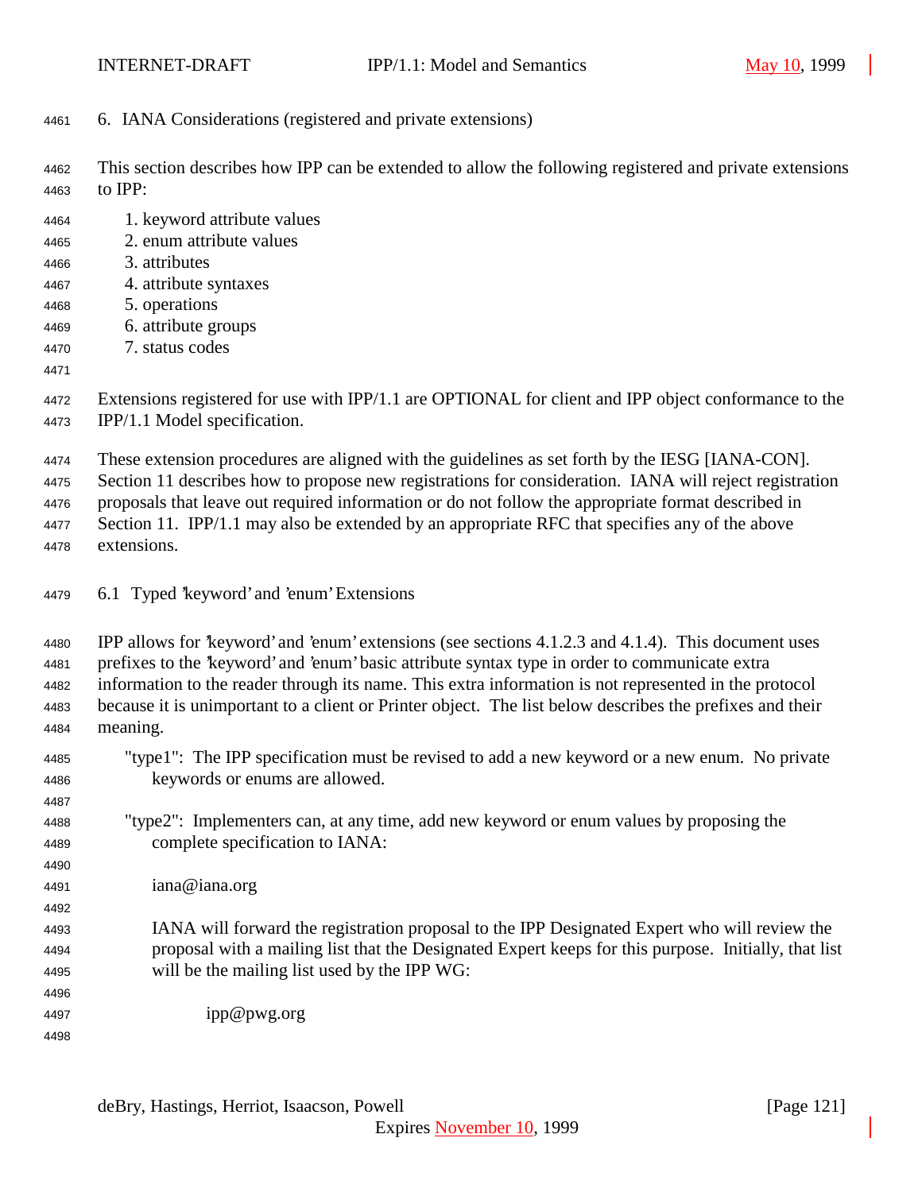## 6. IANA Considerations (registered and private extensions)

This section describes how IPP can be extended to allow the following registered and private extensions to IPP:

1. keyword attribute values
2. enum attribute values
3. attributes
4. attribute syntaxes
5. operations
6. attribute groups
7. status codes

Extensions registered for use with IPP/1.1 are OPTIONAL for client and IPP object conformance to the IPP/1.1 Model specification.

These extension procedures are aligned with the guidelines as set forth by the IESG [IANA-CON]. Section 11 describes how to propose new registrations for consideration. IANA will reject registration proposals that leave out required information or do not follow the appropriate format described in Section 11. IPP/1.1 may also be extended by an appropriate RFC that specifies any of the above extensions.

### 6.1 Typed 'keyword' and 'enum' Extensions

IPP allows for 'keyword' and 'enum' extensions (see sections 4.1.2.3 and 4.1.4). This document uses prefixes to the 'keyword' and 'enum' basic attribute syntax type in order to communicate extra information to the reader through its name. This extra information is not represented in the protocol because it is unimportant to a client or Printer object. The list below describes the prefixes and their meaning.

"type1": The IPP specification must be revised to add a new keyword or a new enum. No private keywords or enums are allowed.

"type2": Implementers can, at any time, add new keyword or enum values by proposing the complete specification to IANA:

iana@iana.org

IANA will forward the registration proposal to the IPP Designated Expert who will review the proposal with a mailing list that the Designated Expert keeps for this purpose. Initially, that list will be the mailing list used by the IPP WG:

ipp@pwg.org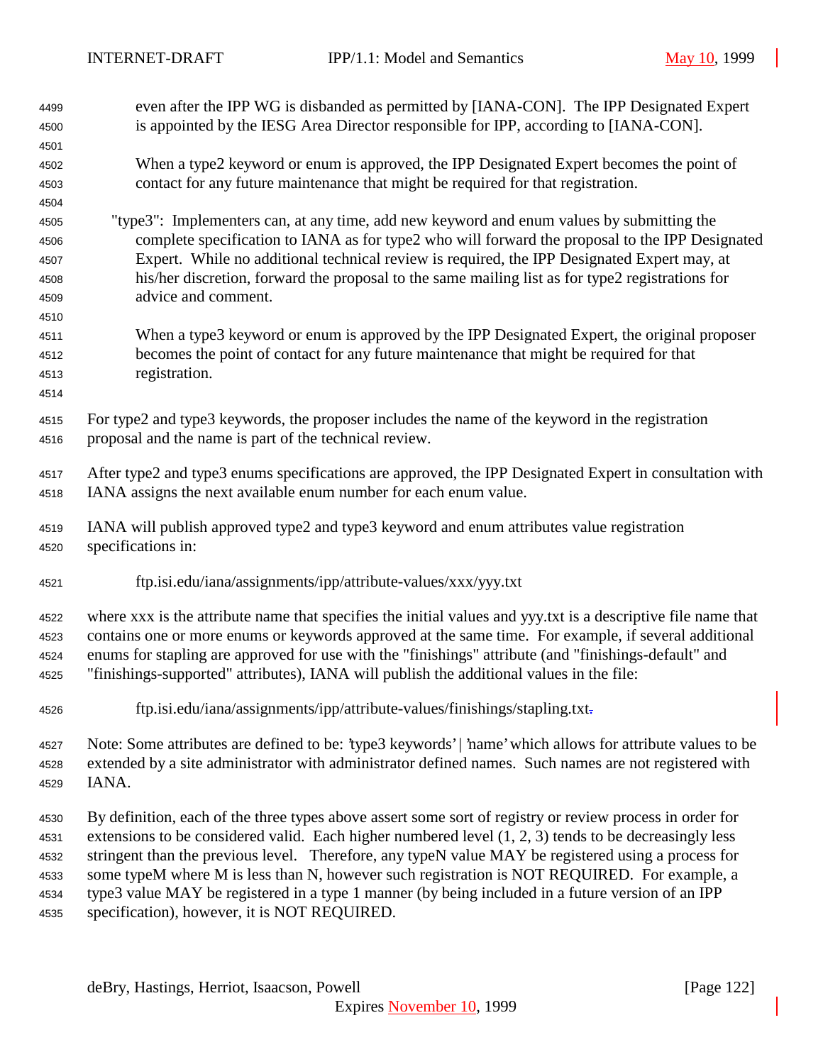even after the IPP WG is disbanded as permitted by [IANA-CON]. The IPP Designated Expert is appointed by the IESG Area Director responsible for IPP, according to [IANA-CON].

When a type2 keyword or enum is approved, the IPP Designated Expert becomes the point of contact for any future maintenance that might be required for that registration.

"type3": Implementers can, at any time, add new keyword and enum values by submitting the complete specification to IANA as for type2 who will forward the proposal to the IPP Designated Expert. While no additional technical review is required, the IPP Designated Expert may, at his/her discretion, forward the proposal to the same mailing list as for type2 registrations for advice and comment.

When a type3 keyword or enum is approved by the IPP Designated Expert, the original proposer becomes the point of contact for any future maintenance that might be required for that registration.

For type2 and type3 keywords, the proposer includes the name of the keyword in the registration proposal and the name is part of the technical review.

After type2 and type3 enums specifications are approved, the IPP Designated Expert in consultation with IANA assigns the next available enum number for each enum value.

IANA will publish approved type2 and type3 keyword and enum attributes value registration specifications in:

ftp.isi.edu/iana/assignments/ipp/attribute-values/xxx/yyy.txt

where xxx is the attribute name that specifies the initial values and yyy.txt is a descriptive file name that contains one or more enums or keywords approved at the same time. For example, if several additional enums for stapling are approved for use with the "finishings" attribute (and "finishings-default" and "finishings-supported" attributes), IANA will publish the additional values in the file:

ftp.isi.edu/iana/assignments/ipp/attribute-values/finishings/stapling.txt

Note: Some attributes are defined to be: 'type3 keywords' | 'name' which allows for attribute values to be extended by a site administrator with administrator defined names. Such names are not registered with IANA.

By definition, each of the three types above assert some sort of registry or review process in order for extensions to be considered valid. Each higher numbered level (1, 2, 3) tends to be decreasingly less stringent than the previous level. Therefore, any typeN value MAY be registered using a process for some typeM where M is less than N, however such registration is NOT REQUIRED. For example, a type3 value MAY be registered in a type 1 manner (by being included in a future version of an IPP specification), however, it is NOT REQUIRED.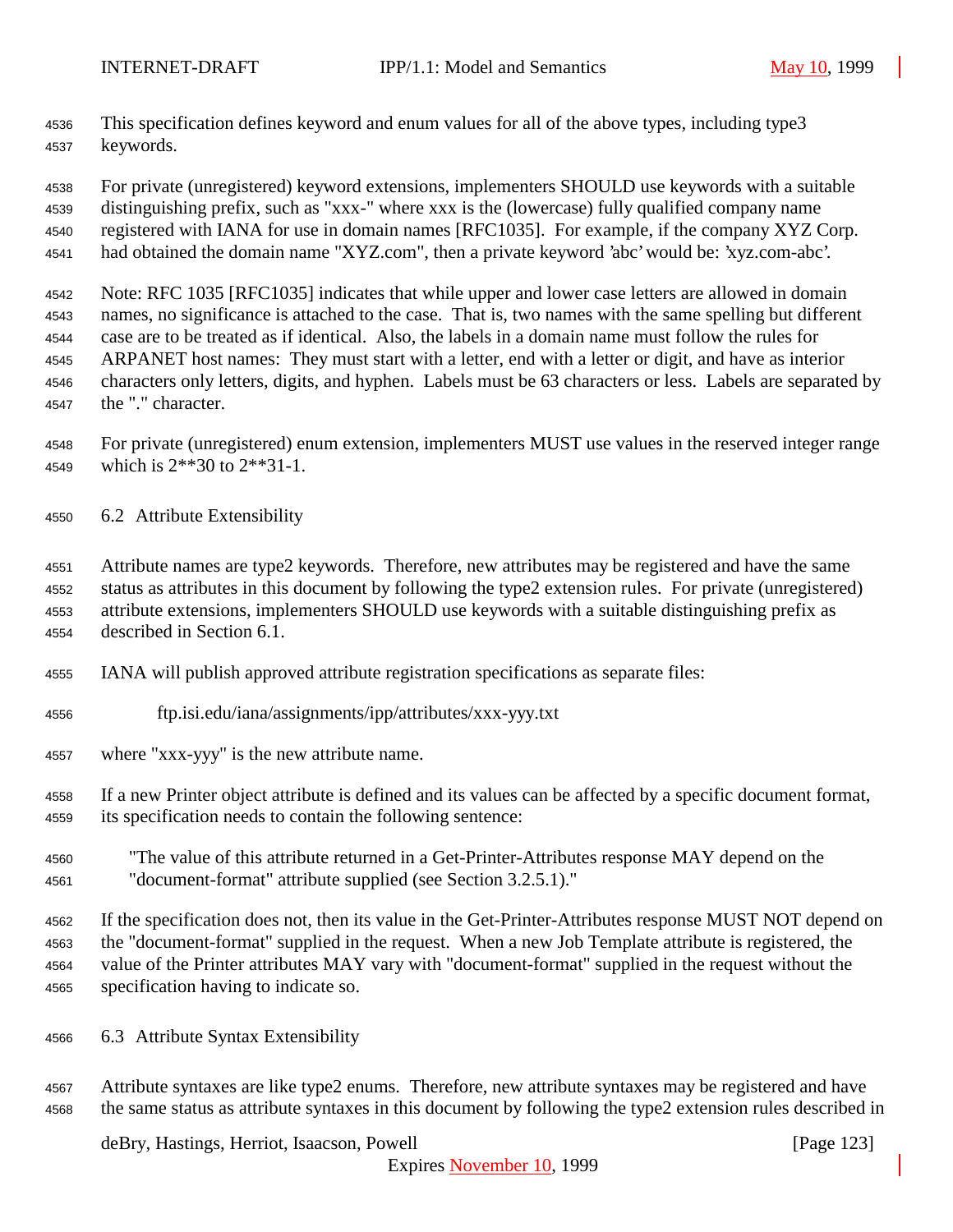This specification defines keyword and enum values for all of the above types, including type3 keywords.

For private (unregistered) keyword extensions, implementers SHOULD use keywords with a suitable distinguishing prefix, such as "xxx-" where xxx is the (lowercase) fully qualified company name registered with IANA for use in domain names [RFC1035]. For example, if the company XYZ Corp. had obtained the domain name "XYZ.com", then a private keyword 'abc' would be: 'xyz.com-abc'.

Note: RFC 1035 [RFC1035] indicates that while upper and lower case letters are allowed in domain names, no significance is attached to the case. That is, two names with the same spelling but different case are to be treated as if identical. Also, the labels in a domain name must follow the rules for ARPANET host names: They must start with a letter, end with a letter or digit, and have as interior characters only letters, digits, and hyphen. Labels must be 63 characters or less. Labels are separated by the "." character.

For private (unregistered) enum extension, implementers MUST use values in the reserved integer range which is 2**30 to 2**31-1.

## 6.2 Attribute Extensibility

Attribute names are type2 keywords. Therefore, new attributes may be registered and have the same status as attributes in this document by following the type2 extension rules. For private (unregistered) attribute extensions, implementers SHOULD use keywords with a suitable distinguishing prefix as described in Section 6.1.

IANA will publish approved attribute registration specifications as separate files:

    ftp.isi.edu/iana/assignments/ipp/attributes/xxx-yyy.txt

where "xxx-yyy" is the new attribute name.

If a new Printer object attribute is defined and its values can be affected by a specific document format, its specification needs to contain the following sentence:

> "The value of this attribute returned in a Get-Printer-Attributes response MAY depend on the "document-format" attribute supplied (see Section 3.2.5.1)."

If the specification does not, then its value in the Get-Printer-Attributes response MUST NOT depend on the "document-format" supplied in the request. When a new Job Template attribute is registered, the value of the Printer attributes MAY vary with "document-format" supplied in the request without the specification having to indicate so.

## 6.3 Attribute Syntax Extensibility

Attribute syntaxes are like type2 enums. Therefore, new attribute syntaxes may be registered and have the same status as attribute syntaxes in this document by following the type2 extension rules described in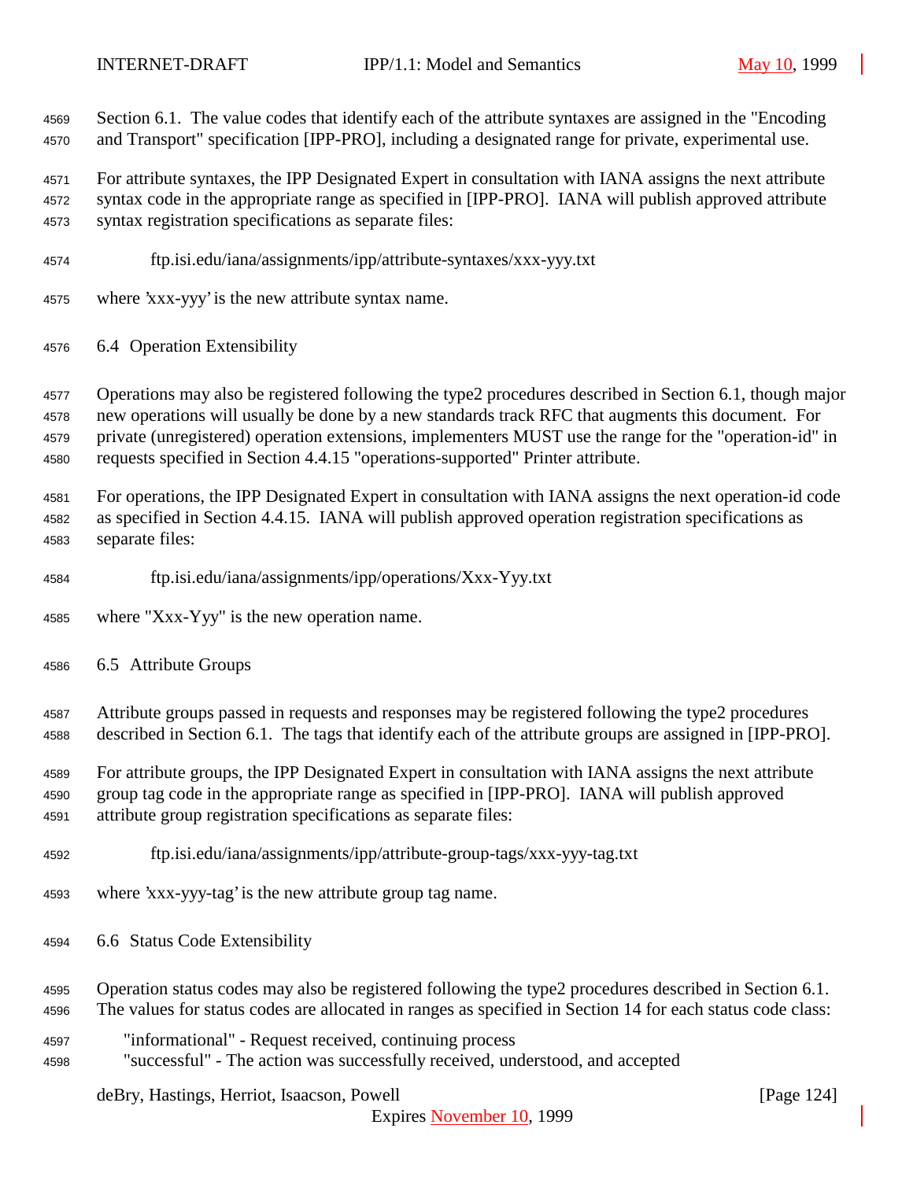Section 6.1. The value codes that identify each of the attribute syntaxes are assigned in the "Encoding and Transport" specification [IPP-PRO], including a designated range for private, experimental use.

For attribute syntaxes, the IPP Designated Expert in consultation with IANA assigns the next attribute syntax code in the appropriate range as specified in [IPP-PRO]. IANA will publish approved attribute syntax registration specifications as separate files:

ftp.isi.edu/iana/assignments/ipp/attribute-syntaxes/xxx-yyy.txt

where 'xxx-yyy' is the new attribute syntax name.

## 6.4 Operation Extensibility

Operations may also be registered following the type2 procedures described in Section 6.1, though major new operations will usually be done by a new standards track RFC that augments this document. For private (unregistered) operation extensions, implementers MUST use the range for the "operation-id" in requests specified in Section 4.4.15 "operations-supported" Printer attribute.

For operations, the IPP Designated Expert in consultation with IANA assigns the next operation-id code as specified in Section 4.4.15. IANA will publish approved operation registration specifications as separate files:

ftp.isi.edu/iana/assignments/ipp/operations/Xxx-Yyy.txt

where "Xxx-Yyy" is the new operation name.

## 6.5 Attribute Groups

Attribute groups passed in requests and responses may be registered following the type2 procedures described in Section 6.1. The tags that identify each of the attribute groups are assigned in [IPP-PRO].

For attribute groups, the IPP Designated Expert in consultation with IANA assigns the next attribute group tag code in the appropriate range as specified in [IPP-PRO]. IANA will publish approved attribute group registration specifications as separate files:

ftp.isi.edu/iana/assignments/ipp/attribute-group-tags/xxx-yyy-tag.txt

where 'xxx-yyy-tag' is the new attribute group tag name.

## 6.6 Status Code Extensibility

Operation status codes may also be registered following the type2 procedures described in Section 6.1. The values for status codes are allocated in ranges as specified in Section 14 for each status code class:

"informational" - Request received, continuing process
"successful" - The action was successfully received, understood, and accepted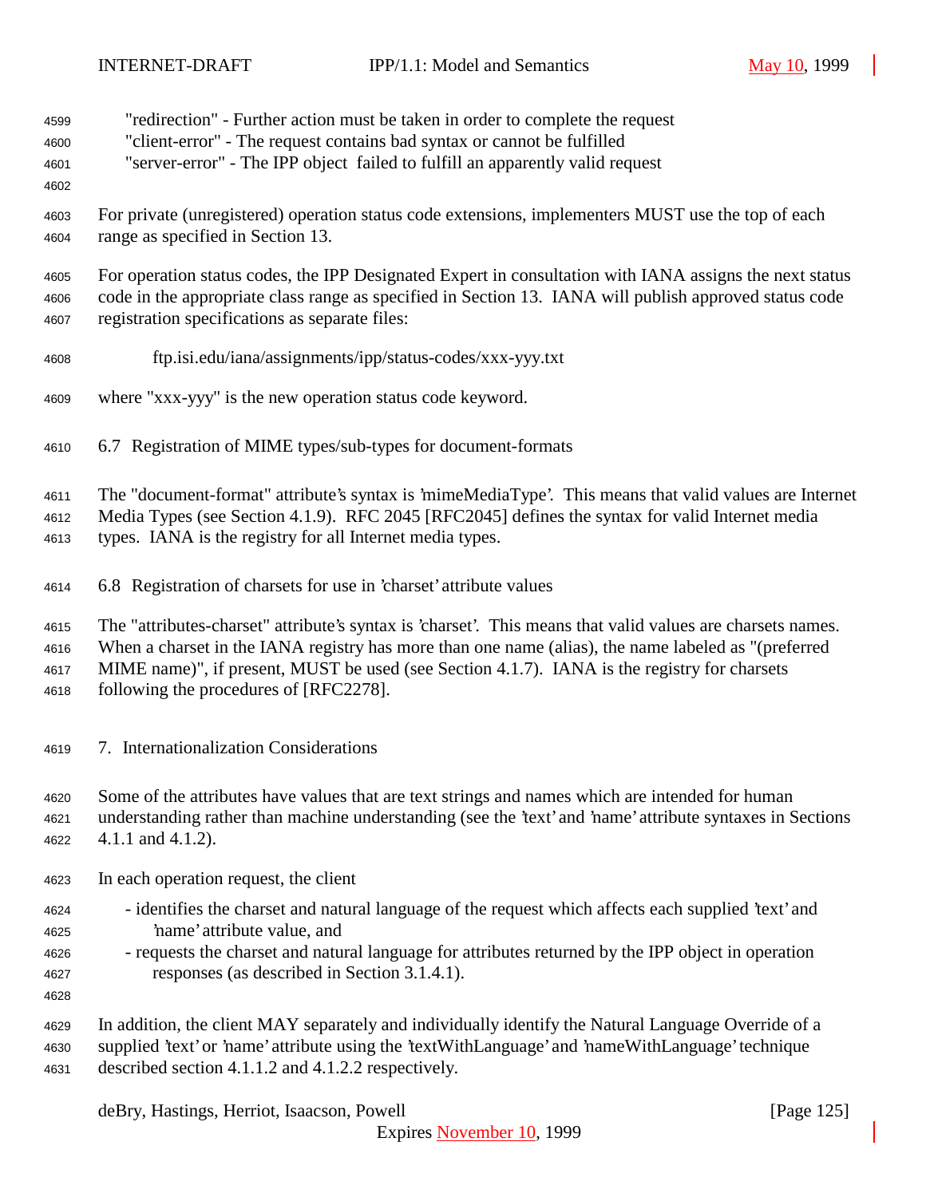"redirection" - Further action must be taken in order to complete the request
"client-error" - The request contains bad syntax or cannot be fulfilled
"server-error" - The IPP object failed to fulfill an apparently valid request

For private (unregistered) operation status code extensions, implementers MUST use the top of each range as specified in Section 13.

For operation status codes, the IPP Designated Expert in consultation with IANA assigns the next status code in the appropriate class range as specified in Section 13. IANA will publish approved status code registration specifications as separate files:

    ftp.isi.edu/iana/assignments/ipp/status-codes/xxx-yyy.txt

where "xxx-yyy" is the new operation status code keyword.

## 6.7 Registration of MIME types/sub-types for document-formats

The "document-format" attribute's syntax is 'mimeMediaType'. This means that valid values are Internet Media Types (see Section 4.1.9). RFC 2045 [RFC2045] defines the syntax for valid Internet media types. IANA is the registry for all Internet media types.

## 6.8 Registration of charsets for use in 'charset' attribute values

The "attributes-charset" attribute's syntax is 'charset'. This means that valid values are charsets names. When a charset in the IANA registry has more than one name (alias), the name labeled as "(preferred MIME name)", if present, MUST be used (see Section 4.1.7). IANA is the registry for charsets following the procedures of [RFC2278].

# 7. Internationalization Considerations

Some of the attributes have values that are text strings and names which are intended for human understanding rather than machine understanding (see the 'text' and 'name' attribute syntaxes in Sections 4.1.1 and 4.1.2).

In each operation request, the client

- identifies the charset and natural language of the request which affects each supplied 'text' and 'name' attribute value, and
- requests the charset and natural language for attributes returned by the IPP object in operation responses (as described in Section 3.1.4.1).

In addition, the client MAY separately and individually identify the Natural Language Override of a supplied 'text' or 'name' attribute using the 'textWithLanguage' and 'nameWithLanguage' technique described section 4.1.1.2 and 4.1.2.2 respectively.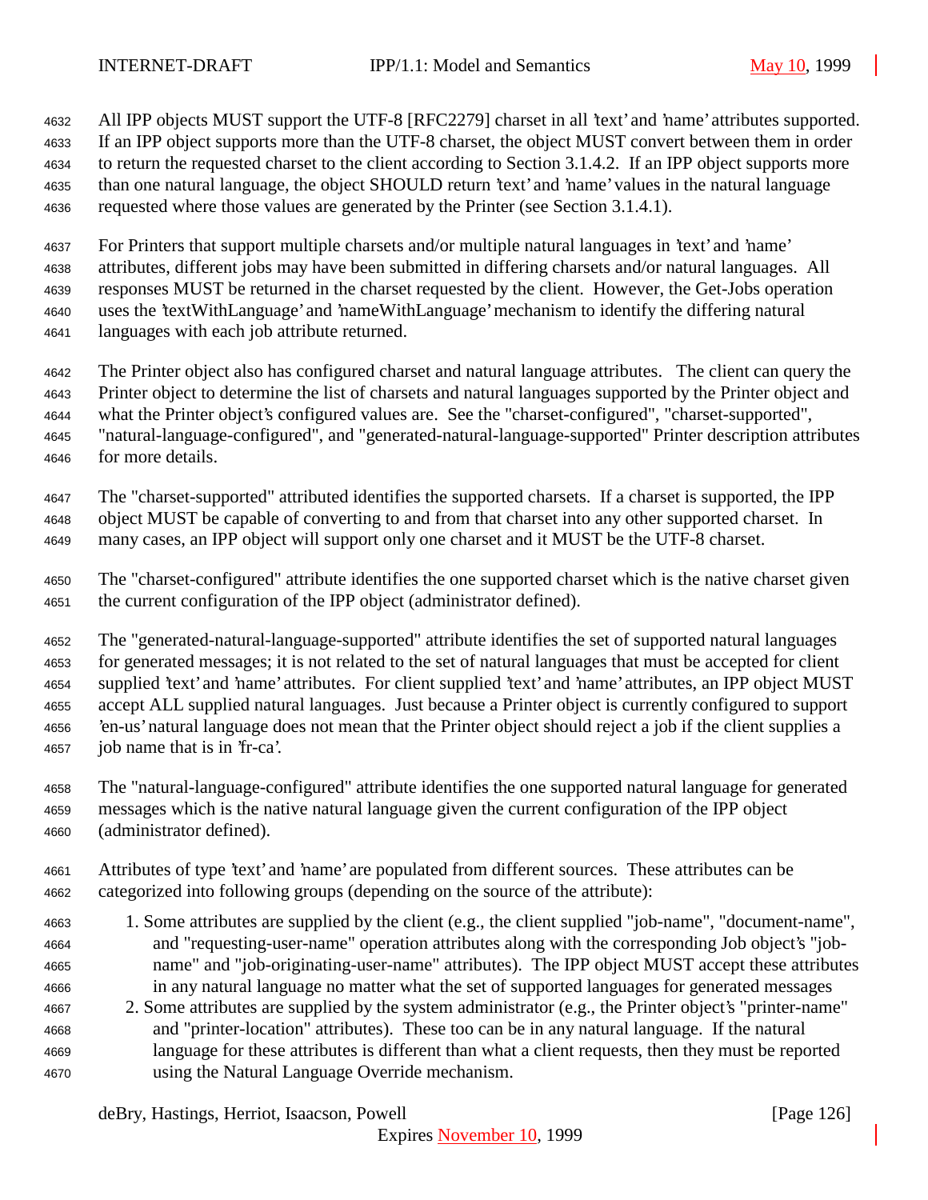All IPP objects MUST support the UTF-8 [RFC2279] charset in all 'text' and 'name' attributes supported. If an IPP object supports more than the UTF-8 charset, the object MUST convert between them in order to return the requested charset to the client according to Section 3.1.4.2. If an IPP object supports more than one natural language, the object SHOULD return 'text' and 'name' values in the natural language requested where those values are generated by the Printer (see Section 3.1.4.1).

For Printers that support multiple charsets and/or multiple natural languages in 'text' and 'name' attributes, different jobs may have been submitted in differing charsets and/or natural languages. All responses MUST be returned in the charset requested by the client. However, the Get-Jobs operation uses the 'textWithLanguage' and 'nameWithLanguage' mechanism to identify the differing natural languages with each job attribute returned.

The Printer object also has configured charset and natural language attributes. The client can query the Printer object to determine the list of charsets and natural languages supported by the Printer object and what the Printer object's configured values are. See the "charset-configured", "charset-supported", "natural-language-configured", and "generated-natural-language-supported" Printer description attributes for more details.

The "charset-supported" attributed identifies the supported charsets. If a charset is supported, the IPP object MUST be capable of converting to and from that charset into any other supported charset. In many cases, an IPP object will support only one charset and it MUST be the UTF-8 charset.

The "charset-configured" attribute identifies the one supported charset which is the native charset given the current configuration of the IPP object (administrator defined).

The "generated-natural-language-supported" attribute identifies the set of supported natural languages for generated messages; it is not related to the set of natural languages that must be accepted for client supplied 'text' and 'name' attributes. For client supplied 'text' and 'name' attributes, an IPP object MUST accept ALL supplied natural languages. Just because a Printer object is currently configured to support 'en-us' natural language does not mean that the Printer object should reject a job if the client supplies a job name that is in 'fr-ca'.

The "natural-language-configured" attribute identifies the one supported natural language for generated messages which is the native natural language given the current configuration of the IPP object (administrator defined).

Attributes of type 'text' and 'name' are populated from different sources. These attributes can be categorized into following groups (depending on the source of the attribute):

1. Some attributes are supplied by the client (e.g., the client supplied "job-name", "document-name", and "requesting-user-name" operation attributes along with the corresponding Job object's "job-name" and "job-originating-user-name" attributes). The IPP object MUST accept these attributes in any natural language no matter what the set of supported languages for generated messages
2. Some attributes are supplied by the system administrator (e.g., the Printer object's "printer-name" and "printer-location" attributes). These too can be in any natural language. If the natural language for these attributes is different than what a client requests, then they must be reported using the Natural Language Override mechanism.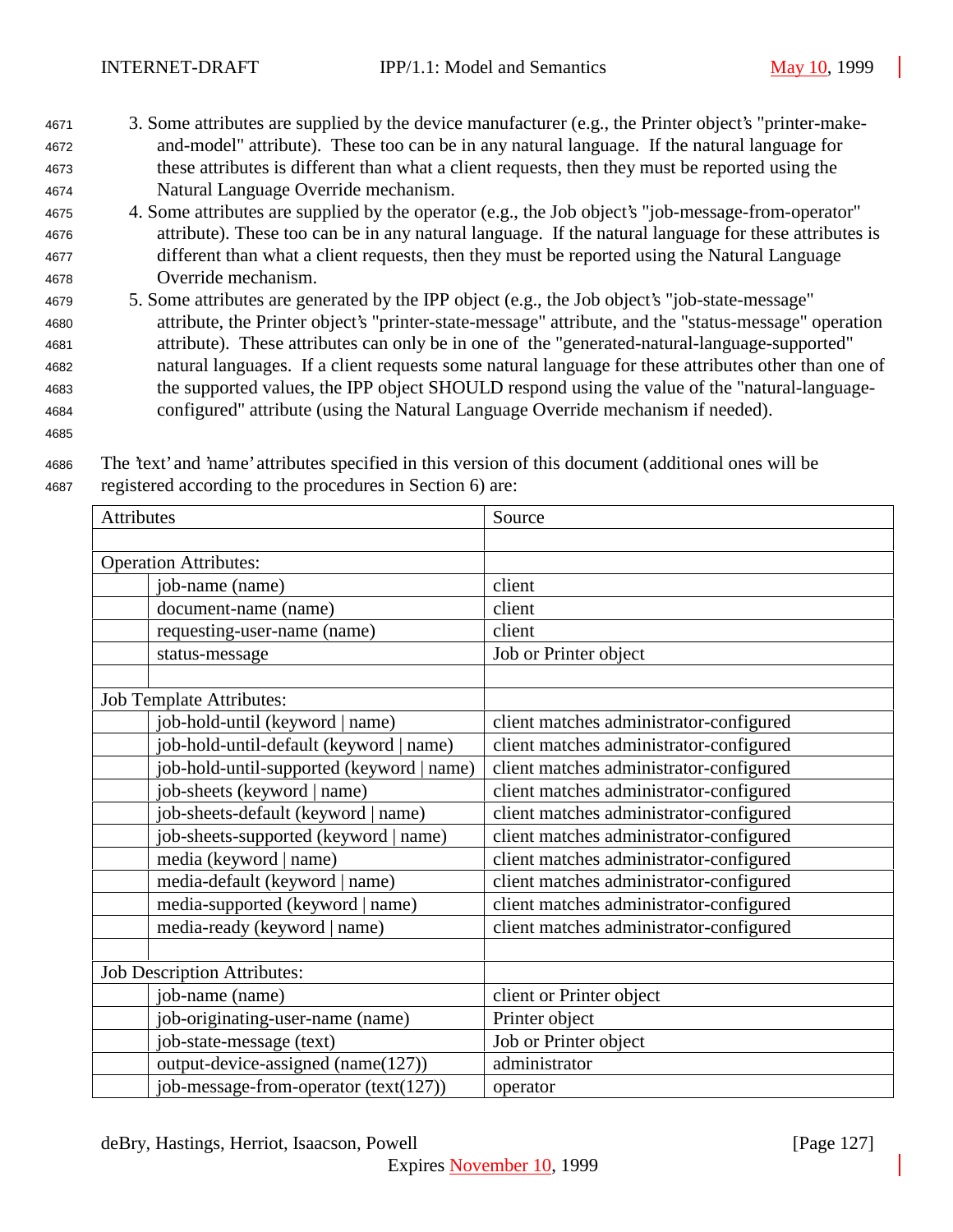3. Some attributes are supplied by the device manufacturer (e.g., the Printer object's "printer-make-and-model" attribute). These too can be in any natural language. If the natural language for these attributes is different than what a client requests, then they must be reported using the Natural Language Override mechanism.
4. Some attributes are supplied by the operator (e.g., the Job object's "job-message-from-operator" attribute). These too can be in any natural language. If the natural language for these attributes is different than what a client requests, then they must be reported using the Natural Language Override mechanism.
5. Some attributes are generated by the IPP object (e.g., the Job object's "job-state-message" attribute, the Printer object's "printer-state-message" attribute, and the "status-message" operation attribute). These attributes can only be in one of the "generated-natural-language-supported" natural languages. If a client requests some natural language for these attributes other than one of the supported values, the IPP object SHOULD respond using the value of the "natural-language-configured" attribute (using the Natural Language Override mechanism if needed).

The 'text' and 'name' attributes specified in this version of this document (additional ones will be registered according to the procedures in Section 6) are:

| Attributes | | Source |
|---|---|---|
| | | |
| Operation Attributes: | | |
| | job-name (name) | client |
| | document-name (name) | client |
| | requesting-user-name (name) | client |
| | status-message | Job or Printer object |
| | | |
| Job Template Attributes: | | |
| | job-hold-until (keyword \| name) | client matches administrator-configured |
| | job-hold-until-default (keyword \| name) | client matches administrator-configured |
| | job-hold-until-supported (keyword \| name) | client matches administrator-configured |
| | job-sheets (keyword \| name) | client matches administrator-configured |
| | job-sheets-default (keyword \| name) | client matches administrator-configured |
| | job-sheets-supported (keyword \| name) | client matches administrator-configured |
| | media (keyword \| name) | client matches administrator-configured |
| | media-default (keyword \| name) | client matches administrator-configured |
| | media-supported (keyword \| name) | client matches administrator-configured |
| | media-ready (keyword \| name) | client matches administrator-configured |
| | | |
| Job Description Attributes: | | |
| | job-name (name) | client or Printer object |
| | job-originating-user-name (name) | Printer object |
| | job-state-message (text) | Job or Printer object |
| | output-device-assigned (name(127)) | administrator |
| | job-message-from-operator (text(127)) | operator |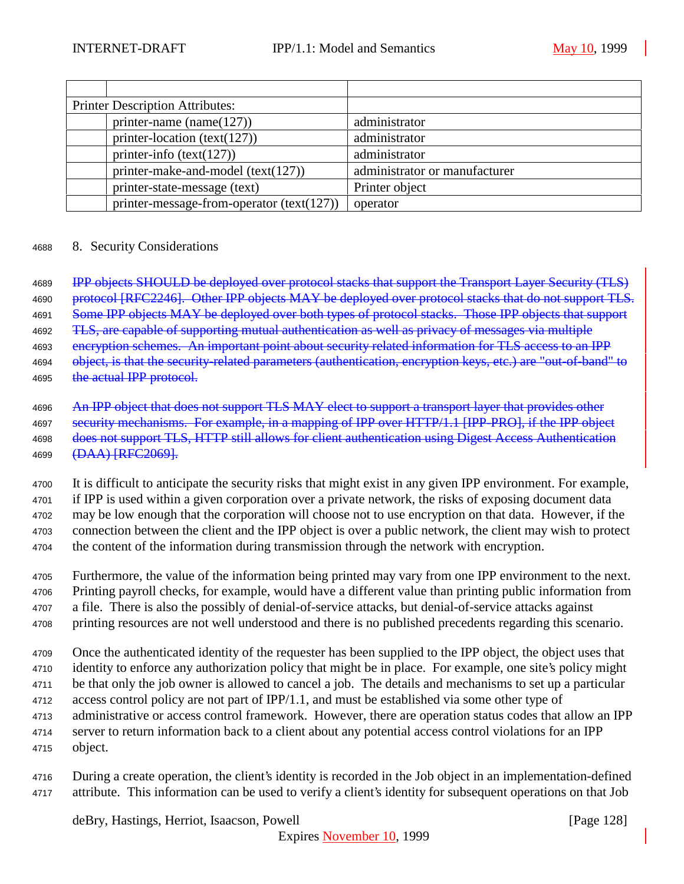| | | |
|---|---|---|
| | | |
| Printer Description Attributes: | | |
| | printer-name (name(127)) | administrator |
| | printer-location (text(127)) | administrator |
| | printer-info (text(127)) | administrator |
| | printer-make-and-model (text(127)) | administrator or manufacturer |
| | printer-state-message (text) | Printer object |
| | printer-message-from-operator (text(127)) | operator |

## 8. Security Considerations

~~IPP objects SHOULD be deployed over protocol stacks that support the Transport Layer Security (TLS) protocol [RFC2246]. Other IPP objects MAY be deployed over protocol stacks that do not support TLS. Some IPP objects MAY be deployed over both types of protocol stacks. Those IPP objects that support TLS, are capable of supporting mutual authentication as well as privacy of messages via multiple encryption schemes. An important point about security related information for TLS access to an IPP object, is that the security-related parameters (authentication, encryption keys, etc.) are "out-of-band" to the actual IPP protocol.~~

~~An IPP object that does not support TLS MAY elect to support a transport layer that provides other security mechanisms. For example, in a mapping of IPP over HTTP/1.1 [IPP-PRO], if the IPP object does not support TLS, HTTP still allows for client authentication using Digest Access Authentication (DAA) [RFC2069].~~

It is difficult to anticipate the security risks that might exist in any given IPP environment. For example, if IPP is used within a given corporation over a private network, the risks of exposing document data may be low enough that the corporation will choose not to use encryption on that data. However, if the connection between the client and the IPP object is over a public network, the client may wish to protect the content of the information during transmission through the network with encryption.

Furthermore, the value of the information being printed may vary from one IPP environment to the next. Printing payroll checks, for example, would have a different value than printing public information from a file. There is also the possibly of denial-of-service attacks, but denial-of-service attacks against printing resources are not well understood and there is no published precedents regarding this scenario.

Once the authenticated identity of the requester has been supplied to the IPP object, the object uses that identity to enforce any authorization policy that might be in place. For example, one site's policy might be that only the job owner is allowed to cancel a job. The details and mechanisms to set up a particular access control policy are not part of IPP/1.1, and must be established via some other type of administrative or access control framework. However, there are operation status codes that allow an IPP server to return information back to a client about any potential access control violations for an IPP object.

During a create operation, the client's identity is recorded in the Job object in an implementation-defined attribute. This information can be used to verify a client's identity for subsequent operations on that Job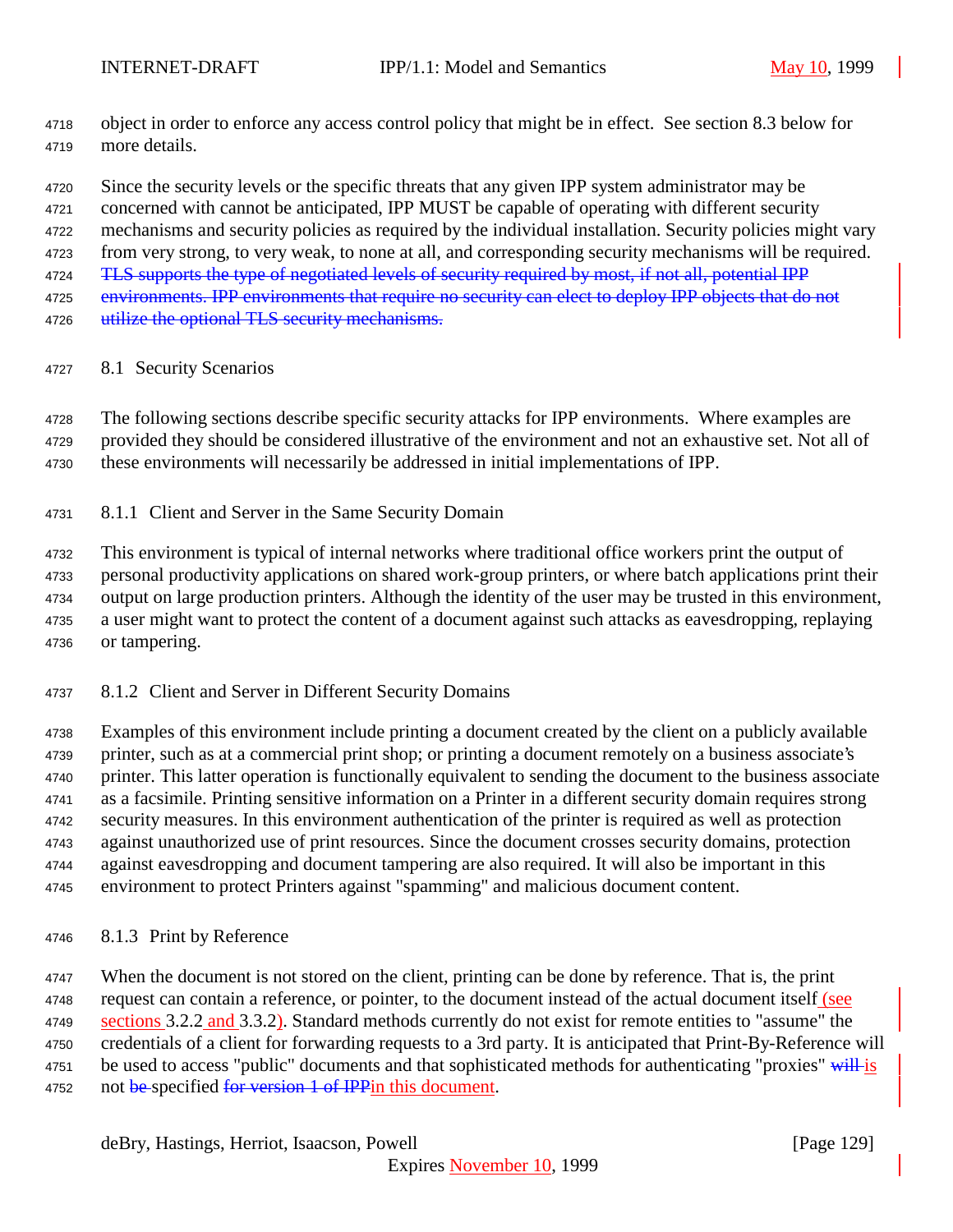object in order to enforce any access control policy that might be in effect. See section 8.3 below for more details.

Since the security levels or the specific threats that any given IPP system administrator may be concerned with cannot be anticipated, IPP MUST be capable of operating with different security mechanisms and security policies as required by the individual installation. Security policies might vary from very strong, to very weak, to none at all, and corresponding security mechanisms will be required. ~~TLS supports the type of negotiated levels of security required by most, if not all, potential IPP environments. IPP environments that require no security can elect to deploy IPP objects that do not utilize the optional TLS security mechanisms.~~

### 8.1 Security Scenarios

The following sections describe specific security attacks for IPP environments. Where examples are provided they should be considered illustrative of the environment and not an exhaustive set. Not all of these environments will necessarily be addressed in initial implementations of IPP.

#### 8.1.1 Client and Server in the Same Security Domain

This environment is typical of internal networks where traditional office workers print the output of personal productivity applications on shared work-group printers, or where batch applications print their output on large production printers. Although the identity of the user may be trusted in this environment, a user might want to protect the content of a document against such attacks as eavesdropping, replaying or tampering.

#### 8.1.2 Client and Server in Different Security Domains

Examples of this environment include printing a document created by the client on a publicly available printer, such as at a commercial print shop; or printing a document remotely on a business associate's printer. This latter operation is functionally equivalent to sending the document to the business associate as a facsimile. Printing sensitive information on a Printer in a different security domain requires strong security measures. In this environment authentication of the printer is required as well as protection against unauthorized use of print resources. Since the document crosses security domains, protection against eavesdropping and document tampering are also required. It will also be important in this environment to protect Printers against "spamming" and malicious document content.

#### 8.1.3 Print by Reference

When the document is not stored on the client, printing can be done by reference. That is, the print request can contain a reference, or pointer, to the document instead of the actual document itself (see sections 3.2.2 and 3.3.2). Standard methods currently do not exist for remote entities to "assume" the credentials of a client for forwarding requests to a 3rd party. It is anticipated that Print-By-Reference will be used to access "public" documents and that sophisticated methods for authenticating "proxies" ~~will~~ is not ~~be~~ specified ~~for version 1 of IPP~~in this document.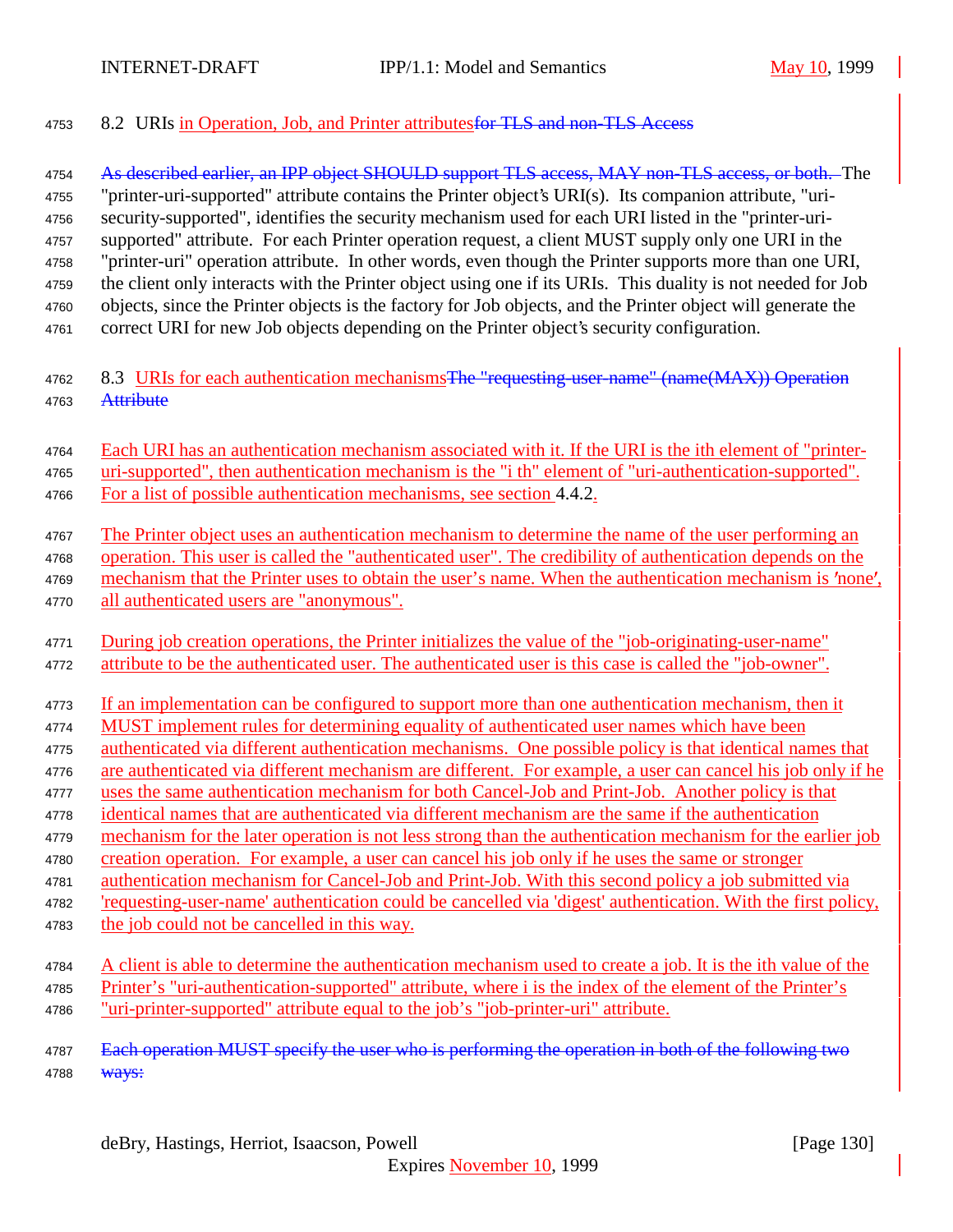## 8.2 URIs in Operation, Job, and Printer attributes~~for TLS and non-TLS Access~~

~~As described earlier, an IPP object SHOULD support TLS access, MAY non-TLS access, or both.~~ The "printer-uri-supported" attribute contains the Printer object's URI(s). Its companion attribute, "uri-security-supported", identifies the security mechanism used for each URI listed in the "printer-uri-supported" attribute. For each Printer operation request, a client MUST supply only one URI in the "printer-uri" operation attribute. In other words, even though the Printer supports more than one URI, the client only interacts with the Printer object using one if its URIs. This duality is not needed for Job objects, since the Printer objects is the factory for Job objects, and the Printer object will generate the correct URI for new Job objects depending on the Printer object's security configuration.

## 8.3 URIs for each authentication mechanisms~~The "requesting-user-name" (name(MAX)) Operation Attribute~~

Each URI has an authentication mechanism associated with it. If the URI is the ith element of "printer-uri-supported", then authentication mechanism is the "i th" element of "uri-authentication-supported". For a list of possible authentication mechanisms, see section 4.4.2.

The Printer object uses an authentication mechanism to determine the name of the user performing an operation. This user is called the "authenticated user". The credibility of authentication depends on the mechanism that the Printer uses to obtain the user's name. When the authentication mechanism is 'none', all authenticated users are "anonymous".

During job creation operations, the Printer initializes the value of the "job-originating-user-name" attribute to be the authenticated user. The authenticated user is this case is called the "job-owner".

If an implementation can be configured to support more than one authentication mechanism, then it MUST implement rules for determining equality of authenticated user names which have been authenticated via different authentication mechanisms. One possible policy is that identical names that are authenticated via different mechanism are different. For example, a user can cancel his job only if he uses the same authentication mechanism for both Cancel-Job and Print-Job. Another policy is that identical names that are authenticated via different mechanism are the same if the authentication mechanism for the later operation is not less strong than the authentication mechanism for the earlier job creation operation. For example, a user can cancel his job only if he uses the same or stronger authentication mechanism for Cancel-Job and Print-Job. With this second policy a job submitted via 'requesting-user-name' authentication could be cancelled via 'digest' authentication. With the first policy, the job could not be cancelled in this way.

A client is able to determine the authentication mechanism used to create a job. It is the ith value of the Printer's "uri-authentication-supported" attribute, where i is the index of the element of the Printer's "uri-printer-supported" attribute equal to the job's "job-printer-uri" attribute.

~~Each operation MUST specify the user who is performing the operation in both of the following two ways:~~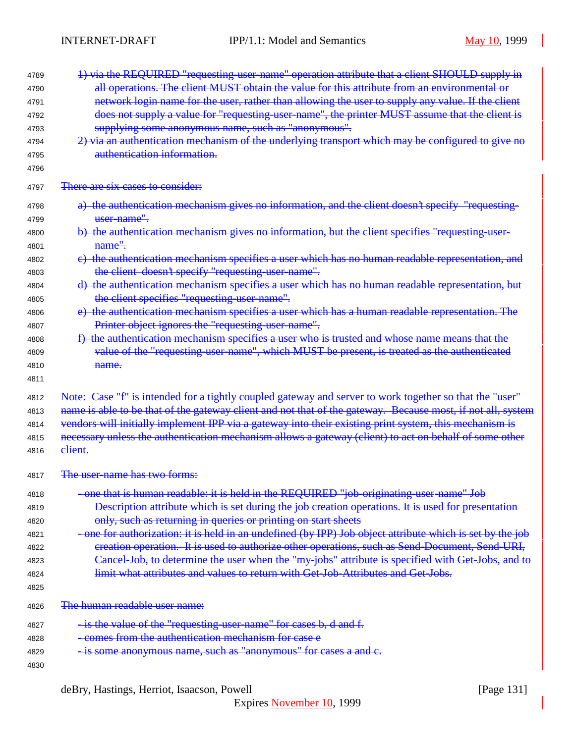~~1) via the REQUIRED "requesting-user-name" operation attribute that a client SHOULD supply in all operations. The client MUST obtain the value for this attribute from an environmental or network login name for the user, rather than allowing the user to supply any value. If the client does not supply a value for "requesting-user-name", the printer MUST assume that the client is supplying some anonymous name, such as "anonymous".~~

~~2) via an authentication mechanism of the underlying transport which may be configured to give no authentication information.~~

~~There are six cases to consider:~~

~~a) the authentication mechanism gives no information, and the client doesn't specify "requesting-user-name".~~

~~b) the authentication mechanism gives no information, but the client specifies "requesting-user-name".~~

~~c) the authentication mechanism specifies a user which has no human readable representation, and the client doesn't specify "requesting-user-name".~~

~~d) the authentication mechanism specifies a user which has no human readable representation, but the client specifies "requesting-user-name".~~

~~e) the authentication mechanism specifies a user which has a human readable representation. The Printer object ignores the "requesting-user-name".~~

~~f) the authentication mechanism specifies a user who is trusted and whose name means that the value of the "requesting-user-name", which MUST be present, is treated as the authenticated name.~~

~~Note: Case "f" is intended for a tightly coupled gateway and server to work together so that the "user" name is able to be that of the gateway client and not that of the gateway. Because most, if not all, system vendors will initially implement IPP via a gateway into their existing print system, this mechanism is necessary unless the authentication mechanism allows a gateway (client) to act on behalf of some other client.~~

~~The user-name has two forms:~~

~~- one that is human readable: it is held in the REQUIRED "job-originating-user-name" Job Description attribute which is set during the job creation operations. It is used for presentation only, such as returning in queries or printing on start sheets~~

~~- one for authorization: it is held in an undefined (by IPP) Job object attribute which is set by the job creation operation. It is used to authorize other operations, such as Send-Document, Send-URI, Cancel-Job, to determine the user when the "my-jobs" attribute is specified with Get-Jobs, and to limit what attributes and values to return with Get-Job-Attributes and Get-Jobs.~~

~~The human readable user name:~~

~~- is the value of the "requesting-user-name" for cases b, d and f.~~

~~- comes from the authentication mechanism for case e~~

~~- is some anonymous name, such as "anonymous" for cases a and c.~~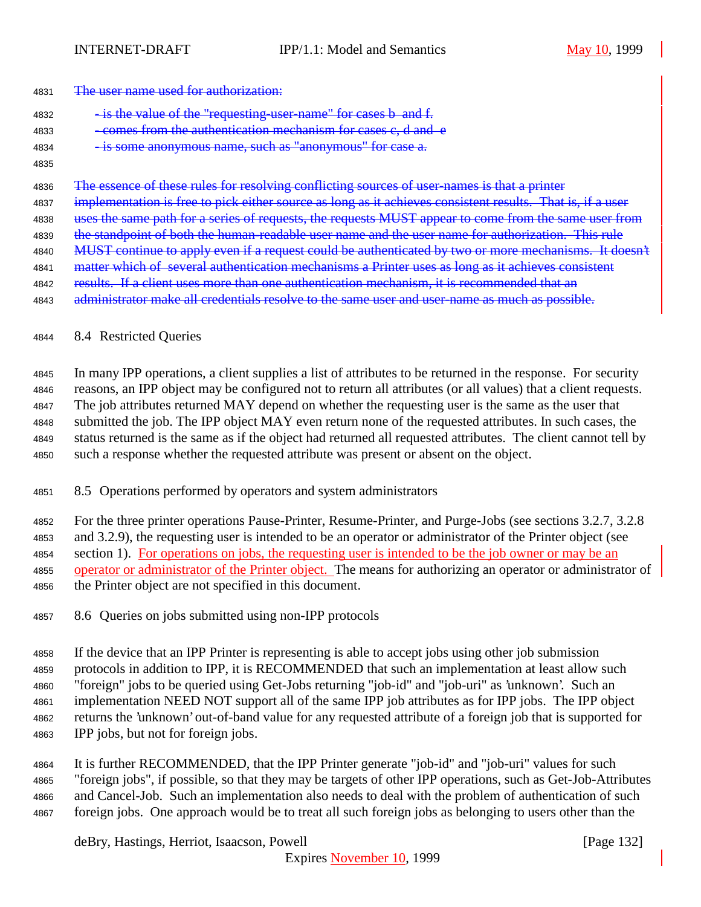~~The user name used for authorization:~~

~~- is the value of the "requesting-user-name" for cases b and f.~~
~~- comes from the authentication mechanism for cases c, d and e~~
~~- is some anonymous name, such as "anonymous" for case a.~~

~~The essence of these rules for resolving conflicting sources of user-names is that a printer implementation is free to pick either source as long as it achieves consistent results. That is, if a user uses the same path for a series of requests, the requests MUST appear to come from the same user from the standpoint of both the human-readable user name and the user name for authorization. This rule MUST continue to apply even if a request could be authenticated by two or more mechanisms. It doesn't matter which of several authentication mechanisms a Printer uses as long as it achieves consistent results. If a client uses more than one authentication mechanism, it is recommended that an administrator make all credentials resolve to the same user and user-name as much as possible.~~

## 8.4 Restricted Queries

In many IPP operations, a client supplies a list of attributes to be returned in the response. For security reasons, an IPP object may be configured not to return all attributes (or all values) that a client requests. The job attributes returned MAY depend on whether the requesting user is the same as the user that submitted the job. The IPP object MAY even return none of the requested attributes. In such cases, the status returned is the same as if the object had returned all requested attributes. The client cannot tell by such a response whether the requested attribute was present or absent on the object.

## 8.5 Operations performed by operators and system administrators

For the three printer operations Pause-Printer, Resume-Printer, and Purge-Jobs (see sections 3.2.7, 3.2.8 and 3.2.9), the requesting user is intended to be an operator or administrator of the Printer object (see section 1). For operations on jobs, the requesting user is intended to be the job owner or may be an operator or administrator of the Printer object. The means for authorizing an operator or administrator of the Printer object are not specified in this document.

## 8.6 Queries on jobs submitted using non-IPP protocols

If the device that an IPP Printer is representing is able to accept jobs using other job submission protocols in addition to IPP, it is RECOMMENDED that such an implementation at least allow such "foreign" jobs to be queried using Get-Jobs returning "job-id" and "job-uri" as 'unknown'. Such an implementation NEED NOT support all of the same IPP job attributes as for IPP jobs. The IPP object returns the 'unknown' out-of-band value for any requested attribute of a foreign job that is supported for IPP jobs, but not for foreign jobs.

It is further RECOMMENDED, that the IPP Printer generate "job-id" and "job-uri" values for such "foreign jobs", if possible, so that they may be targets of other IPP operations, such as Get-Job-Attributes and Cancel-Job. Such an implementation also needs to deal with the problem of authentication of such foreign jobs. One approach would be to treat all such foreign jobs as belonging to users other than the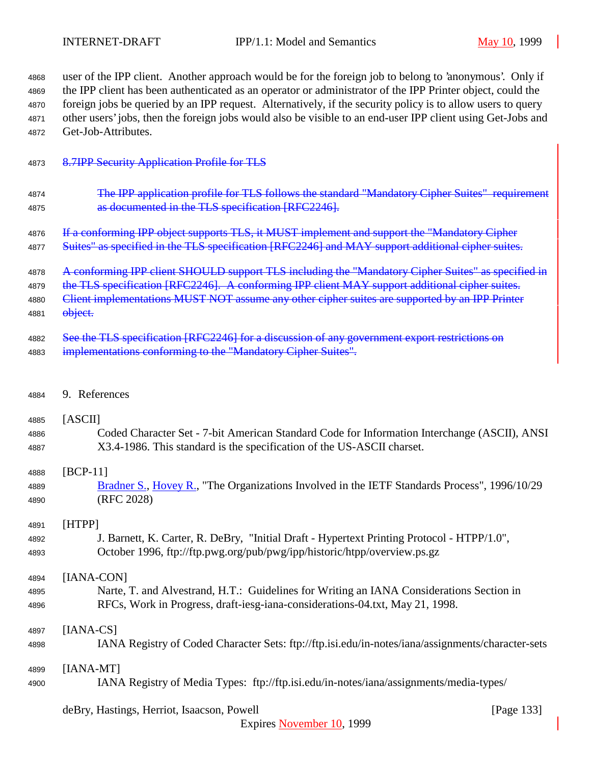user of the IPP client. Another approach would be for the foreign job to belong to 'anonymous'. Only if the IPP client has been authenticated as an operator or administrator of the IPP Printer object, could the foreign jobs be queried by an IPP request. Alternatively, if the security policy is to allow users to query other users' jobs, then the foreign jobs would also be visible to an end-user IPP client using Get-Jobs and Get-Job-Attributes.

## ~~8.7 IPP Security Application Profile for TLS~~

> ~~The IPP application profile for TLS follows the standard "Mandatory Cipher Suites" requirement as documented in the TLS specification [RFC2246].~~

~~If a conforming IPP object supports TLS, it MUST implement and support the "Mandatory Cipher Suites" as specified in the TLS specification [RFC2246] and MAY support additional cipher suites.~~

~~A conforming IPP client SHOULD support TLS including the "Mandatory Cipher Suites" as specified in the TLS specification [RFC2246]. A conforming IPP client MAY support additional cipher suites. Client implementations MUST NOT assume any other cipher suites are supported by an IPP Printer object.~~

~~See the TLS specification [RFC2246] for a discussion of any government export restrictions on implementations conforming to the "Mandatory Cipher Suites".~~

# 9. References

[ASCII]
: Coded Character Set - 7-bit American Standard Code for Information Interchange (ASCII), ANSI X3.4-1986. This standard is the specification of the US-ASCII charset.

[BCP-11]
: Bradner S., Hovey R., "The Organizations Involved in the IETF Standards Process", 1996/10/29 (RFC 2028)

[HTPP]
: J. Barnett, K. Carter, R. DeBry, "Initial Draft - Hypertext Printing Protocol - HTPP/1.0", October 1996, ftp://ftp.pwg.org/pub/pwg/ipp/historic/htpp/overview.ps.gz

[IANA-CON]
: Narte, T. and Alvestrand, H.T.: Guidelines for Writing an IANA Considerations Section in RFCs, Work in Progress, draft-iesg-iana-considerations-04.txt, May 21, 1998.

[IANA-CS]
: IANA Registry of Coded Character Sets: ftp://ftp.isi.edu/in-notes/iana/assignments/character-sets

[IANA-MT]
: IANA Registry of Media Types: ftp://ftp.isi.edu/in-notes/iana/assignments/media-types/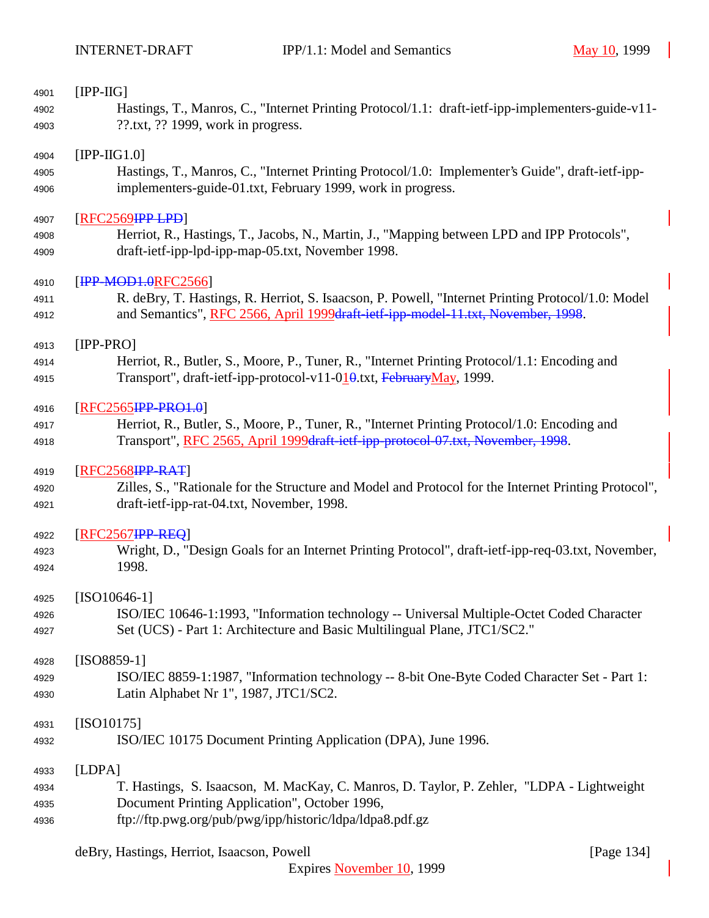[IPP-IIG]
Hastings, T., Manros, C., "Internet Printing Protocol/1.1: draft-ietf-ipp-implementers-guide-v11-??.txt, ?? 1999, work in progress.

[IPP-IIG1.0]
Hastings, T., Manros, C., "Internet Printing Protocol/1.0: Implementer's Guide", draft-ietf-ipp-implementers-guide-01.txt, February 1999, work in progress.

[RFC2569~~IPP-LPD~~]
Herriot, R., Hastings, T., Jacobs, N., Martin, J., "Mapping between LPD and IPP Protocols", draft-ietf-ipp-lpd-ipp-map-05.txt, November 1998.

[~~IPP-MOD1.0~~RFC2566]
R. deBry, T. Hastings, R. Herriot, S. Isaacson, P. Powell, "Internet Printing Protocol/1.0: Model and Semantics", RFC 2566, April 1999~~draft-ietf-ipp-model-11.txt, November, 1998~~.

[IPP-PRO]
Herriot, R., Butler, S., Moore, P., Tuner, R., "Internet Printing Protocol/1.1: Encoding and Transport", draft-ietf-ipp-protocol-v11-01~~0~~.txt, ~~February~~May, 1999.

[RFC2565~~IPP-PRO1.0~~]
Herriot, R., Butler, S., Moore, P., Tuner, R., "Internet Printing Protocol/1.0: Encoding and Transport", RFC 2565, April 1999~~draft-ietf-ipp-protocol-07.txt, November, 1998~~.

[RFC2568~~IPP-RAT~~]
Zilles, S., "Rationale for the Structure and Model and Protocol for the Internet Printing Protocol", draft-ietf-ipp-rat-04.txt, November, 1998.

[RFC2567~~IPP-REQ~~]
Wright, D., "Design Goals for an Internet Printing Protocol", draft-ietf-ipp-req-03.txt, November, 1998.

[ISO10646-1]
ISO/IEC 10646-1:1993, "Information technology -- Universal Multiple-Octet Coded Character Set (UCS) - Part 1: Architecture and Basic Multilingual Plane, JTC1/SC2."

[ISO8859-1]
ISO/IEC 8859-1:1987, "Information technology -- 8-bit One-Byte Coded Character Set - Part 1: Latin Alphabet Nr 1", 1987, JTC1/SC2.

[ISO10175]
ISO/IEC 10175 Document Printing Application (DPA), June 1996.

[LDPA]
T. Hastings, S. Isaacson, M. MacKay, C. Manros, D. Taylor, P. Zehler, "LDPA - Lightweight Document Printing Application", October 1996, ftp://ftp.pwg.org/pub/pwg/ipp/historic/ldpa/ldpa8.pdf.gz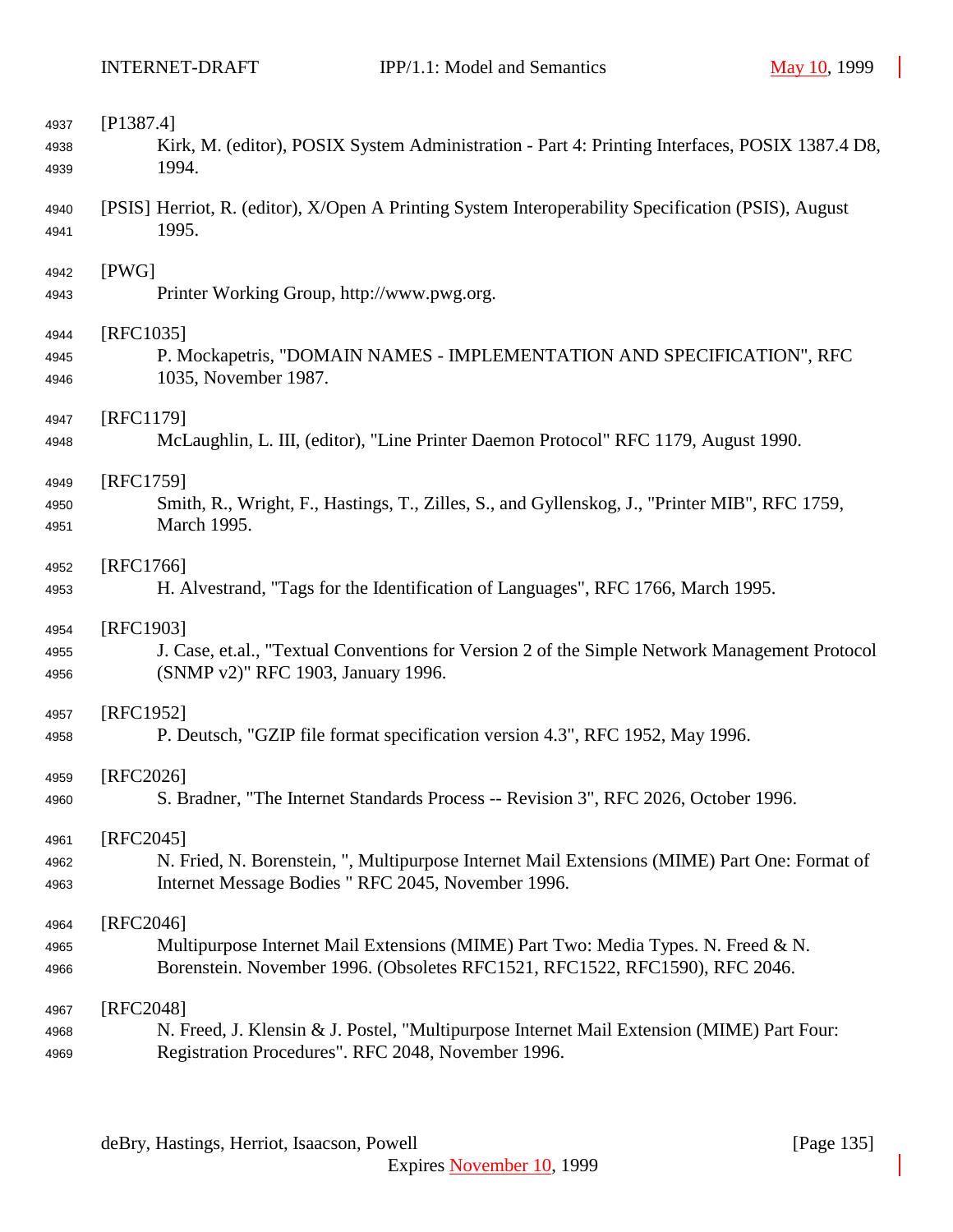[P1387.4]
Kirk, M. (editor), POSIX System Administration - Part 4: Printing Interfaces, POSIX 1387.4 D8, 1994.

[PSIS] Herriot, R. (editor), X/Open A Printing System Interoperability Specification (PSIS), August 1995.

[PWG]
Printer Working Group, http://www.pwg.org.

[RFC1035]
P. Mockapetris, "DOMAIN NAMES - IMPLEMENTATION AND SPECIFICATION", RFC 1035, November 1987.

[RFC1179]
McLaughlin, L. III, (editor), "Line Printer Daemon Protocol" RFC 1179, August 1990.

[RFC1759]
Smith, R., Wright, F., Hastings, T., Zilles, S., and Gyllenskog, J., "Printer MIB", RFC 1759, March 1995.

[RFC1766]
H. Alvestrand, "Tags for the Identification of Languages", RFC 1766, March 1995.

[RFC1903]
J. Case, et.al., "Textual Conventions for Version 2 of the Simple Network Management Protocol (SNMP v2)" RFC 1903, January 1996.

[RFC1952]
P. Deutsch, "GZIP file format specification version 4.3", RFC 1952, May 1996.

[RFC2026]
S. Bradner, "The Internet Standards Process -- Revision 3", RFC 2026, October 1996.

[RFC2045]
N. Fried, N. Borenstein, ", Multipurpose Internet Mail Extensions (MIME) Part One: Format of Internet Message Bodies " RFC 2045, November 1996.

[RFC2046]
Multipurpose Internet Mail Extensions (MIME) Part Two: Media Types. N. Freed & N. Borenstein. November 1996. (Obsoletes RFC1521, RFC1522, RFC1590), RFC 2046.

[RFC2048]
N. Freed, J. Klensin & J. Postel, "Multipurpose Internet Mail Extension (MIME) Part Four: Registration Procedures". RFC 2048, November 1996.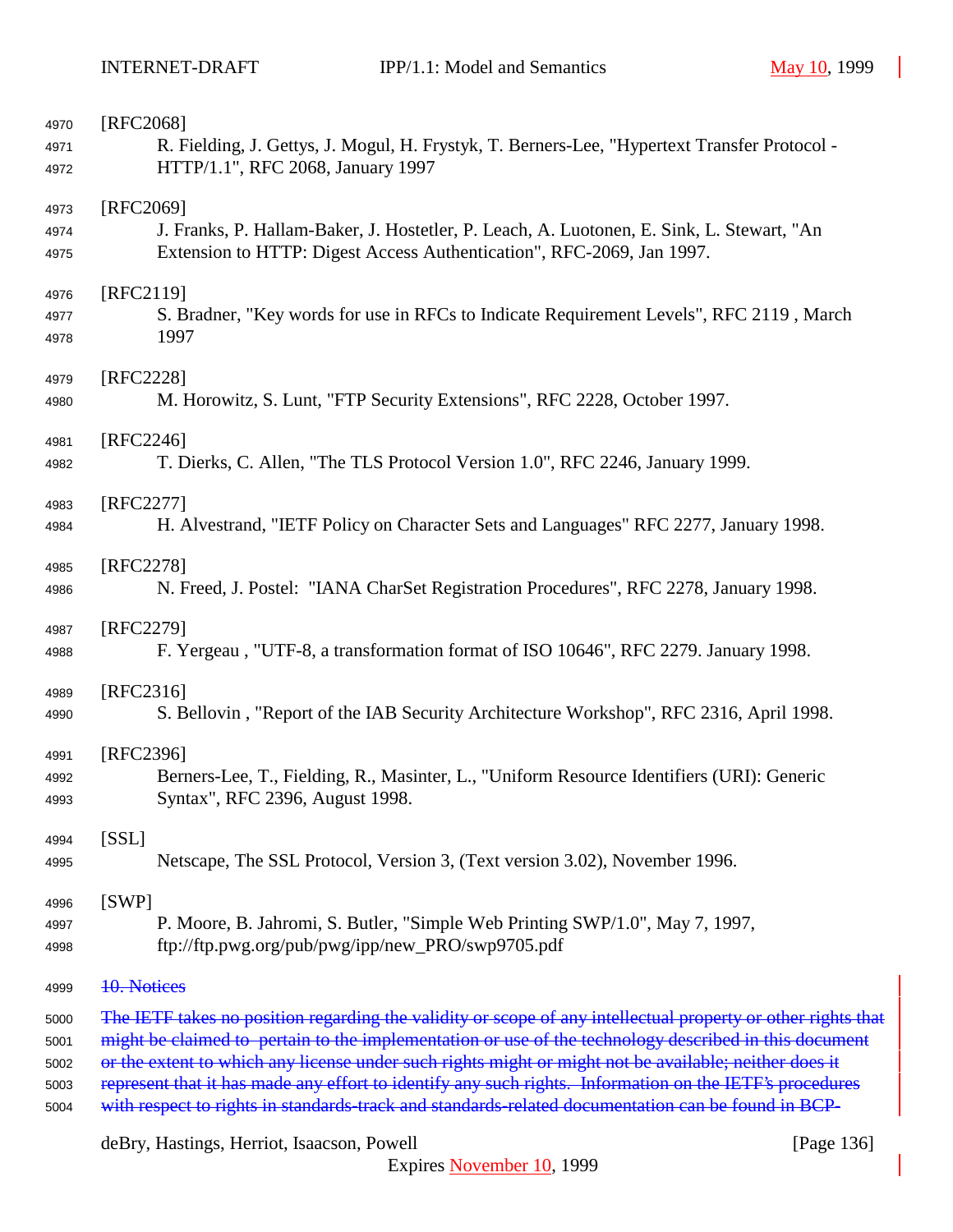[RFC2068]
R. Fielding, J. Gettys, J. Mogul, H. Frystyk, T. Berners-Lee, "Hypertext Transfer Protocol - HTTP/1.1", RFC 2068, January 1997

[RFC2069]
J. Franks, P. Hallam-Baker, J. Hostetler, P. Leach, A. Luotonen, E. Sink, L. Stewart, "An Extension to HTTP: Digest Access Authentication", RFC-2069, Jan 1997.

[RFC2119]
S. Bradner, "Key words for use in RFCs to Indicate Requirement Levels", RFC 2119 , March 1997

[RFC2228]
M. Horowitz, S. Lunt, "FTP Security Extensions", RFC 2228, October 1997.

[RFC2246]
T. Dierks, C. Allen, "The TLS Protocol Version 1.0", RFC 2246, January 1999.

[RFC2277]
H. Alvestrand, "IETF Policy on Character Sets and Languages" RFC 2277, January 1998.

[RFC2278]
N. Freed, J. Postel: "IANA CharSet Registration Procedures", RFC 2278, January 1998.

[RFC2279]
F. Yergeau , "UTF-8, a transformation format of ISO 10646", RFC 2279. January 1998.

[RFC2316]
S. Bellovin , "Report of the IAB Security Architecture Workshop", RFC 2316, April 1998.

[RFC2396]
Berners-Lee, T., Fielding, R., Masinter, L., "Uniform Resource Identifiers (URI): Generic Syntax", RFC 2396, August 1998.

[SSL]
Netscape, The SSL Protocol, Version 3, (Text version 3.02), November 1996.

[SWP]
P. Moore, B. Jahromi, S. Butler, "Simple Web Printing SWP/1.0", May 7, 1997, ftp://ftp.pwg.org/pub/pwg/ipp/new_PRO/swp9705.pdf

~~10. Notices~~

~~The IETF takes no position regarding the validity or scope of any intellectual property or other rights that might be claimed to pertain to the implementation or use of the technology described in this document or the extent to which any license under such rights might or might not be available; neither does it represent that it has made any effort to identify any such rights. Information on the IETF's procedures with respect to rights in standards-track and standards-related documentation can be found in BCP-~~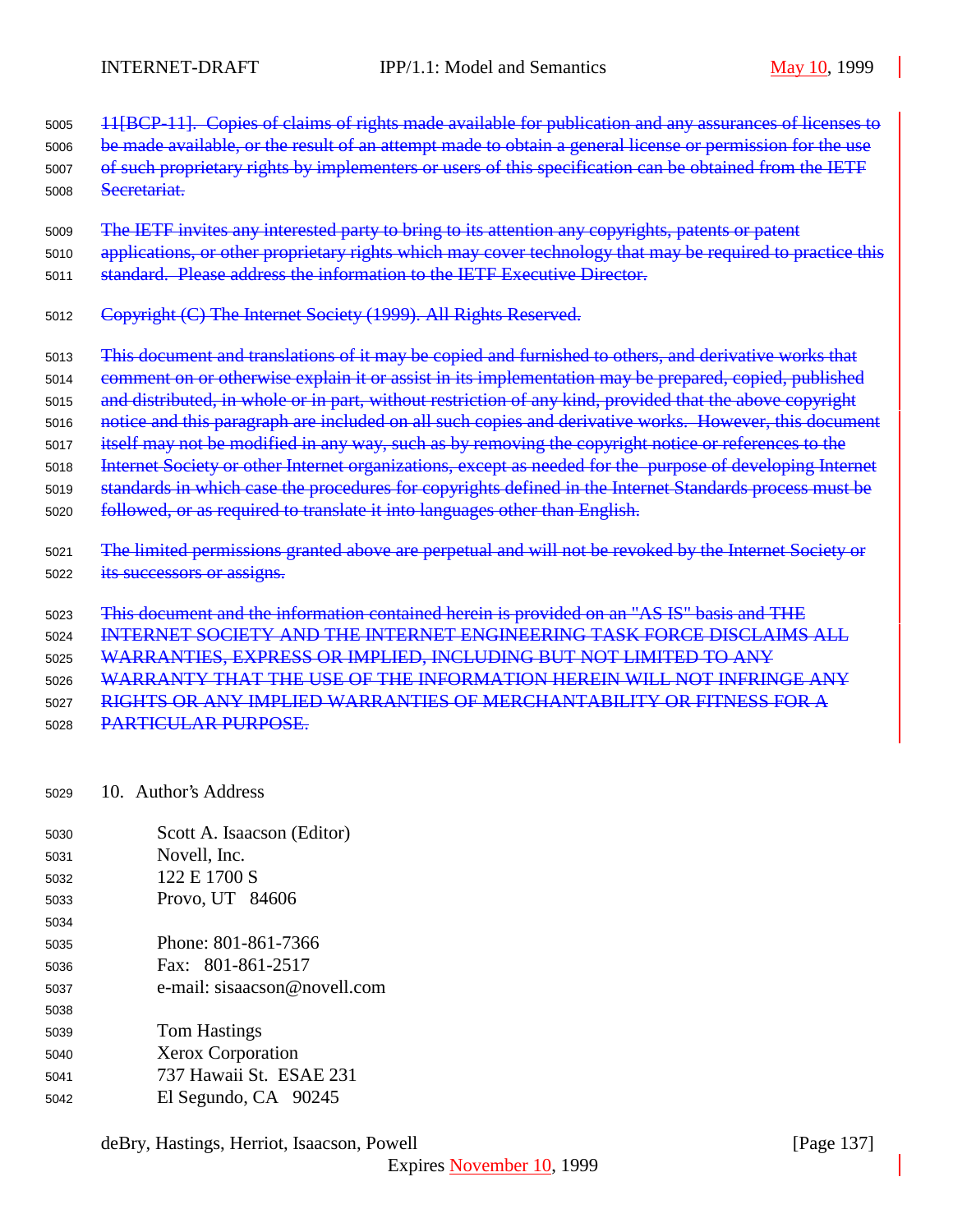~~11[BCP-11]. Copies of claims of rights made available for publication and any assurances of licenses to be made available, or the result of an attempt made to obtain a general license or permission for the use of such proprietary rights by implementers or users of this specification can be obtained from the IETF Secretariat.~~

~~The IETF invites any interested party to bring to its attention any copyrights, patents or patent applications, or other proprietary rights which may cover technology that may be required to practice this standard. Please address the information to the IETF Executive Director.~~

~~Copyright (C) The Internet Society (1999). All Rights Reserved.~~

~~This document and translations of it may be copied and furnished to others, and derivative works that comment on or otherwise explain it or assist in its implementation may be prepared, copied, published and distributed, in whole or in part, without restriction of any kind, provided that the above copyright notice and this paragraph are included on all such copies and derivative works. However, this document itself may not be modified in any way, such as by removing the copyright notice or references to the Internet Society or other Internet organizations, except as needed for the purpose of developing Internet standards in which case the procedures for copyrights defined in the Internet Standards process must be followed, or as required to translate it into languages other than English.~~

~~The limited permissions granted above are perpetual and will not be revoked by the Internet Society or its successors or assigns.~~

~~This document and the information contained herein is provided on an "AS IS" basis and THE INTERNET SOCIETY AND THE INTERNET ENGINEERING TASK FORCE DISCLAIMS ALL WARRANTIES, EXPRESS OR IMPLIED, INCLUDING BUT NOT LIMITED TO ANY WARRANTY THAT THE USE OF THE INFORMATION HEREIN WILL NOT INFRINGE ANY RIGHTS OR ANY IMPLIED WARRANTIES OF MERCHANTABILITY OR FITNESS FOR A PARTICULAR PURPOSE.~~

## 10. Author's Address

Scott A. Isaacson (Editor)
Novell, Inc.
122 E 1700 S
Provo, UT 84606

Phone: 801-861-7366
Fax: 801-861-2517
e-mail: sisaacson@novell.com

Tom Hastings
Xerox Corporation
737 Hawaii St. ESAE 231
El Segundo, CA 90245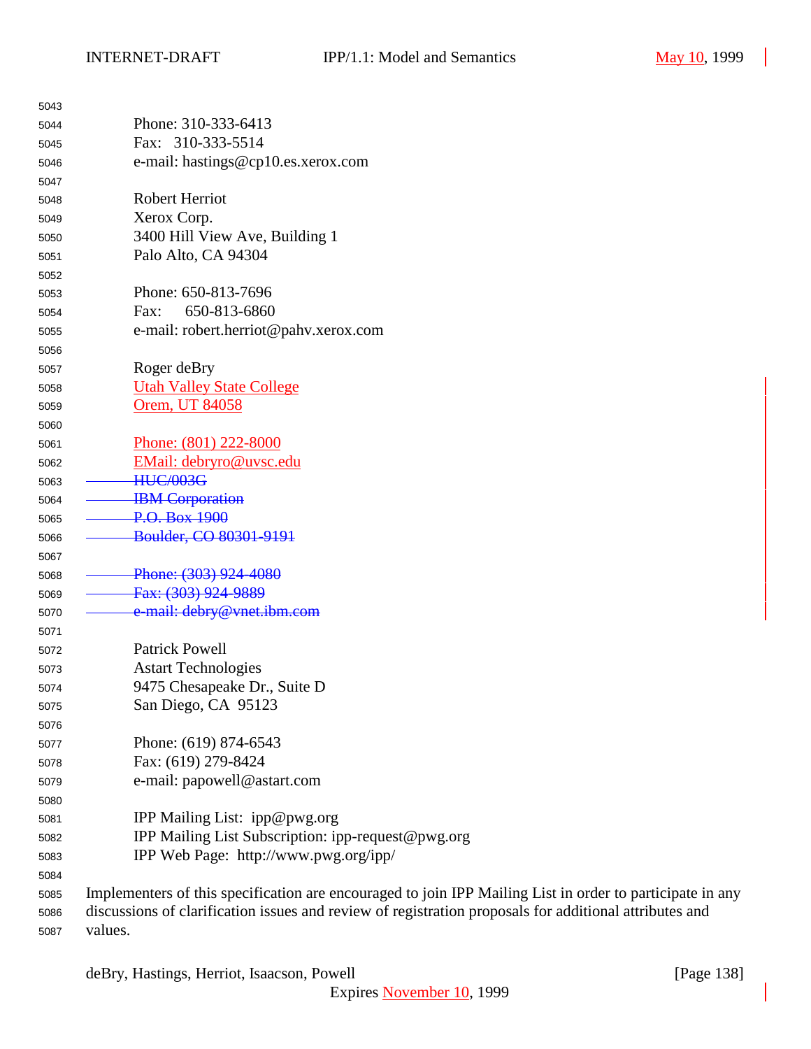Phone: 310-333-6413
Fax: 310-333-5514
e-mail: hastings@cp10.es.xerox.com

Robert Herriot
Xerox Corp.
3400 Hill View Ave, Building 1
Palo Alto, CA 94304

Phone: 650-813-7696
Fax: 650-813-6860
e-mail: robert.herriot@pahv.xerox.com

Roger deBry
Utah Valley State College
Orem, UT 84058

Phone: (801) 222-8000
EMail: debryro@uvsc.edu
~~HUC/003G~~
~~IBM Corporation~~
~~P.O. Box 1900~~
~~Boulder, CO 80301-9191~~

~~Phone: (303) 924-4080~~
~~Fax: (303) 924-9889~~
~~e-mail: debry@vnet.ibm.com~~

Patrick Powell
Astart Technologies
9475 Chesapeake Dr., Suite D
San Diego, CA 95123

Phone: (619) 874-6543
Fax: (619) 279-8424
e-mail: papowell@astart.com

IPP Mailing List: ipp@pwg.org
IPP Mailing List Subscription: ipp-request@pwg.org
IPP Web Page: http://www.pwg.org/ipp/

Implementers of this specification are encouraged to join IPP Mailing List in order to participate in any discussions of clarification issues and review of registration proposals for additional attributes and values.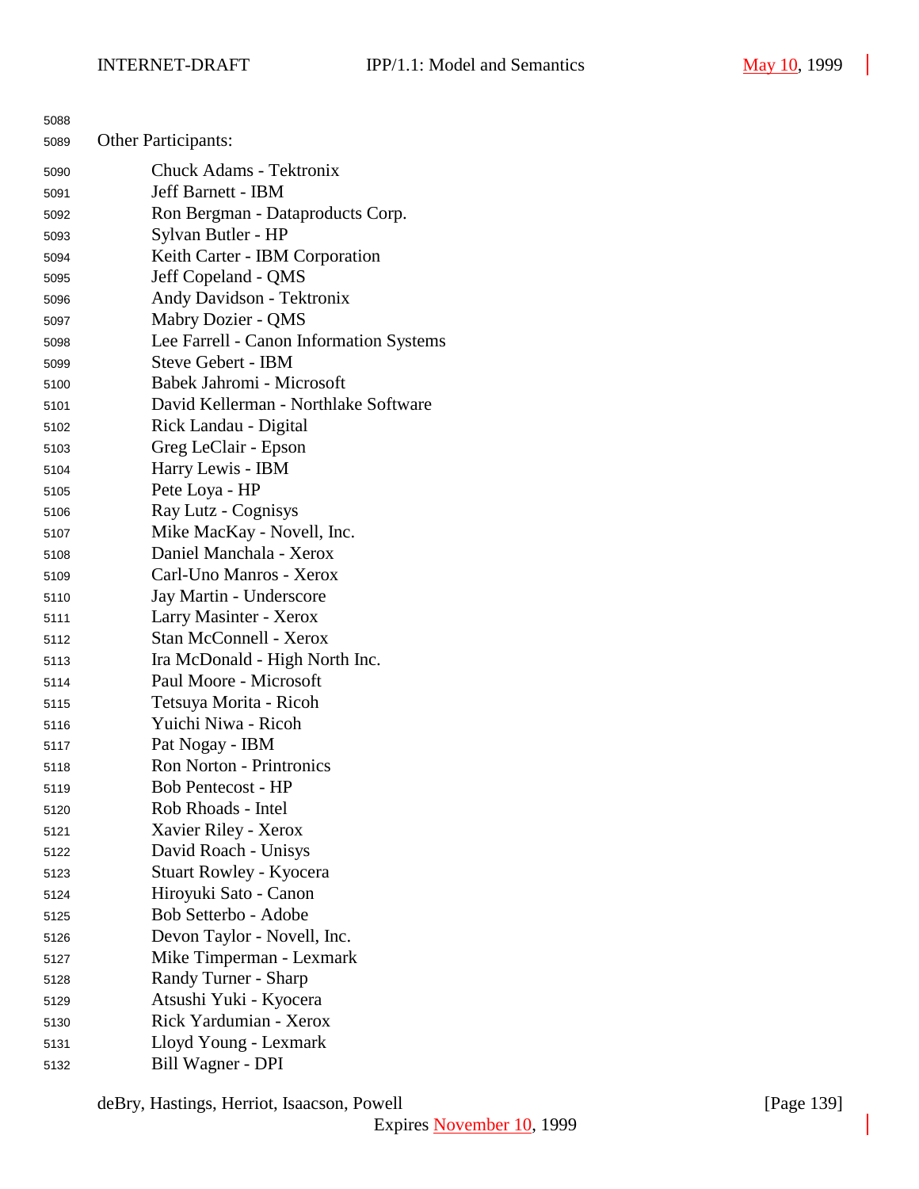Other Participants:

Chuck Adams - Tektronix
Jeff Barnett - IBM
Ron Bergman - Dataproducts Corp.
Sylvan Butler - HP
Keith Carter - IBM Corporation
Jeff Copeland - QMS
Andy Davidson - Tektronix
Mabry Dozier - QMS
Lee Farrell - Canon Information Systems
Steve Gebert - IBM
Babek Jahromi - Microsoft
David Kellerman - Northlake Software
Rick Landau - Digital
Greg LeClair - Epson
Harry Lewis - IBM
Pete Loya - HP
Ray Lutz - Cognisys
Mike MacKay - Novell, Inc.
Daniel Manchala - Xerox
Carl-Uno Manros - Xerox
Jay Martin - Underscore
Larry Masinter - Xerox
Stan McConnell - Xerox
Ira McDonald - High North Inc.
Paul Moore - Microsoft
Tetsuya Morita - Ricoh
Yuichi Niwa - Ricoh
Pat Nogay - IBM
Ron Norton - Printronics
Bob Pentecost - HP
Rob Rhoads - Intel
Xavier Riley - Xerox
David Roach - Unisys
Stuart Rowley - Kyocera
Hiroyuki Sato - Canon
Bob Setterbo - Adobe
Devon Taylor - Novell, Inc.
Mike Timperman - Lexmark
Randy Turner - Sharp
Atsushi Yuki - Kyocera
Rick Yardumian - Xerox
Lloyd Young - Lexmark
Bill Wagner - DPI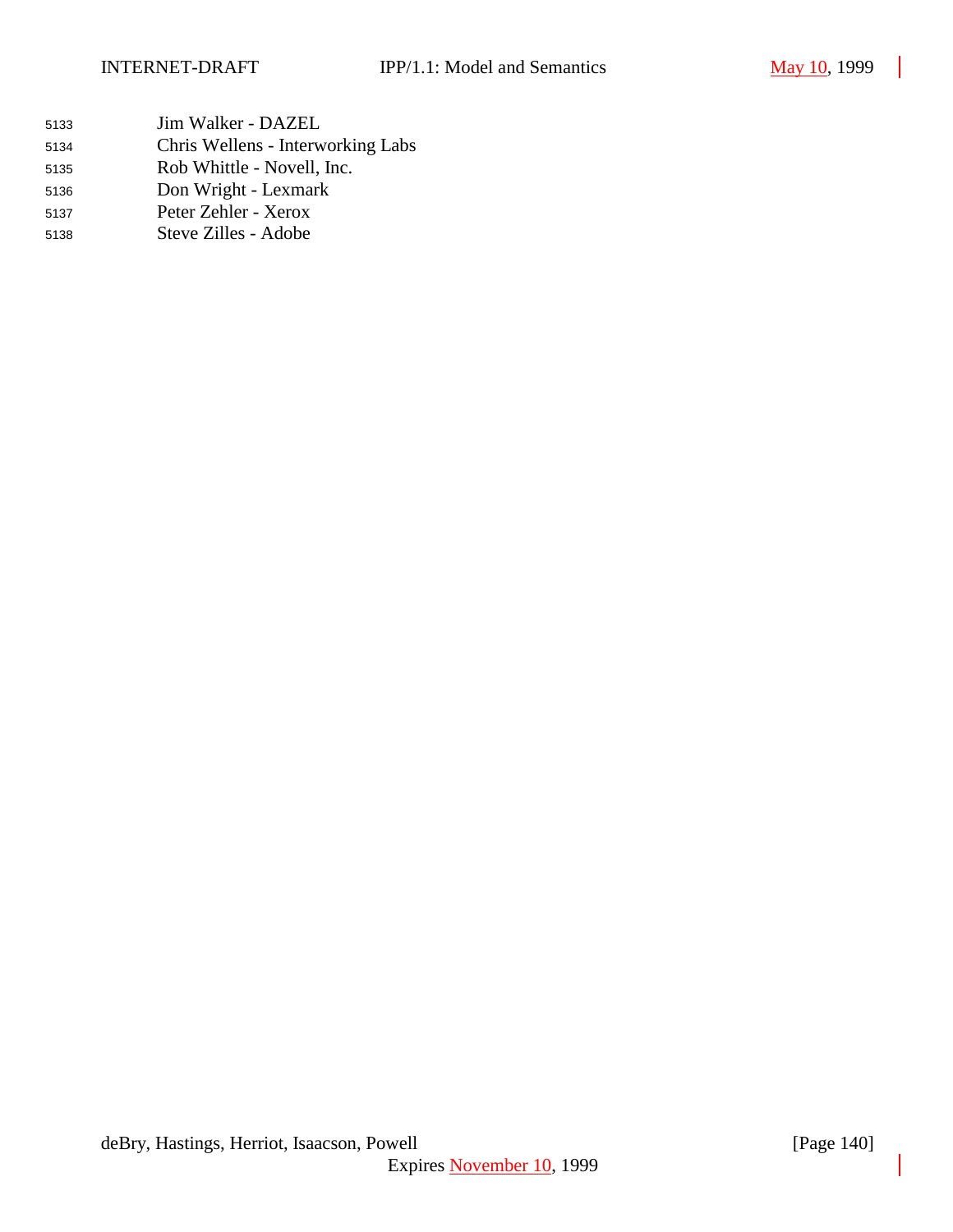Jim Walker - DAZEL
Chris Wellens - Interworking Labs
Rob Whittle - Novell, Inc.
Don Wright - Lexmark
Peter Zehler - Xerox
Steve Zilles - Adobe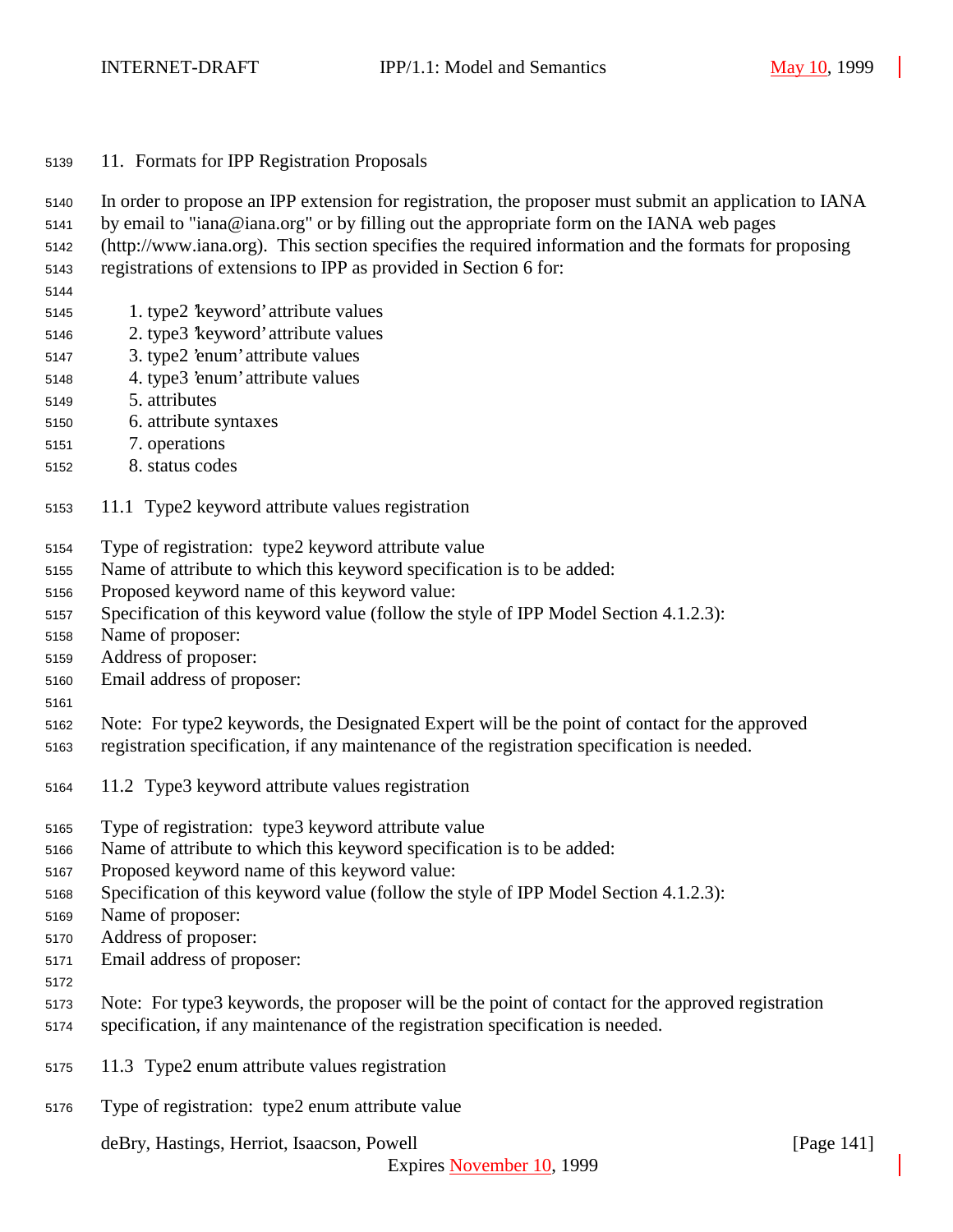## 11. Formats for IPP Registration Proposals

In order to propose an IPP extension for registration, the proposer must submit an application to IANA by email to "iana@iana.org" or by filling out the appropriate form on the IANA web pages (http://www.iana.org). This section specifies the required information and the formats for proposing registrations of extensions to IPP as provided in Section 6 for:

1. type2 'keyword' attribute values
2. type3 'keyword' attribute values
3. type2 'enum' attribute values
4. type3 'enum' attribute values
5. attributes
6. attribute syntaxes
7. operations
8. status codes

### 11.1 Type2 keyword attribute values registration

Type of registration: type2 keyword attribute value
Name of attribute to which this keyword specification is to be added:
Proposed keyword name of this keyword value:
Specification of this keyword value (follow the style of IPP Model Section 4.1.2.3):
Name of proposer:
Address of proposer:
Email address of proposer:

Note: For type2 keywords, the Designated Expert will be the point of contact for the approved registration specification, if any maintenance of the registration specification is needed.

### 11.2 Type3 keyword attribute values registration

Type of registration: type3 keyword attribute value
Name of attribute to which this keyword specification is to be added:
Proposed keyword name of this keyword value:
Specification of this keyword value (follow the style of IPP Model Section 4.1.2.3):
Name of proposer:
Address of proposer:
Email address of proposer:

Note: For type3 keywords, the proposer will be the point of contact for the approved registration specification, if any maintenance of the registration specification is needed.

### 11.3 Type2 enum attribute values registration

Type of registration: type2 enum attribute value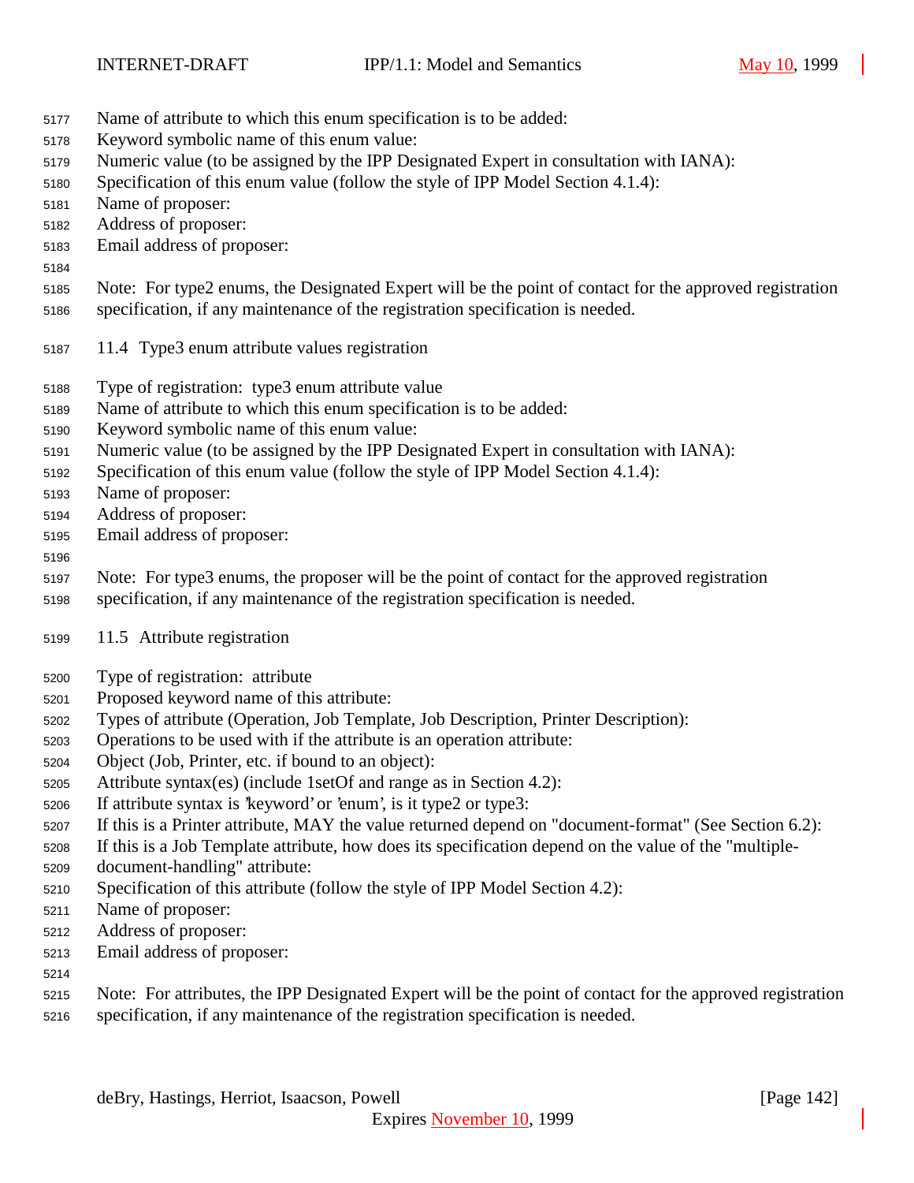Name of attribute to which this enum specification is to be added:
Keyword symbolic name of this enum value:
Numeric value (to be assigned by the IPP Designated Expert in consultation with IANA):
Specification of this enum value (follow the style of IPP Model Section 4.1.4):
Name of proposer:
Address of proposer:
Email address of proposer:

Note: For type2 enums, the Designated Expert will be the point of contact for the approved registration specification, if any maintenance of the registration specification is needed.

## 11.4 Type3 enum attribute values registration

Type of registration: type3 enum attribute value
Name of attribute to which this enum specification is to be added:
Keyword symbolic name of this enum value:
Numeric value (to be assigned by the IPP Designated Expert in consultation with IANA):
Specification of this enum value (follow the style of IPP Model Section 4.1.4):
Name of proposer:
Address of proposer:
Email address of proposer:

Note: For type3 enums, the proposer will be the point of contact for the approved registration specification, if any maintenance of the registration specification is needed.

## 11.5 Attribute registration

Type of registration: attribute
Proposed keyword name of this attribute:
Types of attribute (Operation, Job Template, Job Description, Printer Description):
Operations to be used with if the attribute is an operation attribute:
Object (Job, Printer, etc. if bound to an object):
Attribute syntax(es) (include 1setOf and range as in Section 4.2):
If attribute syntax is 'keyword' or 'enum', is it type2 or type3:
If this is a Printer attribute, MAY the value returned depend on "document-format" (See Section 6.2):
If this is a Job Template attribute, how does its specification depend on the value of the "multiple-document-handling" attribute:
Specification of this attribute (follow the style of IPP Model Section 4.2):
Name of proposer:
Address of proposer:
Email address of proposer:

Note: For attributes, the IPP Designated Expert will be the point of contact for the approved registration specification, if any maintenance of the registration specification is needed.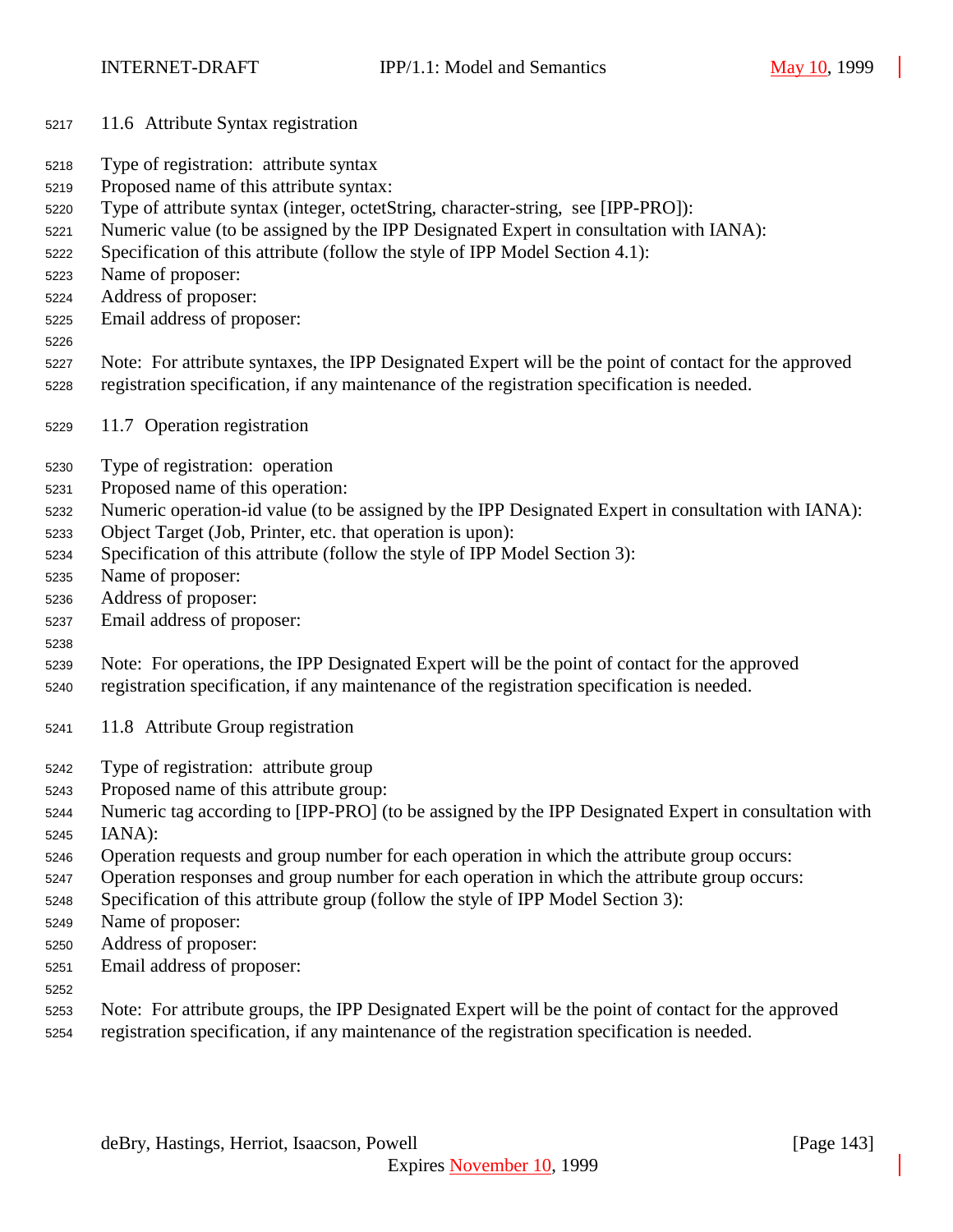### 11.6 Attribute Syntax registration

Type of registration: attribute syntax
Proposed name of this attribute syntax:
Type of attribute syntax (integer, octetString, character-string, see [IPP-PRO]):
Numeric value (to be assigned by the IPP Designated Expert in consultation with IANA):
Specification of this attribute (follow the style of IPP Model Section 4.1):
Name of proposer:
Address of proposer:
Email address of proposer:

Note: For attribute syntaxes, the IPP Designated Expert will be the point of contact for the approved registration specification, if any maintenance of the registration specification is needed.

### 11.7 Operation registration

Type of registration: operation
Proposed name of this operation:
Numeric operation-id value (to be assigned by the IPP Designated Expert in consultation with IANA):
Object Target (Job, Printer, etc. that operation is upon):
Specification of this attribute (follow the style of IPP Model Section 3):
Name of proposer:
Address of proposer:
Email address of proposer:

Note: For operations, the IPP Designated Expert will be the point of contact for the approved registration specification, if any maintenance of the registration specification is needed.

### 11.8 Attribute Group registration

Type of registration: attribute group
Proposed name of this attribute group:
Numeric tag according to [IPP-PRO] (to be assigned by the IPP Designated Expert in consultation with IANA):
Operation requests and group number for each operation in which the attribute group occurs:
Operation responses and group number for each operation in which the attribute group occurs:
Specification of this attribute group (follow the style of IPP Model Section 3):
Name of proposer:
Address of proposer:
Email address of proposer:

Note: For attribute groups, the IPP Designated Expert will be the point of contact for the approved registration specification, if any maintenance of the registration specification is needed.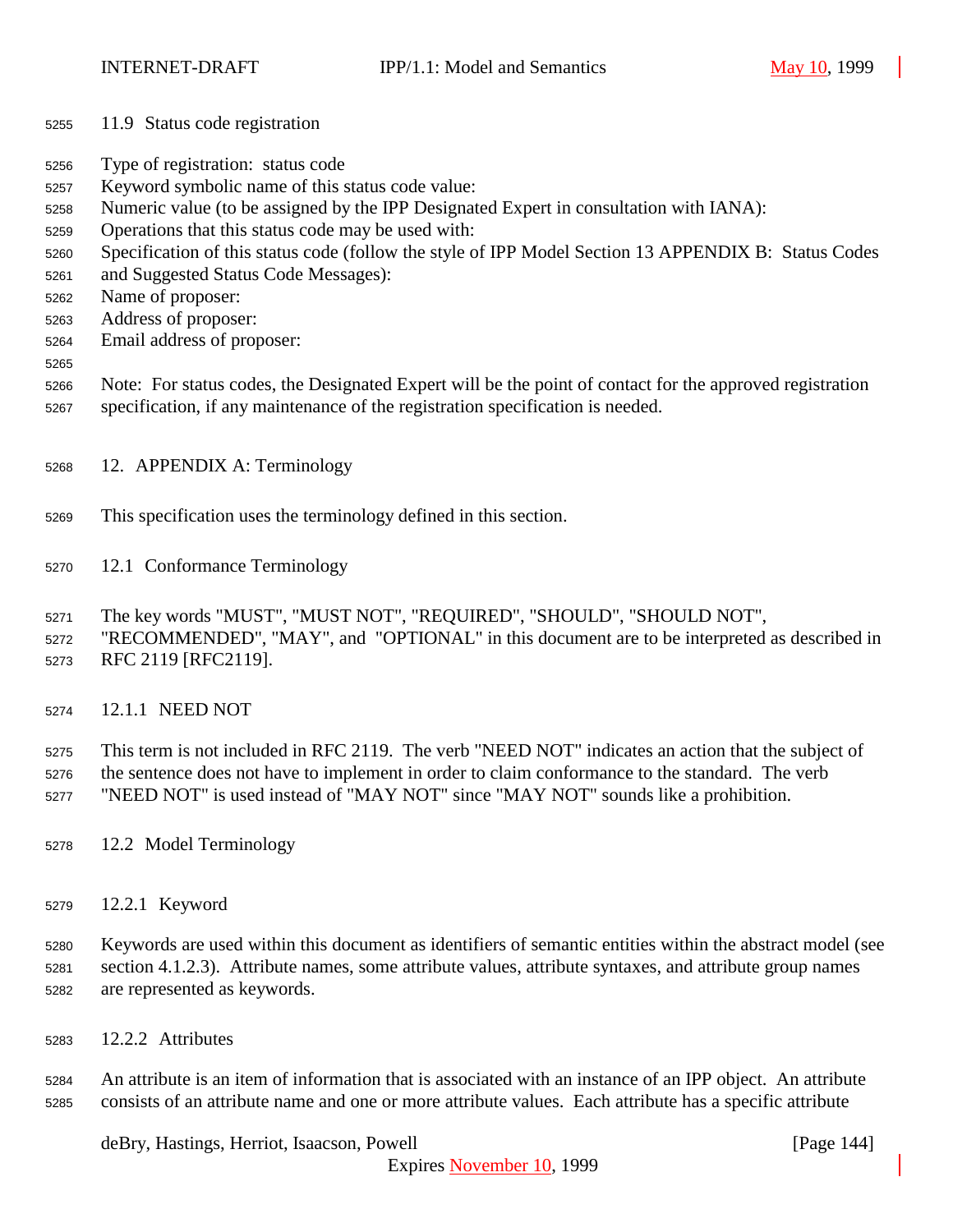### 11.9 Status code registration

Type of registration: status code
Keyword symbolic name of this status code value:
Numeric value (to be assigned by the IPP Designated Expert in consultation with IANA):
Operations that this status code may be used with:
Specification of this status code (follow the style of IPP Model Section 13 APPENDIX B: Status Codes and Suggested Status Code Messages):
Name of proposer:
Address of proposer:
Email address of proposer:

Note: For status codes, the Designated Expert will be the point of contact for the approved registration specification, if any maintenance of the registration specification is needed.

## 12. APPENDIX A: Terminology

This specification uses the terminology defined in this section.

### 12.1 Conformance Terminology

The key words "MUST", "MUST NOT", "REQUIRED", "SHOULD", "SHOULD NOT", "RECOMMENDED", "MAY", and "OPTIONAL" in this document are to be interpreted as described in RFC 2119 [RFC2119].

#### 12.1.1 NEED NOT

This term is not included in RFC 2119. The verb "NEED NOT" indicates an action that the subject of the sentence does not have to implement in order to claim conformance to the standard. The verb "NEED NOT" is used instead of "MAY NOT" since "MAY NOT" sounds like a prohibition.

### 12.2 Model Terminology

#### 12.2.1 Keyword

Keywords are used within this document as identifiers of semantic entities within the abstract model (see section 4.1.2.3). Attribute names, some attribute values, attribute syntaxes, and attribute group names are represented as keywords.

#### 12.2.2 Attributes

An attribute is an item of information that is associated with an instance of an IPP object. An attribute consists of an attribute name and one or more attribute values. Each attribute has a specific attribute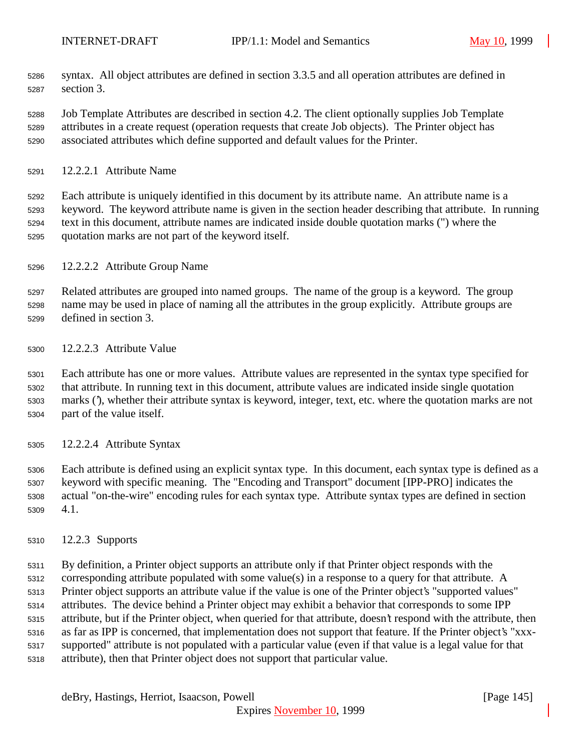syntax. All object attributes are defined in section 3.3.5 and all operation attributes are defined in section 3.

Job Template Attributes are described in section 4.2. The client optionally supplies Job Template attributes in a create request (operation requests that create Job objects). The Printer object has associated attributes which define supported and default values for the Printer.

#### 12.2.2.1 Attribute Name

Each attribute is uniquely identified in this document by its attribute name. An attribute name is a keyword. The keyword attribute name is given in the section header describing that attribute. In running text in this document, attribute names are indicated inside double quotation marks (") where the quotation marks are not part of the keyword itself.

#### 12.2.2.2 Attribute Group Name

Related attributes are grouped into named groups. The name of the group is a keyword. The group name may be used in place of naming all the attributes in the group explicitly. Attribute groups are defined in section 3.

#### 12.2.2.3 Attribute Value

Each attribute has one or more values. Attribute values are represented in the syntax type specified for that attribute. In running text in this document, attribute values are indicated inside single quotation marks ('), whether their attribute syntax is keyword, integer, text, etc. where the quotation marks are not part of the value itself.

#### 12.2.2.4 Attribute Syntax

Each attribute is defined using an explicit syntax type. In this document, each syntax type is defined as a keyword with specific meaning. The "Encoding and Transport" document [IPP-PRO] indicates the actual "on-the-wire" encoding rules for each syntax type. Attribute syntax types are defined in section 4.1.

### 12.2.3 Supports

By definition, a Printer object supports an attribute only if that Printer object responds with the corresponding attribute populated with some value(s) in a response to a query for that attribute. A Printer object supports an attribute value if the value is one of the Printer object's "supported values" attributes. The device behind a Printer object may exhibit a behavior that corresponds to some IPP attribute, but if the Printer object, when queried for that attribute, doesn't respond with the attribute, then as far as IPP is concerned, that implementation does not support that feature. If the Printer object's "xxx-supported" attribute is not populated with a particular value (even if that value is a legal value for that attribute), then that Printer object does not support that particular value.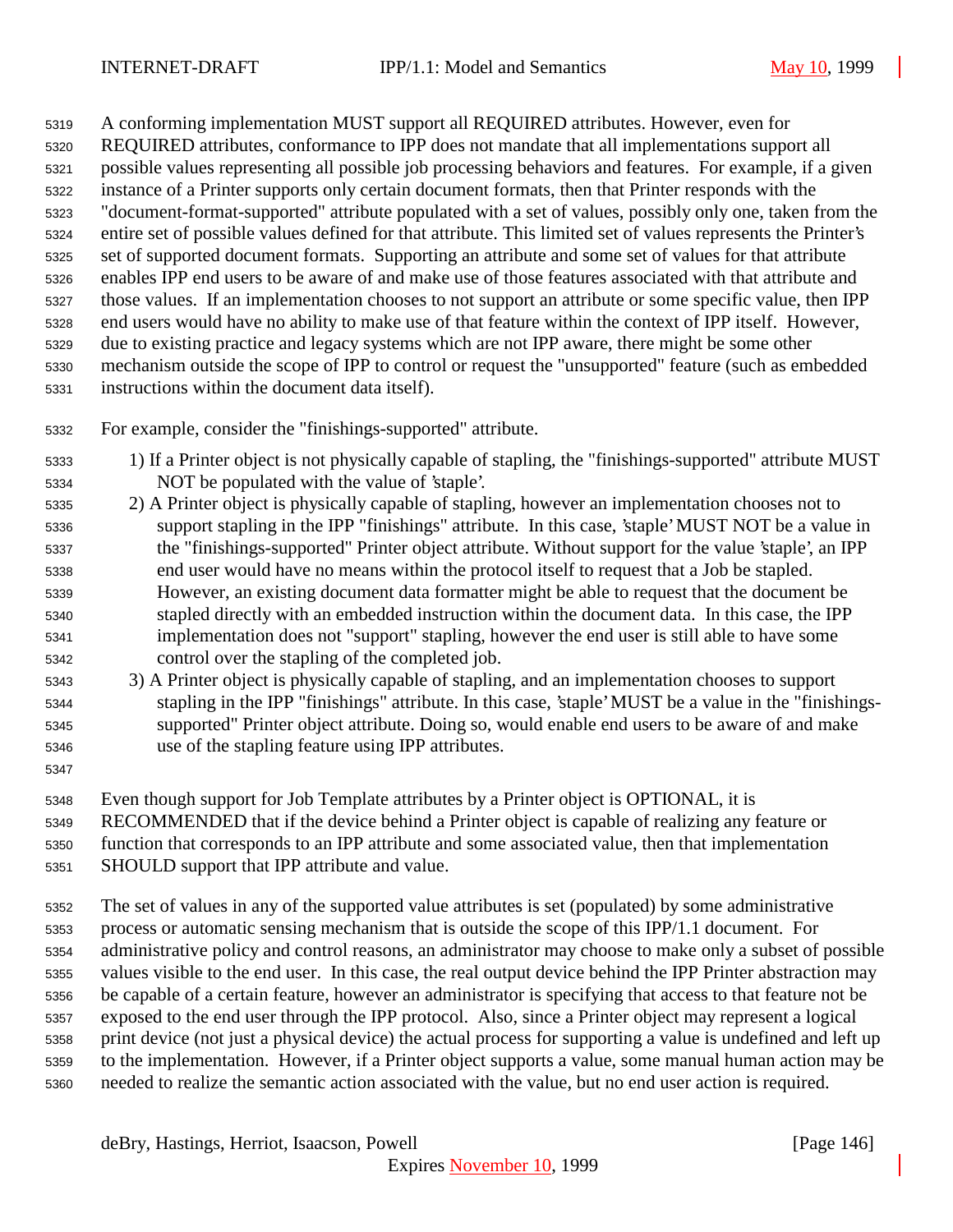A conforming implementation MUST support all REQUIRED attributes. However, even for REQUIRED attributes, conformance to IPP does not mandate that all implementations support all possible values representing all possible job processing behaviors and features. For example, if a given instance of a Printer supports only certain document formats, then that Printer responds with the "document-format-supported" attribute populated with a set of values, possibly only one, taken from the entire set of possible values defined for that attribute. This limited set of values represents the Printer's set of supported document formats. Supporting an attribute and some set of values for that attribute enables IPP end users to be aware of and make use of those features associated with that attribute and those values. If an implementation chooses to not support an attribute or some specific value, then IPP end users would have no ability to make use of that feature within the context of IPP itself. However, due to existing practice and legacy systems which are not IPP aware, there might be some other mechanism outside the scope of IPP to control or request the "unsupported" feature (such as embedded instructions within the document data itself).

For example, consider the "finishings-supported" attribute.

1) If a Printer object is not physically capable of stapling, the "finishings-supported" attribute MUST NOT be populated with the value of 'staple'.
2) A Printer object is physically capable of stapling, however an implementation chooses not to support stapling in the IPP "finishings" attribute. In this case, 'staple' MUST NOT be a value in the "finishings-supported" Printer object attribute. Without support for the value 'staple', an IPP end user would have no means within the protocol itself to request that a Job be stapled. However, an existing document data formatter might be able to request that the document be stapled directly with an embedded instruction within the document data. In this case, the IPP implementation does not "support" stapling, however the end user is still able to have some control over the stapling of the completed job.
3) A Printer object is physically capable of stapling, and an implementation chooses to support stapling in the IPP "finishings" attribute. In this case, 'staple' MUST be a value in the "finishings-supported" Printer object attribute. Doing so, would enable end users to be aware of and make use of the stapling feature using IPP attributes.

Even though support for Job Template attributes by a Printer object is OPTIONAL, it is RECOMMENDED that if the device behind a Printer object is capable of realizing any feature or function that corresponds to an IPP attribute and some associated value, then that implementation SHOULD support that IPP attribute and value.

The set of values in any of the supported value attributes is set (populated) by some administrative process or automatic sensing mechanism that is outside the scope of this IPP/1.1 document. For administrative policy and control reasons, an administrator may choose to make only a subset of possible values visible to the end user. In this case, the real output device behind the IPP Printer abstraction may be capable of a certain feature, however an administrator is specifying that access to that feature not be exposed to the end user through the IPP protocol. Also, since a Printer object may represent a logical print device (not just a physical device) the actual process for supporting a value is undefined and left up to the implementation. However, if a Printer object supports a value, some manual human action may be needed to realize the semantic action associated with the value, but no end user action is required.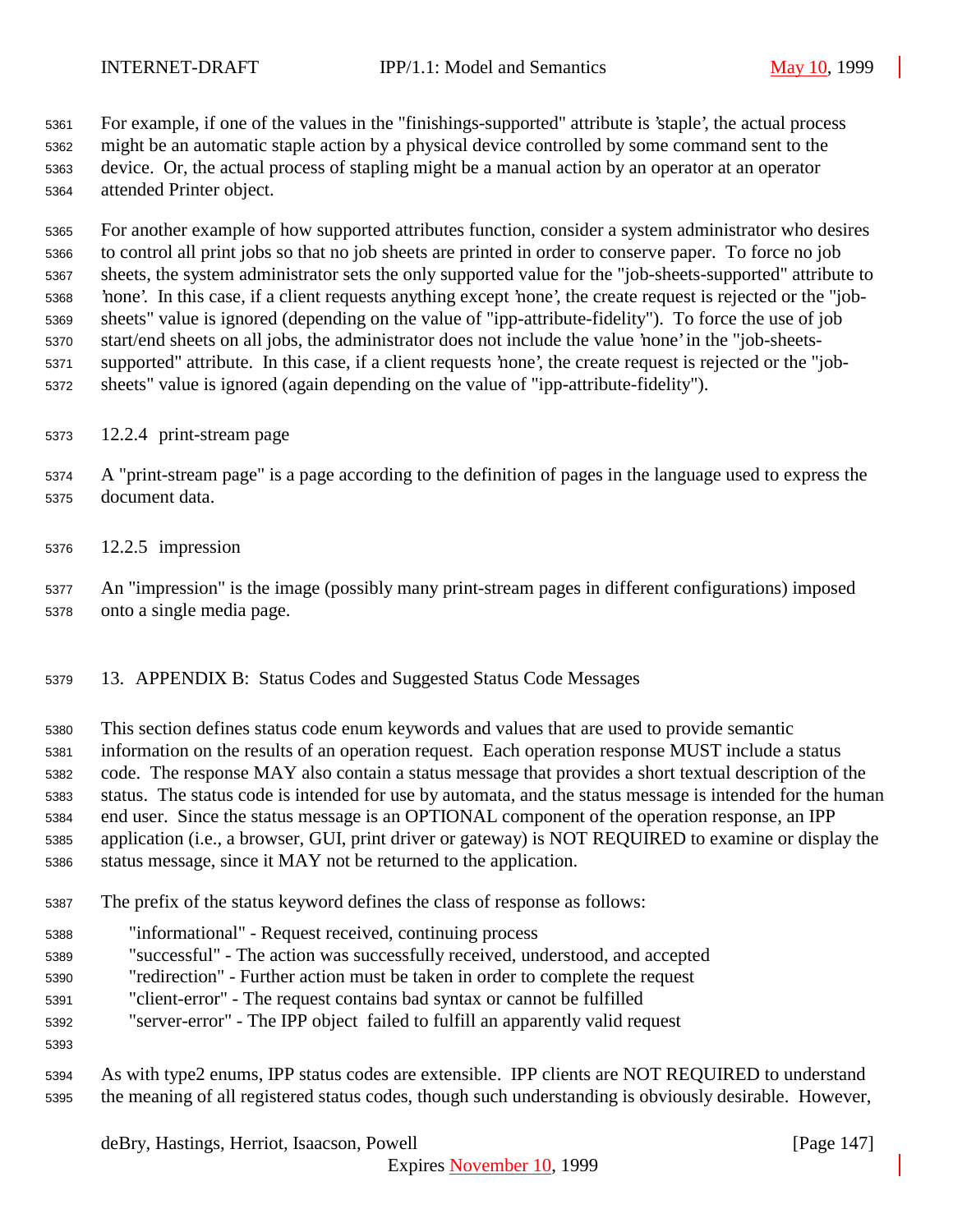For example, if one of the values in the "finishings-supported" attribute is 'staple', the actual process might be an automatic staple action by a physical device controlled by some command sent to the device. Or, the actual process of stapling might be a manual action by an operator at an operator attended Printer object.

For another example of how supported attributes function, consider a system administrator who desires to control all print jobs so that no job sheets are printed in order to conserve paper. To force no job sheets, the system administrator sets the only supported value for the "job-sheets-supported" attribute to 'none'. In this case, if a client requests anything except 'none', the create request is rejected or the "job-sheets" value is ignored (depending on the value of "ipp-attribute-fidelity"). To force the use of job start/end sheets on all jobs, the administrator does not include the value 'none' in the "job-sheets-supported" attribute. In this case, if a client requests 'none', the create request is rejected or the "job-sheets" value is ignored (again depending on the value of "ipp-attribute-fidelity").

### 12.2.4 print-stream page

A "print-stream page" is a page according to the definition of pages in the language used to express the document data.

### 12.2.5 impression

An "impression" is the image (possibly many print-stream pages in different configurations) imposed onto a single media page.

## 13. APPENDIX B: Status Codes and Suggested Status Code Messages

This section defines status code enum keywords and values that are used to provide semantic information on the results of an operation request. Each operation response MUST include a status code. The response MAY also contain a status message that provides a short textual description of the status. The status code is intended for use by automata, and the status message is intended for the human end user. Since the status message is an OPTIONAL component of the operation response, an IPP application (i.e., a browser, GUI, print driver or gateway) is NOT REQUIRED to examine or display the status message, since it MAY not be returned to the application.

The prefix of the status keyword defines the class of response as follows:

"informational" - Request received, continuing process
"successful" - The action was successfully received, understood, and accepted
"redirection" - Further action must be taken in order to complete the request
"client-error" - The request contains bad syntax or cannot be fulfilled
"server-error" - The IPP object failed to fulfill an apparently valid request

As with type2 enums, IPP status codes are extensible. IPP clients are NOT REQUIRED to understand the meaning of all registered status codes, though such understanding is obviously desirable. However,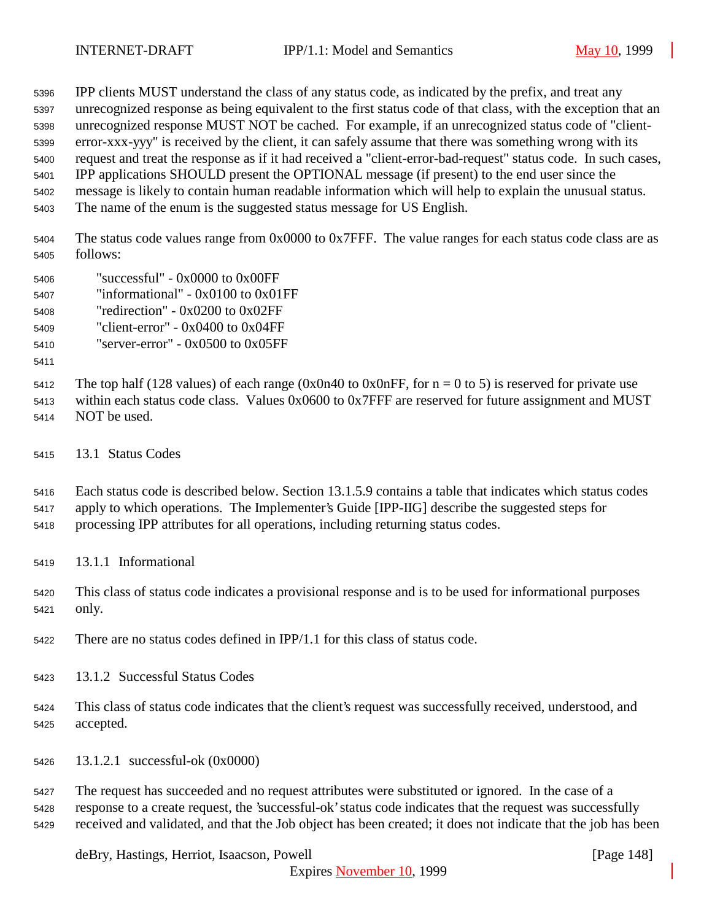IPP clients MUST understand the class of any status code, as indicated by the prefix, and treat any unrecognized response as being equivalent to the first status code of that class, with the exception that an unrecognized response MUST NOT be cached. For example, if an unrecognized status code of "client-error-xxx-yyy" is received by the client, it can safely assume that there was something wrong with its request and treat the response as if it had received a "client-error-bad-request" status code. In such cases, IPP applications SHOULD present the OPTIONAL message (if present) to the end user since the message is likely to contain human readable information which will help to explain the unusual status. The name of the enum is the suggested status message for US English.

The status code values range from 0x0000 to 0x7FFF. The value ranges for each status code class are as follows:

"successful" - 0x0000 to 0x00FF
"informational" - 0x0100 to 0x01FF
"redirection" - 0x0200 to 0x02FF
"client-error" - 0x0400 to 0x04FF
"server-error" - 0x0500 to 0x05FF

The top half (128 values) of each range (0x0n40 to 0x0nFF, for n = 0 to 5) is reserved for private use within each status code class. Values 0x0600 to 0x7FFF are reserved for future assignment and MUST NOT be used.

## 13.1 Status Codes

Each status code is described below. Section 13.1.5.9 contains a table that indicates which status codes apply to which operations. The Implementer's Guide [IPP-IIG] describe the suggested steps for processing IPP attributes for all operations, including returning status codes.

### 13.1.1 Informational

This class of status code indicates a provisional response and is to be used for informational purposes only.

There are no status codes defined in IPP/1.1 for this class of status code.

### 13.1.2 Successful Status Codes

This class of status code indicates that the client's request was successfully received, understood, and accepted.

#### 13.1.2.1 successful-ok (0x0000)

The request has succeeded and no request attributes were substituted or ignored. In the case of a response to a create request, the 'successful-ok' status code indicates that the request was successfully received and validated, and that the Job object has been created; it does not indicate that the job has been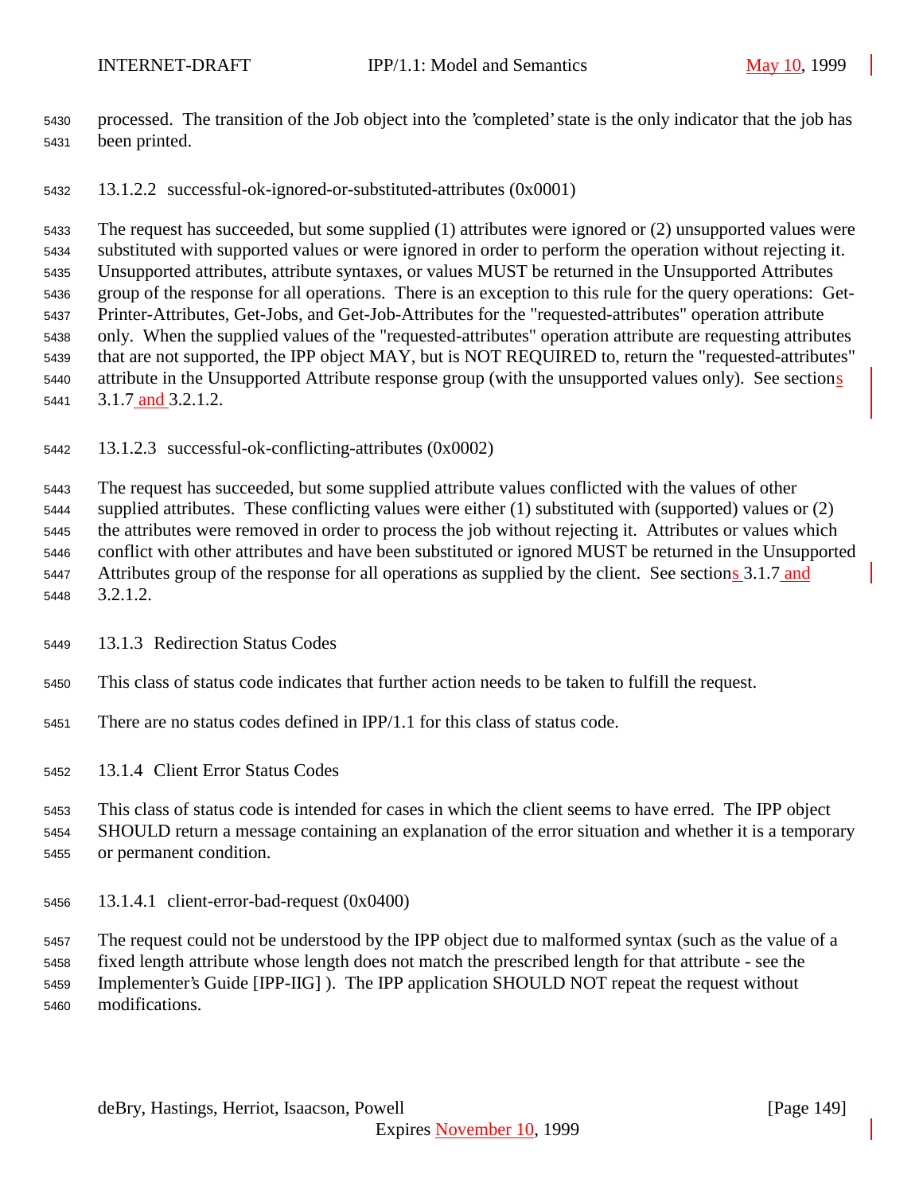processed. The transition of the Job object into the 'completed' state is the only indicator that the job has been printed.

#### 13.1.2.2 successful-ok-ignored-or-substituted-attributes (0x0001)

The request has succeeded, but some supplied (1) attributes were ignored or (2) unsupported values were substituted with supported values or were ignored in order to perform the operation without rejecting it. Unsupported attributes, attribute syntaxes, or values MUST be returned in the Unsupported Attributes group of the response for all operations. There is an exception to this rule for the query operations: Get-Printer-Attributes, Get-Jobs, and Get-Job-Attributes for the "requested-attributes" operation attribute only. When the supplied values of the "requested-attributes" operation attribute are requesting attributes that are not supported, the IPP object MAY, but is NOT REQUIRED to, return the "requested-attributes" attribute in the Unsupported Attribute response group (with the unsupported values only). See sections 3.1.7 and 3.2.1.2.

#### 13.1.2.3 successful-ok-conflicting-attributes (0x0002)

The request has succeeded, but some supplied attribute values conflicted with the values of other supplied attributes. These conflicting values were either (1) substituted with (supported) values or (2) the attributes were removed in order to process the job without rejecting it. Attributes or values which conflict with other attributes and have been substituted or ignored MUST be returned in the Unsupported Attributes group of the response for all operations as supplied by the client. See sections 3.1.7 and 3.2.1.2.

### 13.1.3 Redirection Status Codes

This class of status code indicates that further action needs to be taken to fulfill the request.

There are no status codes defined in IPP/1.1 for this class of status code.

### 13.1.4 Client Error Status Codes

This class of status code is intended for cases in which the client seems to have erred. The IPP object SHOULD return a message containing an explanation of the error situation and whether it is a temporary or permanent condition.

#### 13.1.4.1 client-error-bad-request (0x0400)

The request could not be understood by the IPP object due to malformed syntax (such as the value of a fixed length attribute whose length does not match the prescribed length for that attribute - see the Implementer's Guide [IPP-IIG] ). The IPP application SHOULD NOT repeat the request without modifications.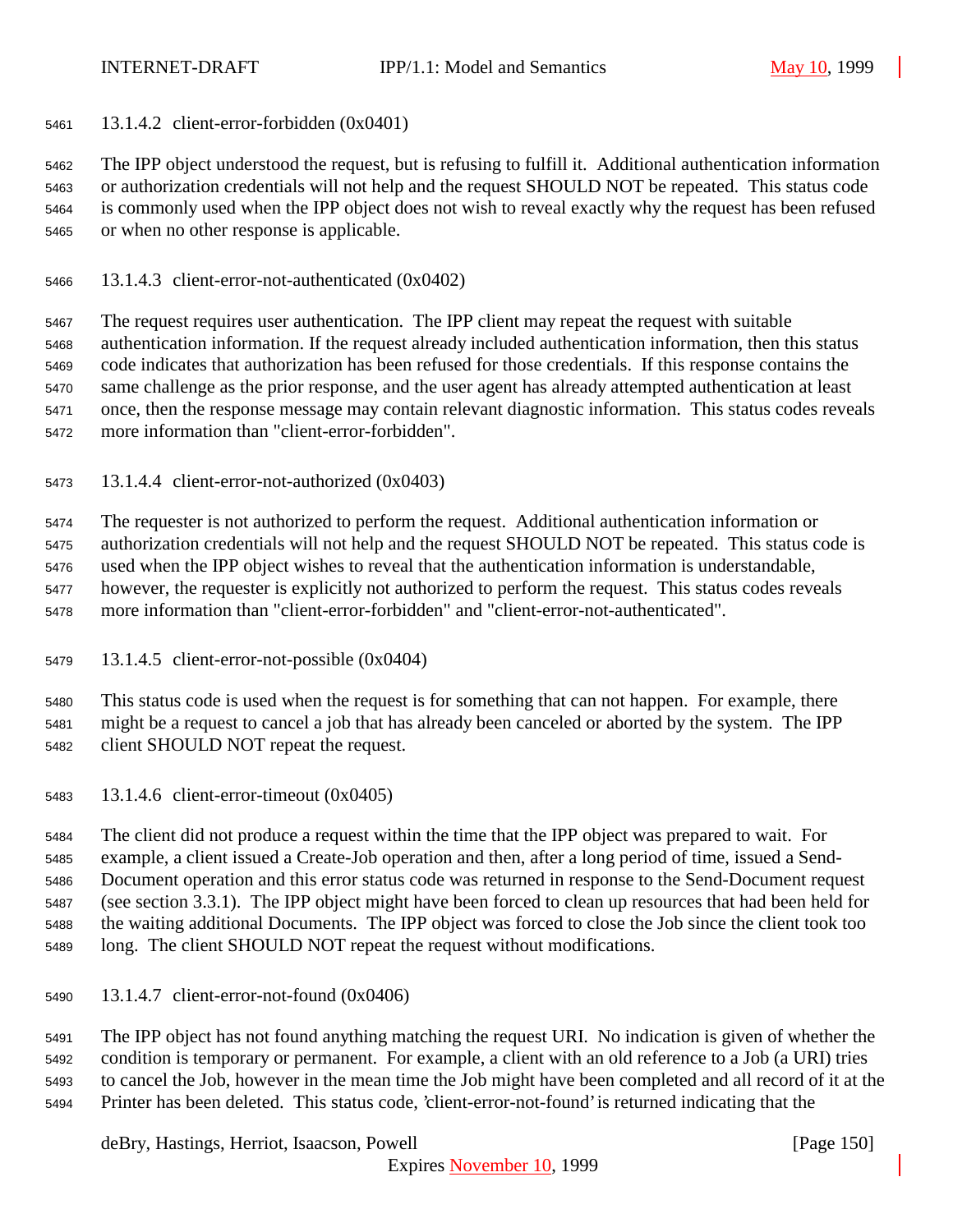#### 13.1.4.2 client-error-forbidden (0x0401)

The IPP object understood the request, but is refusing to fulfill it. Additional authentication information or authorization credentials will not help and the request SHOULD NOT be repeated. This status code is commonly used when the IPP object does not wish to reveal exactly why the request has been refused or when no other response is applicable.

#### 13.1.4.3 client-error-not-authenticated (0x0402)

The request requires user authentication. The IPP client may repeat the request with suitable authentication information. If the request already included authentication information, then this status code indicates that authorization has been refused for those credentials. If this response contains the same challenge as the prior response, and the user agent has already attempted authentication at least once, then the response message may contain relevant diagnostic information. This status codes reveals more information than "client-error-forbidden".

#### 13.1.4.4 client-error-not-authorized (0x0403)

The requester is not authorized to perform the request. Additional authentication information or authorization credentials will not help and the request SHOULD NOT be repeated. This status code is used when the IPP object wishes to reveal that the authentication information is understandable, however, the requester is explicitly not authorized to perform the request. This status codes reveals more information than "client-error-forbidden" and "client-error-not-authenticated".

#### 13.1.4.5 client-error-not-possible (0x0404)

This status code is used when the request is for something that can not happen. For example, there might be a request to cancel a job that has already been canceled or aborted by the system. The IPP client SHOULD NOT repeat the request.

#### 13.1.4.6 client-error-timeout (0x0405)

The client did not produce a request within the time that the IPP object was prepared to wait. For example, a client issued a Create-Job operation and then, after a long period of time, issued a Send-Document operation and this error status code was returned in response to the Send-Document request (see section 3.3.1). The IPP object might have been forced to clean up resources that had been held for the waiting additional Documents. The IPP object was forced to close the Job since the client took too long. The client SHOULD NOT repeat the request without modifications.

#### 13.1.4.7 client-error-not-found (0x0406)

The IPP object has not found anything matching the request URI. No indication is given of whether the condition is temporary or permanent. For example, a client with an old reference to a Job (a URI) tries to cancel the Job, however in the mean time the Job might have been completed and all record of it at the Printer has been deleted. This status code, 'client-error-not-found' is returned indicating that the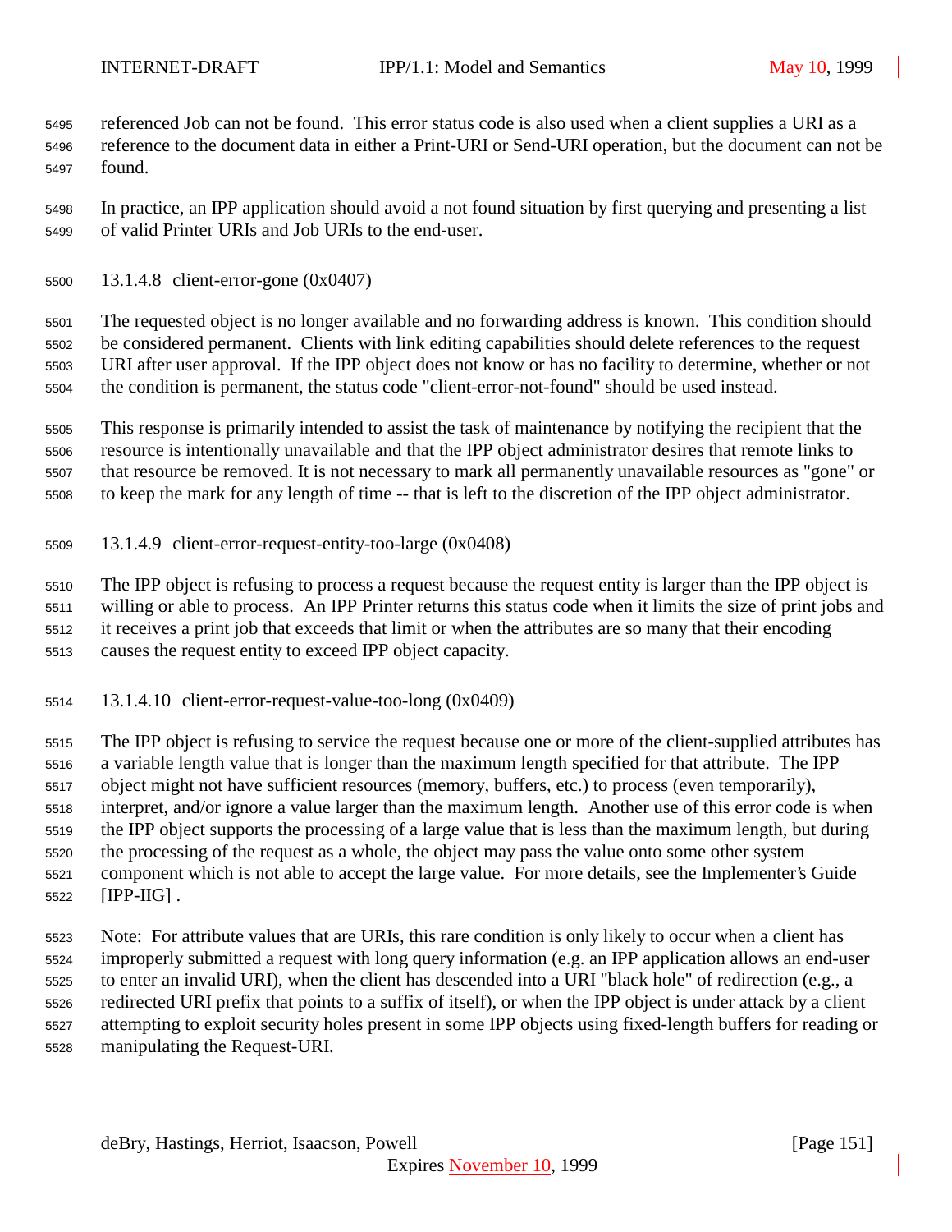referenced Job can not be found. This error status code is also used when a client supplies a URI as a reference to the document data in either a Print-URI or Send-URI operation, but the document can not be found.

In practice, an IPP application should avoid a not found situation by first querying and presenting a list of valid Printer URIs and Job URIs to the end-user.

#### 13.1.4.8 client-error-gone (0x0407)

The requested object is no longer available and no forwarding address is known. This condition should be considered permanent. Clients with link editing capabilities should delete references to the request URI after user approval. If the IPP object does not know or has no facility to determine, whether or not the condition is permanent, the status code "client-error-not-found" should be used instead.

This response is primarily intended to assist the task of maintenance by notifying the recipient that the resource is intentionally unavailable and that the IPP object administrator desires that remote links to that resource be removed. It is not necessary to mark all permanently unavailable resources as "gone" or to keep the mark for any length of time -- that is left to the discretion of the IPP object administrator.

#### 13.1.4.9 client-error-request-entity-too-large (0x0408)

The IPP object is refusing to process a request because the request entity is larger than the IPP object is willing or able to process. An IPP Printer returns this status code when it limits the size of print jobs and it receives a print job that exceeds that limit or when the attributes are so many that their encoding causes the request entity to exceed IPP object capacity.

#### 13.1.4.10 client-error-request-value-too-long (0x0409)

The IPP object is refusing to service the request because one or more of the client-supplied attributes has a variable length value that is longer than the maximum length specified for that attribute. The IPP object might not have sufficient resources (memory, buffers, etc.) to process (even temporarily), interpret, and/or ignore a value larger than the maximum length. Another use of this error code is when the IPP object supports the processing of a large value that is less than the maximum length, but during the processing of the request as a whole, the object may pass the value onto some other system component which is not able to accept the large value. For more details, see the Implementer's Guide [IPP-IIG] .

Note: For attribute values that are URIs, this rare condition is only likely to occur when a client has improperly submitted a request with long query information (e.g. an IPP application allows an end-user to enter an invalid URI), when the client has descended into a URI "black hole" of redirection (e.g., a redirected URI prefix that points to a suffix of itself), or when the IPP object is under attack by a client attempting to exploit security holes present in some IPP objects using fixed-length buffers for reading or manipulating the Request-URI.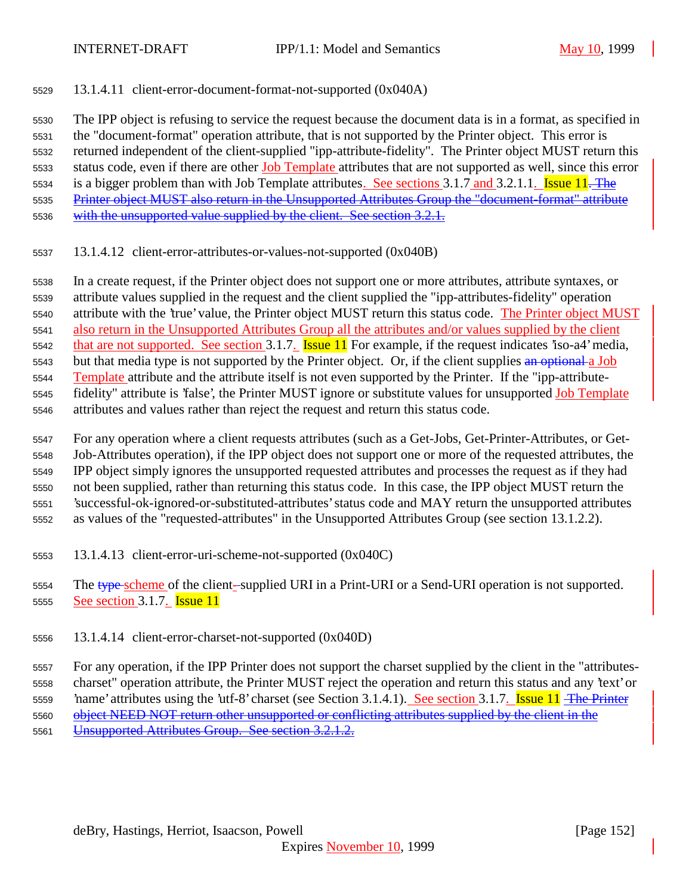#### 13.1.4.11 client-error-document-format-not-supported (0x040A)

The IPP object is refusing to service the request because the document data is in a format, as specified in the "document-format" operation attribute, that is not supported by the Printer object. This error is returned independent of the client-supplied "ipp-attribute-fidelity". The Printer object MUST return this status code, even if there are other Job Template attributes that are not supported as well, since this error is a bigger problem than with Job Template attributes. See sections 3.1.7 and 3.2.1.1. Issue 11. ~~The Printer object MUST also return in the Unsupported Attributes Group the "document-format" attribute with the unsupported value supplied by the client. See section 3.2.1.~~

#### 13.1.4.12 client-error-attributes-or-values-not-supported (0x040B)

In a create request, if the Printer object does not support one or more attributes, attribute syntaxes, or attribute values supplied in the request and the client supplied the "ipp-attributes-fidelity" operation attribute with the 'true' value, the Printer object MUST return this status code. The Printer object MUST also return in the Unsupported Attributes Group all the attributes and/or values supplied by the client that are not supported. See section 3.1.7. Issue 11 For example, if the request indicates 'iso-a4' media, but that media type is not supported by the Printer object. Or, if the client supplies ~~an optional~~ a Job Template attribute and the attribute itself is not even supported by the Printer. If the "ipp-attribute-fidelity" attribute is 'false', the Printer MUST ignore or substitute values for unsupported Job Template attributes and values rather than reject the request and return this status code.

For any operation where a client requests attributes (such as a Get-Jobs, Get-Printer-Attributes, or Get-Job-Attributes operation), if the IPP object does not support one or more of the requested attributes, the IPP object simply ignores the unsupported requested attributes and processes the request as if they had not been supplied, rather than returning this status code. In this case, the IPP object MUST return the 'successful-ok-ignored-or-substituted-attributes' status code and MAY return the unsupported attributes as values of the "requested-attributes" in the Unsupported Attributes Group (see section 13.1.2.2).

#### 13.1.4.13 client-error-uri-scheme-not-supported (0x040C)

The ~~type~~ scheme of the client-supplied URI in a Print-URI or a Send-URI operation is not supported. See section 3.1.7. Issue 11

#### 13.1.4.14 client-error-charset-not-supported (0x040D)

For any operation, if the IPP Printer does not support the charset supplied by the client in the "attributes-charset" operation attribute, the Printer MUST reject the operation and return this status and any 'text' or 'name' attributes using the 'utf-8' charset (see Section 3.1.4.1). See section 3.1.7. Issue 11 ~~The Printer object NEED NOT return other unsupported or conflicting attributes supplied by the client in the Unsupported Attributes Group. See section 3.2.1.2.~~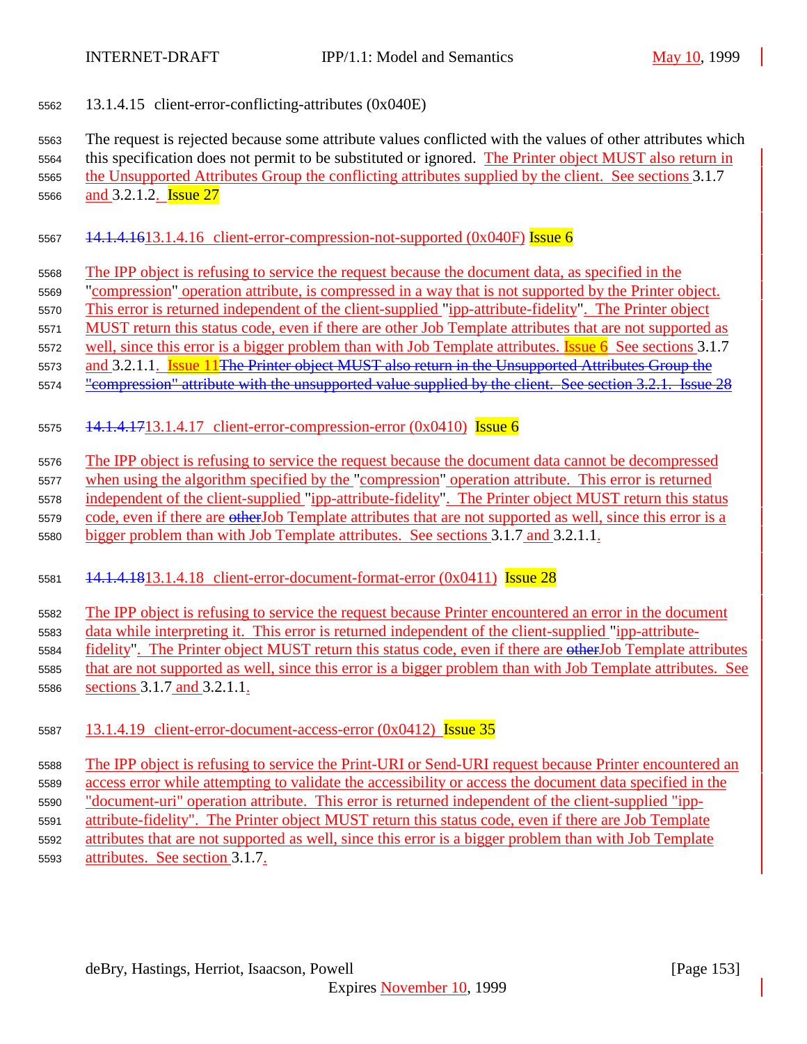5562 13.1.4.15 client-error-conflicting-attributes (0x040E)

5563 The request is rejected because some attribute values conflicted with the values of other attributes which
5564 this specification does not permit to be substituted or ignored. The Printer object MUST also return in
5565 the Unsupported Attributes Group the conflicting attributes supplied by the client. See sections 3.1.7
5566 and 3.2.1.2. Issue 27

5567 ~~14.1.4.16~~13.1.4.16 client-error-compression-not-supported (0x040F) Issue 6

5568 The IPP object is refusing to service the request because the document data, as specified in the
5569 "compression" operation attribute, is compressed in a way that is not supported by the Printer object.
5570 This error is returned independent of the client-supplied "ipp-attribute-fidelity". The Printer object
5571 MUST return this status code, even if there are other Job Template attributes that are not supported as
5572 well, since this error is a bigger problem than with Job Template attributes. Issue 6 See sections 3.1.7
5573 and 3.2.1.1. Issue 11~~The Printer object MUST also return in the Unsupported Attributes Group the~~
5574 ~~"compression" attribute with the unsupported value supplied by the client. See section 3.2.1. Issue 28~~

5575 ~~14.1.4.17~~13.1.4.17 client-error-compression-error (0x0410) Issue 6

5576 The IPP object is refusing to service the request because the document data cannot be decompressed
5577 when using the algorithm specified by the "compression" operation attribute. This error is returned
5578 independent of the client-supplied "ipp-attribute-fidelity". The Printer object MUST return this status
5579 code, even if there are ~~other~~Job Template attributes that are not supported as well, since this error is a
5580 bigger problem than with Job Template attributes. See sections 3.1.7 and 3.2.1.1.

5581 ~~14.1.4.18~~13.1.4.18 client-error-document-format-error (0x0411) Issue 28

5582 The IPP object is refusing to service the request because Printer encountered an error in the document
5583 data while interpreting it. This error is returned independent of the client-supplied "ipp-attribute-
5584 fidelity". The Printer object MUST return this status code, even if there are ~~other~~Job Template attributes
5585 that are not supported as well, since this error is a bigger problem than with Job Template attributes. See
5586 sections 3.1.7 and 3.2.1.1.

5587 13.1.4.19 client-error-document-access-error (0x0412) Issue 35

5588 The IPP object is refusing to service the Print-URI or Send-URI request because Printer encountered an
5589 access error while attempting to validate the accessibility or access the document data specified in the
5590 "document-uri" operation attribute. This error is returned independent of the client-supplied "ipp-
5591 attribute-fidelity". The Printer object MUST return this status code, even if there are Job Template
5592 attributes that are not supported as well, since this error is a bigger problem than with Job Template
5593 attributes. See section 3.1.7.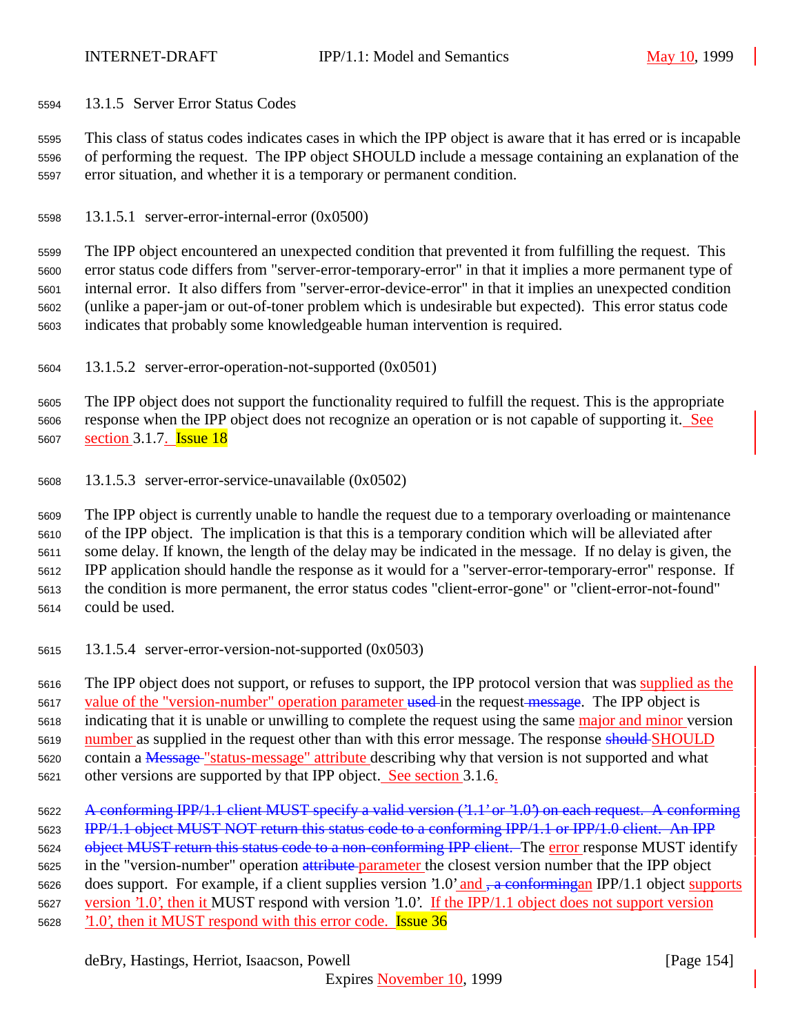### 13.1.5 Server Error Status Codes

This class of status codes indicates cases in which the IPP object is aware that it has erred or is incapable of performing the request. The IPP object SHOULD include a message containing an explanation of the error situation, and whether it is a temporary or permanent condition.

#### 13.1.5.1 server-error-internal-error (0x0500)

The IPP object encountered an unexpected condition that prevented it from fulfilling the request. This error status code differs from "server-error-temporary-error" in that it implies a more permanent type of internal error. It also differs from "server-error-device-error" in that it implies an unexpected condition (unlike a paper-jam or out-of-toner problem which is undesirable but expected). This error status code indicates that probably some knowledgeable human intervention is required.

#### 13.1.5.2 server-error-operation-not-supported (0x0501)

The IPP object does not support the functionality required to fulfill the request. This is the appropriate response when the IPP object does not recognize an operation or is not capable of supporting it. See section 3.1.7. Issue 18

#### 13.1.5.3 server-error-service-unavailable (0x0502)

The IPP object is currently unable to handle the request due to a temporary overloading or maintenance of the IPP object. The implication is that this is a temporary condition which will be alleviated after some delay. If known, the length of the delay may be indicated in the message. If no delay is given, the IPP application should handle the response as it would for a "server-error-temporary-error" response. If the condition is more permanent, the error status codes "client-error-gone" or "client-error-not-found" could be used.

#### 13.1.5.4 server-error-version-not-supported (0x0503)

The IPP object does not support, or refuses to support, the IPP protocol version that was supplied as the value of the "version-number" operation parameter ~~used~~ in the request~~ message~~. The IPP object is indicating that it is unable or unwilling to complete the request using the same major and minor version number as supplied in the request other than with this error message. The response ~~should~~ SHOULD contain a ~~Message~~ "status-message" attribute describing why that version is not supported and what other versions are supported by that IPP object. See section 3.1.6.

~~A conforming IPP/1.1 client MUST specify a valid version ('1.1' or '1.0') on each request. A conforming IPP/1.1 object MUST NOT return this status code to a conforming IPP/1.1 or IPP/1.0 client. An IPP object MUST return this status code to a non-conforming IPP client.~~ The error response MUST identify in the "version-number" operation ~~attribute~~ parameter the closest version number that the IPP object does support. For example, if a client supplies version '1.0' and ~~, a conforming~~an IPP/1.1 object supports version '1.0', then it MUST respond with version '1.0'. If the IPP/1.1 object does not support version '1.0', then it MUST respond with this error code. Issue 36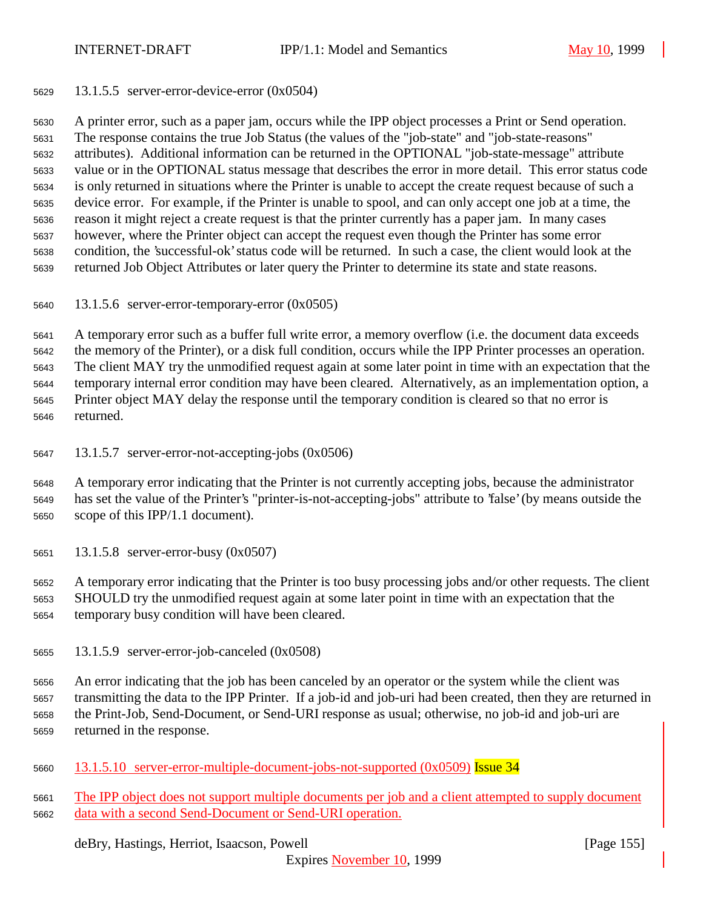#### 13.1.5.5 server-error-device-error (0x0504)

A printer error, such as a paper jam, occurs while the IPP object processes a Print or Send operation. The response contains the true Job Status (the values of the "job-state" and "job-state-reasons" attributes). Additional information can be returned in the OPTIONAL "job-state-message" attribute value or in the OPTIONAL status message that describes the error in more detail. This error status code is only returned in situations where the Printer is unable to accept the create request because of such a device error. For example, if the Printer is unable to spool, and can only accept one job at a time, the reason it might reject a create request is that the printer currently has a paper jam. In many cases however, where the Printer object can accept the request even though the Printer has some error condition, the 'successful-ok' status code will be returned. In such a case, the client would look at the returned Job Object Attributes or later query the Printer to determine its state and state reasons.

#### 13.1.5.6 server-error-temporary-error (0x0505)

A temporary error such as a buffer full write error, a memory overflow (i.e. the document data exceeds the memory of the Printer), or a disk full condition, occurs while the IPP Printer processes an operation. The client MAY try the unmodified request again at some later point in time with an expectation that the temporary internal error condition may have been cleared. Alternatively, as an implementation option, a Printer object MAY delay the response until the temporary condition is cleared so that no error is returned.

#### 13.1.5.7 server-error-not-accepting-jobs (0x0506)

A temporary error indicating that the Printer is not currently accepting jobs, because the administrator has set the value of the Printer's "printer-is-not-accepting-jobs" attribute to 'false' (by means outside the scope of this IPP/1.1 document).

#### 13.1.5.8 server-error-busy (0x0507)

A temporary error indicating that the Printer is too busy processing jobs and/or other requests. The client SHOULD try the unmodified request again at some later point in time with an expectation that the temporary busy condition will have been cleared.

#### 13.1.5.9 server-error-job-canceled (0x0508)

An error indicating that the job has been canceled by an operator or the system while the client was transmitting the data to the IPP Printer. If a job-id and job-uri had been created, then they are returned in the Print-Job, Send-Document, or Send-URI response as usual; otherwise, no job-id and job-uri are returned in the response.

#### 13.1.5.10 server-error-multiple-document-jobs-not-supported (0x0509) Issue 34

The IPP object does not support multiple documents per job and a client attempted to supply document data with a second Send-Document or Send-URI operation.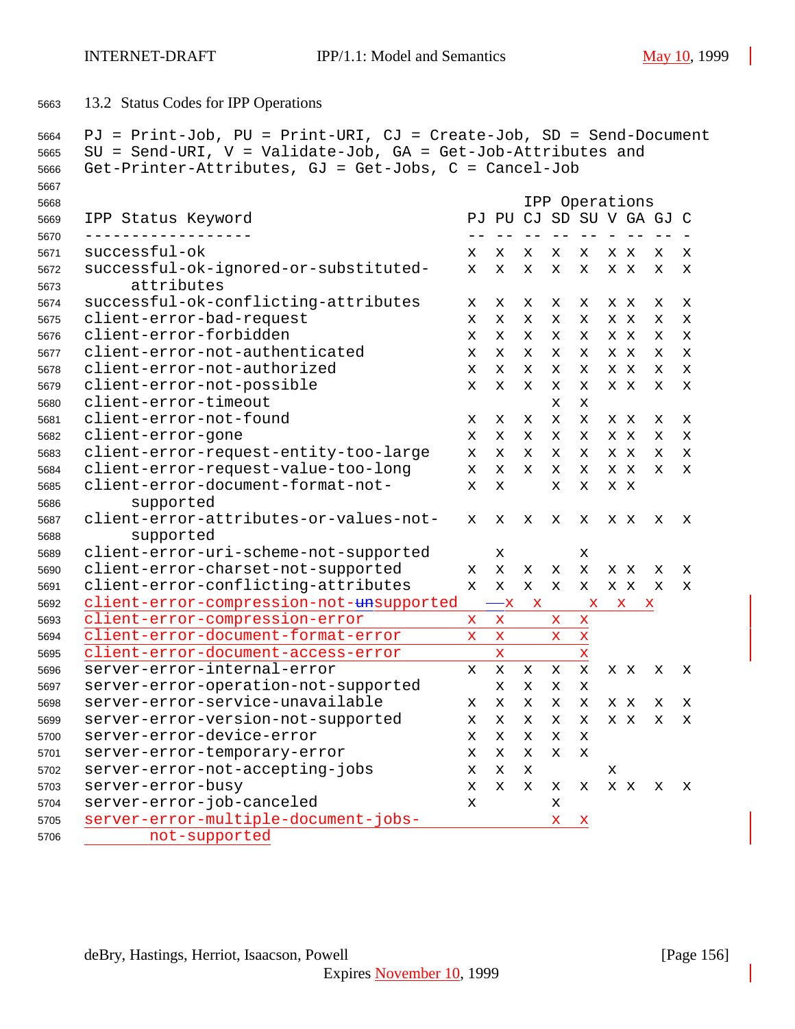13.2 Status Codes for IPP Operations

PJ = Print-Job, PU = Print-URI, CJ = Create-Job, SD = Send-Document
SU = Send-URI, V = Validate-Job, GA = Get-Job-Attributes and
Get-Printer-Attributes, GJ = Get-Jobs, C = Cancel-Job

| IPP Status Keyword | PJ | PU | CJ | SD | SU | V | GA | GJ | C |
|---|---|---|---|---|---|---|---|---|---|
| successful-ok | x | x | x | x | x | x | x | x | x |
| successful-ok-ignored-or-substituted-attributes | x | x | x | x | x | x | x | x | x |
| successful-ok-conflicting-attributes | x | x | x | x | x | x | x | x | x |
| client-error-bad-request | x | x | x | x | x | x | x | x | x |
| client-error-forbidden | x | x | x | x | x | x | x | x | x |
| client-error-not-authenticated | x | x | x | x | x | x | x | x | x |
| client-error-not-authorized | x | x | x | x | x | x | x | x | x |
| client-error-not-possible | x | x | x | x | x | x | x | x | x |
| client-error-timeout | | | | x | x | | | | |
| client-error-not-found | x | x | x | x | x | x | x | x | x |
| client-error-gone | x | x | x | x | x | x | x | x | x |
| client-error-request-entity-too-large | x | x | x | x | x | x | x | x | x |
| client-error-request-value-too-long | x | x | x | x | x | x | x | x | x |
| client-error-document-format-not-supported | x | x | | x | x | x | x | | |
| client-error-attributes-or-values-not-supported | x | x | x | x | x | x | x | x | x |
| client-error-uri-scheme-not-supported | | x | | | x | | | | |
| client-error-charset-not-supported | x | x | x | x | x | x | x | x | x |
| client-error-conflicting-attributes | x | x | x | x | x | x | x | x | x |
| client-error-compression-not-~~un~~supported | | x | x | | x | x | x | | |
| client-error-compression-error | x | x | | x | x | | | | |
| client-error-document-format-error | x | x | | x | x | | | | |
| client-error-document-access-error | | x | | | x | | | | |
| server-error-internal-error | x | x | x | x | x | x | x | x | x |
| server-error-operation-not-supported | | x | x | x | x | | | | |
| server-error-service-unavailable | x | x | x | x | x | x | x | x | x |
| server-error-version-not-supported | x | x | x | x | x | x | x | x | x |
| server-error-device-error | x | x | x | x | x | | | | |
| server-error-temporary-error | x | x | x | x | x | | | | |
| server-error-not-accepting-jobs | x | x | x | | | x | | | |
| server-error-busy | x | x | x | x | x | x | x | x | x |
| server-error-job-canceled | x | | | x | | | | | |
| server-error-multiple-document-jobs-not-supported | | | | x | x | | | | |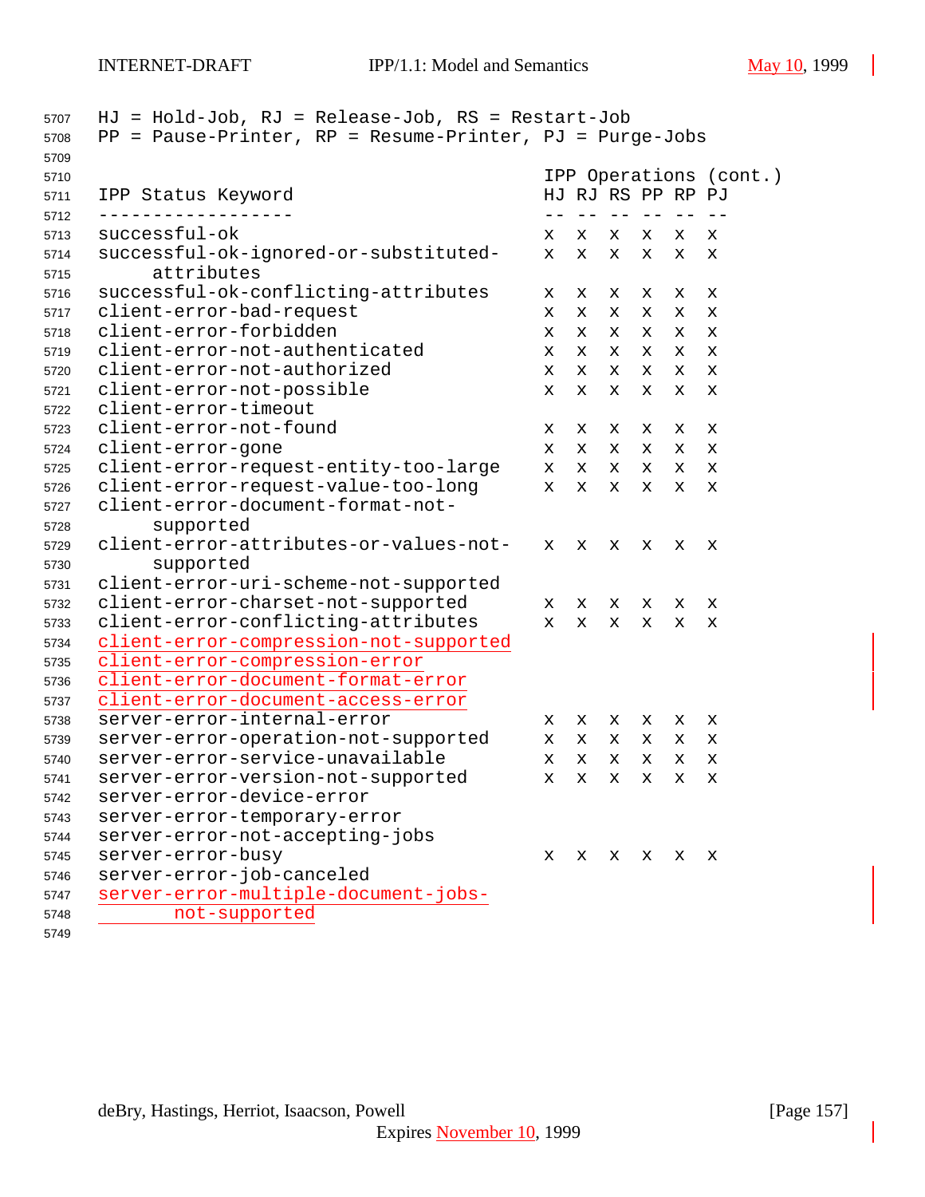HJ = Hold-Job, RJ = Release-Job, RS = Restart-Job
PP = Pause-Printer, RP = Resume-Printer, PJ = Purge-Jobs

| IPP Status Keyword | IPP Operations (cont.) HJ | RJ | RS | PP | RP | PJ |
|---|---|---|---|---|---|---|
| successful-ok | x | x | x | x | x | x |
| successful-ok-ignored-or-substituted-attributes | x | x | x | x | x | x |
| successful-ok-conflicting-attributes | x | x | x | x | x | x |
| client-error-bad-request | x | x | x | x | x | x |
| client-error-forbidden | x | x | x | x | x | x |
| client-error-not-authenticated | x | x | x | x | x | x |
| client-error-not-authorized | x | x | x | x | x | x |
| client-error-not-possible | x | x | x | x | x | x |
| client-error-timeout | | | | | | |
| client-error-not-found | x | x | x | x | x | x |
| client-error-gone | x | x | x | x | x | x |
| client-error-request-entity-too-large | x | x | x | x | x | x |
| client-error-request-value-too-long | x | x | x | x | x | x |
| client-error-document-format-not-supported | | | | | | |
| client-error-attributes-or-values-not-supported | x | x | x | x | x | x |
| client-error-uri-scheme-not-supported | | | | | | |
| client-error-charset-not-supported | x | x | x | x | x | x |
| client-error-conflicting-attributes | x | x | x | x | x | x |
| client-error-compression-not-supported | | | | | | |
| client-error-compression-error | | | | | | |
| client-error-document-format-error | | | | | | |
| client-error-document-access-error | | | | | | |
| server-error-internal-error | x | x | x | x | x | x |
| server-error-operation-not-supported | x | x | x | x | x | x |
| server-error-service-unavailable | x | x | x | x | x | x |
| server-error-version-not-supported | x | x | x | x | x | x |
| server-error-device-error | | | | | | |
| server-error-temporary-error | | | | | | |
| server-error-not-accepting-jobs | | | | | | |
| server-error-busy | x | x | x | x | x | x |
| server-error-job-canceled | | | | | | |
| server-error-multiple-document-jobs-not-supported | | | | | | |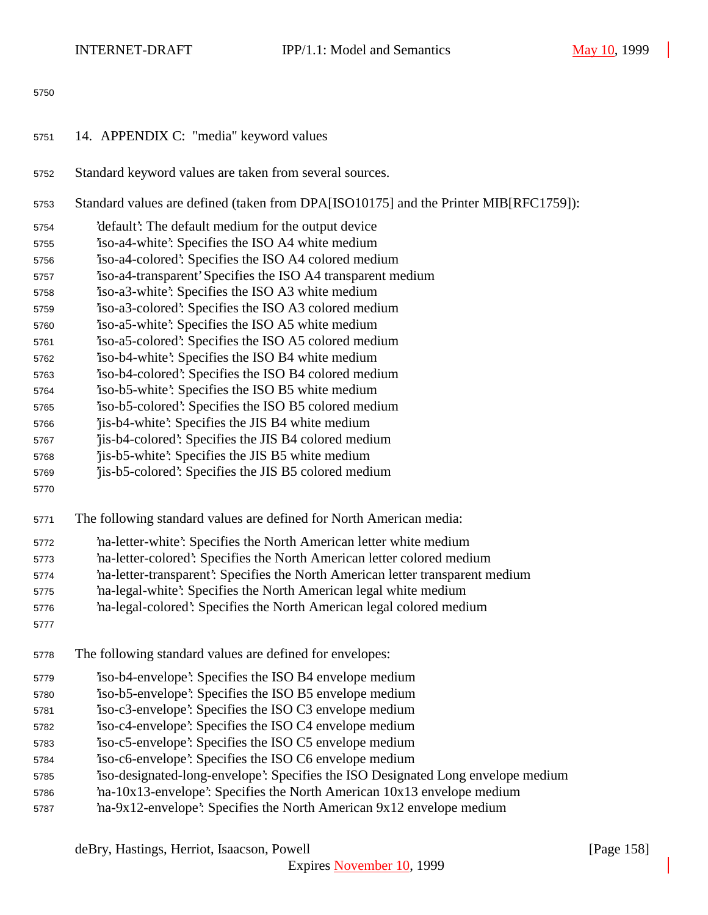## 14. APPENDIX C: "media" keyword values

Standard keyword values are taken from several sources.

Standard values are defined (taken from DPA[ISO10175] and the Printer MIB[RFC1759]):

- 'default': The default medium for the output device
- 'iso-a4-white': Specifies the ISO A4 white medium
- 'iso-a4-colored': Specifies the ISO A4 colored medium
- 'iso-a4-transparent' Specifies the ISO A4 transparent medium
- 'iso-a3-white': Specifies the ISO A3 white medium
- 'iso-a3-colored': Specifies the ISO A3 colored medium
- 'iso-a5-white': Specifies the ISO A5 white medium
- 'iso-a5-colored': Specifies the ISO A5 colored medium
- 'iso-b4-white': Specifies the ISO B4 white medium
- 'iso-b4-colored': Specifies the ISO B4 colored medium
- 'iso-b5-white': Specifies the ISO B5 white medium
- 'iso-b5-colored': Specifies the ISO B5 colored medium
- 'jis-b4-white': Specifies the JIS B4 white medium
- 'jis-b4-colored': Specifies the JIS B4 colored medium
- 'jis-b5-white': Specifies the JIS B5 white medium
- 'jis-b5-colored': Specifies the JIS B5 colored medium

The following standard values are defined for North American media:

- 'na-letter-white': Specifies the North American letter white medium
- 'na-letter-colored': Specifies the North American letter colored medium
- 'na-letter-transparent': Specifies the North American letter transparent medium
- 'na-legal-white': Specifies the North American legal white medium
- 'na-legal-colored': Specifies the North American legal colored medium

The following standard values are defined for envelopes:

- 'iso-b4-envelope': Specifies the ISO B4 envelope medium
- 'iso-b5-envelope': Specifies the ISO B5 envelope medium
- 'iso-c3-envelope': Specifies the ISO C3 envelope medium
- 'iso-c4-envelope': Specifies the ISO C4 envelope medium
- 'iso-c5-envelope': Specifies the ISO C5 envelope medium
- 'iso-c6-envelope': Specifies the ISO C6 envelope medium
- 'iso-designated-long-envelope': Specifies the ISO Designated Long envelope medium
- 'na-10x13-envelope': Specifies the North American 10x13 envelope medium
- 'na-9x12-envelope': Specifies the North American 9x12 envelope medium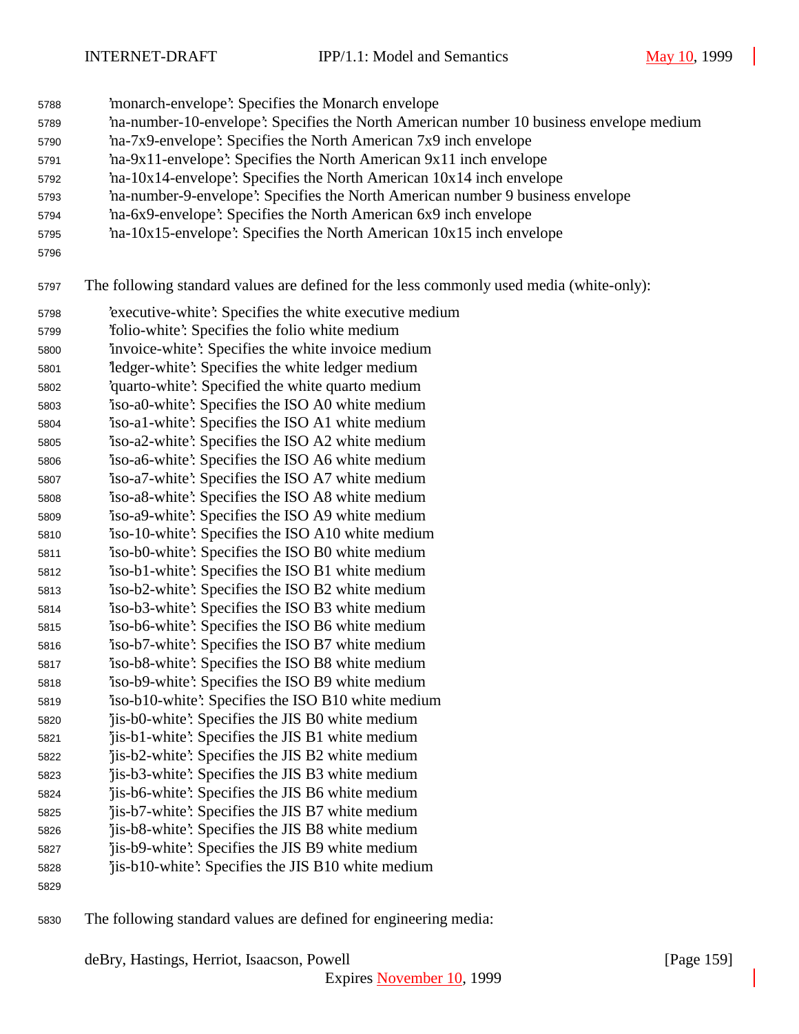'monarch-envelope': Specifies the Monarch envelope
'na-number-10-envelope': Specifies the North American number 10 business envelope medium
'na-7x9-envelope': Specifies the North American 7x9 inch envelope
'na-9x11-envelope': Specifies the North American 9x11 inch envelope
'na-10x14-envelope': Specifies the North American 10x14 inch envelope
'na-number-9-envelope': Specifies the North American number 9 business envelope
'na-6x9-envelope': Specifies the North American 6x9 inch envelope
'na-10x15-envelope': Specifies the North American 10x15 inch envelope

The following standard values are defined for the less commonly used media (white-only):

'executive-white': Specifies the white executive medium
'folio-white': Specifies the folio white medium
'invoice-white': Specifies the white invoice medium
'ledger-white': Specifies the white ledger medium
'quarto-white': Specified the white quarto medium
'iso-a0-white': Specifies the ISO A0 white medium
'iso-a1-white': Specifies the ISO A1 white medium
'iso-a2-white': Specifies the ISO A2 white medium
'iso-a6-white': Specifies the ISO A6 white medium
'iso-a7-white': Specifies the ISO A7 white medium
'iso-a8-white': Specifies the ISO A8 white medium
'iso-a9-white': Specifies the ISO A9 white medium
'iso-10-white': Specifies the ISO A10 white medium
'iso-b0-white': Specifies the ISO B0 white medium
'iso-b1-white': Specifies the ISO B1 white medium
'iso-b2-white': Specifies the ISO B2 white medium
'iso-b3-white': Specifies the ISO B3 white medium
'iso-b6-white': Specifies the ISO B6 white medium
'iso-b7-white': Specifies the ISO B7 white medium
'iso-b8-white': Specifies the ISO B8 white medium
'iso-b9-white': Specifies the ISO B9 white medium
'iso-b10-white': Specifies the ISO B10 white medium
'jis-b0-white': Specifies the JIS B0 white medium
'jis-b1-white': Specifies the JIS B1 white medium
'jis-b2-white': Specifies the JIS B2 white medium
'jis-b3-white': Specifies the JIS B3 white medium
'jis-b6-white': Specifies the JIS B6 white medium
'jis-b7-white': Specifies the JIS B7 white medium
'jis-b8-white': Specifies the JIS B8 white medium
'jis-b9-white': Specifies the JIS B9 white medium
'jis-b10-white': Specifies the JIS B10 white medium

The following standard values are defined for engineering media: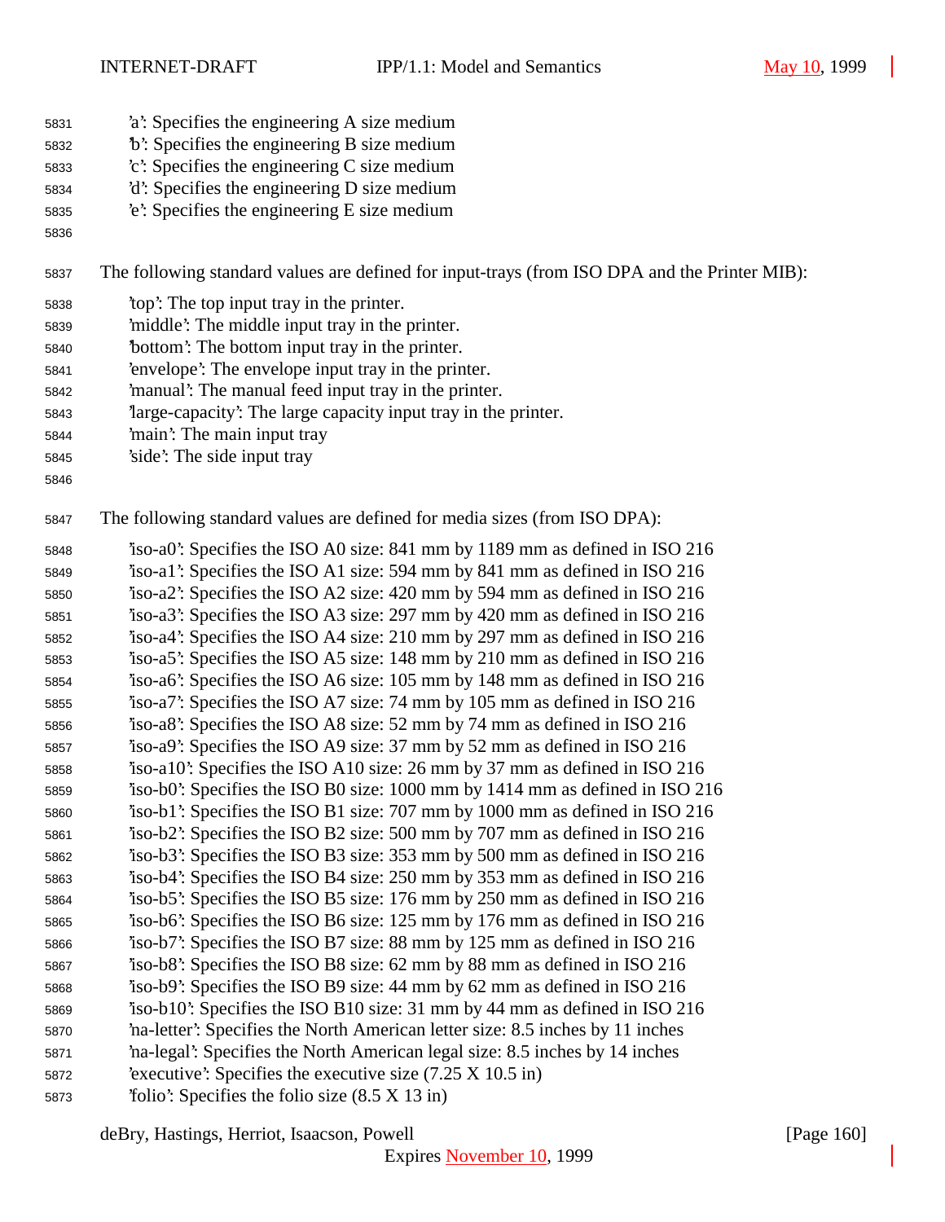'a': Specifies the engineering A size medium
'b': Specifies the engineering B size medium
'c': Specifies the engineering C size medium
'd': Specifies the engineering D size medium
'e': Specifies the engineering E size medium

The following standard values are defined for input-trays (from ISO DPA and the Printer MIB):

'top': The top input tray in the printer.
'middle': The middle input tray in the printer.
'bottom': The bottom input tray in the printer.
'envelope': The envelope input tray in the printer.
'manual': The manual feed input tray in the printer.
'large-capacity': The large capacity input tray in the printer.
'main': The main input tray
'side': The side input tray

The following standard values are defined for media sizes (from ISO DPA):

'iso-a0': Specifies the ISO A0 size: 841 mm by 1189 mm as defined in ISO 216
'iso-a1': Specifies the ISO A1 size: 594 mm by 841 mm as defined in ISO 216
'iso-a2': Specifies the ISO A2 size: 420 mm by 594 mm as defined in ISO 216
'iso-a3': Specifies the ISO A3 size: 297 mm by 420 mm as defined in ISO 216
'iso-a4': Specifies the ISO A4 size: 210 mm by 297 mm as defined in ISO 216
'iso-a5': Specifies the ISO A5 size: 148 mm by 210 mm as defined in ISO 216
'iso-a6': Specifies the ISO A6 size: 105 mm by 148 mm as defined in ISO 216
'iso-a7': Specifies the ISO A7 size: 74 mm by 105 mm as defined in ISO 216
'iso-a8': Specifies the ISO A8 size: 52 mm by 74 mm as defined in ISO 216
'iso-a9': Specifies the ISO A9 size: 37 mm by 52 mm as defined in ISO 216
'iso-a10': Specifies the ISO A10 size: 26 mm by 37 mm as defined in ISO 216
'iso-b0': Specifies the ISO B0 size: 1000 mm by 1414 mm as defined in ISO 216
'iso-b1': Specifies the ISO B1 size: 707 mm by 1000 mm as defined in ISO 216
'iso-b2': Specifies the ISO B2 size: 500 mm by 707 mm as defined in ISO 216
'iso-b3': Specifies the ISO B3 size: 353 mm by 500 mm as defined in ISO 216
'iso-b4': Specifies the ISO B4 size: 250 mm by 353 mm as defined in ISO 216
'iso-b5': Specifies the ISO B5 size: 176 mm by 250 mm as defined in ISO 216
'iso-b6': Specifies the ISO B6 size: 125 mm by 176 mm as defined in ISO 216
'iso-b7': Specifies the ISO B7 size: 88 mm by 125 mm as defined in ISO 216
'iso-b8': Specifies the ISO B8 size: 62 mm by 88 mm as defined in ISO 216
'iso-b9': Specifies the ISO B9 size: 44 mm by 62 mm as defined in ISO 216
'iso-b10': Specifies the ISO B10 size: 31 mm by 44 mm as defined in ISO 216
'na-letter': Specifies the North American letter size: 8.5 inches by 11 inches
'na-legal': Specifies the North American legal size: 8.5 inches by 14 inches
'executive': Specifies the executive size (7.25 X 10.5 in)
'folio': Specifies the folio size (8.5 X 13 in)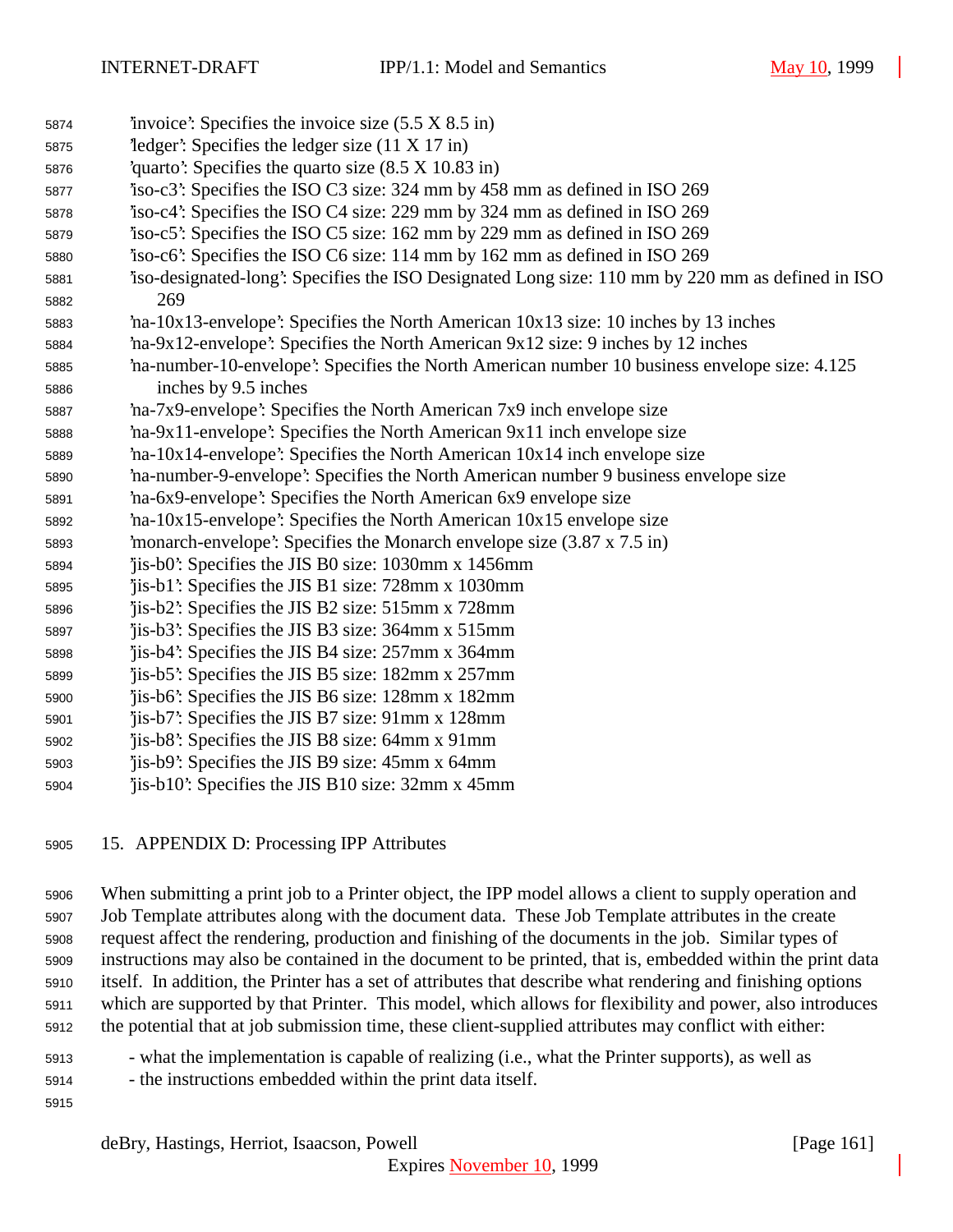'invoice': Specifies the invoice size (5.5 X 8.5 in)
'ledger': Specifies the ledger size (11 X 17 in)
'quarto': Specifies the quarto size (8.5 X 10.83 in)
'iso-c3': Specifies the ISO C3 size: 324 mm by 458 mm as defined in ISO 269
'iso-c4': Specifies the ISO C4 size: 229 mm by 324 mm as defined in ISO 269
'iso-c5': Specifies the ISO C5 size: 162 mm by 229 mm as defined in ISO 269
'iso-c6': Specifies the ISO C6 size: 114 mm by 162 mm as defined in ISO 269
'iso-designated-long': Specifies the ISO Designated Long size: 110 mm by 220 mm as defined in ISO 269
'na-10x13-envelope': Specifies the North American 10x13 size: 10 inches by 13 inches
'na-9x12-envelope': Specifies the North American 9x12 size: 9 inches by 12 inches
'na-number-10-envelope': Specifies the North American number 10 business envelope size: 4.125 inches by 9.5 inches
'na-7x9-envelope': Specifies the North American 7x9 inch envelope size
'na-9x11-envelope': Specifies the North American 9x11 inch envelope size
'na-10x14-envelope': Specifies the North American 10x14 inch envelope size
'na-number-9-envelope': Specifies the North American number 9 business envelope size
'na-6x9-envelope': Specifies the North American 6x9 envelope size
'na-10x15-envelope': Specifies the North American 10x15 envelope size
'monarch-envelope': Specifies the Monarch envelope size (3.87 x 7.5 in)
'jis-b0': Specifies the JIS B0 size: 1030mm x 1456mm
'jis-b1': Specifies the JIS B1 size: 728mm x 1030mm
'jis-b2': Specifies the JIS B2 size: 515mm x 728mm
'jis-b3': Specifies the JIS B3 size: 364mm x 515mm
'jis-b4': Specifies the JIS B4 size: 257mm x 364mm
'jis-b5': Specifies the JIS B5 size: 182mm x 257mm
'jis-b6': Specifies the JIS B6 size: 128mm x 182mm
'jis-b7': Specifies the JIS B7 size: 91mm x 128mm
'jis-b8': Specifies the JIS B8 size: 64mm x 91mm
'jis-b9': Specifies the JIS B9 size: 45mm x 64mm
'jis-b10': Specifies the JIS B10 size: 32mm x 45mm

## 15. APPENDIX D: Processing IPP Attributes

When submitting a print job to a Printer object, the IPP model allows a client to supply operation and Job Template attributes along with the document data. These Job Template attributes in the create request affect the rendering, production and finishing of the documents in the job. Similar types of instructions may also be contained in the document to be printed, that is, embedded within the print data itself. In addition, the Printer has a set of attributes that describe what rendering and finishing options which are supported by that Printer. This model, which allows for flexibility and power, also introduces the potential that at job submission time, these client-supplied attributes may conflict with either:

- what the implementation is capable of realizing (i.e., what the Printer supports), as well as
- the instructions embedded within the print data itself.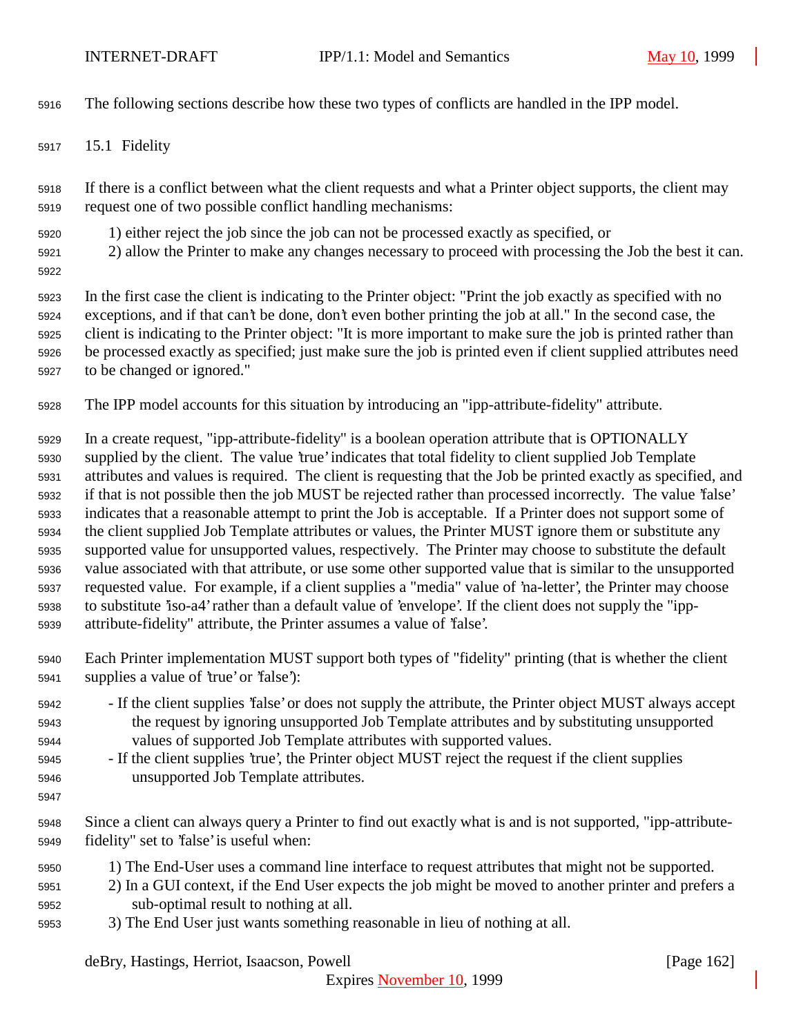The following sections describe how these two types of conflicts are handled in the IPP model.

## 15.1 Fidelity

If there is a conflict between what the client requests and what a Printer object supports, the client may request one of two possible conflict handling mechanisms:

1) either reject the job since the job can not be processed exactly as specified, or
2) allow the Printer to make any changes necessary to proceed with processing the Job the best it can.

In the first case the client is indicating to the Printer object: "Print the job exactly as specified with no exceptions, and if that can't be done, don't even bother printing the job at all." In the second case, the client is indicating to the Printer object: "It is more important to make sure the job is printed rather than be processed exactly as specified; just make sure the job is printed even if client supplied attributes need to be changed or ignored."

The IPP model accounts for this situation by introducing an "ipp-attribute-fidelity" attribute.

In a create request, "ipp-attribute-fidelity" is a boolean operation attribute that is OPTIONALLY supplied by the client. The value 'true' indicates that total fidelity to client supplied Job Template attributes and values is required. The client is requesting that the Job be printed exactly as specified, and if that is not possible then the job MUST be rejected rather than processed incorrectly. The value 'false' indicates that a reasonable attempt to print the Job is acceptable. If a Printer does not support some of the client supplied Job Template attributes or values, the Printer MUST ignore them or substitute any supported value for unsupported values, respectively. The Printer may choose to substitute the default value associated with that attribute, or use some other supported value that is similar to the unsupported requested value. For example, if a client supplies a "media" value of 'na-letter', the Printer may choose to substitute 'iso-a4' rather than a default value of 'envelope'. If the client does not supply the "ipp-attribute-fidelity" attribute, the Printer assumes a value of 'false'.

Each Printer implementation MUST support both types of "fidelity" printing (that is whether the client supplies a value of 'true' or 'false'):

- If the client supplies 'false' or does not supply the attribute, the Printer object MUST always accept the request by ignoring unsupported Job Template attributes and by substituting unsupported values of supported Job Template attributes with supported values.
- If the client supplies 'true', the Printer object MUST reject the request if the client supplies unsupported Job Template attributes.

Since a client can always query a Printer to find out exactly what is and is not supported, "ipp-attribute-fidelity" set to 'false' is useful when:

1) The End-User uses a command line interface to request attributes that might not be supported.
2) In a GUI context, if the End User expects the job might be moved to another printer and prefers a sub-optimal result to nothing at all.
3) The End User just wants something reasonable in lieu of nothing at all.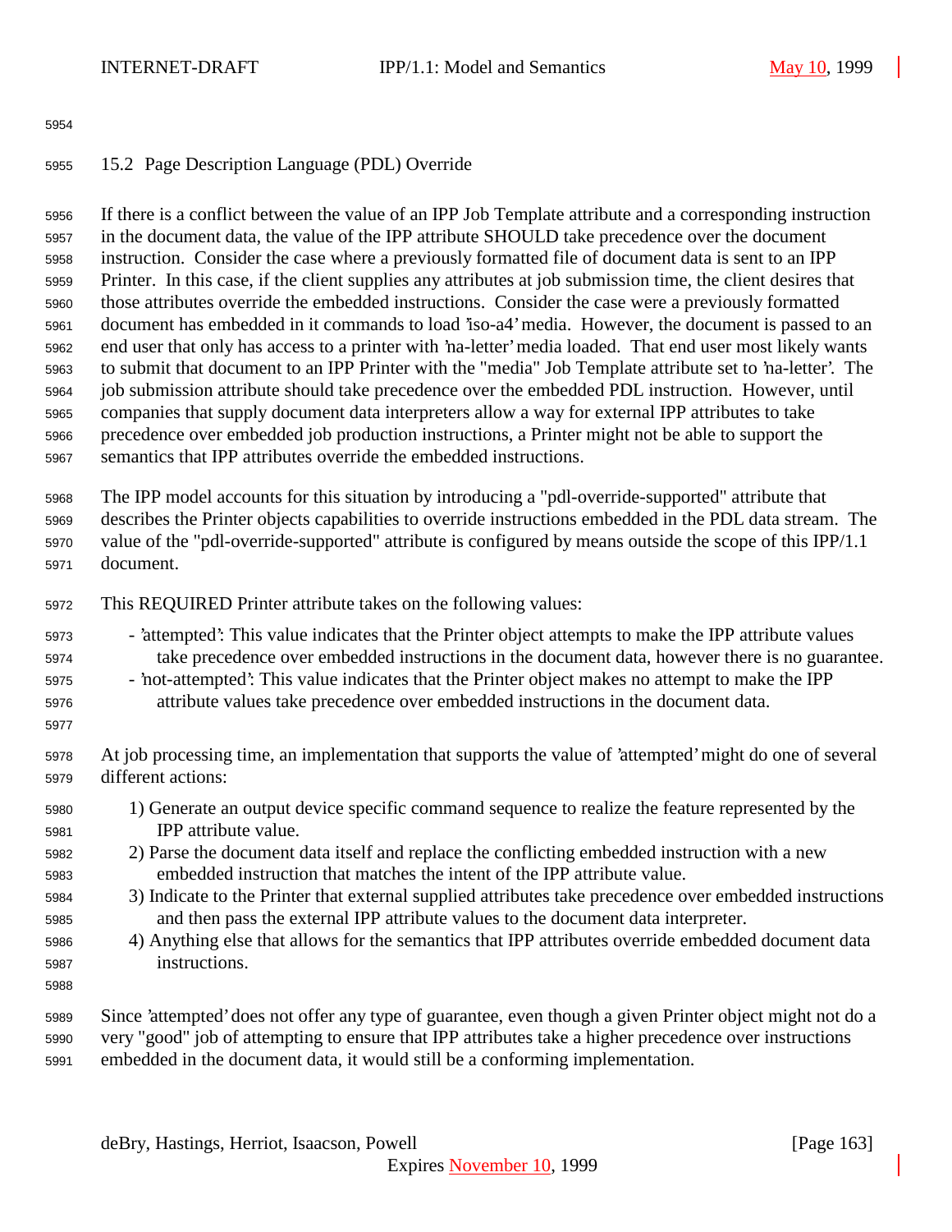## 15.2 Page Description Language (PDL) Override

If there is a conflict between the value of an IPP Job Template attribute and a corresponding instruction in the document data, the value of the IPP attribute SHOULD take precedence over the document instruction. Consider the case where a previously formatted file of document data is sent to an IPP Printer. In this case, if the client supplies any attributes at job submission time, the client desires that those attributes override the embedded instructions. Consider the case were a previously formatted document has embedded in it commands to load 'iso-a4' media. However, the document is passed to an end user that only has access to a printer with 'na-letter' media loaded. That end user most likely wants to submit that document to an IPP Printer with the "media" Job Template attribute set to 'na-letter'. The job submission attribute should take precedence over the embedded PDL instruction. However, until companies that supply document data interpreters allow a way for external IPP attributes to take precedence over embedded job production instructions, a Printer might not be able to support the semantics that IPP attributes override the embedded instructions.

The IPP model accounts for this situation by introducing a "pdl-override-supported" attribute that describes the Printer objects capabilities to override instructions embedded in the PDL data stream. The value of the "pdl-override-supported" attribute is configured by means outside the scope of this IPP/1.1 document.

This REQUIRED Printer attribute takes on the following values:

- 'attempted': This value indicates that the Printer object attempts to make the IPP attribute values take precedence over embedded instructions in the document data, however there is no guarantee.
- 'not-attempted': This value indicates that the Printer object makes no attempt to make the IPP attribute values take precedence over embedded instructions in the document data.

At job processing time, an implementation that supports the value of 'attempted' might do one of several different actions:

1) Generate an output device specific command sequence to realize the feature represented by the IPP attribute value.
2) Parse the document data itself and replace the conflicting embedded instruction with a new embedded instruction that matches the intent of the IPP attribute value.
3) Indicate to the Printer that external supplied attributes take precedence over embedded instructions and then pass the external IPP attribute values to the document data interpreter.
4) Anything else that allows for the semantics that IPP attributes override embedded document data instructions.

Since 'attempted' does not offer any type of guarantee, even though a given Printer object might not do a very "good" job of attempting to ensure that IPP attributes take a higher precedence over instructions embedded in the document data, it would still be a conforming implementation.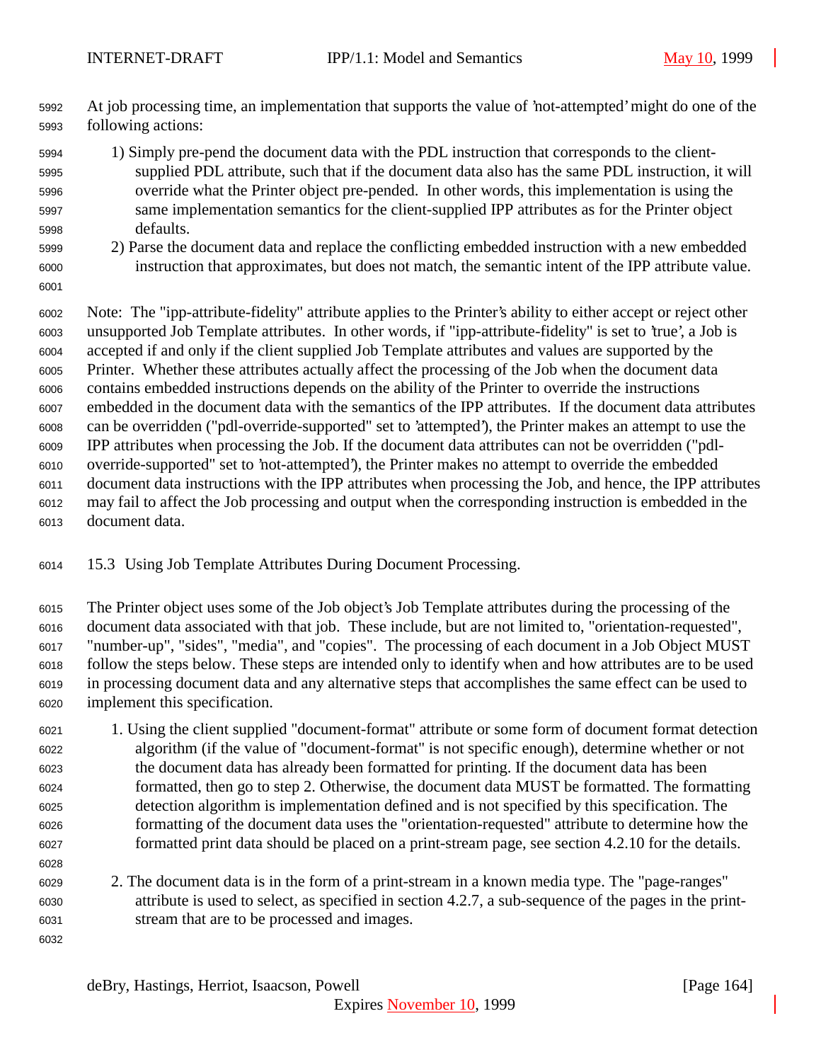At job processing time, an implementation that supports the value of 'not-attempted' might do one of the following actions:

1) Simply pre-pend the document data with the PDL instruction that corresponds to the client-supplied PDL attribute, such that if the document data also has the same PDL instruction, it will override what the Printer object pre-pended. In other words, this implementation is using the same implementation semantics for the client-supplied IPP attributes as for the Printer object defaults.
2) Parse the document data and replace the conflicting embedded instruction with a new embedded instruction that approximates, but does not match, the semantic intent of the IPP attribute value.

Note: The "ipp-attribute-fidelity" attribute applies to the Printer's ability to either accept or reject other unsupported Job Template attributes. In other words, if "ipp-attribute-fidelity" is set to 'true', a Job is accepted if and only if the client supplied Job Template attributes and values are supported by the Printer. Whether these attributes actually affect the processing of the Job when the document data contains embedded instructions depends on the ability of the Printer to override the instructions embedded in the document data with the semantics of the IPP attributes. If the document data attributes can be overridden ("pdl-override-supported" set to 'attempted'), the Printer makes an attempt to use the IPP attributes when processing the Job. If the document data attributes can not be overridden ("pdl-override-supported" set to 'not-attempted'), the Printer makes no attempt to override the embedded document data instructions with the IPP attributes when processing the Job, and hence, the IPP attributes may fail to affect the Job processing and output when the corresponding instruction is embedded in the document data.

## 15.3 Using Job Template Attributes During Document Processing.

The Printer object uses some of the Job object's Job Template attributes during the processing of the document data associated with that job. These include, but are not limited to, "orientation-requested", "number-up", "sides", "media", and "copies". The processing of each document in a Job Object MUST follow the steps below. These steps are intended only to identify when and how attributes are to be used in processing document data and any alternative steps that accomplishes the same effect can be used to implement this specification.

1. Using the client supplied "document-format" attribute or some form of document format detection algorithm (if the value of "document-format" is not specific enough), determine whether or not the document data has already been formatted for printing. If the document data has been formatted, then go to step 2. Otherwise, the document data MUST be formatted. The formatting detection algorithm is implementation defined and is not specified by this specification. The formatting of the document data uses the "orientation-requested" attribute to determine how the formatted print data should be placed on a print-stream page, see section 4.2.10 for the details.

2. The document data is in the form of a print-stream in a known media type. The "page-ranges" attribute is used to select, as specified in section 4.2.7, a sub-sequence of the pages in the print-stream that are to be processed and images.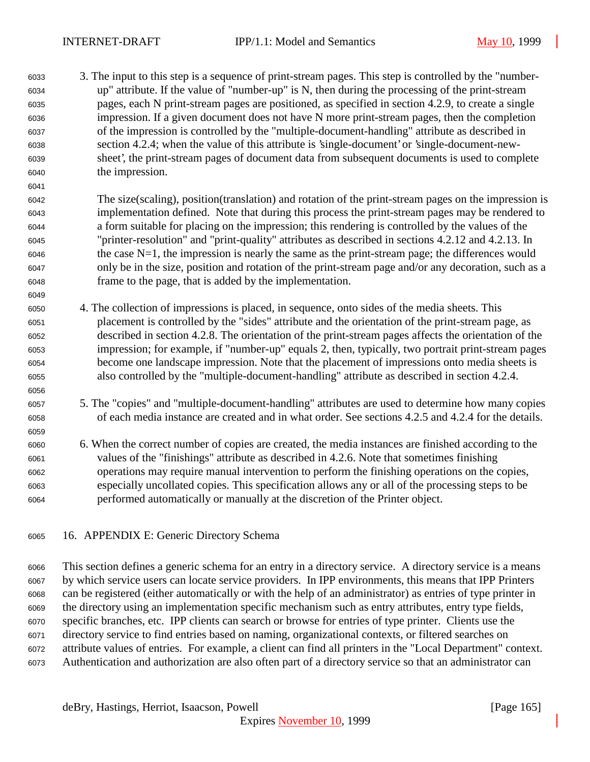3. The input to this step is a sequence of print-stream pages. This step is controlled by the "number-up" attribute. If the value of "number-up" is N, then during the processing of the print-stream pages, each N print-stream pages are positioned, as specified in section 4.2.9, to create a single impression. If a given document does not have N more print-stream pages, then the completion of the impression is controlled by the "multiple-document-handling" attribute as described in section 4.2.4; when the value of this attribute is 'single-document' or 'single-document-new-sheet', the print-stream pages of document data from subsequent documents is used to complete the impression.

   The size(scaling), position(translation) and rotation of the print-stream pages on the impression is implementation defined. Note that during this process the print-stream pages may be rendered to a form suitable for placing on the impression; this rendering is controlled by the values of the "printer-resolution" and "print-quality" attributes as described in sections 4.2.12 and 4.2.13. In the case N=1, the impression is nearly the same as the print-stream page; the differences would only be in the size, position and rotation of the print-stream page and/or any decoration, such as a frame to the page, that is added by the implementation.

4. The collection of impressions is placed, in sequence, onto sides of the media sheets. This placement is controlled by the "sides" attribute and the orientation of the print-stream page, as described in section 4.2.8. The orientation of the print-stream pages affects the orientation of the impression; for example, if "number-up" equals 2, then, typically, two portrait print-stream pages become one landscape impression. Note that the placement of impressions onto media sheets is also controlled by the "multiple-document-handling" attribute as described in section 4.2.4.

5. The "copies" and "multiple-document-handling" attributes are used to determine how many copies of each media instance are created and in what order. See sections 4.2.5 and 4.2.4 for the details.

6. When the correct number of copies are created, the media instances are finished according to the values of the "finishings" attribute as described in 4.2.6. Note that sometimes finishing operations may require manual intervention to perform the finishing operations on the copies, especially uncollated copies. This specification allows any or all of the processing steps to be performed automatically or manually at the discretion of the Printer object.

# 16. APPENDIX E: Generic Directory Schema

This section defines a generic schema for an entry in a directory service. A directory service is a means by which service users can locate service providers. In IPP environments, this means that IPP Printers can be registered (either automatically or with the help of an administrator) as entries of type printer in the directory using an implementation specific mechanism such as entry attributes, entry type fields, specific branches, etc. IPP clients can search or browse for entries of type printer. Clients use the directory service to find entries based on naming, organizational contexts, or filtered searches on attribute values of entries. For example, a client can find all printers in the "Local Department" context. Authentication and authorization are also often part of a directory service so that an administrator can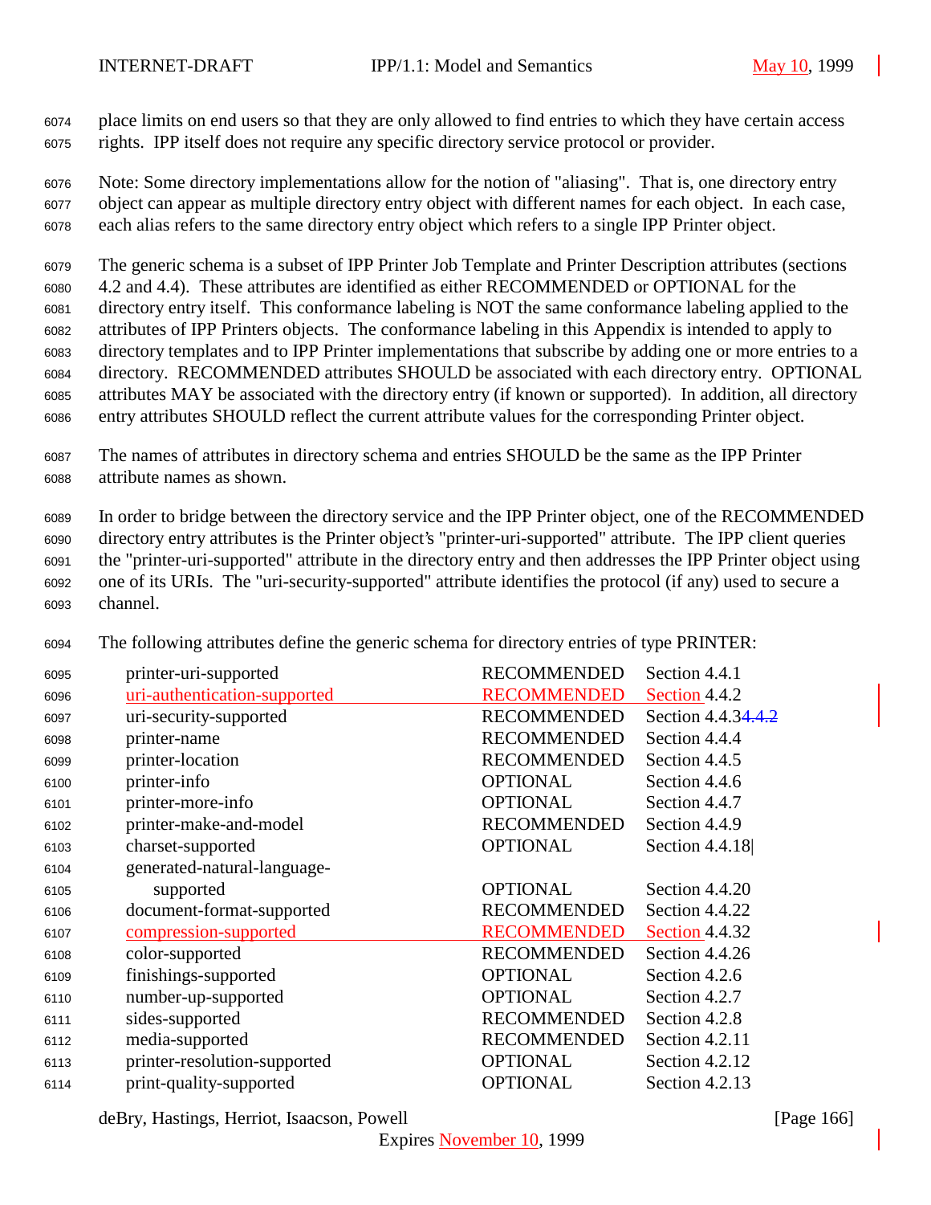place limits on end users so that they are only allowed to find entries to which they have certain access rights. IPP itself does not require any specific directory service protocol or provider.

Note: Some directory implementations allow for the notion of "aliasing". That is, one directory entry object can appear as multiple directory entry object with different names for each object. In each case, each alias refers to the same directory entry object which refers to a single IPP Printer object.

The generic schema is a subset of IPP Printer Job Template and Printer Description attributes (sections 4.2 and 4.4). These attributes are identified as either RECOMMENDED or OPTIONAL for the directory entry itself. This conformance labeling is NOT the same conformance labeling applied to the attributes of IPP Printers objects. The conformance labeling in this Appendix is intended to apply to directory templates and to IPP Printer implementations that subscribe by adding one or more entries to a directory. RECOMMENDED attributes SHOULD be associated with each directory entry. OPTIONAL attributes MAY be associated with the directory entry (if known or supported). In addition, all directory entry attributes SHOULD reflect the current attribute values for the corresponding Printer object.

The names of attributes in directory schema and entries SHOULD be the same as the IPP Printer attribute names as shown.

In order to bridge between the directory service and the IPP Printer object, one of the RECOMMENDED directory entry attributes is the Printer object's "printer-uri-supported" attribute. The IPP client queries the "printer-uri-supported" attribute in the directory entry and then addresses the IPP Printer object using one of its URIs. The "uri-security-supported" attribute identifies the protocol (if any) used to secure a channel.

The following attributes define the generic schema for directory entries of type PRINTER:

| | | |
|---|---|---|
| printer-uri-supported | RECOMMENDED | Section 4.4.1 |
| uri-authentication-supported | RECOMMENDED | Section 4.4.2 |
| uri-security-supported | RECOMMENDED | Section 4.4.3~~4.4.2~~ |
| printer-name | RECOMMENDED | Section 4.4.4 |
| printer-location | RECOMMENDED | Section 4.4.5 |
| printer-info | OPTIONAL | Section 4.4.6 |
| printer-more-info | OPTIONAL | Section 4.4.7 |
| printer-make-and-model | RECOMMENDED | Section 4.4.9 |
| charset-supported | OPTIONAL | Section 4.4.18 |
| generated-natural-language-supported | OPTIONAL | Section 4.4.20 |
| document-format-supported | RECOMMENDED | Section 4.4.22 |
| compression-supported | RECOMMENDED | Section 4.4.32 |
| color-supported | RECOMMENDED | Section 4.4.26 |
| finishings-supported | OPTIONAL | Section 4.2.6 |
| number-up-supported | OPTIONAL | Section 4.2.7 |
| sides-supported | RECOMMENDED | Section 4.2.8 |
| media-supported | RECOMMENDED | Section 4.2.11 |
| printer-resolution-supported | OPTIONAL | Section 4.2.12 |
| print-quality-supported | OPTIONAL | Section 4.2.13 |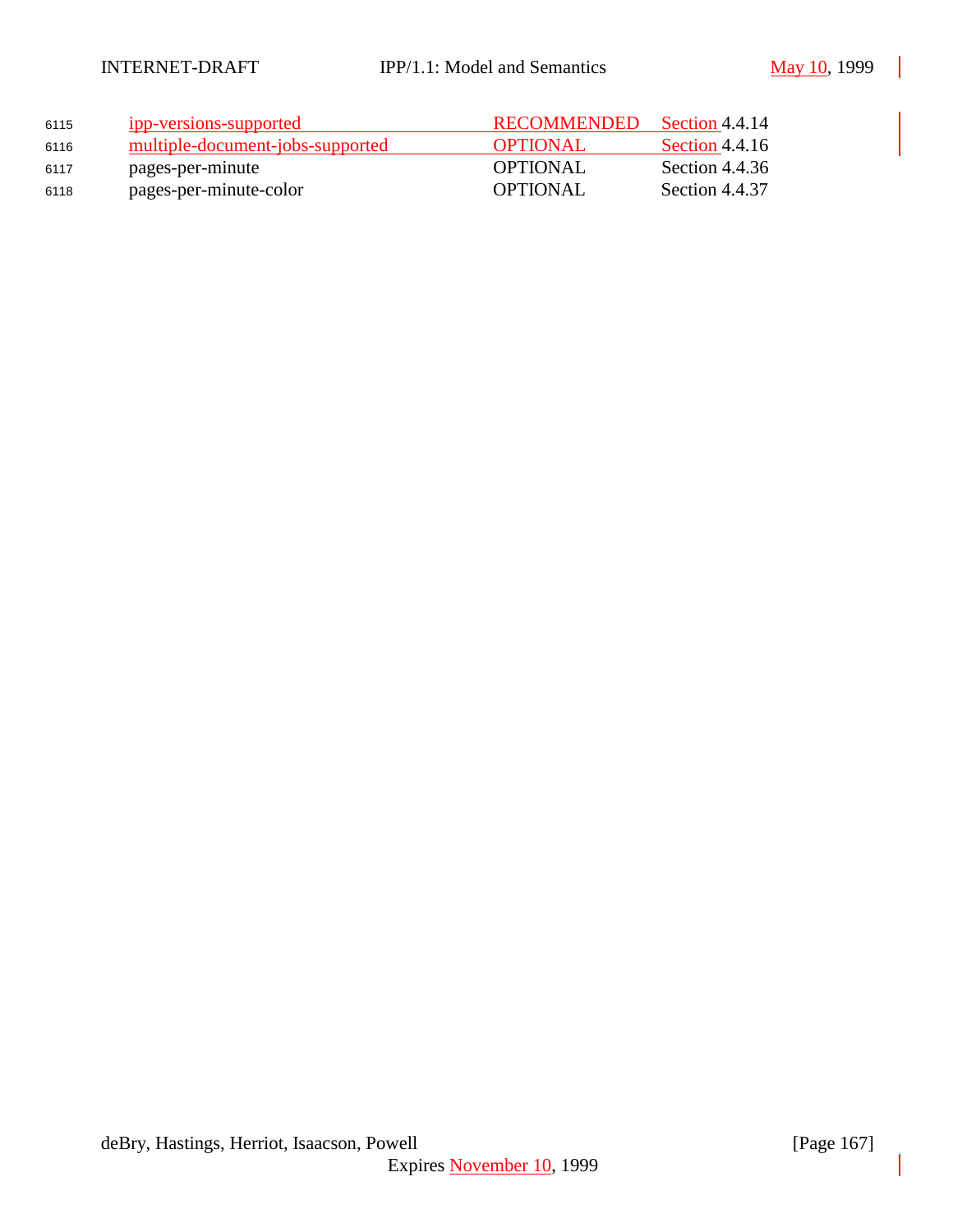| | | |
|---|---|---|
| ipp-versions-supported | RECOMMENDED | Section 4.4.14 |
| multiple-document-jobs-supported | OPTIONAL | Section 4.4.16 |
| pages-per-minute | OPTIONAL | Section 4.4.36 |
| pages-per-minute-color | OPTIONAL | Section 4.4.37 |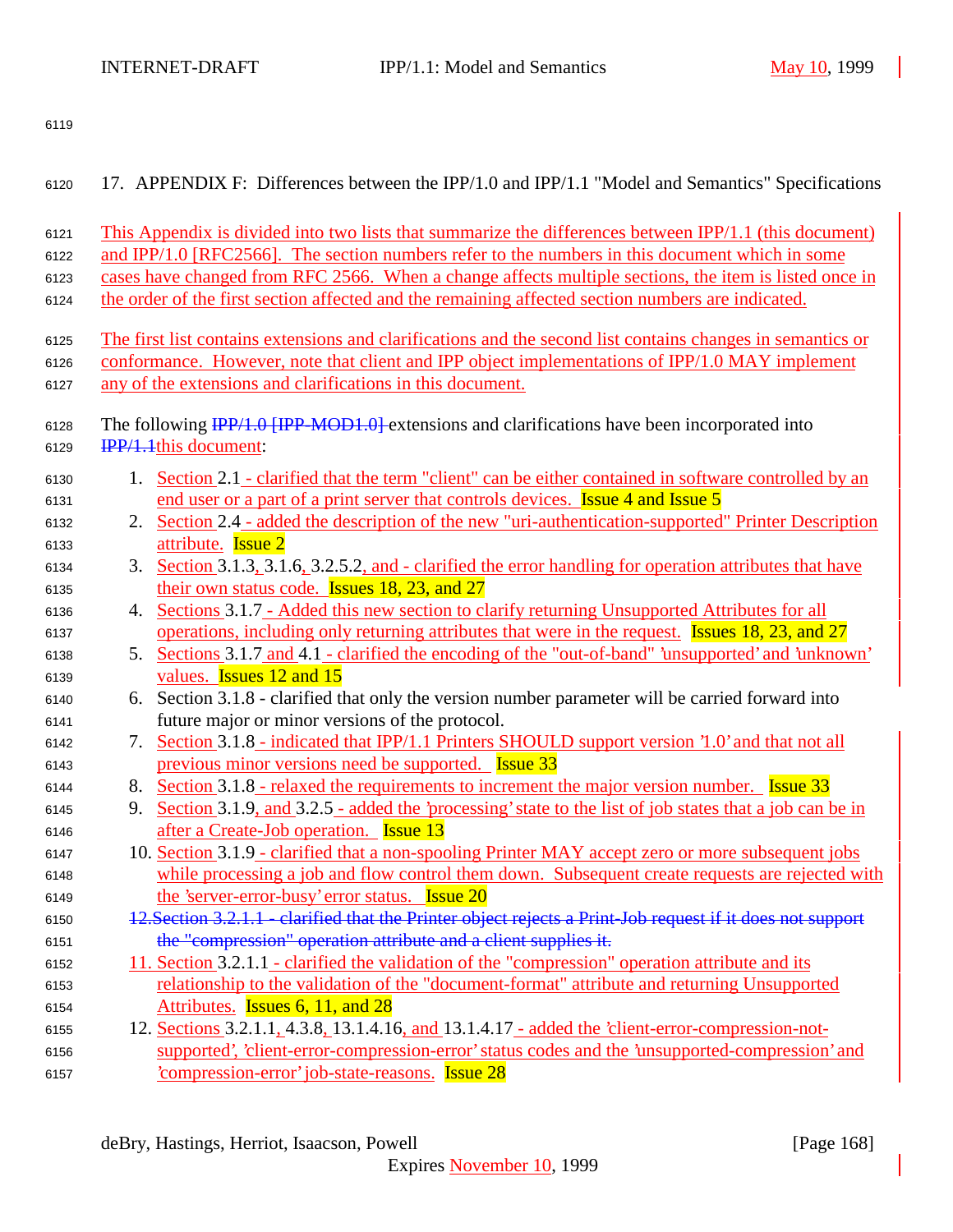# 17. APPENDIX F: Differences between the IPP/1.0 and IPP/1.1 "Model and Semantics" Specifications

This Appendix is divided into two lists that summarize the differences between IPP/1.1 (this document) and IPP/1.0 [RFC2566]. The section numbers refer to the numbers in this document which in some cases have changed from RFC 2566. When a change affects multiple sections, the item is listed once in the order of the first section affected and the remaining affected section numbers are indicated.

The first list contains extensions and clarifications and the second list contains changes in semantics or conformance. However, note that client and IPP object implementations of IPP/1.0 MAY implement any of the extensions and clarifications in this document.

The following ~~IPP/1.0 [IPP-MOD1.0]~~ extensions and clarifications have been incorporated into ~~IPP/1.1~~this document:

1. Section 2.1 - clarified that the term "client" can be either contained in software controlled by an end user or a part of a print server that controls devices. Issue 4 and Issue 5
2. Section 2.4 - added the description of the new "uri-authentication-supported" Printer Description attribute. Issue 2
3. Section 3.1.3, 3.1.6, 3.2.5.2, and - clarified the error handling for operation attributes that have their own status code. Issues 18, 23, and 27
4. Sections 3.1.7 - Added this new section to clarify returning Unsupported Attributes for all operations, including only returning attributes that were in the request. Issues 18, 23, and 27
5. Sections 3.1.7 and 4.1 - clarified the encoding of the "out-of-band" 'unsupported' and 'unknown' values. Issues 12 and 15
6. Section 3.1.8 - clarified that only the version number parameter will be carried forward into future major or minor versions of the protocol.
7. Section 3.1.8 - indicated that IPP/1.1 Printers SHOULD support version '1.0' and that not all previous minor versions need be supported. Issue 33
8. Section 3.1.8 - relaxed the requirements to increment the major version number. Issue 33
9. Section 3.1.9, and 3.2.5 - added the 'processing' state to the list of job states that a job can be in after a Create-Job operation. Issue 13
10. Section 3.1.9 - clarified that a non-spooling Printer MAY accept zero or more subsequent jobs while processing a job and flow control them down. Subsequent create requests are rejected with the 'server-error-busy' error status. Issue 20

~~12. Section 3.2.1.1 - clarified that the Printer object rejects a Print-Job request if it does not support the "compression" operation attribute and a client supplies it.~~

11. Section 3.2.1.1 - clarified the validation of the "compression" operation attribute and its relationship to the validation of the "document-format" attribute and returning Unsupported Attributes. Issues 6, 11, and 28
12. Sections 3.2.1.1, 4.3.8, 13.1.4.16, and 13.1.4.17 - added the 'client-error-compression-not-supported', 'client-error-compression-error' status codes and the 'unsupported-compression' and 'compression-error' job-state-reasons. Issue 28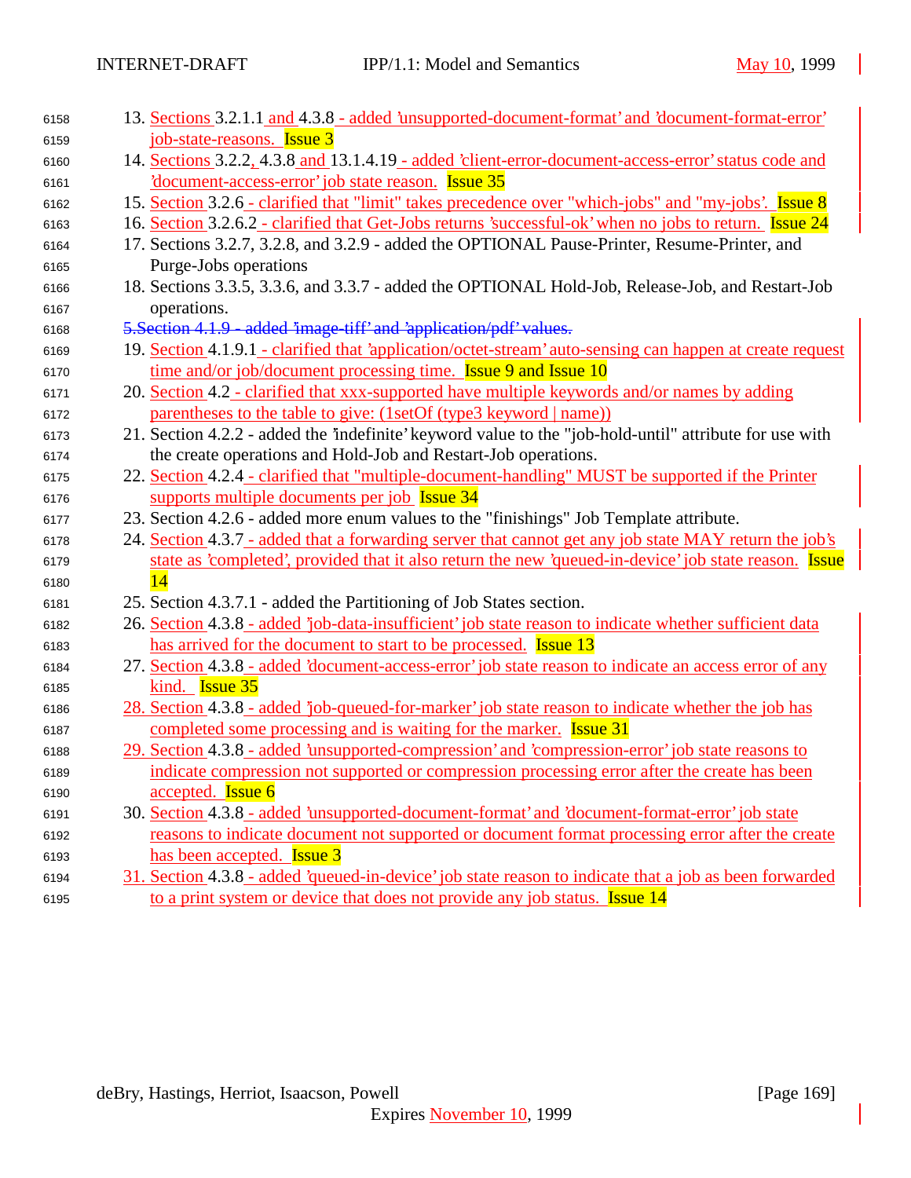13. Sections 3.2.1.1 and 4.3.8 - added 'unsupported-document-format' and 'document-format-error' job-state-reasons. Issue 3
14. Sections 3.2.2, 4.3.8 and 13.1.4.19 - added 'client-error-document-access-error' status code and 'document-access-error' job state reason. Issue 35
15. Section 3.2.6 - clarified that "limit" takes precedence over "which-jobs" and "my-jobs". Issue 8
16. Section 3.2.6.2 - clarified that Get-Jobs returns 'successful-ok' when no jobs to return. Issue 24
17. Sections 3.2.7, 3.2.8, and 3.2.9 - added the OPTIONAL Pause-Printer, Resume-Printer, and Purge-Jobs operations
18. Sections 3.3.5, 3.3.6, and 3.3.7 - added the OPTIONAL Hold-Job, Release-Job, and Restart-Job operations.

~~5.Section 4.1.9 - added 'image-tiff' and 'application/pdf' values.~~

19. Section 4.1.9.1 - clarified that 'application/octet-stream' auto-sensing can happen at create request time and/or job/document processing time. Issue 9 and Issue 10
20. Section 4.2 - clarified that xxx-supported have multiple keywords and/or names by adding parentheses to the table to give: (1setOf (type3 keyword | name))
21. Section 4.2.2 - added the 'indefinite' keyword value to the "job-hold-until" attribute for use with the create operations and Hold-Job and Restart-Job operations.
22. Section 4.2.4 - clarified that "multiple-document-handling" MUST be supported if the Printer supports multiple documents per job Issue 34
23. Section 4.2.6 - added more enum values to the "finishings" Job Template attribute.
24. Section 4.3.7 - added that a forwarding server that cannot get any job state MAY return the job's state as 'completed', provided that it also return the new 'queued-in-device' job state reason. Issue 14
25. Section 4.3.7.1 - added the Partitioning of Job States section.
26. Section 4.3.8 - added 'job-data-insufficient' job state reason to indicate whether sufficient data has arrived for the document to start to be processed. Issue 13
27. Section 4.3.8 - added 'document-access-error' job state reason to indicate an access error of any kind. Issue 35
28. Section 4.3.8 - added 'job-queued-for-marker' job state reason to indicate whether the job has completed some processing and is waiting for the marker. Issue 31
29. Section 4.3.8 - added 'unsupported-compression' and 'compression-error' job state reasons to indicate compression not supported or compression processing error after the create has been accepted. Issue 6
30. Section 4.3.8 - added 'unsupported-document-format' and 'document-format-error' job state reasons to indicate document not supported or document format processing error after the create has been accepted. Issue 3
31. Section 4.3.8 - added 'queued-in-device' job state reason to indicate that a job as been forwarded to a print system or device that does not provide any job status. Issue 14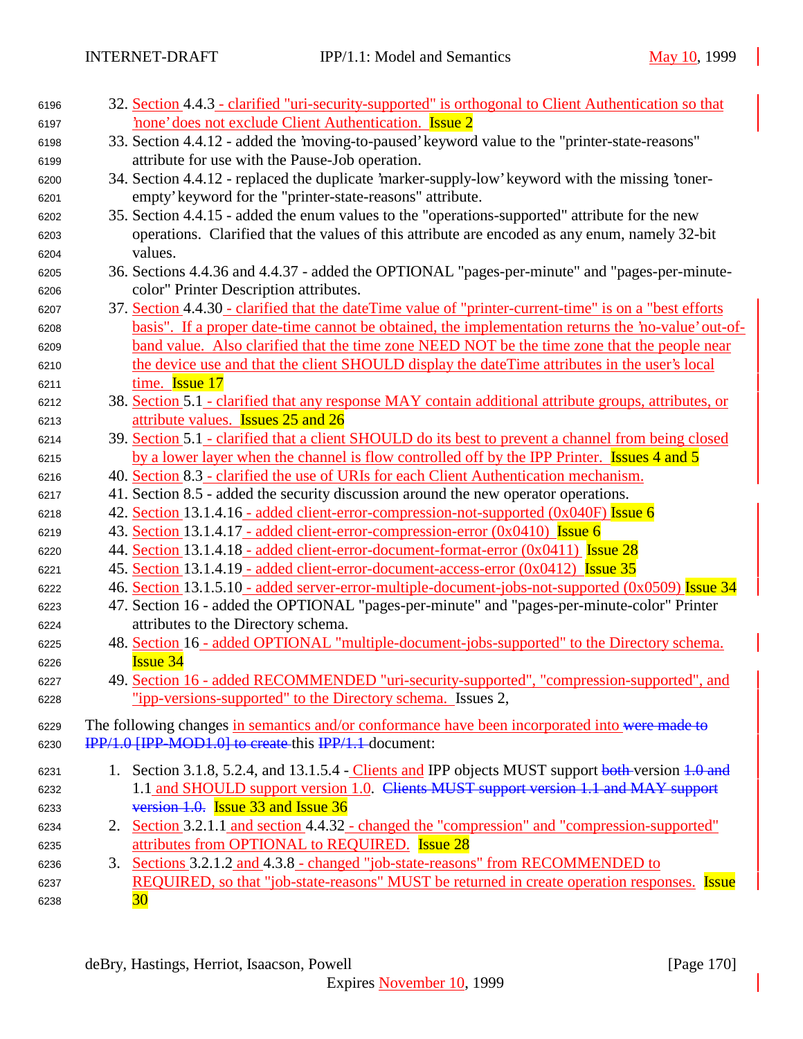32. Section 4.4.3 - clarified "uri-security-supported" is orthogonal to Client Authentication so that 'none' does not exclude Client Authentication. Issue 2
33. Section 4.4.12 - added the 'moving-to-paused' keyword value to the "printer-state-reasons" attribute for use with the Pause-Job operation.
34. Section 4.4.12 - replaced the duplicate 'marker-supply-low' keyword with the missing 'toner-empty' keyword for the "printer-state-reasons" attribute.
35. Section 4.4.15 - added the enum values to the "operations-supported" attribute for the new operations. Clarified that the values of this attribute are encoded as any enum, namely 32-bit values.
36. Sections 4.4.36 and 4.4.37 - added the OPTIONAL "pages-per-minute" and "pages-per-minute-color" Printer Description attributes.
37. Section 4.4.30 - clarified that the dateTime value of "printer-current-time" is on a "best efforts basis". If a proper date-time cannot be obtained, the implementation returns the 'no-value' out-of-band value. Also clarified that the time zone NEED NOT be the time zone that the people near the device use and that the client SHOULD display the dateTime attributes in the user's local time. Issue 17
38. Section 5.1 - clarified that any response MAY contain additional attribute groups, attributes, or attribute values. Issues 25 and 26
39. Section 5.1 - clarified that a client SHOULD do its best to prevent a channel from being closed by a lower layer when the channel is flow controlled off by the IPP Printer. Issues 4 and 5
40. Section 8.3 - clarified the use of URIs for each Client Authentication mechanism.
41. Section 8.5 - added the security discussion around the new operator operations.
42. Section 13.1.4.16 - added client-error-compression-not-supported (0x040F) Issue 6
43. Section 13.1.4.17 - added client-error-compression-error (0x0410) Issue 6
44. Section 13.1.4.18 - added client-error-document-format-error (0x0411) Issue 28
45. Section 13.1.4.19 - added client-error-document-access-error (0x0412) Issue 35
46. Section 13.1.5.10 - added server-error-multiple-document-jobs-not-supported (0x0509) Issue 34
47. Section 16 - added the OPTIONAL "pages-per-minute" and "pages-per-minute-color" Printer attributes to the Directory schema.
48. Section 16 - added OPTIONAL "multiple-document-jobs-supported" to the Directory schema. Issue 34
49. Section 16 - added RECOMMENDED "uri-security-supported", "compression-supported", and "ipp-versions-supported" to the Directory schema. Issues 2,

The following changes in semantics and/or conformance have been incorporated into ~~were made to IPP/1.0 [IPP-MOD1.0] to create~~ this ~~IPP/1.1~~ document:

1. Section 3.1.8, 5.2.4, and 13.1.5.4 - Clients and IPP objects MUST support ~~both~~ version ~~1.0 and~~ 1.1 and SHOULD support version 1.0. ~~Clients MUST support version 1.1 and MAY support version 1.0.~~ Issue 33 and Issue 36
2. Section 3.2.1.1 and section 4.4.32 - changed the "compression" and "compression-supported" attributes from OPTIONAL to REQUIRED. Issue 28
3. Sections 3.2.1.2 and 4.3.8 - changed "job-state-reasons" from RECOMMENDED to REQUIRED, so that "job-state-reasons" MUST be returned in create operation responses. Issue 30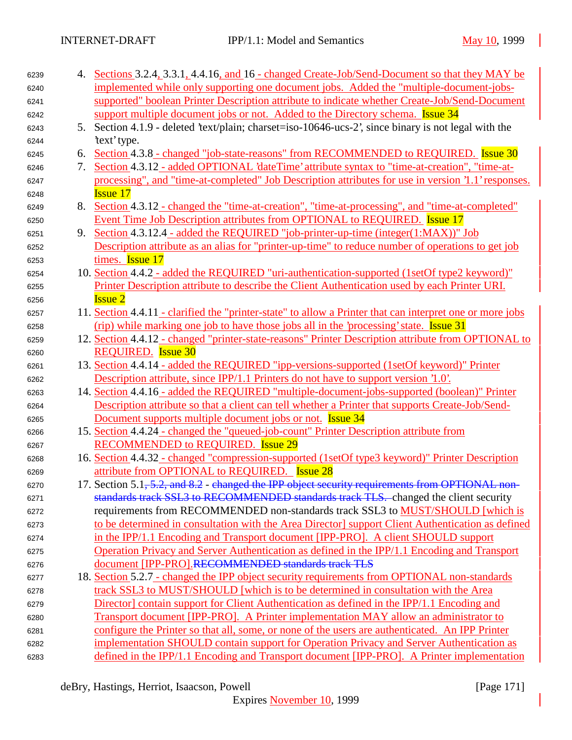4. Sections 3.2.4, 3.3.1, 4.4.16, and 16 - changed Create-Job/Send-Document so that they MAY be implemented while only supporting one document jobs. Added the "multiple-document-jobs-supported" boolean Printer Description attribute to indicate whether Create-Job/Send-Document support multiple document jobs or not. Added to the Directory schema. Issue 34
5. Section 4.1.9 - deleted 'text/plain; charset=iso-10646-ucs-2', since binary is not legal with the 'text' type.
6. Section 4.3.8 - changed "job-state-reasons" from RECOMMENDED to REQUIRED. Issue 30
7. Section 4.3.12 - added OPTIONAL 'dateTime' attribute syntax to "time-at-creation", "time-at-processing", and "time-at-completed" Job Description attributes for use in version '1.1' responses. Issue 17
8. Section 4.3.12 - changed the "time-at-creation", "time-at-processing", and "time-at-completed" Event Time Job Description attributes from OPTIONAL to REQUIRED. Issue 17
9. Section 4.3.12.4 - added the REQUIRED "job-printer-up-time (integer(1:MAX))" Job Description attribute as an alias for "printer-up-time" to reduce number of operations to get job times. Issue 17
10. Section 4.4.2 - added the REQUIRED "uri-authentication-supported (1setOf type2 keyword)" Printer Description attribute to describe the Client Authentication used by each Printer URI. Issue 2
11. Section 4.4.11 - clarified the "printer-state" to allow a Printer that can interpret one or more jobs (rip) while marking one job to have those jobs all in the 'processing' state. Issue 31
12. Section 4.4.12 - changed "printer-state-reasons" Printer Description attribute from OPTIONAL to REQUIRED. Issue 30
13. Section 4.4.14 - added the REQUIRED "ipp-versions-supported (1setOf keyword)" Printer Description attribute, since IPP/1.1 Printers do not have to support version '1.0'.
14. Section 4.4.16 - added the REQUIRED "multiple-document-jobs-supported (boolean)" Printer Description attribute so that a client can tell whether a Printer that supports Create-Job/Send-Document supports multiple document jobs or not. Issue 34
15. Section 4.4.24 - changed the "queued-job-count" Printer Description attribute from RECOMMENDED to REQUIRED. Issue 29
16. Section 4.4.32 - changed "compression-supported (1setOf type3 keyword)" Printer Description attribute from OPTIONAL to REQUIRED. Issue 28
17. Section 5.1~~, 5.2, and 8.2~~ - ~~changed the IPP object security requirements from OPTIONAL non-standards track SSL3 to RECOMMENDED standards track TLS.~~ changed the client security requirements from RECOMMENDED non-standards track SSL3 to MUST/SHOULD [which is to be determined in consultation with the Area Director] support Client Authentication as defined in the IPP/1.1 Encoding and Transport document [IPP-PRO]. A client SHOULD support Operation Privacy and Server Authentication as defined in the IPP/1.1 Encoding and Transport document [IPP-PRO].~~RECOMMENDED standards track TLS~~
18. Section 5.2.7 - changed the IPP object security requirements from OPTIONAL non-standards track SSL3 to MUST/SHOULD [which is to be determined in consultation with the Area Director] contain support for Client Authentication as defined in the IPP/1.1 Encoding and Transport document [IPP-PRO]. A Printer implementation MAY allow an administrator to configure the Printer so that all, some, or none of the users are authenticated. An IPP Printer implementation SHOULD contain support for Operation Privacy and Server Authentication as defined in the IPP/1.1 Encoding and Transport document [IPP-PRO]. A Printer implementation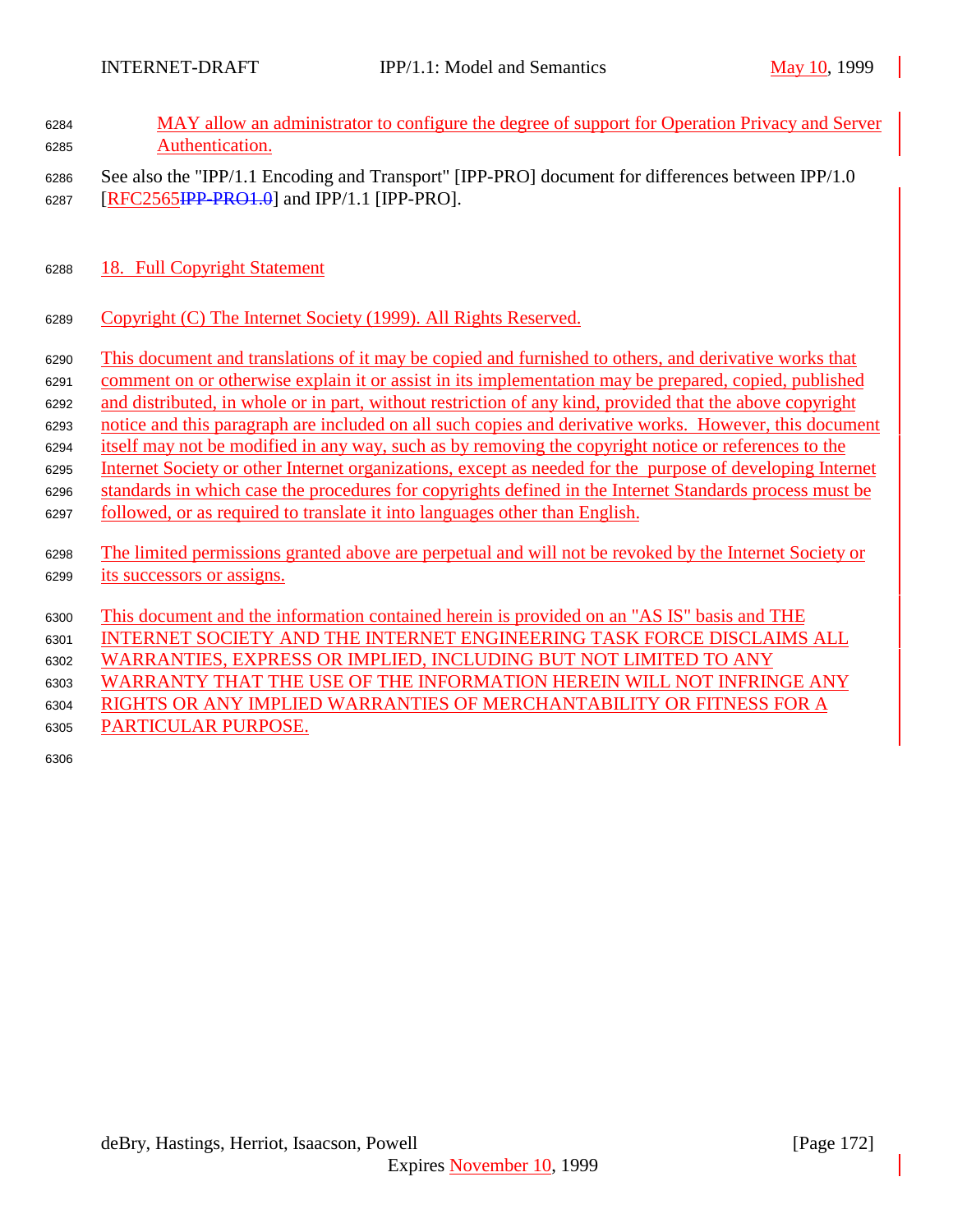MAY allow an administrator to configure the degree of support for Operation Privacy and Server Authentication.

See also the "IPP/1.1 Encoding and Transport" [IPP-PRO] document for differences between IPP/1.0 [RFC2565~~IPP-PRO1.0~~] and IPP/1.1 [IPP-PRO].

## 18. Full Copyright Statement

Copyright (C) The Internet Society (1999). All Rights Reserved.

This document and translations of it may be copied and furnished to others, and derivative works that comment on or otherwise explain it or assist in its implementation may be prepared, copied, published and distributed, in whole or in part, without restriction of any kind, provided that the above copyright notice and this paragraph are included on all such copies and derivative works. However, this document itself may not be modified in any way, such as by removing the copyright notice or references to the Internet Society or other Internet organizations, except as needed for the purpose of developing Internet standards in which case the procedures for copyrights defined in the Internet Standards process must be followed, or as required to translate it into languages other than English.

The limited permissions granted above are perpetual and will not be revoked by the Internet Society or its successors or assigns.

This document and the information contained herein is provided on an "AS IS" basis and THE INTERNET SOCIETY AND THE INTERNET ENGINEERING TASK FORCE DISCLAIMS ALL WARRANTIES, EXPRESS OR IMPLIED, INCLUDING BUT NOT LIMITED TO ANY WARRANTY THAT THE USE OF THE INFORMATION HEREIN WILL NOT INFRINGE ANY RIGHTS OR ANY IMPLIED WARRANTIES OF MERCHANTABILITY OR FITNESS FOR A PARTICULAR PURPOSE.